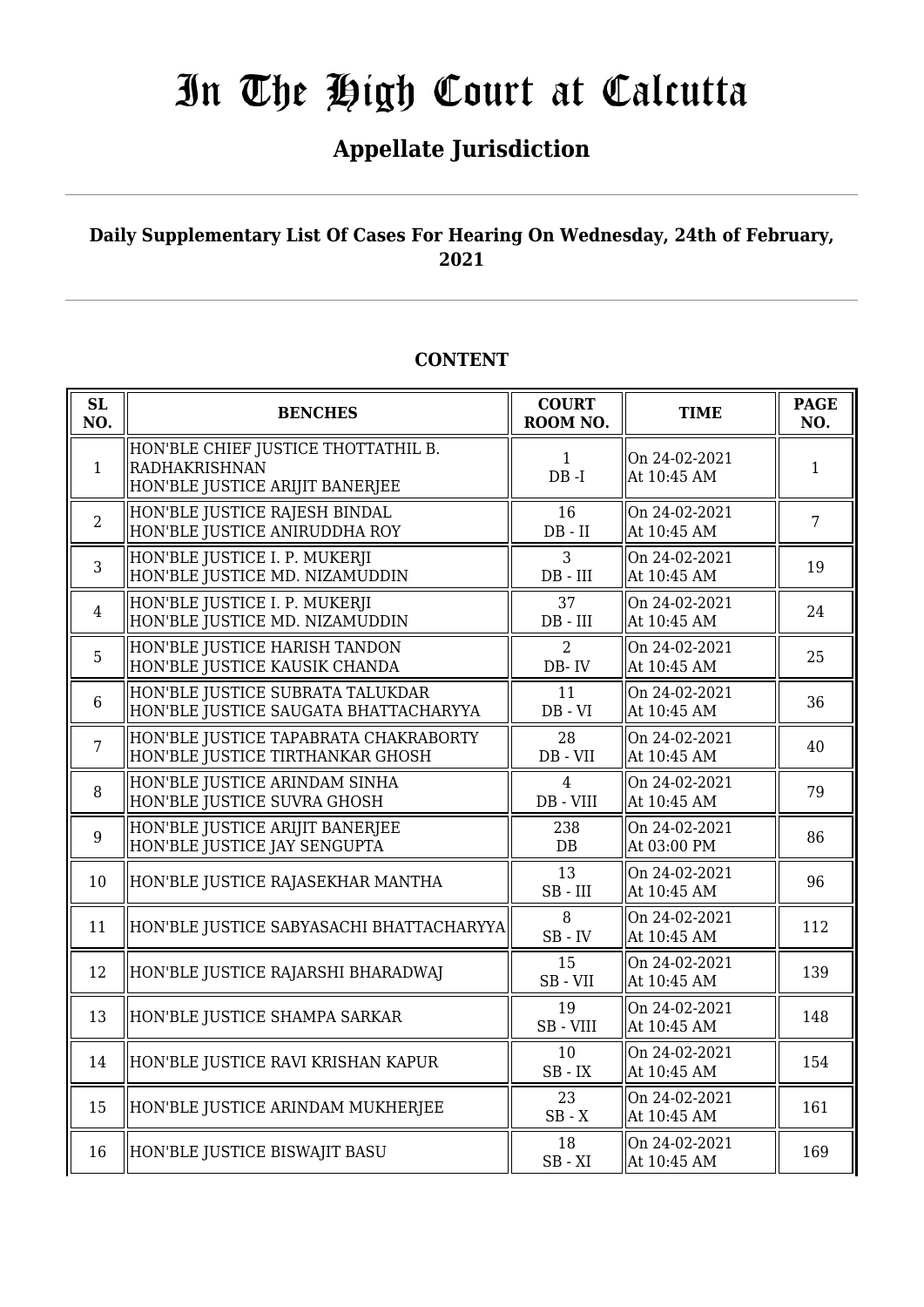# In The High Court at Calcutta

## Appellate Jurisdiction

### Daily Supplementary List Of Cases For Hearing On Wednesday, 24th of February, 2021

### CONTENT

| SL NO. | BENCHES | COURT ROOM NO. | TIME | PAGE NO. |
|---|---|---|---|---|
| 1 | HON'BLE CHIEF JUSTICE THOTTATHIL B. RADHAKRISHNAN<br>HON'BLE JUSTICE ARIJIT BANERJEE | 1<br>DB -I | On 24-02-2021<br>At 10:45 AM | 1 |
| 2 | HON'BLE JUSTICE RAJESH BINDAL<br>HON'BLE JUSTICE ANIRUDDHA ROY | 16<br>DB - II | On 24-02-2021<br>At 10:45 AM | 7 |
| 3 | HON'BLE JUSTICE I. P. MUKERJI<br>HON'BLE JUSTICE MD. NIZAMUDDIN | 3<br>DB - III | On 24-02-2021<br>At 10:45 AM | 19 |
| 4 | HON'BLE JUSTICE I. P. MUKERJI<br>HON'BLE JUSTICE MD. NIZAMUDDIN | 37<br>DB - III | On 24-02-2021<br>At 10:45 AM | 24 |
| 5 | HON'BLE JUSTICE HARISH TANDON<br>HON'BLE JUSTICE KAUSIK CHANDA | 2<br>DB- IV | On 24-02-2021<br>At 10:45 AM | 25 |
| 6 | HON'BLE JUSTICE SUBRATA TALUKDAR<br>HON'BLE JUSTICE SAUGATA BHATTACHARYYA | 11<br>DB - VI | On 24-02-2021<br>At 10:45 AM | 36 |
| 7 | HON'BLE JUSTICE TAPABRATA CHAKRABORTY<br>HON'BLE JUSTICE TIRTHANKAR GHOSH | 28<br>DB - VII | On 24-02-2021<br>At 10:45 AM | 40 |
| 8 | HON'BLE JUSTICE ARINDAM SINHA<br>HON'BLE JUSTICE SUVRA GHOSH | 4<br>DB - VIII | On 24-02-2021<br>At 10:45 AM | 79 |
| 9 | HON'BLE JUSTICE ARIJIT BANERJEE<br>HON'BLE JUSTICE JAY SENGUPTA | 238<br>DB | On 24-02-2021<br>At 03:00 PM | 86 |
| 10 | HON'BLE JUSTICE RAJASEKHAR MANTHA | 13<br>SB - III | On 24-02-2021<br>At 10:45 AM | 96 |
| 11 | HON'BLE JUSTICE SABYASACHI BHATTACHARYYA | 8<br>SB - IV | On 24-02-2021<br>At 10:45 AM | 112 |
| 12 | HON'BLE JUSTICE RAJARSHI BHARADWAJ | 15<br>SB - VII | On 24-02-2021<br>At 10:45 AM | 139 |
| 13 | HON'BLE JUSTICE SHAMPA SARKAR | 19<br>SB - VIII | On 24-02-2021<br>At 10:45 AM | 148 |
| 14 | HON'BLE JUSTICE RAVI KRISHAN KAPUR | 10<br>SB - IX | On 24-02-2021<br>At 10:45 AM | 154 |
| 15 | HON'BLE JUSTICE ARINDAM MUKHERJEE | 23<br>SB - X | On 24-02-2021<br>At 10:45 AM | 161 |
| 16 | HON'BLE JUSTICE BISWAJIT BASU | 18<br>SB - XI | On 24-02-2021<br>At 10:45 AM | 169 |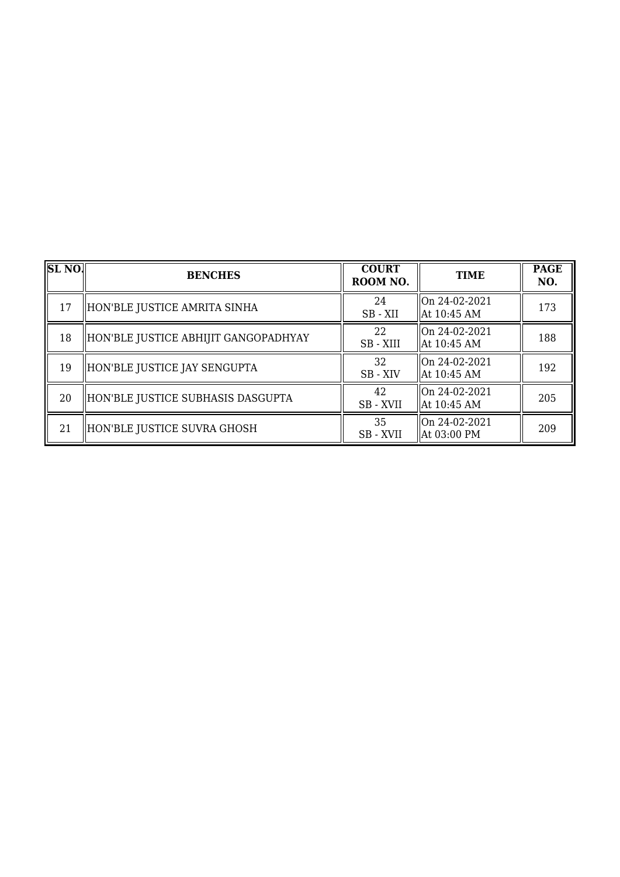| SL NO. | BENCHES | COURT ROOM NO. | TIME | PAGE NO. |
|---|---|---|---|---|
| 17 | HON'BLE JUSTICE AMRITA SINHA | 24<br>SB - XII | On 24-02-2021<br>At 10:45 AM | 173 |
| 18 | HON'BLE JUSTICE ABHIJIT GANGOPADHYAY | 22<br>SB - XIII | On 24-02-2021<br>At 10:45 AM | 188 |
| 19 | HON'BLE JUSTICE JAY SENGUPTA | 32<br>SB - XIV | On 24-02-2021<br>At 10:45 AM | 192 |
| 20 | HON'BLE JUSTICE SUBHASIS DASGUPTA | 42<br>SB - XVII | On 24-02-2021<br>At 10:45 AM | 205 |
| 21 | HON'BLE JUSTICE SUVRA GHOSH | 35<br>SB - XVII | On 24-02-2021<br>At 03:00 PM | 209 |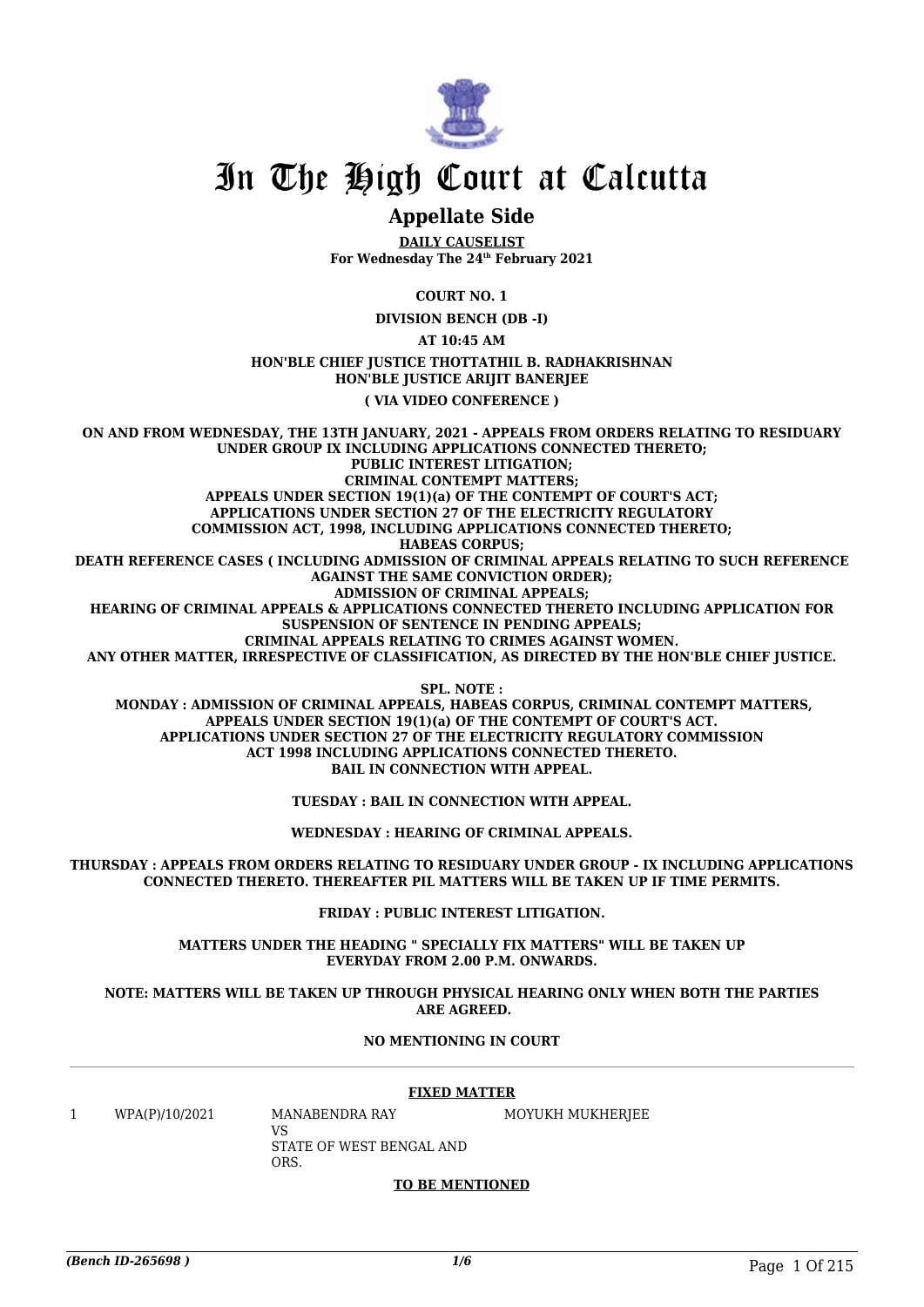# In The High Court at Calcutta

## Appellate Side

**DAILY CAUSELIST**
**For Wednesday The 24th February 2021**

**COURT NO. 1**

**DIVISION BENCH (DB -I)**

**AT 10:45 AM**

**HON'BLE CHIEF JUSTICE THOTTATHIL B. RADHAKRISHNAN**
**HON'BLE JUSTICE ARIJIT BANERJEE**

**( VIA VIDEO CONFERENCE )**

**ON AND FROM WEDNESDAY, THE 13TH JANUARY, 2021 - APPEALS FROM ORDERS RELATING TO RESIDUARY UNDER GROUP IX INCLUDING APPLICATIONS CONNECTED THERETO;**
**PUBLIC INTEREST LITIGATION;**
**CRIMINAL CONTEMPT MATTERS;**
**APPEALS UNDER SECTION 19(1)(a) OF THE CONTEMPT OF COURT'S ACT;**
**APPLICATIONS UNDER SECTION 27 OF THE ELECTRICITY REGULATORY COMMISSION ACT, 1998, INCLUDING APPLICATIONS CONNECTED THERETO;**
**HABEAS CORPUS;**
**DEATH REFERENCE CASES ( INCLUDING ADMISSION OF CRIMINAL APPEALS RELATING TO SUCH REFERENCE AGAINST THE SAME CONVICTION ORDER);**
**ADMISSION OF CRIMINAL APPEALS;**
**HEARING OF CRIMINAL APPEALS & APPLICATIONS CONNECTED THERETO INCLUDING APPLICATION FOR SUSPENSION OF SENTENCE IN PENDING APPEALS;**
**CRIMINAL APPEALS RELATING TO CRIMES AGAINST WOMEN.**
**ANY OTHER MATTER, IRRESPECTIVE OF CLASSIFICATION, AS DIRECTED BY THE HON'BLE CHIEF JUSTICE.**

**SPL. NOTE :**
**MONDAY : ADMISSION OF CRIMINAL APPEALS, HABEAS CORPUS, CRIMINAL CONTEMPT MATTERS, APPEALS UNDER SECTION 19(1)(a) OF THE CONTEMPT OF COURT'S ACT. APPLICATIONS UNDER SECTION 27 OF THE ELECTRICITY REGULATORY COMMISSION ACT 1998 INCLUDING APPLICATIONS CONNECTED THERETO. BAIL IN CONNECTION WITH APPEAL.**

**TUESDAY : BAIL IN CONNECTION WITH APPEAL.**

**WEDNESDAY : HEARING OF CRIMINAL APPEALS.**

**THURSDAY : APPEALS FROM ORDERS RELATING TO RESIDUARY UNDER GROUP - IX INCLUDING APPLICATIONS CONNECTED THERETO. THEREAFTER PIL MATTERS WILL BE TAKEN UP IF TIME PERMITS.**

**FRIDAY : PUBLIC INTEREST LITIGATION.**

**MATTERS UNDER THE HEADING " SPECIALLY FIX MATTERS" WILL BE TAKEN UP EVERYDAY FROM 2.00 P.M. ONWARDS.**

**NOTE: MATTERS WILL BE TAKEN UP THROUGH PHYSICAL HEARING ONLY WHEN BOTH THE PARTIES ARE AGREED.**

**NO MENTIONING IN COURT**

**FIXED MATTER**

| | | | |
|---|---|---|---|
| 1 | WPA(P)/10/2021 | MANABENDRA RAY<br>VS<br>STATE OF WEST BENGAL AND ORS. | MOYUKH MUKHERJEE |

**TO BE MENTIONED**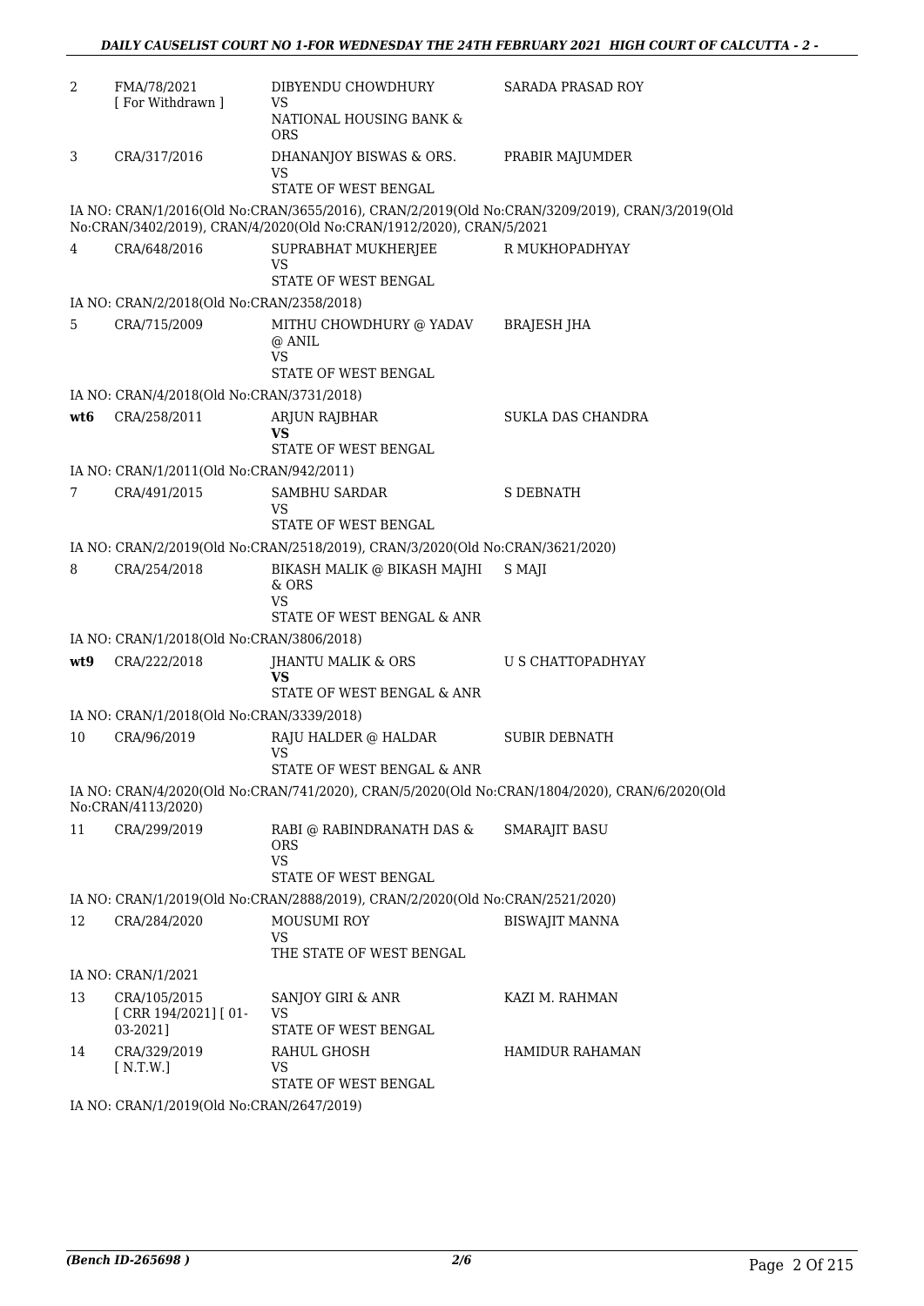| | | | |
|---|---|---|---|
| 2 | FMA/78/2021 [ For Withdrawn ] | DIBYENDU CHOWDHURY VS NATIONAL HOUSING BANK & ORS | SARADA PRASAD ROY |
| 3 | CRA/317/2016 | DHANANJOY BISWAS & ORS. VS STATE OF WEST BENGAL | PRABIR MAJUMDER |
| | IA NO: CRAN/1/2016(Old No:CRAN/3655/2016), CRAN/2/2019(Old No:CRAN/3209/2019), CRAN/3/2019(Old No:CRAN/3402/2019), CRAN/4/2020(Old No:CRAN/1912/2020), CRAN/5/2021 | | |
| 4 | CRA/648/2016 | SUPRABHAT MUKHERJEE VS STATE OF WEST BENGAL | R MUKHOPADHYAY |
| | IA NO: CRAN/2/2018(Old No:CRAN/2358/2018) | | |
| 5 | CRA/715/2009 | MITHU CHOWDHURY @ YADAV @ ANIL VS STATE OF WEST BENGAL | BRAJESH JHA |
| | IA NO: CRAN/4/2018(Old No:CRAN/3731/2018) | | |
| **wt6** | CRA/258/2011 | ARJUN RAJBHAR **VS** STATE OF WEST BENGAL | SUKLA DAS CHANDRA |
| | IA NO: CRAN/1/2011(Old No:CRAN/942/2011) | | |
| 7 | CRA/491/2015 | SAMBHU SARDAR VS STATE OF WEST BENGAL | S DEBNATH |
| | IA NO: CRAN/2/2019(Old No:CRAN/2518/2019), CRAN/3/2020(Old No:CRAN/3621/2020) | | |
| 8 | CRA/254/2018 | BIKASH MALIK @ BIKASH MAJHI & ORS VS STATE OF WEST BENGAL & ANR | S MAJI |
| | IA NO: CRAN/1/2018(Old No:CRAN/3806/2018) | | |
| **wt9** | CRA/222/2018 | JHANTU MALIK & ORS **VS** STATE OF WEST BENGAL & ANR | U S CHATTOPADHYAY |
| | IA NO: CRAN/1/2018(Old No:CRAN/3339/2018) | | |
| 10 | CRA/96/2019 | RAJU HALDER @ HALDAR VS STATE OF WEST BENGAL & ANR | SUBIR DEBNATH |
| | IA NO: CRAN/4/2020(Old No:CRAN/741/2020), CRAN/5/2020(Old No:CRAN/1804/2020), CRAN/6/2020(Old No:CRAN/4113/2020) | | |
| 11 | CRA/299/2019 | RABI @ RABINDRANATH DAS & ORS VS STATE OF WEST BENGAL | SMARAJIT BASU |
| | IA NO: CRAN/1/2019(Old No:CRAN/2888/2019), CRAN/2/2020(Old No:CRAN/2521/2020) | | |
| 12 | CRA/284/2020 | MOUSUMI ROY VS THE STATE OF WEST BENGAL | BISWAJIT MANNA |
| | IA NO: CRAN/1/2021 | | |
| 13 | CRA/105/2015 [ CRR 194/2021] [ 01-03-2021] | SANJOY GIRI & ANR VS STATE OF WEST BENGAL | KAZI M. RAHMAN |
| 14 | CRA/329/2019 [ N.T.W.] | RAHUL GHOSH VS STATE OF WEST BENGAL | HAMIDUR RAHAMAN |
| | IA NO: CRAN/1/2019(Old No:CRAN/2647/2019) | | |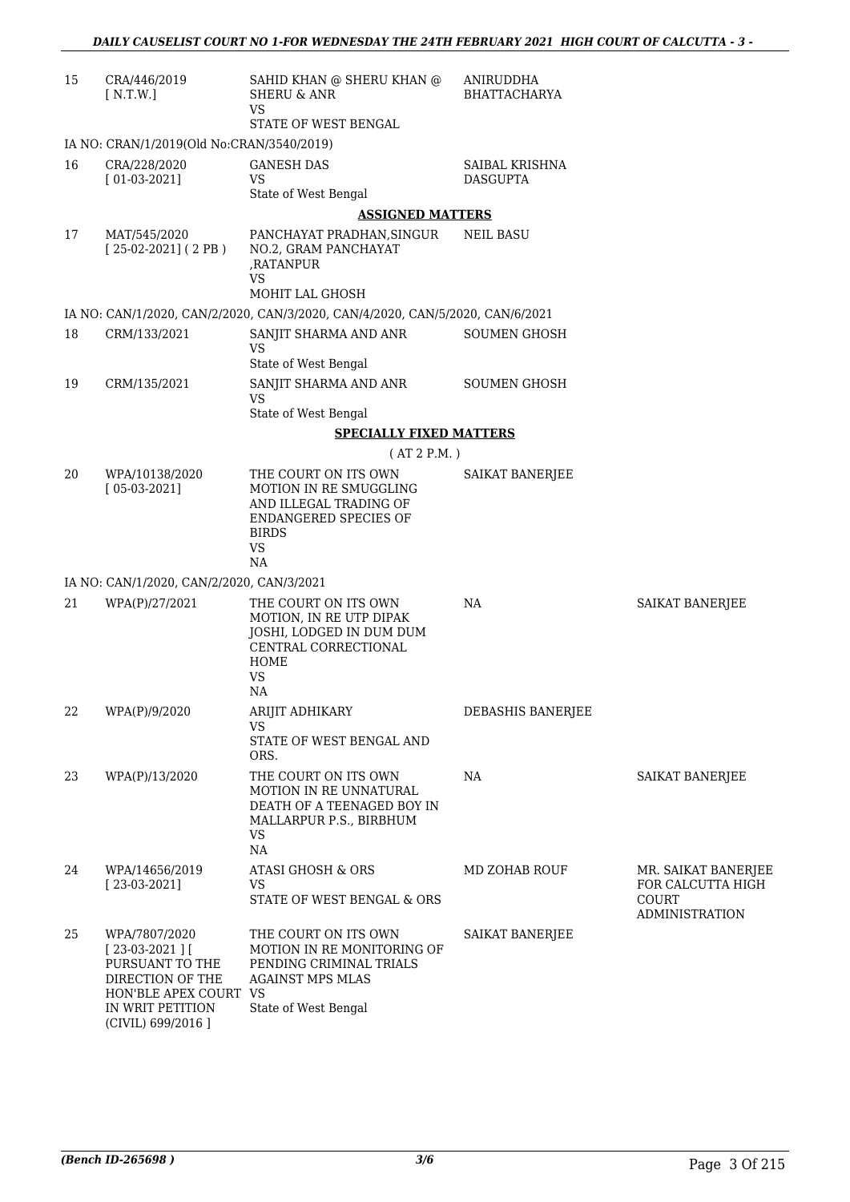| 15 | CRA/446/2019<br>[ N.T.W.] | SAHID KHAN @ SHERU KHAN @ SHERU & ANR<br>VS<br>STATE OF WEST BENGAL | ANIRUDDHA BHATTACHARYA | |
|---|---|---|---|---|
| | IA NO: CRAN/1/2019(Old No:CRAN/3540/2019) | | | |
| 16 | CRA/228/2020<br>[ 01-03-2021] | GANESH DAS<br>VS<br>State of West Bengal | SAIBAL KRISHNA DASGUPTA | |
| | | **ASSIGNED MATTERS** | | |
| 17 | MAT/545/2020<br>[ 25-02-2021] ( 2 PB ) | PANCHAYAT PRADHAN,SINGUR NO.2, GRAM PANCHAYAT ,RATANPUR<br>VS<br>MOHIT LAL GHOSH | NEIL BASU | |
| | IA NO: CAN/1/2020, CAN/2/2020, CAN/3/2020, CAN/4/2020, CAN/5/2020, CAN/6/2021 | | | |
| 18 | CRM/133/2021 | SANJIT SHARMA AND ANR<br>VS<br>State of West Bengal | SOUMEN GHOSH | |
| 19 | CRM/135/2021 | SANJIT SHARMA AND ANR<br>VS<br>State of West Bengal | SOUMEN GHOSH | |
| | | **SPECIALLY FIXED MATTERS**<br>( AT 2 P.M. ) | | |
| 20 | WPA/10138/2020<br>[ 05-03-2021] | THE COURT ON ITS OWN MOTION IN RE SMUGGLING AND ILLEGAL TRADING OF ENDANGERED SPECIES OF BIRDS<br>VS<br>NA | SAIKAT BANERJEE | |
| | IA NO: CAN/1/2020, CAN/2/2020, CAN/3/2021 | | | |
| 21 | WPA(P)/27/2021 | THE COURT ON ITS OWN MOTION, IN RE UTP DIPAK JOSHI, LODGED IN DUM DUM CENTRAL CORRECTIONAL HOME<br>VS<br>NA | NA | SAIKAT BANERJEE |
| 22 | WPA(P)/9/2020 | ARIJIT ADHIKARY<br>VS<br>STATE OF WEST BENGAL AND ORS. | DEBASHIS BANERJEE | |
| 23 | WPA(P)/13/2020 | THE COURT ON ITS OWN MOTION IN RE UNNATURAL DEATH OF A TEENAGED BOY IN MALLARPUR P.S., BIRBHUM<br>VS<br>NA | NA | SAIKAT BANERJEE |
| 24 | WPA/14656/2019<br>[ 23-03-2021] | ATASI GHOSH & ORS<br>VS<br>STATE OF WEST BENGAL & ORS | MD ZOHAB ROUF | MR. SAIKAT BANERJEE FOR CALCUTTA HIGH COURT ADMINISTRATION |
| 25 | WPA/7807/2020<br>[ 23-03-2021 ] [ PURSUANT TO THE DIRECTION OF THE HON'BLE APEX COURT IN WRIT PETITION (CIVIL) 699/2016 ] | THE COURT ON ITS OWN MOTION IN RE MONITORING OF PENDING CRIMINAL TRIALS AGAINST MPS MLAS<br>VS<br>State of West Bengal | SAIKAT BANERJEE | |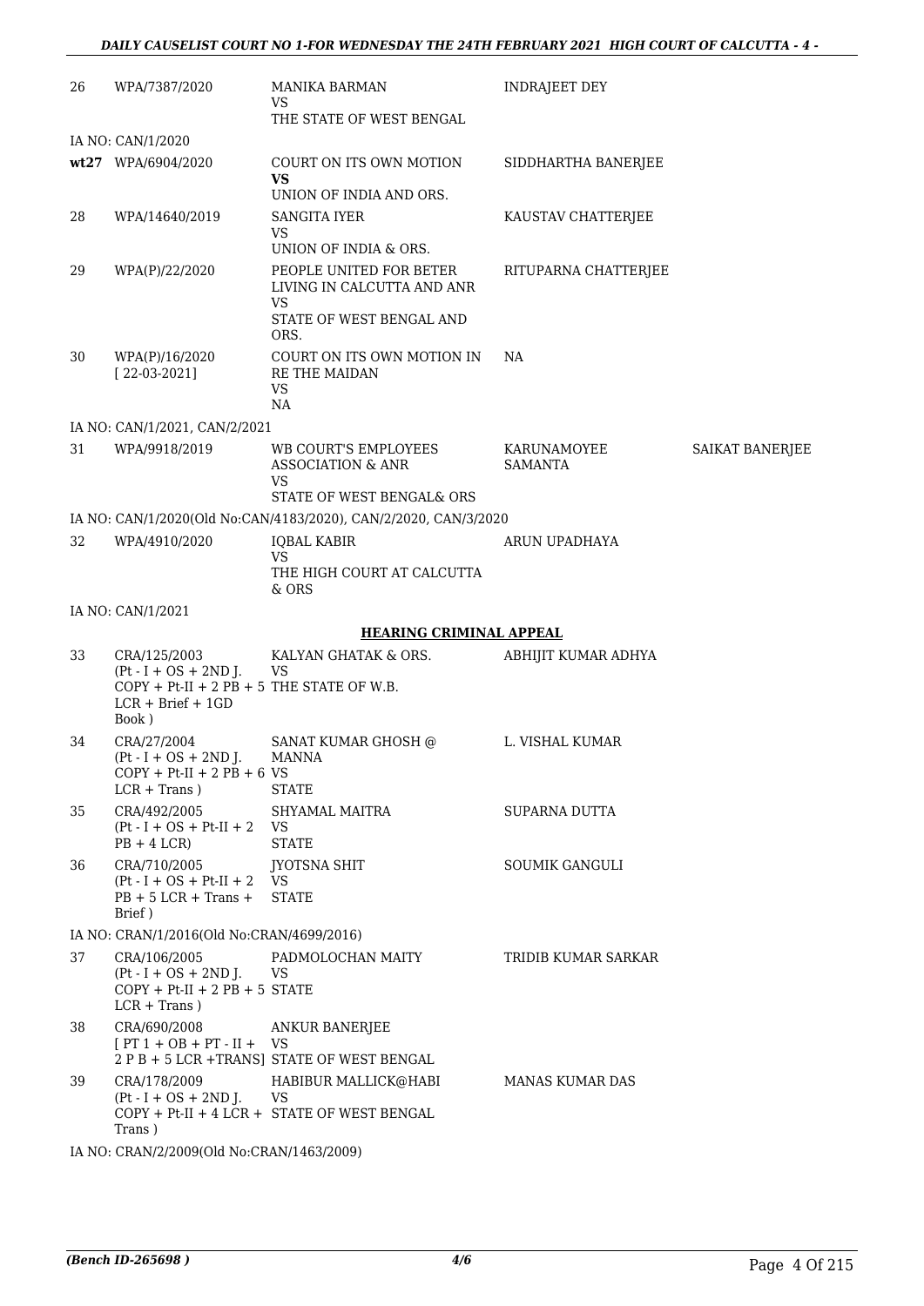| | | | | |
|---|---|---|---|---|
| 26 | WPA/7387/2020 | MANIKA BARMAN<br>VS<br>THE STATE OF WEST BENGAL | INDRAJEET DEY | |
| | IA NO: CAN/1/2020 | | | |
| wt27 | WPA/6904/2020 | COURT ON ITS OWN MOTION<br>**VS**<br>UNION OF INDIA AND ORS. | SIDDHARTHA BANERJEE | |
| 28 | WPA/14640/2019 | SANGITA IYER<br>VS<br>UNION OF INDIA & ORS. | KAUSTAV CHATTERJEE | |
| 29 | WPA(P)/22/2020 | PEOPLE UNITED FOR BETER LIVING IN CALCUTTA AND ANR<br>VS<br>STATE OF WEST BENGAL AND ORS. | RITUPARNA CHATTERJEE | |
| 30 | WPA(P)/16/2020<br>[ 22-03-2021] | COURT ON ITS OWN MOTION IN RE THE MAIDAN<br>VS<br>NA | NA | |
| | IA NO: CAN/1/2021, CAN/2/2021 | | | |
| 31 | WPA/9918/2019 | WB COURT'S EMPLOYEES ASSOCIATION & ANR<br>VS<br>STATE OF WEST BENGAL& ORS | KARUNAMOYEE SAMANTA | SAIKAT BANERJEE |
| | IA NO: CAN/1/2020(Old No:CAN/4183/2020), CAN/2/2020, CAN/3/2020 | | | |
| 32 | WPA/4910/2020 | IQBAL KABIR<br>VS<br>THE HIGH COURT AT CALCUTTA & ORS | ARUN UPADHAYA | |
| | IA NO: CAN/1/2021 | | | |

**HEARING CRIMINAL APPEAL**

| | | | | |
|---|---|---|---|---|
| 33 | CRA/125/2003<br>(Pt - I + OS + 2ND J. COPY + Pt-II + 2 PB + 5 LCR + Brief + 1GD Book ) | KALYAN GHATAK & ORS.<br>VS<br>THE STATE OF W.B. | ABHIJIT KUMAR ADHYA | |
| 34 | CRA/27/2004<br>(Pt - I + OS + 2ND J. COPY + Pt-II + 2 PB + 6 LCR + Trans ) | SANAT KUMAR GHOSH @ MANNA<br>VS<br>STATE | L. VISHAL KUMAR | |
| 35 | CRA/492/2005<br>(Pt - I + OS + Pt-II + 2 PB + 4 LCR) | SHYAMAL MAITRA<br>VS<br>STATE | SUPARNA DUTTA | |
| 36 | CRA/710/2005<br>(Pt - I + OS + Pt-II + 2 PB + 5 LCR + Trans + Brief ) | JYOTSNA SHIT<br>VS<br>STATE | SOUMIK GANGULI | |
| | IA NO: CRAN/1/2016(Old No:CRAN/4699/2016) | | | |
| 37 | CRA/106/2005<br>(Pt - I + OS + 2ND J. COPY + Pt-II + 2 PB + 5 LCR + Trans ) | PADMOLOCHAN MAITY<br>VS<br>STATE | TRIDIB KUMAR SARKAR | |
| 38 | CRA/690/2008<br>[ PT 1 + OB + PT - II + 2 P B + 5 LCR +TRANS] | ANKUR BANERJEE<br>VS<br>STATE OF WEST BENGAL | | |
| 39 | CRA/178/2009<br>(Pt - I + OS + 2ND J. COPY + Pt-II + 4 LCR + Trans ) | HABIBUR MALLICK@HABI<br>VS<br>STATE OF WEST BENGAL | MANAS KUMAR DAS | |
| | IA NO: CRAN/2/2009(Old No:CRAN/1463/2009) | | | |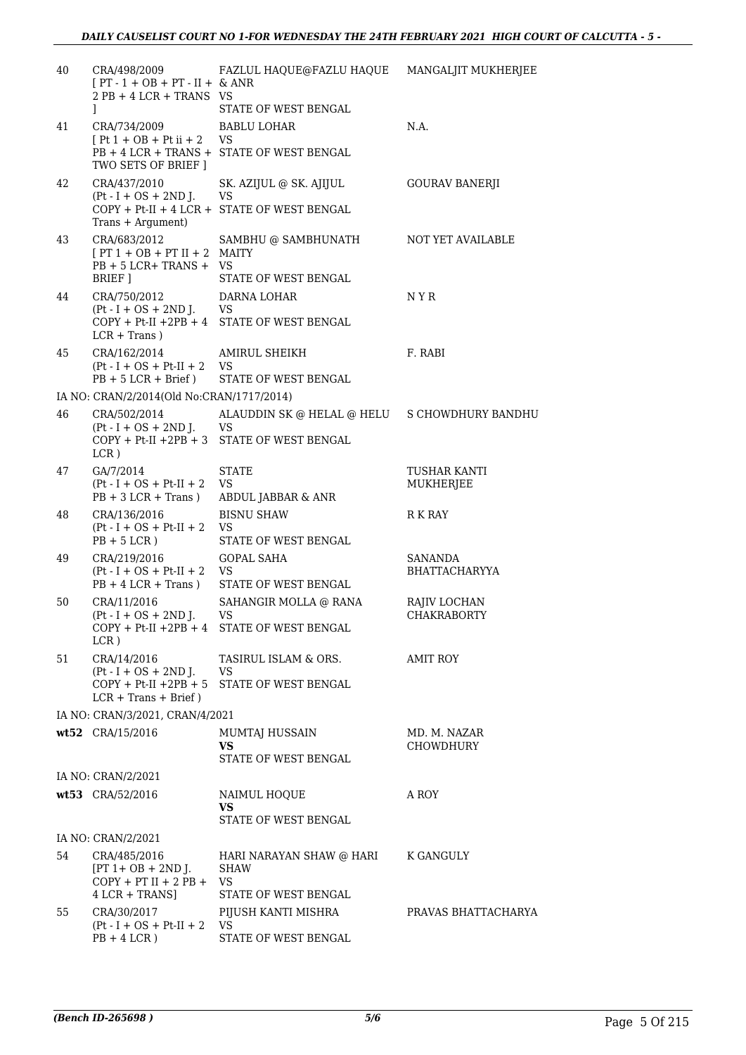| | | | |
|---|---|---|---|
| 40 | CRA/498/2009 [ PT - 1 + OB + PT - II + 2 PB + 4 LCR + TRANS ] | FAZLUL HAQUE@FAZLU HAQUE & ANR VS STATE OF WEST BENGAL | MANGALJIT MUKHERJEE |
| 41 | CRA/734/2009 [ Pt 1 + OB + Pt ii + 2 PB + 4 LCR + TRANS + TWO SETS OF BRIEF ] | BABLU LOHAR VS STATE OF WEST BENGAL | N.A. |
| 42 | CRA/437/2010 (Pt - I + OS + 2ND J. COPY + Pt-II + 4 LCR + Trans + Argument) | SK. AZIJUL @ SK. AJIJUL VS STATE OF WEST BENGAL | GOURAV BANERJI |
| 43 | CRA/683/2012 [ PT 1 + OB + PT II + 2 PB + 5 LCR+ TRANS + BRIEF ] | SAMBHU @ SAMBHUNATH MAITY VS STATE OF WEST BENGAL | NOT YET AVAILABLE |
| 44 | CRA/750/2012 (Pt - I + OS + 2ND J. COPY + Pt-II +2PB + 4 LCR + Trans ) | DARNA LOHAR VS STATE OF WEST BENGAL | N Y R |
| 45 | CRA/162/2014 (Pt - I + OS + Pt-II + 2 PB + 5 LCR + Brief ) | AMIRUL SHEIKH VS STATE OF WEST BENGAL | F. RABI |
| | IA NO: CRAN/2/2014(Old No:CRAN/1717/2014) | | |
| 46 | CRA/502/2014 (Pt - I + OS + 2ND J. COPY + Pt-II +2PB + 3 LCR ) | ALAUDDIN SK @ HELAL @ HELU VS STATE OF WEST BENGAL | S CHOWDHURY BANDHU |
| 47 | GA/7/2014 (Pt - I + OS + Pt-II + 2 PB + 3 LCR + Trans ) | STATE VS ABDUL JABBAR & ANR | TUSHAR KANTI MUKHERJEE |
| 48 | CRA/136/2016 (Pt - I + OS + Pt-II + 2 PB + 5 LCR ) | BISNU SHAW VS STATE OF WEST BENGAL | R K RAY |
| 49 | CRA/219/2016 (Pt - I + OS + Pt-II + 2 PB + 4 LCR + Trans ) | GOPAL SAHA VS STATE OF WEST BENGAL | SANANDA BHATTACHARYYA |
| 50 | CRA/11/2016 (Pt - I + OS + 2ND J. COPY + Pt-II +2PB + 4 LCR ) | SAHANGIR MOLLA @ RANA VS STATE OF WEST BENGAL | RAJIV LOCHAN CHAKRABORTY |
| 51 | CRA/14/2016 (Pt - I + OS + 2ND J. COPY + Pt-II +2PB + 5 LCR + Trans + Brief ) | TASIRUL ISLAM & ORS. VS STATE OF WEST BENGAL | AMIT ROY |
| | IA NO: CRAN/3/2021, CRAN/4/2021 | | |
| **wt52** | CRA/15/2016 | MUMTAJ HUSSAIN **VS** STATE OF WEST BENGAL | MD. M. NAZAR CHOWDHURY |
| | IA NO: CRAN/2/2021 | | |
| **wt53** | CRA/52/2016 | NAIMUL HOQUE **VS** STATE OF WEST BENGAL | A ROY |
| | IA NO: CRAN/2/2021 | | |
| 54 | CRA/485/2016 [PT 1+ OB + 2ND J. COPY + PT II + 2 PB + 4 LCR + TRANS] | HARI NARAYAN SHAW @ HARI SHAW VS STATE OF WEST BENGAL | K GANGULY |
| 55 | CRA/30/2017 (Pt - I + OS + Pt-II + 2 PB + 4 LCR ) | PIJUSH KANTI MISHRA VS STATE OF WEST BENGAL | PRAVAS BHATTACHARYA |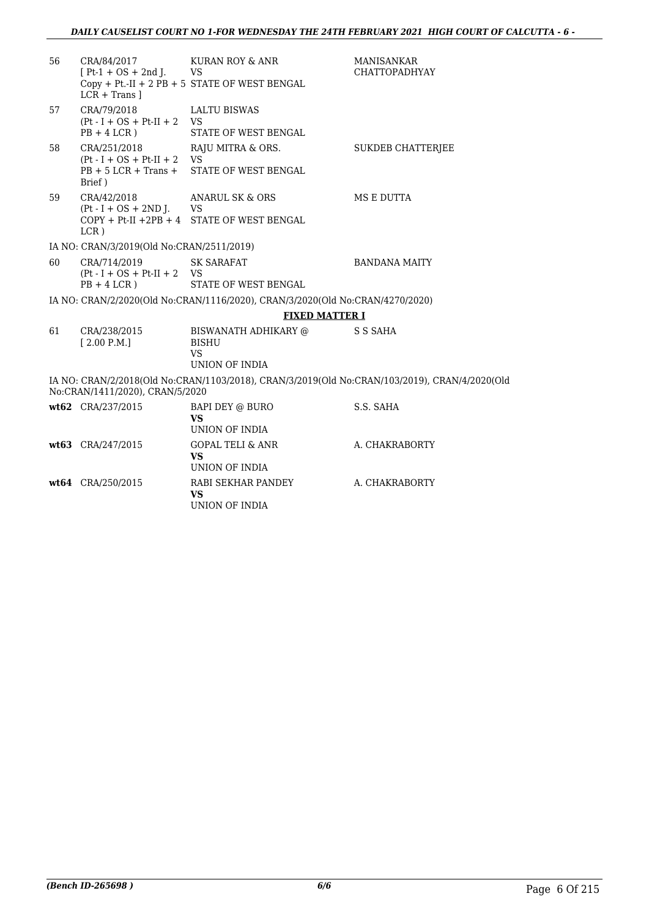| 56 | CRA/84/2017<br>[ Pt-1 + OS + 2nd J. Copy + Pt.-II + 2 PB + 5 LCR + Trans ] | KURAN ROY & ANR<br>VS<br>STATE OF WEST BENGAL | MANISANKAR CHATTOPADHYAY |
|---|---|---|---|
| 57 | CRA/79/2018<br>(Pt - I + OS + Pt-II + 2 PB + 4 LCR ) | LALTU BISWAS<br>VS<br>STATE OF WEST BENGAL | |
| 58 | CRA/251/2018<br>(Pt - I + OS + Pt-II + 2 PB + 5 LCR + Trans + Brief ) | RAJU MITRA & ORS.<br>VS<br>STATE OF WEST BENGAL | SUKDEB CHATTERJEE |
| 59 | CRA/42/2018<br>(Pt - I + OS + 2ND J. COPY + Pt-II +2PB + 4 LCR ) | ANARUL SK & ORS<br>VS<br>STATE OF WEST BENGAL | MS E DUTTA |

IA NO: CRAN/3/2019(Old No:CRAN/2511/2019)

| 60 | CRA/714/2019<br>(Pt - I + OS + Pt-II + 2 PB + 4 LCR ) | SK SARAFAT<br>VS<br>STATE OF WEST BENGAL | BANDANA MAITY |
|---|---|---|---|

IA NO: CRAN/2/2020(Old No:CRAN/1116/2020), CRAN/3/2020(Old No:CRAN/4270/2020)

**FIXED MATTER I**

| 61 | CRA/238/2015<br>[ 2.00 P.M.] | BISWANATH ADHIKARY @ BISHU<br>VS<br>UNION OF INDIA | S S SAHA |
|---|---|---|---|

IA NO: CRAN/2/2018(Old No:CRAN/1103/2018), CRAN/3/2019(Old No:CRAN/103/2019), CRAN/4/2020(Old No:CRAN/1411/2020), CRAN/5/2020

| **wt62** | CRA/237/2015 | BAPI DEY @ BURO<br>**VS**<br>UNION OF INDIA | S.S. SAHA |
|---|---|---|---|
| **wt63** | CRA/247/2015 | GOPAL TELI & ANR<br>**VS**<br>UNION OF INDIA | A. CHAKRABORTY |
| **wt64** | CRA/250/2015 | RABI SEKHAR PANDEY<br>**VS**<br>UNION OF INDIA | A. CHAKRABORTY |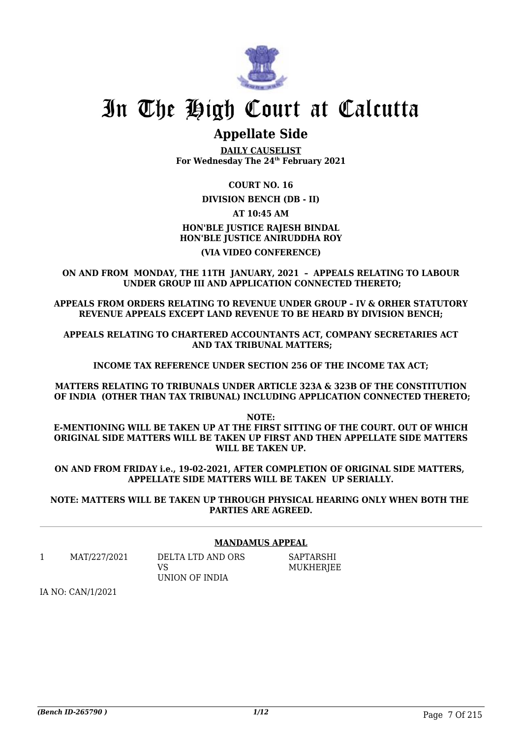# In The High Court at Calcutta

## Appellate Side

**DAILY CAUSELIST**
**For Wednesday The 24th February 2021**

**COURT NO. 16**

**DIVISION BENCH (DB - II)**

**AT 10:45 AM**

**HON'BLE JUSTICE RAJESH BINDAL**
**HON'BLE JUSTICE ANIRUDDHA ROY**

**(VIA VIDEO CONFERENCE)**

**ON AND FROM MONDAY, THE 11TH JANUARY, 2021 – APPEALS RELATING TO LABOUR UNDER GROUP III AND APPLICATION CONNECTED THERETO;**

**APPEALS FROM ORDERS RELATING TO REVENUE UNDER GROUP – IV & ORHER STATUTORY REVENUE APPEALS EXCEPT LAND REVENUE TO BE HEARD BY DIVISION BENCH;**

**APPEALS RELATING TO CHARTERED ACCOUNTANTS ACT, COMPANY SECRETARIES ACT AND TAX TRIBUNAL MATTERS;**

**INCOME TAX REFERENCE UNDER SECTION 256 OF THE INCOME TAX ACT;**

**MATTERS RELATING TO TRIBUNALS UNDER ARTICLE 323A & 323B OF THE CONSTITUTION OF INDIA (OTHER THAN TAX TRIBUNAL) INCLUDING APPLICATION CONNECTED THERETO;**

**NOTE:**
**E-MENTIONING WILL BE TAKEN UP AT THE FIRST SITTING OF THE COURT. OUT OF WHICH ORIGINAL SIDE MATTERS WILL BE TAKEN UP FIRST AND THEN APPELLATE SIDE MATTERS WILL BE TAKEN UP.**

**ON AND FROM FRIDAY i.e., 19-02-2021, AFTER COMPLETION OF ORIGINAL SIDE MATTERS, APPELLATE SIDE MATTERS WILL BE TAKEN UP SERIALLY.**

**NOTE: MATTERS WILL BE TAKEN UP THROUGH PHYSICAL HEARING ONLY WHEN BOTH THE PARTIES ARE AGREED.**

---

**MANDAMUS APPEAL**

| | | | |
|---|---|---|---|
| 1 | MAT/227/2021 | DELTA LTD AND ORS<br>VS<br>UNION OF INDIA | SAPTARSHI MUKHERJEE |

IA NO: CAN/1/2021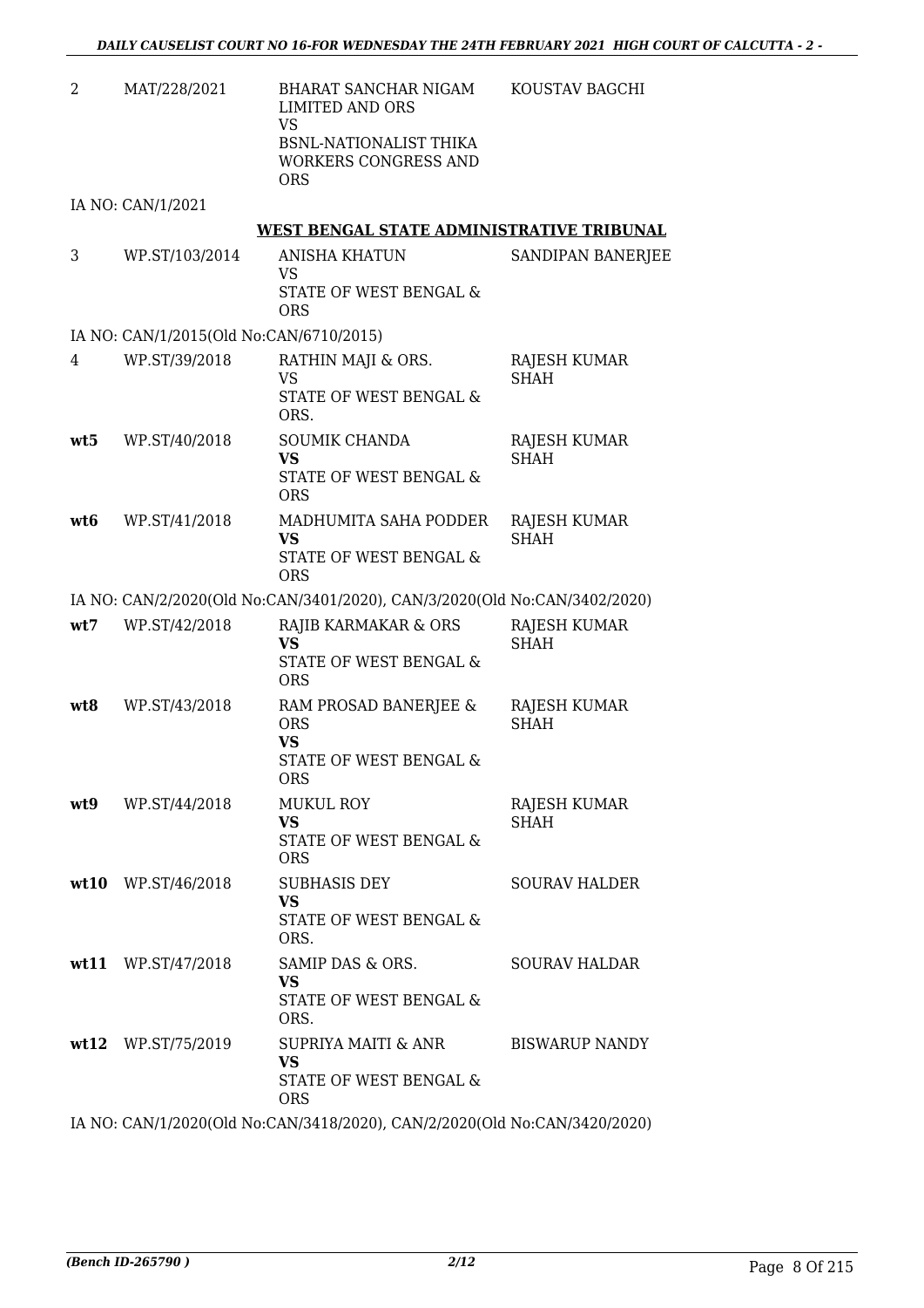| | | | |
|---|---|---|---|
| 2 | MAT/228/2021 | BHARAT SANCHAR NIGAM LIMITED AND ORS<br>VS<br>BSNL-NATIONALIST THIKA WORKERS CONGRESS AND ORS | KOUSTAV BAGCHI |

IA NO: CAN/1/2021

## WEST BENGAL STATE ADMINISTRATIVE TRIBUNAL

| | | | |
|---|---|---|---|
| 3 | WP.ST/103/2014 | ANISHA KHATUN<br>VS<br>STATE OF WEST BENGAL & ORS | SANDIPAN BANERJEE |

IA NO: CAN/1/2015(Old No:CAN/6710/2015)

| | | | |
|---|---|---|---|
| 4 | WP.ST/39/2018 | RATHIN MAJI & ORS.<br>VS<br>STATE OF WEST BENGAL & ORS. | RAJESH KUMAR SHAH |
| **wt5** | WP.ST/40/2018 | SOUMIK CHANDA<br>**VS**<br>STATE OF WEST BENGAL & ORS | RAJESH KUMAR SHAH |
| **wt6** | WP.ST/41/2018 | MADHUMITA SAHA PODDER<br>**VS**<br>STATE OF WEST BENGAL & ORS | RAJESH KUMAR SHAH |

IA NO: CAN/2/2020(Old No:CAN/3401/2020), CAN/3/2020(Old No:CAN/3402/2020)

| | | | |
|---|---|---|---|
| **wt7** | WP.ST/42/2018 | RAJIB KARMAKAR & ORS<br>**VS**<br>STATE OF WEST BENGAL & ORS | RAJESH KUMAR SHAH |
| **wt8** | WP.ST/43/2018 | RAM PROSAD BANERJEE & ORS<br>**VS**<br>STATE OF WEST BENGAL & ORS | RAJESH KUMAR SHAH |
| **wt9** | WP.ST/44/2018 | MUKUL ROY<br>**VS**<br>STATE OF WEST BENGAL & ORS | RAJESH KUMAR SHAH |
| **wt10** | WP.ST/46/2018 | SUBHASIS DEY<br>**VS**<br>STATE OF WEST BENGAL & ORS. | SOURAV HALDER |
| **wt11** | WP.ST/47/2018 | SAMIP DAS & ORS.<br>**VS**<br>STATE OF WEST BENGAL & ORS. | SOURAV HALDAR |
| **wt12** | WP.ST/75/2019 | SUPRIYA MAITI & ANR<br>**VS**<br>STATE OF WEST BENGAL & ORS | BISWARUP NANDY |

IA NO: CAN/1/2020(Old No:CAN/3418/2020), CAN/2/2020(Old No:CAN/3420/2020)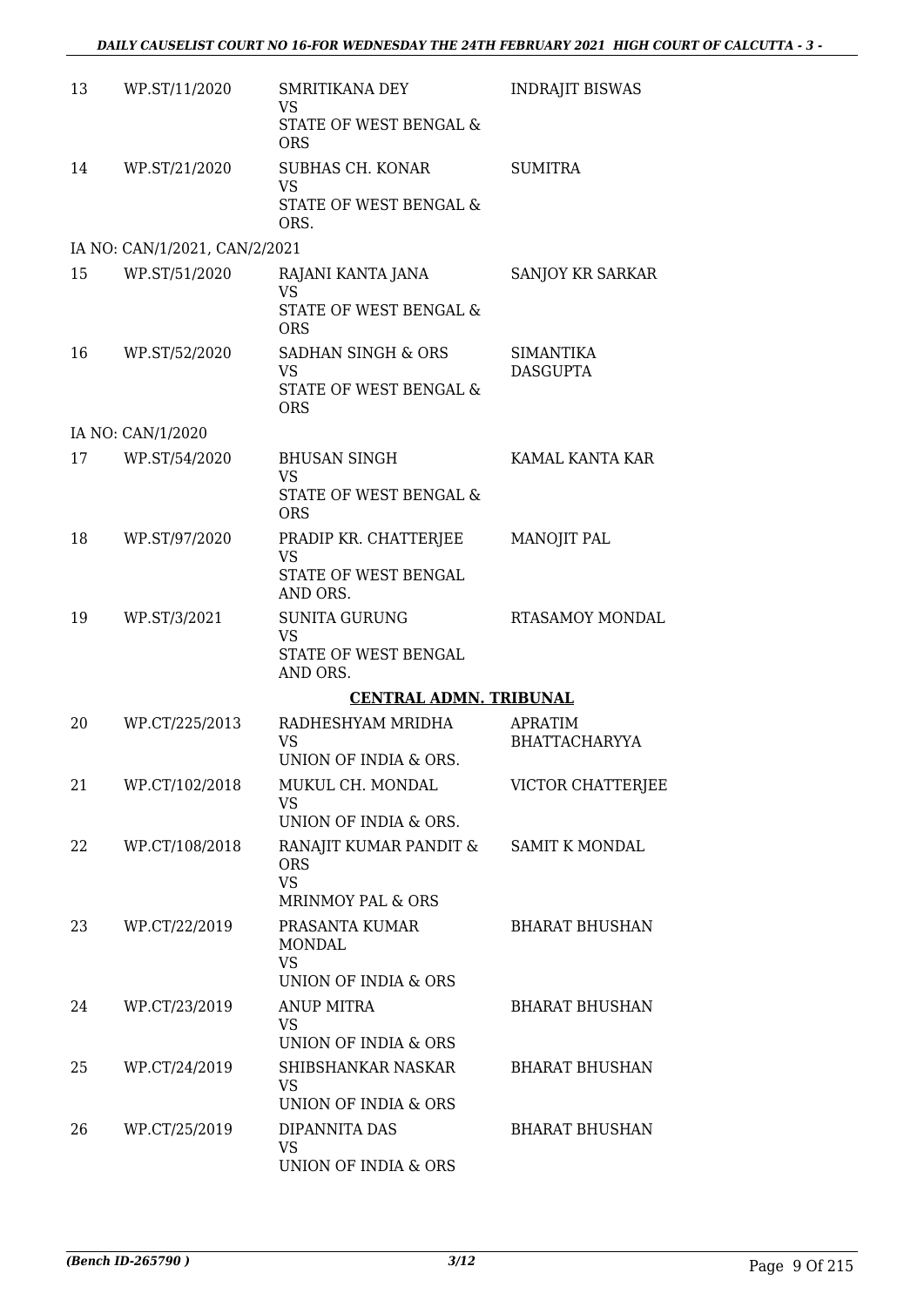| | | | |
|---|---|---|---|
| 13 | WP.ST/11/2020 | SMRITIKANA DEY<br>VS<br>STATE OF WEST BENGAL & ORS | INDRAJIT BISWAS |
| 14 | WP.ST/21/2020 | SUBHAS CH. KONAR<br>VS<br>STATE OF WEST BENGAL & ORS. | SUMITRA |
| | IA NO: CAN/1/2021, CAN/2/2021 | | |
| 15 | WP.ST/51/2020 | RAJANI KANTA JANA<br>VS<br>STATE OF WEST BENGAL & ORS | SANJOY KR SARKAR |
| 16 | WP.ST/52/2020 | SADHAN SINGH & ORS<br>VS<br>STATE OF WEST BENGAL & ORS | SIMANTIKA DASGUPTA |
| | IA NO: CAN/1/2020 | | |
| 17 | WP.ST/54/2020 | BHUSAN SINGH<br>VS<br>STATE OF WEST BENGAL & ORS | KAMAL KANTA KAR |
| 18 | WP.ST/97/2020 | PRADIP KR. CHATTERJEE<br>VS<br>STATE OF WEST BENGAL AND ORS. | MANOJIT PAL |
| 19 | WP.ST/3/2021 | SUNITA GURUNG<br>VS<br>STATE OF WEST BENGAL AND ORS. | RTASAMOY MONDAL |

**CENTRAL ADMN. TRIBUNAL**

| | | | |
|---|---|---|---|
| 20 | WP.CT/225/2013 | RADHESHYAM MRIDHA<br>VS<br>UNION OF INDIA & ORS. | APRATIM BHATTACHARYYA |
| 21 | WP.CT/102/2018 | MUKUL CH. MONDAL<br>VS<br>UNION OF INDIA & ORS. | VICTOR CHATTERJEE |
| 22 | WP.CT/108/2018 | RANAJIT KUMAR PANDIT & ORS<br>VS<br>MRINMOY PAL & ORS | SAMIT K MONDAL |
| 23 | WP.CT/22/2019 | PRASANTA KUMAR MONDAL<br>VS<br>UNION OF INDIA & ORS | BHARAT BHUSHAN |
| 24 | WP.CT/23/2019 | ANUP MITRA<br>VS<br>UNION OF INDIA & ORS | BHARAT BHUSHAN |
| 25 | WP.CT/24/2019 | SHIBSHANKAR NASKAR<br>VS<br>UNION OF INDIA & ORS | BHARAT BHUSHAN |
| 26 | WP.CT/25/2019 | DIPANNITA DAS<br>VS<br>UNION OF INDIA & ORS | BHARAT BHUSHAN |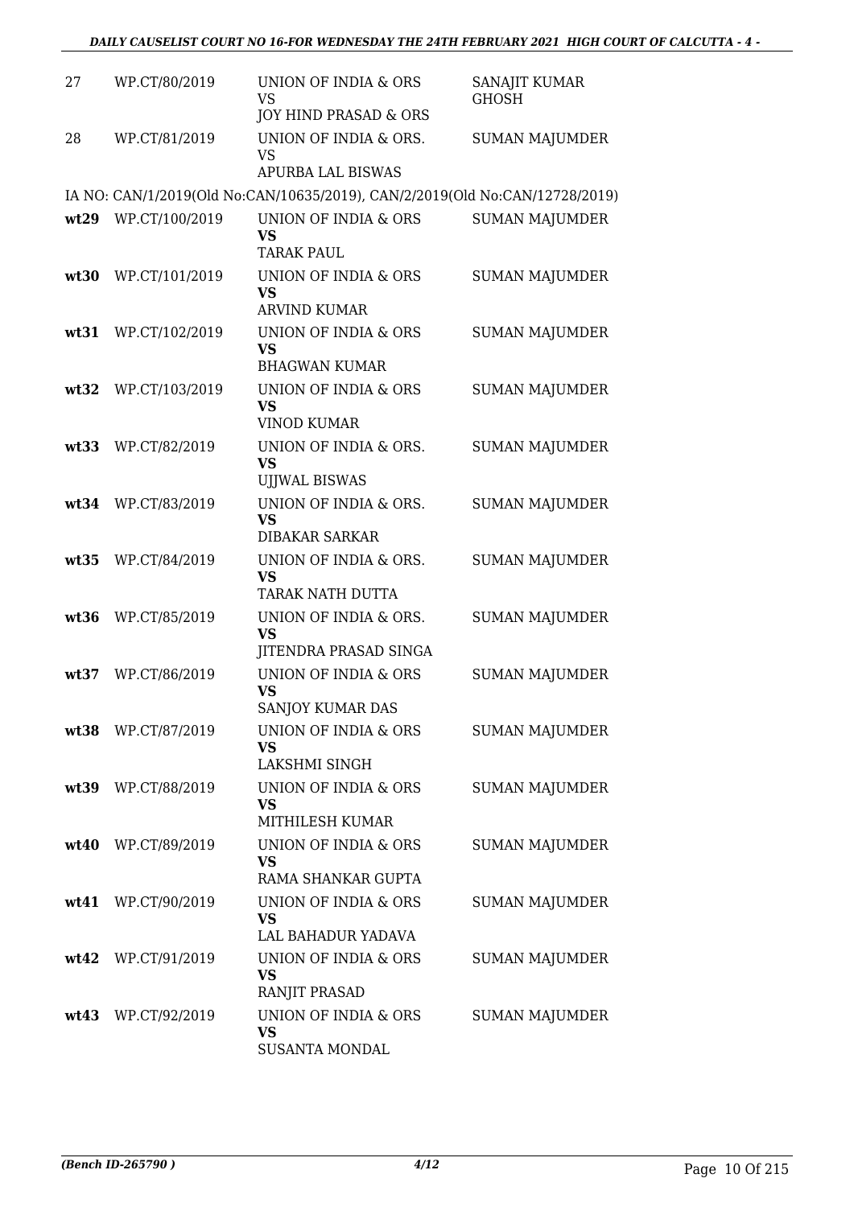| | | | |
|---|---|---|---|
| 27 | WP.CT/80/2019 | UNION OF INDIA & ORS<br>VS<br>JOY HIND PRASAD & ORS | SANAJIT KUMAR GHOSH |
| 28 | WP.CT/81/2019 | UNION OF INDIA & ORS.<br>VS<br>APURBA LAL BISWAS | SUMAN MAJUMDER |

IA NO: CAN/1/2019(Old No:CAN/10635/2019), CAN/2/2019(Old No:CAN/12728/2019)

| | | | |
|---|---|---|---|
| **wt29** | WP.CT/100/2019 | UNION OF INDIA & ORS<br>**VS**<br>TARAK PAUL | SUMAN MAJUMDER |
| **wt30** | WP.CT/101/2019 | UNION OF INDIA & ORS<br>**VS**<br>ARVIND KUMAR | SUMAN MAJUMDER |
| **wt31** | WP.CT/102/2019 | UNION OF INDIA & ORS<br>**VS**<br>BHAGWAN KUMAR | SUMAN MAJUMDER |
| **wt32** | WP.CT/103/2019 | UNION OF INDIA & ORS<br>**VS**<br>VINOD KUMAR | SUMAN MAJUMDER |
| **wt33** | WP.CT/82/2019 | UNION OF INDIA & ORS.<br>**VS**<br>UJJWAL BISWAS | SUMAN MAJUMDER |
| **wt34** | WP.CT/83/2019 | UNION OF INDIA & ORS.<br>**VS**<br>DIBAKAR SARKAR | SUMAN MAJUMDER |
| **wt35** | WP.CT/84/2019 | UNION OF INDIA & ORS.<br>**VS**<br>TARAK NATH DUTTA | SUMAN MAJUMDER |
| **wt36** | WP.CT/85/2019 | UNION OF INDIA & ORS.<br>**VS**<br>JITENDRA PRASAD SINGA | SUMAN MAJUMDER |
| **wt37** | WP.CT/86/2019 | UNION OF INDIA & ORS<br>**VS**<br>SANJOY KUMAR DAS | SUMAN MAJUMDER |
| **wt38** | WP.CT/87/2019 | UNION OF INDIA & ORS<br>**VS**<br>LAKSHMI SINGH | SUMAN MAJUMDER |
| **wt39** | WP.CT/88/2019 | UNION OF INDIA & ORS<br>**VS**<br>MITHILESH KUMAR | SUMAN MAJUMDER |
| **wt40** | WP.CT/89/2019 | UNION OF INDIA & ORS<br>**VS**<br>RAMA SHANKAR GUPTA | SUMAN MAJUMDER |
| **wt41** | WP.CT/90/2019 | UNION OF INDIA & ORS<br>**VS**<br>LAL BAHADUR YADAVA | SUMAN MAJUMDER |
| **wt42** | WP.CT/91/2019 | UNION OF INDIA & ORS<br>**VS**<br>RANJIT PRASAD | SUMAN MAJUMDER |
| **wt43** | WP.CT/92/2019 | UNION OF INDIA & ORS<br>**VS**<br>SUSANTA MONDAL | SUMAN MAJUMDER |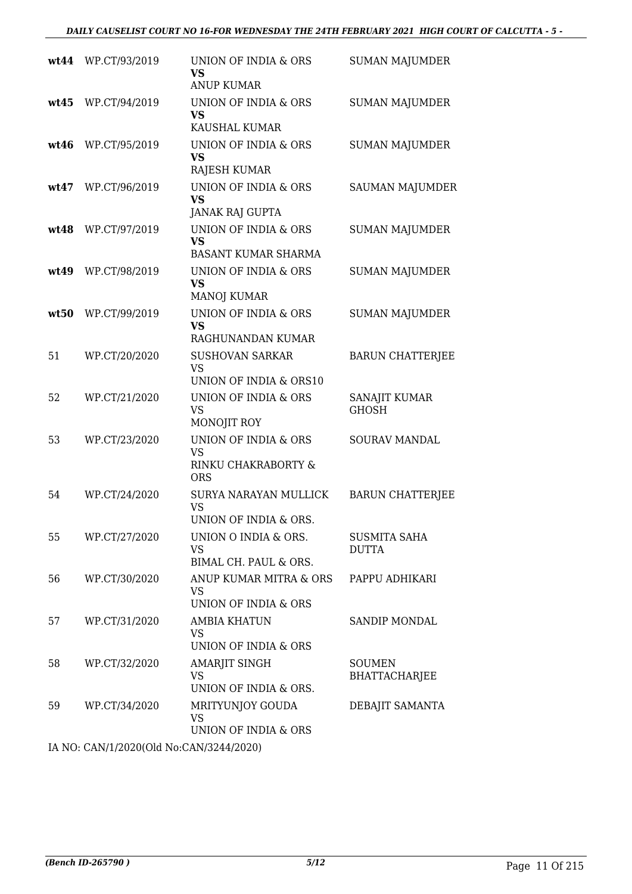| | | | |
|---|---|---|---|
| **wt44** | WP.CT/93/2019 | UNION OF INDIA & ORS **VS** ANUP KUMAR | SUMAN MAJUMDER |
| **wt45** | WP.CT/94/2019 | UNION OF INDIA & ORS **VS** KAUSHAL KUMAR | SUMAN MAJUMDER |
| **wt46** | WP.CT/95/2019 | UNION OF INDIA & ORS **VS** RAJESH KUMAR | SUMAN MAJUMDER |
| **wt47** | WP.CT/96/2019 | UNION OF INDIA & ORS **VS** JANAK RAJ GUPTA | SAUMAN MAJUMDER |
| **wt48** | WP.CT/97/2019 | UNION OF INDIA & ORS **VS** BASANT KUMAR SHARMA | SUMAN MAJUMDER |
| **wt49** | WP.CT/98/2019 | UNION OF INDIA & ORS **VS** MANOJ KUMAR | SUMAN MAJUMDER |
| **wt50** | WP.CT/99/2019 | UNION OF INDIA & ORS **VS** RAGHUNANDAN KUMAR | SUMAN MAJUMDER |
| 51 | WP.CT/20/2020 | SUSHOVAN SARKAR VS UNION OF INDIA & ORS10 | BARUN CHATTERJEE |
| 52 | WP.CT/21/2020 | UNION OF INDIA & ORS VS MONOJIT ROY | SANAJIT KUMAR GHOSH |
| 53 | WP.CT/23/2020 | UNION OF INDIA & ORS VS RINKU CHAKRABORTY & ORS | SOURAV MANDAL |
| 54 | WP.CT/24/2020 | SURYA NARAYAN MULLICK VS UNION OF INDIA & ORS. | BARUN CHATTERJEE |
| 55 | WP.CT/27/2020 | UNION O INDIA & ORS. VS BIMAL CH. PAUL & ORS. | SUSMITA SAHA DUTTA |
| 56 | WP.CT/30/2020 | ANUP KUMAR MITRA & ORS VS UNION OF INDIA & ORS | PAPPU ADHIKARI |
| 57 | WP.CT/31/2020 | AMBIA KHATUN VS UNION OF INDIA & ORS | SANDIP MONDAL |
| 58 | WP.CT/32/2020 | AMARJIT SINGH VS UNION OF INDIA & ORS. | SOUMEN BHATTACHARJEE |
| 59 | WP.CT/34/2020 | MRITYUNJOY GOUDA VS UNION OF INDIA & ORS | DEBAJIT SAMANTA |

IA NO: CAN/1/2020(Old No:CAN/3244/2020)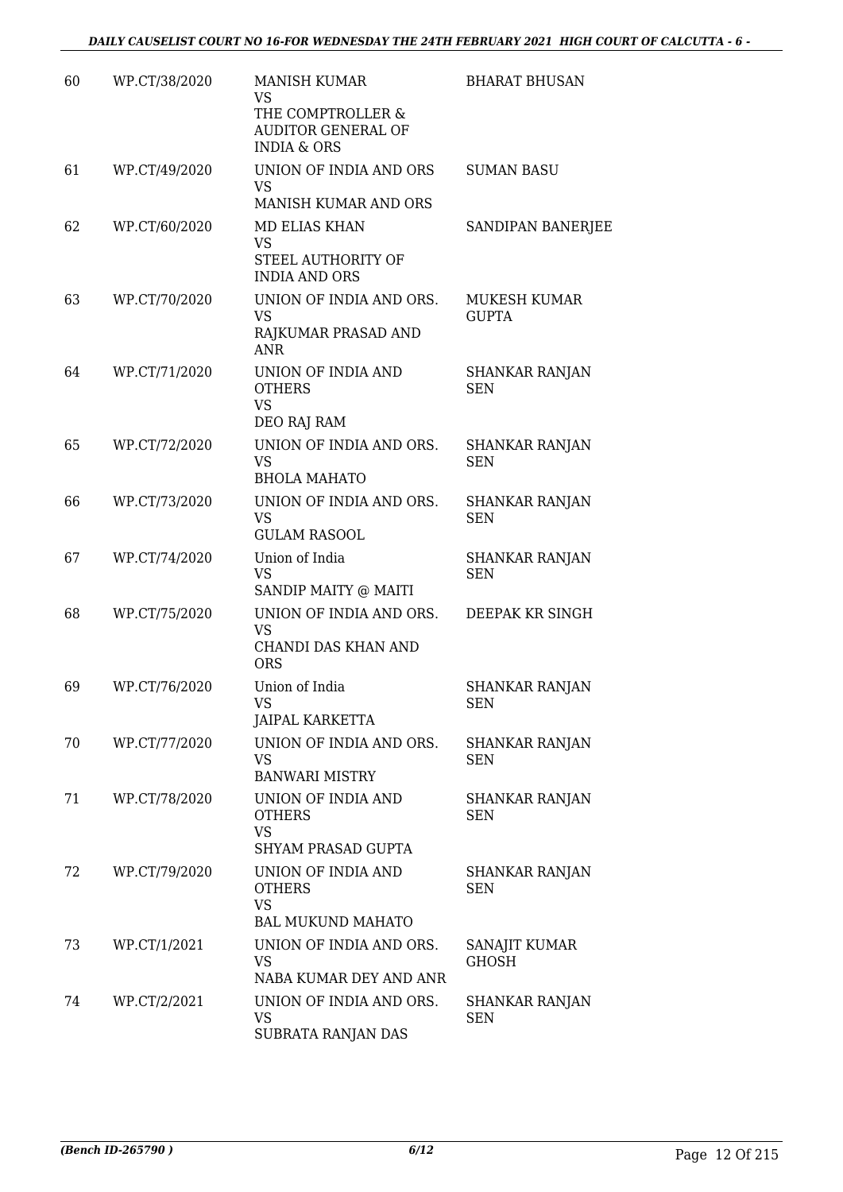| 60 | WP.CT/38/2020 | MANISH KUMAR<br>VS<br>THE COMPTROLLER & AUDITOR GENERAL OF INDIA & ORS | BHARAT BHUSAN |
|---|---|---|---|
| 61 | WP.CT/49/2020 | UNION OF INDIA AND ORS<br>VS<br>MANISH KUMAR AND ORS | SUMAN BASU |
| 62 | WP.CT/60/2020 | MD ELIAS KHAN<br>VS<br>STEEL AUTHORITY OF INDIA AND ORS | SANDIPAN BANERJEE |
| 63 | WP.CT/70/2020 | UNION OF INDIA AND ORS.<br>VS<br>RAJKUMAR PRASAD AND ANR | MUKESH KUMAR GUPTA |
| 64 | WP.CT/71/2020 | UNION OF INDIA AND OTHERS<br>VS<br>DEO RAJ RAM | SHANKAR RANJAN SEN |
| 65 | WP.CT/72/2020 | UNION OF INDIA AND ORS.<br>VS<br>BHOLA MAHATO | SHANKAR RANJAN SEN |
| 66 | WP.CT/73/2020 | UNION OF INDIA AND ORS.<br>VS<br>GULAM RASOOL | SHANKAR RANJAN SEN |
| 67 | WP.CT/74/2020 | Union of India<br>VS<br>SANDIP MAITY @ MAITI | SHANKAR RANJAN SEN |
| 68 | WP.CT/75/2020 | UNION OF INDIA AND ORS.<br>VS<br>CHANDI DAS KHAN AND ORS | DEEPAK KR SINGH |
| 69 | WP.CT/76/2020 | Union of India<br>VS<br>JAIPAL KARKETTA | SHANKAR RANJAN SEN |
| 70 | WP.CT/77/2020 | UNION OF INDIA AND ORS.<br>VS<br>BANWARI MISTRY | SHANKAR RANJAN SEN |
| 71 | WP.CT/78/2020 | UNION OF INDIA AND OTHERS<br>VS<br>SHYAM PRASAD GUPTA | SHANKAR RANJAN SEN |
| 72 | WP.CT/79/2020 | UNION OF INDIA AND OTHERS<br>VS<br>BAL MUKUND MAHATO | SHANKAR RANJAN SEN |
| 73 | WP.CT/1/2021 | UNION OF INDIA AND ORS.<br>VS<br>NABA KUMAR DEY AND ANR | SANAJIT KUMAR GHOSH |
| 74 | WP.CT/2/2021 | UNION OF INDIA AND ORS.<br>VS<br>SUBRATA RANJAN DAS | SHANKAR RANJAN SEN |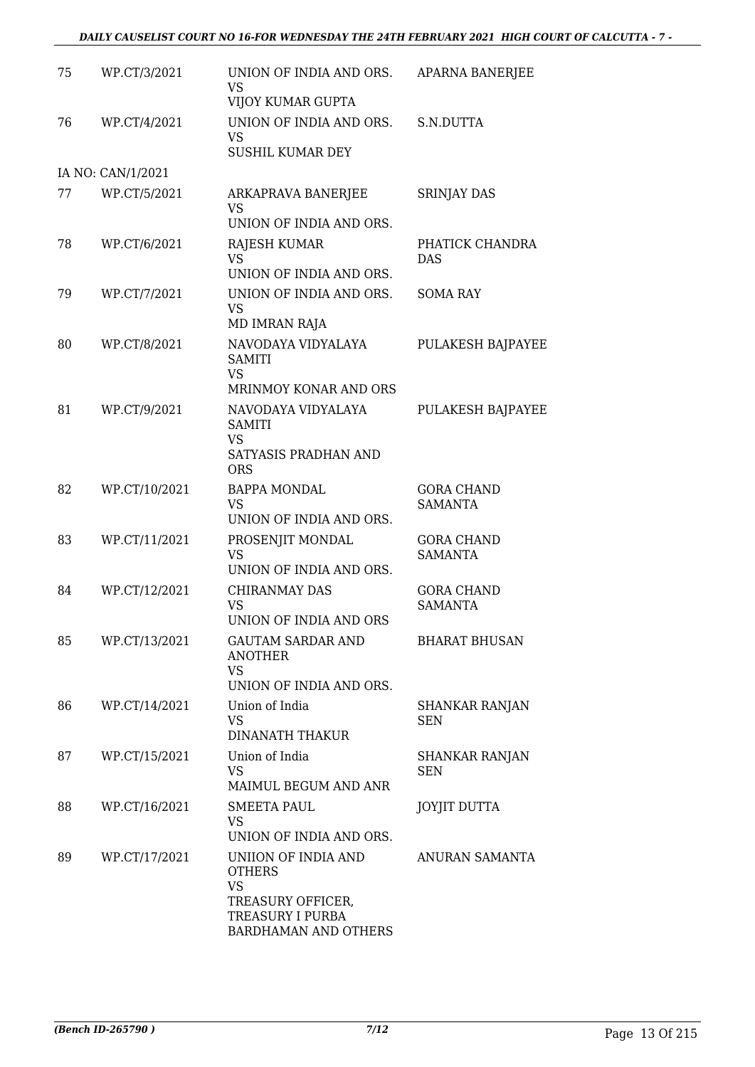| | | | |
|---|---|---|---|
| 75 | WP.CT/3/2021 | UNION OF INDIA AND ORS.<br>VS<br>VIJOY KUMAR GUPTA | APARNA BANERJEE |
| 76 | WP.CT/4/2021 | UNION OF INDIA AND ORS.<br>VS<br>SUSHIL KUMAR DEY | S.N.DUTTA |
| IA NO: CAN/1/2021 | | | |
| 77 | WP.CT/5/2021 | ARKAPRAVA BANERJEE<br>VS<br>UNION OF INDIA AND ORS. | SRINJAY DAS |
| 78 | WP.CT/6/2021 | RAJESH KUMAR<br>VS<br>UNION OF INDIA AND ORS. | PHATICK CHANDRA DAS |
| 79 | WP.CT/7/2021 | UNION OF INDIA AND ORS.<br>VS<br>MD IMRAN RAJA | SOMA RAY |
| 80 | WP.CT/8/2021 | NAVODAYA VIDYALAYA SAMITI<br>VS<br>MRINMOY KONAR AND ORS | PULAKESH BAJPAYEE |
| 81 | WP.CT/9/2021 | NAVODAYA VIDYALAYA SAMITI<br>VS<br>SATYASIS PRADHAN AND ORS | PULAKESH BAJPAYEE |
| 82 | WP.CT/10/2021 | BAPPA MONDAL<br>VS<br>UNION OF INDIA AND ORS. | GORA CHAND SAMANTA |
| 83 | WP.CT/11/2021 | PROSENJIT MONDAL<br>VS<br>UNION OF INDIA AND ORS. | GORA CHAND SAMANTA |
| 84 | WP.CT/12/2021 | CHIRANMAY DAS<br>VS<br>UNION OF INDIA AND ORS | GORA CHAND SAMANTA |
| 85 | WP.CT/13/2021 | GAUTAM SARDAR AND ANOTHER<br>VS<br>UNION OF INDIA AND ORS. | BHARAT BHUSAN |
| 86 | WP.CT/14/2021 | Union of India<br>VS<br>DINANATH THAKUR | SHANKAR RANJAN SEN |
| 87 | WP.CT/15/2021 | Union of India<br>VS<br>MAIMUL BEGUM AND ANR | SHANKAR RANJAN SEN |
| 88 | WP.CT/16/2021 | SMEETA PAUL<br>VS<br>UNION OF INDIA AND ORS. | JOYJIT DUTTA |
| 89 | WP.CT/17/2021 | UNIION OF INDIA AND OTHERS<br>VS<br>TREASURY OFFICER, TREASURY I PURBA BARDHAMAN AND OTHERS | ANURAN SAMANTA |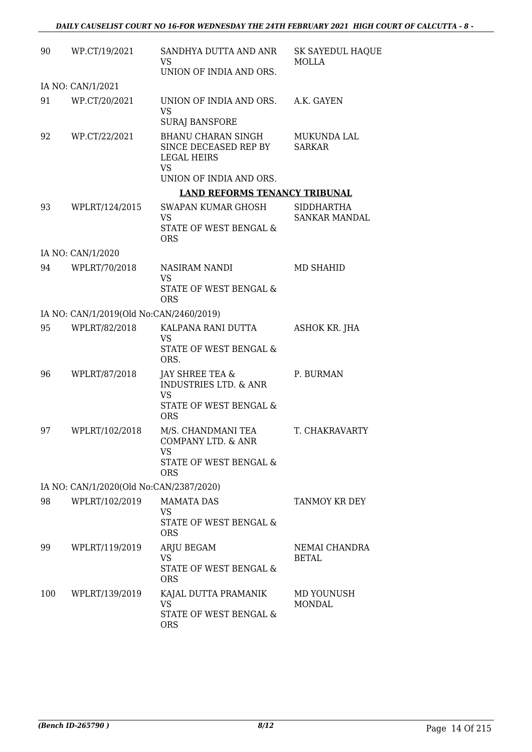| | | | |
|---|---|---|---|
| 90 | WP.CT/19/2021 | SANDHYA DUTTA AND ANR<br>VS<br>UNION OF INDIA AND ORS. | SK SAYEDUL HAQUE MOLLA |
| IA NO: CAN/1/2021 | | | |
| 91 | WP.CT/20/2021 | UNION OF INDIA AND ORS.<br>VS<br>SURAJ BANSFORE | A.K. GAYEN |
| 92 | WP.CT/22/2021 | BHANU CHARAN SINGH SINCE DECEASED REP BY LEGAL HEIRS<br>VS<br>UNION OF INDIA AND ORS. | MUKUNDA LAL SARKAR |

**LAND REFORMS TENANCY TRIBUNAL**

| | | | |
|---|---|---|---|
| 93 | WPLRT/124/2015 | SWAPAN KUMAR GHOSH<br>VS<br>STATE OF WEST BENGAL & ORS | SIDDHARTHA SANKAR MANDAL |
| IA NO: CAN/1/2020 | | | |
| 94 | WPLRT/70/2018 | NASIRAM NANDI<br>VS<br>STATE OF WEST BENGAL & ORS | MD SHAHID |
| IA NO: CAN/1/2019(Old No:CAN/2460/2019) | | | |
| 95 | WPLRT/82/2018 | KALPANA RANI DUTTA<br>VS<br>STATE OF WEST BENGAL & ORS. | ASHOK KR. JHA |
| 96 | WPLRT/87/2018 | JAY SHREE TEA & INDUSTRIES LTD. & ANR<br>VS<br>STATE OF WEST BENGAL & ORS | P. BURMAN |
| 97 | WPLRT/102/2018 | M/S. CHANDMANI TEA COMPANY LTD. & ANR<br>VS<br>STATE OF WEST BENGAL & ORS | T. CHAKRAVARTY |
| IA NO: CAN/1/2020(Old No:CAN/2387/2020) | | | |
| 98 | WPLRT/102/2019 | MAMATA DAS<br>VS<br>STATE OF WEST BENGAL & ORS | TANMOY KR DEY |
| 99 | WPLRT/119/2019 | ARJU BEGAM<br>VS<br>STATE OF WEST BENGAL & ORS | NEMAI CHANDRA BETAL |
| 100 | WPLRT/139/2019 | KAJAL DUTTA PRAMANIK<br>VS<br>STATE OF WEST BENGAL & ORS | MD YOUNUSH MONDAL |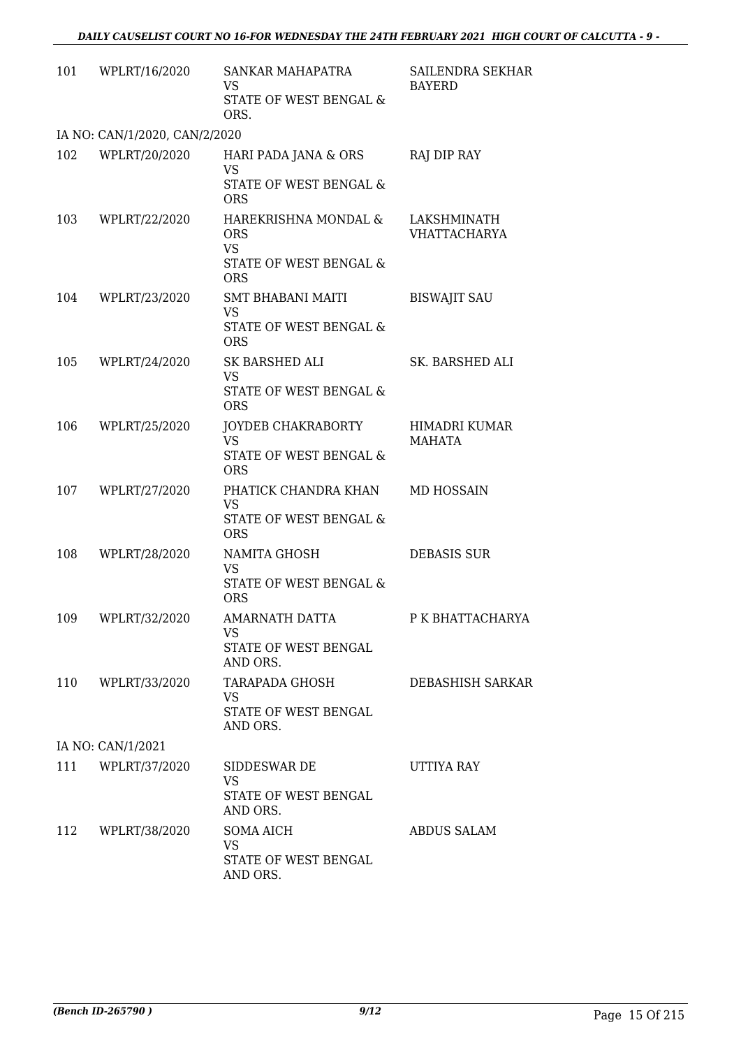| | | | |
|---|---|---|---|
| 101 | WPLRT/16/2020 | SANKAR MAHAPATRA<br>VS<br>STATE OF WEST BENGAL & ORS. | SAILENDRA SEKHAR BAYERD |
| IA NO: CAN/1/2020, CAN/2/2020 | | | |
| 102 | WPLRT/20/2020 | HARI PADA JANA & ORS<br>VS<br>STATE OF WEST BENGAL & ORS | RAJ DIP RAY |
| 103 | WPLRT/22/2020 | HAREKRISHNA MONDAL & ORS<br>VS<br>STATE OF WEST BENGAL & ORS | LAKSHMINATH VHATTACHARYA |
| 104 | WPLRT/23/2020 | SMT BHABANI MAITI<br>VS<br>STATE OF WEST BENGAL & ORS | BISWAJIT SAU |
| 105 | WPLRT/24/2020 | SK BARSHED ALI<br>VS<br>STATE OF WEST BENGAL & ORS | SK. BARSHED ALI |
| 106 | WPLRT/25/2020 | JOYDEB CHAKRABORTY<br>VS<br>STATE OF WEST BENGAL & ORS | HIMADRI KUMAR MAHATA |
| 107 | WPLRT/27/2020 | PHATICK CHANDRA KHAN<br>VS<br>STATE OF WEST BENGAL & ORS | MD HOSSAIN |
| 108 | WPLRT/28/2020 | NAMITA GHOSH<br>VS<br>STATE OF WEST BENGAL & ORS | DEBASIS SUR |
| 109 | WPLRT/32/2020 | AMARNATH DATTA<br>VS<br>STATE OF WEST BENGAL AND ORS. | P K BHATTACHARYA |
| 110 | WPLRT/33/2020 | TARAPADA GHOSH<br>VS<br>STATE OF WEST BENGAL AND ORS. | DEBASHISH SARKAR |
| IA NO: CAN/1/2021 | | | |
| 111 | WPLRT/37/2020 | SIDDESWAR DE<br>VS<br>STATE OF WEST BENGAL AND ORS. | UTTIYA RAY |
| 112 | WPLRT/38/2020 | SOMA AICH<br>VS<br>STATE OF WEST BENGAL AND ORS. | ABDUS SALAM |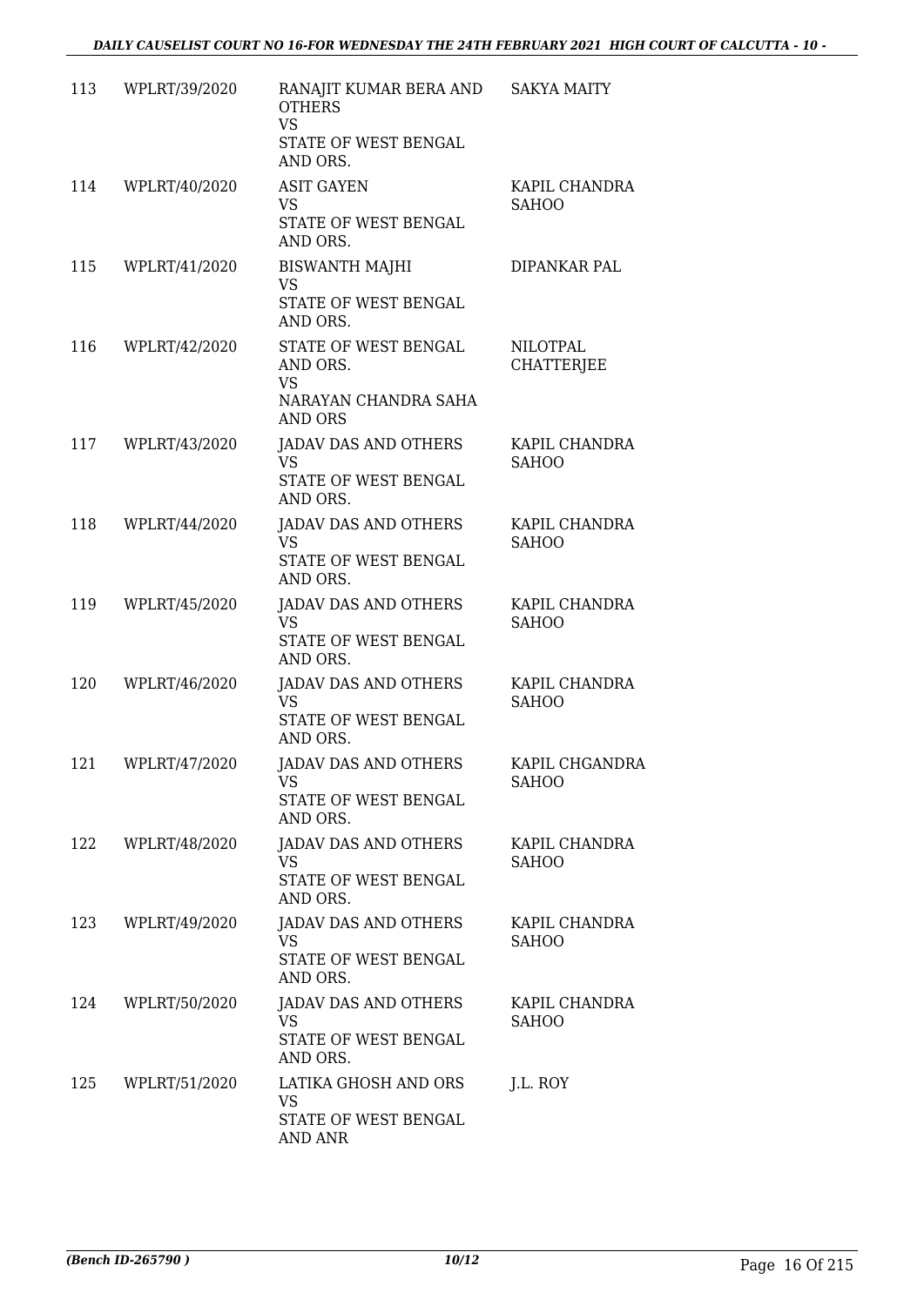| | | | |
|---|---|---|---|
| 113 | WPLRT/39/2020 | RANAJIT KUMAR BERA AND OTHERS<br>VS<br>STATE OF WEST BENGAL AND ORS. | SAKYA MAITY |
| 114 | WPLRT/40/2020 | ASIT GAYEN<br>VS<br>STATE OF WEST BENGAL AND ORS. | KAPIL CHANDRA SAHOO |
| 115 | WPLRT/41/2020 | BISWANTH MAJHI<br>VS<br>STATE OF WEST BENGAL AND ORS. | DIPANKAR PAL |
| 116 | WPLRT/42/2020 | STATE OF WEST BENGAL AND ORS.<br>VS<br>NARAYAN CHANDRA SAHA AND ORS | NILOTPAL CHATTERJEE |
| 117 | WPLRT/43/2020 | JADAV DAS AND OTHERS<br>VS<br>STATE OF WEST BENGAL AND ORS. | KAPIL CHANDRA SAHOO |
| 118 | WPLRT/44/2020 | JADAV DAS AND OTHERS<br>VS<br>STATE OF WEST BENGAL AND ORS. | KAPIL CHANDRA SAHOO |
| 119 | WPLRT/45/2020 | JADAV DAS AND OTHERS<br>VS<br>STATE OF WEST BENGAL AND ORS. | KAPIL CHANDRA SAHOO |
| 120 | WPLRT/46/2020 | JADAV DAS AND OTHERS<br>VS<br>STATE OF WEST BENGAL AND ORS. | KAPIL CHANDRA SAHOO |
| 121 | WPLRT/47/2020 | JADAV DAS AND OTHERS<br>VS<br>STATE OF WEST BENGAL AND ORS. | KAPIL CHGANDRA SAHOO |
| 122 | WPLRT/48/2020 | JADAV DAS AND OTHERS<br>VS<br>STATE OF WEST BENGAL AND ORS. | KAPIL CHANDRA SAHOO |
| 123 | WPLRT/49/2020 | JADAV DAS AND OTHERS<br>VS<br>STATE OF WEST BENGAL AND ORS. | KAPIL CHANDRA SAHOO |
| 124 | WPLRT/50/2020 | JADAV DAS AND OTHERS<br>VS<br>STATE OF WEST BENGAL AND ORS. | KAPIL CHANDRA SAHOO |
| 125 | WPLRT/51/2020 | LATIKA GHOSH AND ORS<br>VS<br>STATE OF WEST BENGAL AND ANR | J.L. ROY |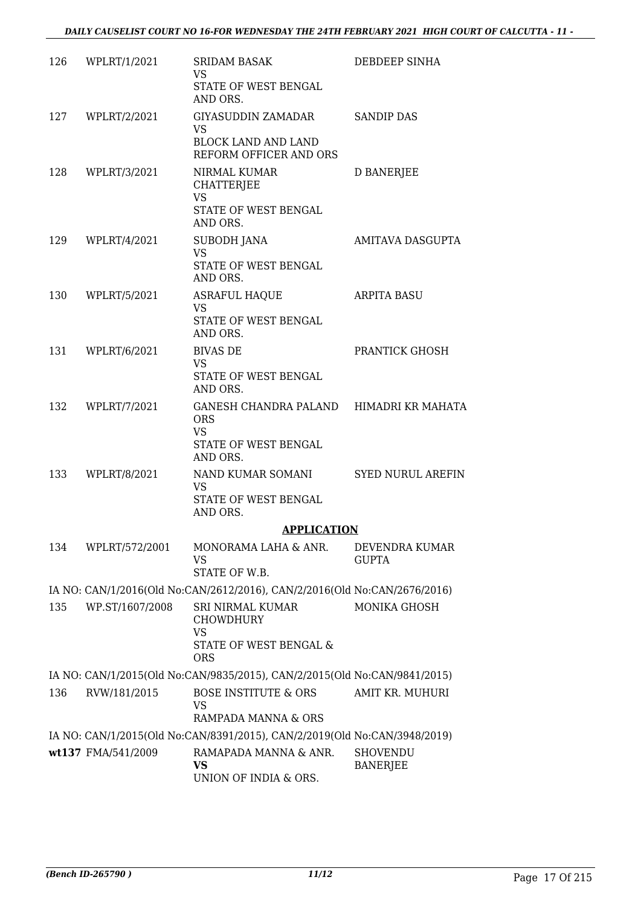| | | | |
|---|---|---|---|
| 126 | WPLRT/1/2021 | SRIDAM BASAK<br>VS<br>STATE OF WEST BENGAL AND ORS. | DEBDEEP SINHA |
| 127 | WPLRT/2/2021 | GIYASUDDIN ZAMADAR<br>VS<br>BLOCK LAND AND LAND REFORM OFFICER AND ORS | SANDIP DAS |
| 128 | WPLRT/3/2021 | NIRMAL KUMAR CHATTERJEE<br>VS<br>STATE OF WEST BENGAL AND ORS. | D BANERJEE |
| 129 | WPLRT/4/2021 | SUBODH JANA<br>VS<br>STATE OF WEST BENGAL AND ORS. | AMITAVA DASGUPTA |
| 130 | WPLRT/5/2021 | ASRAFUL HAQUE<br>VS<br>STATE OF WEST BENGAL AND ORS. | ARPITA BASU |
| 131 | WPLRT/6/2021 | BIVAS DE<br>VS<br>STATE OF WEST BENGAL AND ORS. | PRANTICK GHOSH |
| 132 | WPLRT/7/2021 | GANESH CHANDRA PALAND ORS<br>VS<br>STATE OF WEST BENGAL AND ORS. | HIMADRI KR MAHATA |
| 133 | WPLRT/8/2021 | NAND KUMAR SOMANI<br>VS<br>STATE OF WEST BENGAL AND ORS. | SYED NURUL AREFIN |

**APPLICATION**

| | | | |
|---|---|---|---|
| 134 | WPLRT/572/2001 | MONORAMA LAHA & ANR.<br>VS<br>STATE OF W.B. | DEVENDRA KUMAR GUPTA |

IA NO: CAN/1/2016(Old No:CAN/2612/2016), CAN/2/2016(Old No:CAN/2676/2016)

| | | | |
|---|---|---|---|
| 135 | WP.ST/1607/2008 | SRI NIRMAL KUMAR CHOWDHURY<br>VS<br>STATE OF WEST BENGAL & ORS | MONIKA GHOSH |

IA NO: CAN/1/2015(Old No:CAN/9835/2015), CAN/2/2015(Old No:CAN/9841/2015)

| | | | |
|---|---|---|---|
| 136 | RVW/181/2015 | BOSE INSTITUTE & ORS<br>VS<br>RAMPADA MANNA & ORS | AMIT KR. MUHURI |

IA NO: CAN/1/2015(Old No:CAN/8391/2015), CAN/2/2019(Old No:CAN/3948/2019)

| | | | |
|---|---|---|---|
| wt137 | FMA/541/2009 | RAMAPADA MANNA & ANR.<br>**VS**<br>UNION OF INDIA & ORS. | SHOVENDU BANERJEE |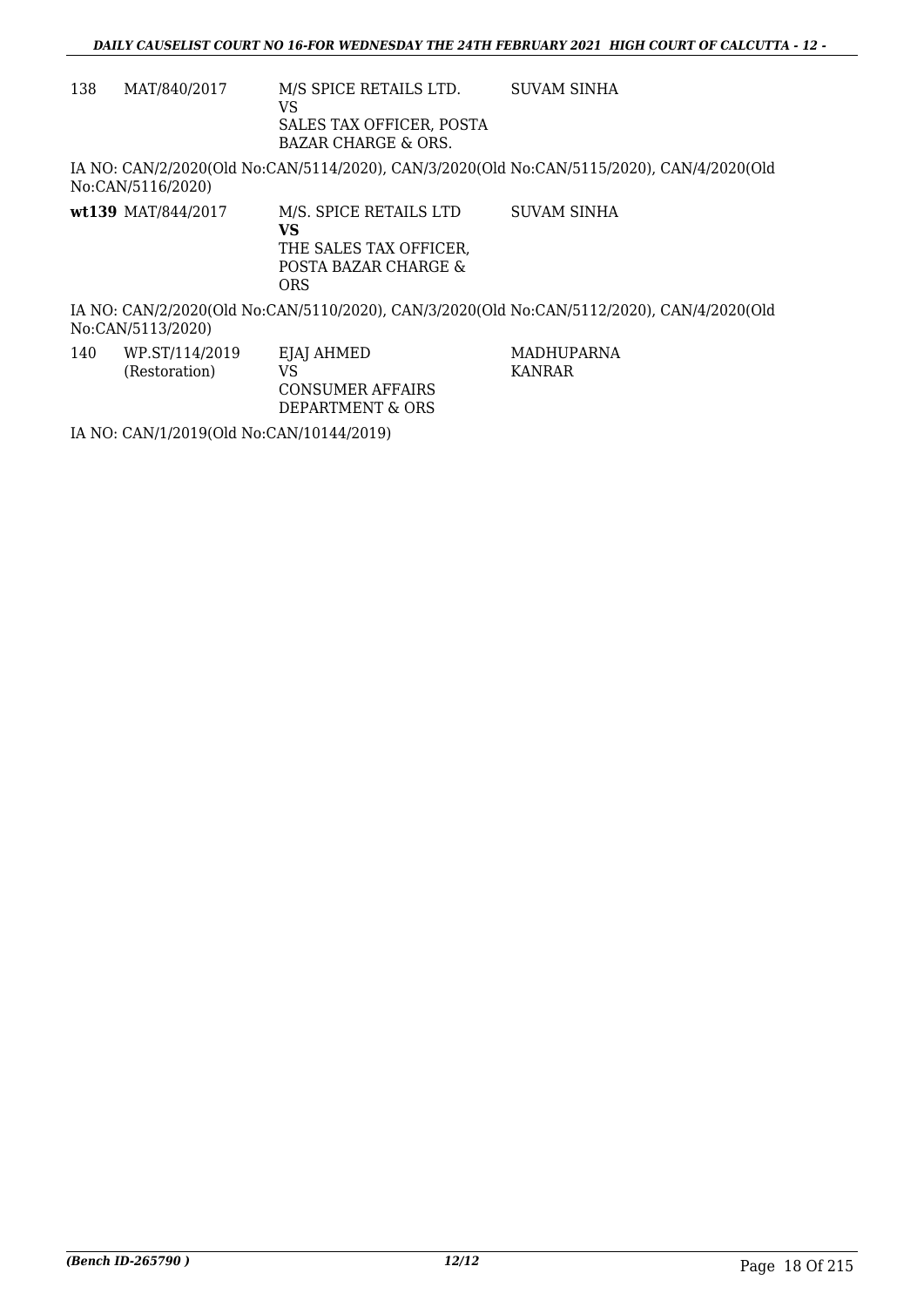| | | | |
|---|---|---|---|
| 138 | MAT/840/2017 | M/S SPICE RETAILS LTD.<br>VS<br>SALES TAX OFFICER, POSTA BAZAR CHARGE & ORS. | SUVAM SINHA |

IA NO: CAN/2/2020(Old No:CAN/5114/2020), CAN/3/2020(Old No:CAN/5115/2020), CAN/4/2020(Old No:CAN/5116/2020)

| | | | |
|---|---|---|---|
| **wt139** | MAT/844/2017 | M/S. SPICE RETAILS LTD<br>**VS**<br>THE SALES TAX OFFICER, POSTA BAZAR CHARGE & ORS | SUVAM SINHA |

IA NO: CAN/2/2020(Old No:CAN/5110/2020), CAN/3/2020(Old No:CAN/5112/2020), CAN/4/2020(Old No:CAN/5113/2020)

| | | | |
|---|---|---|---|
| 140 | WP.ST/114/2019 (Restoration) | EJAJ AHMED<br>VS<br>CONSUMER AFFAIRS DEPARTMENT & ORS | MADHUPARNA KANRAR |

IA NO: CAN/1/2019(Old No:CAN/10144/2019)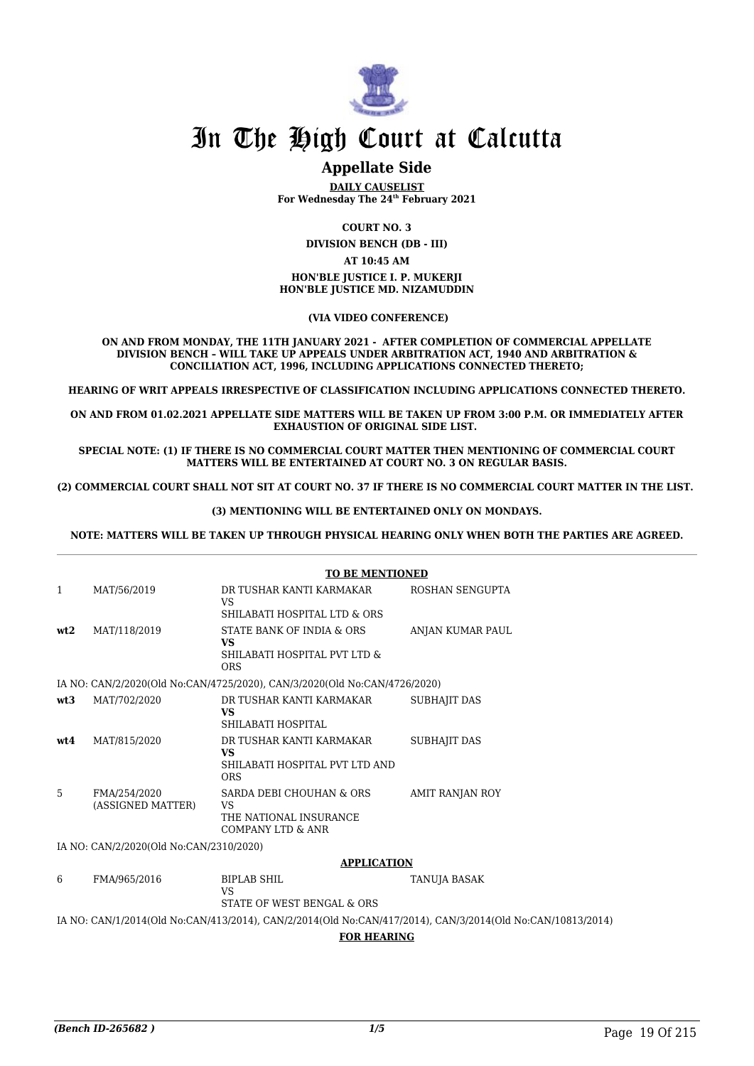# In The High Court at Calcutta

## Appellate Side

**DAILY CAUSELIST**
**For Wednesday The 24th February 2021**

**COURT NO. 3**

**DIVISION BENCH (DB - III)**

**AT 10:45 AM**

**HON'BLE JUSTICE I. P. MUKERJI**
**HON'BLE JUSTICE MD. NIZAMUDDIN**

**(VIA VIDEO CONFERENCE)**

**ON AND FROM MONDAY, THE 11TH JANUARY 2021 - AFTER COMPLETION OF COMMERCIAL APPELLATE DIVISION BENCH – WILL TAKE UP APPEALS UNDER ARBITRATION ACT, 1940 AND ARBITRATION & CONCILIATION ACT, 1996, INCLUDING APPLICATIONS CONNECTED THERETO;**

**HEARING OF WRIT APPEALS IRRESPECTIVE OF CLASSIFICATION INCLUDING APPLICATIONS CONNECTED THERETO.**

**ON AND FROM 01.02.2021 APPELLATE SIDE MATTERS WILL BE TAKEN UP FROM 3:00 P.M. OR IMMEDIATELY AFTER EXHAUSTION OF ORIGINAL SIDE LIST.**

**SPECIAL NOTE: (1) IF THERE IS NO COMMERCIAL COURT MATTER THEN MENTIONING OF COMMERCIAL COURT MATTERS WILL BE ENTERTAINED AT COURT NO. 3 ON REGULAR BASIS.**

**(2) COMMERCIAL COURT SHALL NOT SIT AT COURT NO. 37 IF THERE IS NO COMMERCIAL COURT MATTER IN THE LIST.**

**(3) MENTIONING WILL BE ENTERTAINED ONLY ON MONDAYS.**

**NOTE: MATTERS WILL BE TAKEN UP THROUGH PHYSICAL HEARING ONLY WHEN BOTH THE PARTIES ARE AGREED.**

**TO BE MENTIONED**

| | | | |
|---|---|---|---|
| 1 | MAT/56/2019 | DR TUSHAR KANTI KARMAKAR<br>VS<br>SHILABATI HOSPITAL LTD & ORS | ROSHAN SENGUPTA |
| **wt2** | MAT/118/2019 | STATE BANK OF INDIA & ORS<br>**VS**<br>SHILABATI HOSPITAL PVT LTD & ORS | ANJAN KUMAR PAUL |

IA NO: CAN/2/2020(Old No:CAN/4725/2020), CAN/3/2020(Old No:CAN/4726/2020)

| | | | |
|---|---|---|---|
| **wt3** | MAT/702/2020 | DR TUSHAR KANTI KARMAKAR<br>**VS**<br>SHILABATI HOSPITAL | SUBHAJIT DAS |
| **wt4** | MAT/815/2020 | DR TUSHAR KANTI KARMAKAR<br>**VS**<br>SHILABATI HOSPITAL PVT LTD AND ORS | SUBHAJIT DAS |
| 5 | FMA/254/2020<br>(ASSIGNED MATTER) | SARDA DEBI CHOUHAN & ORS<br>VS<br>THE NATIONAL INSURANCE COMPANY LTD & ANR | AMIT RANJAN ROY |

IA NO: CAN/2/2020(Old No:CAN/2310/2020)

**APPLICATION**

| | | | |
|---|---|---|---|
| 6 | FMA/965/2016 | BIPLAB SHIL<br>VS<br>STATE OF WEST BENGAL & ORS | TANUJA BASAK |

IA NO: CAN/1/2014(Old No:CAN/413/2014), CAN/2/2014(Old No:CAN/417/2014), CAN/3/2014(Old No:CAN/10813/2014)

**FOR HEARING**

*(Bench ID-265682 )*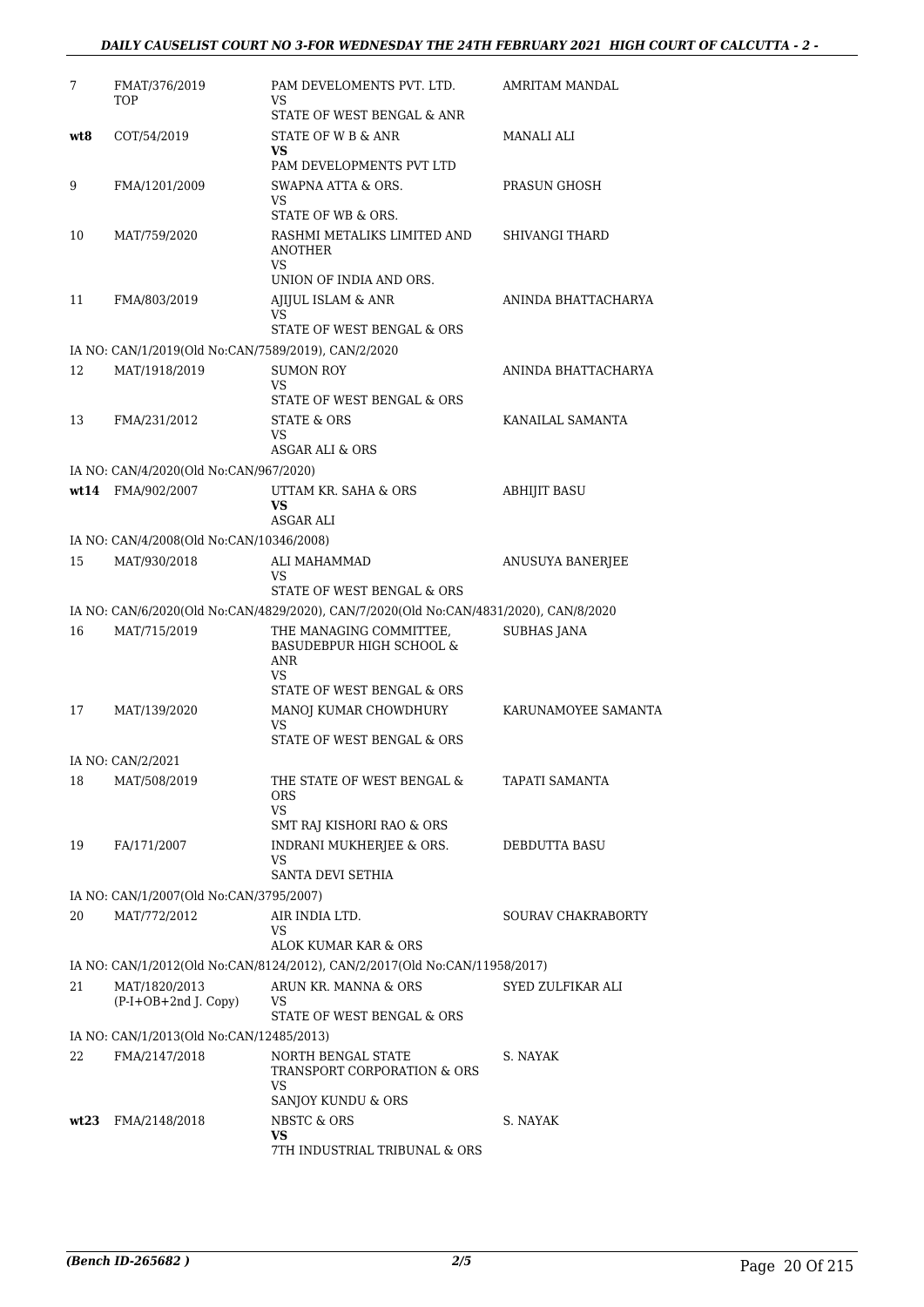| 7 | FMAT/376/2019 TOP | PAM DEVELOMENTS PVT. LTD. VS STATE OF WEST BENGAL & ANR | AMRITAM MANDAL |
|---|---|---|---|
| **wt8** | COT/54/2019 | STATE OF W B & ANR **VS** PAM DEVELOPMENTS PVT LTD | MANALI ALI |
| 9 | FMA/1201/2009 | SWAPNA ATTA & ORS. VS STATE OF WB & ORS. | PRASUN GHOSH |
| 10 | MAT/759/2020 | RASHMI METALIKS LIMITED AND ANOTHER VS UNION OF INDIA AND ORS. | SHIVANGI THARD |
| 11 | FMA/803/2019 | AJIJUL ISLAM & ANR VS STATE OF WEST BENGAL & ORS | ANINDA BHATTACHARYA |
| | IA NO: CAN/1/2019(Old No:CAN/7589/2019), CAN/2/2020 | | |
| 12 | MAT/1918/2019 | SUMON ROY VS STATE OF WEST BENGAL & ORS | ANINDA BHATTACHARYA |
| 13 | FMA/231/2012 | STATE & ORS VS ASGAR ALI & ORS | KANAILAL SAMANTA |
| | IA NO: CAN/4/2020(Old No:CAN/967/2020) | | |
| **wt14** | FMA/902/2007 | UTTAM KR. SAHA & ORS **VS** ASGAR ALI | ABHIJIT BASU |
| | IA NO: CAN/4/2008(Old No:CAN/10346/2008) | | |
| 15 | MAT/930/2018 | ALI MAHAMMAD VS STATE OF WEST BENGAL & ORS | ANUSUYA BANERJEE |
| | IA NO: CAN/6/2020(Old No:CAN/4829/2020), CAN/7/2020(Old No:CAN/4831/2020), CAN/8/2020 | | |
| 16 | MAT/715/2019 | THE MANAGING COMMITTEE, BASUDEBPUR HIGH SCHOOL & ANR VS STATE OF WEST BENGAL & ORS | SUBHAS JANA |
| 17 | MAT/139/2020 | MANOJ KUMAR CHOWDHURY VS STATE OF WEST BENGAL & ORS | KARUNAMOYEE SAMANTA |
| | IA NO: CAN/2/2021 | | |
| 18 | MAT/508/2019 | THE STATE OF WEST BENGAL & ORS VS SMT RAJ KISHORI RAO & ORS | TAPATI SAMANTA |
| 19 | FA/171/2007 | INDRANI MUKHERJEE & ORS. VS SANTA DEVI SETHIA | DEBDUTTA BASU |
| | IA NO: CAN/1/2007(Old No:CAN/3795/2007) | | |
| 20 | MAT/772/2012 | AIR INDIA LTD. VS ALOK KUMAR KAR & ORS | SOURAV CHAKRABORTY |
| | IA NO: CAN/1/2012(Old No:CAN/8124/2012), CAN/2/2017(Old No:CAN/11958/2017) | | |
| 21 | MAT/1820/2013 (P-I+OB+2nd J. Copy) | ARUN KR. MANNA & ORS VS STATE OF WEST BENGAL & ORS | SYED ZULFIKAR ALI |
| | IA NO: CAN/1/2013(Old No:CAN/12485/2013) | | |
| 22 | FMA/2147/2018 | NORTH BENGAL STATE TRANSPORT CORPORATION & ORS VS SANJOY KUNDU & ORS | S. NAYAK |
| **wt23** | FMA/2148/2018 | NBSTC & ORS **VS** 7TH INDUSTRIAL TRIBUNAL & ORS | S. NAYAK |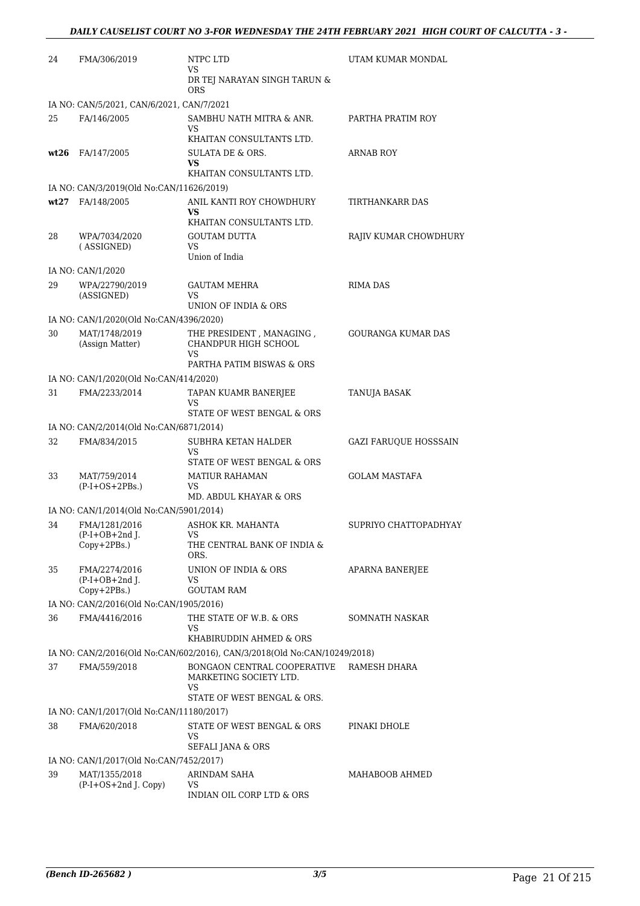| | | | |
|---|---|---|---|
| 24 | FMA/306/2019 | NTPC LTD<br>VS<br>DR TEJ NARAYAN SINGH TARUN & ORS | UTAM KUMAR MONDAL |
| | IA NO: CAN/5/2021, CAN/6/2021, CAN/7/2021 | | |
| 25 | FA/146/2005 | SAMBHU NATH MITRA & ANR.<br>VS<br>KHAITAN CONSULTANTS LTD. | PARTHA PRATIM ROY |
| **wt26** | FA/147/2005 | SULATA DE & ORS.<br>**VS**<br>KHAITAN CONSULTANTS LTD. | ARNAB ROY |
| | IA NO: CAN/3/2019(Old No:CAN/11626/2019) | | |
| **wt27** | FA/148/2005 | ANIL KANTI ROY CHOWDHURY<br>**VS**<br>KHAITAN CONSULTANTS LTD. | TIRTHANKARR DAS |
| 28 | WPA/7034/2020<br>( ASSIGNED) | GOUTAM DUTTA<br>VS<br>Union of India | RAJIV KUMAR CHOWDHURY |
| | IA NO: CAN/1/2020 | | |
| 29 | WPA/22790/2019<br>(ASSIGNED) | GAUTAM MEHRA<br>VS<br>UNION OF INDIA & ORS | RIMA DAS |
| | IA NO: CAN/1/2020(Old No:CAN/4396/2020) | | |
| 30 | MAT/1748/2019<br>(Assign Matter) | THE PRESIDENT , MANAGING , CHANDPUR HIGH SCHOOL<br>VS<br>PARTHA PATIM BISWAS & ORS | GOURANGA KUMAR DAS |
| | IA NO: CAN/1/2020(Old No:CAN/414/2020) | | |
| 31 | FMA/2233/2014 | TAPAN KUAMR BANERJEE<br>VS<br>STATE OF WEST BENGAL & ORS | TANUJA BASAK |
| | IA NO: CAN/2/2014(Old No:CAN/6871/2014) | | |
| 32 | FMA/834/2015 | SUBHRA KETAN HALDER<br>VS<br>STATE OF WEST BENGAL & ORS | GAZI FARUQUE HOSSSAIN |
| 33 | MAT/759/2014<br>(P-I+OS+2PBs.) | MATIUR RAHAMAN<br>VS<br>MD. ABDUL KHAYAR & ORS | GOLAM MASTAFA |
| | IA NO: CAN/1/2014(Old No:CAN/5901/2014) | | |
| 34 | FMA/1281/2016<br>(P-I+OB+2nd J. Copy+2PBs.) | ASHOK KR. MAHANTA<br>VS<br>THE CENTRAL BANK OF INDIA & ORS. | SUPRIYO CHATTOPADHYAY |
| 35 | FMA/2274/2016<br>(P-I+OB+2nd J. Copy+2PBs.) | UNION OF INDIA & ORS<br>VS<br>GOUTAM RAM | APARNA BANERJEE |
| | IA NO: CAN/2/2016(Old No:CAN/1905/2016) | | |
| 36 | FMA/4416/2016 | THE STATE OF W.B. & ORS<br>VS<br>KHABIRUDDIN AHMED & ORS | SOMNATH NASKAR |
| | IA NO: CAN/2/2016(Old No:CAN/602/2016), CAN/3/2018(Old No:CAN/10249/2018) | | |
| 37 | FMA/559/2018 | BONGAON CENTRAL COOPERATIVE MARKETING SOCIETY LTD.<br>VS<br>STATE OF WEST BENGAL & ORS. | RAMESH DHARA |
| | IA NO: CAN/1/2017(Old No:CAN/11180/2017) | | |
| 38 | FMA/620/2018 | STATE OF WEST BENGAL & ORS<br>VS<br>SEFALI JANA & ORS | PINAKI DHOLE |
| | IA NO: CAN/1/2017(Old No:CAN/7452/2017) | | |
| 39 | MAT/1355/2018<br>(P-I+OS+2nd J. Copy) | ARINDAM SAHA<br>VS<br>INDIAN OIL CORP LTD & ORS | MAHABOOB AHMED |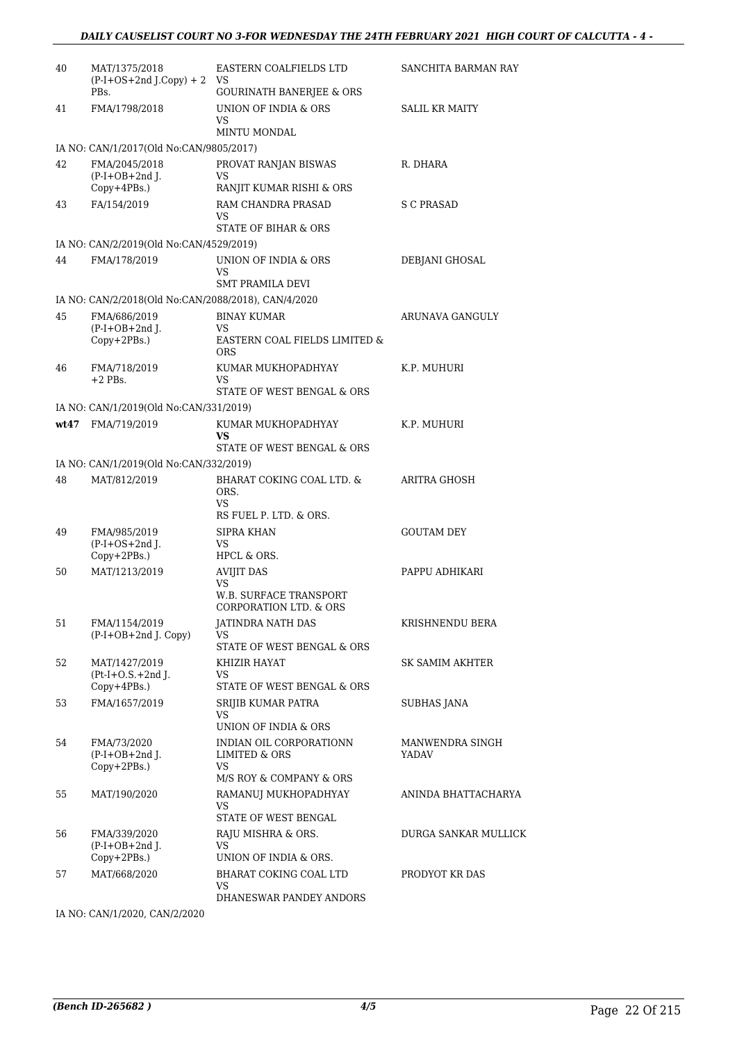| | | | |
|---|---|---|---|
| 40 | MAT/1375/2018 (P-I+OS+2nd J.Copy) + 2 PBs. | EASTERN COALFIELDS LTD<br>VS<br>GOURINATH BANERJEE & ORS | SANCHITA BARMAN RAY |
| 41 | FMA/1798/2018 | UNION OF INDIA & ORS<br>VS<br>MINTU MONDAL | SALIL KR MAITY |
| | IA NO: CAN/1/2017(Old No:CAN/9805/2017) | | |
| 42 | FMA/2045/2018 (P-I+OB+2nd J. Copy+4PBs.) | PROVAT RANJAN BISWAS<br>VS<br>RANJIT KUMAR RISHI & ORS | R. DHARA |
| 43 | FA/154/2019 | RAM CHANDRA PRASAD<br>VS<br>STATE OF BIHAR & ORS | S C PRASAD |
| | IA NO: CAN/2/2019(Old No:CAN/4529/2019) | | |
| 44 | FMA/178/2019 | UNION OF INDIA & ORS<br>VS<br>SMT PRAMILA DEVI | DEBJANI GHOSAL |
| | IA NO: CAN/2/2018(Old No:CAN/2088/2018), CAN/4/2020 | | |
| 45 | FMA/686/2019 (P-I+OB+2nd J. Copy+2PBs.) | BINAY KUMAR<br>VS<br>EASTERN COAL FIELDS LIMITED & ORS | ARUNAVA GANGULY |
| 46 | FMA/718/2019 +2 PBs. | KUMAR MUKHOPADHYAY<br>VS<br>STATE OF WEST BENGAL & ORS | K.P. MUHURI |
| | IA NO: CAN/1/2019(Old No:CAN/331/2019) | | |
| wt47 | FMA/719/2019 | KUMAR MUKHOPADHYAY<br>VS<br>STATE OF WEST BENGAL & ORS | K.P. MUHURI |
| | IA NO: CAN/1/2019(Old No:CAN/332/2019) | | |
| 48 | MAT/812/2019 | BHARAT COKING COAL LTD. & ORS.<br>VS<br>RS FUEL P. LTD. & ORS. | ARITRA GHOSH |
| 49 | FMA/985/2019 (P-I+OS+2nd J. Copy+2PBs.) | SIPRA KHAN<br>VS<br>HPCL & ORS. | GOUTAM DEY |
| 50 | MAT/1213/2019 | AVIJIT DAS<br>VS<br>W.B. SURFACE TRANSPORT CORPORATION LTD. & ORS | PAPPU ADHIKARI |
| 51 | FMA/1154/2019 (P-I+OB+2nd J. Copy) | JATINDRA NATH DAS<br>VS<br>STATE OF WEST BENGAL & ORS | KRISHNENDU BERA |
| 52 | MAT/1427/2019 (Pt-I+O.S.+2nd J. Copy+4PBs.) | KHIZIR HAYAT<br>VS<br>STATE OF WEST BENGAL & ORS | SK SAMIM AKHTER |
| 53 | FMA/1657/2019 | SRIJIB KUMAR PATRA<br>VS<br>UNION OF INDIA & ORS | SUBHAS JANA |
| 54 | FMA/73/2020 (P-I+OB+2nd J. Copy+2PBs.) | INDIAN OIL CORPORATIONN LIMITED & ORS<br>VS<br>M/S ROY & COMPANY & ORS | MANWENDRA SINGH YADAV |
| 55 | MAT/190/2020 | RAMANUJ MUKHOPADHYAY<br>VS<br>STATE OF WEST BENGAL | ANINDA BHATTACHARYA |
| 56 | FMA/339/2020 (P-I+OB+2nd J. Copy+2PBs.) | RAJU MISHRA & ORS.<br>VS<br>UNION OF INDIA & ORS. | DURGA SANKAR MULLICK |
| 57 | MAT/668/2020 | BHARAT COKING COAL LTD<br>VS<br>DHANESWAR PANDEY ANDORS | PRODYOT KR DAS |
| | IA NO: CAN/1/2020, CAN/2/2020 | | |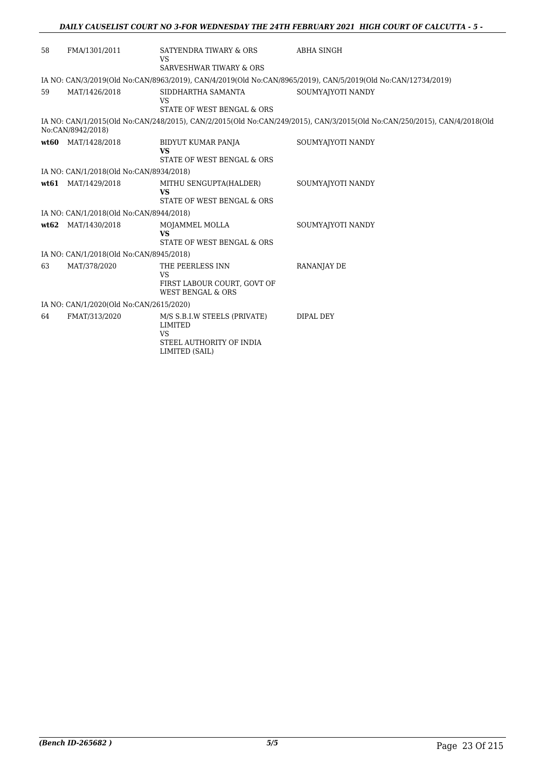| | | | |
|---|---|---|---|
| 58 | FMA/1301/2011 | SATYENDRA TIWARY & ORS<br>VS<br>SARVESHWAR TIWARY & ORS | ABHA SINGH |
| IA NO: CAN/3/2019(Old No:CAN/8963/2019), CAN/4/2019(Old No:CAN/8965/2019), CAN/5/2019(Old No:CAN/12734/2019) | | | |
| 59 | MAT/1426/2018 | SIDDHARTHA SAMANTA<br>VS<br>STATE OF WEST BENGAL & ORS | SOUMYAJYOTI NANDY |
| IA NO: CAN/1/2015(Old No:CAN/248/2015), CAN/2/2015(Old No:CAN/249/2015), CAN/3/2015(Old No:CAN/250/2015), CAN/4/2018(Old No:CAN/8942/2018) | | | |
| **wt60** | MAT/1428/2018 | BIDYUT KUMAR PANJA<br>**VS**<br>STATE OF WEST BENGAL & ORS | SOUMYAJYOTI NANDY |
| IA NO: CAN/1/2018(Old No:CAN/8934/2018) | | | |
| **wt61** | MAT/1429/2018 | MITHU SENGUPTA(HALDER)<br>**VS**<br>STATE OF WEST BENGAL & ORS | SOUMYAJYOTI NANDY |
| IA NO: CAN/1/2018(Old No:CAN/8944/2018) | | | |
| **wt62** | MAT/1430/2018 | MOJAMMEL MOLLA<br>**VS**<br>STATE OF WEST BENGAL & ORS | SOUMYAJYOTI NANDY |
| IA NO: CAN/1/2018(Old No:CAN/8945/2018) | | | |
| 63 | MAT/378/2020 | THE PEERLESS INN<br>VS<br>FIRST LABOUR COURT, GOVT OF WEST BENGAL & ORS | RANANJAY DE |
| IA NO: CAN/1/2020(Old No:CAN/2615/2020) | | | |
| 64 | FMAT/313/2020 | M/S S.B.I.W STEELS (PRIVATE) LIMITED<br>VS<br>STEEL AUTHORITY OF INDIA LIMITED (SAIL) | DIPAL DEY |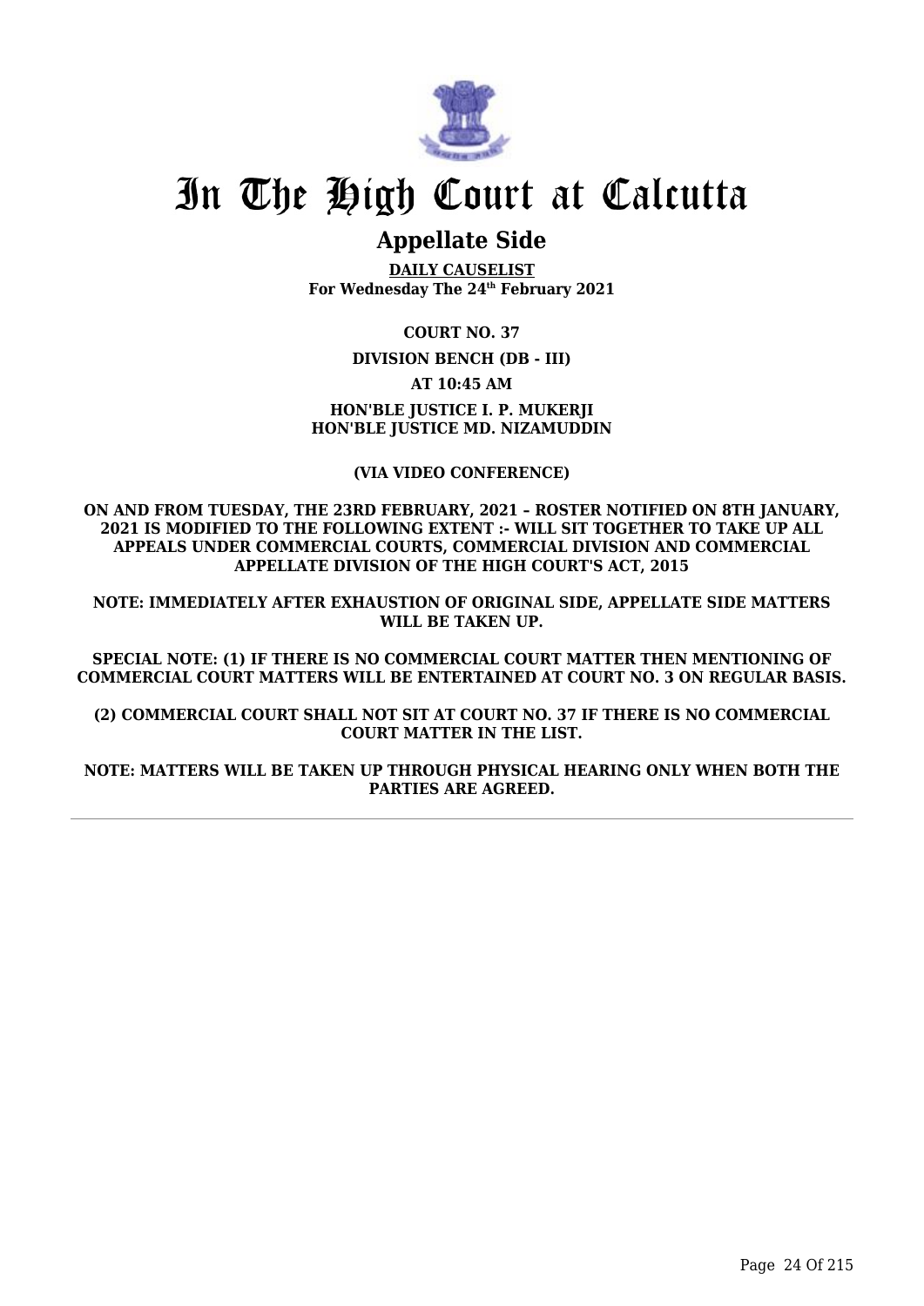# In The High Court at Calcutta

## Appellate Side

**DAILY CAUSELIST**
**For Wednesday The 24th February 2021**

**COURT NO. 37**

**DIVISION BENCH (DB - III)**

**AT 10:45 AM**

**HON'BLE JUSTICE I. P. MUKERJI**
**HON'BLE JUSTICE MD. NIZAMUDDIN**

**(VIA VIDEO CONFERENCE)**

**ON AND FROM TUESDAY, THE 23RD FEBRUARY, 2021 – ROSTER NOTIFIED ON 8TH JANUARY, 2021 IS MODIFIED TO THE FOLLOWING EXTENT :- WILL SIT TOGETHER TO TAKE UP ALL APPEALS UNDER COMMERCIAL COURTS, COMMERCIAL DIVISION AND COMMERCIAL APPELLATE DIVISION OF THE HIGH COURT'S ACT, 2015**

**NOTE: IMMEDIATELY AFTER EXHAUSTION OF ORIGINAL SIDE, APPELLATE SIDE MATTERS WILL BE TAKEN UP.**

**SPECIAL NOTE: (1) IF THERE IS NO COMMERCIAL COURT MATTER THEN MENTIONING OF COMMERCIAL COURT MATTERS WILL BE ENTERTAINED AT COURT NO. 3 ON REGULAR BASIS.**

**(2) COMMERCIAL COURT SHALL NOT SIT AT COURT NO. 37 IF THERE IS NO COMMERCIAL COURT MATTER IN THE LIST.**

**NOTE: MATTERS WILL BE TAKEN UP THROUGH PHYSICAL HEARING ONLY WHEN BOTH THE PARTIES ARE AGREED.**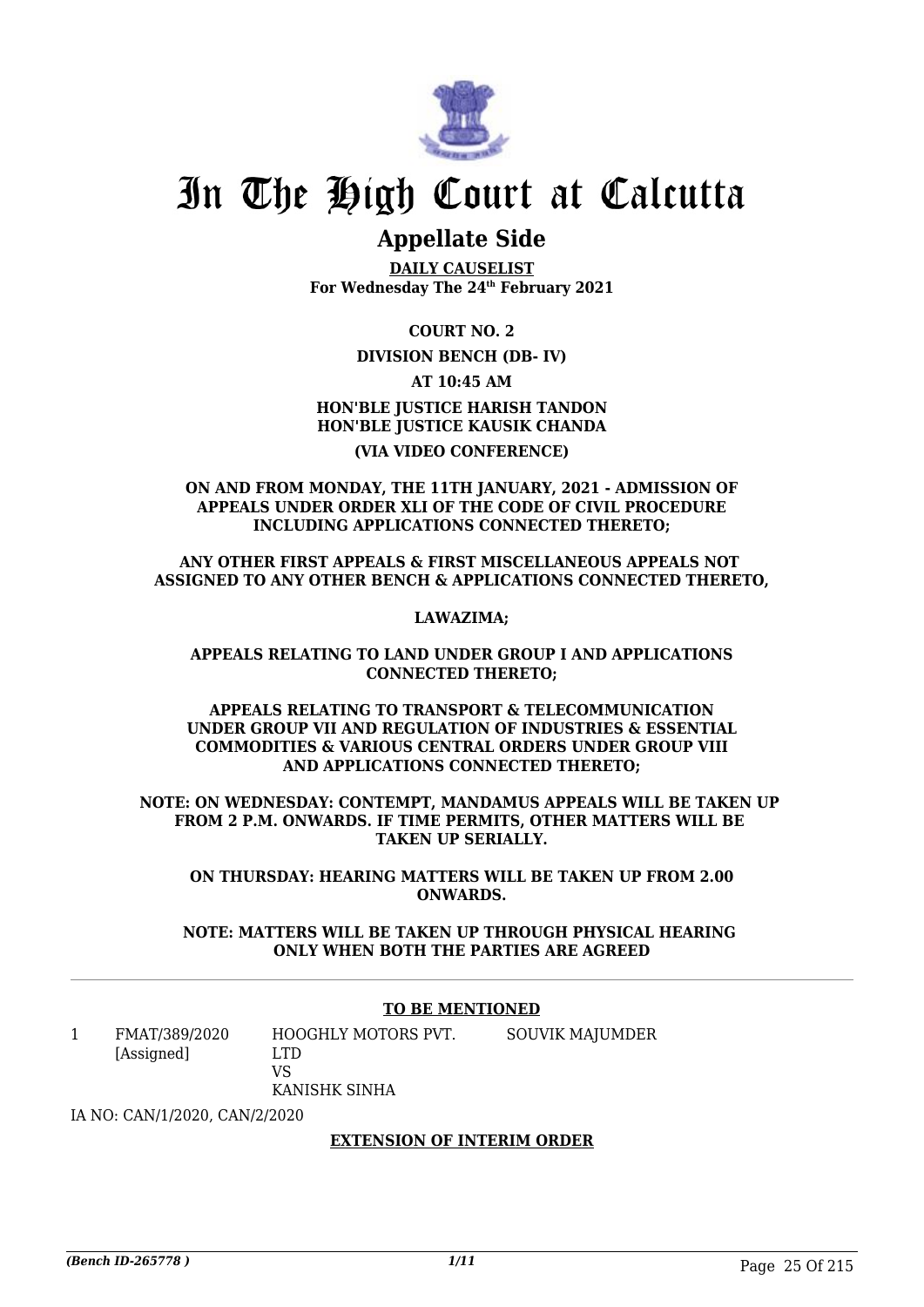# In The High Court at Calcutta

## Appellate Side

**DAILY CAUSELIST**
**For Wednesday The 24th February 2021**

**COURT NO. 2**

**DIVISION BENCH (DB- IV)**

**AT 10:45 AM**

**HON'BLE JUSTICE HARISH TANDON**
**HON'BLE JUSTICE KAUSIK CHANDA**

**(VIA VIDEO CONFERENCE)**

**ON AND FROM MONDAY, THE 11TH JANUARY, 2021 - ADMISSION OF APPEALS UNDER ORDER XLI OF THE CODE OF CIVIL PROCEDURE INCLUDING APPLICATIONS CONNECTED THERETO;**

**ANY OTHER FIRST APPEALS & FIRST MISCELLANEOUS APPEALS NOT ASSIGNED TO ANY OTHER BENCH & APPLICATIONS CONNECTED THERETO,**

**LAWAZIMA;**

**APPEALS RELATING TO LAND UNDER GROUP I AND APPLICATIONS CONNECTED THERETO;**

**APPEALS RELATING TO TRANSPORT & TELECOMMUNICATION UNDER GROUP VII AND REGULATION OF INDUSTRIES & ESSENTIAL COMMODITIES & VARIOUS CENTRAL ORDERS UNDER GROUP VIII AND APPLICATIONS CONNECTED THERETO;**

**NOTE: ON WEDNESDAY: CONTEMPT, MANDAMUS APPEALS WILL BE TAKEN UP FROM 2 P.M. ONWARDS. IF TIME PERMITS, OTHER MATTERS WILL BE TAKEN UP SERIALLY.**

**ON THURSDAY: HEARING MATTERS WILL BE TAKEN UP FROM 2.00 ONWARDS.**

**NOTE: MATTERS WILL BE TAKEN UP THROUGH PHYSICAL HEARING ONLY WHEN BOTH THE PARTIES ARE AGREED**

---

**TO BE MENTIONED**

| | | | |
|---|---|---|---|
| 1 | FMAT/389/2020 [Assigned] | HOOGHLY MOTORS PVT. LTD VS KANISHK SINHA | SOUVIK MAJUMDER |

IA NO: CAN/1/2020, CAN/2/2020

**EXTENSION OF INTERIM ORDER**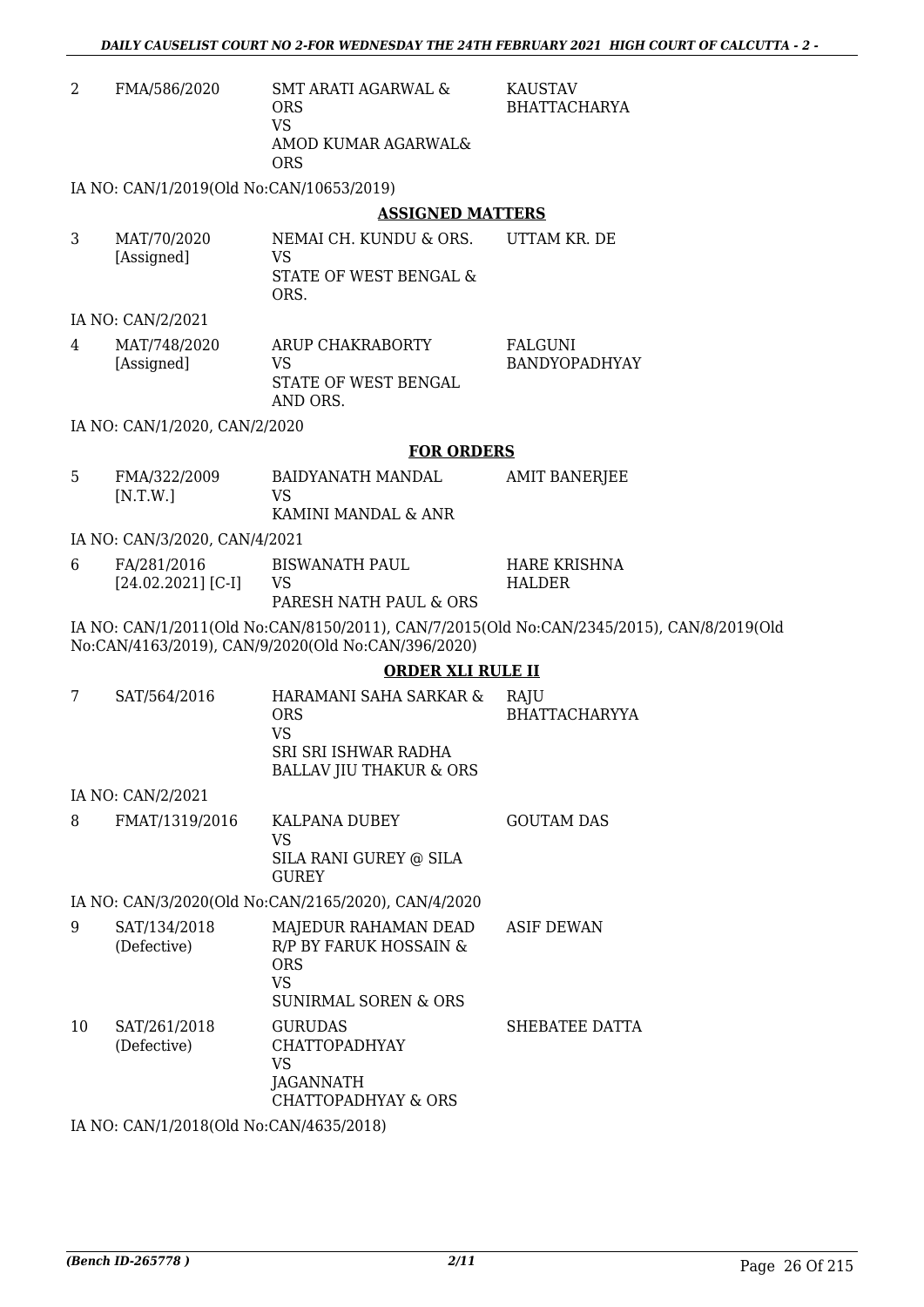| | | | |
|---|---|---|---|
| 2 | FMA/586/2020 | SMT ARATI AGARWAL & ORS<br>VS<br>AMOD KUMAR AGARWAL& ORS | KAUSTAV BHATTACHARYA |

IA NO: CAN/1/2019(Old No:CAN/10653/2019)

**ASSIGNED MATTERS**

| | | | |
|---|---|---|---|
| 3 | MAT/70/2020<br>[Assigned] | NEMAI CH. KUNDU & ORS.<br>VS<br>STATE OF WEST BENGAL & ORS. | UTTAM KR. DE |

IA NO: CAN/2/2021

| | | | |
|---|---|---|---|
| 4 | MAT/748/2020<br>[Assigned] | ARUP CHAKRABORTY<br>VS<br>STATE OF WEST BENGAL AND ORS. | FALGUNI BANDYOPADHYAY |

IA NO: CAN/1/2020, CAN/2/2020

**FOR ORDERS**

| | | | |
|---|---|---|---|
| 5 | FMA/322/2009<br>[N.T.W.] | BAIDYANATH MANDAL<br>VS<br>KAMINI MANDAL & ANR | AMIT BANERJEE |

IA NO: CAN/3/2020, CAN/4/2021

| | | | |
|---|---|---|---|
| 6 | FA/281/2016<br>[24.02.2021] [C-I] | BISWANATH PAUL<br>VS<br>PARESH NATH PAUL & ORS | HARE KRISHNA HALDER |

IA NO: CAN/1/2011(Old No:CAN/8150/2011), CAN/7/2015(Old No:CAN/2345/2015), CAN/8/2019(Old No:CAN/4163/2019), CAN/9/2020(Old No:CAN/396/2020)

**ORDER XLI RULE II**

| | | | |
|---|---|---|---|
| 7 | SAT/564/2016 | HARAMANI SAHA SARKAR & ORS<br>VS<br>SRI SRI ISHWAR RADHA BALLAV JIU THAKUR & ORS | RAJU BHATTACHARYYA |

IA NO: CAN/2/2021

| | | | |
|---|---|---|---|
| 8 | FMAT/1319/2016 | KALPANA DUBEY<br>VS<br>SILA RANI GUREY @ SILA GUREY | GOUTAM DAS |

IA NO: CAN/3/2020(Old No:CAN/2165/2020), CAN/4/2020

| | | | |
|---|---|---|---|
| 9 | SAT/134/2018<br>(Defective) | MAJEDUR RAHAMAN DEAD R/P BY FARUK HOSSAIN & ORS<br>VS<br>SUNIRMAL SOREN & ORS | ASIF DEWAN |
| 10 | SAT/261/2018<br>(Defective) | GURUDAS CHATTOPADHYAY<br>VS<br>JAGANNATH CHATTOPADHYAY & ORS | SHEBATEE DATTA |

IA NO: CAN/1/2018(Old No:CAN/4635/2018)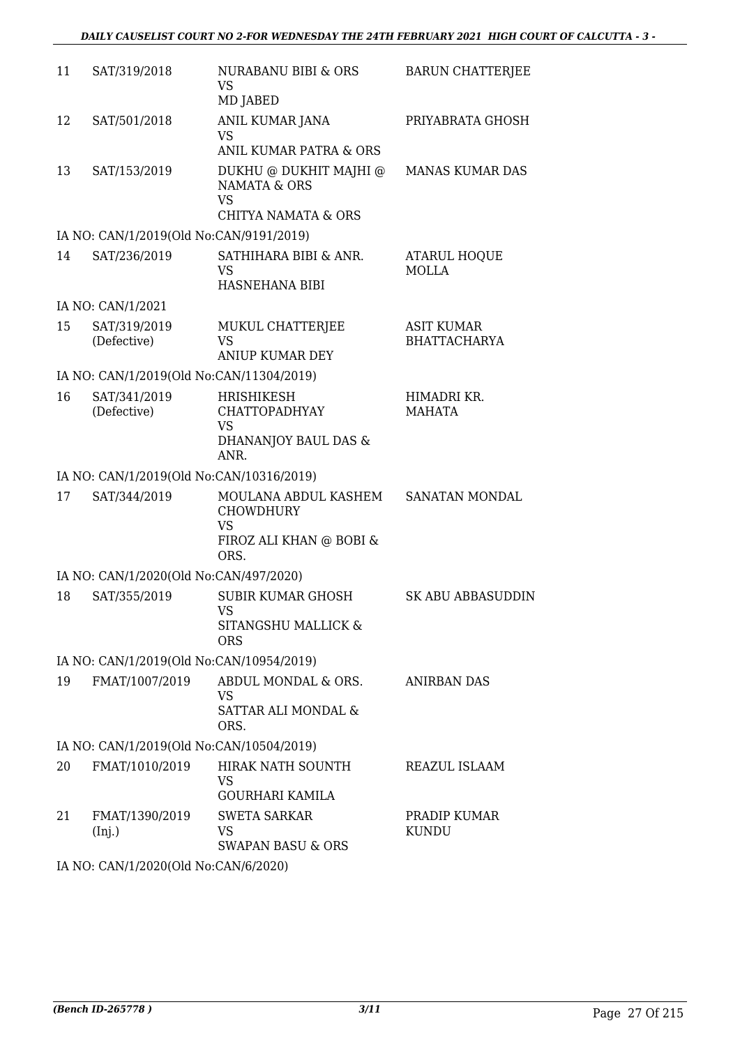| | | | |
|---|---|---|---|
| 11 | SAT/319/2018 | NURABANU BIBI & ORS<br>VS<br>MD JABED | BARUN CHATTERJEE |
| 12 | SAT/501/2018 | ANIL KUMAR JANA<br>VS<br>ANIL KUMAR PATRA & ORS | PRIYABRATA GHOSH |
| 13 | SAT/153/2019 | DUKHU @ DUKHIT MAJHI @ NAMATA & ORS<br>VS<br>CHITYA NAMATA & ORS | MANAS KUMAR DAS |
| | IA NO: CAN/1/2019(Old No:CAN/9191/2019) | | |
| 14 | SAT/236/2019 | SATHIHARA BIBI & ANR.<br>VS<br>HASNEHANA BIBI | ATARUL HOQUE MOLLA |
| | IA NO: CAN/1/2021 | | |
| 15 | SAT/319/2019<br>(Defective) | MUKUL CHATTERJEE<br>VS<br>ANIUP KUMAR DEY | ASIT KUMAR BHATTACHARYA |
| | IA NO: CAN/1/2019(Old No:CAN/11304/2019) | | |
| 16 | SAT/341/2019<br>(Defective) | HRISHIKESH CHATTOPADHYAY<br>VS<br>DHANANJOY BAUL DAS & ANR. | HIMADRI KR. MAHATA |
| | IA NO: CAN/1/2019(Old No:CAN/10316/2019) | | |
| 17 | SAT/344/2019 | MOULANA ABDUL KASHEM CHOWDHURY<br>VS<br>FIROZ ALI KHAN @ BOBI & ORS. | SANATAN MONDAL |
| | IA NO: CAN/1/2020(Old No:CAN/497/2020) | | |
| 18 | SAT/355/2019 | SUBIR KUMAR GHOSH<br>VS<br>SITANGSHU MALLICK & ORS | SK ABU ABBASUDDIN |
| | IA NO: CAN/1/2019(Old No:CAN/10954/2019) | | |
| 19 | FMAT/1007/2019 | ABDUL MONDAL & ORS.<br>VS<br>SATTAR ALI MONDAL & ORS. | ANIRBAN DAS |
| | IA NO: CAN/1/2019(Old No:CAN/10504/2019) | | |
| 20 | FMAT/1010/2019 | HIRAK NATH SOUNTH<br>VS<br>GOURHARI KAMILA | REAZUL ISLAAM |
| 21 | FMAT/1390/2019<br>(Inj.) | SWETA SARKAR<br>VS<br>SWAPAN BASU & ORS | PRADIP KUMAR KUNDU |
| | IA NO: CAN/1/2020(Old No:CAN/6/2020) | | |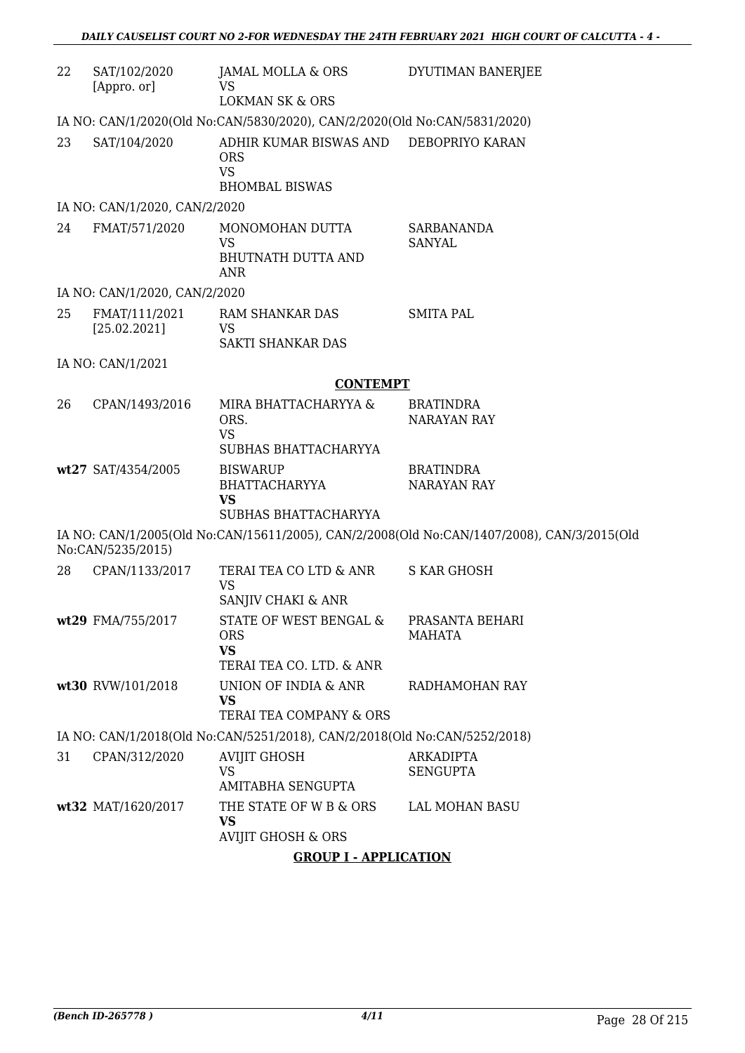| | | | |
|---|---|---|---|
| 22 | SAT/102/2020 [Appro. or] | JAMAL MOLLA & ORS VS LOKMAN SK & ORS | DYUTIMAN BANERJEE |
| IA NO: CAN/1/2020(Old No:CAN/5830/2020), CAN/2/2020(Old No:CAN/5831/2020) | | | |
| 23 | SAT/104/2020 | ADHIR KUMAR BISWAS AND ORS VS BHOMBAL BISWAS | DEBOPRIYO KARAN |
| IA NO: CAN/1/2020, CAN/2/2020 | | | |
| 24 | FMAT/571/2020 | MONOMOHAN DUTTA VS BHUTNATH DUTTA AND ANR | SARBANANDA SANYAL |
| IA NO: CAN/1/2020, CAN/2/2020 | | | |
| 25 | FMAT/111/2021 [25.02.2021] | RAM SHANKAR DAS VS SAKTI SHANKAR DAS | SMITA PAL |
| IA NO: CAN/1/2021 | | | |

**CONTEMPT**

| | | | |
|---|---|---|---|
| 26 | CPAN/1493/2016 | MIRA BHATTACHARYYA & ORS. VS SUBHAS BHATTACHARYYA | BRATINDRA NARAYAN RAY |
| wt27 | SAT/4354/2005 | BISWARUP BHATTACHARYYA **VS** SUBHAS BHATTACHARYYA | BRATINDRA NARAYAN RAY |
| IA NO: CAN/1/2005(Old No:CAN/15611/2005), CAN/2/2008(Old No:CAN/1407/2008), CAN/3/2015(Old No:CAN/5235/2015) | | | |
| 28 | CPAN/1133/2017 | TERAI TEA CO LTD & ANR VS SANJIV CHAKI & ANR | S KAR GHOSH |
| wt29 | FMA/755/2017 | STATE OF WEST BENGAL & ORS **VS** TERAI TEA CO. LTD. & ANR | PRASANTA BEHARI MAHATA |
| wt30 | RVW/101/2018 | UNION OF INDIA & ANR **VS** TERAI TEA COMPANY & ORS | RADHAMOHAN RAY |
| IA NO: CAN/1/2018(Old No:CAN/5251/2018), CAN/2/2018(Old No:CAN/5252/2018) | | | |
| 31 | CPAN/312/2020 | AVIJIT GHOSH VS AMITABHA SENGUPTA | ARKADIPTA SENGUPTA |
| wt32 | MAT/1620/2017 | THE STATE OF W B & ORS **VS** AVIJIT GHOSH & ORS | LAL MOHAN BASU |

**GROUP I - APPLICATION**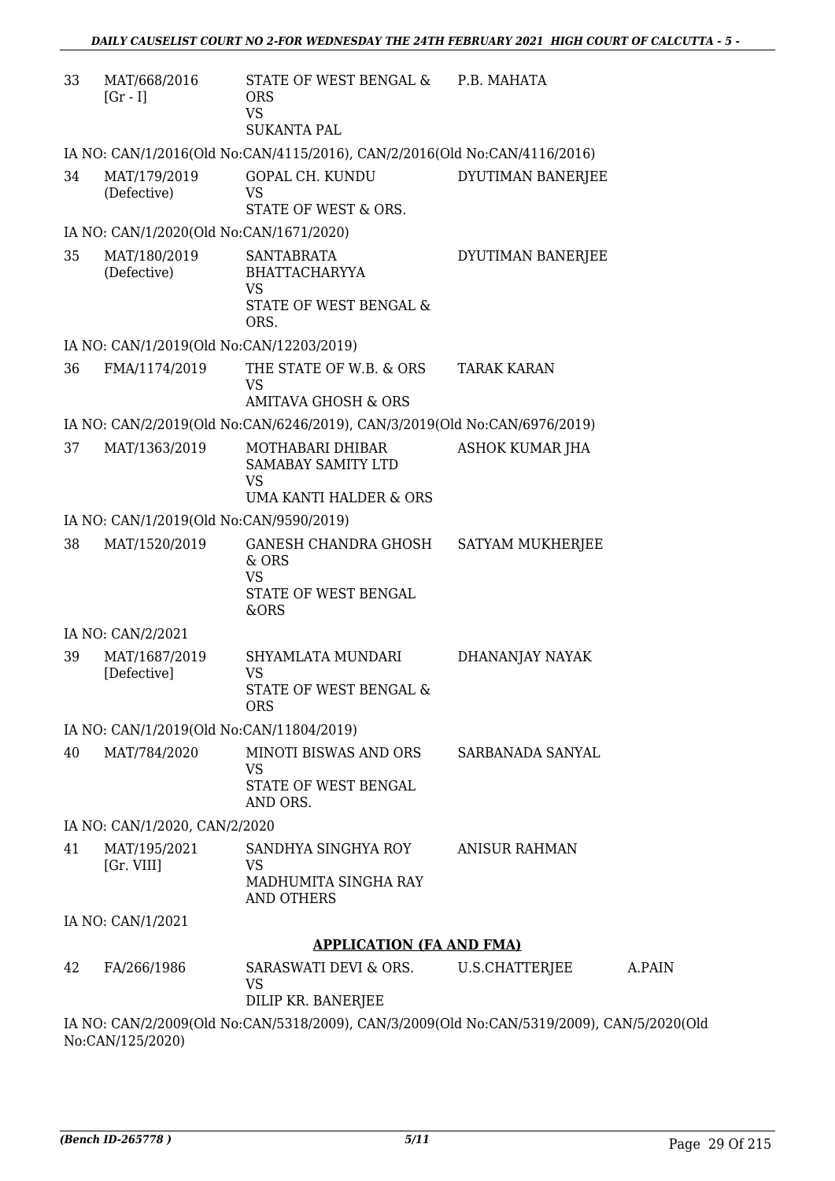| | | | | |
|---|---|---|---|---|
| 33 | MAT/668/2016 [Gr - I] | STATE OF WEST BENGAL & ORS<br>VS<br>SUKANTA PAL | P.B. MAHATA | |

IA NO: CAN/1/2016(Old No:CAN/4115/2016), CAN/2/2016(Old No:CAN/4116/2016)

| | | | | |
|---|---|---|---|---|
| 34 | MAT/179/2019 (Defective) | GOPAL CH. KUNDU<br>VS<br>STATE OF WEST & ORS. | DYUTIMAN BANERJEE | |

IA NO: CAN/1/2020(Old No:CAN/1671/2020)

| | | | | |
|---|---|---|---|---|
| 35 | MAT/180/2019 (Defective) | SANTABRATA BHATTACHARYYA<br>VS<br>STATE OF WEST BENGAL & ORS. | DYUTIMAN BANERJEE | |

IA NO: CAN/1/2019(Old No:CAN/12203/2019)

| | | | | |
|---|---|---|---|---|
| 36 | FMA/1174/2019 | THE STATE OF W.B. & ORS<br>VS<br>AMITAVA GHOSH & ORS | TARAK KARAN | |

IA NO: CAN/2/2019(Old No:CAN/6246/2019), CAN/3/2019(Old No:CAN/6976/2019)

| | | | | |
|---|---|---|---|---|
| 37 | MAT/1363/2019 | MOTHABARI DHIBAR SAMABAY SAMITY LTD<br>VS<br>UMA KANTI HALDER & ORS | ASHOK KUMAR JHA | |

IA NO: CAN/1/2019(Old No:CAN/9590/2019)

| | | | | |
|---|---|---|---|---|
| 38 | MAT/1520/2019 | GANESH CHANDRA GHOSH & ORS<br>VS<br>STATE OF WEST BENGAL &ORS | SATYAM MUKHERJEE | |

IA NO: CAN/2/2021

| | | | | |
|---|---|---|---|---|
| 39 | MAT/1687/2019 [Defective] | SHYAMLATA MUNDARI<br>VS<br>STATE OF WEST BENGAL & ORS | DHANANJAY NAYAK | |

IA NO: CAN/1/2019(Old No:CAN/11804/2019)

| | | | | |
|---|---|---|---|---|
| 40 | MAT/784/2020 | MINOTI BISWAS AND ORS<br>VS<br>STATE OF WEST BENGAL AND ORS. | SARBANADA SANYAL | |

IA NO: CAN/1/2020, CAN/2/2020

| | | | | |
|---|---|---|---|---|
| 41 | MAT/195/2021 [Gr. VIII] | SANDHYA SINGHYA ROY<br>VS<br>MADHUMITA SINGHA RAY AND OTHERS | ANISUR RAHMAN | |

IA NO: CAN/1/2021

## APPLICATION (FA AND FMA)

| | | | | |
|---|---|---|---|---|
| 42 | FA/266/1986 | SARASWATI DEVI & ORS.<br>VS<br>DILIP KR. BANERJEE | U.S.CHATTERJEE | A.PAIN |

IA NO: CAN/2/2009(Old No:CAN/5318/2009), CAN/3/2009(Old No:CAN/5319/2009), CAN/5/2020(Old No:CAN/125/2020)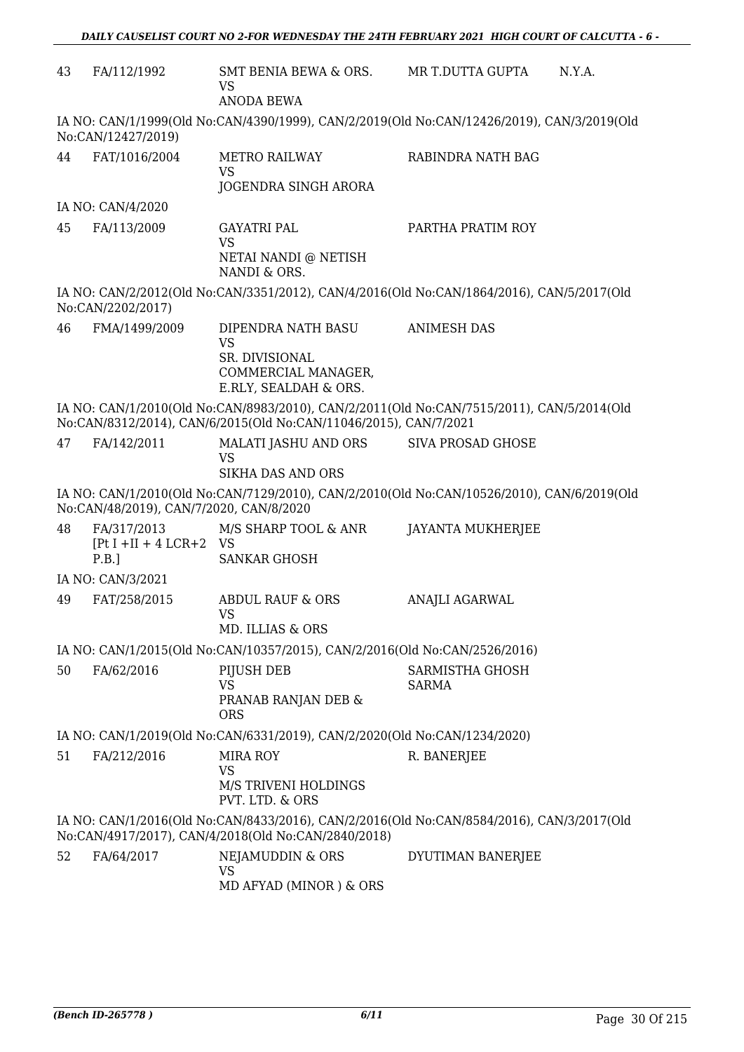| 43 | FA/112/1992 | SMT BENIA BEWA & ORS.<br>VS<br>ANODA BEWA | MR T.DUTTA GUPTA | N.Y.A. |
|---|---|---|---|---|

IA NO: CAN/1/1999(Old No:CAN/4390/1999), CAN/2/2019(Old No:CAN/12426/2019), CAN/3/2019(Old No:CAN/12427/2019)

| 44 | FAT/1016/2004 | METRO RAILWAY<br>VS<br>JOGENDRA SINGH ARORA | RABINDRA NATH BAG | |
|---|---|---|---|---|

IA NO: CAN/4/2020

| 45 | FA/113/2009 | GAYATRI PAL<br>VS<br>NETAI NANDI @ NETISH NANDI & ORS. | PARTHA PRATIM ROY | |
|---|---|---|---|---|

IA NO: CAN/2/2012(Old No:CAN/3351/2012), CAN/4/2016(Old No:CAN/1864/2016), CAN/5/2017(Old No:CAN/2202/2017)

| 46 | FMA/1499/2009 | DIPENDRA NATH BASU<br>VS<br>SR. DIVISIONAL COMMERCIAL MANAGER, E.RLY, SEALDAH & ORS. | ANIMESH DAS | |
|---|---|---|---|---|

IA NO: CAN/1/2010(Old No:CAN/8983/2010), CAN/2/2011(Old No:CAN/7515/2011), CAN/5/2014(Old No:CAN/8312/2014), CAN/6/2015(Old No:CAN/11046/2015), CAN/7/2021

| 47 | FA/142/2011 | MALATI JASHU AND ORS<br>VS<br>SIKHA DAS AND ORS | SIVA PROSAD GHOSE | |
|---|---|---|---|---|

IA NO: CAN/1/2010(Old No:CAN/7129/2010), CAN/2/2010(Old No:CAN/10526/2010), CAN/6/2019(Old No:CAN/48/2019), CAN/7/2020, CAN/8/2020

| 48 | FA/317/2013<br>[Pt I +II + 4 LCR+2 P.B.] | M/S SHARP TOOL & ANR<br>VS<br>SANKAR GHOSH | JAYANTA MUKHERJEE | |
|---|---|---|---|---|

IA NO: CAN/3/2021

| 49 | FAT/258/2015 | ABDUL RAUF & ORS<br>VS<br>MD. ILLIAS & ORS | ANAJLI AGARWAL | |
|---|---|---|---|---|

IA NO: CAN/1/2015(Old No:CAN/10357/2015), CAN/2/2016(Old No:CAN/2526/2016)

| 50 | FA/62/2016 | PIJUSH DEB<br>VS<br>PRANAB RANJAN DEB & ORS | SARMISTHA GHOSH SARMA | |
|---|---|---|---|---|

IA NO: CAN/1/2019(Old No:CAN/6331/2019), CAN/2/2020(Old No:CAN/1234/2020)

| 51 | FA/212/2016 | MIRA ROY<br>VS<br>M/S TRIVENI HOLDINGS PVT. LTD. & ORS | R. BANERJEE | |
|---|---|---|---|---|

IA NO: CAN/1/2016(Old No:CAN/8433/2016), CAN/2/2016(Old No:CAN/8584/2016), CAN/3/2017(Old No:CAN/4917/2017), CAN/4/2018(Old No:CAN/2840/2018)

| 52 | FA/64/2017 | NEJAMUDDIN & ORS<br>VS<br>MD AFYAD (MINOR ) & ORS | DYUTIMAN BANERJEE | |
|---|---|---|---|---|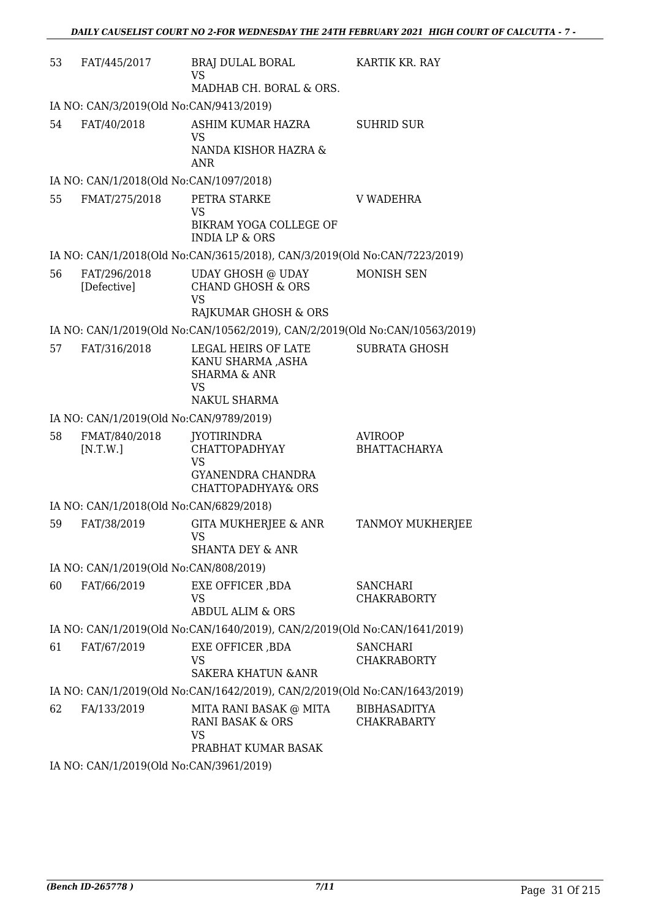| 53 | FAT/445/2017 | BRAJ DULAL BORAL<br>VS<br>MADHAB CH. BORAL & ORS. | KARTIK KR. RAY |
|---|---|---|---|

IA NO: CAN/3/2019(Old No:CAN/9413/2019)

| 54 | FAT/40/2018 | ASHIM KUMAR HAZRA<br>VS<br>NANDA KISHOR HAZRA & ANR | SUHRID SUR |
|---|---|---|---|

IA NO: CAN/1/2018(Old No:CAN/1097/2018)

| 55 | FMAT/275/2018 | PETRA STARKE<br>VS<br>BIKRAM YOGA COLLEGE OF INDIA LP & ORS | V WADEHRA |
|---|---|---|---|

IA NO: CAN/1/2018(Old No:CAN/3615/2018), CAN/3/2019(Old No:CAN/7223/2019)

| 56 | FAT/296/2018 [Defective] | UDAY GHOSH @ UDAY CHAND GHOSH & ORS<br>VS<br>RAJKUMAR GHOSH & ORS | MONISH SEN |
|---|---|---|---|

IA NO: CAN/1/2019(Old No:CAN/10562/2019), CAN/2/2019(Old No:CAN/10563/2019)

| 57 | FAT/316/2018 | LEGAL HEIRS OF LATE KANU SHARMA ,ASHA SHARMA & ANR<br>VS<br>NAKUL SHARMA | SUBRATA GHOSH |
|---|---|---|---|

IA NO: CAN/1/2019(Old No:CAN/9789/2019)

| 58 | FMAT/840/2018 [N.T.W.] | JYOTIRINDRA CHATTOPADHYAY<br>VS<br>GYANENDRA CHANDRA CHATTOPADHYAY& ORS | AVIROOP BHATTACHARYA |
|---|---|---|---|

IA NO: CAN/1/2018(Old No:CAN/6829/2018)

| 59 | FAT/38/2019 | GITA MUKHERJEE & ANR<br>VS<br>SHANTA DEY & ANR | TANMOY MUKHERJEE |
|---|---|---|---|

IA NO: CAN/1/2019(Old No:CAN/808/2019)

| 60 | FAT/66/2019 | EXE OFFICER ,BDA<br>VS<br>ABDUL ALIM & ORS | SANCHARI CHAKRABORTY |
|---|---|---|---|

IA NO: CAN/1/2019(Old No:CAN/1640/2019), CAN/2/2019(Old No:CAN/1641/2019)

| 61 | FAT/67/2019 | EXE OFFICER ,BDA<br>VS<br>SAKERA KHATUN &ANR | SANCHARI CHAKRABORTY |
|---|---|---|---|

IA NO: CAN/1/2019(Old No:CAN/1642/2019), CAN/2/2019(Old No:CAN/1643/2019)

| 62 | FA/133/2019 | MITA RANI BASAK @ MITA RANI BASAK & ORS<br>VS<br>PRABHAT KUMAR BASAK | BIBHASADITYA CHAKRABARTY |
|---|---|---|---|

IA NO: CAN/1/2019(Old No:CAN/3961/2019)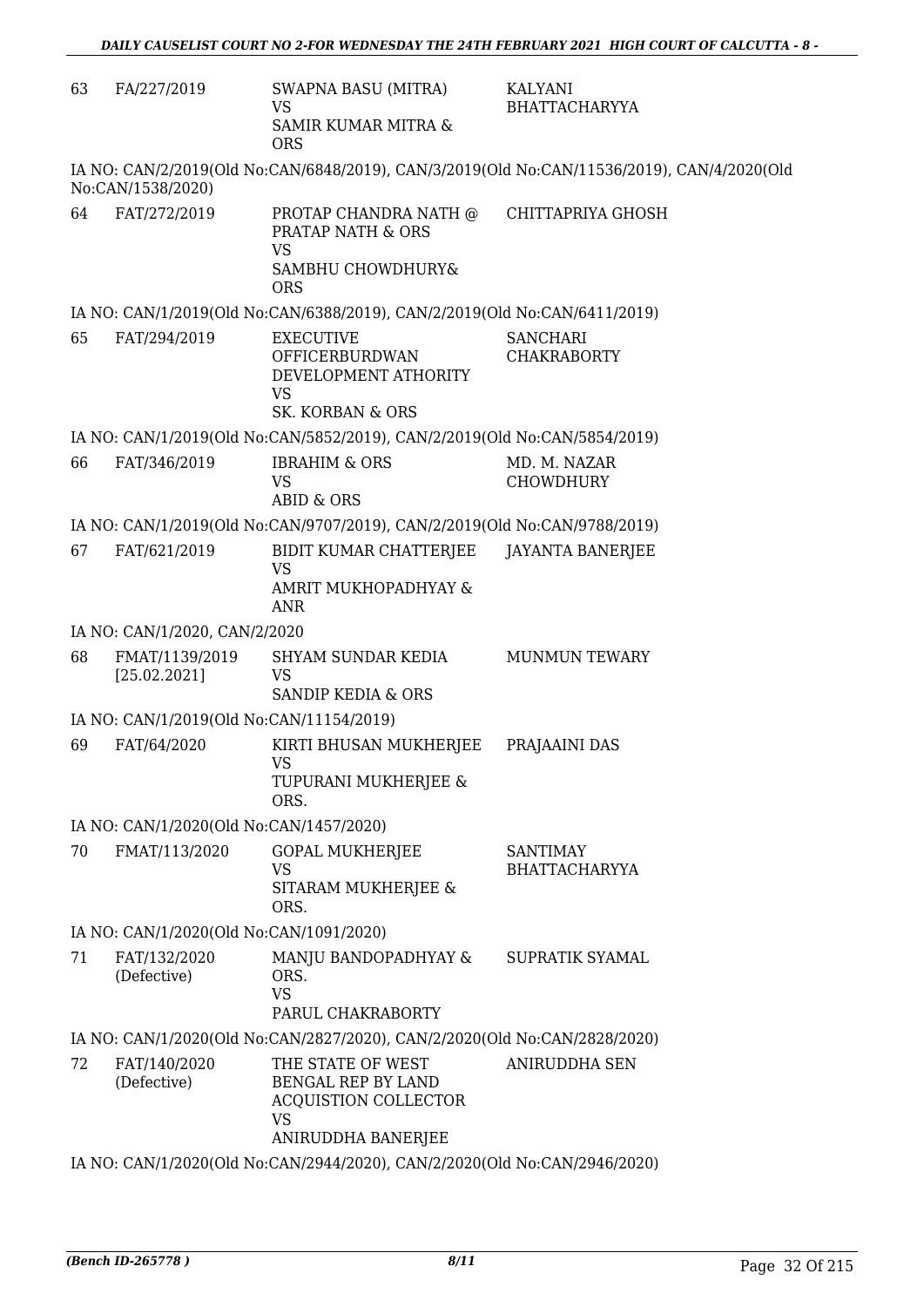| | | | |
|---|---|---|---|
| 63 | FA/227/2019 | SWAPNA BASU (MITRA)<br>VS<br>SAMIR KUMAR MITRA & ORS | KALYANI BHATTACHARYYA |

IA NO: CAN/2/2019(Old No:CAN/6848/2019), CAN/3/2019(Old No:CAN/11536/2019), CAN/4/2020(Old No:CAN/1538/2020)

| | | | |
|---|---|---|---|
| 64 | FAT/272/2019 | PROTAP CHANDRA NATH @ PRATAP NATH & ORS<br>VS<br>SAMBHU CHOWDHURY& ORS | CHITTAPRIYA GHOSH |

IA NO: CAN/1/2019(Old No:CAN/6388/2019), CAN/2/2019(Old No:CAN/6411/2019)

| | | | |
|---|---|---|---|
| 65 | FAT/294/2019 | EXECUTIVE OFFICERBURDWAN DEVELOPMENT ATHORITY<br>VS<br>SK. KORBAN & ORS | SANCHARI CHAKRABORTY |

IA NO: CAN/1/2019(Old No:CAN/5852/2019), CAN/2/2019(Old No:CAN/5854/2019)

| | | | |
|---|---|---|---|
| 66 | FAT/346/2019 | IBRAHIM & ORS<br>VS<br>ABID & ORS | MD. M. NAZAR CHOWDHURY |

IA NO: CAN/1/2019(Old No:CAN/9707/2019), CAN/2/2019(Old No:CAN/9788/2019)

| | | | |
|---|---|---|---|
| 67 | FAT/621/2019 | BIDIT KUMAR CHATTERJEE<br>VS<br>AMRIT MUKHOPADHYAY & ANR | JAYANTA BANERJEE |

IA NO: CAN/1/2020, CAN/2/2020

| | | | |
|---|---|---|---|
| 68 | FMAT/1139/2019 [25.02.2021] | SHYAM SUNDAR KEDIA<br>VS<br>SANDIP KEDIA & ORS | MUNMUN TEWARY |

IA NO: CAN/1/2019(Old No:CAN/11154/2019)

| | | | |
|---|---|---|---|
| 69 | FAT/64/2020 | KIRTI BHUSAN MUKHERJEE<br>VS<br>TUPURANI MUKHERJEE & ORS. | PRAJAAINI DAS |

IA NO: CAN/1/2020(Old No:CAN/1457/2020)

| | | | |
|---|---|---|---|
| 70 | FMAT/113/2020 | GOPAL MUKHERJEE<br>VS<br>SITARAM MUKHERJEE & ORS. | SANTIMAY BHATTACHARYYA |

IA NO: CAN/1/2020(Old No:CAN/1091/2020)

| | | | |
|---|---|---|---|
| 71 | FAT/132/2020 (Defective) | MANJU BANDOPADHYAY & ORS.<br>VS<br>PARUL CHAKRABORTY | SUPRATIK SYAMAL |

IA NO: CAN/1/2020(Old No:CAN/2827/2020), CAN/2/2020(Old No:CAN/2828/2020)

| | | | |
|---|---|---|---|
| 72 | FAT/140/2020 (Defective) | THE STATE OF WEST BENGAL REP BY LAND ACQUISTION COLLECTOR<br>VS<br>ANIRUDDHA BANERJEE | ANIRUDDHA SEN |

IA NO: CAN/1/2020(Old No:CAN/2944/2020), CAN/2/2020(Old No:CAN/2946/2020)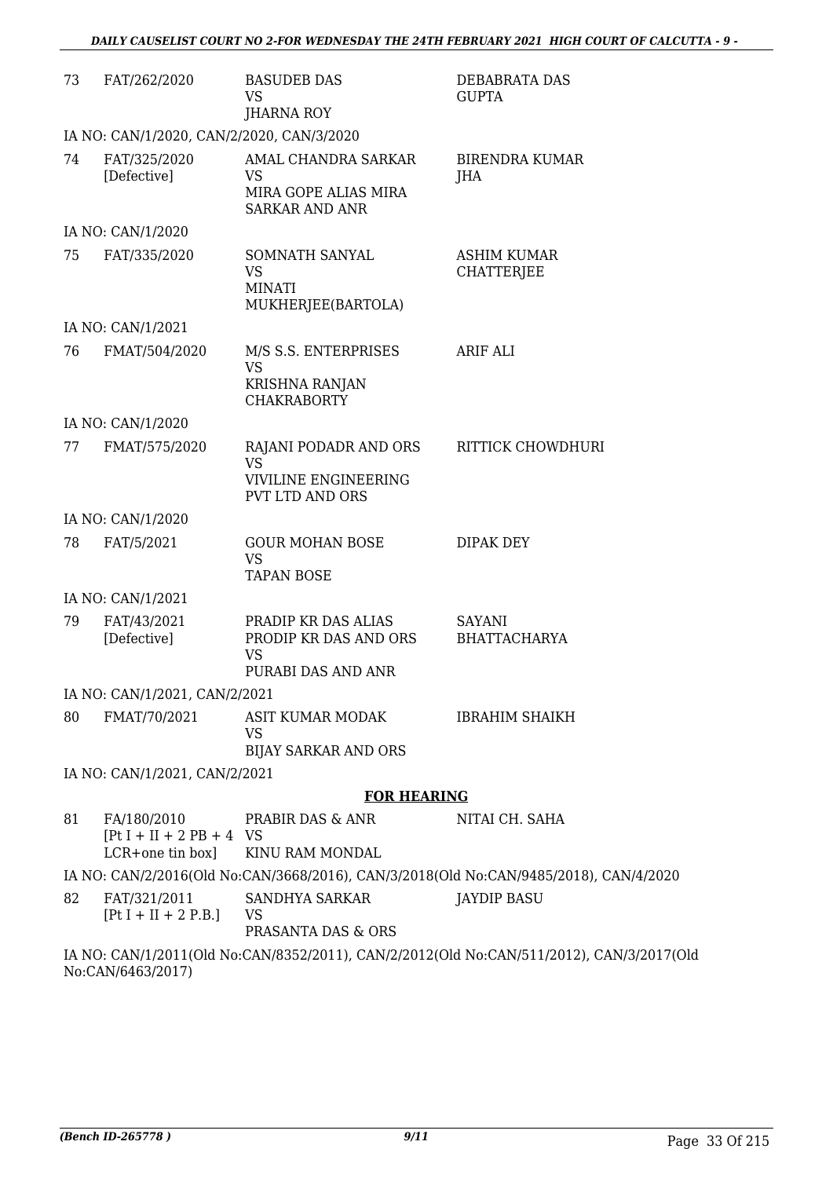| | | | |
|---|---|---|---|
| 73 | FAT/262/2020 | BASUDEB DAS<br>VS<br>JHARNA ROY | DEBABRATA DAS GUPTA |
| IA NO: CAN/1/2020, CAN/2/2020, CAN/3/2020 | | | |
| 74 | FAT/325/2020<br>[Defective] | AMAL CHANDRA SARKAR<br>VS<br>MIRA GOPE ALIAS MIRA SARKAR AND ANR | BIRENDRA KUMAR JHA |
| IA NO: CAN/1/2020 | | | |
| 75 | FAT/335/2020 | SOMNATH SANYAL<br>VS<br>MINATI MUKHERJEE(BARTOLA) | ASHIM KUMAR CHATTERJEE |
| IA NO: CAN/1/2021 | | | |
| 76 | FMAT/504/2020 | M/S S.S. ENTERPRISES<br>VS<br>KRISHNA RANJAN CHAKRABORTY | ARIF ALI |
| IA NO: CAN/1/2020 | | | |
| 77 | FMAT/575/2020 | RAJANI PODADR AND ORS<br>VS<br>VIVILINE ENGINEERING PVT LTD AND ORS | RITTICK CHOWDHURI |
| IA NO: CAN/1/2020 | | | |
| 78 | FAT/5/2021 | GOUR MOHAN BOSE<br>VS<br>TAPAN BOSE | DIPAK DEY |
| IA NO: CAN/1/2021 | | | |
| 79 | FAT/43/2021<br>[Defective] | PRADIP KR DAS ALIAS PRODIP KR DAS AND ORS<br>VS<br>PURABI DAS AND ANR | SAYANI BHATTACHARYA |
| IA NO: CAN/1/2021, CAN/2/2021 | | | |
| 80 | FMAT/70/2021 | ASIT KUMAR MODAK<br>VS<br>BIJAY SARKAR AND ORS | IBRAHIM SHAIKH |
| IA NO: CAN/1/2021, CAN/2/2021 | | | |

## FOR HEARING

| | | | |
|---|---|---|---|
| 81 | FA/180/2010<br>[Pt I + II + 2 PB + 4 LCR+one tin box] | PRABIR DAS & ANR<br>VS<br>KINU RAM MONDAL | NITAI CH. SAHA |
| IA NO: CAN/2/2016(Old No:CAN/3668/2016), CAN/3/2018(Old No:CAN/9485/2018), CAN/4/2020 | | | |
| 82 | FAT/321/2011<br>[Pt I + II + 2 P.B.] | SANDHYA SARKAR<br>VS<br>PRASANTA DAS & ORS | JAYDIP BASU |
| IA NO: CAN/1/2011(Old No:CAN/8352/2011), CAN/2/2012(Old No:CAN/511/2012), CAN/3/2017(Old No:CAN/6463/2017) | | | |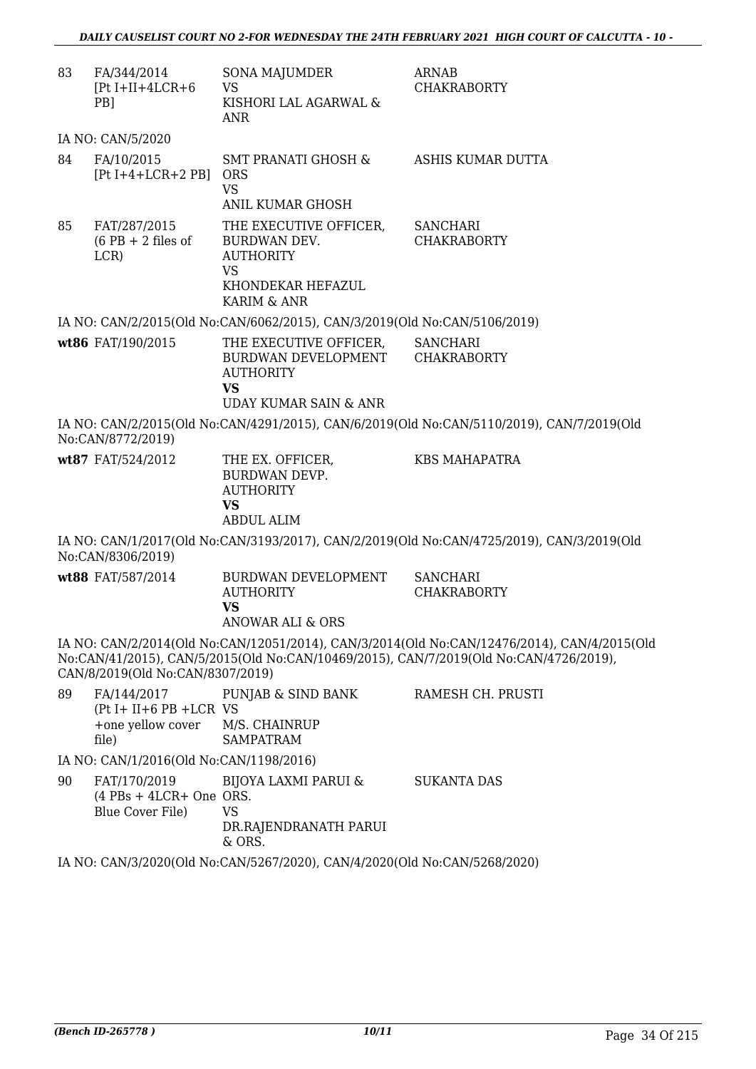| | | | |
|---|---|---|---|
| 83 | FA/344/2014 [Pt I+II+4LCR+6 PB] | SONA MAJUMDER VS KISHORI LAL AGARWAL & ANR | ARNAB CHAKRABORTY |

IA NO: CAN/5/2020

| | | | |
|---|---|---|---|
| 84 | FA/10/2015 [Pt I+4+LCR+2 PB] | SMT PRANATI GHOSH & ORS VS ANIL KUMAR GHOSH | ASHIS KUMAR DUTTA |
| 85 | FAT/287/2015 (6 PB + 2 files of LCR) | THE EXECUTIVE OFFICER, BURDWAN DEV. AUTHORITY VS KHONDEKAR HEFAZUL KARIM & ANR | SANCHARI CHAKRABORTY |

IA NO: CAN/2/2015(Old No:CAN/6062/2015), CAN/3/2019(Old No:CAN/5106/2019)

| | | | |
|---|---|---|---|
| **wt86** | FAT/190/2015 | THE EXECUTIVE OFFICER, BURDWAN DEVELOPMENT AUTHORITY **VS** UDAY KUMAR SAIN & ANR | SANCHARI CHAKRABORTY |

IA NO: CAN/2/2015(Old No:CAN/4291/2015), CAN/6/2019(Old No:CAN/5110/2019), CAN/7/2019(Old No:CAN/8772/2019)

| | | | |
|---|---|---|---|
| **wt87** | FAT/524/2012 | THE EX. OFFICER, BURDWAN DEVP. AUTHORITY **VS** ABDUL ALIM | KBS MAHAPATRA |

IA NO: CAN/1/2017(Old No:CAN/3193/2017), CAN/2/2019(Old No:CAN/4725/2019), CAN/3/2019(Old No:CAN/8306/2019)

| | | | |
|---|---|---|---|
| **wt88** | FAT/587/2014 | BURDWAN DEVELOPMENT AUTHORITY **VS** ANOWAR ALI & ORS | SANCHARI CHAKRABORTY |

IA NO: CAN/2/2014(Old No:CAN/12051/2014), CAN/3/2014(Old No:CAN/12476/2014), CAN/4/2015(Old No:CAN/41/2015), CAN/5/2015(Old No:CAN/10469/2015), CAN/7/2019(Old No:CAN/4726/2019), CAN/8/2019(Old No:CAN/8307/2019)

| | | | |
|---|---|---|---|
| 89 | FA/144/2017 (Pt I+ II+6 PB +LCR +one yellow cover file) | PUNJAB & SIND BANK VS M/S. CHAINRUP SAMPATRAM | RAMESH CH. PRUSTI |

IA NO: CAN/1/2016(Old No:CAN/1198/2016)

| | | | |
|---|---|---|---|
| 90 | FAT/170/2019 (4 PBs + 4LCR+ One Blue Cover File) | BIJOYA LAXMI PARUI & ORS. VS DR.RAJENDRANATH PARUI & ORS. | SUKANTA DAS |

IA NO: CAN/3/2020(Old No:CAN/5267/2020), CAN/4/2020(Old No:CAN/5268/2020)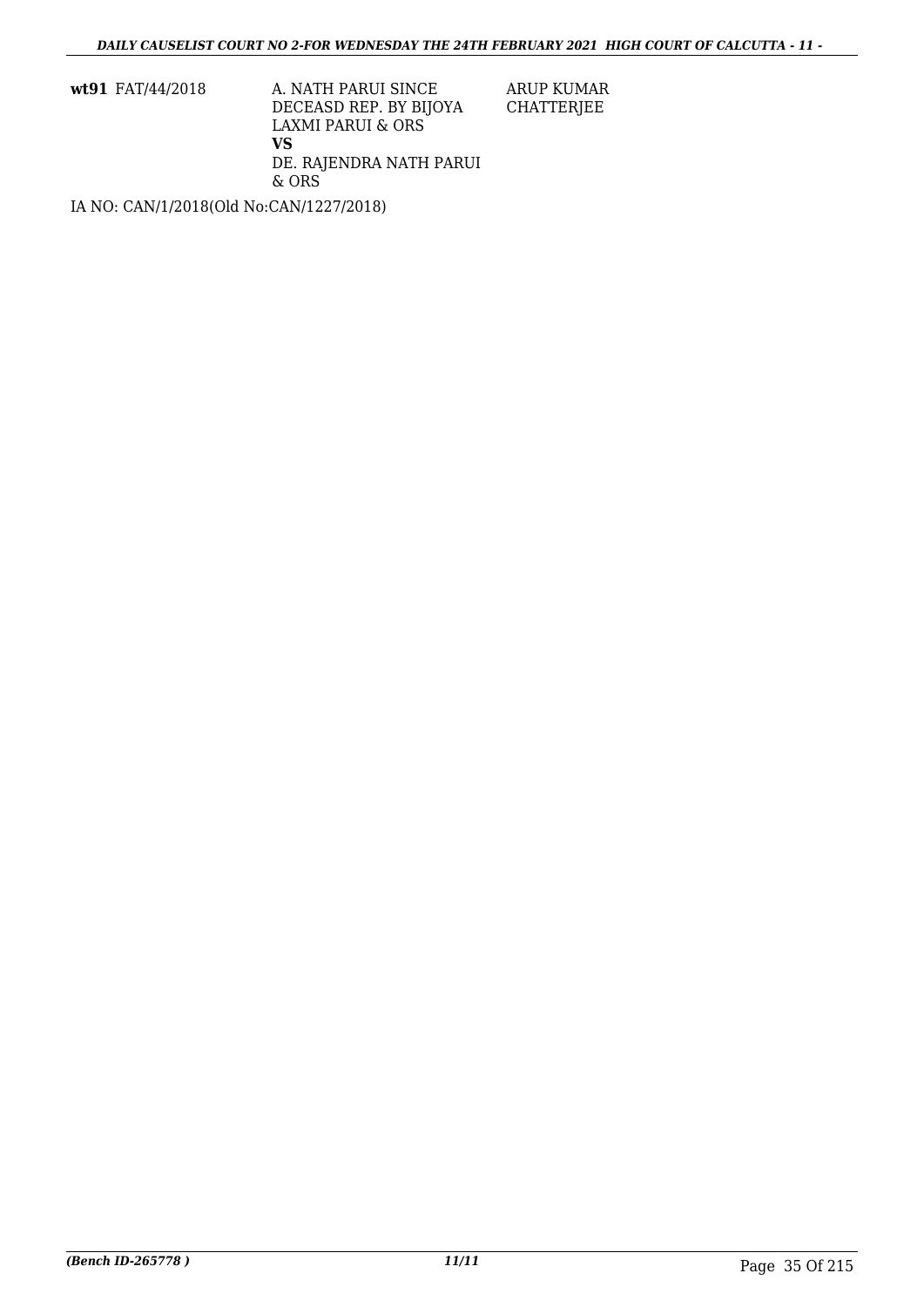| | | | |
|---|---|---|---|
| **wt91** | FAT/44/2018 | A. NATH PARUI SINCE DECEASD REP. BY BIJOYA LAXMI PARUI & ORS<br>**VS**<br>DE. RAJENDRA NATH PARUI & ORS | ARUP KUMAR CHATTERJEE |

IA NO: CAN/1/2018(Old No:CAN/1227/2018)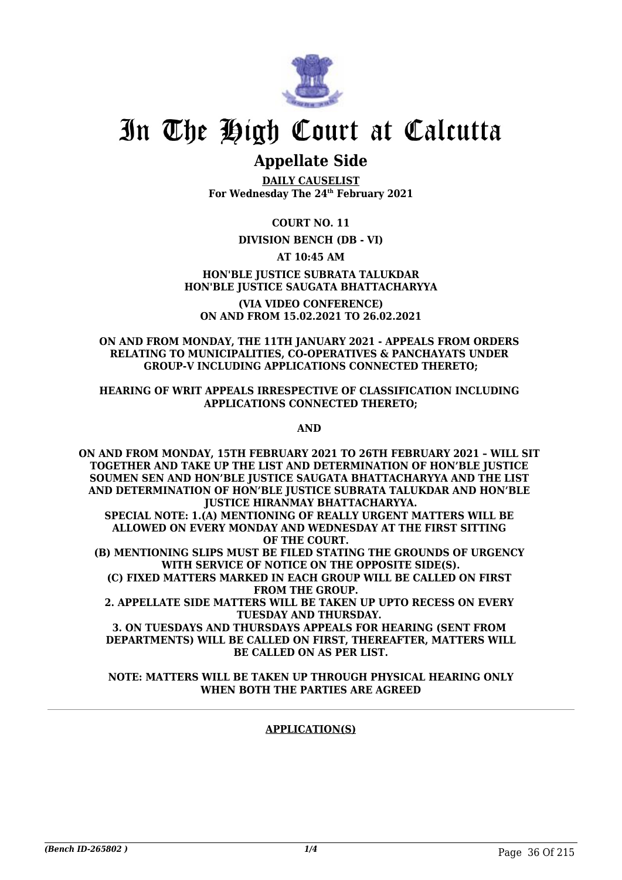# In The High Court at Calcutta

## Appellate Side

**DAILY CAUSELIST**
**For Wednesday The 24th February 2021**

**COURT NO. 11**

**DIVISION BENCH (DB - VI)**

**AT 10:45 AM**

**HON'BLE JUSTICE SUBRATA TALUKDAR**
**HON'BLE JUSTICE SAUGATA BHATTACHARYYA**

**(VIA VIDEO CONFERENCE)**
**ON AND FROM 15.02.2021 TO 26.02.2021**

**ON AND FROM MONDAY, THE 11TH JANUARY 2021 - APPEALS FROM ORDERS RELATING TO MUNICIPALITIES, CO-OPERATIVES & PANCHAYATS UNDER GROUP-V INCLUDING APPLICATIONS CONNECTED THERETO;**

**HEARING OF WRIT APPEALS IRRESPECTIVE OF CLASSIFICATION INCLUDING APPLICATIONS CONNECTED THERETO;**

**AND**

**ON AND FROM MONDAY, 15TH FEBRUARY 2021 TO 26TH FEBRUARY 2021 – WILL SIT TOGETHER AND TAKE UP THE LIST AND DETERMINATION OF HON'BLE JUSTICE SOUMEN SEN AND HON'BLE JUSTICE SAUGATA BHATTACHARYYA AND THE LIST AND DETERMINATION OF HON'BLE JUSTICE SUBRATA TALUKDAR AND HON'BLE JUSTICE HIRANMAY BHATTACHARYYA.**
**SPECIAL NOTE: 1.(A) MENTIONING OF REALLY URGENT MATTERS WILL BE ALLOWED ON EVERY MONDAY AND WEDNESDAY AT THE FIRST SITTING OF THE COURT.**
**(B) MENTIONING SLIPS MUST BE FILED STATING THE GROUNDS OF URGENCY WITH SERVICE OF NOTICE ON THE OPPOSITE SIDE(S).**
**(C) FIXED MATTERS MARKED IN EACH GROUP WILL BE CALLED ON FIRST FROM THE GROUP.**
**2. APPELLATE SIDE MATTERS WILL BE TAKEN UP UPTO RECESS ON EVERY TUESDAY AND THURSDAY.**
**3. ON TUESDAYS AND THURSDAYS APPEALS FOR HEARING (SENT FROM DEPARTMENTS) WILL BE CALLED ON FIRST, THEREAFTER, MATTERS WILL BE CALLED ON AS PER LIST.**

**NOTE: MATTERS WILL BE TAKEN UP THROUGH PHYSICAL HEARING ONLY WHEN BOTH THE PARTIES ARE AGREED**

**APPLICATION(S)**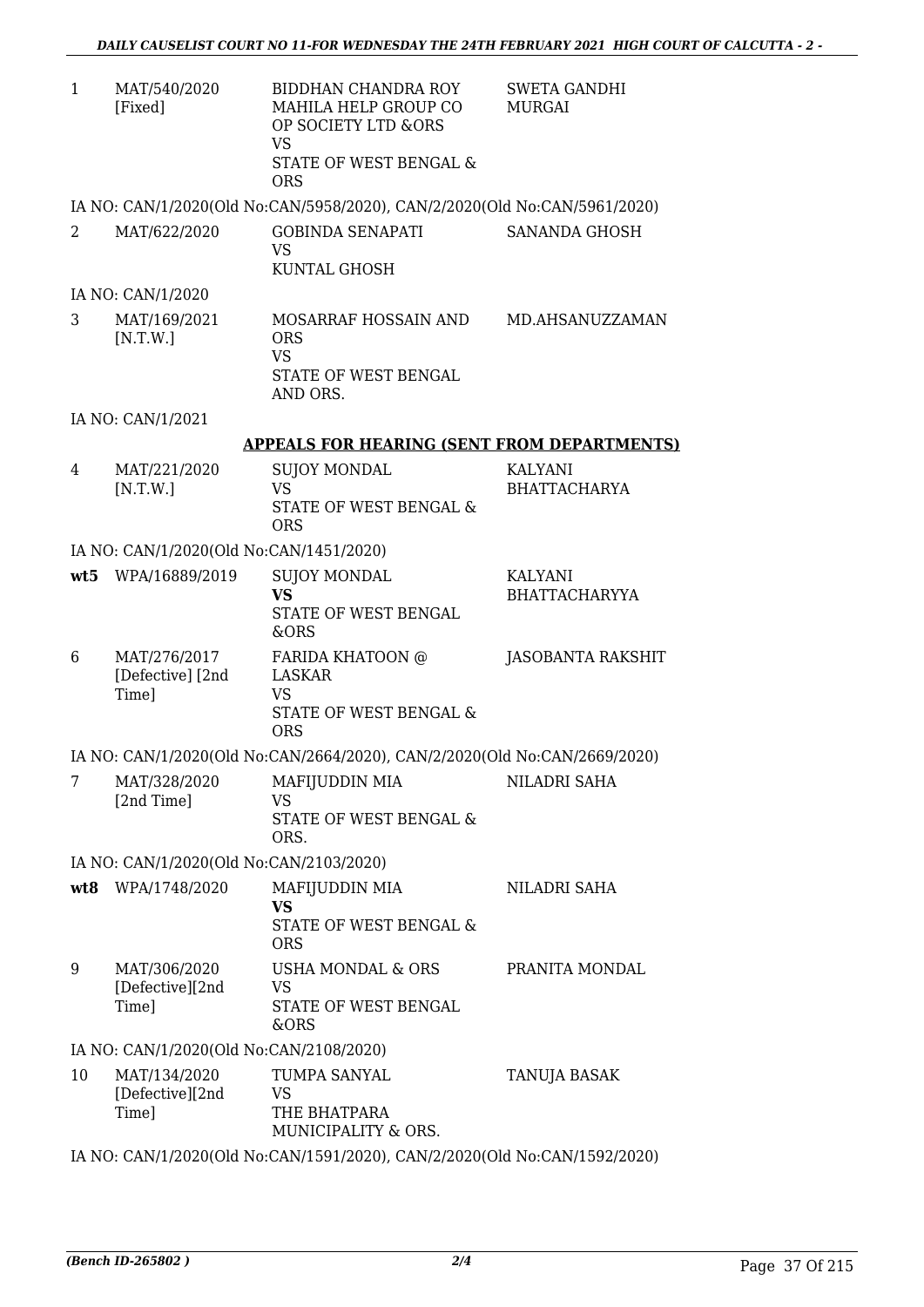| | | | |
|---|---|---|---|
| 1 | MAT/540/2020 [Fixed] | BIDDHAN CHANDRA ROY MAHILA HELP GROUP CO OP SOCIETY LTD &ORS VS STATE OF WEST BENGAL & ORS | SWETA GANDHI MURGAI |

IA NO: CAN/1/2020(Old No:CAN/5958/2020), CAN/2/2020(Old No:CAN/5961/2020)

| | | | |
|---|---|---|---|
| 2 | MAT/622/2020 | GOBINDA SENAPATI VS KUNTAL GHOSH | SANANDA GHOSH |

IA NO: CAN/1/2020

| | | | |
|---|---|---|---|
| 3 | MAT/169/2021 [N.T.W.] | MOSARRAF HOSSAIN AND ORS VS STATE OF WEST BENGAL AND ORS. | MD.AHSANUZZAMAN |

IA NO: CAN/1/2021

## APPEALS FOR HEARING (SENT FROM DEPARTMENTS)

| | | | |
|---|---|---|---|
| 4 | MAT/221/2020 [N.T.W.] | SUJOY MONDAL VS STATE OF WEST BENGAL & ORS | KALYANI BHATTACHARYA |

IA NO: CAN/1/2020(Old No:CAN/1451/2020)

| | | | |
|---|---|---|---|
| **wt5** | WPA/16889/2019 | SUJOY MONDAL **VS** STATE OF WEST BENGAL &ORS | KALYANI BHATTACHARYYA |
| 6 | MAT/276/2017 [Defective] [2nd Time] | FARIDA KHATOON @ LASKAR VS STATE OF WEST BENGAL & ORS | JASOBANTA RAKSHIT |

IA NO: CAN/1/2020(Old No:CAN/2664/2020), CAN/2/2020(Old No:CAN/2669/2020)

| | | | |
|---|---|---|---|
| 7 | MAT/328/2020 [2nd Time] | MAFIJUDDIN MIA VS STATE OF WEST BENGAL & ORS. | NILADRI SAHA |

IA NO: CAN/1/2020(Old No:CAN/2103/2020)

| | | | |
|---|---|---|---|
| **wt8** | WPA/1748/2020 | MAFIJUDDIN MIA **VS** STATE OF WEST BENGAL & ORS | NILADRI SAHA |
| 9 | MAT/306/2020 [Defective][2nd Time] | USHA MONDAL & ORS VS STATE OF WEST BENGAL &ORS | PRANITA MONDAL |

IA NO: CAN/1/2020(Old No:CAN/2108/2020)

| | | | |
|---|---|---|---|
| 10 | MAT/134/2020 [Defective][2nd Time] | TUMPA SANYAL VS THE BHATPARA MUNICIPALITY & ORS. | TANUJA BASAK |

IA NO: CAN/1/2020(Old No:CAN/1591/2020), CAN/2/2020(Old No:CAN/1592/2020)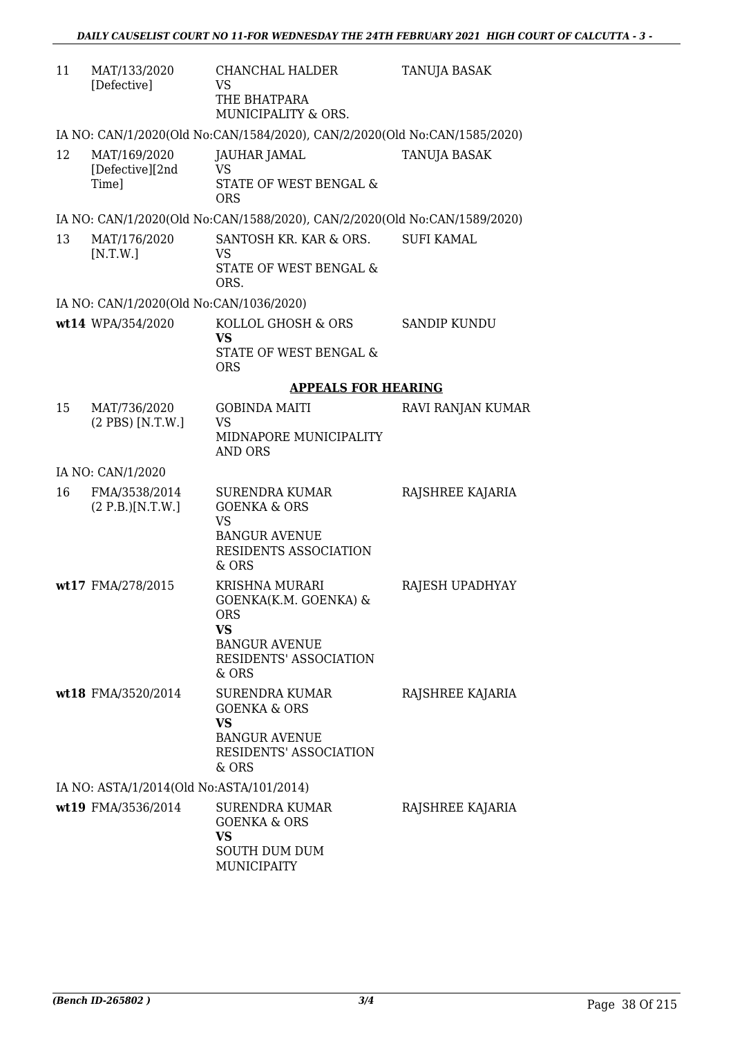| | | | |
|---|---|---|---|
| 11 | MAT/133/2020 [Defective] | CHANCHAL HALDER<br>VS<br>THE BHATPARA MUNICIPALITY & ORS. | TANUJA BASAK |

IA NO: CAN/1/2020(Old No:CAN/1584/2020), CAN/2/2020(Old No:CAN/1585/2020)

| | | | |
|---|---|---|---|
| 12 | MAT/169/2020 [Defective][2nd Time] | JAUHAR JAMAL<br>VS<br>STATE OF WEST BENGAL & ORS | TANUJA BASAK |

IA NO: CAN/1/2020(Old No:CAN/1588/2020), CAN/2/2020(Old No:CAN/1589/2020)

| | | | |
|---|---|---|---|
| 13 | MAT/176/2020 [N.T.W.] | SANTOSH KR. KAR & ORS.<br>VS<br>STATE OF WEST BENGAL & ORS. | SUFI KAMAL |

IA NO: CAN/1/2020(Old No:CAN/1036/2020)

| | | | |
|---|---|---|---|
| wt14 | WPA/354/2020 | KOLLOL GHOSH & ORS<br>**VS**<br>STATE OF WEST BENGAL & ORS | SANDIP KUNDU |

## APPEALS FOR HEARING

| | | | |
|---|---|---|---|
| 15 | MAT/736/2020 (2 PBS) [N.T.W.] | GOBINDA MAITI<br>VS<br>MIDNAPORE MUNICIPALITY AND ORS | RAVI RANJAN KUMAR |

IA NO: CAN/1/2020

| | | | |
|---|---|---|---|
| 16 | FMA/3538/2014 (2 P.B.)[N.T.W.] | SURENDRA KUMAR GOENKA & ORS<br>VS<br>BANGUR AVENUE RESIDENTS ASSOCIATION & ORS | RAJSHREE KAJARIA |
| wt17 | FMA/278/2015 | KRISHNA MURARI GOENKA(K.M. GOENKA) & ORS<br>**VS**<br>BANGUR AVENUE RESIDENTS' ASSOCIATION & ORS | RAJESH UPADHYAY |
| wt18 | FMA/3520/2014 | SURENDRA KUMAR GOENKA & ORS<br>**VS**<br>BANGUR AVENUE RESIDENTS' ASSOCIATION & ORS | RAJSHREE KAJARIA |

IA NO: ASTA/1/2014(Old No:ASTA/101/2014)

| | | | |
|---|---|---|---|
| wt19 | FMA/3536/2014 | SURENDRA KUMAR GOENKA & ORS<br>**VS**<br>SOUTH DUM DUM MUNICIPAITY | RAJSHREE KAJARIA |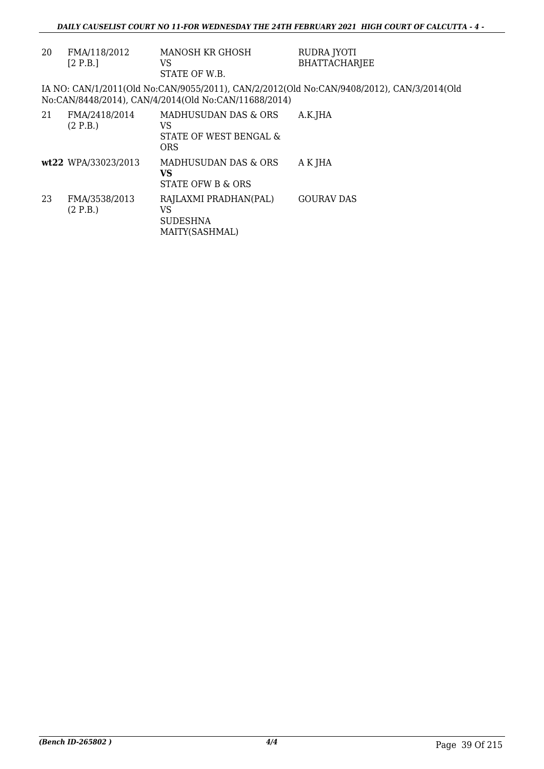| 20 | FMA/118/2012 [2 P.B.] | MANOSH KR GHOSH VS STATE OF W.B. | RUDRA JYOTI BHATTACHARJEE |
|---|---|---|---|

IA NO: CAN/1/2011(Old No:CAN/9055/2011), CAN/2/2012(Old No:CAN/9408/2012), CAN/3/2014(Old No:CAN/8448/2014), CAN/4/2014(Old No:CAN/11688/2014)

| 21 | FMA/2418/2014 (2 P.B.) | MADHUSUDAN DAS & ORS VS STATE OF WEST BENGAL & ORS | A.K.JHA |
|---|---|---|---|
| **wt22** | WPA/33023/2013 | MADHUSUDAN DAS & ORS **VS** STATE OFW B & ORS | A K JHA |
| 23 | FMA/3538/2013 (2 P.B.) | RAJLAXMI PRADHAN(PAL) VS SUDESHNA MAITY(SASHMAL) | GOURAV DAS |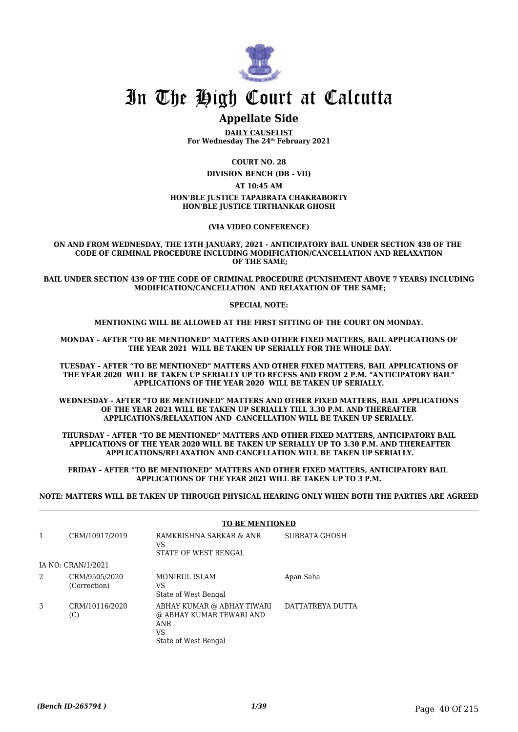# In The High Court at Calcutta

## Appellate Side

**DAILY CAUSELIST**
**For Wednesday The 24th February 2021**

**COURT NO. 28**

**DIVISION BENCH (DB - VII)**

**AT 10:45 AM**

**HON'BLE JUSTICE TAPABRATA CHAKRABORTY**
**HON'BLE JUSTICE TIRTHANKAR GHOSH**

**(VIA VIDEO CONFERENCE)**

**ON AND FROM WEDNESDAY, THE 13TH JANUARY, 2021 - ANTICIPATORY BAIL UNDER SECTION 438 OF THE CODE OF CRIMINAL PROCEDURE INCLUDING MODIFICATION/CANCELLATION AND RELAXATION OF THE SAME;**

**BAIL UNDER SECTION 439 OF THE CODE OF CRIMINAL PROCEDURE (PUNISHMENT ABOVE 7 YEARS) INCLUDING MODIFICATION/CANCELLATION AND RELAXATION OF THE SAME;**

**SPECIAL NOTE:**

**MENTIONING WILL BE ALLOWED AT THE FIRST SITTING OF THE COURT ON MONDAY.**

**MONDAY – AFTER "TO BE MENTIONED" MATTERS AND OTHER FIXED MATTERS, BAIL APPLICATIONS OF THE YEAR 2021 WILL BE TAKEN UP SERIALLY FOR THE WHOLE DAY.**

**TUESDAY – AFTER "TO BE MENTIONED" MATTERS AND OTHER FIXED MATTERS, BAIL APPLICATIONS OF THE YEAR 2020 WILL BE TAKEN UP SERIALLY UP TO RECESS AND FROM 2 P.M. "ANTICIPATORY BAIL" APPLICATIONS OF THE YEAR 2020 WILL BE TAKEN UP SERIALLY.**

**WEDNESDAY – AFTER "TO BE MENTIONED" MATTERS AND OTHER FIXED MATTERS, BAIL APPLICATIONS OF THE YEAR 2021 WILL BE TAKEN UP SERIALLY TILL 3.30 P.M. AND THEREAFTER APPLICATIONS/RELAXATION AND CANCELLATION WILL BE TAKEN UP SERIALLY.**

**THURSDAY – AFTER "TO BE MENTIONED" MATTERS AND OTHER FIXED MATTERS, ANTICIPATORY BAIL APPLICATIONS OF THE YEAR 2020 WILL BE TAKEN UP SERIALLY UP TO 3.30 P.M. AND THEREAFTER APPLICATIONS/RELAXATION AND CANCELLATION WILL BE TAKEN UP SERIALLY.**

**FRIDAY – AFTER "TO BE MENTIONED" MATTERS AND OTHER FIXED MATTERS, ANTICIPATORY BAIL APPLICATIONS OF THE YEAR 2021 WILL BE TAKEN UP TO 3 P.M.**

**NOTE: MATTERS WILL BE TAKEN UP THROUGH PHYSICAL HEARING ONLY WHEN BOTH THE PARTIES ARE AGREED**

**TO BE MENTIONED**

| | | | |
|---|---|---|---|
| 1 | CRM/10917/2019 | RAMKRISHNA SARKAR & ANR<br>VS<br>STATE OF WEST BENGAL | SUBRATA GHOSH |
| | IA NO: CRAN/1/2021 | | |
| 2 | CRM/9505/2020<br>(Correction) | MONIRUL ISLAM<br>VS<br>State of West Bengal | Apan Saha |
| 3 | CRM/10116/2020<br>(C) | ABHAY KUMAR @ ABHAY TIWARI<br>@ ABHAY KUMAR TEWARI AND<br>ANR<br>VS<br>State of West Bengal | DATTATREYA DUTTA |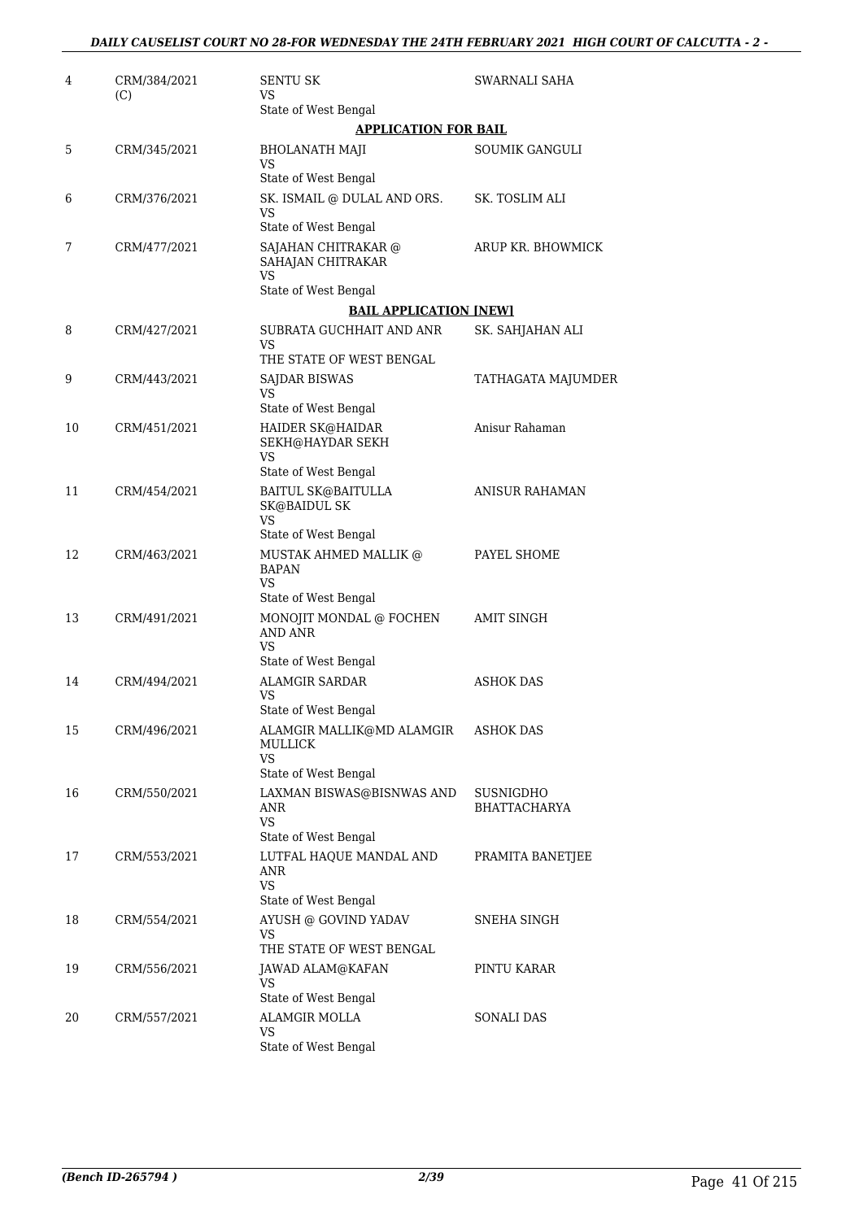| | | | |
|---|---|---|---|
| 4 | CRM/384/2021 (C) | SENTU SK<br>VS<br>State of West Bengal | SWARNALI SAHA |
| | | **APPLICATION FOR BAIL** | |
| 5 | CRM/345/2021 | BHOLANATH MAJI<br>VS<br>State of West Bengal | SOUMIK GANGULI |
| 6 | CRM/376/2021 | SK. ISMAIL @ DULAL AND ORS.<br>VS<br>State of West Bengal | SK. TOSLIM ALI |
| 7 | CRM/477/2021 | SAJAHAN CHITRAKAR @ SAHAJAN CHITRAKAR<br>VS<br>State of West Bengal | ARUP KR. BHOWMICK |
| | | **BAIL APPLICATION [NEW]** | |
| 8 | CRM/427/2021 | SUBRATA GUCHHAIT AND ANR<br>VS<br>THE STATE OF WEST BENGAL | SK. SAHJAHAN ALI |
| 9 | CRM/443/2021 | SAJDAR BISWAS<br>VS<br>State of West Bengal | TATHAGATA MAJUMDER |
| 10 | CRM/451/2021 | HAIDER SK@HAIDAR SEKH@HAYDAR SEKH<br>VS<br>State of West Bengal | Anisur Rahaman |
| 11 | CRM/454/2021 | BAITUL SK@BAITULLA SK@BAIDUL SK<br>VS<br>State of West Bengal | ANISUR RAHAMAN |
| 12 | CRM/463/2021 | MUSTAK AHMED MALLIK @ BAPAN<br>VS<br>State of West Bengal | PAYEL SHOME |
| 13 | CRM/491/2021 | MONOJIT MONDAL @ FOCHEN AND ANR<br>VS<br>State of West Bengal | AMIT SINGH |
| 14 | CRM/494/2021 | ALAMGIR SARDAR<br>VS<br>State of West Bengal | ASHOK DAS |
| 15 | CRM/496/2021 | ALAMGIR MALLIK@MD ALAMGIR MULLICK<br>VS<br>State of West Bengal | ASHOK DAS |
| 16 | CRM/550/2021 | LAXMAN BISWAS@BISNWAS AND ANR<br>VS<br>State of West Bengal | SUSNIGDHO BHATTACHARYA |
| 17 | CRM/553/2021 | LUTFAL HAQUE MANDAL AND ANR<br>VS<br>State of West Bengal | PRAMITA BANETJEE |
| 18 | CRM/554/2021 | AYUSH @ GOVIND YADAV<br>VS<br>THE STATE OF WEST BENGAL | SNEHA SINGH |
| 19 | CRM/556/2021 | JAWAD ALAM@KAFAN<br>VS<br>State of West Bengal | PINTU KARAR |
| 20 | CRM/557/2021 | ALAMGIR MOLLA<br>VS<br>State of West Bengal | SONALI DAS |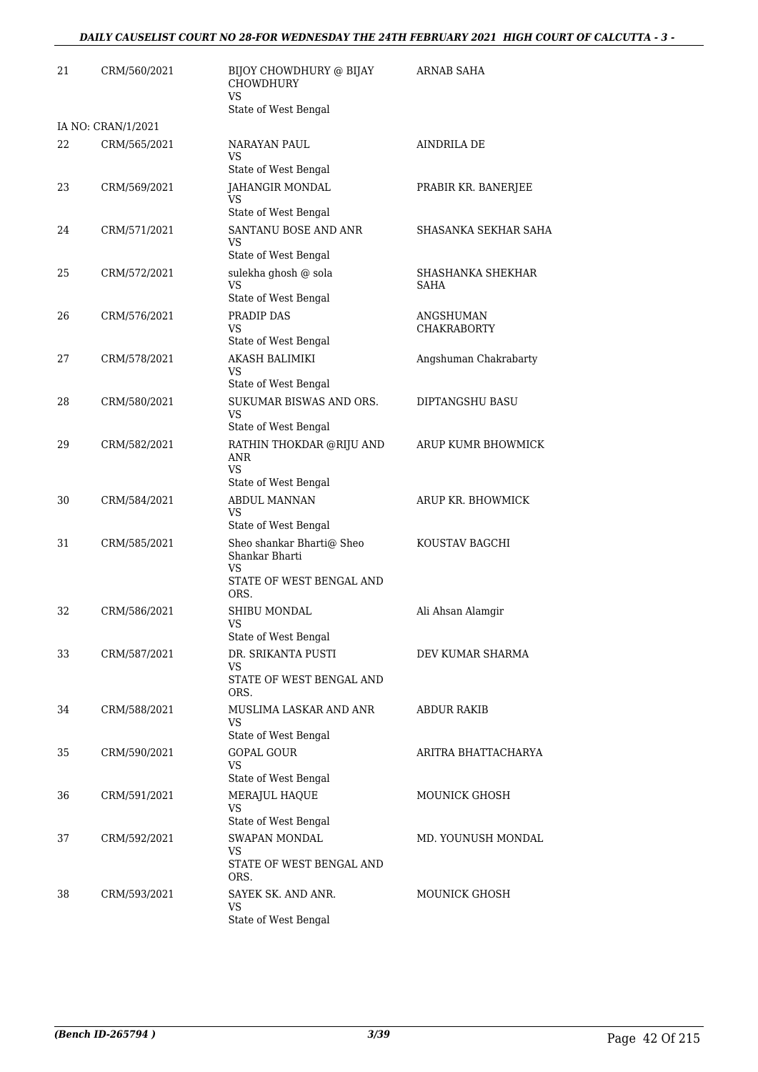| | | | |
|---|---|---|---|
| 21 | CRM/560/2021 | BIJOY CHOWDHURY @ BIJAY CHOWDHURY<br>VS<br>State of West Bengal | ARNAB SAHA |
| | IA NO: CRAN/1/2021 | | |
| 22 | CRM/565/2021 | NARAYAN PAUL<br>VS<br>State of West Bengal | AINDRILA DE |
| 23 | CRM/569/2021 | JAHANGIR MONDAL<br>VS<br>State of West Bengal | PRABIR KR. BANERJEE |
| 24 | CRM/571/2021 | SANTANU BOSE AND ANR<br>VS<br>State of West Bengal | SHASANKA SEKHAR SAHA |
| 25 | CRM/572/2021 | sulekha ghosh @ sola<br>VS<br>State of West Bengal | SHASHANKA SHEKHAR SAHA |
| 26 | CRM/576/2021 | PRADIP DAS<br>VS<br>State of West Bengal | ANGSHUMAN CHAKRABORTY |
| 27 | CRM/578/2021 | AKASH BALIMIKI<br>VS<br>State of West Bengal | Angshuman Chakrabarty |
| 28 | CRM/580/2021 | SUKUMAR BISWAS AND ORS.<br>VS<br>State of West Bengal | DIPTANGSHU BASU |
| 29 | CRM/582/2021 | RATHIN THOKDAR @RIJU AND ANR<br>VS<br>State of West Bengal | ARUP KUMR BHOWMICK |
| 30 | CRM/584/2021 | ABDUL MANNAN<br>VS<br>State of West Bengal | ARUP KR. BHOWMICK |
| 31 | CRM/585/2021 | Sheo shankar Bharti@ Sheo Shankar Bharti<br>VS<br>STATE OF WEST BENGAL AND ORS. | KOUSTAV BAGCHI |
| 32 | CRM/586/2021 | SHIBU MONDAL<br>VS<br>State of West Bengal | Ali Ahsan Alamgir |
| 33 | CRM/587/2021 | DR. SRIKANTA PUSTI<br>VS<br>STATE OF WEST BENGAL AND ORS. | DEV KUMAR SHARMA |
| 34 | CRM/588/2021 | MUSLIMA LASKAR AND ANR<br>VS<br>State of West Bengal | ABDUR RAKIB |
| 35 | CRM/590/2021 | GOPAL GOUR<br>VS<br>State of West Bengal | ARITRA BHATTACHARYA |
| 36 | CRM/591/2021 | MERAJUL HAQUE<br>VS<br>State of West Bengal | MOUNICK GHOSH |
| 37 | CRM/592/2021 | SWAPAN MONDAL<br>VS<br>STATE OF WEST BENGAL AND ORS. | MD. YOUNUSH MONDAL |
| 38 | CRM/593/2021 | SAYEK SK. AND ANR.<br>VS<br>State of West Bengal | MOUNICK GHOSH |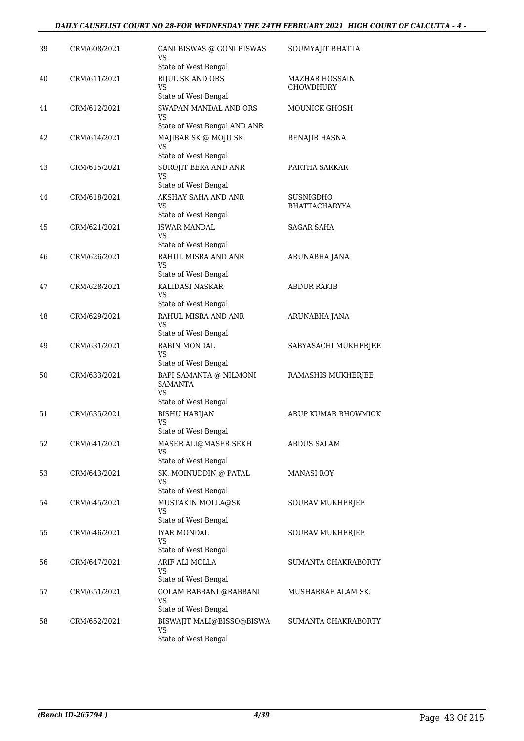| 39 | CRM/608/2021 | GANI BISWAS @ GONI BISWAS<br>VS<br>State of West Bengal | SOUMYAJIT BHATTA |
|---|---|---|---|
| 40 | CRM/611/2021 | RIJUL SK AND ORS<br>VS<br>State of West Bengal | MAZHAR HOSSAIN CHOWDHURY |
| 41 | CRM/612/2021 | SWAPAN MANDAL AND ORS<br>VS<br>State of West Bengal AND ANR | MOUNICK GHOSH |
| 42 | CRM/614/2021 | MAJIBAR SK @ MOJU SK<br>VS<br>State of West Bengal | BENAJIR HASNA |
| 43 | CRM/615/2021 | SUROJIT BERA AND ANR<br>VS<br>State of West Bengal | PARTHA SARKAR |
| 44 | CRM/618/2021 | AKSHAY SAHA AND ANR<br>VS<br>State of West Bengal | SUSNIGDHO BHATTACHARYYA |
| 45 | CRM/621/2021 | ISWAR MANDAL<br>VS<br>State of West Bengal | SAGAR SAHA |
| 46 | CRM/626/2021 | RAHUL MISRA AND ANR<br>VS<br>State of West Bengal | ARUNABHA JANA |
| 47 | CRM/628/2021 | KALIDASI NASKAR<br>VS<br>State of West Bengal | ABDUR RAKIB |
| 48 | CRM/629/2021 | RAHUL MISRA AND ANR<br>VS<br>State of West Bengal | ARUNABHA JANA |
| 49 | CRM/631/2021 | RABIN MONDAL<br>VS<br>State of West Bengal | SABYASACHI MUKHERJEE |
| 50 | CRM/633/2021 | BAPI SAMANTA @ NILMONI SAMANTA<br>VS<br>State of West Bengal | RAMASHIS MUKHERJEE |
| 51 | CRM/635/2021 | BISHU HARIJAN<br>VS<br>State of West Bengal | ARUP KUMAR BHOWMICK |
| 52 | CRM/641/2021 | MASER ALI@MASER SEKH<br>VS<br>State of West Bengal | ABDUS SALAM |
| 53 | CRM/643/2021 | SK. MOINUDDIN @ PATAL<br>VS<br>State of West Bengal | MANASI ROY |
| 54 | CRM/645/2021 | MUSTAKIN MOLLA@SK<br>VS<br>State of West Bengal | SOURAV MUKHERJEE |
| 55 | CRM/646/2021 | IYAR MONDAL<br>VS<br>State of West Bengal | SOURAV MUKHERJEE |
| 56 | CRM/647/2021 | ARIF ALI MOLLA<br>VS<br>State of West Bengal | SUMANTA CHAKRABORTY |
| 57 | CRM/651/2021 | GOLAM RABBANI @RABBANI<br>VS<br>State of West Bengal | MUSHARRAF ALAM SK. |
| 58 | CRM/652/2021 | BISWAJIT MALI@BISSO@BISWA<br>VS<br>State of West Bengal | SUMANTA CHAKRABORTY |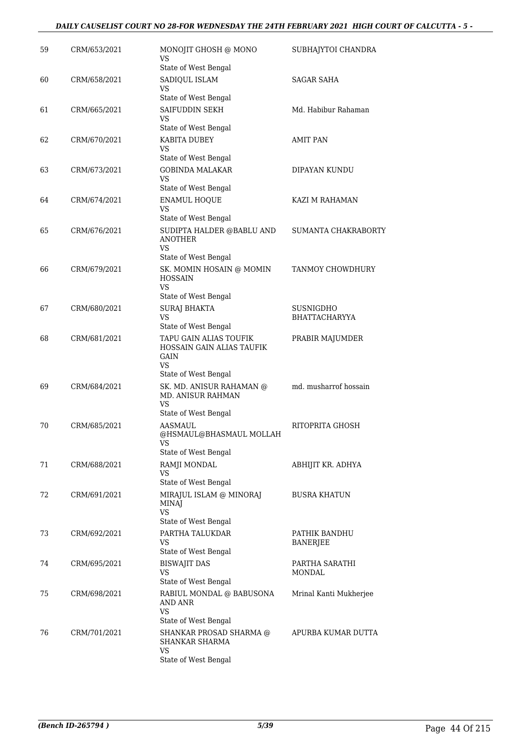| 59 | CRM/653/2021 | MONOJIT GHOSH @ MONO<br>VS<br>State of West Bengal | SUBHAJYTOI CHANDRA |
|---|---|---|---|
| 60 | CRM/658/2021 | SADIQUL ISLAM<br>VS<br>State of West Bengal | SAGAR SAHA |
| 61 | CRM/665/2021 | SAIFUDDIN SEKH<br>VS<br>State of West Bengal | Md. Habibur Rahaman |
| 62 | CRM/670/2021 | KABITA DUBEY<br>VS<br>State of West Bengal | AMIT PAN |
| 63 | CRM/673/2021 | GOBINDA MALAKAR<br>VS<br>State of West Bengal | DIPAYAN KUNDU |
| 64 | CRM/674/2021 | ENAMUL HOQUE<br>VS<br>State of West Bengal | KAZI M RAHAMAN |
| 65 | CRM/676/2021 | SUDIPTA HALDER @BABLU AND ANOTHER<br>VS<br>State of West Bengal | SUMANTA CHAKRABORTY |
| 66 | CRM/679/2021 | SK. MOMIN HOSAIN @ MOMIN HOSSAIN<br>VS<br>State of West Bengal | TANMOY CHOWDHURY |
| 67 | CRM/680/2021 | SURAJ BHAKTA<br>VS<br>State of West Bengal | SUSNIGDHO BHATTACHARYYA |
| 68 | CRM/681/2021 | TAPU GAIN ALIAS TOUFIK HOSSAIN GAIN ALIAS TAUFIK GAIN<br>VS<br>State of West Bengal | PRABIR MAJUMDER |
| 69 | CRM/684/2021 | SK. MD. ANISUR RAHAMAN @ MD. ANISUR RAHMAN<br>VS<br>State of West Bengal | md. musharrof hossain |
| 70 | CRM/685/2021 | AASMAUL @HSMAUL@BHASMAUL MOLLAH<br>VS<br>State of West Bengal | RITOPRITA GHOSH |
| 71 | CRM/688/2021 | RAMJI MONDAL<br>VS<br>State of West Bengal | ABHIJIT KR. ADHYA |
| 72 | CRM/691/2021 | MIRAJUL ISLAM @ MINORAJ MINAJ<br>VS<br>State of West Bengal | BUSRA KHATUN |
| 73 | CRM/692/2021 | PARTHA TALUKDAR<br>VS<br>State of West Bengal | PATHIK BANDHU BANERJEE |
| 74 | CRM/695/2021 | BISWAJIT DAS<br>VS<br>State of West Bengal | PARTHA SARATHI MONDAL |
| 75 | CRM/698/2021 | RABIUL MONDAL @ BABUSONA AND ANR<br>VS<br>State of West Bengal | Mrinal Kanti Mukherjee |
| 76 | CRM/701/2021 | SHANKAR PROSAD SHARMA @ SHANKAR SHARMA<br>VS<br>State of West Bengal | APURBA KUMAR DUTTA |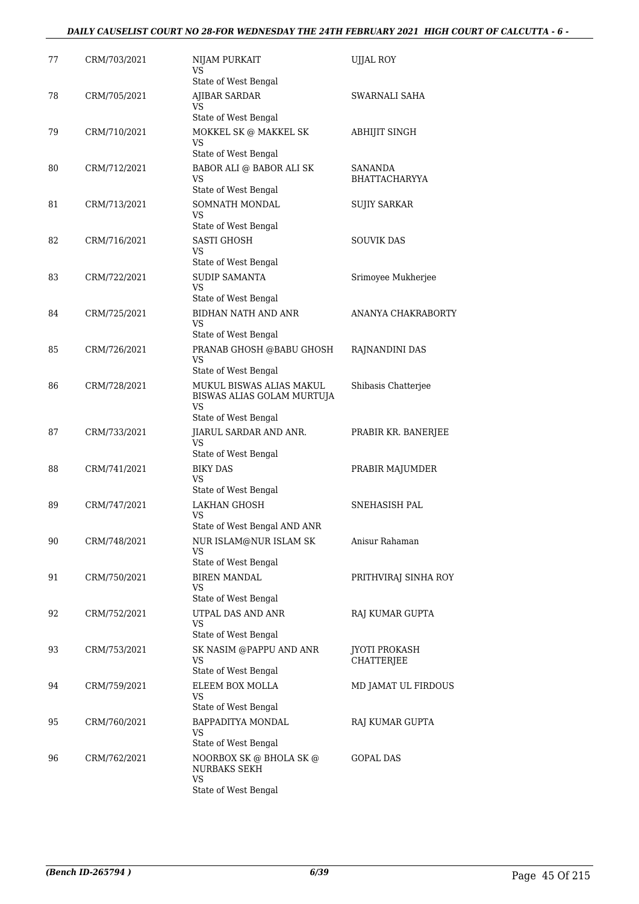| | | | |
|---|---|---|---|
| 77 | CRM/703/2021 | NIJAM PURKAIT<br>VS<br>State of West Bengal | UJJAL ROY |
| 78 | CRM/705/2021 | AJIBAR SARDAR<br>VS<br>State of West Bengal | SWARNALI SAHA |
| 79 | CRM/710/2021 | MOKKEL SK @ MAKKEL SK<br>VS<br>State of West Bengal | ABHIJIT SINGH |
| 80 | CRM/712/2021 | BABOR ALI @ BABOR ALI SK<br>VS<br>State of West Bengal | SANANDA BHATTACHARYYA |
| 81 | CRM/713/2021 | SOMNATH MONDAL<br>VS<br>State of West Bengal | SUJIY SARKAR |
| 82 | CRM/716/2021 | SASTI GHOSH<br>VS<br>State of West Bengal | SOUVIK DAS |
| 83 | CRM/722/2021 | SUDIP SAMANTA<br>VS<br>State of West Bengal | Srimoyee Mukherjee |
| 84 | CRM/725/2021 | BIDHAN NATH AND ANR<br>VS<br>State of West Bengal | ANANYA CHAKRABORTY |
| 85 | CRM/726/2021 | PRANAB GHOSH @BABU GHOSH<br>VS<br>State of West Bengal | RAJNANDINI DAS |
| 86 | CRM/728/2021 | MUKUL BISWAS ALIAS MAKUL BISWAS ALIAS GOLAM MURTUJA<br>VS<br>State of West Bengal | Shibasis Chatterjee |
| 87 | CRM/733/2021 | JIARUL SARDAR AND ANR.<br>VS<br>State of West Bengal | PRABIR KR. BANERJEE |
| 88 | CRM/741/2021 | BIKY DAS<br>VS<br>State of West Bengal | PRABIR MAJUMDER |
| 89 | CRM/747/2021 | LAKHAN GHOSH<br>VS<br>State of West Bengal AND ANR | SNEHASISH PAL |
| 90 | CRM/748/2021 | NUR ISLAM@NUR ISLAM SK<br>VS<br>State of West Bengal | Anisur Rahaman |
| 91 | CRM/750/2021 | BIREN MANDAL<br>VS<br>State of West Bengal | PRITHVIRAJ SINHA ROY |
| 92 | CRM/752/2021 | UTPAL DAS AND ANR<br>VS<br>State of West Bengal | RAJ KUMAR GUPTA |
| 93 | CRM/753/2021 | SK NASIM @PAPPU AND ANR<br>VS<br>State of West Bengal | JYOTI PROKASH CHATTERJEE |
| 94 | CRM/759/2021 | ELEEM BOX MOLLA<br>VS<br>State of West Bengal | MD JAMAT UL FIRDOUS |
| 95 | CRM/760/2021 | BAPPADITYA MONDAL<br>VS<br>State of West Bengal | RAJ KUMAR GUPTA |
| 96 | CRM/762/2021 | NOORBOX SK @ BHOLA SK @ NURBAKS SEKH<br>VS<br>State of West Bengal | GOPAL DAS |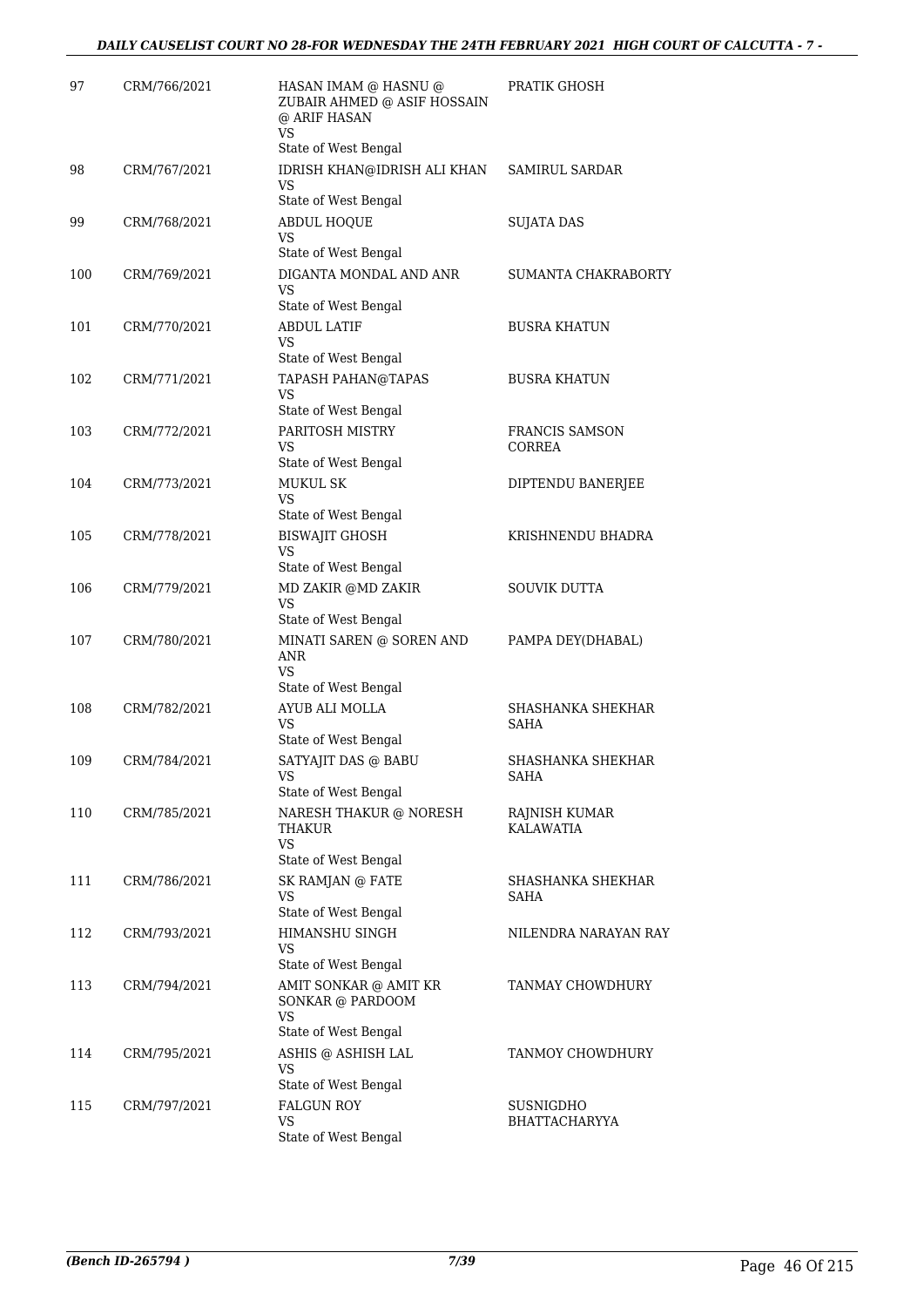| | | | |
|---|---|---|---|
| 97 | CRM/766/2021 | HASAN IMAM @ HASNU @ ZUBAIR AHMED @ ASIF HOSSAIN @ ARIF HASAN<br>VS<br>State of West Bengal | PRATIK GHOSH |
| 98 | CRM/767/2021 | IDRISH KHAN@IDRISH ALI KHAN<br>VS<br>State of West Bengal | SAMIRUL SARDAR |
| 99 | CRM/768/2021 | ABDUL HOQUE<br>VS<br>State of West Bengal | SUJATA DAS |
| 100 | CRM/769/2021 | DIGANTA MONDAL AND ANR<br>VS<br>State of West Bengal | SUMANTA CHAKRABORTY |
| 101 | CRM/770/2021 | ABDUL LATIF<br>VS<br>State of West Bengal | BUSRA KHATUN |
| 102 | CRM/771/2021 | TAPASH PAHAN@TAPAS<br>VS<br>State of West Bengal | BUSRA KHATUN |
| 103 | CRM/772/2021 | PARITOSH MISTRY<br>VS<br>State of West Bengal | FRANCIS SAMSON CORREA |
| 104 | CRM/773/2021 | MUKUL SK<br>VS<br>State of West Bengal | DIPTENDU BANERJEE |
| 105 | CRM/778/2021 | BISWAJIT GHOSH<br>VS<br>State of West Bengal | KRISHNENDU BHADRA |
| 106 | CRM/779/2021 | MD ZAKIR @MD ZAKIR<br>VS<br>State of West Bengal | SOUVIK DUTTA |
| 107 | CRM/780/2021 | MINATI SAREN @ SOREN AND ANR<br>VS<br>State of West Bengal | PAMPA DEY(DHABAL) |
| 108 | CRM/782/2021 | AYUB ALI MOLLA<br>VS<br>State of West Bengal | SHASHANKA SHEKHAR SAHA |
| 109 | CRM/784/2021 | SATYAJIT DAS @ BABU<br>VS<br>State of West Bengal | SHASHANKA SHEKHAR SAHA |
| 110 | CRM/785/2021 | NARESH THAKUR @ NORESH THAKUR<br>VS<br>State of West Bengal | RAJNISH KUMAR KALAWATIA |
| 111 | CRM/786/2021 | SK RAMJAN @ FATE<br>VS<br>State of West Bengal | SHASHANKA SHEKHAR SAHA |
| 112 | CRM/793/2021 | HIMANSHU SINGH<br>VS<br>State of West Bengal | NILENDRA NARAYAN RAY |
| 113 | CRM/794/2021 | AMIT SONKAR @ AMIT KR SONKAR @ PARDOOM<br>VS<br>State of West Bengal | TANMAY CHOWDHURY |
| 114 | CRM/795/2021 | ASHIS @ ASHISH LAL<br>VS<br>State of West Bengal | TANMOY CHOWDHURY |
| 115 | CRM/797/2021 | FALGUN ROY<br>VS<br>State of West Bengal | SUSNIGDHO BHATTACHARYYA |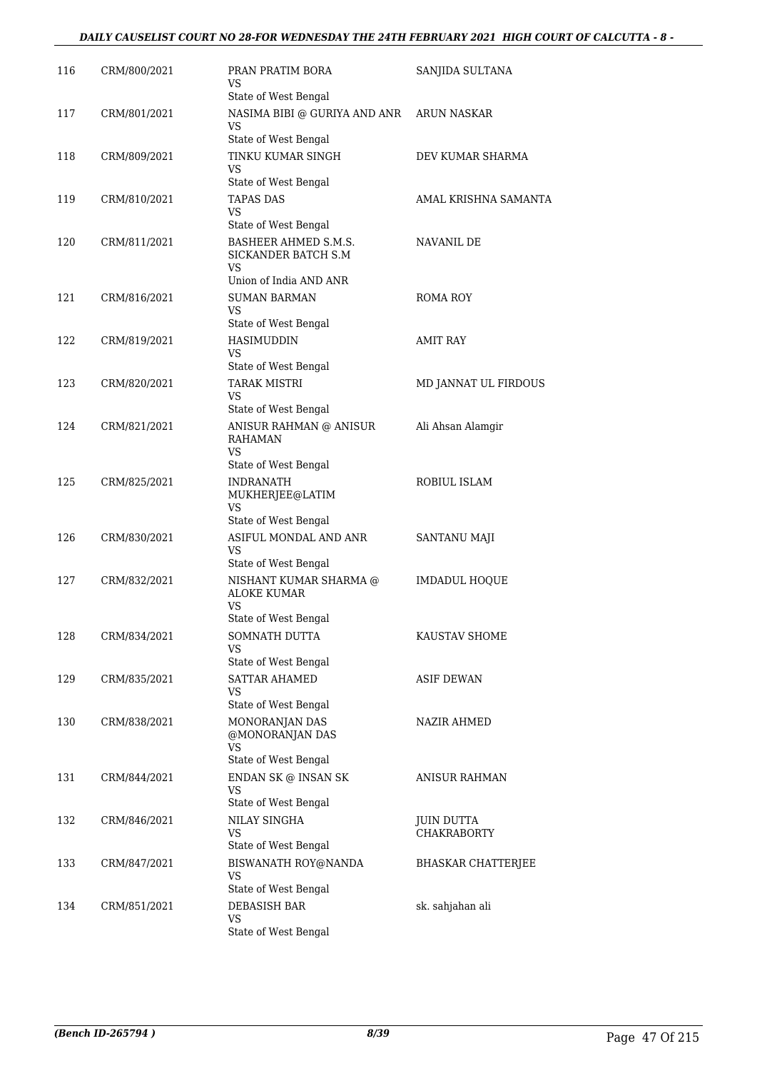| 116 | CRM/800/2021 | PRAN PRATIM BORA<br>VS<br>State of West Bengal | SANJIDA SULTANA |
|---|---|---|---|
| 117 | CRM/801/2021 | NASIMA BIBI @ GURIYA AND ANR<br>VS<br>State of West Bengal | ARUN NASKAR |
| 118 | CRM/809/2021 | TINKU KUMAR SINGH<br>VS<br>State of West Bengal | DEV KUMAR SHARMA |
| 119 | CRM/810/2021 | TAPAS DAS<br>VS<br>State of West Bengal | AMAL KRISHNA SAMANTA |
| 120 | CRM/811/2021 | BASHEER AHMED S.M.S. SICKANDER BATCH S.M<br>VS<br>Union of India AND ANR | NAVANIL DE |
| 121 | CRM/816/2021 | SUMAN BARMAN<br>VS<br>State of West Bengal | ROMA ROY |
| 122 | CRM/819/2021 | HASIMUDDIN<br>VS<br>State of West Bengal | AMIT RAY |
| 123 | CRM/820/2021 | TARAK MISTRI<br>VS<br>State of West Bengal | MD JANNAT UL FIRDOUS |
| 124 | CRM/821/2021 | ANISUR RAHMAN @ ANISUR RAHAMAN<br>VS<br>State of West Bengal | Ali Ahsan Alamgir |
| 125 | CRM/825/2021 | INDRANATH MUKHERJEE@LATIM<br>VS<br>State of West Bengal | ROBIUL ISLAM |
| 126 | CRM/830/2021 | ASIFUL MONDAL AND ANR<br>VS<br>State of West Bengal | SANTANU MAJI |
| 127 | CRM/832/2021 | NISHANT KUMAR SHARMA @ ALOKE KUMAR<br>VS<br>State of West Bengal | IMDADUL HOQUE |
| 128 | CRM/834/2021 | SOMNATH DUTTA<br>VS<br>State of West Bengal | KAUSTAV SHOME |
| 129 | CRM/835/2021 | SATTAR AHAMED<br>VS<br>State of West Bengal | ASIF DEWAN |
| 130 | CRM/838/2021 | MONORANJAN DAS @MONORANJAN DAS<br>VS<br>State of West Bengal | NAZIR AHMED |
| 131 | CRM/844/2021 | ENDAN SK @ INSAN SK<br>VS<br>State of West Bengal | ANISUR RAHMAN |
| 132 | CRM/846/2021 | NILAY SINGHA<br>VS<br>State of West Bengal | JUIN DUTTA CHAKRABORTY |
| 133 | CRM/847/2021 | BISWANATH ROY@NANDA<br>VS<br>State of West Bengal | BHASKAR CHATTERJEE |
| 134 | CRM/851/2021 | DEBASISH BAR<br>VS<br>State of West Bengal | sk. sahjahan ali |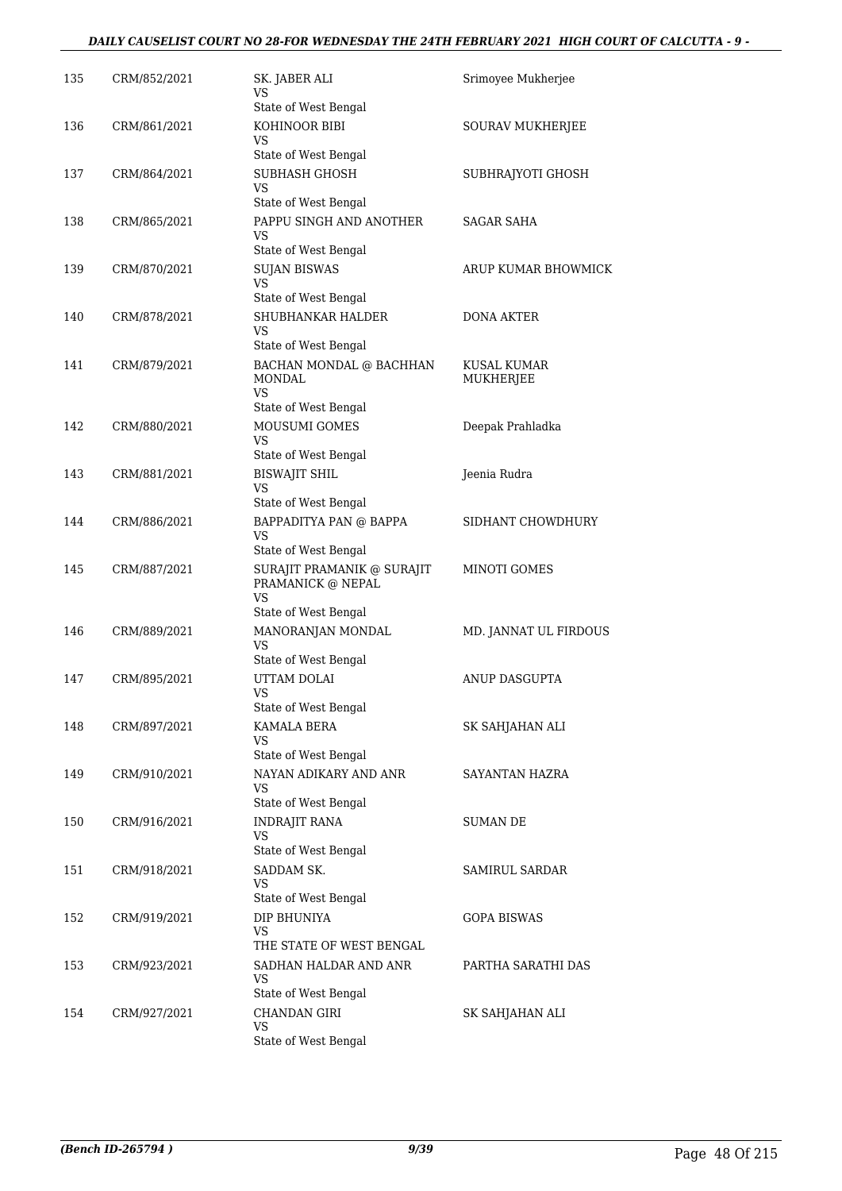| 135 | CRM/852/2021 | SK. JABER ALI<br>VS<br>State of West Bengal | Srimoyee Mukherjee |
|---|---|---|---|
| 136 | CRM/861/2021 | KOHINOOR BIBI<br>VS<br>State of West Bengal | SOURAV MUKHERJEE |
| 137 | CRM/864/2021 | SUBHASH GHOSH<br>VS<br>State of West Bengal | SUBHRAJYOTI GHOSH |
| 138 | CRM/865/2021 | PAPPU SINGH AND ANOTHER<br>VS<br>State of West Bengal | SAGAR SAHA |
| 139 | CRM/870/2021 | SUJAN BISWAS<br>VS<br>State of West Bengal | ARUP KUMAR BHOWMICK |
| 140 | CRM/878/2021 | SHUBHANKAR HALDER<br>VS<br>State of West Bengal | DONA AKTER |
| 141 | CRM/879/2021 | BACHAN MONDAL @ BACHHAN MONDAL<br>VS<br>State of West Bengal | KUSAL KUMAR MUKHERJEE |
| 142 | CRM/880/2021 | MOUSUMI GOMES<br>VS<br>State of West Bengal | Deepak Prahladka |
| 143 | CRM/881/2021 | BISWAJIT SHIL<br>VS<br>State of West Bengal | Jeenia Rudra |
| 144 | CRM/886/2021 | BAPPADITYA PAN @ BAPPA<br>VS<br>State of West Bengal | SIDHANT CHOWDHURY |
| 145 | CRM/887/2021 | SURAJIT PRAMANIK @ SURAJIT PRAMANICK @ NEPAL<br>VS<br>State of West Bengal | MINOTI GOMES |
| 146 | CRM/889/2021 | MANORANJAN MONDAL<br>VS<br>State of West Bengal | MD. JANNAT UL FIRDOUS |
| 147 | CRM/895/2021 | UTTAM DOLAI<br>VS<br>State of West Bengal | ANUP DASGUPTA |
| 148 | CRM/897/2021 | KAMALA BERA<br>VS<br>State of West Bengal | SK SAHJAHAN ALI |
| 149 | CRM/910/2021 | NAYAN ADIKARY AND ANR<br>VS<br>State of West Bengal | SAYANTAN HAZRA |
| 150 | CRM/916/2021 | INDRAJIT RANA<br>VS<br>State of West Bengal | SUMAN DE |
| 151 | CRM/918/2021 | SADDAM SK.<br>VS<br>State of West Bengal | SAMIRUL SARDAR |
| 152 | CRM/919/2021 | DIP BHUNIYA<br>VS<br>THE STATE OF WEST BENGAL | GOPA BISWAS |
| 153 | CRM/923/2021 | SADHAN HALDAR AND ANR<br>VS<br>State of West Bengal | PARTHA SARATHI DAS |
| 154 | CRM/927/2021 | CHANDAN GIRI<br>VS<br>State of West Bengal | SK SAHJAHAN ALI |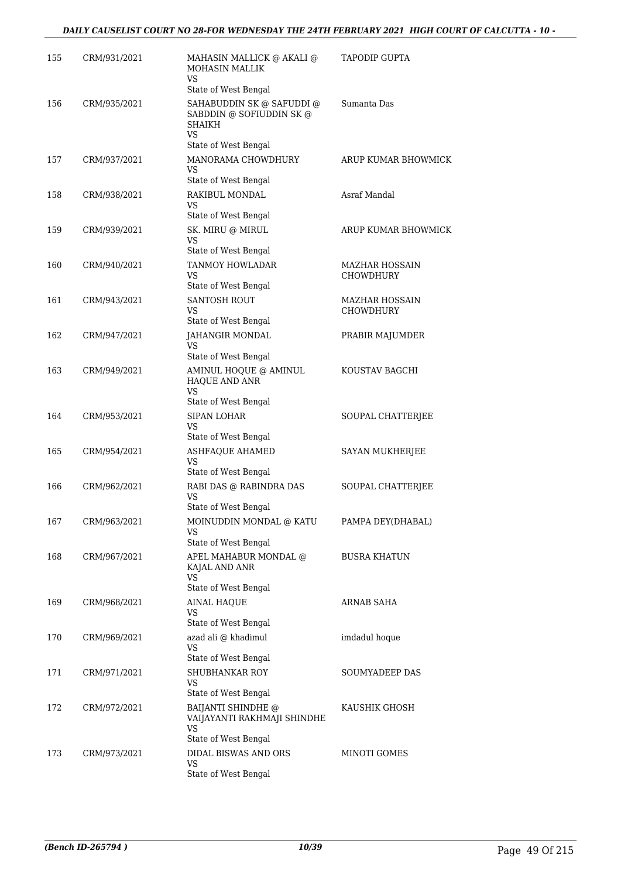| | | | |
|---|---|---|---|
| 155 | CRM/931/2021 | MAHASIN MALLICK @ AKALI @ MOHASIN MALLIK<br>VS<br>State of West Bengal | TAPODIP GUPTA |
| 156 | CRM/935/2021 | SAHABUDDIN SK @ SAFUDDI @ SABDDIN @ SOFIUDDIN SK @ SHAIKH<br>VS<br>State of West Bengal | Sumanta Das |
| 157 | CRM/937/2021 | MANORAMA CHOWDHURY<br>VS<br>State of West Bengal | ARUP KUMAR BHOWMICK |
| 158 | CRM/938/2021 | RAKIBUL MONDAL<br>VS<br>State of West Bengal | Asraf Mandal |
| 159 | CRM/939/2021 | SK. MIRU @ MIRUL<br>VS<br>State of West Bengal | ARUP KUMAR BHOWMICK |
| 160 | CRM/940/2021 | TANMOY HOWLADAR<br>VS<br>State of West Bengal | MAZHAR HOSSAIN CHOWDHURY |
| 161 | CRM/943/2021 | SANTOSH ROUT<br>VS<br>State of West Bengal | MAZHAR HOSSAIN CHOWDHURY |
| 162 | CRM/947/2021 | JAHANGIR MONDAL<br>VS<br>State of West Bengal | PRABIR MAJUMDER |
| 163 | CRM/949/2021 | AMINUL HOQUE @ AMINUL HAQUE AND ANR<br>VS<br>State of West Bengal | KOUSTAV BAGCHI |
| 164 | CRM/953/2021 | SIPAN LOHAR<br>VS<br>State of West Bengal | SOUPAL CHATTERJEE |
| 165 | CRM/954/2021 | ASHFAQUE AHAMED<br>VS<br>State of West Bengal | SAYAN MUKHERJEE |
| 166 | CRM/962/2021 | RABI DAS @ RABINDRA DAS<br>VS<br>State of West Bengal | SOUPAL CHATTERJEE |
| 167 | CRM/963/2021 | MOINUDDIN MONDAL @ KATU<br>VS<br>State of West Bengal | PAMPA DEY(DHABAL) |
| 168 | CRM/967/2021 | APEL MAHABUR MONDAL @ KAJAL AND ANR<br>VS<br>State of West Bengal | BUSRA KHATUN |
| 169 | CRM/968/2021 | AINAL HAQUE<br>VS<br>State of West Bengal | ARNAB SAHA |
| 170 | CRM/969/2021 | azad ali @ khadimul<br>VS<br>State of West Bengal | imdadul hoque |
| 171 | CRM/971/2021 | SHUBHANKAR ROY<br>VS<br>State of West Bengal | SOUMYADEEP DAS |
| 172 | CRM/972/2021 | BAIJANTI SHINDHE @ VAIJAYANTI RAKHMAJI SHINDHE<br>VS<br>State of West Bengal | KAUSHIK GHOSH |
| 173 | CRM/973/2021 | DIDAL BISWAS AND ORS<br>VS<br>State of West Bengal | MINOTI GOMES |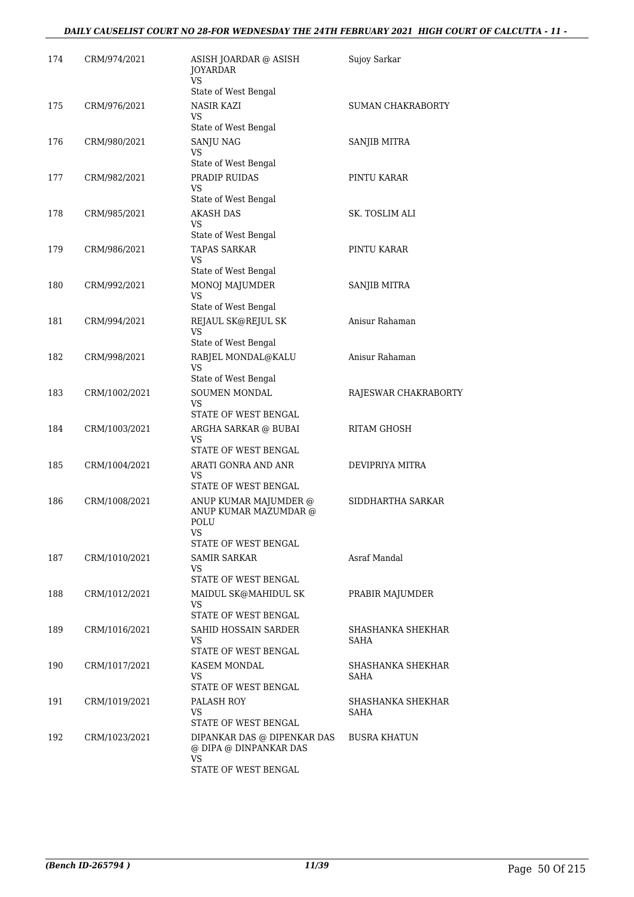| | | | |
|---|---|---|---|
| 174 | CRM/974/2021 | ASISH JOARDAR @ ASISH JOYARDAR<br>VS<br>State of West Bengal | Sujoy Sarkar |
| 175 | CRM/976/2021 | NASIR KAZI<br>VS<br>State of West Bengal | SUMAN CHAKRABORTY |
| 176 | CRM/980/2021 | SANJU NAG<br>VS<br>State of West Bengal | SANJIB MITRA |
| 177 | CRM/982/2021 | PRADIP RUIDAS<br>VS<br>State of West Bengal | PINTU KARAR |
| 178 | CRM/985/2021 | AKASH DAS<br>VS<br>State of West Bengal | SK. TOSLIM ALI |
| 179 | CRM/986/2021 | TAPAS SARKAR<br>VS<br>State of West Bengal | PINTU KARAR |
| 180 | CRM/992/2021 | MONOJ MAJUMDER<br>VS<br>State of West Bengal | SANJIB MITRA |
| 181 | CRM/994/2021 | REJAUL SK@REJUL SK<br>VS<br>State of West Bengal | Anisur Rahaman |
| 182 | CRM/998/2021 | RABJEL MONDAL@KALU<br>VS<br>State of West Bengal | Anisur Rahaman |
| 183 | CRM/1002/2021 | SOUMEN MONDAL<br>VS<br>STATE OF WEST BENGAL | RAJESWAR CHAKRABORTY |
| 184 | CRM/1003/2021 | ARGHA SARKAR @ BUBAI<br>VS<br>STATE OF WEST BENGAL | RITAM GHOSH |
| 185 | CRM/1004/2021 | ARATI GONRA AND ANR<br>VS<br>STATE OF WEST BENGAL | DEVIPRIYA MITRA |
| 186 | CRM/1008/2021 | ANUP KUMAR MAJUMDER @ ANUP KUMAR MAZUMDAR @ POLU<br>VS<br>STATE OF WEST BENGAL | SIDDHARTHA SARKAR |
| 187 | CRM/1010/2021 | SAMIR SARKAR<br>VS<br>STATE OF WEST BENGAL | Asraf Mandal |
| 188 | CRM/1012/2021 | MAIDUL SK@MAHIDUL SK<br>VS<br>STATE OF WEST BENGAL | PRABIR MAJUMDER |
| 189 | CRM/1016/2021 | SAHID HOSSAIN SARDER<br>VS<br>STATE OF WEST BENGAL | SHASHANKA SHEKHAR SAHA |
| 190 | CRM/1017/2021 | KASEM MONDAL<br>VS<br>STATE OF WEST BENGAL | SHASHANKA SHEKHAR SAHA |
| 191 | CRM/1019/2021 | PALASH ROY<br>VS<br>STATE OF WEST BENGAL | SHASHANKA SHEKHAR SAHA |
| 192 | CRM/1023/2021 | DIPANKAR DAS @ DIPENKAR DAS @ DIPA @ DINPANKAR DAS<br>VS<br>STATE OF WEST BENGAL | BUSRA KHATUN |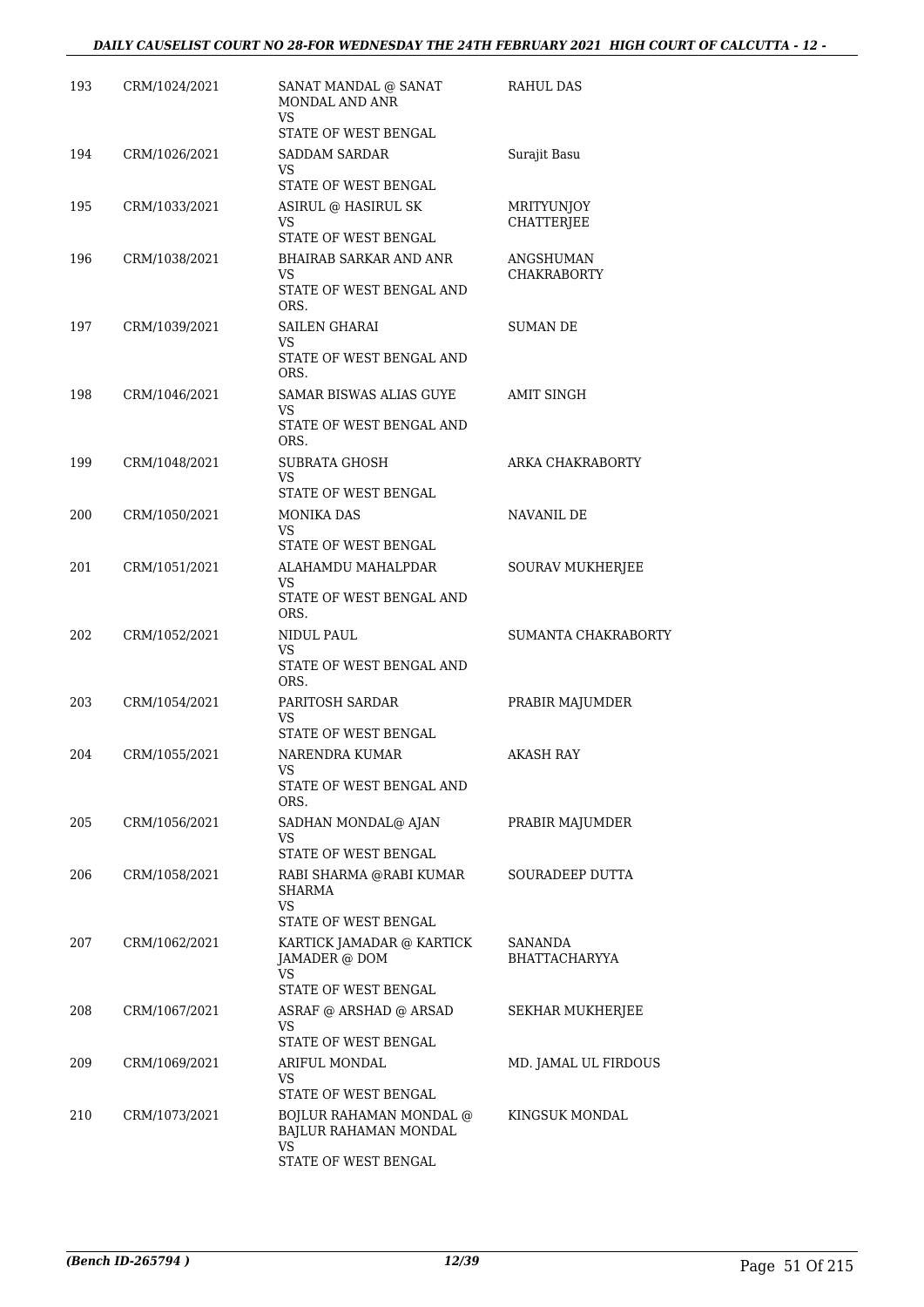| | | | |
|---|---|---|---|
| 193 | CRM/1024/2021 | SANAT MANDAL @ SANAT MONDAL AND ANR<br>VS<br>STATE OF WEST BENGAL | RAHUL DAS |
| 194 | CRM/1026/2021 | SADDAM SARDAR<br>VS<br>STATE OF WEST BENGAL | Surajit Basu |
| 195 | CRM/1033/2021 | ASIRUL @ HASIRUL SK<br>VS<br>STATE OF WEST BENGAL | MRITYUNJOY CHATTERJEE |
| 196 | CRM/1038/2021 | BHAIRAB SARKAR AND ANR<br>VS<br>STATE OF WEST BENGAL AND ORS. | ANGSHUMAN CHAKRABORTY |
| 197 | CRM/1039/2021 | SAILEN GHARAI<br>VS<br>STATE OF WEST BENGAL AND ORS. | SUMAN DE |
| 198 | CRM/1046/2021 | SAMAR BISWAS ALIAS GUYE<br>VS<br>STATE OF WEST BENGAL AND ORS. | AMIT SINGH |
| 199 | CRM/1048/2021 | SUBRATA GHOSH<br>VS<br>STATE OF WEST BENGAL | ARKA CHAKRABORTY |
| 200 | CRM/1050/2021 | MONIKA DAS<br>VS<br>STATE OF WEST BENGAL | NAVANIL DE |
| 201 | CRM/1051/2021 | ALAHAMDU MAHALPDAR<br>VS<br>STATE OF WEST BENGAL AND ORS. | SOURAV MUKHERJEE |
| 202 | CRM/1052/2021 | NIDUL PAUL<br>VS<br>STATE OF WEST BENGAL AND ORS. | SUMANTA CHAKRABORTY |
| 203 | CRM/1054/2021 | PARITOSH SARDAR<br>VS<br>STATE OF WEST BENGAL | PRABIR MAJUMDER |
| 204 | CRM/1055/2021 | NARENDRA KUMAR<br>VS<br>STATE OF WEST BENGAL AND ORS. | AKASH RAY |
| 205 | CRM/1056/2021 | SADHAN MONDAL@ AJAN<br>VS<br>STATE OF WEST BENGAL | PRABIR MAJUMDER |
| 206 | CRM/1058/2021 | RABI SHARMA @RABI KUMAR SHARMA<br>VS<br>STATE OF WEST BENGAL | SOURADEEP DUTTA |
| 207 | CRM/1062/2021 | KARTICK JAMADAR @ KARTICK JAMADER @ DOM<br>VS<br>STATE OF WEST BENGAL | SANANDA BHATTACHARYYA |
| 208 | CRM/1067/2021 | ASRAF @ ARSHAD @ ARSAD<br>VS<br>STATE OF WEST BENGAL | SEKHAR MUKHERJEE |
| 209 | CRM/1069/2021 | ARIFUL MONDAL<br>VS<br>STATE OF WEST BENGAL | MD. JAMAL UL FIRDOUS |
| 210 | CRM/1073/2021 | BOJLUR RAHAMAN MONDAL @ BAJLUR RAHAMAN MONDAL<br>VS<br>STATE OF WEST BENGAL | KINGSUK MONDAL |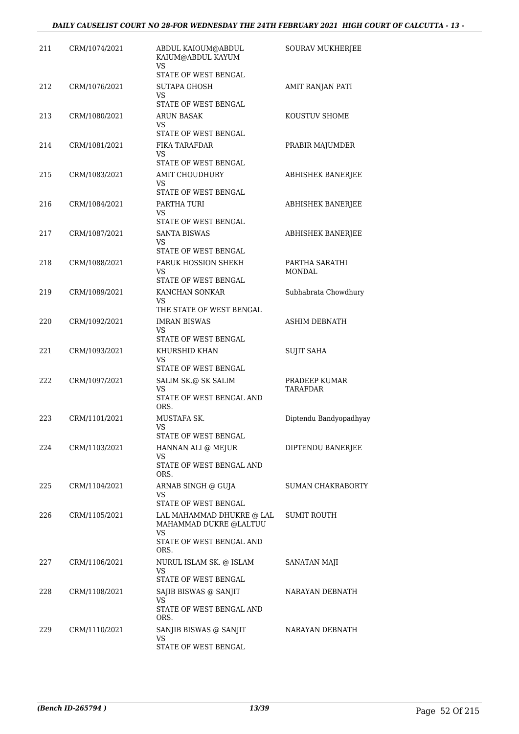| 211 | CRM/1074/2021 | ABDUL KAIOUM@ABDUL KAIUM@ABDUL KAYUM<br>VS<br>STATE OF WEST BENGAL | SOURAV MUKHERJEE |
|---|---|---|---|
| 212 | CRM/1076/2021 | SUTAPA GHOSH<br>VS<br>STATE OF WEST BENGAL | AMIT RANJAN PATI |
| 213 | CRM/1080/2021 | ARUN BASAK<br>VS<br>STATE OF WEST BENGAL | KOUSTUV SHOME |
| 214 | CRM/1081/2021 | FIKA TARAFDAR<br>VS<br>STATE OF WEST BENGAL | PRABIR MAJUMDER |
| 215 | CRM/1083/2021 | AMIT CHOUDHURY<br>VS<br>STATE OF WEST BENGAL | ABHISHEK BANERJEE |
| 216 | CRM/1084/2021 | PARTHA TURI<br>VS<br>STATE OF WEST BENGAL | ABHISHEK BANERJEE |
| 217 | CRM/1087/2021 | SANTA BISWAS<br>VS<br>STATE OF WEST BENGAL | ABHISHEK BANERJEE |
| 218 | CRM/1088/2021 | FARUK HOSSION SHEKH<br>VS<br>STATE OF WEST BENGAL | PARTHA SARATHI MONDAL |
| 219 | CRM/1089/2021 | KANCHAN SONKAR<br>VS<br>THE STATE OF WEST BENGAL | Subhabrata Chowdhury |
| 220 | CRM/1092/2021 | IMRAN BISWAS<br>VS<br>STATE OF WEST BENGAL | ASHIM DEBNATH |
| 221 | CRM/1093/2021 | KHURSHID KHAN<br>VS<br>STATE OF WEST BENGAL | SUJIT SAHA |
| 222 | CRM/1097/2021 | SALIM SK.@ SK SALIM<br>VS<br>STATE OF WEST BENGAL AND ORS. | PRADEEP KUMAR TARAFDAR |
| 223 | CRM/1101/2021 | MUSTAFA SK.<br>VS<br>STATE OF WEST BENGAL | Diptendu Bandyopadhyay |
| 224 | CRM/1103/2021 | HANNAN ALI @ MEJUR<br>VS<br>STATE OF WEST BENGAL AND ORS. | DIPTENDU BANERJEE |
| 225 | CRM/1104/2021 | ARNAB SINGH @ GUJA<br>VS<br>STATE OF WEST BENGAL | SUMAN CHAKRABORTY |
| 226 | CRM/1105/2021 | LAL MAHAMMAD DHUKRE @ LAL MAHAMMAD DUKRE @LALTUU<br>VS<br>STATE OF WEST BENGAL AND ORS. | SUMIT ROUTH |
| 227 | CRM/1106/2021 | NURUL ISLAM SK. @ ISLAM<br>VS<br>STATE OF WEST BENGAL | SANATAN MAJI |
| 228 | CRM/1108/2021 | SAJIB BISWAS @ SANJIT<br>VS<br>STATE OF WEST BENGAL AND ORS. | NARAYAN DEBNATH |
| 229 | CRM/1110/2021 | SANJIB BISWAS @ SANJIT<br>VS<br>STATE OF WEST BENGAL | NARAYAN DEBNATH |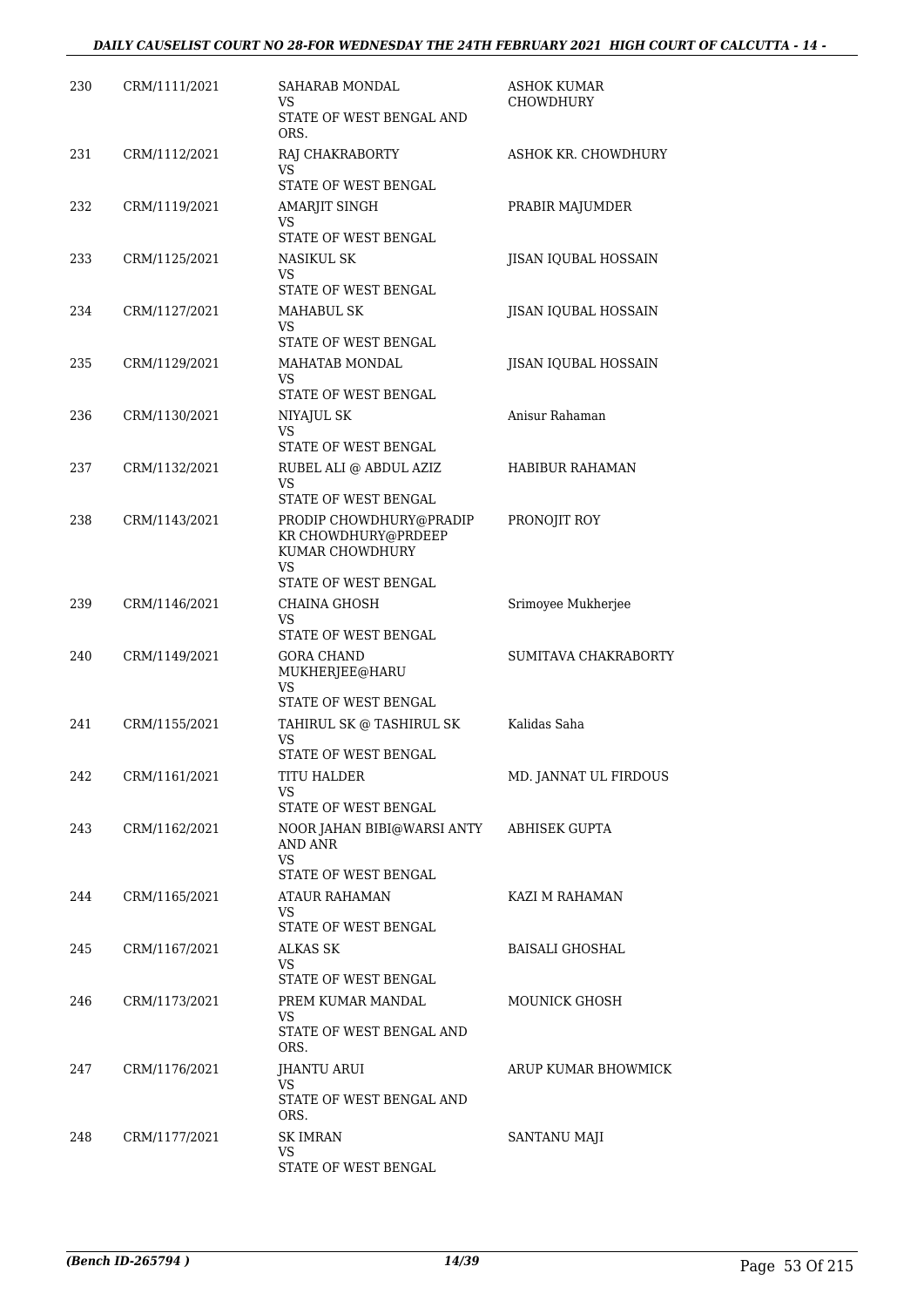| | | | |
|---|---|---|---|
| 230 | CRM/1111/2021 | SAHARAB MONDAL<br>VS<br>STATE OF WEST BENGAL AND ORS. | ASHOK KUMAR CHOWDHURY |
| 231 | CRM/1112/2021 | RAJ CHAKRABORTY<br>VS<br>STATE OF WEST BENGAL | ASHOK KR. CHOWDHURY |
| 232 | CRM/1119/2021 | AMARJIT SINGH<br>VS<br>STATE OF WEST BENGAL | PRABIR MAJUMDER |
| 233 | CRM/1125/2021 | NASIKUL SK<br>VS<br>STATE OF WEST BENGAL | JISAN IQUBAL HOSSAIN |
| 234 | CRM/1127/2021 | MAHABUL SK<br>VS<br>STATE OF WEST BENGAL | JISAN IQUBAL HOSSAIN |
| 235 | CRM/1129/2021 | MAHATAB MONDAL<br>VS<br>STATE OF WEST BENGAL | JISAN IQUBAL HOSSAIN |
| 236 | CRM/1130/2021 | NIYAJUL SK<br>VS<br>STATE OF WEST BENGAL | Anisur Rahaman |
| 237 | CRM/1132/2021 | RUBEL ALI @ ABDUL AZIZ<br>VS<br>STATE OF WEST BENGAL | HABIBUR RAHAMAN |
| 238 | CRM/1143/2021 | PRODIP CHOWDHURY@PRADIP KR CHOWDHURY@PRDEEP KUMAR CHOWDHURY<br>VS<br>STATE OF WEST BENGAL | PRONOJIT ROY |
| 239 | CRM/1146/2021 | CHAINA GHOSH<br>VS<br>STATE OF WEST BENGAL | Srimoyee Mukherjee |
| 240 | CRM/1149/2021 | GORA CHAND MUKHERJEE@HARU<br>VS<br>STATE OF WEST BENGAL | SUMITAVA CHAKRABORTY |
| 241 | CRM/1155/2021 | TAHIRUL SK @ TASHIRUL SK<br>VS<br>STATE OF WEST BENGAL | Kalidas Saha |
| 242 | CRM/1161/2021 | TITU HALDER<br>VS<br>STATE OF WEST BENGAL | MD. JANNAT UL FIRDOUS |
| 243 | CRM/1162/2021 | NOOR JAHAN BIBI@WARSI ANTY AND ANR<br>VS<br>STATE OF WEST BENGAL | ABHISEK GUPTA |
| 244 | CRM/1165/2021 | ATAUR RAHAMAN<br>VS<br>STATE OF WEST BENGAL | KAZI M RAHAMAN |
| 245 | CRM/1167/2021 | ALKAS SK<br>VS<br>STATE OF WEST BENGAL | BAISALI GHOSHAL |
| 246 | CRM/1173/2021 | PREM KUMAR MANDAL<br>VS<br>STATE OF WEST BENGAL AND ORS. | MOUNICK GHOSH |
| 247 | CRM/1176/2021 | JHANTU ARUI<br>VS<br>STATE OF WEST BENGAL AND ORS. | ARUP KUMAR BHOWMICK |
| 248 | CRM/1177/2021 | SK IMRAN<br>VS<br>STATE OF WEST BENGAL | SANTANU MAJI |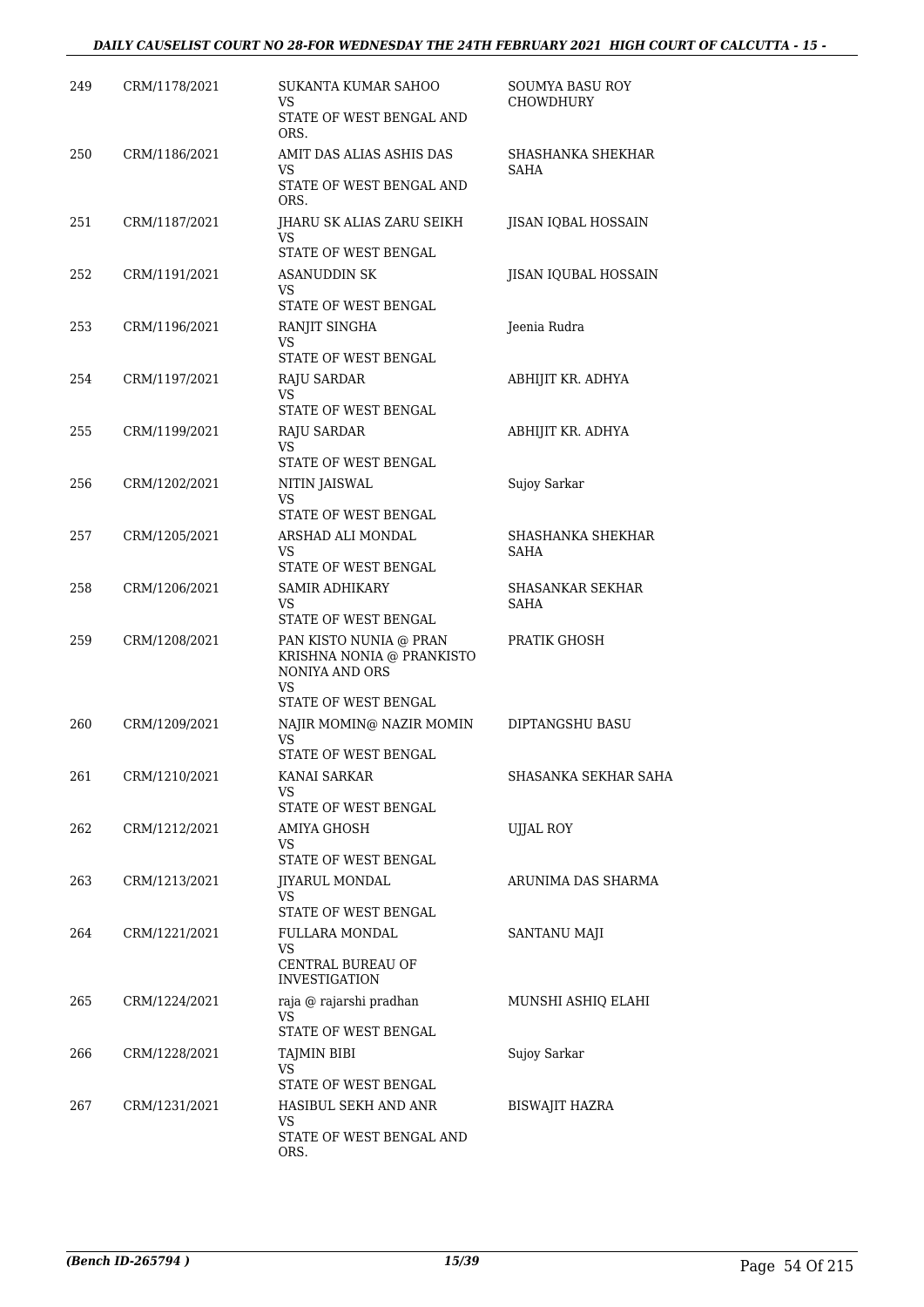| 249 | CRM/1178/2021 | SUKANTA KUMAR SAHOO<br>VS<br>STATE OF WEST BENGAL AND ORS. | SOUMYA BASU ROY CHOWDHURY |
|---|---|---|---|
| 250 | CRM/1186/2021 | AMIT DAS ALIAS ASHIS DAS<br>VS<br>STATE OF WEST BENGAL AND ORS. | SHASHANKA SHEKHAR SAHA |
| 251 | CRM/1187/2021 | JHARU SK ALIAS ZARU SEIKH<br>VS<br>STATE OF WEST BENGAL | JISAN IQBAL HOSSAIN |
| 252 | CRM/1191/2021 | ASANUDDIN SK<br>VS<br>STATE OF WEST BENGAL | JISAN IQUBAL HOSSAIN |
| 253 | CRM/1196/2021 | RANJIT SINGHA<br>VS<br>STATE OF WEST BENGAL | Jeenia Rudra |
| 254 | CRM/1197/2021 | RAJU SARDAR<br>VS<br>STATE OF WEST BENGAL | ABHIJIT KR. ADHYA |
| 255 | CRM/1199/2021 | RAJU SARDAR<br>VS<br>STATE OF WEST BENGAL | ABHIJIT KR. ADHYA |
| 256 | CRM/1202/2021 | NITIN JAISWAL<br>VS<br>STATE OF WEST BENGAL | Sujoy Sarkar |
| 257 | CRM/1205/2021 | ARSHAD ALI MONDAL<br>VS<br>STATE OF WEST BENGAL | SHASHANKA SHEKHAR SAHA |
| 258 | CRM/1206/2021 | SAMIR ADHIKARY<br>VS<br>STATE OF WEST BENGAL | SHASANKAR SEKHAR SAHA |
| 259 | CRM/1208/2021 | PAN KISTO NUNIA @ PRAN KRISHNA NONIA @ PRANKISTO NONIYA AND ORS<br>VS<br>STATE OF WEST BENGAL | PRATIK GHOSH |
| 260 | CRM/1209/2021 | NAJIR MOMIN@ NAZIR MOMIN<br>VS<br>STATE OF WEST BENGAL | DIPTANGSHU BASU |
| 261 | CRM/1210/2021 | KANAI SARKAR<br>VS<br>STATE OF WEST BENGAL | SHASANKA SEKHAR SAHA |
| 262 | CRM/1212/2021 | AMIYA GHOSH<br>VS<br>STATE OF WEST BENGAL | UJJAL ROY |
| 263 | CRM/1213/2021 | JIYARUL MONDAL<br>VS<br>STATE OF WEST BENGAL | ARUNIMA DAS SHARMA |
| 264 | CRM/1221/2021 | FULLARA MONDAL<br>VS<br>CENTRAL BUREAU OF INVESTIGATION | SANTANU MAJI |
| 265 | CRM/1224/2021 | raja @ rajarshi pradhan<br>VS<br>STATE OF WEST BENGAL | MUNSHI ASHIQ ELAHI |
| 266 | CRM/1228/2021 | TAJMIN BIBI<br>VS<br>STATE OF WEST BENGAL | Sujoy Sarkar |
| 267 | CRM/1231/2021 | HASIBUL SEKH AND ANR<br>VS<br>STATE OF WEST BENGAL AND ORS. | BISWAJIT HAZRA |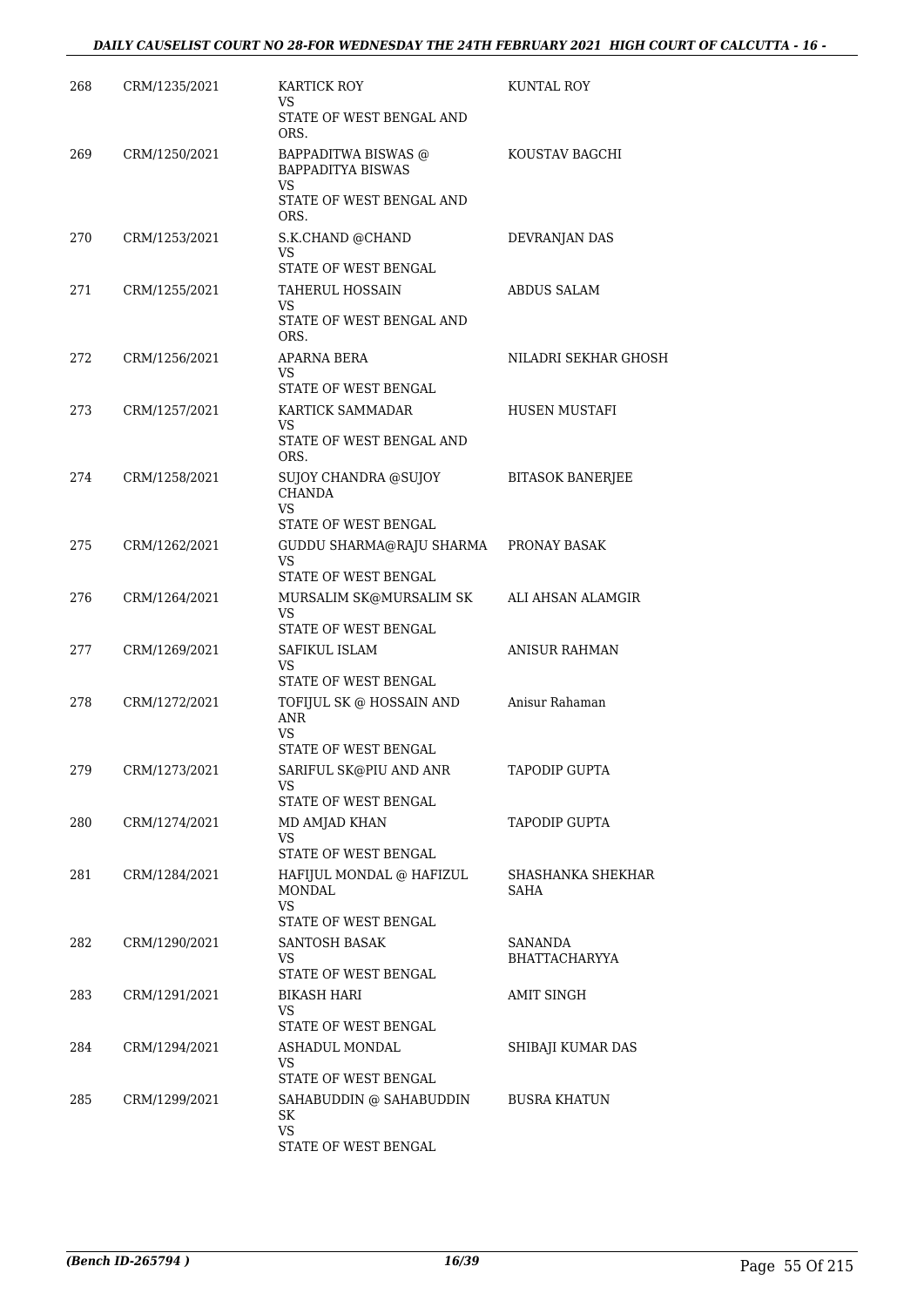| | | | |
|---|---|---|---|
| 268 | CRM/1235/2021 | KARTICK ROY<br>VS<br>STATE OF WEST BENGAL AND ORS. | KUNTAL ROY |
| 269 | CRM/1250/2021 | BAPPADITWA BISWAS @ BAPPADITYA BISWAS<br>VS<br>STATE OF WEST BENGAL AND ORS. | KOUSTAV BAGCHI |
| 270 | CRM/1253/2021 | S.K.CHAND @CHAND<br>VS<br>STATE OF WEST BENGAL | DEVRANJAN DAS |
| 271 | CRM/1255/2021 | TAHERUL HOSSAIN<br>VS<br>STATE OF WEST BENGAL AND ORS. | ABDUS SALAM |
| 272 | CRM/1256/2021 | APARNA BERA<br>VS<br>STATE OF WEST BENGAL | NILADRI SEKHAR GHOSH |
| 273 | CRM/1257/2021 | KARTICK SAMMADAR<br>VS<br>STATE OF WEST BENGAL AND ORS. | HUSEN MUSTAFI |
| 274 | CRM/1258/2021 | SUJOY CHANDRA @SUJOY CHANDA<br>VS<br>STATE OF WEST BENGAL | BITASOK BANERJEE |
| 275 | CRM/1262/2021 | GUDDU SHARMA@RAJU SHARMA<br>VS<br>STATE OF WEST BENGAL | PRONAY BASAK |
| 276 | CRM/1264/2021 | MURSALIM SK@MURSALIM SK<br>VS<br>STATE OF WEST BENGAL | ALI AHSAN ALAMGIR |
| 277 | CRM/1269/2021 | SAFIKUL ISLAM<br>VS<br>STATE OF WEST BENGAL | ANISUR RAHMAN |
| 278 | CRM/1272/2021 | TOFIJUL SK @ HOSSAIN AND ANR<br>VS<br>STATE OF WEST BENGAL | Anisur Rahaman |
| 279 | CRM/1273/2021 | SARIFUL SK@PIU AND ANR<br>VS<br>STATE OF WEST BENGAL | TAPODIP GUPTA |
| 280 | CRM/1274/2021 | MD AMJAD KHAN<br>VS<br>STATE OF WEST BENGAL | TAPODIP GUPTA |
| 281 | CRM/1284/2021 | HAFIJUL MONDAL @ HAFIZUL MONDAL<br>VS<br>STATE OF WEST BENGAL | SHASHANKA SHEKHAR SAHA |
| 282 | CRM/1290/2021 | SANTOSH BASAK<br>VS<br>STATE OF WEST BENGAL | SANANDA BHATTACHARYYA |
| 283 | CRM/1291/2021 | BIKASH HARI<br>VS<br>STATE OF WEST BENGAL | AMIT SINGH |
| 284 | CRM/1294/2021 | ASHADUL MONDAL<br>VS<br>STATE OF WEST BENGAL | SHIBAJI KUMAR DAS |
| 285 | CRM/1299/2021 | SAHABUDDIN @ SAHABUDDIN SK<br>VS<br>STATE OF WEST BENGAL | BUSRA KHATUN |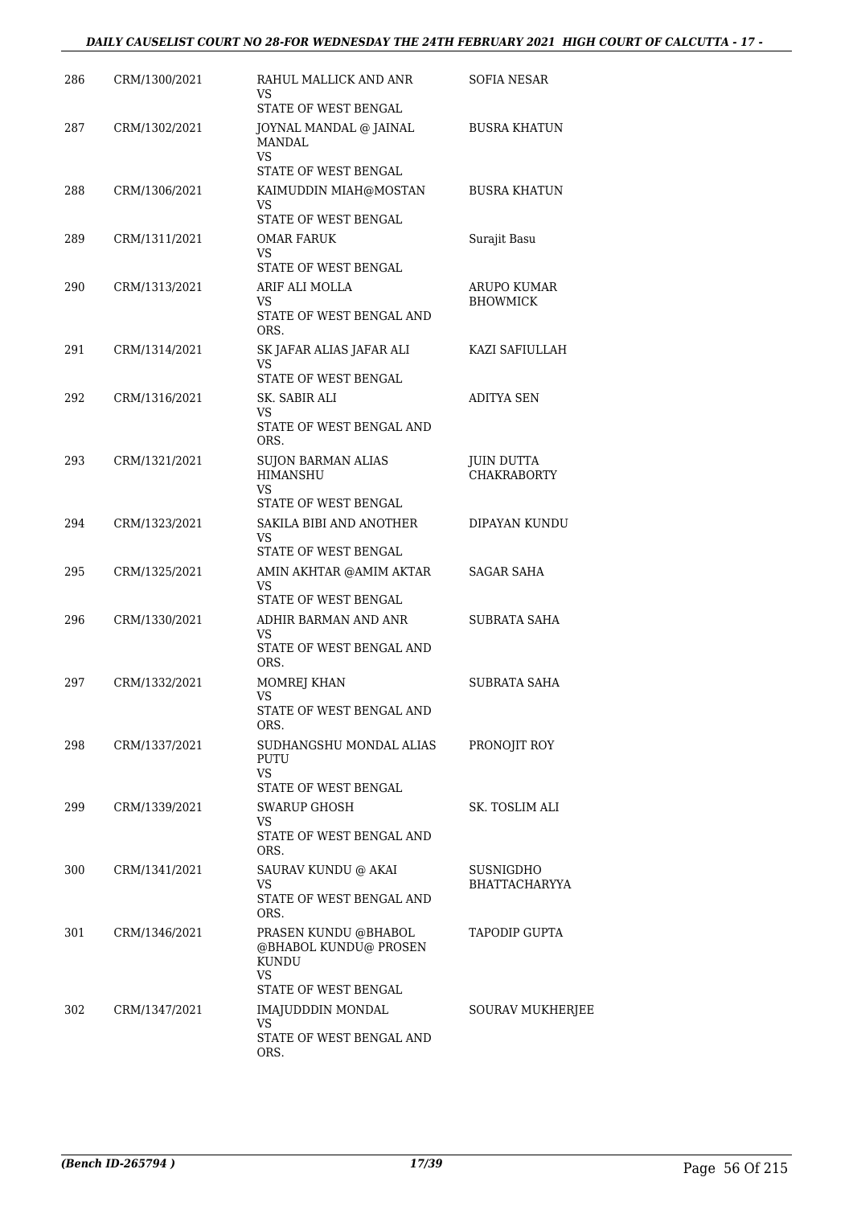| 286 | CRM/1300/2021 | RAHUL MALLICK AND ANR<br>VS<br>STATE OF WEST BENGAL | SOFIA NESAR |
|---|---|---|---|
| 287 | CRM/1302/2021 | JOYNAL MANDAL @ JAINAL MANDAL<br>VS<br>STATE OF WEST BENGAL | BUSRA KHATUN |
| 288 | CRM/1306/2021 | KAIMUDDIN MIAH@MOSTAN<br>VS<br>STATE OF WEST BENGAL | BUSRA KHATUN |
| 289 | CRM/1311/2021 | OMAR FARUK<br>VS<br>STATE OF WEST BENGAL | Surajit Basu |
| 290 | CRM/1313/2021 | ARIF ALI MOLLA<br>VS<br>STATE OF WEST BENGAL AND ORS. | ARUPO KUMAR BHOWMICK |
| 291 | CRM/1314/2021 | SK JAFAR ALIAS JAFAR ALI<br>VS<br>STATE OF WEST BENGAL | KAZI SAFIULLAH |
| 292 | CRM/1316/2021 | SK. SABIR ALI<br>VS<br>STATE OF WEST BENGAL AND ORS. | ADITYA SEN |
| 293 | CRM/1321/2021 | SUJON BARMAN ALIAS HIMANSHU<br>VS<br>STATE OF WEST BENGAL | JUIN DUTTA CHAKRABORTY |
| 294 | CRM/1323/2021 | SAKILA BIBI AND ANOTHER<br>VS<br>STATE OF WEST BENGAL | DIPAYAN KUNDU |
| 295 | CRM/1325/2021 | AMIN AKHTAR @AMIM AKTAR<br>VS<br>STATE OF WEST BENGAL | SAGAR SAHA |
| 296 | CRM/1330/2021 | ADHIR BARMAN AND ANR<br>VS<br>STATE OF WEST BENGAL AND ORS. | SUBRATA SAHA |
| 297 | CRM/1332/2021 | MOMREJ KHAN<br>VS<br>STATE OF WEST BENGAL AND ORS. | SUBRATA SAHA |
| 298 | CRM/1337/2021 | SUDHANGSHU MONDAL ALIAS PUTU<br>VS<br>STATE OF WEST BENGAL | PRONOJIT ROY |
| 299 | CRM/1339/2021 | SWARUP GHOSH<br>VS<br>STATE OF WEST BENGAL AND ORS. | SK. TOSLIM ALI |
| 300 | CRM/1341/2021 | SAURAV KUNDU @ AKAI<br>VS<br>STATE OF WEST BENGAL AND ORS. | SUSNIGDHO BHATTACHARYYA |
| 301 | CRM/1346/2021 | PRASEN KUNDU @BHABOL @BHABOL KUNDU@ PROSEN KUNDU<br>VS<br>STATE OF WEST BENGAL | TAPODIP GUPTA |
| 302 | CRM/1347/2021 | IMAJUDDDIN MONDAL<br>VS<br>STATE OF WEST BENGAL AND ORS. | SOURAV MUKHERJEE |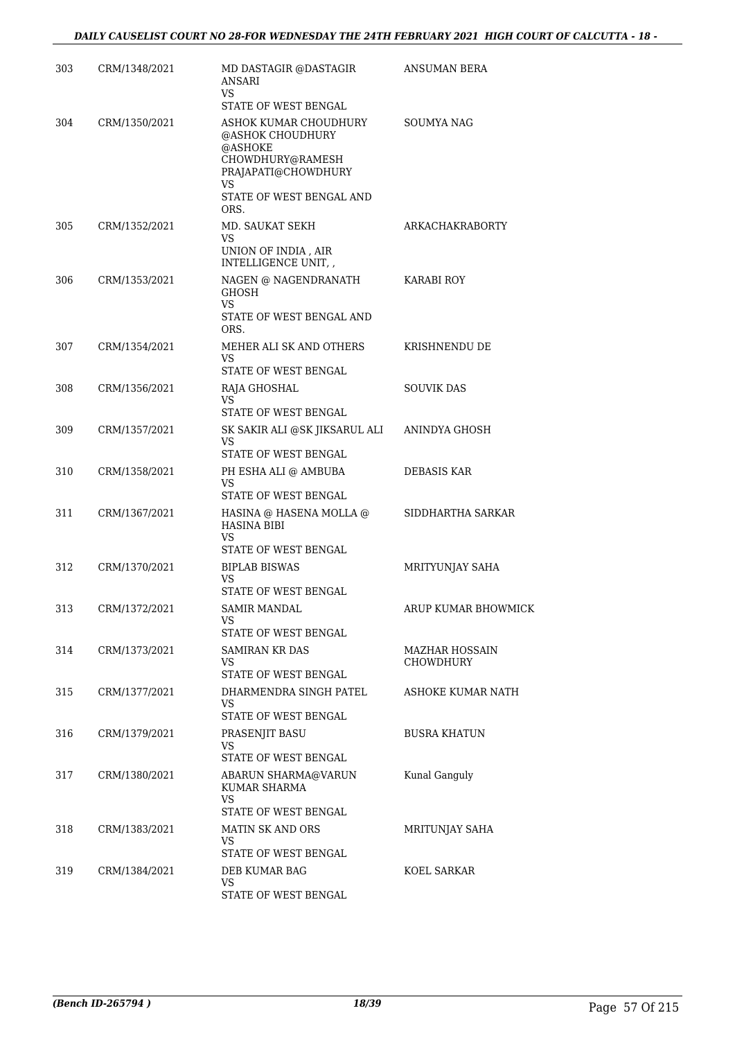| | | | |
|---|---|---|---|
| 303 | CRM/1348/2021 | MD DASTAGIR @DASTAGIR ANSARI<br>VS<br>STATE OF WEST BENGAL | ANSUMAN BERA |
| 304 | CRM/1350/2021 | ASHOK KUMAR CHOUDHURY @ASHOK CHOUDHURY @ASHOKE CHOWDHURY@RAMESH PRAJAPATI@CHOWDHURY<br>VS<br>STATE OF WEST BENGAL AND ORS. | SOUMYA NAG |
| 305 | CRM/1352/2021 | MD. SAUKAT SEKH<br>VS<br>UNION OF INDIA , AIR INTELLIGENCE UNIT, , | ARKACHAKRABORTY |
| 306 | CRM/1353/2021 | NAGEN @ NAGENDRANATH GHOSH<br>VS<br>STATE OF WEST BENGAL AND ORS. | KARABI ROY |
| 307 | CRM/1354/2021 | MEHER ALI SK AND OTHERS<br>VS<br>STATE OF WEST BENGAL | KRISHNENDU DE |
| 308 | CRM/1356/2021 | RAJA GHOSHAL<br>VS<br>STATE OF WEST BENGAL | SOUVIK DAS |
| 309 | CRM/1357/2021 | SK SAKIR ALI @SK JIKSARUL ALI<br>VS<br>STATE OF WEST BENGAL | ANINDYA GHOSH |
| 310 | CRM/1358/2021 | PH ESHA ALI @ AMBUBA<br>VS<br>STATE OF WEST BENGAL | DEBASIS KAR |
| 311 | CRM/1367/2021 | HASINA @ HASENA MOLLA @ HASINA BIBI<br>VS<br>STATE OF WEST BENGAL | SIDDHARTHA SARKAR |
| 312 | CRM/1370/2021 | BIPLAB BISWAS<br>VS<br>STATE OF WEST BENGAL | MRITYUNJAY SAHA |
| 313 | CRM/1372/2021 | SAMIR MANDAL<br>VS<br>STATE OF WEST BENGAL | ARUP KUMAR BHOWMICK |
| 314 | CRM/1373/2021 | SAMIRAN KR DAS<br>VS<br>STATE OF WEST BENGAL | MAZHAR HOSSAIN CHOWDHURY |
| 315 | CRM/1377/2021 | DHARMENDRA SINGH PATEL<br>VS<br>STATE OF WEST BENGAL | ASHOKE KUMAR NATH |
| 316 | CRM/1379/2021 | PRASENJIT BASU<br>VS<br>STATE OF WEST BENGAL | BUSRA KHATUN |
| 317 | CRM/1380/2021 | ABARUN SHARMA@VARUN KUMAR SHARMA<br>VS<br>STATE OF WEST BENGAL | Kunal Ganguly |
| 318 | CRM/1383/2021 | MATIN SK AND ORS<br>VS<br>STATE OF WEST BENGAL | MRITUNJAY SAHA |
| 319 | CRM/1384/2021 | DEB KUMAR BAG<br>VS<br>STATE OF WEST BENGAL | KOEL SARKAR |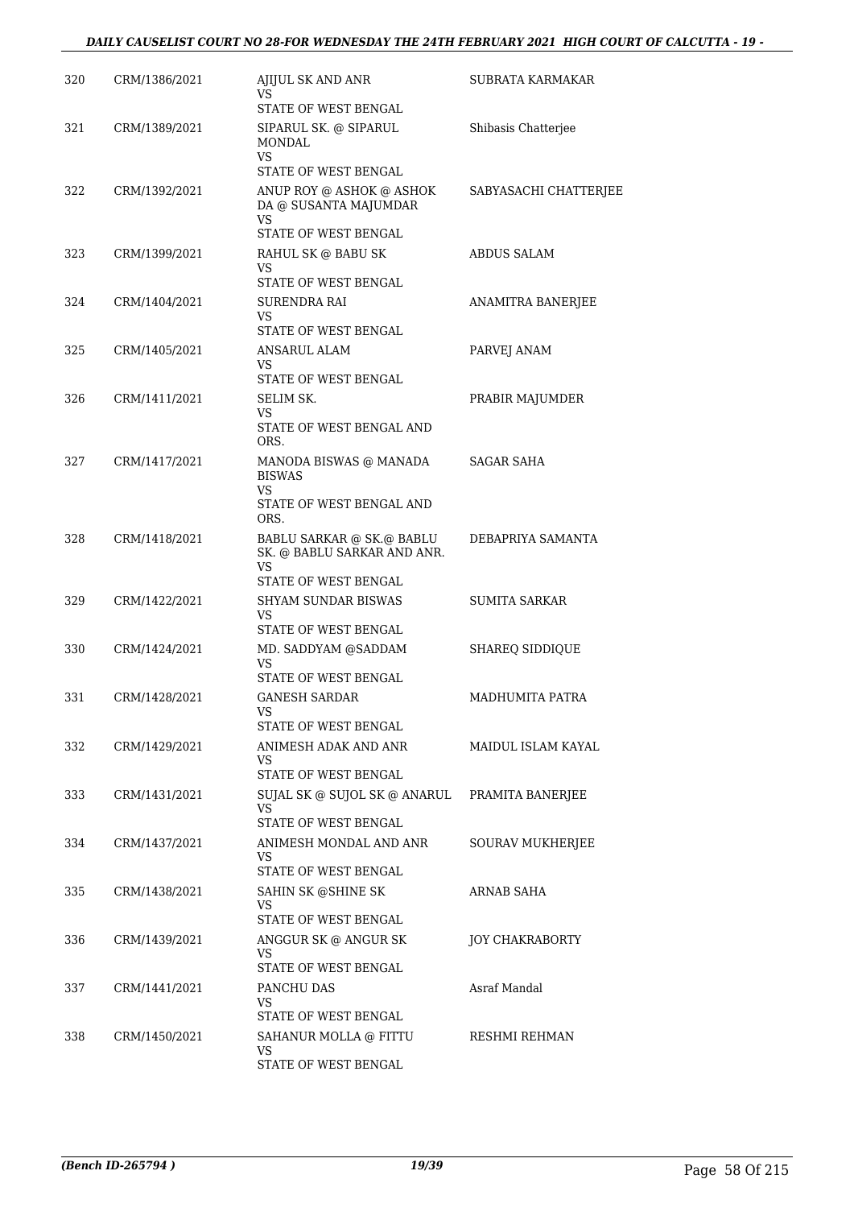| 320 | CRM/1386/2021 | AJIJUL SK AND ANR<br>VS<br>STATE OF WEST BENGAL | SUBRATA KARMAKAR |
|---|---|---|---|
| 321 | CRM/1389/2021 | SIPARUL SK. @ SIPARUL MONDAL<br>VS<br>STATE OF WEST BENGAL | Shibasis Chatterjee |
| 322 | CRM/1392/2021 | ANUP ROY @ ASHOK @ ASHOK DA @ SUSANTA MAJUMDAR<br>VS<br>STATE OF WEST BENGAL | SABYASACHI CHATTERJEE |
| 323 | CRM/1399/2021 | RAHUL SK @ BABU SK<br>VS<br>STATE OF WEST BENGAL | ABDUS SALAM |
| 324 | CRM/1404/2021 | SURENDRA RAI<br>VS<br>STATE OF WEST BENGAL | ANAMITRA BANERJEE |
| 325 | CRM/1405/2021 | ANSARUL ALAM<br>VS<br>STATE OF WEST BENGAL | PARVEJ ANAM |
| 326 | CRM/1411/2021 | SELIM SK.<br>VS<br>STATE OF WEST BENGAL AND ORS. | PRABIR MAJUMDER |
| 327 | CRM/1417/2021 | MANODA BISWAS @ MANADA BISWAS<br>VS<br>STATE OF WEST BENGAL AND ORS. | SAGAR SAHA |
| 328 | CRM/1418/2021 | BABLU SARKAR @ SK.@ BABLU SK. @ BABLU SARKAR AND ANR.<br>VS<br>STATE OF WEST BENGAL | DEBAPRIYA SAMANTA |
| 329 | CRM/1422/2021 | SHYAM SUNDAR BISWAS<br>VS<br>STATE OF WEST BENGAL | SUMITA SARKAR |
| 330 | CRM/1424/2021 | MD. SADDYAM @SADDAM<br>VS<br>STATE OF WEST BENGAL | SHAREQ SIDDIQUE |
| 331 | CRM/1428/2021 | GANESH SARDAR<br>VS<br>STATE OF WEST BENGAL | MADHUMITA PATRA |
| 332 | CRM/1429/2021 | ANIMESH ADAK AND ANR<br>VS<br>STATE OF WEST BENGAL | MAIDUL ISLAM KAYAL |
| 333 | CRM/1431/2021 | SUJAL SK @ SUJOL SK @ ANARUL<br>VS<br>STATE OF WEST BENGAL | PRAMITA BANERJEE |
| 334 | CRM/1437/2021 | ANIMESH MONDAL AND ANR<br>VS<br>STATE OF WEST BENGAL | SOURAV MUKHERJEE |
| 335 | CRM/1438/2021 | SAHIN SK @SHINE SK<br>VS<br>STATE OF WEST BENGAL | ARNAB SAHA |
| 336 | CRM/1439/2021 | ANGGUR SK @ ANGUR SK<br>VS<br>STATE OF WEST BENGAL | JOY CHAKRABORTY |
| 337 | CRM/1441/2021 | PANCHU DAS<br>VS<br>STATE OF WEST BENGAL | Asraf Mandal |
| 338 | CRM/1450/2021 | SAHANUR MOLLA @ FITTU<br>VS<br>STATE OF WEST BENGAL | RESHMI REHMAN |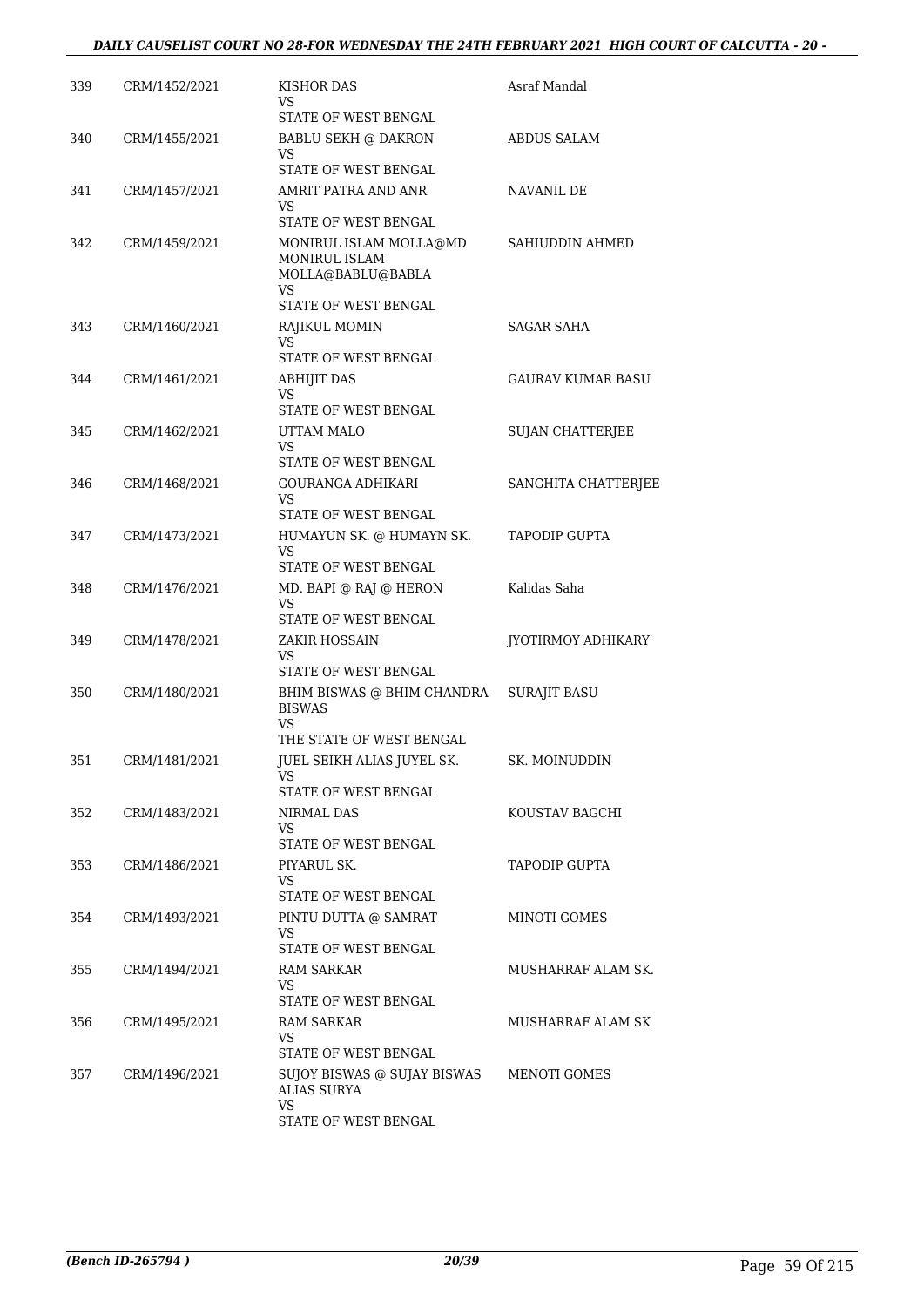| | | | |
|---|---|---|---|
| 339 | CRM/1452/2021 | KISHOR DAS<br>VS<br>STATE OF WEST BENGAL | Asraf Mandal |
| 340 | CRM/1455/2021 | BABLU SEKH @ DAKRON<br>VS<br>STATE OF WEST BENGAL | ABDUS SALAM |
| 341 | CRM/1457/2021 | AMRIT PATRA AND ANR<br>VS<br>STATE OF WEST BENGAL | NAVANIL DE |
| 342 | CRM/1459/2021 | MONIRUL ISLAM MOLLA@MD MONIRUL ISLAM MOLLA@BABLU@BABLA<br>VS<br>STATE OF WEST BENGAL | SAHIUDDIN AHMED |
| 343 | CRM/1460/2021 | RAJIKUL MOMIN<br>VS<br>STATE OF WEST BENGAL | SAGAR SAHA |
| 344 | CRM/1461/2021 | ABHIJIT DAS<br>VS<br>STATE OF WEST BENGAL | GAURAV KUMAR BASU |
| 345 | CRM/1462/2021 | UTTAM MALO<br>VS<br>STATE OF WEST BENGAL | SUJAN CHATTERJEE |
| 346 | CRM/1468/2021 | GOURANGA ADHIKARI<br>VS<br>STATE OF WEST BENGAL | SANGHITA CHATTERJEE |
| 347 | CRM/1473/2021 | HUMAYUN SK. @ HUMAYN SK.<br>VS<br>STATE OF WEST BENGAL | TAPODIP GUPTA |
| 348 | CRM/1476/2021 | MD. BAPI @ RAJ @ HERON<br>VS<br>STATE OF WEST BENGAL | Kalidas Saha |
| 349 | CRM/1478/2021 | ZAKIR HOSSAIN<br>VS<br>STATE OF WEST BENGAL | JYOTIRMOY ADHIKARY |
| 350 | CRM/1480/2021 | BHIM BISWAS @ BHIM CHANDRA BISWAS<br>VS<br>THE STATE OF WEST BENGAL | SURAJIT BASU |
| 351 | CRM/1481/2021 | JUEL SEIKH ALIAS JUYEL SK.<br>VS<br>STATE OF WEST BENGAL | SK. MOINUDDIN |
| 352 | CRM/1483/2021 | NIRMAL DAS<br>VS<br>STATE OF WEST BENGAL | KOUSTAV BAGCHI |
| 353 | CRM/1486/2021 | PIYARUL SK.<br>VS<br>STATE OF WEST BENGAL | TAPODIP GUPTA |
| 354 | CRM/1493/2021 | PINTU DUTTA @ SAMRAT<br>VS<br>STATE OF WEST BENGAL | MINOTI GOMES |
| 355 | CRM/1494/2021 | RAM SARKAR<br>VS<br>STATE OF WEST BENGAL | MUSHARRAF ALAM SK. |
| 356 | CRM/1495/2021 | RAM SARKAR<br>VS<br>STATE OF WEST BENGAL | MUSHARRAF ALAM SK |
| 357 | CRM/1496/2021 | SUJOY BISWAS @ SUJAY BISWAS ALIAS SURYA<br>VS<br>STATE OF WEST BENGAL | MENOTI GOMES |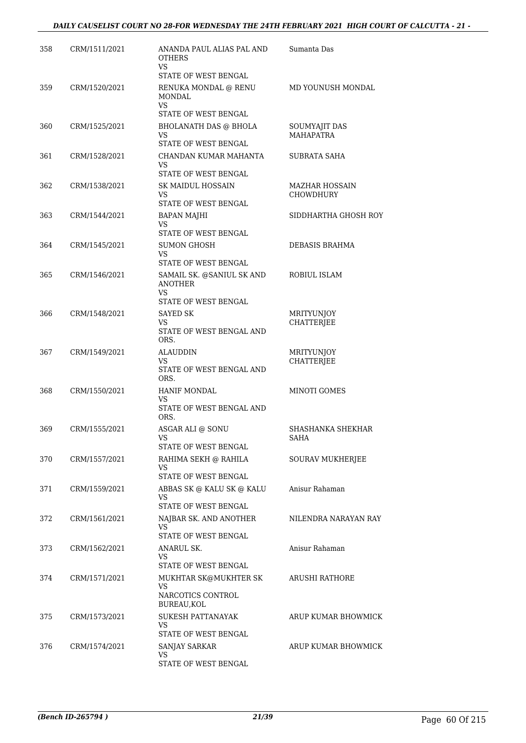| 358 | CRM/1511/2021 | ANANDA PAUL ALIAS PAL AND OTHERS<br>VS<br>STATE OF WEST BENGAL | Sumanta Das |
|---|---|---|---|
| 359 | CRM/1520/2021 | RENUKA MONDAL @ RENU MONDAL<br>VS<br>STATE OF WEST BENGAL | MD YOUNUSH MONDAL |
| 360 | CRM/1525/2021 | BHOLANATH DAS @ BHOLA<br>VS<br>STATE OF WEST BENGAL | SOUMYAJIT DAS MAHAPATRA |
| 361 | CRM/1528/2021 | CHANDAN KUMAR MAHANTA<br>VS<br>STATE OF WEST BENGAL | SUBRATA SAHA |
| 362 | CRM/1538/2021 | SK MAIDUL HOSSAIN<br>VS<br>STATE OF WEST BENGAL | MAZHAR HOSSAIN CHOWDHURY |
| 363 | CRM/1544/2021 | BAPAN MAJHI<br>VS<br>STATE OF WEST BENGAL | SIDDHARTHA GHOSH ROY |
| 364 | CRM/1545/2021 | SUMON GHOSH<br>VS<br>STATE OF WEST BENGAL | DEBASIS BRAHMA |
| 365 | CRM/1546/2021 | SAMAIL SK. @SANIUL SK AND ANOTHER<br>VS<br>STATE OF WEST BENGAL | ROBIUL ISLAM |
| 366 | CRM/1548/2021 | SAYED SK<br>VS<br>STATE OF WEST BENGAL AND ORS. | MRITYUNJOY CHATTERJEE |
| 367 | CRM/1549/2021 | ALAUDDIN<br>VS<br>STATE OF WEST BENGAL AND ORS. | MRITYUNJOY CHATTERJEE |
| 368 | CRM/1550/2021 | HANIF MONDAL<br>VS<br>STATE OF WEST BENGAL AND ORS. | MINOTI GOMES |
| 369 | CRM/1555/2021 | ASGAR ALI @ SONU<br>VS<br>STATE OF WEST BENGAL | SHASHANKA SHEKHAR SAHA |
| 370 | CRM/1557/2021 | RAHIMA SEKH @ RAHILA<br>VS<br>STATE OF WEST BENGAL | SOURAV MUKHERJEE |
| 371 | CRM/1559/2021 | ABBAS SK @ KALU SK @ KALU<br>VS<br>STATE OF WEST BENGAL | Anisur Rahaman |
| 372 | CRM/1561/2021 | NAJBAR SK. AND ANOTHER<br>VS<br>STATE OF WEST BENGAL | NILENDRA NARAYAN RAY |
| 373 | CRM/1562/2021 | ANARUL SK.<br>VS<br>STATE OF WEST BENGAL | Anisur Rahaman |
| 374 | CRM/1571/2021 | MUKHTAR SK@MUKHTER SK<br>VS<br>NARCOTICS CONTROL BUREAU,KOL | ARUSHI RATHORE |
| 375 | CRM/1573/2021 | SUKESH PATTANAYAK<br>VS<br>STATE OF WEST BENGAL | ARUP KUMAR BHOWMICK |
| 376 | CRM/1574/2021 | SANJAY SARKAR<br>VS<br>STATE OF WEST BENGAL | ARUP KUMAR BHOWMICK |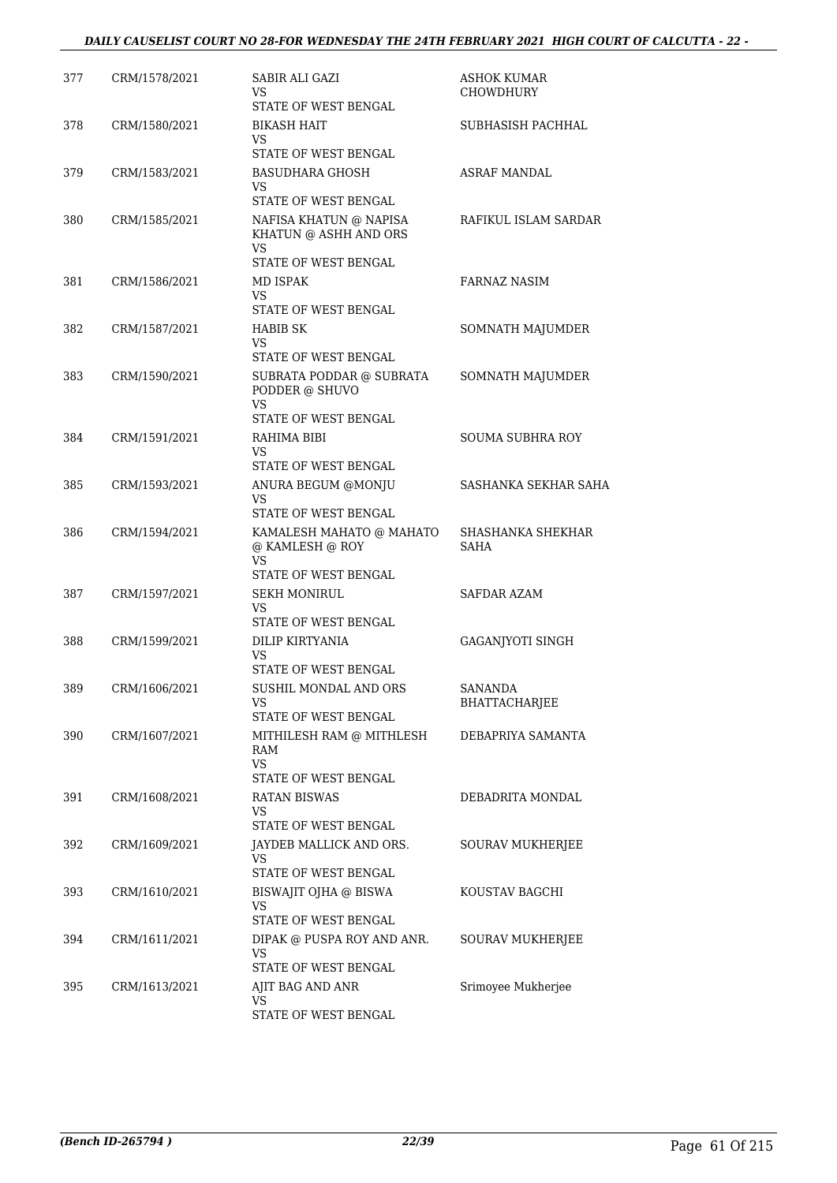| 377 | CRM/1578/2021 | SABIR ALI GAZI<br>VS<br>STATE OF WEST BENGAL | ASHOK KUMAR CHOWDHURY |
|---|---|---|---|
| 378 | CRM/1580/2021 | BIKASH HAIT<br>VS<br>STATE OF WEST BENGAL | SUBHASISH PACHHAL |
| 379 | CRM/1583/2021 | BASUDHARA GHOSH<br>VS<br>STATE OF WEST BENGAL | ASRAF MANDAL |
| 380 | CRM/1585/2021 | NAFISA KHATUN @ NAPISA KHATUN @ ASHH AND ORS<br>VS<br>STATE OF WEST BENGAL | RAFIKUL ISLAM SARDAR |
| 381 | CRM/1586/2021 | MD ISPAK<br>VS<br>STATE OF WEST BENGAL | FARNAZ NASIM |
| 382 | CRM/1587/2021 | HABIB SK<br>VS<br>STATE OF WEST BENGAL | SOMNATH MAJUMDER |
| 383 | CRM/1590/2021 | SUBRATA PODDAR @ SUBRATA PODDER @ SHUVO<br>VS<br>STATE OF WEST BENGAL | SOMNATH MAJUMDER |
| 384 | CRM/1591/2021 | RAHIMA BIBI<br>VS<br>STATE OF WEST BENGAL | SOUMA SUBHRA ROY |
| 385 | CRM/1593/2021 | ANURA BEGUM @MONJU<br>VS<br>STATE OF WEST BENGAL | SASHANKA SEKHAR SAHA |
| 386 | CRM/1594/2021 | KAMALESH MAHATO @ MAHATO @ KAMLESH @ ROY<br>VS<br>STATE OF WEST BENGAL | SHASHANKA SHEKHAR SAHA |
| 387 | CRM/1597/2021 | SEKH MONIRUL<br>VS<br>STATE OF WEST BENGAL | SAFDAR AZAM |
| 388 | CRM/1599/2021 | DILIP KIRTYANIA<br>VS<br>STATE OF WEST BENGAL | GAGANJYOTI SINGH |
| 389 | CRM/1606/2021 | SUSHIL MONDAL AND ORS<br>VS<br>STATE OF WEST BENGAL | SANANDA BHATTACHARJEE |
| 390 | CRM/1607/2021 | MITHILESH RAM @ MITHLESH RAM<br>VS<br>STATE OF WEST BENGAL | DEBAPRIYA SAMANTA |
| 391 | CRM/1608/2021 | RATAN BISWAS<br>VS<br>STATE OF WEST BENGAL | DEBADRITA MONDAL |
| 392 | CRM/1609/2021 | JAYDEB MALLICK AND ORS.<br>VS<br>STATE OF WEST BENGAL | SOURAV MUKHERJEE |
| 393 | CRM/1610/2021 | BISWAJIT OJHA @ BISWA<br>VS<br>STATE OF WEST BENGAL | KOUSTAV BAGCHI |
| 394 | CRM/1611/2021 | DIPAK @ PUSPA ROY AND ANR.<br>VS<br>STATE OF WEST BENGAL | SOURAV MUKHERJEE |
| 395 | CRM/1613/2021 | AJIT BAG AND ANR<br>VS<br>STATE OF WEST BENGAL | Srimoyee Mukherjee |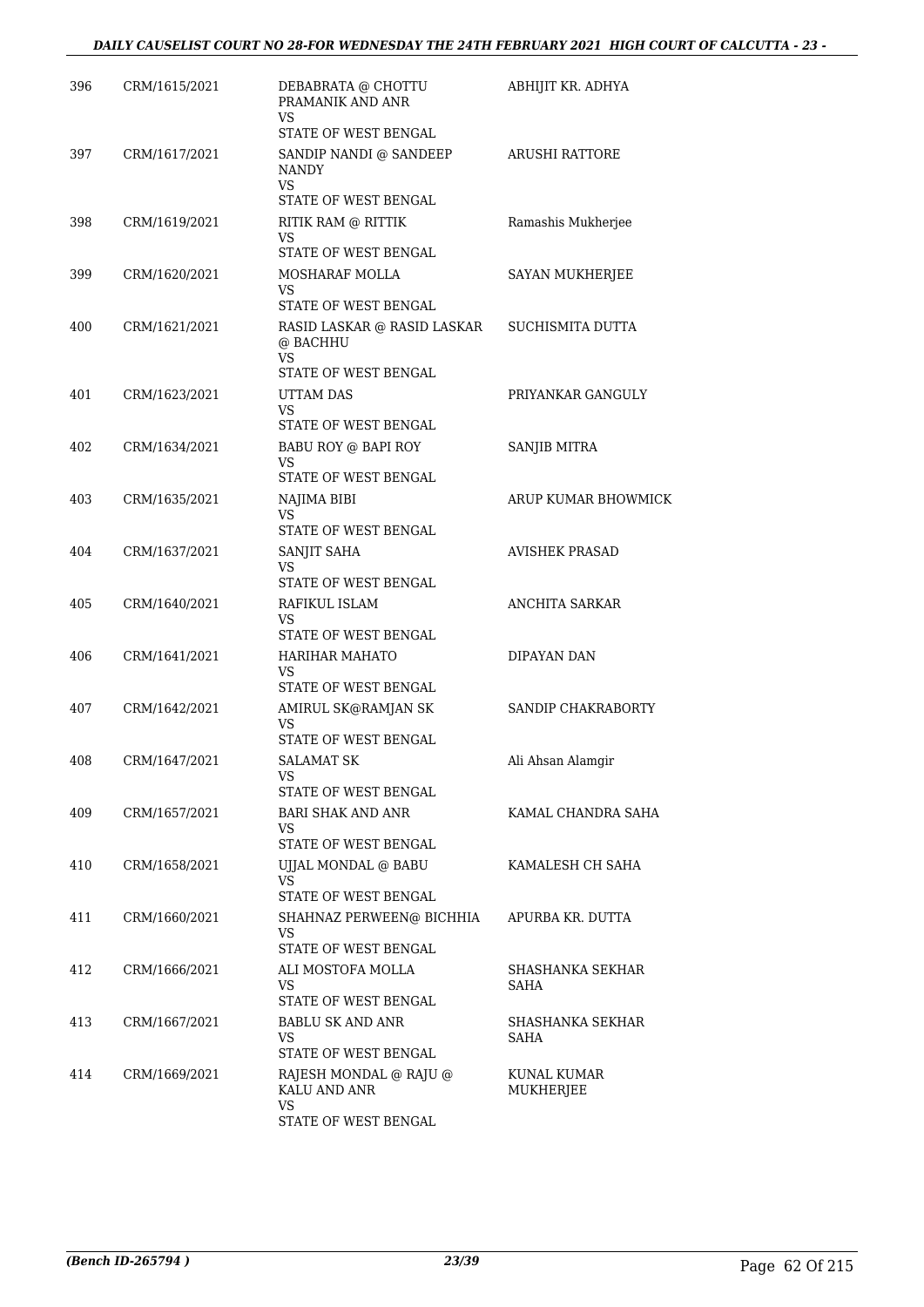| | | | |
|---|---|---|---|
| 396 | CRM/1615/2021 | DEBABRATA @ CHOTTU PRAMANIK AND ANR<br>VS<br>STATE OF WEST BENGAL | ABHIJIT KR. ADHYA |
| 397 | CRM/1617/2021 | SANDIP NANDI @ SANDEEP NANDY<br>VS<br>STATE OF WEST BENGAL | ARUSHI RATTORE |
| 398 | CRM/1619/2021 | RITIK RAM @ RITTIK<br>VS<br>STATE OF WEST BENGAL | Ramashis Mukherjee |
| 399 | CRM/1620/2021 | MOSHARAF MOLLA<br>VS<br>STATE OF WEST BENGAL | SAYAN MUKHERJEE |
| 400 | CRM/1621/2021 | RASID LASKAR @ RASID LASKAR @ BACHHU<br>VS<br>STATE OF WEST BENGAL | SUCHISMITA DUTTA |
| 401 | CRM/1623/2021 | UTTAM DAS<br>VS<br>STATE OF WEST BENGAL | PRIYANKAR GANGULY |
| 402 | CRM/1634/2021 | BABU ROY @ BAPI ROY<br>VS<br>STATE OF WEST BENGAL | SANJIB MITRA |
| 403 | CRM/1635/2021 | NAJIMA BIBI<br>VS<br>STATE OF WEST BENGAL | ARUP KUMAR BHOWMICK |
| 404 | CRM/1637/2021 | SANJIT SAHA<br>VS<br>STATE OF WEST BENGAL | AVISHEK PRASAD |
| 405 | CRM/1640/2021 | RAFIKUL ISLAM<br>VS<br>STATE OF WEST BENGAL | ANCHITA SARKAR |
| 406 | CRM/1641/2021 | HARIHAR MAHATO<br>VS<br>STATE OF WEST BENGAL | DIPAYAN DAN |
| 407 | CRM/1642/2021 | AMIRUL SK@RAMJAN SK<br>VS<br>STATE OF WEST BENGAL | SANDIP CHAKRABORTY |
| 408 | CRM/1647/2021 | SALAMAT SK<br>VS<br>STATE OF WEST BENGAL | Ali Ahsan Alamgir |
| 409 | CRM/1657/2021 | BARI SHAK AND ANR<br>VS<br>STATE OF WEST BENGAL | KAMAL CHANDRA SAHA |
| 410 | CRM/1658/2021 | UJJAL MONDAL @ BABU<br>VS<br>STATE OF WEST BENGAL | KAMALESH CH SAHA |
| 411 | CRM/1660/2021 | SHAHNAZ PERWEEN@ BICHHIA<br>VS<br>STATE OF WEST BENGAL | APURBA KR. DUTTA |
| 412 | CRM/1666/2021 | ALI MOSTOFA MOLLA<br>VS<br>STATE OF WEST BENGAL | SHASHANKA SEKHAR SAHA |
| 413 | CRM/1667/2021 | BABLU SK AND ANR<br>VS<br>STATE OF WEST BENGAL | SHASHANKA SEKHAR SAHA |
| 414 | CRM/1669/2021 | RAJESH MONDAL @ RAJU @ KALU AND ANR<br>VS<br>STATE OF WEST BENGAL | KUNAL KUMAR MUKHERJEE |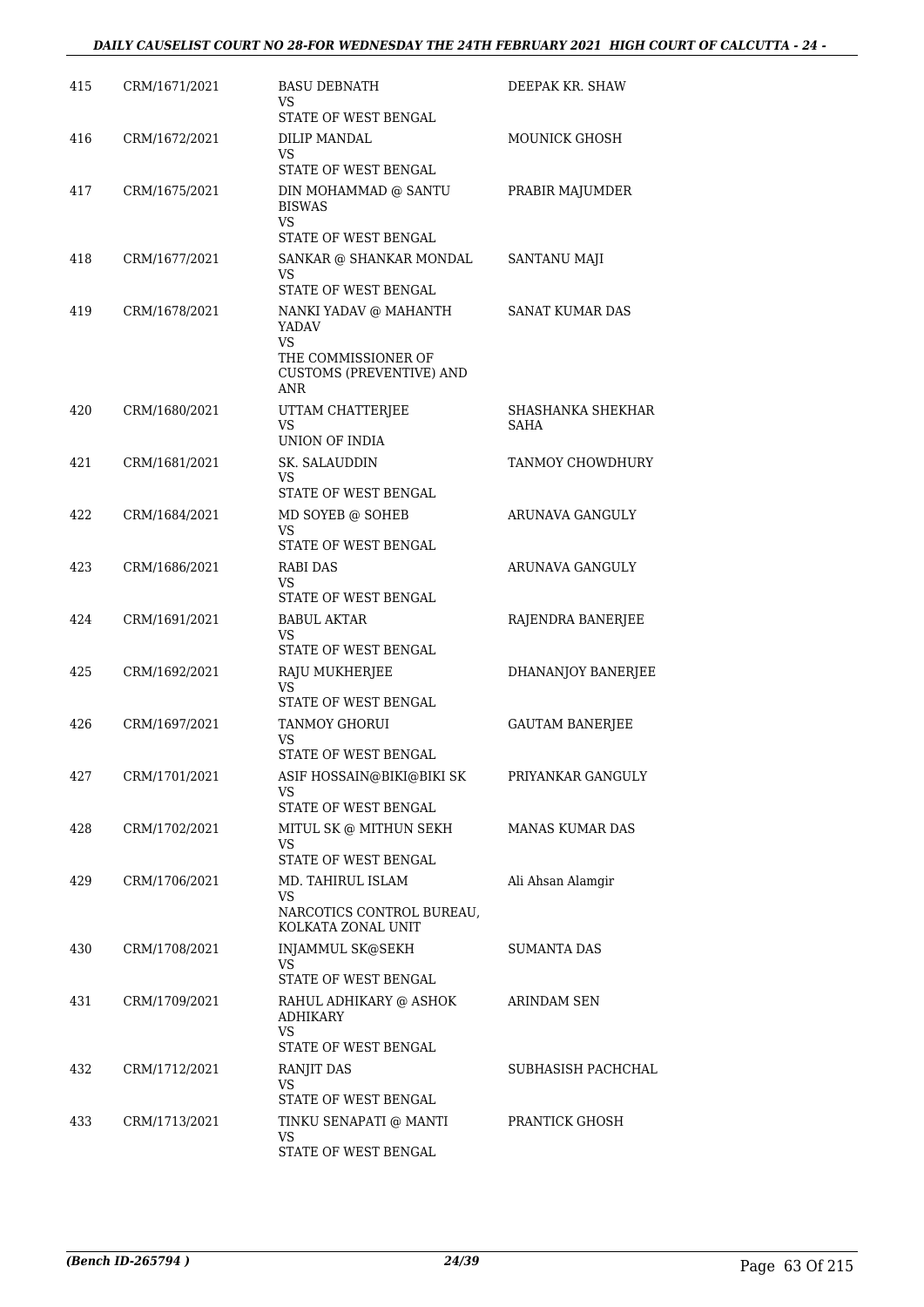| | | | |
|---|---|---|---|
| 415 | CRM/1671/2021 | BASU DEBNATH<br>VS<br>STATE OF WEST BENGAL | DEEPAK KR. SHAW |
| 416 | CRM/1672/2021 | DILIP MANDAL<br>VS<br>STATE OF WEST BENGAL | MOUNICK GHOSH |
| 417 | CRM/1675/2021 | DIN MOHAMMAD @ SANTU BISWAS<br>VS<br>STATE OF WEST BENGAL | PRABIR MAJUMDER |
| 418 | CRM/1677/2021 | SANKAR @ SHANKAR MONDAL<br>VS<br>STATE OF WEST BENGAL | SANTANU MAJI |
| 419 | CRM/1678/2021 | NANKI YADAV @ MAHANTH YADAV<br>VS<br>THE COMMISSIONER OF CUSTOMS (PREVENTIVE) AND ANR | SANAT KUMAR DAS |
| 420 | CRM/1680/2021 | UTTAM CHATTERJEE<br>VS<br>UNION OF INDIA | SHASHANKA SHEKHAR SAHA |
| 421 | CRM/1681/2021 | SK. SALAUDDIN<br>VS<br>STATE OF WEST BENGAL | TANMOY CHOWDHURY |
| 422 | CRM/1684/2021 | MD SOYEB @ SOHEB<br>VS<br>STATE OF WEST BENGAL | ARUNAVA GANGULY |
| 423 | CRM/1686/2021 | RABI DAS<br>VS<br>STATE OF WEST BENGAL | ARUNAVA GANGULY |
| 424 | CRM/1691/2021 | BABUL AKTAR<br>VS<br>STATE OF WEST BENGAL | RAJENDRA BANERJEE |
| 425 | CRM/1692/2021 | RAJU MUKHERJEE<br>VS<br>STATE OF WEST BENGAL | DHANANJOY BANERJEE |
| 426 | CRM/1697/2021 | TANMOY GHORUI<br>VS<br>STATE OF WEST BENGAL | GAUTAM BANERJEE |
| 427 | CRM/1701/2021 | ASIF HOSSAIN@BIKI@BIKI SK<br>VS<br>STATE OF WEST BENGAL | PRIYANKAR GANGULY |
| 428 | CRM/1702/2021 | MITUL SK @ MITHUN SEKH<br>VS<br>STATE OF WEST BENGAL | MANAS KUMAR DAS |
| 429 | CRM/1706/2021 | MD. TAHIRUL ISLAM<br>VS<br>NARCOTICS CONTROL BUREAU, KOLKATA ZONAL UNIT | Ali Ahsan Alamgir |
| 430 | CRM/1708/2021 | INJAMMUL SK@SEKH<br>VS<br>STATE OF WEST BENGAL | SUMANTA DAS |
| 431 | CRM/1709/2021 | RAHUL ADHIKARY @ ASHOK ADHIKARY<br>VS<br>STATE OF WEST BENGAL | ARINDAM SEN |
| 432 | CRM/1712/2021 | RANJIT DAS<br>VS<br>STATE OF WEST BENGAL | SUBHASISH PACHCHAL |
| 433 | CRM/1713/2021 | TINKU SENAPATI @ MANTI<br>VS<br>STATE OF WEST BENGAL | PRANTICK GHOSH |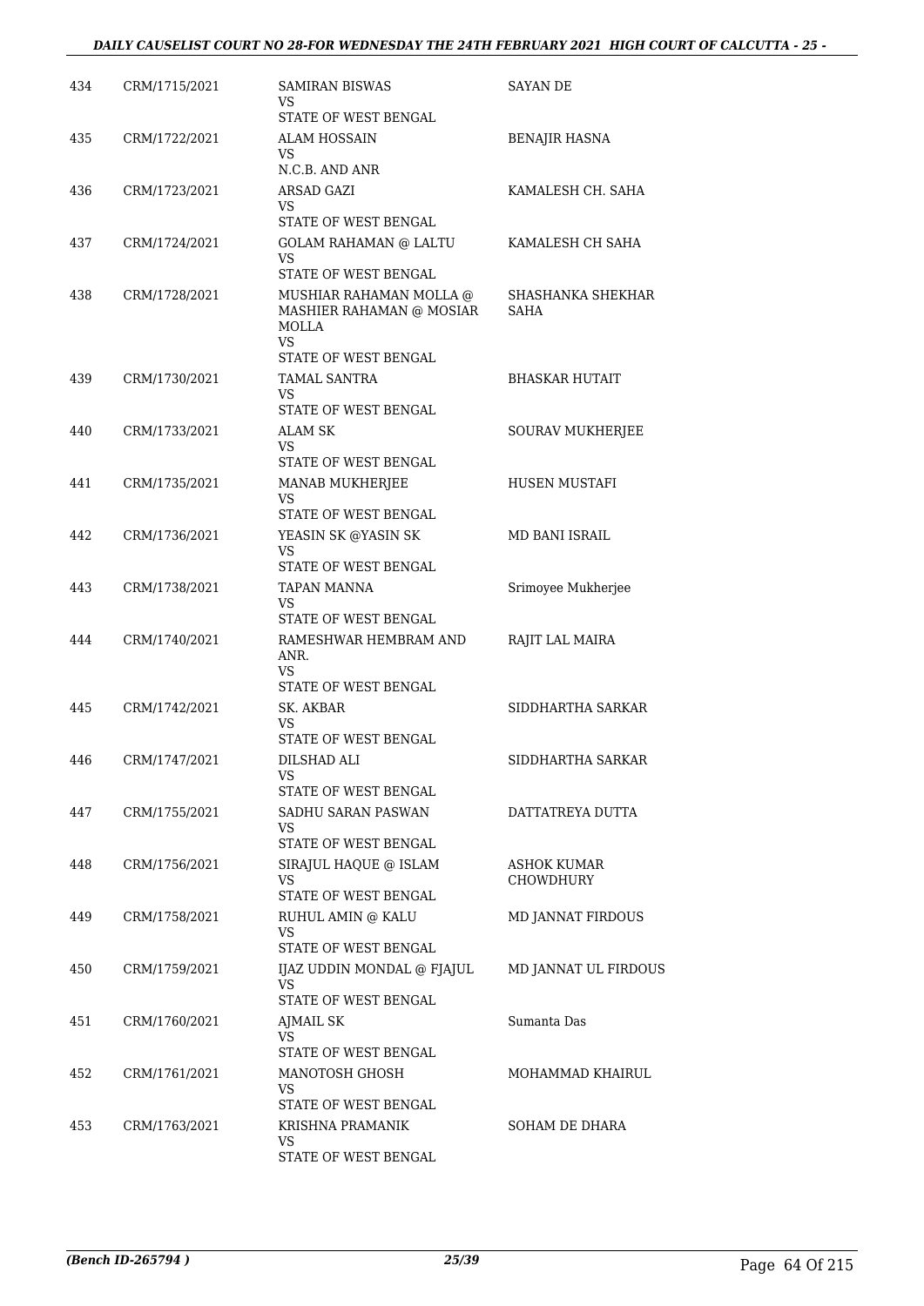| | | | |
|---|---|---|---|
| 434 | CRM/1715/2021 | SAMIRAN BISWAS<br>VS<br>STATE OF WEST BENGAL | SAYAN DE |
| 435 | CRM/1722/2021 | ALAM HOSSAIN<br>VS<br>N.C.B. AND ANR | BENAJIR HASNA |
| 436 | CRM/1723/2021 | ARSAD GAZI<br>VS<br>STATE OF WEST BENGAL | KAMALESH CH. SAHA |
| 437 | CRM/1724/2021 | GOLAM RAHAMAN @ LALTU<br>VS<br>STATE OF WEST BENGAL | KAMALESH CH SAHA |
| 438 | CRM/1728/2021 | MUSHIAR RAHAMAN MOLLA @ MASHIER RAHAMAN @ MOSIAR MOLLA<br>VS<br>STATE OF WEST BENGAL | SHASHANKA SHEKHAR SAHA |
| 439 | CRM/1730/2021 | TAMAL SANTRA<br>VS<br>STATE OF WEST BENGAL | BHASKAR HUTAIT |
| 440 | CRM/1733/2021 | ALAM SK<br>VS<br>STATE OF WEST BENGAL | SOURAV MUKHERJEE |
| 441 | CRM/1735/2021 | MANAB MUKHERJEE<br>VS<br>STATE OF WEST BENGAL | HUSEN MUSTAFI |
| 442 | CRM/1736/2021 | YEASIN SK @YASIN SK<br>VS<br>STATE OF WEST BENGAL | MD BANI ISRAIL |
| 443 | CRM/1738/2021 | TAPAN MANNA<br>VS<br>STATE OF WEST BENGAL | Srimoyee Mukherjee |
| 444 | CRM/1740/2021 | RAMESHWAR HEMBRAM AND ANR.<br>VS<br>STATE OF WEST BENGAL | RAJIT LAL MAIRA |
| 445 | CRM/1742/2021 | SK. AKBAR<br>VS<br>STATE OF WEST BENGAL | SIDDHARTHA SARKAR |
| 446 | CRM/1747/2021 | DILSHAD ALI<br>VS<br>STATE OF WEST BENGAL | SIDDHARTHA SARKAR |
| 447 | CRM/1755/2021 | SADHU SARAN PASWAN<br>VS<br>STATE OF WEST BENGAL | DATTATREYA DUTTA |
| 448 | CRM/1756/2021 | SIRAJUL HAQUE @ ISLAM<br>VS<br>STATE OF WEST BENGAL | ASHOK KUMAR CHOWDHURY |
| 449 | CRM/1758/2021 | RUHUL AMIN @ KALU<br>VS<br>STATE OF WEST BENGAL | MD JANNAT FIRDOUS |
| 450 | CRM/1759/2021 | IJAZ UDDIN MONDAL @ FJAJUL<br>VS<br>STATE OF WEST BENGAL | MD JANNAT UL FIRDOUS |
| 451 | CRM/1760/2021 | AJMAIL SK<br>VS<br>STATE OF WEST BENGAL | Sumanta Das |
| 452 | CRM/1761/2021 | MANOTOSH GHOSH<br>VS<br>STATE OF WEST BENGAL | MOHAMMAD KHAIRUL |
| 453 | CRM/1763/2021 | KRISHNA PRAMANIK<br>VS<br>STATE OF WEST BENGAL | SOHAM DE DHARA |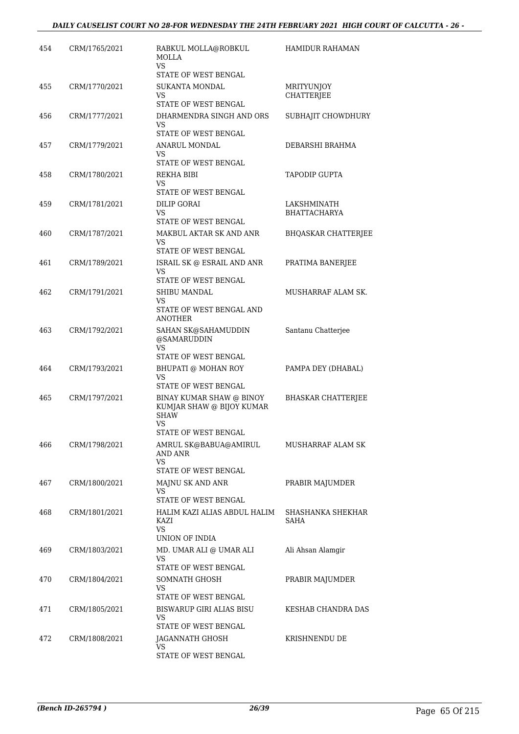| | | | |
|---|---|---|---|
| 454 | CRM/1765/2021 | RABKUL MOLLA@ROBKUL MOLLA<br>VS<br>STATE OF WEST BENGAL | HAMIDUR RAHAMAN |
| 455 | CRM/1770/2021 | SUKANTA MONDAL<br>VS<br>STATE OF WEST BENGAL | MRITYUNJOY CHATTERJEE |
| 456 | CRM/1777/2021 | DHARMENDRA SINGH AND ORS<br>VS<br>STATE OF WEST BENGAL | SUBHAJIT CHOWDHURY |
| 457 | CRM/1779/2021 | ANARUL MONDAL<br>VS<br>STATE OF WEST BENGAL | DEBARSHI BRAHMA |
| 458 | CRM/1780/2021 | REKHA BIBI<br>VS<br>STATE OF WEST BENGAL | TAPODIP GUPTA |
| 459 | CRM/1781/2021 | DILIP GORAI<br>VS<br>STATE OF WEST BENGAL | LAKSHMINATH BHATTACHARYA |
| 460 | CRM/1787/2021 | MAKBUL AKTAR SK AND ANR<br>VS<br>STATE OF WEST BENGAL | BHQASKAR CHATTERJEE |
| 461 | CRM/1789/2021 | ISRAIL SK @ ESRAIL AND ANR<br>VS<br>STATE OF WEST BENGAL | PRATIMA BANERJEE |
| 462 | CRM/1791/2021 | SHIBU MANDAL<br>VS<br>STATE OF WEST BENGAL AND ANOTHER | MUSHARRAF ALAM SK. |
| 463 | CRM/1792/2021 | SAHAN SK@SAHAMUDDIN @SAMARUDDIN<br>VS<br>STATE OF WEST BENGAL | Santanu Chatterjee |
| 464 | CRM/1793/2021 | BHUPATI @ MOHAN ROY<br>VS<br>STATE OF WEST BENGAL | PAMPA DEY (DHABAL) |
| 465 | CRM/1797/2021 | BINAY KUMAR SHAW @ BINOY KUMJAR SHAW @ BIJOY KUMAR SHAW<br>VS<br>STATE OF WEST BENGAL | BHASKAR CHATTERJEE |
| 466 | CRM/1798/2021 | AMRUL SK@BABUA@AMIRUL AND ANR<br>VS<br>STATE OF WEST BENGAL | MUSHARRAF ALAM SK |
| 467 | CRM/1800/2021 | MAJNU SK AND ANR<br>VS<br>STATE OF WEST BENGAL | PRABIR MAJUMDER |
| 468 | CRM/1801/2021 | HALIM KAZI ALIAS ABDUL HALIM KAZI<br>VS<br>UNION OF INDIA | SHASHANKA SHEKHAR SAHA |
| 469 | CRM/1803/2021 | MD. UMAR ALI @ UMAR ALI<br>VS<br>STATE OF WEST BENGAL | Ali Ahsan Alamgir |
| 470 | CRM/1804/2021 | SOMNATH GHOSH<br>VS<br>STATE OF WEST BENGAL | PRABIR MAJUMDER |
| 471 | CRM/1805/2021 | BISWARUP GIRI ALIAS BISU<br>VS<br>STATE OF WEST BENGAL | KESHAB CHANDRA DAS |
| 472 | CRM/1808/2021 | JAGANNATH GHOSH<br>VS<br>STATE OF WEST BENGAL | KRISHNENDU DE |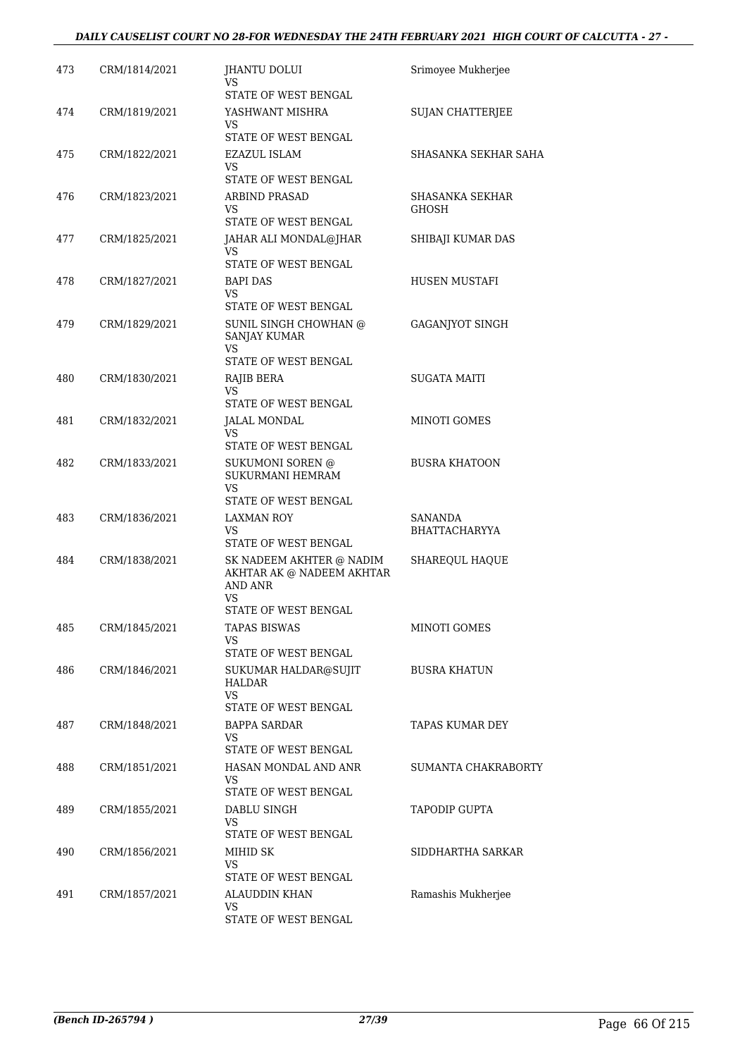| | | | |
|---|---|---|---|
| 473 | CRM/1814/2021 | JHANTU DOLUI<br>VS<br>STATE OF WEST BENGAL | Srimoyee Mukherjee |
| 474 | CRM/1819/2021 | YASHWANT MISHRA<br>VS<br>STATE OF WEST BENGAL | SUJAN CHATTERJEE |
| 475 | CRM/1822/2021 | EZAZUL ISLAM<br>VS<br>STATE OF WEST BENGAL | SHASANKA SEKHAR SAHA |
| 476 | CRM/1823/2021 | ARBIND PRASAD<br>VS<br>STATE OF WEST BENGAL | SHASANKA SEKHAR GHOSH |
| 477 | CRM/1825/2021 | JAHAR ALI MONDAL@JHAR<br>VS<br>STATE OF WEST BENGAL | SHIBAJI KUMAR DAS |
| 478 | CRM/1827/2021 | BAPI DAS<br>VS<br>STATE OF WEST BENGAL | HUSEN MUSTAFI |
| 479 | CRM/1829/2021 | SUNIL SINGH CHOWHAN @ SANJAY KUMAR<br>VS<br>STATE OF WEST BENGAL | GAGANJYOT SINGH |
| 480 | CRM/1830/2021 | RAJIB BERA<br>VS<br>STATE OF WEST BENGAL | SUGATA MAITI |
| 481 | CRM/1832/2021 | JALAL MONDAL<br>VS<br>STATE OF WEST BENGAL | MINOTI GOMES |
| 482 | CRM/1833/2021 | SUKUMONI SOREN @ SUKURMANI HEMRAM<br>VS<br>STATE OF WEST BENGAL | BUSRA KHATOON |
| 483 | CRM/1836/2021 | LAXMAN ROY<br>VS<br>STATE OF WEST BENGAL | SANANDA BHATTACHARYYA |
| 484 | CRM/1838/2021 | SK NADEEM AKHTER @ NADIM AKHTAR AK @ NADEEM AKHTAR AND ANR<br>VS<br>STATE OF WEST BENGAL | SHAREQUL HAQUE |
| 485 | CRM/1845/2021 | TAPAS BISWAS<br>VS<br>STATE OF WEST BENGAL | MINOTI GOMES |
| 486 | CRM/1846/2021 | SUKUMAR HALDAR@SUJIT HALDAR<br>VS<br>STATE OF WEST BENGAL | BUSRA KHATUN |
| 487 | CRM/1848/2021 | BAPPA SARDAR<br>VS<br>STATE OF WEST BENGAL | TAPAS KUMAR DEY |
| 488 | CRM/1851/2021 | HASAN MONDAL AND ANR<br>VS<br>STATE OF WEST BENGAL | SUMANTA CHAKRABORTY |
| 489 | CRM/1855/2021 | DABLU SINGH<br>VS<br>STATE OF WEST BENGAL | TAPODIP GUPTA |
| 490 | CRM/1856/2021 | MIHID SK<br>VS<br>STATE OF WEST BENGAL | SIDDHARTHA SARKAR |
| 491 | CRM/1857/2021 | ALAUDDIN KHAN<br>VS<br>STATE OF WEST BENGAL | Ramashis Mukherjee |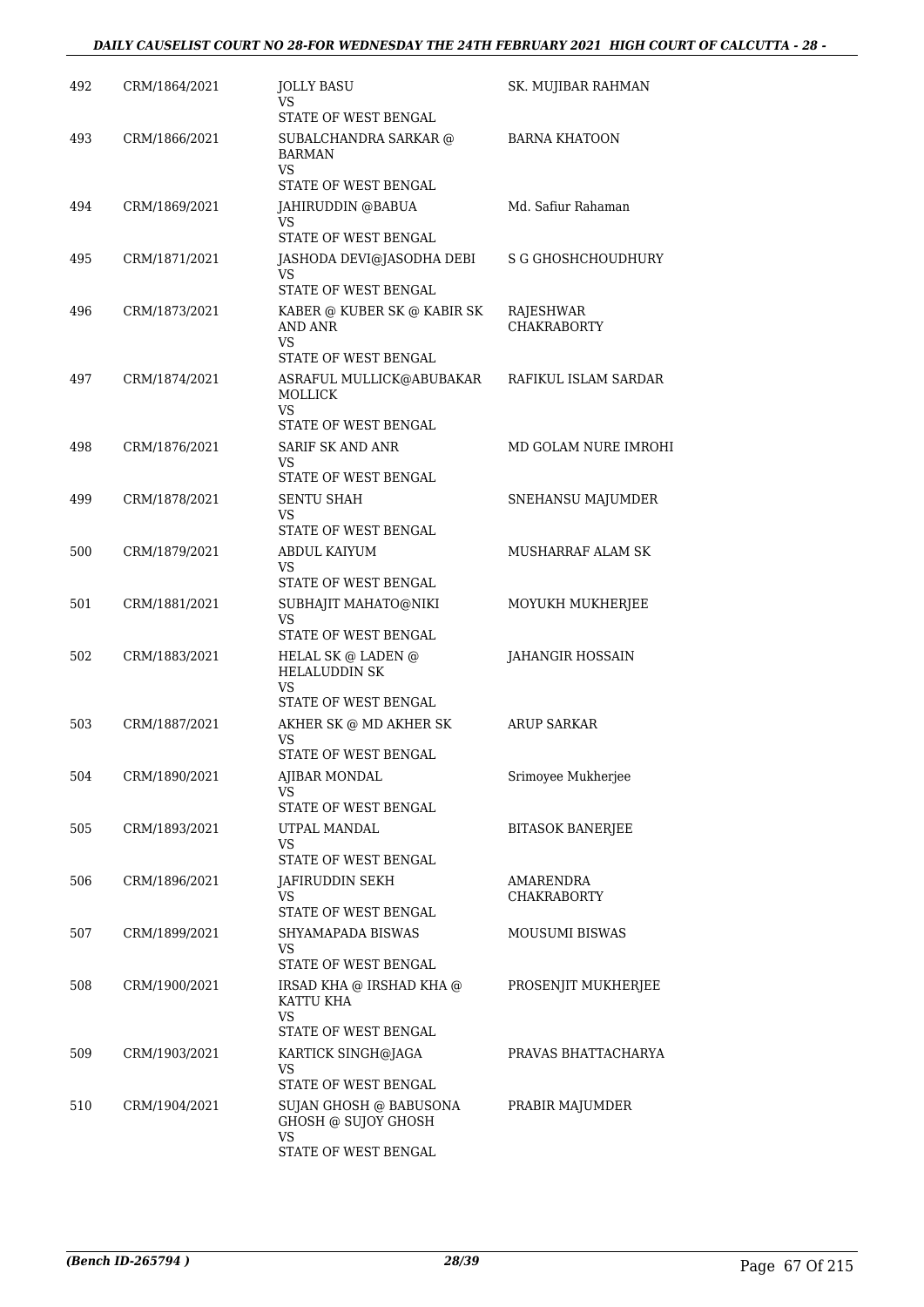| | | | |
|---|---|---|---|
| 492 | CRM/1864/2021 | JOLLY BASU<br>VS<br>STATE OF WEST BENGAL | SK. MUJIBAR RAHMAN |
| 493 | CRM/1866/2021 | SUBALCHANDRA SARKAR @ BARMAN<br>VS<br>STATE OF WEST BENGAL | BARNA KHATOON |
| 494 | CRM/1869/2021 | JAHIRUDDIN @BABUA<br>VS<br>STATE OF WEST BENGAL | Md. Safiur Rahaman |
| 495 | CRM/1871/2021 | JASHODA DEVI@JASODHA DEBI<br>VS<br>STATE OF WEST BENGAL | S G GHOSHCHOUDHURY |
| 496 | CRM/1873/2021 | KABER @ KUBER SK @ KABIR SK AND ANR<br>VS<br>STATE OF WEST BENGAL | RAJESHWAR CHAKRABORTY |
| 497 | CRM/1874/2021 | ASRAFUL MULLICK@ABUBAKAR MOLLICK<br>VS<br>STATE OF WEST BENGAL | RAFIKUL ISLAM SARDAR |
| 498 | CRM/1876/2021 | SARIF SK AND ANR<br>VS<br>STATE OF WEST BENGAL | MD GOLAM NURE IMROHI |
| 499 | CRM/1878/2021 | SENTU SHAH<br>VS<br>STATE OF WEST BENGAL | SNEHANSU MAJUMDER |
| 500 | CRM/1879/2021 | ABDUL KAIYUM<br>VS<br>STATE OF WEST BENGAL | MUSHARRAF ALAM SK |
| 501 | CRM/1881/2021 | SUBHAJIT MAHATO@NIKI<br>VS<br>STATE OF WEST BENGAL | MOYUKH MUKHERJEE |
| 502 | CRM/1883/2021 | HELAL SK @ LADEN @ HELALUDDIN SK<br>VS<br>STATE OF WEST BENGAL | JAHANGIR HOSSAIN |
| 503 | CRM/1887/2021 | AKHER SK @ MD AKHER SK<br>VS<br>STATE OF WEST BENGAL | ARUP SARKAR |
| 504 | CRM/1890/2021 | AJIBAR MONDAL<br>VS<br>STATE OF WEST BENGAL | Srimoyee Mukherjee |
| 505 | CRM/1893/2021 | UTPAL MANDAL<br>VS<br>STATE OF WEST BENGAL | BITASOK BANERJEE |
| 506 | CRM/1896/2021 | JAFIRUDDIN SEKH<br>VS<br>STATE OF WEST BENGAL | AMARENDRA CHAKRABORTY |
| 507 | CRM/1899/2021 | SHYAMAPADA BISWAS<br>VS<br>STATE OF WEST BENGAL | MOUSUMI BISWAS |
| 508 | CRM/1900/2021 | IRSAD KHA @ IRSHAD KHA @ KATTU KHA<br>VS<br>STATE OF WEST BENGAL | PROSENJIT MUKHERJEE |
| 509 | CRM/1903/2021 | KARTICK SINGH@JAGA<br>VS<br>STATE OF WEST BENGAL | PRAVAS BHATTACHARYA |
| 510 | CRM/1904/2021 | SUJAN GHOSH @ BABUSONA GHOSH @ SUJOY GHOSH<br>VS<br>STATE OF WEST BENGAL | PRABIR MAJUMDER |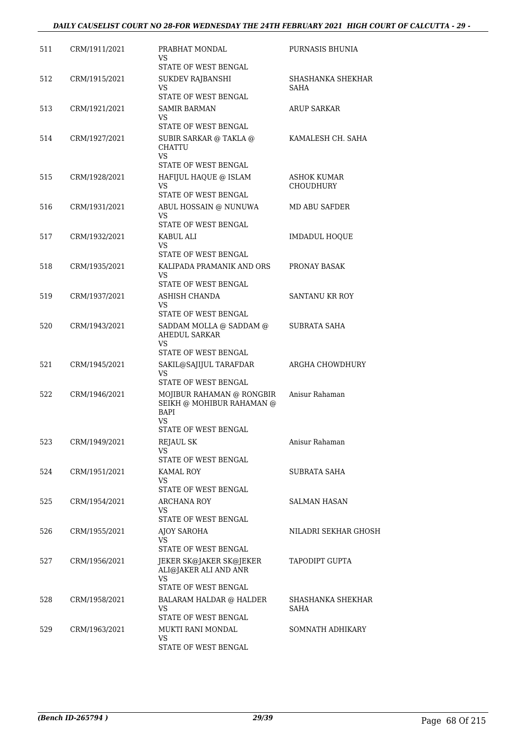| | | | |
|---|---|---|---|
| 511 | CRM/1911/2021 | PRABHAT MONDAL<br>VS<br>STATE OF WEST BENGAL | PURNASIS BHUNIA |
| 512 | CRM/1915/2021 | SUKDEV RAJBANSHI<br>VS<br>STATE OF WEST BENGAL | SHASHANKA SHEKHAR SAHA |
| 513 | CRM/1921/2021 | SAMIR BARMAN<br>VS<br>STATE OF WEST BENGAL | ARUP SARKAR |
| 514 | CRM/1927/2021 | SUBIR SARKAR @ TAKLA @ CHATTU<br>VS<br>STATE OF WEST BENGAL | KAMALESH CH. SAHA |
| 515 | CRM/1928/2021 | HAFIJUL HAQUE @ ISLAM<br>VS<br>STATE OF WEST BENGAL | ASHOK KUMAR CHOUDHURY |
| 516 | CRM/1931/2021 | ABUL HOSSAIN @ NUNUWA<br>VS<br>STATE OF WEST BENGAL | MD ABU SAFDER |
| 517 | CRM/1932/2021 | KABUL ALI<br>VS<br>STATE OF WEST BENGAL | IMDADUL HOQUE |
| 518 | CRM/1935/2021 | KALIPADA PRAMANIK AND ORS<br>VS<br>STATE OF WEST BENGAL | PRONAY BASAK |
| 519 | CRM/1937/2021 | ASHISH CHANDA<br>VS<br>STATE OF WEST BENGAL | SANTANU KR ROY |
| 520 | CRM/1943/2021 | SADDAM MOLLA @ SADDAM @ AHEDUL SARKAR<br>VS<br>STATE OF WEST BENGAL | SUBRATA SAHA |
| 521 | CRM/1945/2021 | SAKIL@SAJIJUL TARAFDAR<br>VS<br>STATE OF WEST BENGAL | ARGHA CHOWDHURY |
| 522 | CRM/1946/2021 | MOJIBUR RAHAMAN @ RONGBIR SEIKH @ MOHIBUR RAHAMAN @ BAPI<br>VS<br>STATE OF WEST BENGAL | Anisur Rahaman |
| 523 | CRM/1949/2021 | REJAUL SK<br>VS<br>STATE OF WEST BENGAL | Anisur Rahaman |
| 524 | CRM/1951/2021 | KAMAL ROY<br>VS<br>STATE OF WEST BENGAL | SUBRATA SAHA |
| 525 | CRM/1954/2021 | ARCHANA ROY<br>VS<br>STATE OF WEST BENGAL | SALMAN HASAN |
| 526 | CRM/1955/2021 | AJOY SAROHA<br>VS<br>STATE OF WEST BENGAL | NILADRI SEKHAR GHOSH |
| 527 | CRM/1956/2021 | JEKER SK@JAKER SK@JEKER ALI@JAKER ALI AND ANR<br>VS<br>STATE OF WEST BENGAL | TAPODIPT GUPTA |
| 528 | CRM/1958/2021 | BALARAM HALDAR @ HALDER<br>VS<br>STATE OF WEST BENGAL | SHASHANKA SHEKHAR SAHA |
| 529 | CRM/1963/2021 | MUKTI RANI MONDAL<br>VS<br>STATE OF WEST BENGAL | SOMNATH ADHIKARY |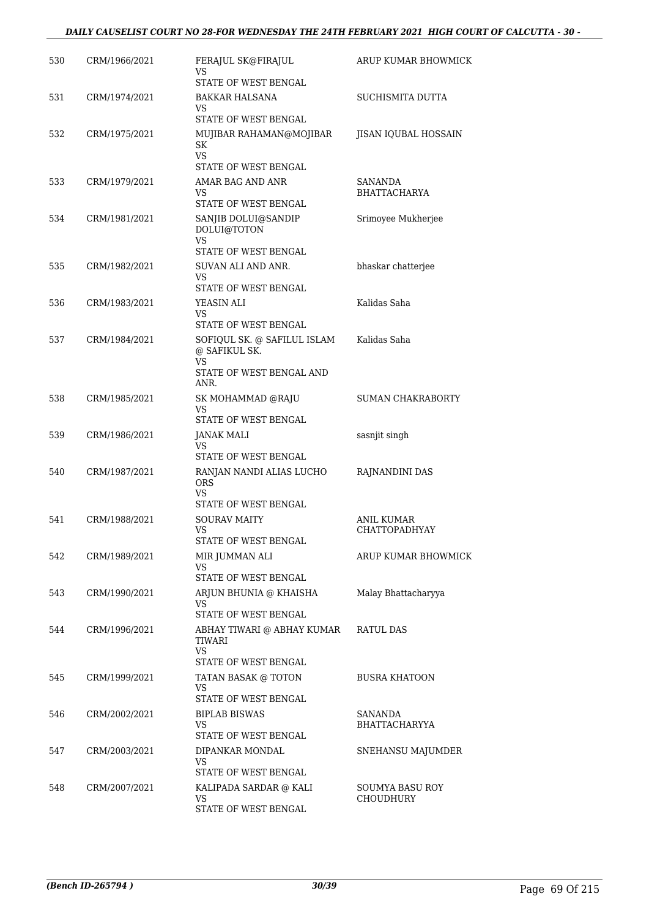| 530 | CRM/1966/2021 | FERAJUL SK@FIRAJUL<br>VS<br>STATE OF WEST BENGAL | ARUP KUMAR BHOWMICK |
|---|---|---|---|
| 531 | CRM/1974/2021 | BAKKAR HALSANA<br>VS<br>STATE OF WEST BENGAL | SUCHISMITA DUTTA |
| 532 | CRM/1975/2021 | MUJIBAR RAHAMAN@MOJIBAR SK<br>VS<br>STATE OF WEST BENGAL | JISAN IQUBAL HOSSAIN |
| 533 | CRM/1979/2021 | AMAR BAG AND ANR<br>VS<br>STATE OF WEST BENGAL | SANANDA BHATTACHARYA |
| 534 | CRM/1981/2021 | SANJIB DOLUI@SANDIP DOLUI@TOTON<br>VS<br>STATE OF WEST BENGAL | Srimoyee Mukherjee |
| 535 | CRM/1982/2021 | SUVAN ALI AND ANR.<br>VS<br>STATE OF WEST BENGAL | bhaskar chatterjee |
| 536 | CRM/1983/2021 | YEASIN ALI<br>VS<br>STATE OF WEST BENGAL | Kalidas Saha |
| 537 | CRM/1984/2021 | SOFIQUL SK. @ SAFILUL ISLAM @ SAFIKUL SK.<br>VS<br>STATE OF WEST BENGAL AND ANR. | Kalidas Saha |
| 538 | CRM/1985/2021 | SK MOHAMMAD @RAJU<br>VS<br>STATE OF WEST BENGAL | SUMAN CHAKRABORTY |
| 539 | CRM/1986/2021 | JANAK MALI<br>VS<br>STATE OF WEST BENGAL | sasnjit singh |
| 540 | CRM/1987/2021 | RANJAN NANDI ALIAS LUCHO ORS<br>VS<br>STATE OF WEST BENGAL | RAJNANDINI DAS |
| 541 | CRM/1988/2021 | SOURAV MAITY<br>VS<br>STATE OF WEST BENGAL | ANIL KUMAR CHATTOPADHYAY |
| 542 | CRM/1989/2021 | MIR JUMMAN ALI<br>VS<br>STATE OF WEST BENGAL | ARUP KUMAR BHOWMICK |
| 543 | CRM/1990/2021 | ARJUN BHUNIA @ KHAISHA<br>VS<br>STATE OF WEST BENGAL | Malay Bhattacharyya |
| 544 | CRM/1996/2021 | ABHAY TIWARI @ ABHAY KUMAR TIWARI<br>VS<br>STATE OF WEST BENGAL | RATUL DAS |
| 545 | CRM/1999/2021 | TATAN BASAK @ TOTON<br>VS<br>STATE OF WEST BENGAL | BUSRA KHATOON |
| 546 | CRM/2002/2021 | BIPLAB BISWAS<br>VS<br>STATE OF WEST BENGAL | SANANDA BHATTACHARYYA |
| 547 | CRM/2003/2021 | DIPANKAR MONDAL<br>VS<br>STATE OF WEST BENGAL | SNEHANSU MAJUMDER |
| 548 | CRM/2007/2021 | KALIPADA SARDAR @ KALI<br>VS<br>STATE OF WEST BENGAL | SOUMYA BASU ROY CHOUDHURY |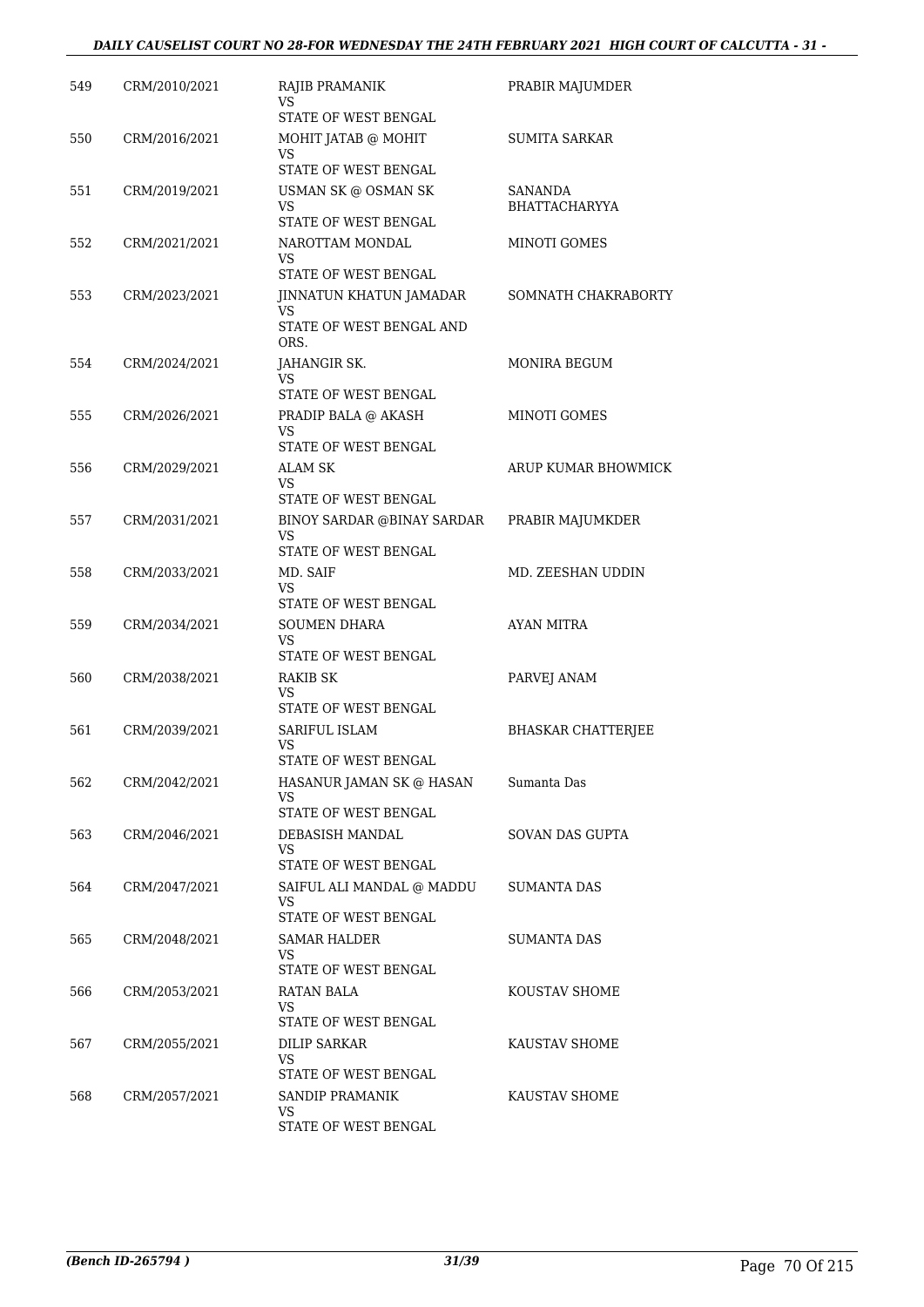| 549 | CRM/2010/2021 | RAJIB PRAMANIK<br>VS<br>STATE OF WEST BENGAL | PRABIR MAJUMDER |
|---|---|---|---|
| 550 | CRM/2016/2021 | MOHIT JATAB @ MOHIT<br>VS<br>STATE OF WEST BENGAL | SUMITA SARKAR |
| 551 | CRM/2019/2021 | USMAN SK @ OSMAN SK<br>VS<br>STATE OF WEST BENGAL | SANANDA BHATTACHARYYA |
| 552 | CRM/2021/2021 | NAROTTAM MONDAL<br>VS<br>STATE OF WEST BENGAL | MINOTI GOMES |
| 553 | CRM/2023/2021 | JINNATUN KHATUN JAMADAR<br>VS<br>STATE OF WEST BENGAL AND ORS. | SOMNATH CHAKRABORTY |
| 554 | CRM/2024/2021 | JAHANGIR SK.<br>VS<br>STATE OF WEST BENGAL | MONIRA BEGUM |
| 555 | CRM/2026/2021 | PRADIP BALA @ AKASH<br>VS<br>STATE OF WEST BENGAL | MINOTI GOMES |
| 556 | CRM/2029/2021 | ALAM SK<br>VS<br>STATE OF WEST BENGAL | ARUP KUMAR BHOWMICK |
| 557 | CRM/2031/2021 | BINOY SARDAR @BINAY SARDAR<br>VS<br>STATE OF WEST BENGAL | PRABIR MAJUMKDER |
| 558 | CRM/2033/2021 | MD. SAIF<br>VS<br>STATE OF WEST BENGAL | MD. ZEESHAN UDDIN |
| 559 | CRM/2034/2021 | SOUMEN DHARA<br>VS<br>STATE OF WEST BENGAL | AYAN MITRA |
| 560 | CRM/2038/2021 | RAKIB SK<br>VS<br>STATE OF WEST BENGAL | PARVEJ ANAM |
| 561 | CRM/2039/2021 | SARIFUL ISLAM<br>VS<br>STATE OF WEST BENGAL | BHASKAR CHATTERJEE |
| 562 | CRM/2042/2021 | HASANUR JAMAN SK @ HASAN<br>VS<br>STATE OF WEST BENGAL | Sumanta Das |
| 563 | CRM/2046/2021 | DEBASISH MANDAL<br>VS<br>STATE OF WEST BENGAL | SOVAN DAS GUPTA |
| 564 | CRM/2047/2021 | SAIFUL ALI MANDAL @ MADDU<br>VS<br>STATE OF WEST BENGAL | SUMANTA DAS |
| 565 | CRM/2048/2021 | SAMAR HALDER<br>VS<br>STATE OF WEST BENGAL | SUMANTA DAS |
| 566 | CRM/2053/2021 | RATAN BALA<br>VS<br>STATE OF WEST BENGAL | KOUSTAV SHOME |
| 567 | CRM/2055/2021 | DILIP SARKAR<br>VS<br>STATE OF WEST BENGAL | KAUSTAV SHOME |
| 568 | CRM/2057/2021 | SANDIP PRAMANIK<br>VS<br>STATE OF WEST BENGAL | KAUSTAV SHOME |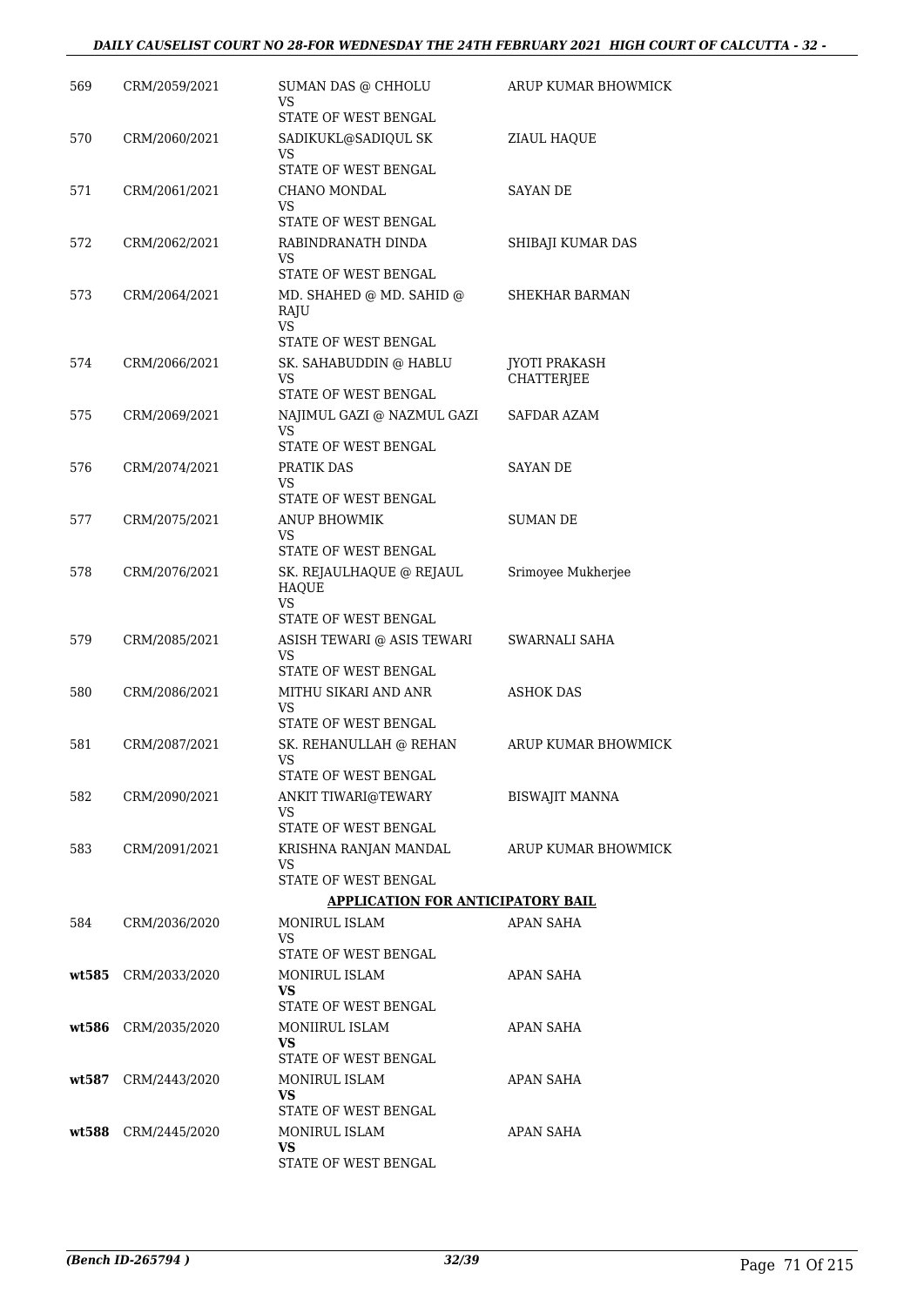| | | | |
|---|---|---|---|
| 569 | CRM/2059/2021 | SUMAN DAS @ CHHOLU<br>VS<br>STATE OF WEST BENGAL | ARUP KUMAR BHOWMICK |
| 570 | CRM/2060/2021 | SADIKUKL@SADIQUL SK<br>VS<br>STATE OF WEST BENGAL | ZIAUL HAQUE |
| 571 | CRM/2061/2021 | CHANO MONDAL<br>VS<br>STATE OF WEST BENGAL | SAYAN DE |
| 572 | CRM/2062/2021 | RABINDRANATH DINDA<br>VS<br>STATE OF WEST BENGAL | SHIBAJI KUMAR DAS |
| 573 | CRM/2064/2021 | MD. SHAHED @ MD. SAHID @ RAJU<br>VS<br>STATE OF WEST BENGAL | SHEKHAR BARMAN |
| 574 | CRM/2066/2021 | SK. SAHABUDDIN @ HABLU<br>VS<br>STATE OF WEST BENGAL | JYOTI PRAKASH CHATTERJEE |
| 575 | CRM/2069/2021 | NAJIMUL GAZI @ NAZMUL GAZI<br>VS<br>STATE OF WEST BENGAL | SAFDAR AZAM |
| 576 | CRM/2074/2021 | PRATIK DAS<br>VS<br>STATE OF WEST BENGAL | SAYAN DE |
| 577 | CRM/2075/2021 | ANUP BHOWMIK<br>VS<br>STATE OF WEST BENGAL | SUMAN DE |
| 578 | CRM/2076/2021 | SK. REJAULHAQUE @ REJAUL HAQUE<br>VS<br>STATE OF WEST BENGAL | Srimoyee Mukherjee |
| 579 | CRM/2085/2021 | ASISH TEWARI @ ASIS TEWARI<br>VS<br>STATE OF WEST BENGAL | SWARNALI SAHA |
| 580 | CRM/2086/2021 | MITHU SIKARI AND ANR<br>VS<br>STATE OF WEST BENGAL | ASHOK DAS |
| 581 | CRM/2087/2021 | SK. REHANULLAH @ REHAN<br>VS<br>STATE OF WEST BENGAL | ARUP KUMAR BHOWMICK |
| 582 | CRM/2090/2021 | ANKIT TIWARI@TEWARY<br>VS<br>STATE OF WEST BENGAL | BISWAJIT MANNA |
| 583 | CRM/2091/2021 | KRISHNA RANJAN MANDAL<br>VS<br>STATE OF WEST BENGAL | ARUP KUMAR BHOWMICK |
| | | **APPLICATION FOR ANTICIPATORY BAIL** | |
| 584 | CRM/2036/2020 | MONIRUL ISLAM<br>VS<br>STATE OF WEST BENGAL | APAN SAHA |
| **wt585** | CRM/2033/2020 | MONIRUL ISLAM<br>**VS**<br>STATE OF WEST BENGAL | APAN SAHA |
| **wt586** | CRM/2035/2020 | MONIIRUL ISLAM<br>**VS**<br>STATE OF WEST BENGAL | APAN SAHA |
| **wt587** | CRM/2443/2020 | MONIRUL ISLAM<br>**VS**<br>STATE OF WEST BENGAL | APAN SAHA |
| **wt588** | CRM/2445/2020 | MONIRUL ISLAM<br>**VS**<br>STATE OF WEST BENGAL | APAN SAHA |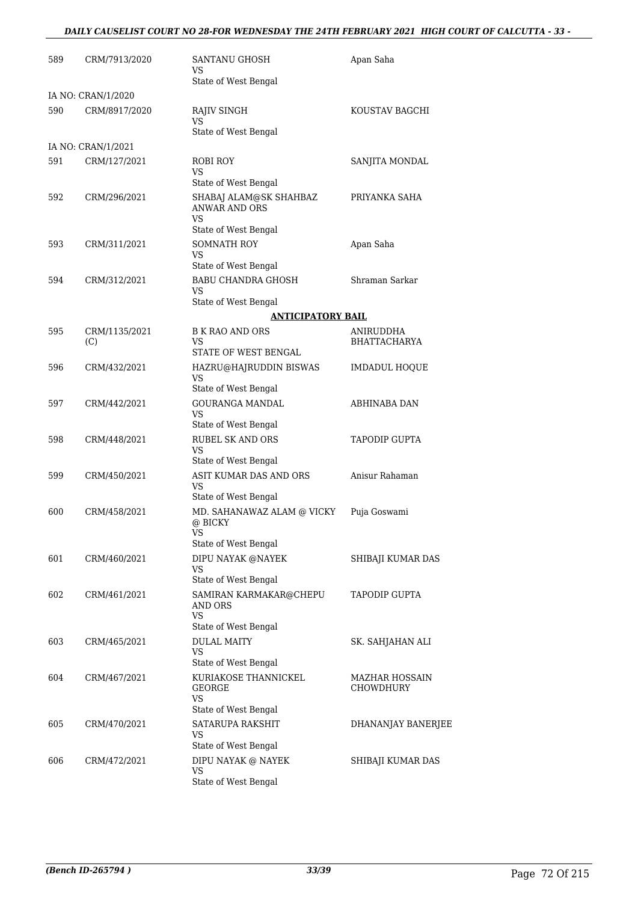| | | | |
|---|---|---|---|
| 589 | CRM/7913/2020 | SANTANU GHOSH<br>VS<br>State of West Bengal | Apan Saha |
| IA NO: CRAN/1/2020 | | | |
| 590 | CRM/8917/2020 | RAJIV SINGH<br>VS<br>State of West Bengal | KOUSTAV BAGCHI |
| IA NO: CRAN/1/2021 | | | |
| 591 | CRM/127/2021 | ROBI ROY<br>VS<br>State of West Bengal | SANJITA MONDAL |
| 592 | CRM/296/2021 | SHABAJ ALAM@SK SHAHBAZ ANWAR AND ORS<br>VS<br>State of West Bengal | PRIYANKA SAHA |
| 593 | CRM/311/2021 | SOMNATH ROY<br>VS<br>State of West Bengal | Apan Saha |
| 594 | CRM/312/2021 | BABU CHANDRA GHOSH<br>VS<br>State of West Bengal | Shraman Sarkar |

**ANTICIPATORY BAIL**

| | | | |
|---|---|---|---|
| 595 | CRM/1135/2021 (C) | B K RAO AND ORS<br>VS<br>STATE OF WEST BENGAL | ANIRUDDHA BHATTACHARYA |
| 596 | CRM/432/2021 | HAZRU@HAJRUDDIN BISWAS<br>VS<br>State of West Bengal | IMDADUL HOQUE |
| 597 | CRM/442/2021 | GOURANGA MANDAL<br>VS<br>State of West Bengal | ABHINABA DAN |
| 598 | CRM/448/2021 | RUBEL SK AND ORS<br>VS<br>State of West Bengal | TAPODIP GUPTA |
| 599 | CRM/450/2021 | ASIT KUMAR DAS AND ORS<br>VS<br>State of West Bengal | Anisur Rahaman |
| 600 | CRM/458/2021 | MD. SAHANAWAZ ALAM @ VICKY @ BICKY<br>VS<br>State of West Bengal | Puja Goswami |
| 601 | CRM/460/2021 | DIPU NAYAK @NAYEK<br>VS<br>State of West Bengal | SHIBAJI KUMAR DAS |
| 602 | CRM/461/2021 | SAMIRAN KARMAKAR@CHEPU AND ORS<br>VS<br>State of West Bengal | TAPODIP GUPTA |
| 603 | CRM/465/2021 | DULAL MAITY<br>VS<br>State of West Bengal | SK. SAHJAHAN ALI |
| 604 | CRM/467/2021 | KURIAKOSE THANNICKEL GEORGE<br>VS<br>State of West Bengal | MAZHAR HOSSAIN CHOWDHURY |
| 605 | CRM/470/2021 | SATARUPA RAKSHIT<br>VS<br>State of West Bengal | DHANANJAY BANERJEE |
| 606 | CRM/472/2021 | DIPU NAYAK @ NAYEK<br>VS<br>State of West Bengal | SHIBAJI KUMAR DAS |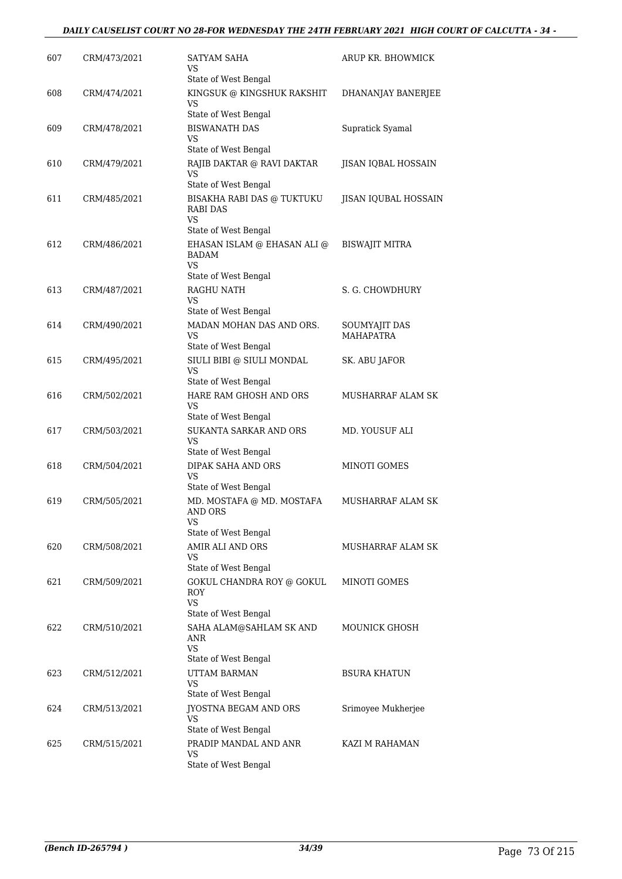| | | | |
|---|---|---|---|
| 607 | CRM/473/2021 | SATYAM SAHA<br>VS<br>State of West Bengal | ARUP KR. BHOWMICK |
| 608 | CRM/474/2021 | KINGSUK @ KINGSHUK RAKSHIT<br>VS<br>State of West Bengal | DHANANJAY BANERJEE |
| 609 | CRM/478/2021 | BISWANATH DAS<br>VS<br>State of West Bengal | Supratick Syamal |
| 610 | CRM/479/2021 | RAJIB DAKTAR @ RAVI DAKTAR<br>VS<br>State of West Bengal | JISAN IQBAL HOSSAIN |
| 611 | CRM/485/2021 | BISAKHA RABI DAS @ TUKTUKU RABI DAS<br>VS<br>State of West Bengal | JISAN IQUBAL HOSSAIN |
| 612 | CRM/486/2021 | EHASAN ISLAM @ EHASAN ALI @ BADAM<br>VS<br>State of West Bengal | BISWAJIT MITRA |
| 613 | CRM/487/2021 | RAGHU NATH<br>VS<br>State of West Bengal | S. G. CHOWDHURY |
| 614 | CRM/490/2021 | MADAN MOHAN DAS AND ORS.<br>VS<br>State of West Bengal | SOUMYAJIT DAS MAHAPATRA |
| 615 | CRM/495/2021 | SIULI BIBI @ SIULI MONDAL<br>VS<br>State of West Bengal | SK. ABU JAFOR |
| 616 | CRM/502/2021 | HARE RAM GHOSH AND ORS<br>VS<br>State of West Bengal | MUSHARRAF ALAM SK |
| 617 | CRM/503/2021 | SUKANTA SARKAR AND ORS<br>VS<br>State of West Bengal | MD. YOUSUF ALI |
| 618 | CRM/504/2021 | DIPAK SAHA AND ORS<br>VS<br>State of West Bengal | MINOTI GOMES |
| 619 | CRM/505/2021 | MD. MOSTAFA @ MD. MOSTAFA AND ORS<br>VS<br>State of West Bengal | MUSHARRAF ALAM SK |
| 620 | CRM/508/2021 | AMIR ALI AND ORS<br>VS<br>State of West Bengal | MUSHARRAF ALAM SK |
| 621 | CRM/509/2021 | GOKUL CHANDRA ROY @ GOKUL ROY<br>VS<br>State of West Bengal | MINOTI GOMES |
| 622 | CRM/510/2021 | SAHA ALAM@SAHLAM SK AND ANR<br>VS<br>State of West Bengal | MOUNICK GHOSH |
| 623 | CRM/512/2021 | UTTAM BARMAN<br>VS<br>State of West Bengal | BSURA KHATUN |
| 624 | CRM/513/2021 | JYOSTNA BEGAM AND ORS<br>VS<br>State of West Bengal | Srimoyee Mukherjee |
| 625 | CRM/515/2021 | PRADIP MANDAL AND ANR<br>VS<br>State of West Bengal | KAZI M RAHAMAN |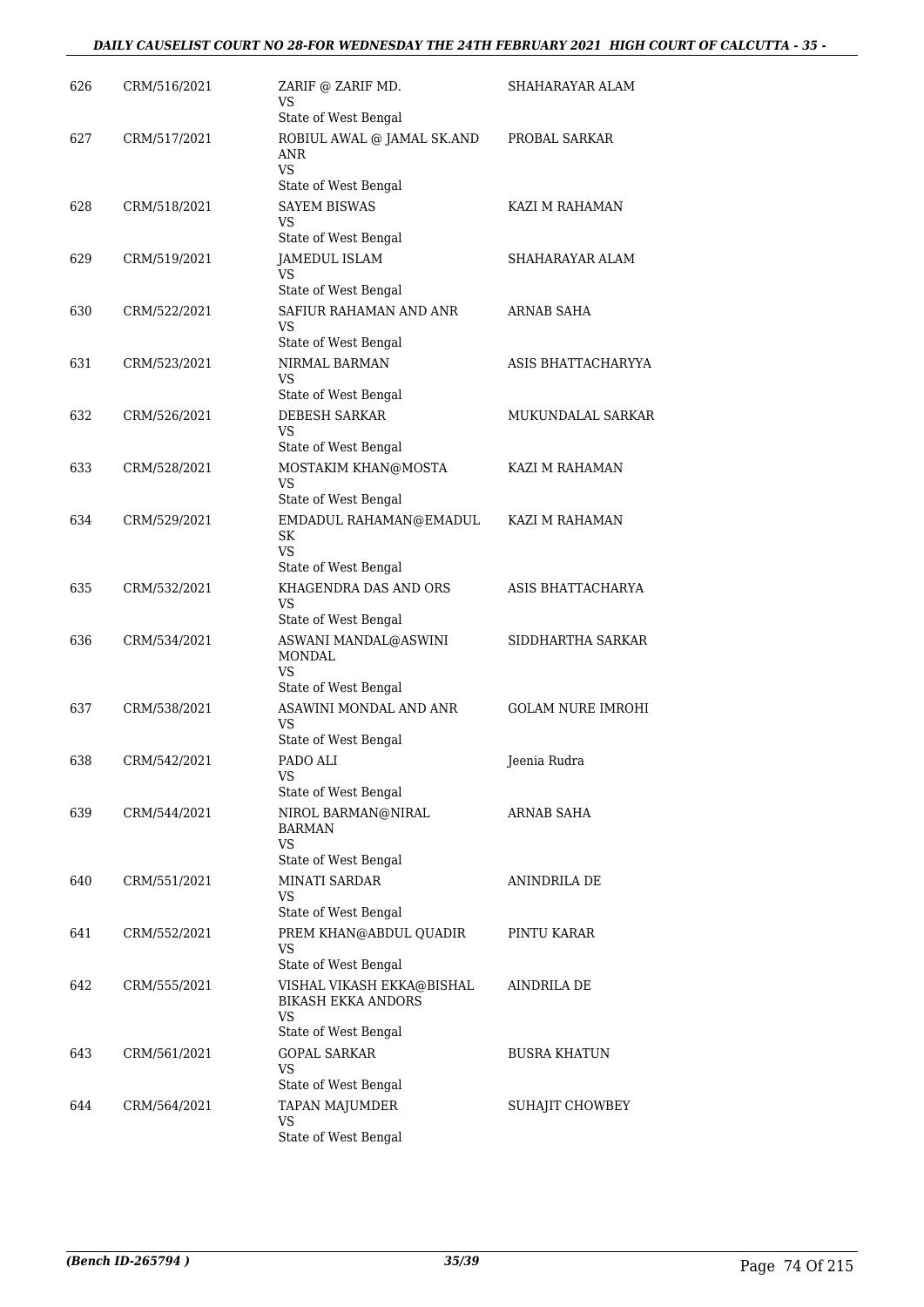| | | | |
|---|---|---|---|
| 626 | CRM/516/2021 | ZARIF @ ZARIF MD.<br>VS<br>State of West Bengal | SHAHARAYAR ALAM |
| 627 | CRM/517/2021 | ROBIUL AWAL @ JAMAL SK.AND ANR<br>VS<br>State of West Bengal | PROBAL SARKAR |
| 628 | CRM/518/2021 | SAYEM BISWAS<br>VS<br>State of West Bengal | KAZI M RAHAMAN |
| 629 | CRM/519/2021 | JAMEDUL ISLAM<br>VS<br>State of West Bengal | SHAHARAYAR ALAM |
| 630 | CRM/522/2021 | SAFIUR RAHAMAN AND ANR<br>VS<br>State of West Bengal | ARNAB SAHA |
| 631 | CRM/523/2021 | NIRMAL BARMAN<br>VS<br>State of West Bengal | ASIS BHATTACHARYYA |
| 632 | CRM/526/2021 | DEBESH SARKAR<br>VS<br>State of West Bengal | MUKUNDALAL SARKAR |
| 633 | CRM/528/2021 | MOSTAKIM KHAN@MOSTA<br>VS<br>State of West Bengal | KAZI M RAHAMAN |
| 634 | CRM/529/2021 | EMDADUL RAHAMAN@EMADUL SK<br>VS<br>State of West Bengal | KAZI M RAHAMAN |
| 635 | CRM/532/2021 | KHAGENDRA DAS AND ORS<br>VS<br>State of West Bengal | ASIS BHATTACHARYA |
| 636 | CRM/534/2021 | ASWANI MANDAL@ASWINI MONDAL<br>VS<br>State of West Bengal | SIDDHARTHA SARKAR |
| 637 | CRM/538/2021 | ASAWINI MONDAL AND ANR<br>VS<br>State of West Bengal | GOLAM NURE IMROHI |
| 638 | CRM/542/2021 | PADO ALI<br>VS<br>State of West Bengal | Jeenia Rudra |
| 639 | CRM/544/2021 | NIROL BARMAN@NIRAL BARMAN<br>VS<br>State of West Bengal | ARNAB SAHA |
| 640 | CRM/551/2021 | MINATI SARDAR<br>VS<br>State of West Bengal | ANINDRILA DE |
| 641 | CRM/552/2021 | PREM KHAN@ABDUL QUADIR<br>VS<br>State of West Bengal | PINTU KARAR |
| 642 | CRM/555/2021 | VISHAL VIKASH EKKA@BISHAL BIKASH EKKA ANDORS<br>VS<br>State of West Bengal | AINDRILA DE |
| 643 | CRM/561/2021 | GOPAL SARKAR<br>VS<br>State of West Bengal | BUSRA KHATUN |
| 644 | CRM/564/2021 | TAPAN MAJUMDER<br>VS<br>State of West Bengal | SUHAJIT CHOWBEY |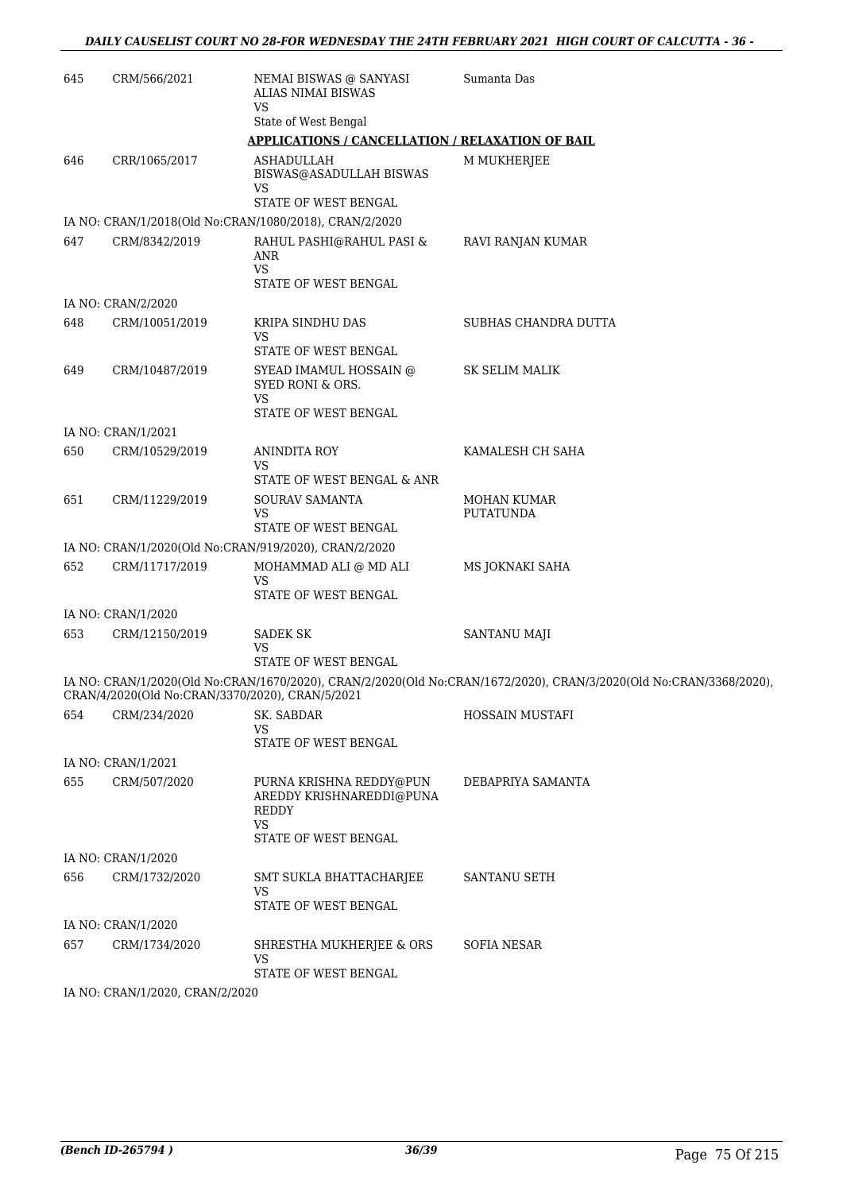| | | | |
|---|---|---|---|
| 645 | CRM/566/2021 | NEMAI BISWAS @ SANYASI ALIAS NIMAI BISWAS<br>VS<br>State of West Bengal | Sumanta Das |

**APPLICATIONS / CANCELLATION / RELAXATION OF BAIL**

| | | | |
|---|---|---|---|
| 646 | CRR/1065/2017 | ASHADULLAH BISWAS@ASADULLAH BISWAS<br>VS<br>STATE OF WEST BENGAL | M MUKHERJEE |

IA NO: CRAN/1/2018(Old No:CRAN/1080/2018), CRAN/2/2020

| | | | |
|---|---|---|---|
| 647 | CRM/8342/2019 | RAHUL PASHI@RAHUL PASI & ANR<br>VS<br>STATE OF WEST BENGAL | RAVI RANJAN KUMAR |

IA NO: CRAN/2/2020

| | | | |
|---|---|---|---|
| 648 | CRM/10051/2019 | KRIPA SINDHU DAS<br>VS<br>STATE OF WEST BENGAL | SUBHAS CHANDRA DUTTA |
| 649 | CRM/10487/2019 | SYEAD IMAMUL HOSSAIN @ SYED RONI & ORS.<br>VS<br>STATE OF WEST BENGAL | SK SELIM MALIK |

IA NO: CRAN/1/2021

| | | | |
|---|---|---|---|
| 650 | CRM/10529/2019 | ANINDITA ROY<br>VS<br>STATE OF WEST BENGAL & ANR | KAMALESH CH SAHA |
| 651 | CRM/11229/2019 | SOURAV SAMANTA<br>VS<br>STATE OF WEST BENGAL | MOHAN KUMAR PUTATUNDA |

IA NO: CRAN/1/2020(Old No:CRAN/919/2020), CRAN/2/2020

| | | | |
|---|---|---|---|
| 652 | CRM/11717/2019 | MOHAMMAD ALI @ MD ALI<br>VS<br>STATE OF WEST BENGAL | MS JOKNAKI SAHA |

IA NO: CRAN/1/2020

| | | | |
|---|---|---|---|
| 653 | CRM/12150/2019 | SADEK SK<br>VS<br>STATE OF WEST BENGAL | SANTANU MAJI |

IA NO: CRAN/1/2020(Old No:CRAN/1670/2020), CRAN/2/2020(Old No:CRAN/1672/2020), CRAN/3/2020(Old No:CRAN/3368/2020), CRAN/4/2020(Old No:CRAN/3370/2020), CRAN/5/2021

| | | | |
|---|---|---|---|
| 654 | CRM/234/2020 | SK. SABDAR<br>VS<br>STATE OF WEST BENGAL | HOSSAIN MUSTAFI |

IA NO: CRAN/1/2021

| | | | |
|---|---|---|---|
| 655 | CRM/507/2020 | PURNA KRISHNA REDDY@PUN AREDDY KRISHNAREDDI@PUNA REDDY<br>VS<br>STATE OF WEST BENGAL | DEBAPRIYA SAMANTA |

IA NO: CRAN/1/2020

| | | | |
|---|---|---|---|
| 656 | CRM/1732/2020 | SMT SUKLA BHATTACHARJEE<br>VS<br>STATE OF WEST BENGAL | SANTANU SETH |

IA NO: CRAN/1/2020

| | | | |
|---|---|---|---|
| 657 | CRM/1734/2020 | SHRESTHA MUKHERJEE & ORS<br>VS<br>STATE OF WEST BENGAL | SOFIA NESAR |

IA NO: CRAN/1/2020, CRAN/2/2020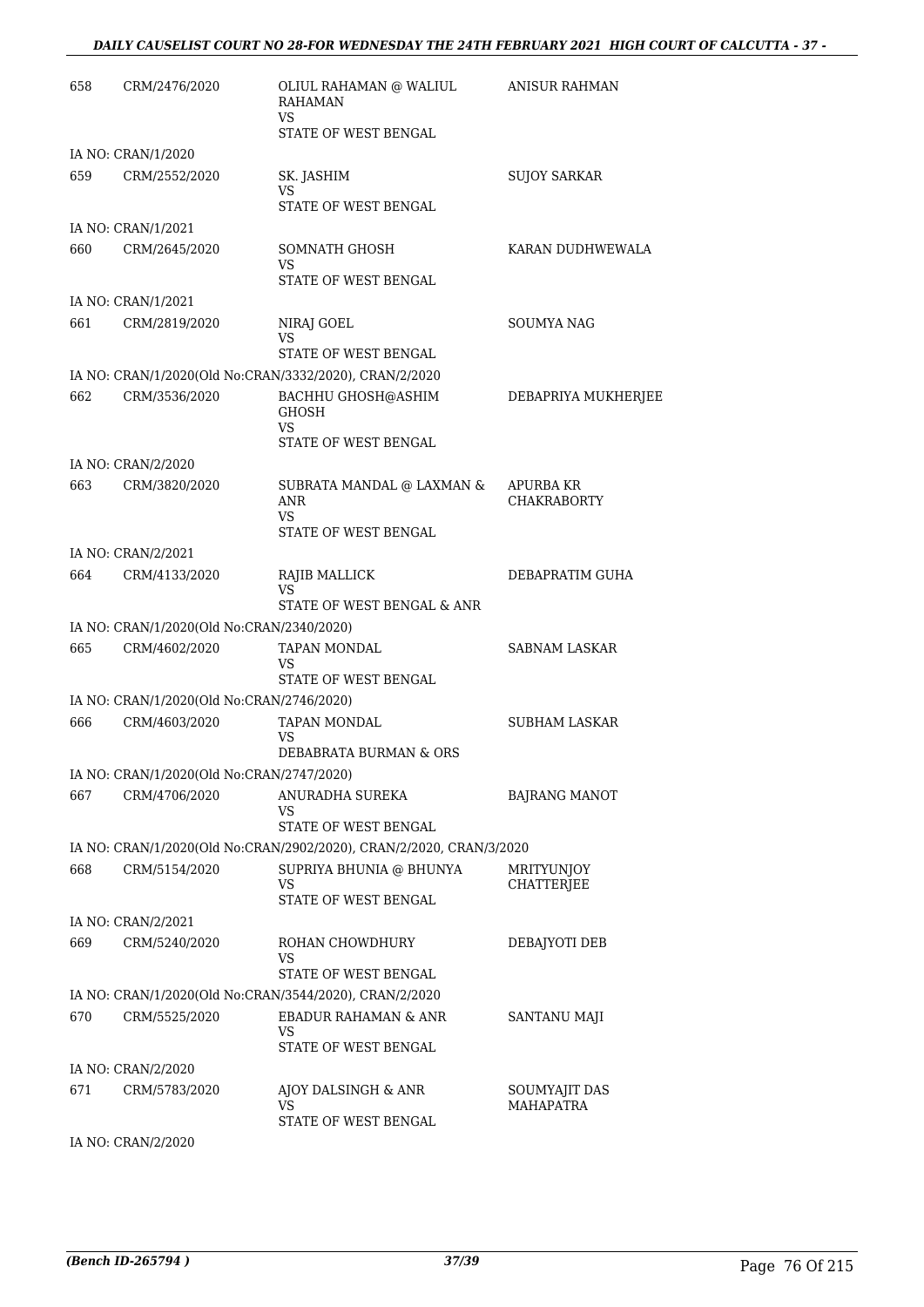| | | | |
|---|---|---|---|
| 658 | CRM/2476/2020 | OLIUL RAHAMAN @ WALIUL RAHAMAN<br>VS<br>STATE OF WEST BENGAL | ANISUR RAHMAN |
| IA NO: CRAN/1/2020 | | | |
| 659 | CRM/2552/2020 | SK. JASHIM<br>VS<br>STATE OF WEST BENGAL | SUJOY SARKAR |
| IA NO: CRAN/1/2021 | | | |
| 660 | CRM/2645/2020 | SOMNATH GHOSH<br>VS<br>STATE OF WEST BENGAL | KARAN DUDHWEWALA |
| IA NO: CRAN/1/2021 | | | |
| 661 | CRM/2819/2020 | NIRAJ GOEL<br>VS<br>STATE OF WEST BENGAL | SOUMYA NAG |
| IA NO: CRAN/1/2020(Old No:CRAN/3332/2020), CRAN/2/2020 | | | |
| 662 | CRM/3536/2020 | BACHHU GHOSH@ASHIM GHOSH<br>VS<br>STATE OF WEST BENGAL | DEBAPRIYA MUKHERJEE |
| IA NO: CRAN/2/2020 | | | |
| 663 | CRM/3820/2020 | SUBRATA MANDAL @ LAXMAN & ANR<br>VS<br>STATE OF WEST BENGAL | APURBA KR CHAKRABORTY |
| IA NO: CRAN/2/2021 | | | |
| 664 | CRM/4133/2020 | RAJIB MALLICK<br>VS<br>STATE OF WEST BENGAL & ANR | DEBAPRATIM GUHA |
| IA NO: CRAN/1/2020(Old No:CRAN/2340/2020) | | | |
| 665 | CRM/4602/2020 | TAPAN MONDAL<br>VS<br>STATE OF WEST BENGAL | SABNAM LASKAR |
| IA NO: CRAN/1/2020(Old No:CRAN/2746/2020) | | | |
| 666 | CRM/4603/2020 | TAPAN MONDAL<br>VS<br>DEBABRATA BURMAN & ORS | SUBHAM LASKAR |
| IA NO: CRAN/1/2020(Old No:CRAN/2747/2020) | | | |
| 667 | CRM/4706/2020 | ANURADHA SUREKA<br>VS<br>STATE OF WEST BENGAL | BAJRANG MANOT |
| IA NO: CRAN/1/2020(Old No:CRAN/2902/2020), CRAN/2/2020, CRAN/3/2020 | | | |
| 668 | CRM/5154/2020 | SUPRIYA BHUNIA @ BHUNYA<br>VS<br>STATE OF WEST BENGAL | MRITYUNJOY CHATTERJEE |
| IA NO: CRAN/2/2021 | | | |
| 669 | CRM/5240/2020 | ROHAN CHOWDHURY<br>VS<br>STATE OF WEST BENGAL | DEBAJYOTI DEB |
| IA NO: CRAN/1/2020(Old No:CRAN/3544/2020), CRAN/2/2020 | | | |
| 670 | CRM/5525/2020 | EBADUR RAHAMAN & ANR<br>VS<br>STATE OF WEST BENGAL | SANTANU MAJI |
| IA NO: CRAN/2/2020 | | | |
| 671 | CRM/5783/2020 | AJOY DALSINGH & ANR<br>VS<br>STATE OF WEST BENGAL | SOUMYAJIT DAS MAHAPATRA |
| IA NO: CRAN/2/2020 | | | |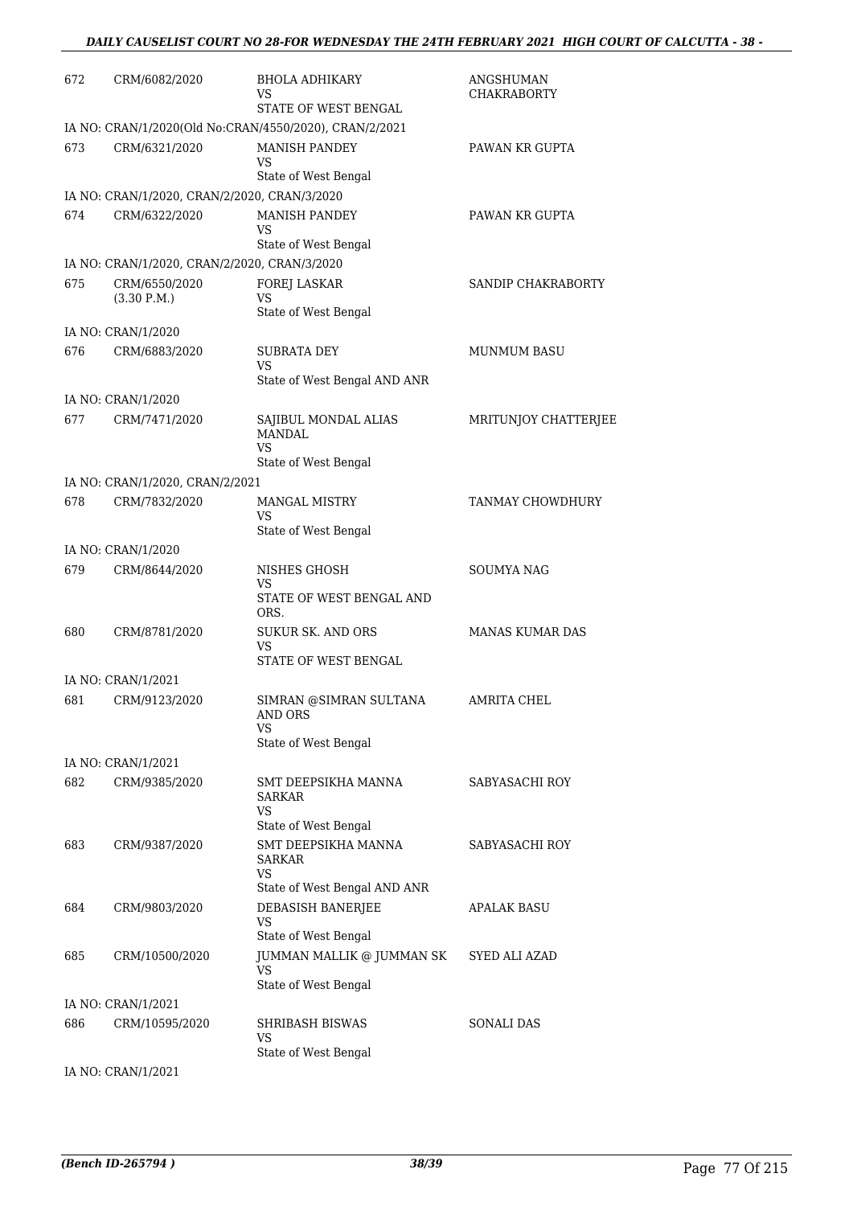| | | | |
|---|---|---|---|
| 672 | CRM/6082/2020 | BHOLA ADHIKARY<br>VS<br>STATE OF WEST BENGAL | ANGSHUMAN CHAKRABORTY |
| IA NO: CRAN/1/2020(Old No:CRAN/4550/2020), CRAN/2/2021 | | | |
| 673 | CRM/6321/2020 | MANISH PANDEY<br>VS<br>State of West Bengal | PAWAN KR GUPTA |
| IA NO: CRAN/1/2020, CRAN/2/2020, CRAN/3/2020 | | | |
| 674 | CRM/6322/2020 | MANISH PANDEY<br>VS<br>State of West Bengal | PAWAN KR GUPTA |
| IA NO: CRAN/1/2020, CRAN/2/2020, CRAN/3/2020 | | | |
| 675 | CRM/6550/2020<br>(3.30 P.M.) | FOREJ LASKAR<br>VS<br>State of West Bengal | SANDIP CHAKRABORTY |
| IA NO: CRAN/1/2020 | | | |
| 676 | CRM/6883/2020 | SUBRATA DEY<br>VS<br>State of West Bengal AND ANR | MUNMUM BASU |
| IA NO: CRAN/1/2020 | | | |
| 677 | CRM/7471/2020 | SAJIBUL MONDAL ALIAS MANDAL<br>VS<br>State of West Bengal | MRITUNJOY CHATTERJEE |
| IA NO: CRAN/1/2020, CRAN/2/2021 | | | |
| 678 | CRM/7832/2020 | MANGAL MISTRY<br>VS<br>State of West Bengal | TANMAY CHOWDHURY |
| IA NO: CRAN/1/2020 | | | |
| 679 | CRM/8644/2020 | NISHES GHOSH<br>VS<br>STATE OF WEST BENGAL AND ORS. | SOUMYA NAG |
| 680 | CRM/8781/2020 | SUKUR SK. AND ORS<br>VS<br>STATE OF WEST BENGAL | MANAS KUMAR DAS |
| IA NO: CRAN/1/2021 | | | |
| 681 | CRM/9123/2020 | SIMRAN @SIMRAN SULTANA AND ORS<br>VS<br>State of West Bengal | AMRITA CHEL |
| IA NO: CRAN/1/2021 | | | |
| 682 | CRM/9385/2020 | SMT DEEPSIKHA MANNA SARKAR<br>VS<br>State of West Bengal | SABYASACHI ROY |
| 683 | CRM/9387/2020 | SMT DEEPSIKHA MANNA SARKAR<br>VS<br>State of West Bengal AND ANR | SABYASACHI ROY |
| 684 | CRM/9803/2020 | DEBASISH BANERJEE<br>VS<br>State of West Bengal | APALAK BASU |
| 685 | CRM/10500/2020 | JUMMAN MALLIK @ JUMMAN SK<br>VS<br>State of West Bengal | SYED ALI AZAD |
| IA NO: CRAN/1/2021 | | | |
| 686 | CRM/10595/2020 | SHRIBASH BISWAS<br>VS<br>State of West Bengal | SONALI DAS |
| IA NO: CRAN/1/2021 | | | |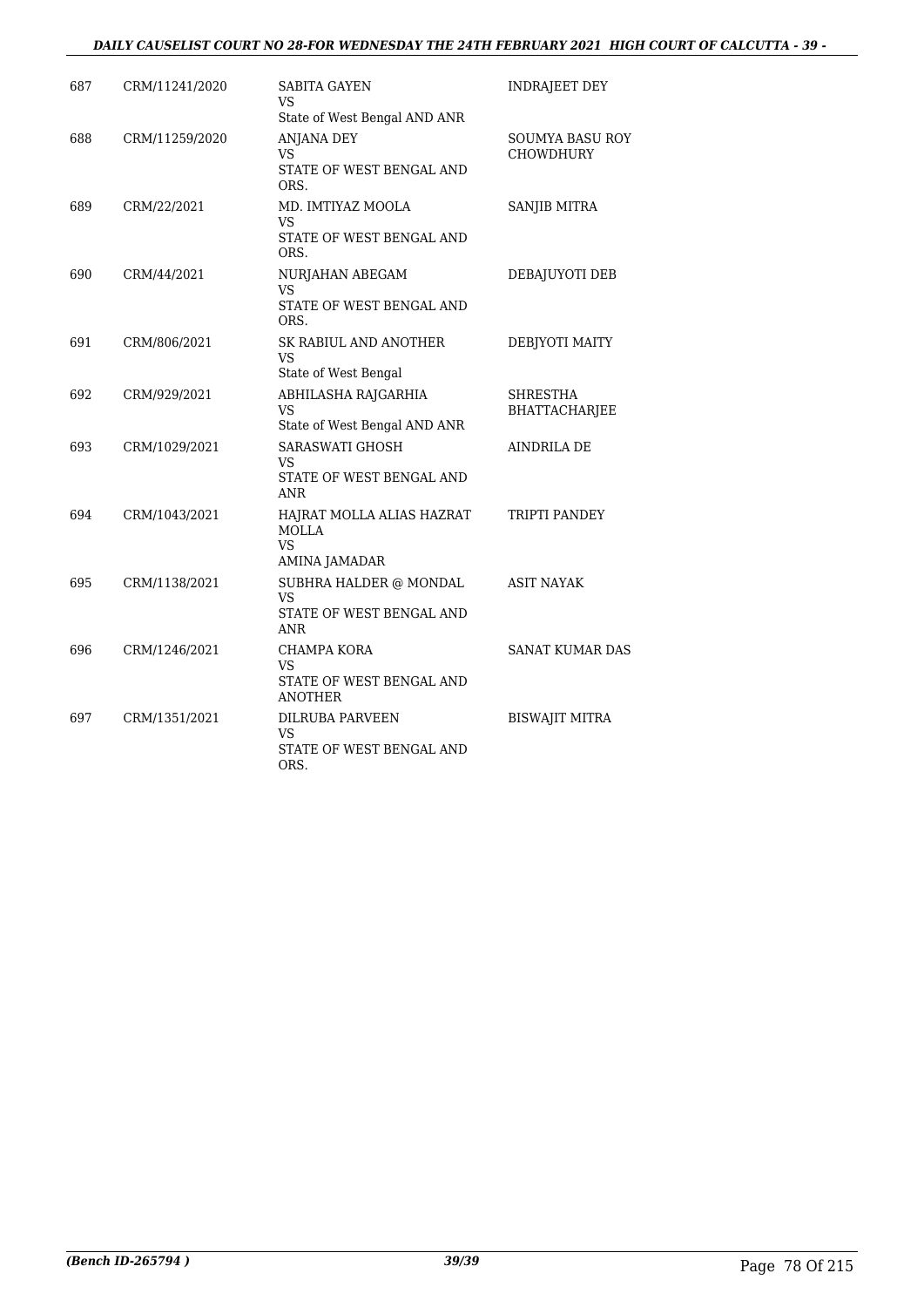| 687 | CRM/11241/2020 | SABITA GAYEN<br>VS<br>State of West Bengal AND ANR | INDRAJEET DEY |
|---|---|---|---|
| 688 | CRM/11259/2020 | ANJANA DEY<br>VS<br>STATE OF WEST BENGAL AND ORS. | SOUMYA BASU ROY CHOWDHURY |
| 689 | CRM/22/2021 | MD. IMTIYAZ MOOLA<br>VS<br>STATE OF WEST BENGAL AND ORS. | SANJIB MITRA |
| 690 | CRM/44/2021 | NURJAHAN ABEGAM<br>VS<br>STATE OF WEST BENGAL AND ORS. | DEBAJUYOTI DEB |
| 691 | CRM/806/2021 | SK RABIUL AND ANOTHER<br>VS<br>State of West Bengal | DEBJYOTI MAITY |
| 692 | CRM/929/2021 | ABHILASHA RAJGARHIA<br>VS<br>State of West Bengal AND ANR | SHRESTHA BHATTACHARJEE |
| 693 | CRM/1029/2021 | SARASWATI GHOSH<br>VS<br>STATE OF WEST BENGAL AND ANR | AINDRILA DE |
| 694 | CRM/1043/2021 | HAJRAT MOLLA ALIAS HAZRAT MOLLA<br>VS<br>AMINA JAMADAR | TRIPTI PANDEY |
| 695 | CRM/1138/2021 | SUBHRA HALDER @ MONDAL<br>VS<br>STATE OF WEST BENGAL AND ANR | ASIT NAYAK |
| 696 | CRM/1246/2021 | CHAMPA KORA<br>VS<br>STATE OF WEST BENGAL AND ANOTHER | SANAT KUMAR DAS |
| 697 | CRM/1351/2021 | DILRUBA PARVEEN<br>VS<br>STATE OF WEST BENGAL AND ORS. | BISWAJIT MITRA |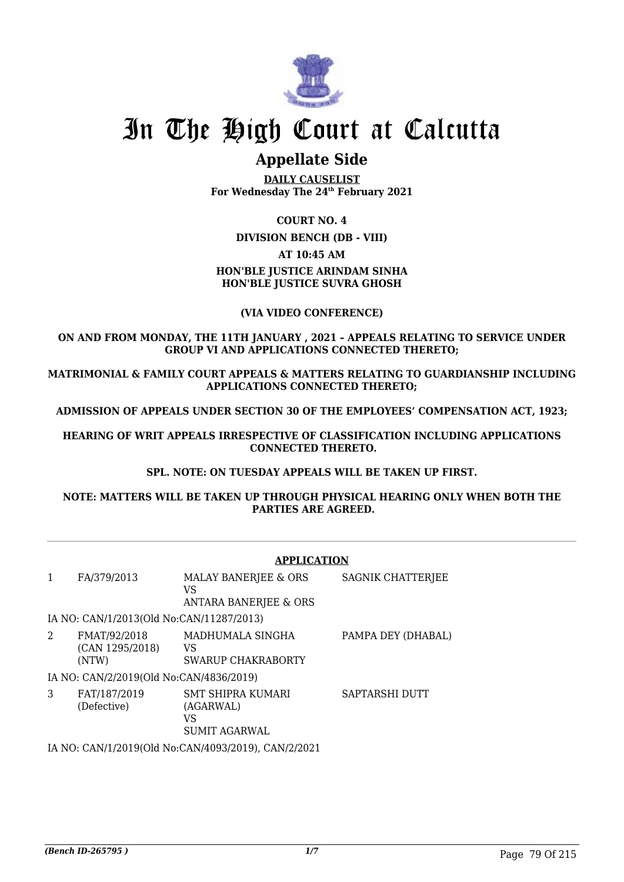# In The High Court at Calcutta

## Appellate Side

**DAILY CAUSELIST**
**For Wednesday The 24th February 2021**

**COURT NO. 4**

**DIVISION BENCH (DB - VIII)**

**AT 10:45 AM**

**HON'BLE JUSTICE ARINDAM SINHA**
**HON'BLE JUSTICE SUVRA GHOSH**

**(VIA VIDEO CONFERENCE)**

**ON AND FROM MONDAY, THE 11TH JANUARY , 2021 – APPEALS RELATING TO SERVICE UNDER GROUP VI AND APPLICATIONS CONNECTED THERETO;**

**MATRIMONIAL & FAMILY COURT APPEALS & MATTERS RELATING TO GUARDIANSHIP INCLUDING APPLICATIONS CONNECTED THERETO;**

**ADMISSION OF APPEALS UNDER SECTION 30 OF THE EMPLOYEES' COMPENSATION ACT, 1923;**

**HEARING OF WRIT APPEALS IRRESPECTIVE OF CLASSIFICATION INCLUDING APPLICATIONS CONNECTED THERETO.**

**SPL. NOTE: ON TUESDAY APPEALS WILL BE TAKEN UP FIRST.**

**NOTE: MATTERS WILL BE TAKEN UP THROUGH PHYSICAL HEARING ONLY WHEN BOTH THE PARTIES ARE AGREED.**

**APPLICATION**

| | | | |
|---|---|---|---|
| 1 | FA/379/2013 | MALAY BANERJEE & ORS<br>VS<br>ANTARA BANERJEE & ORS | SAGNIK CHATTERJEE |
| | IA NO: CAN/1/2013(Old No:CAN/11287/2013) | | |
| 2 | FMAT/92/2018<br>(CAN 1295/2018)<br>(NTW) | MADHUMALA SINGHA<br>VS<br>SWARUP CHAKRABORTY | PAMPA DEY (DHABAL) |
| | IA NO: CAN/2/2019(Old No:CAN/4836/2019) | | |
| 3 | FAT/187/2019<br>(Defective) | SMT SHIPRA KUMARI<br>(AGARWAL)<br>VS<br>SUMIT AGARWAL | SAPTARSHI DUTT |
| | IA NO: CAN/1/2019(Old No:CAN/4093/2019), CAN/2/2021 | | |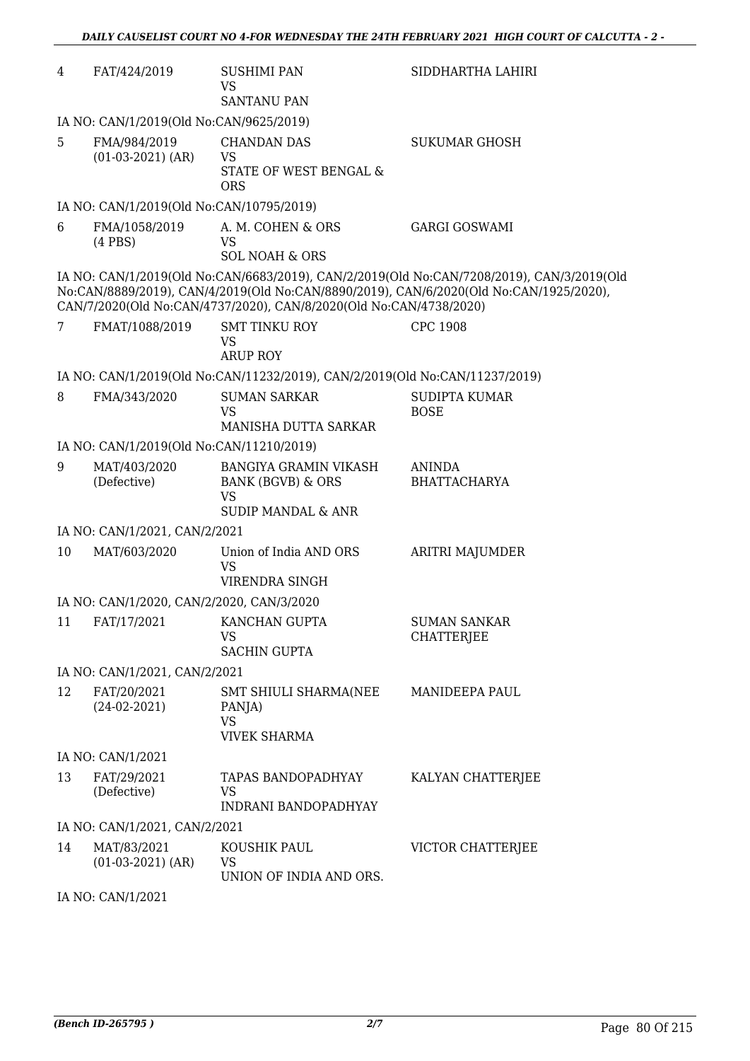| | | | |
|---|---|---|---|
| 4 | FAT/424/2019 | SUSHIMI PAN<br>VS<br>SANTANU PAN | SIDDHARTHA LAHIRI |
| | IA NO: CAN/1/2019(Old No:CAN/9625/2019) | | |
| 5 | FMA/984/2019<br>(01-03-2021) (AR) | CHANDAN DAS<br>VS<br>STATE OF WEST BENGAL & ORS | SUKUMAR GHOSH |
| | IA NO: CAN/1/2019(Old No:CAN/10795/2019) | | |
| 6 | FMA/1058/2019<br>(4 PBS) | A. M. COHEN & ORS<br>VS<br>SOL NOAH & ORS | GARGI GOSWAMI |
| | IA NO: CAN/1/2019(Old No:CAN/6683/2019), CAN/2/2019(Old No:CAN/7208/2019), CAN/3/2019(Old No:CAN/8889/2019), CAN/4/2019(Old No:CAN/8890/2019), CAN/6/2020(Old No:CAN/1925/2020), CAN/7/2020(Old No:CAN/4737/2020), CAN/8/2020(Old No:CAN/4738/2020) | | |
| 7 | FMAT/1088/2019 | SMT TINKU ROY<br>VS<br>ARUP ROY | CPC 1908 |
| | IA NO: CAN/1/2019(Old No:CAN/11232/2019), CAN/2/2019(Old No:CAN/11237/2019) | | |
| 8 | FMA/343/2020 | SUMAN SARKAR<br>VS<br>MANISHA DUTTA SARKAR | SUDIPTA KUMAR BOSE |
| | IA NO: CAN/1/2019(Old No:CAN/11210/2019) | | |
| 9 | MAT/403/2020<br>(Defective) | BANGIYA GRAMIN VIKASH BANK (BGVB) & ORS<br>VS<br>SUDIP MANDAL & ANR | ANINDA BHATTACHARYA |
| | IA NO: CAN/1/2021, CAN/2/2021 | | |
| 10 | MAT/603/2020 | Union of India AND ORS<br>VS<br>VIRENDRA SINGH | ARITRI MAJUMDER |
| | IA NO: CAN/1/2020, CAN/2/2020, CAN/3/2020 | | |
| 11 | FAT/17/2021 | KANCHAN GUPTA<br>VS<br>SACHIN GUPTA | SUMAN SANKAR CHATTERJEE |
| | IA NO: CAN/1/2021, CAN/2/2021 | | |
| 12 | FAT/20/2021<br>(24-02-2021) | SMT SHIULI SHARMA(NEE PANJA)<br>VS<br>VIVEK SHARMA | MANIDEEPA PAUL |
| | IA NO: CAN/1/2021 | | |
| 13 | FAT/29/2021<br>(Defective) | TAPAS BANDOPADHYAY<br>VS<br>INDRANI BANDOPADHYAY | KALYAN CHATTERJEE |
| | IA NO: CAN/1/2021, CAN/2/2021 | | |
| 14 | MAT/83/2021<br>(01-03-2021) (AR) | KOUSHIK PAUL<br>VS<br>UNION OF INDIA AND ORS. | VICTOR CHATTERJEE |
| | IA NO: CAN/1/2021 | | |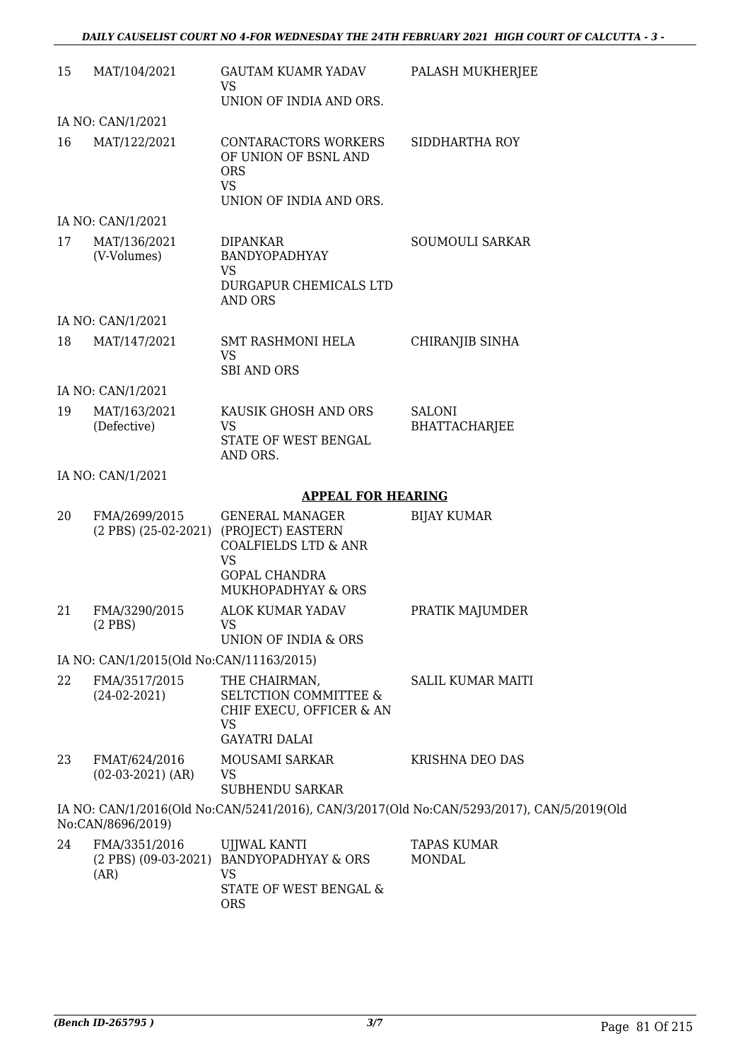| | | | |
|---|---|---|---|
| 15 | MAT/104/2021 | GAUTAM KUAMR YADAV<br>VS<br>UNION OF INDIA AND ORS. | PALASH MUKHERJEE |

IA NO: CAN/1/2021

| | | | |
|---|---|---|---|
| 16 | MAT/122/2021 | CONTARACTORS WORKERS OF UNION OF BSNL AND ORS<br>VS<br>UNION OF INDIA AND ORS. | SIDDHARTHA ROY |

IA NO: CAN/1/2021

| | | | |
|---|---|---|---|
| 17 | MAT/136/2021<br>(V-Volumes) | DIPANKAR BANDYOPADHYAY<br>VS<br>DURGAPUR CHEMICALS LTD AND ORS | SOUMOULI SARKAR |

IA NO: CAN/1/2021

| | | | |
|---|---|---|---|
| 18 | MAT/147/2021 | SMT RASHMONI HELA<br>VS<br>SBI AND ORS | CHIRANJIB SINHA |

IA NO: CAN/1/2021

| | | | |
|---|---|---|---|
| 19 | MAT/163/2021<br>(Defective) | KAUSIK GHOSH AND ORS<br>VS<br>STATE OF WEST BENGAL AND ORS. | SALONI BHATTACHARJEE |

IA NO: CAN/1/2021

## APPEAL FOR HEARING

| | | | |
|---|---|---|---|
| 20 | FMA/2699/2015<br>(2 PBS) (25-02-2021) | GENERAL MANAGER (PROJECT) EASTERN COALFIELDS LTD & ANR<br>VS<br>GOPAL CHANDRA MUKHOPADHYAY & ORS | BIJAY KUMAR |
| 21 | FMA/3290/2015<br>(2 PBS) | ALOK KUMAR YADAV<br>VS<br>UNION OF INDIA & ORS | PRATIK MAJUMDER |

IA NO: CAN/1/2015(Old No:CAN/11163/2015)

| | | | |
|---|---|---|---|
| 22 | FMA/3517/2015<br>(24-02-2021) | THE CHAIRMAN, SELTCTION COMMITTEE & CHIF EXECU, OFFICER & AN<br>VS<br>GAYATRI DALAI | SALIL KUMAR MAITI |
| 23 | FMAT/624/2016<br>(02-03-2021) (AR) | MOUSAMI SARKAR<br>VS<br>SUBHENDU SARKAR | KRISHNA DEO DAS |

IA NO: CAN/1/2016(Old No:CAN/5241/2016), CAN/3/2017(Old No:CAN/5293/2017), CAN/5/2019(Old No:CAN/8696/2019)

| | | | |
|---|---|---|---|
| 24 | FMA/3351/2016<br>(2 PBS) (09-03-2021)<br>(AR) | UJJWAL KANTI BANDYOPADHYAY & ORS<br>VS<br>STATE OF WEST BENGAL & ORS | TAPAS KUMAR MONDAL |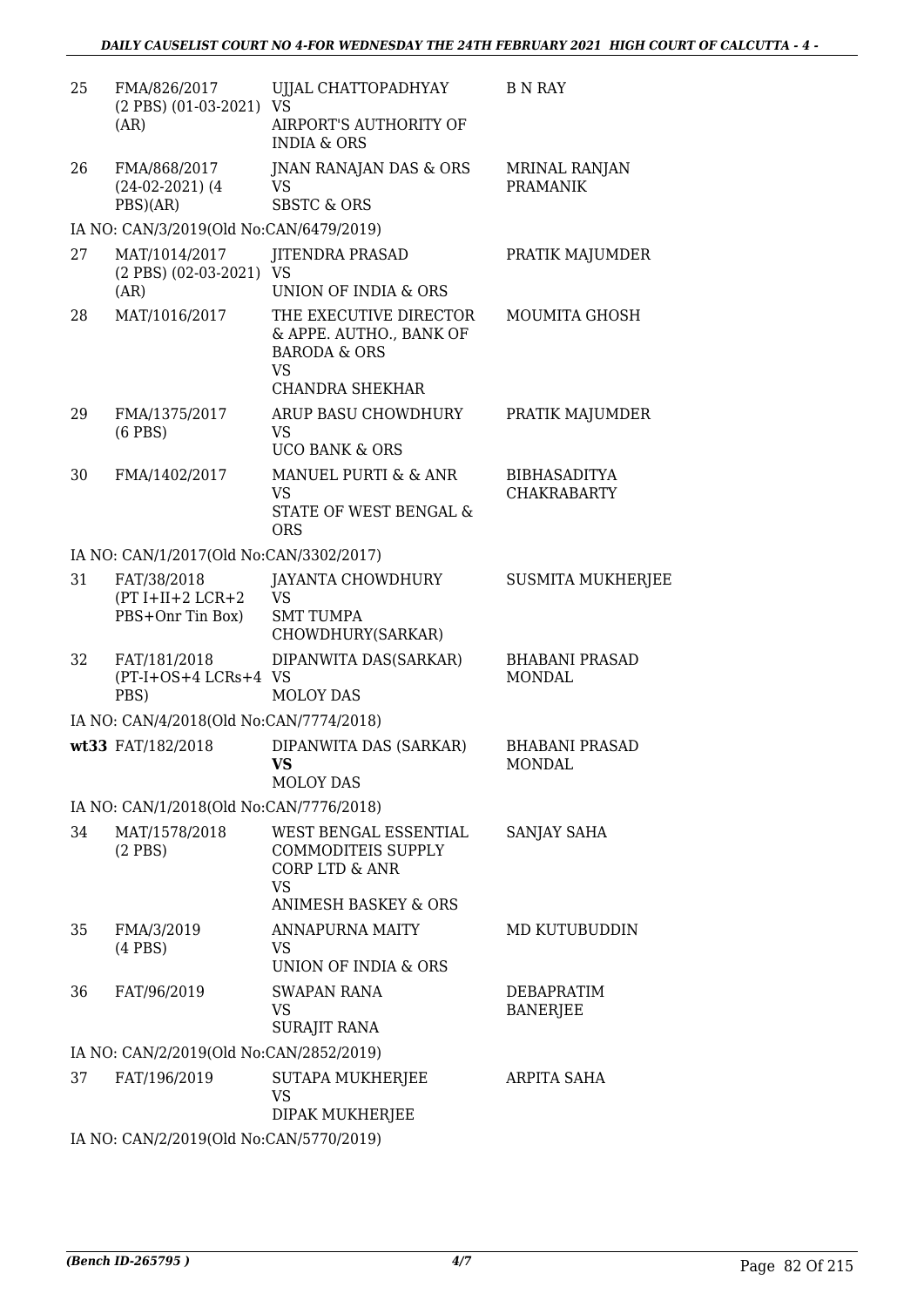| | | | |
|---|---|---|---|
| 25 | FMA/826/2017 (2 PBS) (01-03-2021) (AR) | UJJAL CHATTOPADHYAY VS AIRPORT'S AUTHORITY OF INDIA & ORS | B N RAY |
| 26 | FMA/868/2017 (24-02-2021) (4 PBS)(AR) | JNAN RANAJAN DAS & ORS VS SBSTC & ORS | MRINAL RANJAN PRAMANIK |
| | IA NO: CAN/3/2019(Old No:CAN/6479/2019) | | |
| 27 | MAT/1014/2017 (2 PBS) (02-03-2021) (AR) | JITENDRA PRASAD VS UNION OF INDIA & ORS | PRATIK MAJUMDER |
| 28 | MAT/1016/2017 | THE EXECUTIVE DIRECTOR & APPE. AUTHO., BANK OF BARODA & ORS VS CHANDRA SHEKHAR | MOUMITA GHOSH |
| 29 | FMA/1375/2017 (6 PBS) | ARUP BASU CHOWDHURY VS UCO BANK & ORS | PRATIK MAJUMDER |
| 30 | FMA/1402/2017 | MANUEL PURTI & & ANR VS STATE OF WEST BENGAL & ORS | BIBHASADITYA CHAKRABARTY |
| | IA NO: CAN/1/2017(Old No:CAN/3302/2017) | | |
| 31 | FAT/38/2018 (PT I+II+2 LCR+2 PBS+Onr Tin Box) | JAYANTA CHOWDHURY VS SMT TUMPA CHOWDHURY(SARKAR) | SUSMITA MUKHERJEE |
| 32 | FAT/181/2018 (PT-I+OS+4 LCRs+4 PBS) | DIPANWITA DAS(SARKAR) VS MOLOY DAS | BHABANI PRASAD MONDAL |
| | IA NO: CAN/4/2018(Old No:CAN/7774/2018) | | |
| wt33 | FAT/182/2018 | DIPANWITA DAS (SARKAR) **VS** MOLOY DAS | BHABANI PRASAD MONDAL |
| | IA NO: CAN/1/2018(Old No:CAN/7776/2018) | | |
| 34 | MAT/1578/2018 (2 PBS) | WEST BENGAL ESSENTIAL COMMODITEIS SUPPLY CORP LTD & ANR VS ANIMESH BASKEY & ORS | SANJAY SAHA |
| 35 | FMA/3/2019 (4 PBS) | ANNAPURNA MAITY VS UNION OF INDIA & ORS | MD KUTUBUDDIN |
| 36 | FAT/96/2019 | SWAPAN RANA VS SURAJIT RANA | DEBAPRATIM BANERJEE |
| | IA NO: CAN/2/2019(Old No:CAN/2852/2019) | | |
| 37 | FAT/196/2019 | SUTAPA MUKHERJEE VS DIPAK MUKHERJEE | ARPITA SAHA |
| | IA NO: CAN/2/2019(Old No:CAN/5770/2019) | | |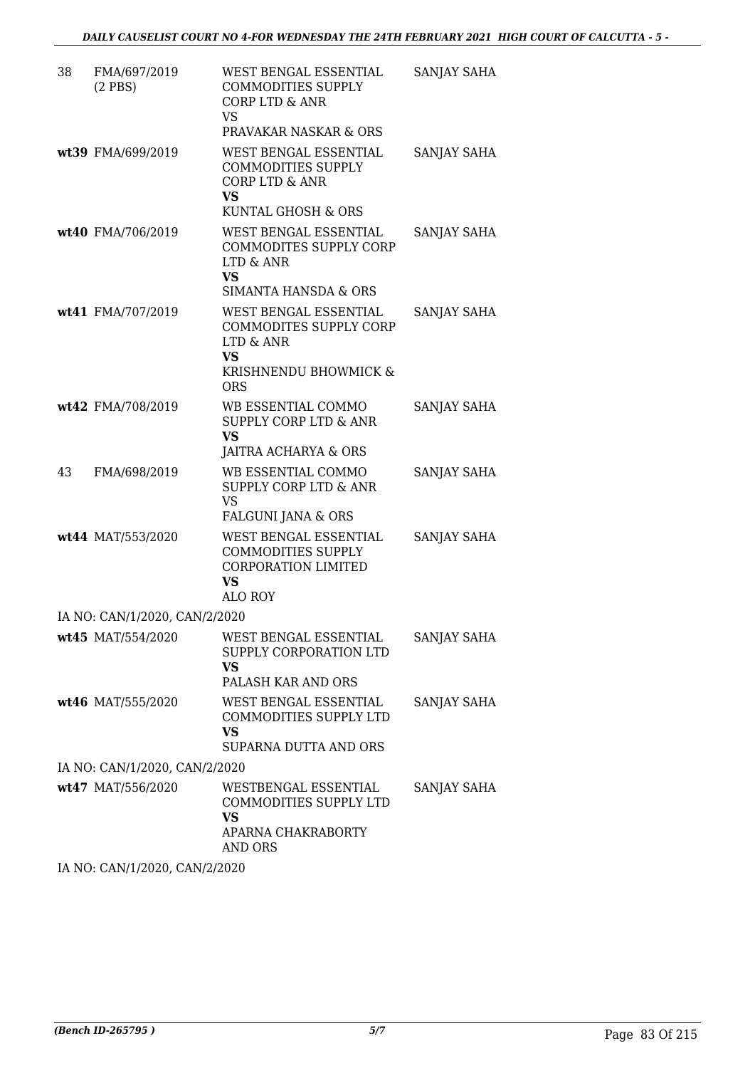| | | | |
|---|---|---|---|
| 38 | FMA/697/2019 (2 PBS) | WEST BENGAL ESSENTIAL COMMODITIES SUPPLY CORP LTD & ANR<br>VS<br>PRAVAKAR NASKAR & ORS | SANJAY SAHA |
| wt39 | FMA/699/2019 | WEST BENGAL ESSENTIAL COMMODITIES SUPPLY CORP LTD & ANR<br>**VS**<br>KUNTAL GHOSH & ORS | SANJAY SAHA |
| wt40 | FMA/706/2019 | WEST BENGAL ESSENTIAL COMMODITES SUPPLY CORP LTD & ANR<br>**VS**<br>SIMANTA HANSDA & ORS | SANJAY SAHA |
| wt41 | FMA/707/2019 | WEST BENGAL ESSENTIAL COMMODITES SUPPLY CORP LTD & ANR<br>**VS**<br>KRISHNENDU BHOWMICK & ORS | SANJAY SAHA |
| wt42 | FMA/708/2019 | WB ESSENTIAL COMMO SUPPLY CORP LTD & ANR<br>**VS**<br>JAITRA ACHARYA & ORS | SANJAY SAHA |
| 43 | FMA/698/2019 | WB ESSENTIAL COMMO SUPPLY CORP LTD & ANR<br>VS<br>FALGUNI JANA & ORS | SANJAY SAHA |
| wt44 | MAT/553/2020 | WEST BENGAL ESSENTIAL COMMODITIES SUPPLY CORPORATION LIMITED<br>**VS**<br>ALO ROY | SANJAY SAHA |
| IA NO: CAN/1/2020, CAN/2/2020 | | | |
| wt45 | MAT/554/2020 | WEST BENGAL ESSENTIAL SUPPLY CORPORATION LTD<br>**VS**<br>PALASH KAR AND ORS | SANJAY SAHA |
| wt46 | MAT/555/2020 | WEST BENGAL ESSENTIAL COMMODITIES SUPPLY LTD<br>**VS**<br>SUPARNA DUTTA AND ORS | SANJAY SAHA |
| IA NO: CAN/1/2020, CAN/2/2020 | | | |
| wt47 | MAT/556/2020 | WESTBENGAL ESSENTIAL COMMODITIES SUPPLY LTD<br>**VS**<br>APARNA CHAKRABORTY AND ORS | SANJAY SAHA |
| IA NO: CAN/1/2020, CAN/2/2020 | | | |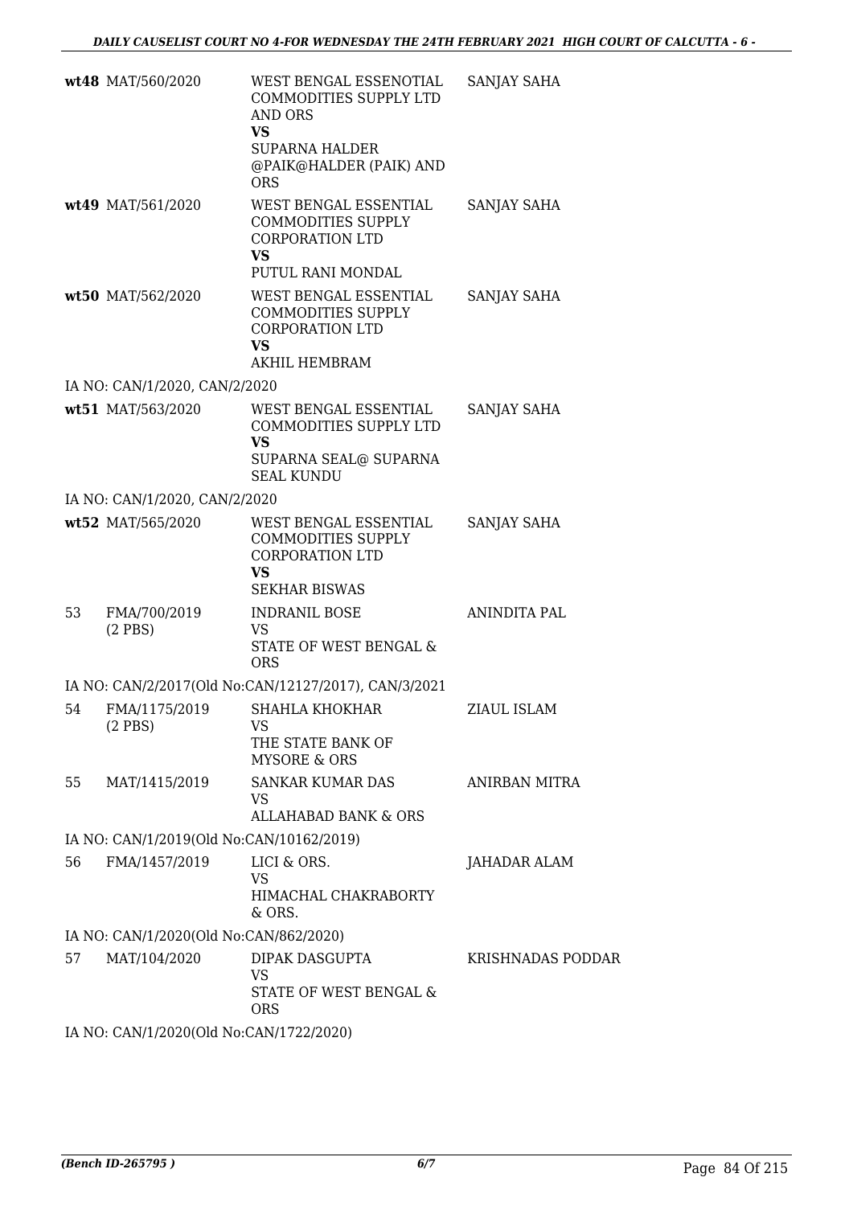| | | | |
|---|---|---|---|
| wt48 | MAT/560/2020 | WEST BENGAL ESSENOTIAL COMMODITIES SUPPLY LTD AND ORS<br>**VS**<br>SUPARNA HALDER @PAIK@HALDER (PAIK) AND ORS | SANJAY SAHA |
| wt49 | MAT/561/2020 | WEST BENGAL ESSENTIAL COMMODITIES SUPPLY CORPORATION LTD<br>**VS**<br>PUTUL RANI MONDAL | SANJAY SAHA |
| wt50 | MAT/562/2020 | WEST BENGAL ESSENTIAL COMMODITIES SUPPLY CORPORATION LTD<br>**VS**<br>AKHIL HEMBRAM | SANJAY SAHA |
| IA NO: CAN/1/2020, CAN/2/2020 | | | |
| wt51 | MAT/563/2020 | WEST BENGAL ESSENTIAL COMMODITIES SUPPLY LTD<br>**VS**<br>SUPARNA SEAL@ SUPARNA SEAL KUNDU | SANJAY SAHA |
| IA NO: CAN/1/2020, CAN/2/2020 | | | |
| wt52 | MAT/565/2020 | WEST BENGAL ESSENTIAL COMMODITIES SUPPLY CORPORATION LTD<br>**VS**<br>SEKHAR BISWAS | SANJAY SAHA |
| 53 | FMA/700/2019<br>(2 PBS) | INDRANIL BOSE<br>VS<br>STATE OF WEST BENGAL & ORS | ANINDITA PAL |
| IA NO: CAN/2/2017(Old No:CAN/12127/2017), CAN/3/2021 | | | |
| 54 | FMA/1175/2019<br>(2 PBS) | SHAHLA KHOKHAR<br>VS<br>THE STATE BANK OF MYSORE & ORS | ZIAUL ISLAM |
| 55 | MAT/1415/2019 | SANKAR KUMAR DAS<br>VS<br>ALLAHABAD BANK & ORS | ANIRBAN MITRA |
| IA NO: CAN/1/2019(Old No:CAN/10162/2019) | | | |
| 56 | FMA/1457/2019 | LICI & ORS.<br>VS<br>HIMACHAL CHAKRABORTY & ORS. | JAHADAR ALAM |
| IA NO: CAN/1/2020(Old No:CAN/862/2020) | | | |
| 57 | MAT/104/2020 | DIPAK DASGUPTA<br>VS<br>STATE OF WEST BENGAL & ORS | KRISHNADAS PODDAR |
| IA NO: CAN/1/2020(Old No:CAN/1722/2020) | | | |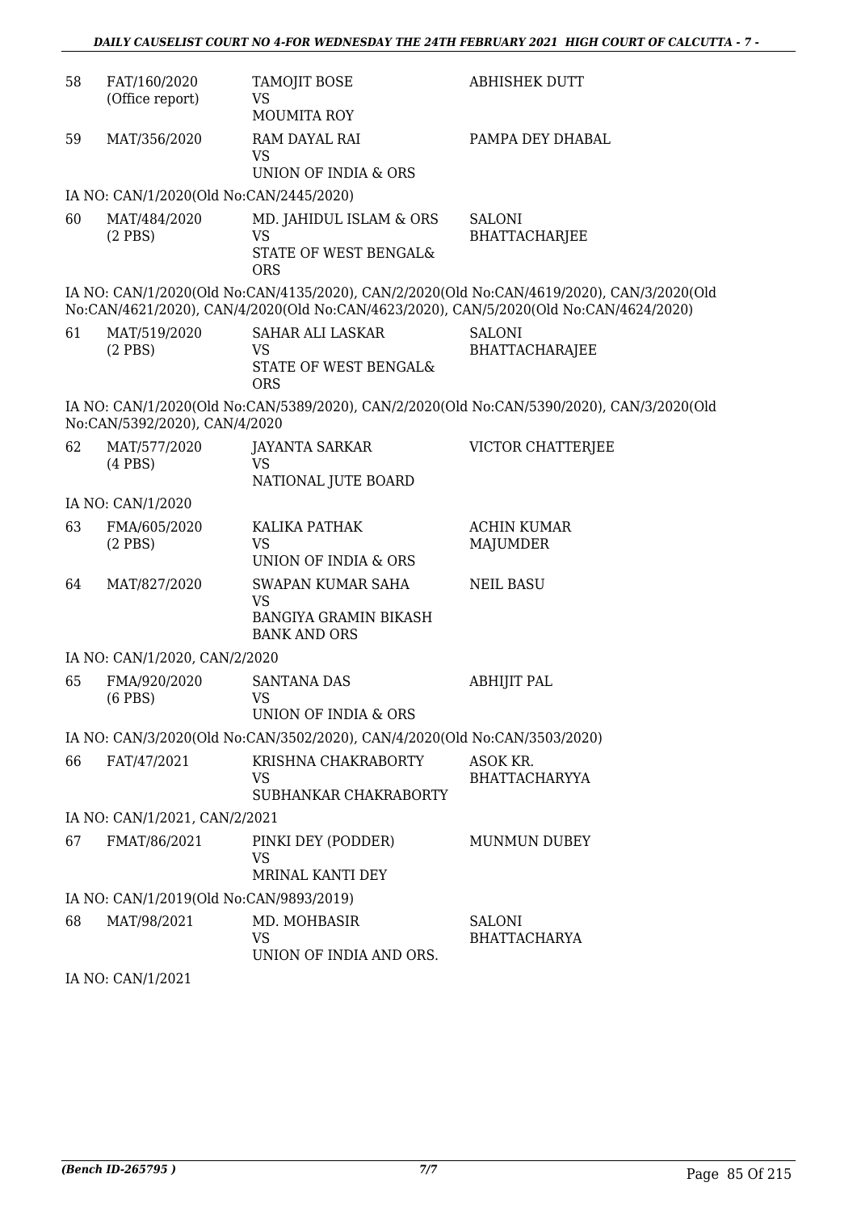| | | | |
|---|---|---|---|
| 58 | FAT/160/2020 (Office report) | TAMOJIT BOSE VS MOUMITA ROY | ABHISHEK DUTT |
| 59 | MAT/356/2020 | RAM DAYAL RAI VS UNION OF INDIA & ORS | PAMPA DEY DHABAL |

IA NO: CAN/1/2020(Old No:CAN/2445/2020)

| | | | |
|---|---|---|---|
| 60 | MAT/484/2020 (2 PBS) | MD. JAHIDUL ISLAM & ORS VS STATE OF WEST BENGAL& ORS | SALONI BHATTACHARJEE |

IA NO: CAN/1/2020(Old No:CAN/4135/2020), CAN/2/2020(Old No:CAN/4619/2020), CAN/3/2020(Old No:CAN/4621/2020), CAN/4/2020(Old No:CAN/4623/2020), CAN/5/2020(Old No:CAN/4624/2020)

| | | | |
|---|---|---|---|
| 61 | MAT/519/2020 (2 PBS) | SAHAR ALI LASKAR VS STATE OF WEST BENGAL& ORS | SALONI BHATTACHARAJEE |

IA NO: CAN/1/2020(Old No:CAN/5389/2020), CAN/2/2020(Old No:CAN/5390/2020), CAN/3/2020(Old No:CAN/5392/2020), CAN/4/2020

| | | | |
|---|---|---|---|
| 62 | MAT/577/2020 (4 PBS) | JAYANTA SARKAR VS NATIONAL JUTE BOARD | VICTOR CHATTERJEE |

IA NO: CAN/1/2020

| | | | |
|---|---|---|---|
| 63 | FMA/605/2020 (2 PBS) | KALIKA PATHAK VS UNION OF INDIA & ORS | ACHIN KUMAR MAJUMDER |
| 64 | MAT/827/2020 | SWAPAN KUMAR SAHA VS BANGIYA GRAMIN BIKASH BANK AND ORS | NEIL BASU |

IA NO: CAN/1/2020, CAN/2/2020

| | | | |
|---|---|---|---|
| 65 | FMA/920/2020 (6 PBS) | SANTANA DAS VS UNION OF INDIA & ORS | ABHIJIT PAL |

IA NO: CAN/3/2020(Old No:CAN/3502/2020), CAN/4/2020(Old No:CAN/3503/2020)

| | | | |
|---|---|---|---|
| 66 | FAT/47/2021 | KRISHNA CHAKRABORTY VS SUBHANKAR CHAKRABORTY | ASOK KR. BHATTACHARYYA |

IA NO: CAN/1/2021, CAN/2/2021

| | | | |
|---|---|---|---|
| 67 | FMAT/86/2021 | PINKI DEY (PODDER) VS MRINAL KANTI DEY | MUNMUN DUBEY |

IA NO: CAN/1/2019(Old No:CAN/9893/2019)

| | | | |
|---|---|---|---|
| 68 | MAT/98/2021 | MD. MOHBASIR VS UNION OF INDIA AND ORS. | SALONI BHATTACHARYA |

IA NO: CAN/1/2021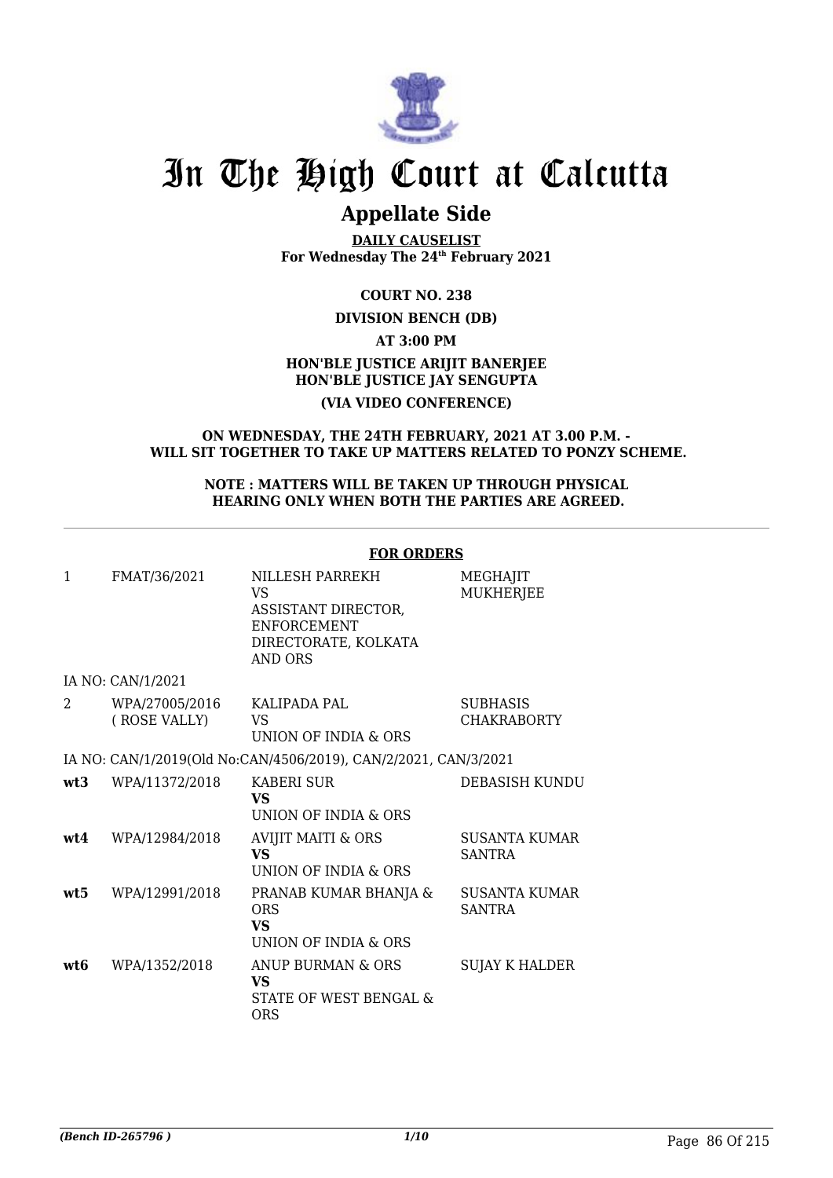# In The High Court at Calcutta

## Appellate Side

**DAILY CAUSELIST**
**For Wednesday The 24th February 2021**

**COURT NO. 238**

**DIVISION BENCH (DB)**

**AT 3:00 PM**

**HON'BLE JUSTICE ARIJIT BANERJEE**
**HON'BLE JUSTICE JAY SENGUPTA**

**(VIA VIDEO CONFERENCE)**

**ON WEDNESDAY, THE 24TH FEBRUARY, 2021 AT 3.00 P.M. - WILL SIT TOGETHER TO TAKE UP MATTERS RELATED TO PONZY SCHEME.**

**NOTE : MATTERS WILL BE TAKEN UP THROUGH PHYSICAL HEARING ONLY WHEN BOTH THE PARTIES ARE AGREED.**

**FOR ORDERS**

| | | | |
|---|---|---|---|
| 1 | FMAT/36/2021 | NILLESH PARREKH<br>VS<br>ASSISTANT DIRECTOR, ENFORCEMENT DIRECTORATE, KOLKATA AND ORS | MEGHAJIT MUKHERJEE |
| | IA NO: CAN/1/2021 | | |
| 2 | WPA/27005/2016 ( ROSE VALLY) | KALIPADA PAL<br>VS<br>UNION OF INDIA & ORS | SUBHASIS CHAKRABORTY |
| | IA NO: CAN/1/2019(Old No:CAN/4506/2019), CAN/2/2021, CAN/3/2021 | | |
| **wt3** | WPA/11372/2018 | KABERI SUR<br>**VS**<br>UNION OF INDIA & ORS | DEBASISH KUNDU |
| **wt4** | WPA/12984/2018 | AVIJIT MAITI & ORS<br>**VS**<br>UNION OF INDIA & ORS | SUSANTA KUMAR SANTRA |
| **wt5** | WPA/12991/2018 | PRANAB KUMAR BHANJA & ORS<br>**VS**<br>UNION OF INDIA & ORS | SUSANTA KUMAR SANTRA |
| **wt6** | WPA/1352/2018 | ANUP BURMAN & ORS<br>**VS**<br>STATE OF WEST BENGAL & ORS | SUJAY K HALDER |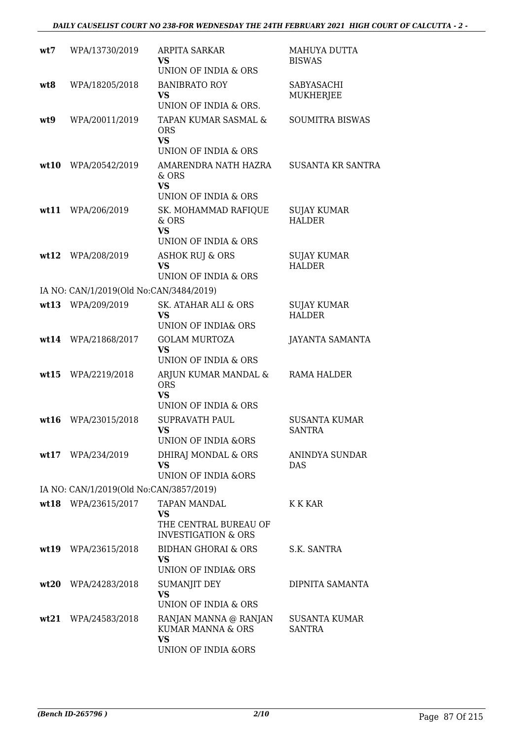| | | | |
|---|---|---|---|
| **wt7** | WPA/13730/2019 | ARPITA SARKAR<br>**VS**<br>UNION OF INDIA & ORS | MAHUYA DUTTA BISWAS |
| **wt8** | WPA/18205/2018 | BANIBRATO ROY<br>**VS**<br>UNION OF INDIA & ORS. | SABYASACHI MUKHERJEE |
| **wt9** | WPA/20011/2019 | TAPAN KUMAR SASMAL & ORS<br>**VS**<br>UNION OF INDIA & ORS | SOUMITRA BISWAS |
| **wt10** | WPA/20542/2019 | AMARENDRA NATH HAZRA & ORS<br>**VS**<br>UNION OF INDIA & ORS | SUSANTA KR SANTRA |
| **wt11** | WPA/206/2019 | SK. MOHAMMAD RAFIQUE & ORS<br>**VS**<br>UNION OF INDIA & ORS | SUJAY KUMAR HALDER |
| **wt12** | WPA/208/2019 | ASHOK RUJ & ORS<br>**VS**<br>UNION OF INDIA & ORS | SUJAY KUMAR HALDER |
| IA NO: CAN/1/2019(Old No:CAN/3484/2019) | | | |
| **wt13** | WPA/209/2019 | SK. ATAHAR ALI & ORS<br>**VS**<br>UNION OF INDIA& ORS | SUJAY KUMAR HALDER |
| **wt14** | WPA/21868/2017 | GOLAM MURTOZA<br>**VS**<br>UNION OF INDIA & ORS | JAYANTA SAMANTA |
| **wt15** | WPA/2219/2018 | ARJUN KUMAR MANDAL & ORS<br>**VS**<br>UNION OF INDIA & ORS | RAMA HALDER |
| **wt16** | WPA/23015/2018 | SUPRAVATH PAUL<br>**VS**<br>UNION OF INDIA &ORS | SUSANTA KUMAR SANTRA |
| **wt17** | WPA/234/2019 | DHIRAJ MONDAL & ORS<br>**VS**<br>UNION OF INDIA &ORS | ANINDYA SUNDAR DAS |
| IA NO: CAN/1/2019(Old No:CAN/3857/2019) | | | |
| **wt18** | WPA/23615/2017 | TAPAN MANDAL<br>**VS**<br>THE CENTRAL BUREAU OF INVESTIGATION & ORS | K K KAR |
| **wt19** | WPA/23615/2018 | BIDHAN GHORAI & ORS<br>**VS**<br>UNION OF INDIA& ORS | S.K. SANTRA |
| **wt20** | WPA/24283/2018 | SUMANJIT DEY<br>**VS**<br>UNION OF INDIA & ORS | DIPNITA SAMANTA |
| **wt21** | WPA/24583/2018 | RANJAN MANNA @ RANJAN KUMAR MANNA & ORS<br>**VS**<br>UNION OF INDIA &ORS | SUSANTA KUMAR SANTRA |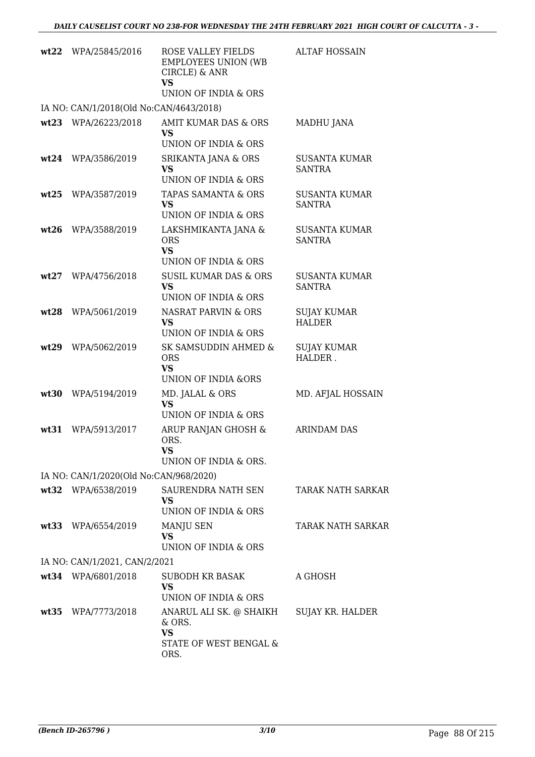| | | | |
|---|---|---|---|
| wt22 | WPA/25845/2016 | ROSE VALLEY FIELDS EMPLOYEES UNION (WB CIRCLE) & ANR<br>VS<br>UNION OF INDIA & ORS | ALTAF HOSSAIN |
| IA NO: CAN/1/2018(Old No:CAN/4643/2018) | | | |
| wt23 | WPA/26223/2018 | AMIT KUMAR DAS & ORS<br>VS<br>UNION OF INDIA & ORS | MADHU JANA |
| wt24 | WPA/3586/2019 | SRIKANTA JANA & ORS<br>VS<br>UNION OF INDIA & ORS | SUSANTA KUMAR SANTRA |
| wt25 | WPA/3587/2019 | TAPAS SAMANTA & ORS<br>VS<br>UNION OF INDIA & ORS | SUSANTA KUMAR SANTRA |
| wt26 | WPA/3588/2019 | LAKSHMIKANTA JANA & ORS<br>VS<br>UNION OF INDIA & ORS | SUSANTA KUMAR SANTRA |
| wt27 | WPA/4756/2018 | SUSIL KUMAR DAS & ORS<br>VS<br>UNION OF INDIA & ORS | SUSANTA KUMAR SANTRA |
| wt28 | WPA/5061/2019 | NASRAT PARVIN & ORS<br>VS<br>UNION OF INDIA & ORS | SUJAY KUMAR HALDER |
| wt29 | WPA/5062/2019 | SK SAMSUDDIN AHMED & ORS<br>VS<br>UNION OF INDIA &ORS | SUJAY KUMAR HALDER . |
| wt30 | WPA/5194/2019 | MD. JALAL & ORS<br>VS<br>UNION OF INDIA & ORS | MD. AFJAL HOSSAIN |
| wt31 | WPA/5913/2017 | ARUP RANJAN GHOSH & ORS.<br>VS<br>UNION OF INDIA & ORS. | ARINDAM DAS |
| IA NO: CAN/1/2020(Old No:CAN/968/2020) | | | |
| wt32 | WPA/6538/2019 | SAURENDRA NATH SEN<br>VS<br>UNION OF INDIA & ORS | TARAK NATH SARKAR |
| wt33 | WPA/6554/2019 | MANJU SEN<br>VS<br>UNION OF INDIA & ORS | TARAK NATH SARKAR |
| IA NO: CAN/1/2021, CAN/2/2021 | | | |
| wt34 | WPA/6801/2018 | SUBODH KR BASAK<br>VS<br>UNION OF INDIA & ORS | A GHOSH |
| wt35 | WPA/7773/2018 | ANARUL ALI SK. @ SHAIKH & ORS.<br>VS<br>STATE OF WEST BENGAL & ORS. | SUJAY KR. HALDER |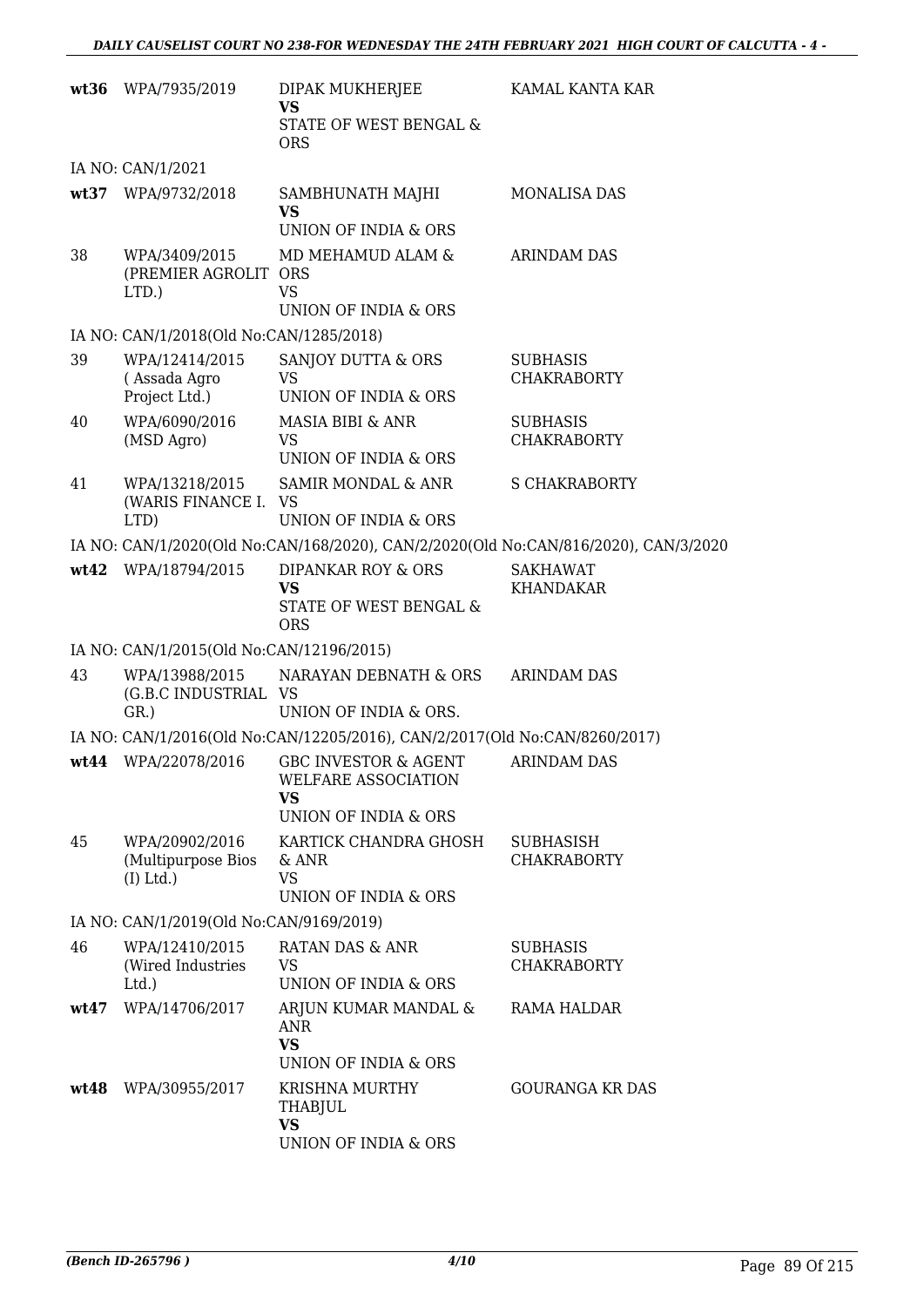| | | | |
|---|---|---|---|
| **wt36** | WPA/7935/2019 | DIPAK MUKHERJEE **VS** STATE OF WEST BENGAL & ORS | KAMAL KANTA KAR |
| | IA NO: CAN/1/2021 | | |
| **wt37** | WPA/9732/2018 | SAMBHUNATH MAJHI **VS** UNION OF INDIA & ORS | MONALISA DAS |
| 38 | WPA/3409/2015 (PREMIER AGROLIT LTD.) | MD MEHAMUD ALAM & ORS VS UNION OF INDIA & ORS | ARINDAM DAS |
| | IA NO: CAN/1/2018(Old No:CAN/1285/2018) | | |
| 39 | WPA/12414/2015 ( Assada Agro Project Ltd.) | SANJOY DUTTA & ORS VS UNION OF INDIA & ORS | SUBHASIS CHAKRABORTY |
| 40 | WPA/6090/2016 (MSD Agro) | MASIA BIBI & ANR VS UNION OF INDIA & ORS | SUBHASIS CHAKRABORTY |
| 41 | WPA/13218/2015 (WARIS FINANCE I. LTD) | SAMIR MONDAL & ANR VS UNION OF INDIA & ORS | S CHAKRABORTY |
| | IA NO: CAN/1/2020(Old No:CAN/168/2020), CAN/2/2020(Old No:CAN/816/2020), CAN/3/2020 | | |
| **wt42** | WPA/18794/2015 | DIPANKAR ROY & ORS **VS** STATE OF WEST BENGAL & ORS | SAKHAWAT KHANDAKAR |
| | IA NO: CAN/1/2015(Old No:CAN/12196/2015) | | |
| 43 | WPA/13988/2015 (G.B.C INDUSTRIAL GR.) | NARAYAN DEBNATH & ORS VS UNION OF INDIA & ORS. | ARINDAM DAS |
| | IA NO: CAN/1/2016(Old No:CAN/12205/2016), CAN/2/2017(Old No:CAN/8260/2017) | | |
| **wt44** | WPA/22078/2016 | GBC INVESTOR & AGENT WELFARE ASSOCIATION **VS** UNION OF INDIA & ORS | ARINDAM DAS |
| 45 | WPA/20902/2016 (Multipurpose Bios (I) Ltd.) | KARTICK CHANDRA GHOSH & ANR VS UNION OF INDIA & ORS | SUBHASISH CHAKRABORTY |
| | IA NO: CAN/1/2019(Old No:CAN/9169/2019) | | |
| 46 | WPA/12410/2015 (Wired Industries Ltd.) | RATAN DAS & ANR VS UNION OF INDIA & ORS | SUBHASIS CHAKRABORTY |
| **wt47** | WPA/14706/2017 | ARJUN KUMAR MANDAL & ANR **VS** UNION OF INDIA & ORS | RAMA HALDAR |
| **wt48** | WPA/30955/2017 | KRISHNA MURTHY THABJUL **VS** UNION OF INDIA & ORS | GOURANGA KR DAS |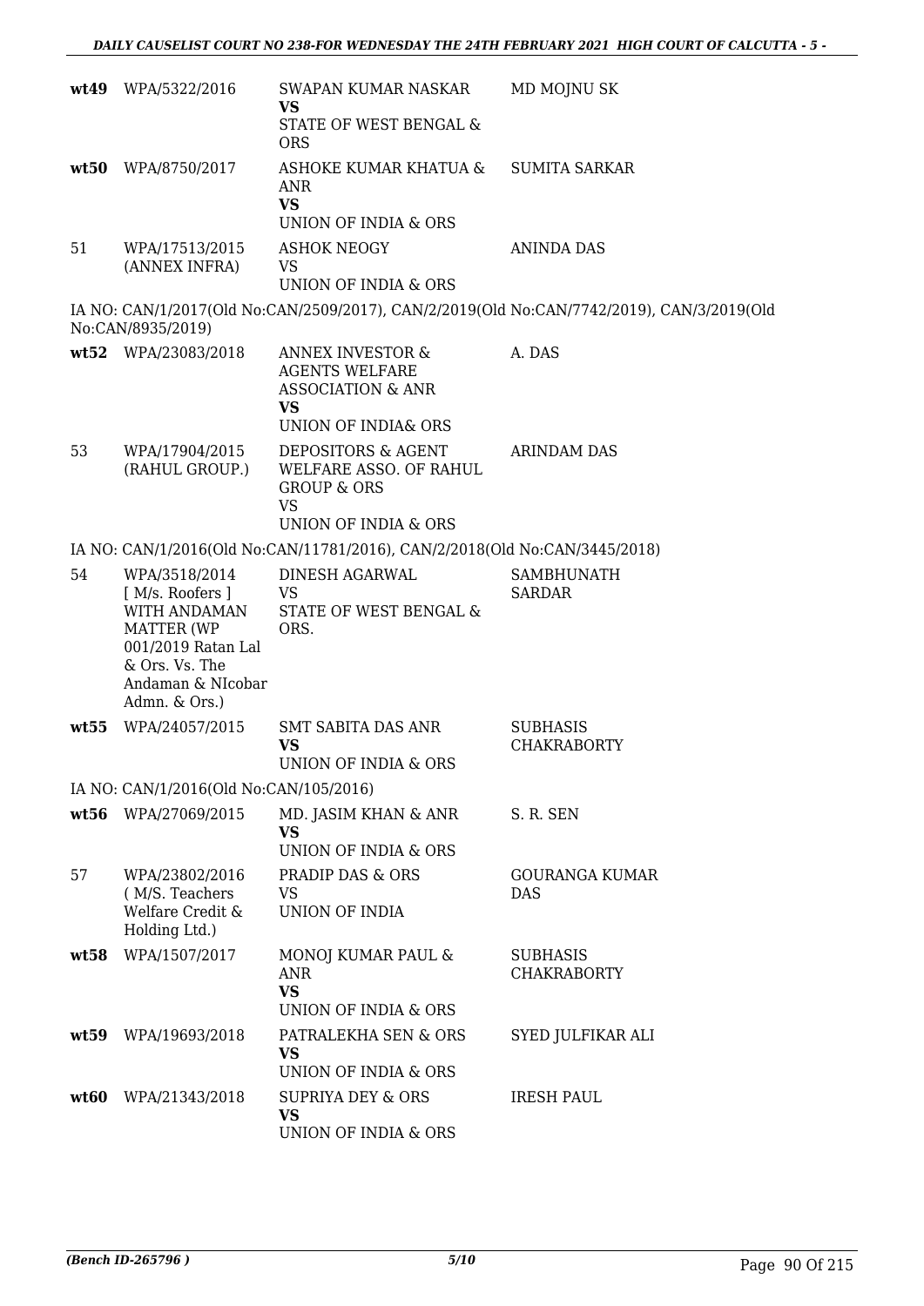| | | | |
|---|---|---|---|
| **wt49** | WPA/5322/2016 | SWAPAN KUMAR NASKAR **VS** STATE OF WEST BENGAL & ORS | MD MOJNU SK |
| **wt50** | WPA/8750/2017 | ASHOKE KUMAR KHATUA & ANR **VS** UNION OF INDIA & ORS | SUMITA SARKAR |
| 51 | WPA/17513/2015 (ANNEX INFRA) | ASHOK NEOGY VS UNION OF INDIA & ORS | ANINDA DAS |

IA NO: CAN/1/2017(Old No:CAN/2509/2017), CAN/2/2019(Old No:CAN/7742/2019), CAN/3/2019(Old No:CAN/8935/2019)

| | | | |
|---|---|---|---|
| **wt52** | WPA/23083/2018 | ANNEX INVESTOR & AGENTS WELFARE ASSOCIATION & ANR **VS** UNION OF INDIA& ORS | A. DAS |
| 53 | WPA/17904/2015 (RAHUL GROUP.) | DEPOSITORS & AGENT WELFARE ASSO. OF RAHUL GROUP & ORS VS UNION OF INDIA & ORS | ARINDAM DAS |

IA NO: CAN/1/2016(Old No:CAN/11781/2016), CAN/2/2018(Old No:CAN/3445/2018)

| | | | |
|---|---|---|---|
| 54 | WPA/3518/2014 [ M/s. Roofers ] WITH ANDAMAN MATTER (WP 001/2019 Ratan Lal & Ors. Vs. The Andaman & NIcobar Admn. & Ors.) | DINESH AGARWAL VS STATE OF WEST BENGAL & ORS. | SAMBHUNATH SARDAR |
| **wt55** | WPA/24057/2015 | SMT SABITA DAS ANR **VS** UNION OF INDIA & ORS | SUBHASIS CHAKRABORTY |

IA NO: CAN/1/2016(Old No:CAN/105/2016)

| | | | |
|---|---|---|---|
| **wt56** | WPA/27069/2015 | MD. JASIM KHAN & ANR **VS** UNION OF INDIA & ORS | S. R. SEN |
| 57 | WPA/23802/2016 ( M/S. Teachers Welfare Credit & Holding Ltd.) | PRADIP DAS & ORS VS UNION OF INDIA | GOURANGA KUMAR DAS |
| **wt58** | WPA/1507/2017 | MONOJ KUMAR PAUL & ANR **VS** UNION OF INDIA & ORS | SUBHASIS CHAKRABORTY |
| **wt59** | WPA/19693/2018 | PATRALEKHA SEN & ORS **VS** UNION OF INDIA & ORS | SYED JULFIKAR ALI |
| **wt60** | WPA/21343/2018 | SUPRIYA DEY & ORS **VS** UNION OF INDIA & ORS | IRESH PAUL |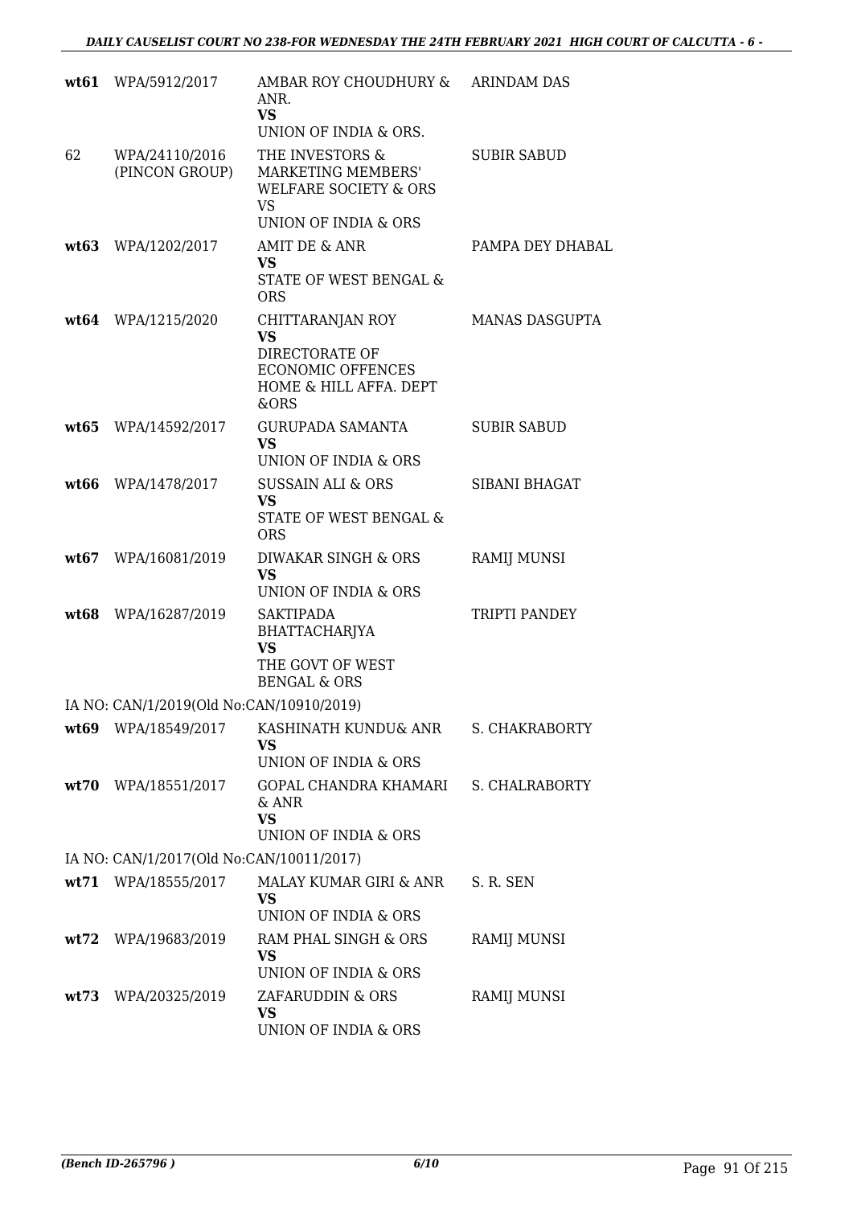| | | | |
|---|---|---|---|
| **wt61** | WPA/5912/2017 | AMBAR ROY CHOUDHURY & ANR.<br>**VS**<br>UNION OF INDIA & ORS. | ARINDAM DAS |
| 62 | WPA/24110/2016 (PINCON GROUP) | THE INVESTORS & MARKETING MEMBERS' WELFARE SOCIETY & ORS<br>VS<br>UNION OF INDIA & ORS | SUBIR SABUD |
| **wt63** | WPA/1202/2017 | AMIT DE & ANR<br>**VS**<br>STATE OF WEST BENGAL & ORS | PAMPA DEY DHABAL |
| **wt64** | WPA/1215/2020 | CHITTARANJAN ROY<br>**VS**<br>DIRECTORATE OF ECONOMIC OFFENCES HOME & HILL AFFA. DEPT &ORS | MANAS DASGUPTA |
| **wt65** | WPA/14592/2017 | GURUPADA SAMANTA<br>**VS**<br>UNION OF INDIA & ORS | SUBIR SABUD |
| **wt66** | WPA/1478/2017 | SUSSAIN ALI & ORS<br>**VS**<br>STATE OF WEST BENGAL & ORS | SIBANI BHAGAT |
| **wt67** | WPA/16081/2019 | DIWAKAR SINGH & ORS<br>**VS**<br>UNION OF INDIA & ORS | RAMIJ MUNSI |
| **wt68** | WPA/16287/2019 | SAKTIPADA BHATTACHARJYA<br>**VS**<br>THE GOVT OF WEST BENGAL & ORS | TRIPTI PANDEY |
| IA NO: CAN/1/2019(Old No:CAN/10910/2019) | | | |
| **wt69** | WPA/18549/2017 | KASHINATH KUNDU& ANR<br>**VS**<br>UNION OF INDIA & ORS | S. CHAKRABORTY |
| **wt70** | WPA/18551/2017 | GOPAL CHANDRA KHAMARI & ANR<br>**VS**<br>UNION OF INDIA & ORS | S. CHALRABORTY |
| IA NO: CAN/1/2017(Old No:CAN/10011/2017) | | | |
| **wt71** | WPA/18555/2017 | MALAY KUMAR GIRI & ANR<br>**VS**<br>UNION OF INDIA & ORS | S. R. SEN |
| **wt72** | WPA/19683/2019 | RAM PHAL SINGH & ORS<br>**VS**<br>UNION OF INDIA & ORS | RAMIJ MUNSI |
| **wt73** | WPA/20325/2019 | ZAFARUDDIN & ORS<br>**VS**<br>UNION OF INDIA & ORS | RAMIJ MUNSI |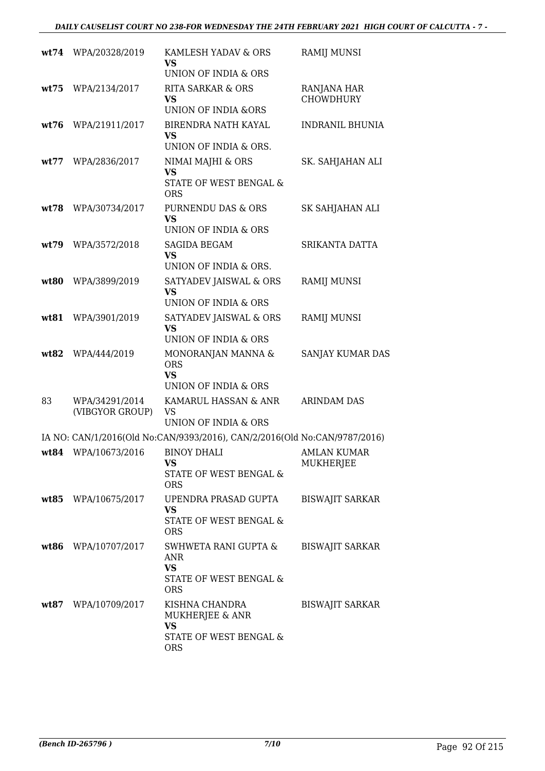| | | | |
|---|---|---|---|
| **wt74** | WPA/20328/2019 | KAMLESH YADAV & ORS<br>**VS**<br>UNION OF INDIA & ORS | RAMIJ MUNSI |
| **wt75** | WPA/2134/2017 | RITA SARKAR & ORS<br>**VS**<br>UNION OF INDIA &ORS | RANJANA HAR CHOWDHURY |
| **wt76** | WPA/21911/2017 | BIRENDRA NATH KAYAL<br>**VS**<br>UNION OF INDIA & ORS. | INDRANIL BHUNIA |
| **wt77** | WPA/2836/2017 | NIMAI MAJHI & ORS<br>**VS**<br>STATE OF WEST BENGAL & ORS | SK. SAHJAHAN ALI |
| **wt78** | WPA/30734/2017 | PURNENDU DAS & ORS<br>**VS**<br>UNION OF INDIA & ORS | SK SAHJAHAN ALI |
| **wt79** | WPA/3572/2018 | SAGIDA BEGAM<br>**VS**<br>UNION OF INDIA & ORS. | SRIKANTA DATTA |
| **wt80** | WPA/3899/2019 | SATYADEV JAISWAL & ORS<br>**VS**<br>UNION OF INDIA & ORS | RAMIJ MUNSI |
| **wt81** | WPA/3901/2019 | SATYADEV JAISWAL & ORS<br>**VS**<br>UNION OF INDIA & ORS | RAMIJ MUNSI |
| **wt82** | WPA/444/2019 | MONORANJAN MANNA & ORS<br>**VS**<br>UNION OF INDIA & ORS | SANJAY KUMAR DAS |
| 83 | WPA/34291/2014 (VIBGYOR GROUP) | KAMARUL HASSAN & ANR<br>VS<br>UNION OF INDIA & ORS | ARINDAM DAS |

IA NO: CAN/1/2016(Old No:CAN/9393/2016), CAN/2/2016(Old No:CAN/9787/2016)

| | | | |
|---|---|---|---|
| **wt84** | WPA/10673/2016 | BINOY DHALI<br>**VS**<br>STATE OF WEST BENGAL & ORS | AMLAN KUMAR MUKHERJEE |
| **wt85** | WPA/10675/2017 | UPENDRA PRASAD GUPTA<br>**VS**<br>STATE OF WEST BENGAL & ORS | BISWAJIT SARKAR |
| **wt86** | WPA/10707/2017 | SWHWETA RANI GUPTA & ANR<br>**VS**<br>STATE OF WEST BENGAL & ORS | BISWAJIT SARKAR |
| **wt87** | WPA/10709/2017 | KISHNA CHANDRA MUKHERJEE & ANR<br>**VS**<br>STATE OF WEST BENGAL & ORS | BISWAJIT SARKAR |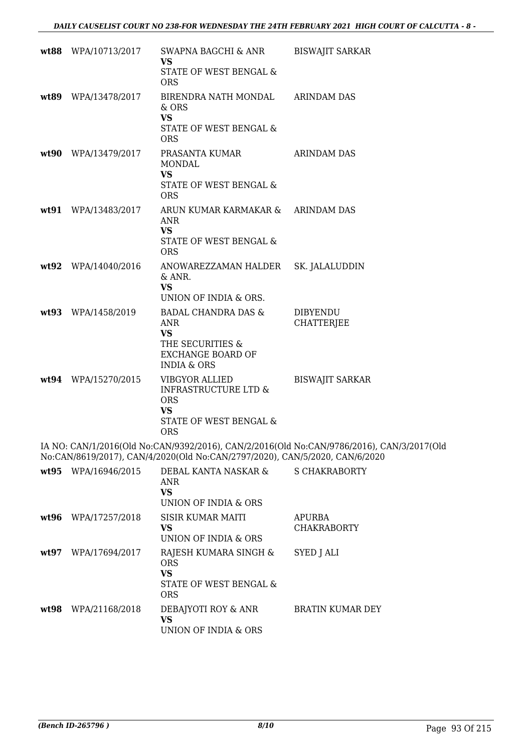| | | | |
|---|---|---|---|
| **wt88** | WPA/10713/2017 | SWAPNA BAGCHI & ANR<br>**VS**<br>STATE OF WEST BENGAL & ORS | BISWAJIT SARKAR |
| **wt89** | WPA/13478/2017 | BIRENDRA NATH MONDAL & ORS<br>**VS**<br>STATE OF WEST BENGAL & ORS | ARINDAM DAS |
| **wt90** | WPA/13479/2017 | PRASANTA KUMAR MONDAL<br>**VS**<br>STATE OF WEST BENGAL & ORS | ARINDAM DAS |
| **wt91** | WPA/13483/2017 | ARUN KUMAR KARMAKAR & ANR<br>**VS**<br>STATE OF WEST BENGAL & ORS | ARINDAM DAS |
| **wt92** | WPA/14040/2016 | ANOWAREZZAMAN HALDER & ANR.<br>**VS**<br>UNION OF INDIA & ORS. | SK. JALALUDDIN |
| **wt93** | WPA/1458/2019 | BADAL CHANDRA DAS & ANR<br>**VS**<br>THE SECURITIES & EXCHANGE BOARD OF INDIA & ORS | DIBYENDU CHATTERJEE |
| **wt94** | WPA/15270/2015 | VIBGYOR ALLIED INFRASTRUCTURE LTD & ORS<br>**VS**<br>STATE OF WEST BENGAL & ORS | BISWAJIT SARKAR |

IA NO: CAN/1/2016(Old No:CAN/9392/2016), CAN/2/2016(Old No:CAN/9786/2016), CAN/3/2017(Old No:CAN/8619/2017), CAN/4/2020(Old No:CAN/2797/2020), CAN/5/2020, CAN/6/2020

| | | | |
|---|---|---|---|
| **wt95** | WPA/16946/2015 | DEBAL KANTA NASKAR & ANR<br>**VS**<br>UNION OF INDIA & ORS | S CHAKRABORTY |
| **wt96** | WPA/17257/2018 | SISIR KUMAR MAITI<br>**VS**<br>UNION OF INDIA & ORS | APURBA CHAKRABORTY |
| **wt97** | WPA/17694/2017 | RAJESH KUMARA SINGH & ORS<br>**VS**<br>STATE OF WEST BENGAL & ORS | SYED J ALI |
| **wt98** | WPA/21168/2018 | DEBAJYOTI ROY & ANR<br>**VS**<br>UNION OF INDIA & ORS | BRATIN KUMAR DEY |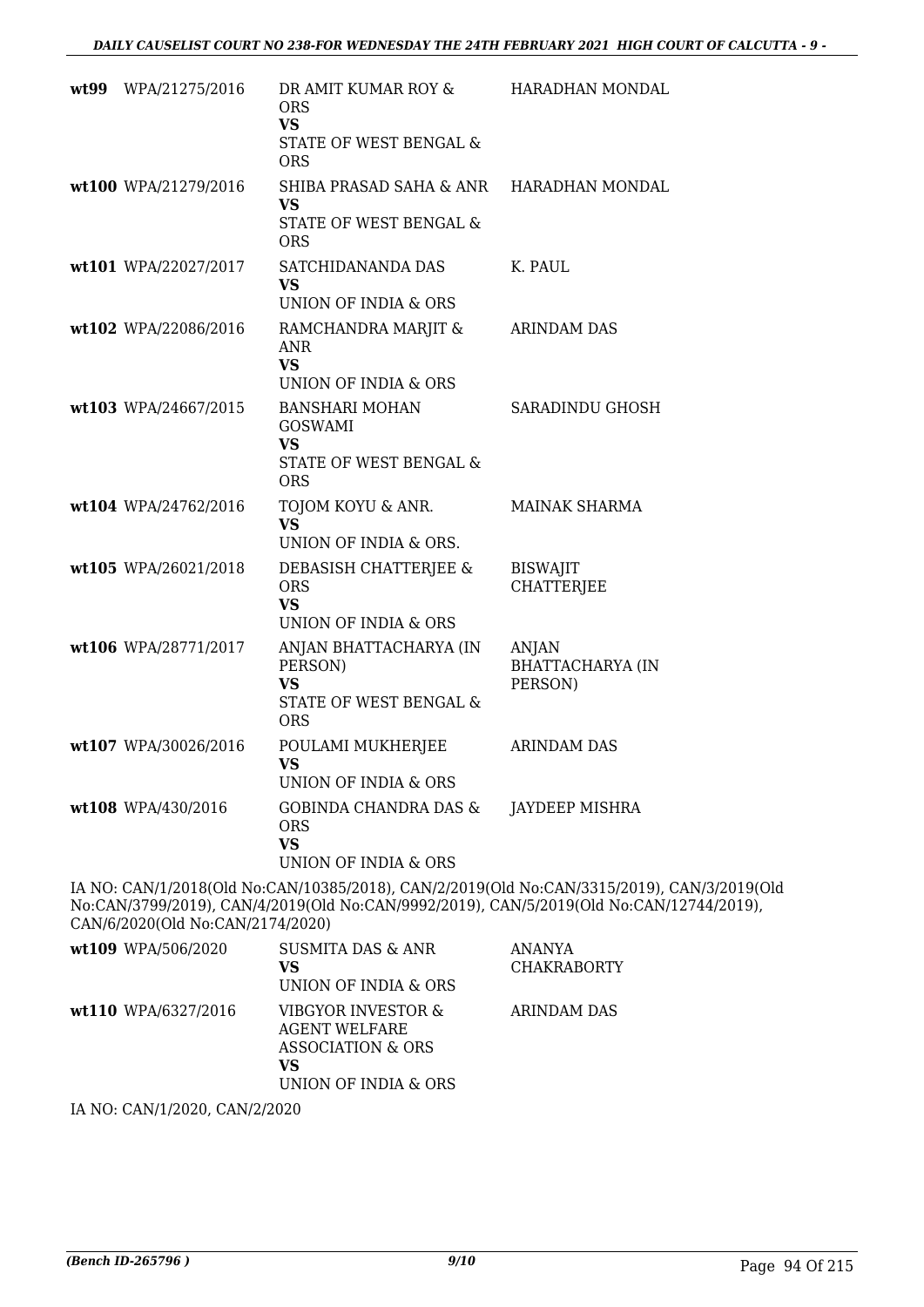| | | | |
|---|---|---|---|
| wt99 | WPA/21275/2016 | DR AMIT KUMAR ROY & ORS<br>**VS**<br>STATE OF WEST BENGAL & ORS | HARADHAN MONDAL |
| **wt100** | WPA/21279/2016 | SHIBA PRASAD SAHA & ANR<br>**VS**<br>STATE OF WEST BENGAL & ORS | HARADHAN MONDAL |
| **wt101** | WPA/22027/2017 | SATCHIDANANDA DAS<br>**VS**<br>UNION OF INDIA & ORS | K. PAUL |
| **wt102** | WPA/22086/2016 | RAMCHANDRA MARJIT & ANR<br>**VS**<br>UNION OF INDIA & ORS | ARINDAM DAS |
| **wt103** | WPA/24667/2015 | BANSHARI MOHAN GOSWAMI<br>**VS**<br>STATE OF WEST BENGAL & ORS | SARADINDU GHOSH |
| **wt104** | WPA/24762/2016 | TOJOM KOYU & ANR.<br>**VS**<br>UNION OF INDIA & ORS. | MAINAK SHARMA |
| **wt105** | WPA/26021/2018 | DEBASISH CHATTERJEE & ORS<br>**VS**<br>UNION OF INDIA & ORS | BISWAJIT CHATTERJEE |
| **wt106** | WPA/28771/2017 | ANJAN BHATTACHARYA (IN PERSON)<br>**VS**<br>STATE OF WEST BENGAL & ORS | ANJAN BHATTACHARYA (IN PERSON) |
| **wt107** | WPA/30026/2016 | POULAMI MUKHERJEE<br>**VS**<br>UNION OF INDIA & ORS | ARINDAM DAS |
| **wt108** | WPA/430/2016 | GOBINDA CHANDRA DAS & ORS<br>**VS**<br>UNION OF INDIA & ORS | JAYDEEP MISHRA |

IA NO: CAN/1/2018(Old No:CAN/10385/2018), CAN/2/2019(Old No:CAN/3315/2019), CAN/3/2019(Old No:CAN/3799/2019), CAN/4/2019(Old No:CAN/9992/2019), CAN/5/2019(Old No:CAN/12744/2019), CAN/6/2020(Old No:CAN/2174/2020)

| | | | |
|---|---|---|---|
| **wt109** | WPA/506/2020 | SUSMITA DAS & ANR<br>**VS**<br>UNION OF INDIA & ORS | ANANYA CHAKRABORTY |
| **wt110** | WPA/6327/2016 | VIBGYOR INVESTOR & AGENT WELFARE ASSOCIATION & ORS<br>**VS**<br>UNION OF INDIA & ORS | ARINDAM DAS |

IA NO: CAN/1/2020, CAN/2/2020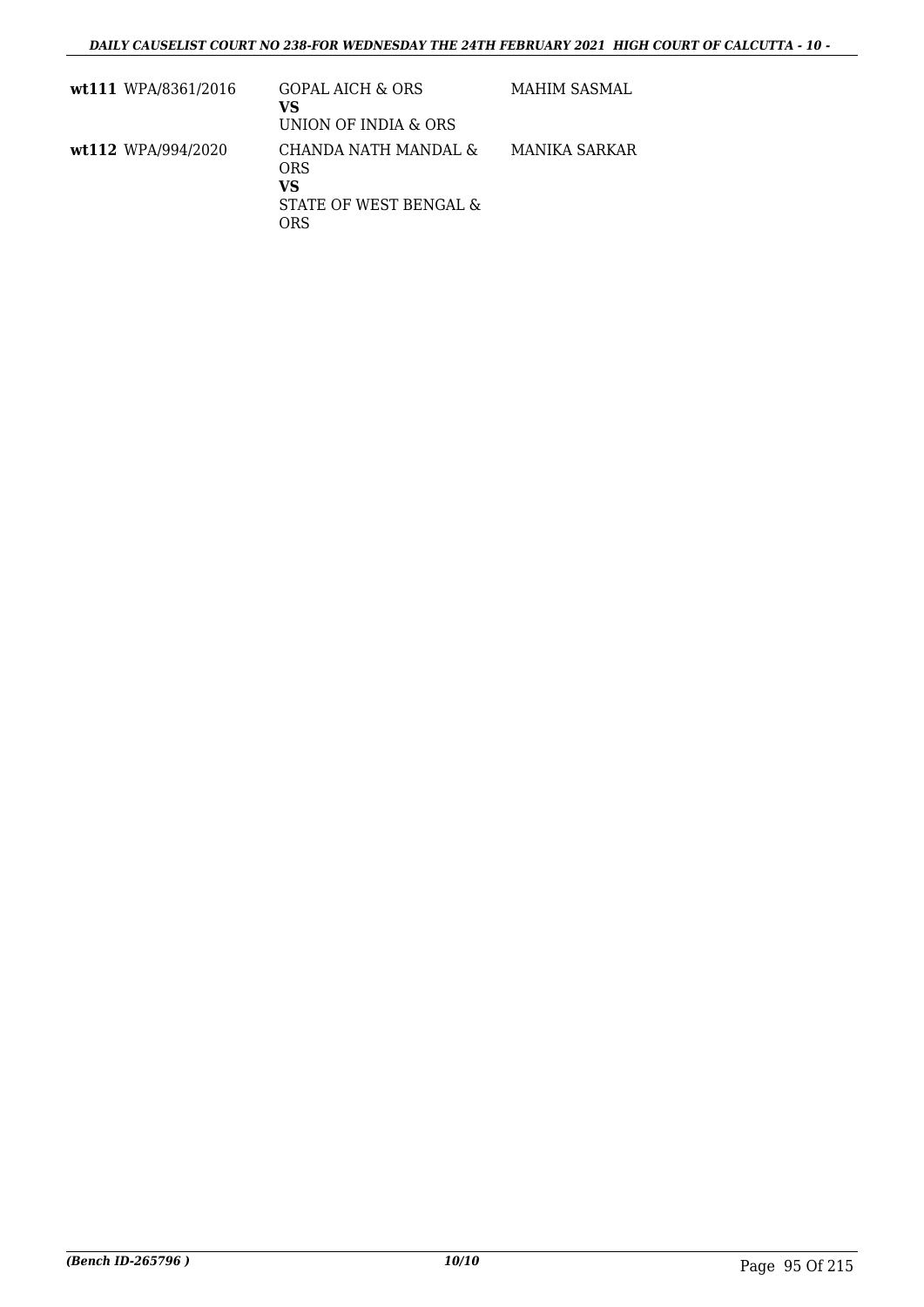| | | |
|---|---|---|
| **wt111** WPA/8361/2016 | GOPAL AICH & ORS<br>**VS**<br>UNION OF INDIA & ORS | MAHIM SASMAL |
| **wt112** WPA/994/2020 | CHANDA NATH MANDAL & ORS<br>**VS**<br>STATE OF WEST BENGAL & ORS | MANIKA SARKAR |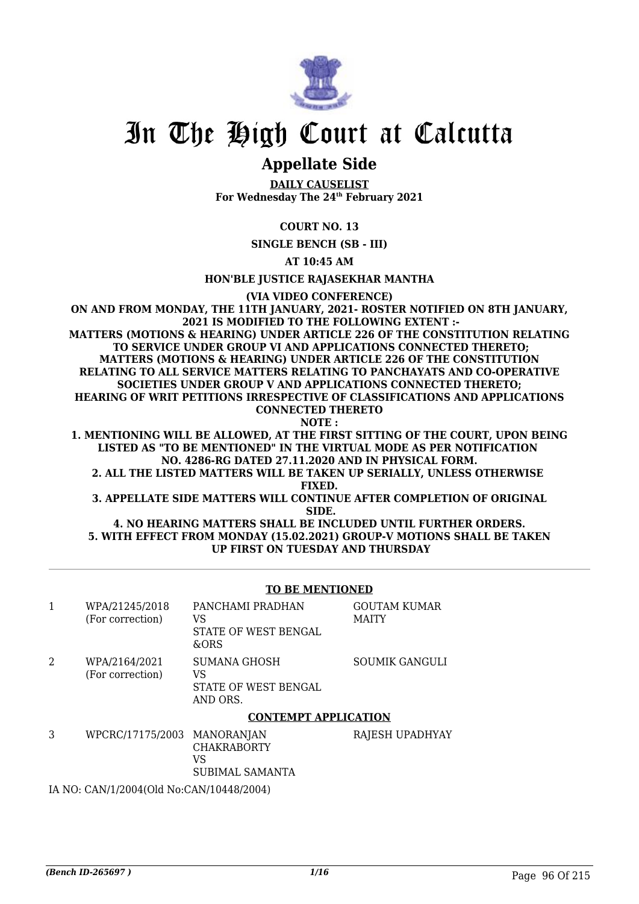# In The High Court at Calcutta

## Appellate Side

**DAILY CAUSELIST**
**For Wednesday The 24th February 2021**

**COURT NO. 13**

**SINGLE BENCH (SB - III)**

**AT 10:45 AM**

**HON'BLE JUSTICE RAJASEKHAR MANTHA**

**(VIA VIDEO CONFERENCE)**

**ON AND FROM MONDAY, THE 11TH JANUARY, 2021- ROSTER NOTIFIED ON 8TH JANUARY, 2021 IS MODIFIED TO THE FOLLOWING EXTENT :-**
**MATTERS (MOTIONS & HEARING) UNDER ARTICLE 226 OF THE CONSTITUTION RELATING TO SERVICE UNDER GROUP VI AND APPLICATIONS CONNECTED THERETO;**
**MATTERS (MOTIONS & HEARING) UNDER ARTICLE 226 OF THE CONSTITUTION RELATING TO ALL SERVICE MATTERS RELATING TO PANCHAYATS AND CO-OPERATIVE SOCIETIES UNDER GROUP V AND APPLICATIONS CONNECTED THERETO;**
**HEARING OF WRIT PETITIONS IRRESPECTIVE OF CLASSIFICATIONS AND APPLICATIONS CONNECTED THERETO**
**NOTE :**
**1. MENTIONING WILL BE ALLOWED, AT THE FIRST SITTING OF THE COURT, UPON BEING LISTED AS "TO BE MENTIONED" IN THE VIRTUAL MODE AS PER NOTIFICATION NO. 4286-RG DATED 27.11.2020 AND IN PHYSICAL FORM.**
**2. ALL THE LISTED MATTERS WILL BE TAKEN UP SERIALLY, UNLESS OTHERWISE FIXED.**
**3. APPELLATE SIDE MATTERS WILL CONTINUE AFTER COMPLETION OF ORIGINAL SIDE.**
**4. NO HEARING MATTERS SHALL BE INCLUDED UNTIL FURTHER ORDERS.**
**5. WITH EFFECT FROM MONDAY (15.02.2021) GROUP-V MOTIONS SHALL BE TAKEN UP FIRST ON TUESDAY AND THURSDAY**

**TO BE MENTIONED**

| | | | |
|---|---|---|---|
| 1 | WPA/21245/2018 (For correction) | PANCHAMI PRADHAN VS STATE OF WEST BENGAL &ORS | GOUTAM KUMAR MAITY |
| 2 | WPA/2164/2021 (For correction) | SUMANA GHOSH VS STATE OF WEST BENGAL AND ORS. | SOUMIK GANGULI |

**CONTEMPT APPLICATION**

| | | | |
|---|---|---|---|
| 3 | WPCRC/17175/2003 | MANORANJAN CHAKRABORTY VS SUBIMAL SAMANTA | RAJESH UPADHYAY |

IA NO: CAN/1/2004(Old No:CAN/10448/2004)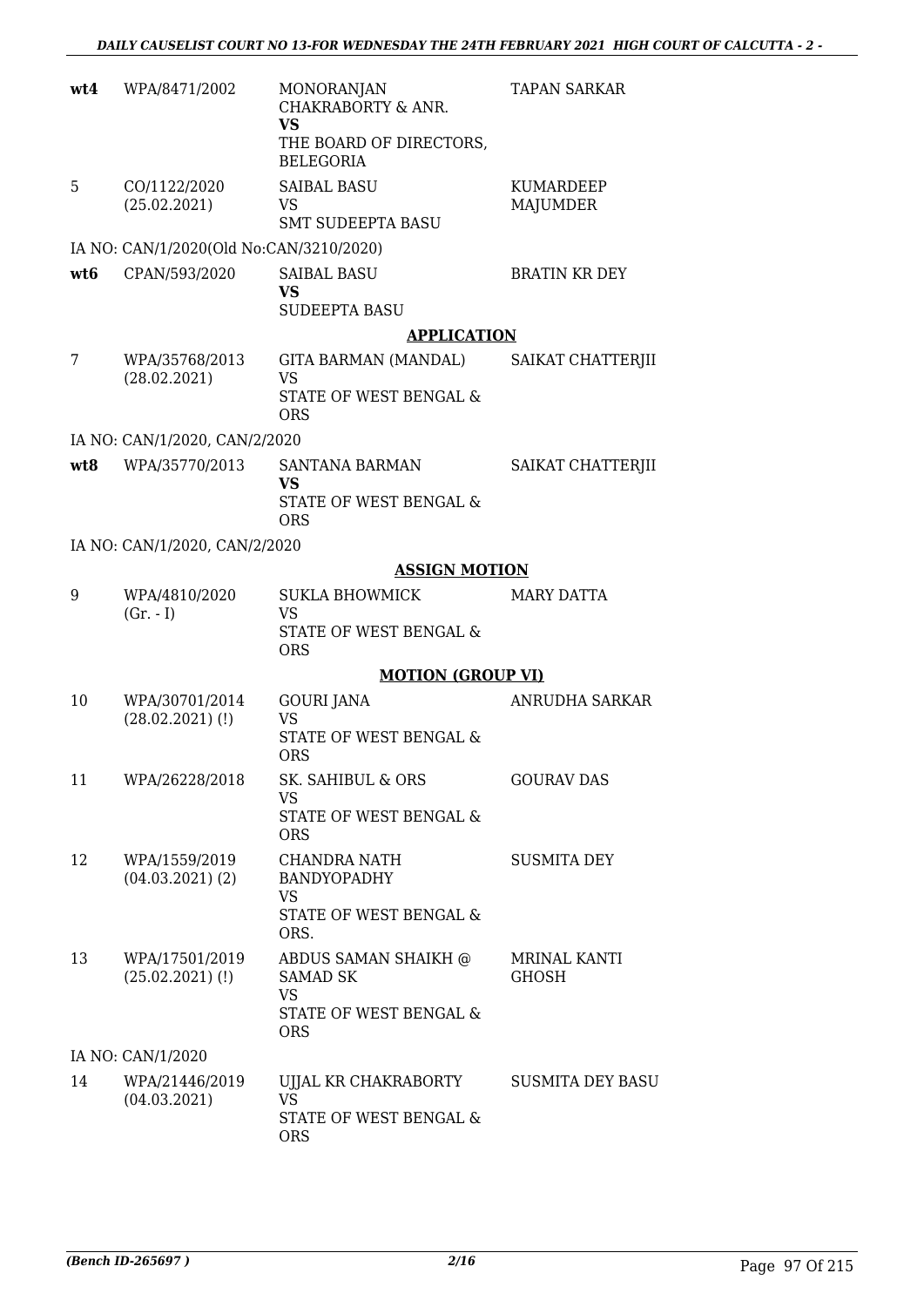| | | | |
|---|---|---|---|
| wt4 | WPA/8471/2002 | MONORANJAN CHAKRABORTY & ANR. **VS** THE BOARD OF DIRECTORS, BELEGORIA | TAPAN SARKAR |
| 5 | CO/1122/2020 (25.02.2021) | SAIBAL BASU VS SMT SUDEEPTA BASU | KUMARDEEP MAJUMDER |
| | IA NO: CAN/1/2020(Old No:CAN/3210/2020) | | |
| wt6 | CPAN/593/2020 | SAIBAL BASU **VS** SUDEEPTA BASU | BRATIN KR DEY |

## APPLICATION

| | | | |
|---|---|---|---|
| 7 | WPA/35768/2013 (28.02.2021) | GITA BARMAN (MANDAL) VS STATE OF WEST BENGAL & ORS | SAIKAT CHATTERJII |
| | IA NO: CAN/1/2020, CAN/2/2020 | | |
| wt8 | WPA/35770/2013 | SANTANA BARMAN **VS** STATE OF WEST BENGAL & ORS | SAIKAT CHATTERJII |
| | IA NO: CAN/1/2020, CAN/2/2020 | | |

## ASSIGN MOTION

| | | | |
|---|---|---|---|
| 9 | WPA/4810/2020 (Gr. - I) | SUKLA BHOWMICK VS STATE OF WEST BENGAL & ORS | MARY DATTA |

## MOTION (GROUP VI)

| | | | |
|---|---|---|---|
| 10 | WPA/30701/2014 (28.02.2021) (!) | GOURI JANA VS STATE OF WEST BENGAL & ORS | ANRUDHA SARKAR |
| 11 | WPA/26228/2018 | SK. SAHIBUL & ORS VS STATE OF WEST BENGAL & ORS | GOURAV DAS |
| 12 | WPA/1559/2019 (04.03.2021) (2) | CHANDRA NATH BANDYOPADHY VS STATE OF WEST BENGAL & ORS. | SUSMITA DEY |
| 13 | WPA/17501/2019 (25.02.2021) (!) | ABDUS SAMAN SHAIKH @ SAMAD SK VS STATE OF WEST BENGAL & ORS | MRINAL KANTI GHOSH |
| | IA NO: CAN/1/2020 | | |
| 14 | WPA/21446/2019 (04.03.2021) | UJJAL KR CHAKRABORTY VS STATE OF WEST BENGAL & ORS | SUSMITA DEY BASU |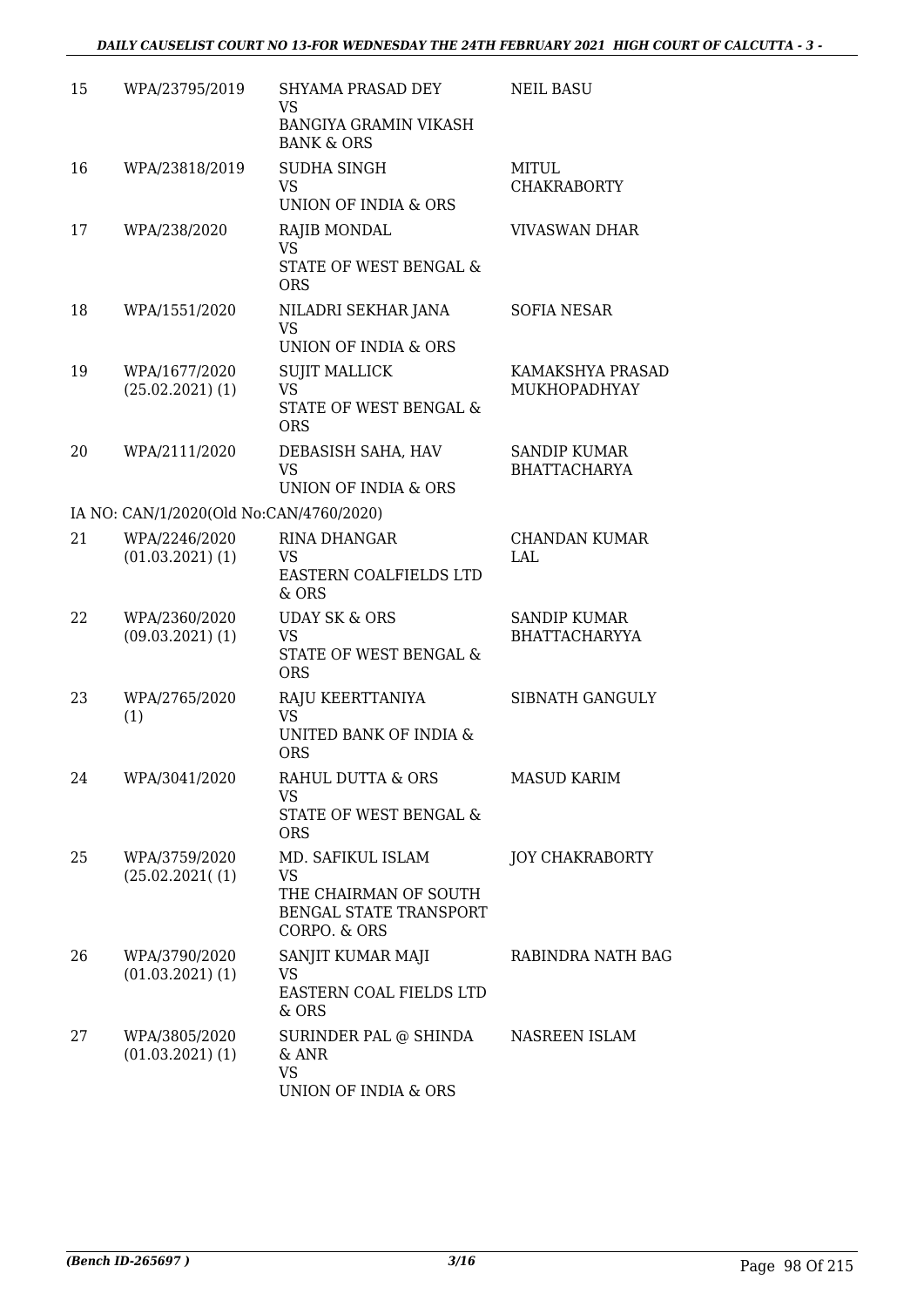| 15 | WPA/23795/2019 | SHYAMA PRASAD DEY<br>VS<br>BANGIYA GRAMIN VIKASH BANK & ORS | NEIL BASU |
|---|---|---|---|
| 16 | WPA/23818/2019 | SUDHA SINGH<br>VS<br>UNION OF INDIA & ORS | MITUL CHAKRABORTY |
| 17 | WPA/238/2020 | RAJIB MONDAL<br>VS<br>STATE OF WEST BENGAL & ORS | VIVASWAN DHAR |
| 18 | WPA/1551/2020 | NILADRI SEKHAR JANA<br>VS<br>UNION OF INDIA & ORS | SOFIA NESAR |
| 19 | WPA/1677/2020<br>(25.02.2021) (1) | SUJIT MALLICK<br>VS<br>STATE OF WEST BENGAL & ORS | KAMAKSHYA PRASAD MUKHOPADHYAY |
| 20 | WPA/2111/2020 | DEBASISH SAHA, HAV<br>VS<br>UNION OF INDIA & ORS | SANDIP KUMAR BHATTACHARYA |
| | IA NO: CAN/1/2020(Old No:CAN/4760/2020) | | |
| 21 | WPA/2246/2020<br>(01.03.2021) (1) | RINA DHANGAR<br>VS<br>EASTERN COALFIELDS LTD & ORS | CHANDAN KUMAR LAL |
| 22 | WPA/2360/2020<br>(09.03.2021) (1) | UDAY SK & ORS<br>VS<br>STATE OF WEST BENGAL & ORS | SANDIP KUMAR BHATTACHARYYA |
| 23 | WPA/2765/2020<br>(1) | RAJU KEERTTANIYA<br>VS<br>UNITED BANK OF INDIA & ORS | SIBNATH GANGULY |
| 24 | WPA/3041/2020 | RAHUL DUTTA & ORS<br>VS<br>STATE OF WEST BENGAL & ORS | MASUD KARIM |
| 25 | WPA/3759/2020<br>(25.02.2021( (1) | MD. SAFIKUL ISLAM<br>VS<br>THE CHAIRMAN OF SOUTH BENGAL STATE TRANSPORT CORPO. & ORS | JOY CHAKRABORTY |
| 26 | WPA/3790/2020<br>(01.03.2021) (1) | SANJIT KUMAR MAJI<br>VS<br>EASTERN COAL FIELDS LTD & ORS | RABINDRA NATH BAG |
| 27 | WPA/3805/2020<br>(01.03.2021) (1) | SURINDER PAL @ SHINDA & ANR<br>VS<br>UNION OF INDIA & ORS | NASREEN ISLAM |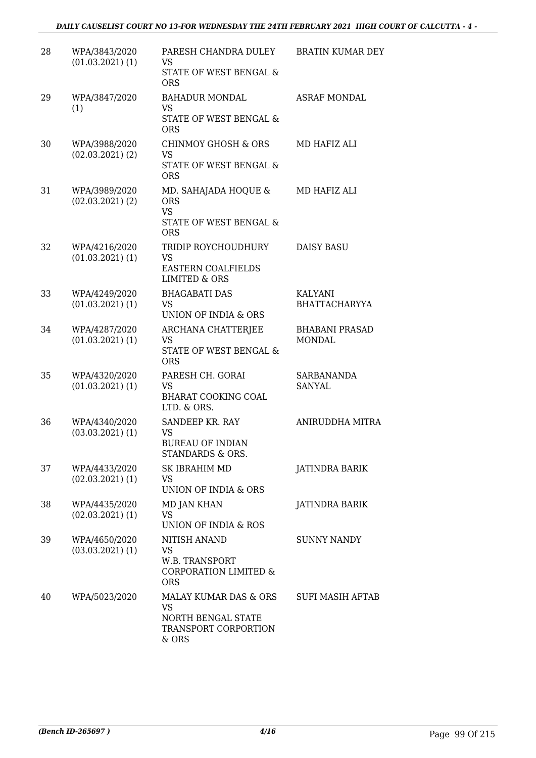| 28 | WPA/3843/2020 (01.03.2021) (1) | PARESH CHANDRA DULEY VS STATE OF WEST BENGAL & ORS | BRATIN KUMAR DEY |
|---|---|---|---|
| 29 | WPA/3847/2020 (1) | BAHADUR MONDAL VS STATE OF WEST BENGAL & ORS | ASRAF MONDAL |
| 30 | WPA/3988/2020 (02.03.2021) (2) | CHINMOY GHOSH & ORS VS STATE OF WEST BENGAL & ORS | MD HAFIZ ALI |
| 31 | WPA/3989/2020 (02.03.2021) (2) | MD. SAHAJADA HOQUE & ORS VS STATE OF WEST BENGAL & ORS | MD HAFIZ ALI |
| 32 | WPA/4216/2020 (01.03.2021) (1) | TRIDIP ROYCHOUDHURY VS EASTERN COALFIELDS LIMITED & ORS | DAISY BASU |
| 33 | WPA/4249/2020 (01.03.2021) (1) | BHAGABATI DAS VS UNION OF INDIA & ORS | KALYANI BHATTACHARYYA |
| 34 | WPA/4287/2020 (01.03.2021) (1) | ARCHANA CHATTERJEE VS STATE OF WEST BENGAL & ORS | BHABANI PRASAD MONDAL |
| 35 | WPA/4320/2020 (01.03.2021) (1) | PARESH CH. GORAI VS BHARAT COOKING COAL LTD. & ORS. | SARBANANDA SANYAL |
| 36 | WPA/4340/2020 (03.03.2021) (1) | SANDEEP KR. RAY VS BUREAU OF INDIAN STANDARDS & ORS. | ANIRUDDHA MITRA |
| 37 | WPA/4433/2020 (02.03.2021) (1) | SK IBRAHIM MD VS UNION OF INDIA & ORS | JATINDRA BARIK |
| 38 | WPA/4435/2020 (02.03.2021) (1) | MD JAN KHAN VS UNION OF INDIA & ROS | JATINDRA BARIK |
| 39 | WPA/4650/2020 (03.03.2021) (1) | NITISH ANAND VS W.B. TRANSPORT CORPORATION LIMITED & ORS | SUNNY NANDY |
| 40 | WPA/5023/2020 | MALAY KUMAR DAS & ORS VS NORTH BENGAL STATE TRANSPORT CORPORTION & ORS | SUFI MASIH AFTAB |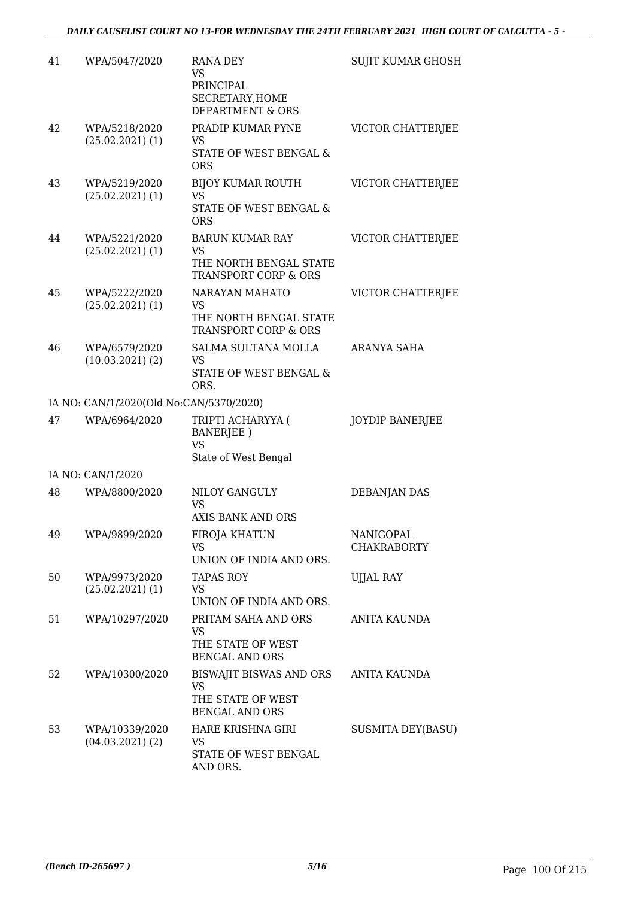| | | | |
|---|---|---|---|
| 41 | WPA/5047/2020 | RANA DEY<br>VS<br>PRINCIPAL SECRETARY,HOME DEPARTMENT & ORS | SUJIT KUMAR GHOSH |
| 42 | WPA/5218/2020<br>(25.02.2021) (1) | PRADIP KUMAR PYNE<br>VS<br>STATE OF WEST BENGAL & ORS | VICTOR CHATTERJEE |
| 43 | WPA/5219/2020<br>(25.02.2021) (1) | BIJOY KUMAR ROUTH<br>VS<br>STATE OF WEST BENGAL & ORS | VICTOR CHATTERJEE |
| 44 | WPA/5221/2020<br>(25.02.2021) (1) | BARUN KUMAR RAY<br>VS<br>THE NORTH BENGAL STATE TRANSPORT CORP & ORS | VICTOR CHATTERJEE |
| 45 | WPA/5222/2020<br>(25.02.2021) (1) | NARAYAN MAHATO<br>VS<br>THE NORTH BENGAL STATE TRANSPORT CORP & ORS | VICTOR CHATTERJEE |
| 46 | WPA/6579/2020<br>(10.03.2021) (2) | SALMA SULTANA MOLLA<br>VS<br>STATE OF WEST BENGAL & ORS. | ARANYA SAHA |
| | IA NO: CAN/1/2020(Old No:CAN/5370/2020) | | |
| 47 | WPA/6964/2020 | TRIPTI ACHARYYA ( BANERJEE )<br>VS<br>State of West Bengal | JOYDIP BANERJEE |
| | IA NO: CAN/1/2020 | | |
| 48 | WPA/8800/2020 | NILOY GANGULY<br>VS<br>AXIS BANK AND ORS | DEBANJAN DAS |
| 49 | WPA/9899/2020 | FIROJA KHATUN<br>VS<br>UNION OF INDIA AND ORS. | NANIGOPAL CHAKRABORTY |
| 50 | WPA/9973/2020<br>(25.02.2021) (1) | TAPAS ROY<br>VS<br>UNION OF INDIA AND ORS. | UJJAL RAY |
| 51 | WPA/10297/2020 | PRITAM SAHA AND ORS<br>VS<br>THE STATE OF WEST BENGAL AND ORS | ANITA KAUNDA |
| 52 | WPA/10300/2020 | BISWAJIT BISWAS AND ORS<br>VS<br>THE STATE OF WEST BENGAL AND ORS | ANITA KAUNDA |
| 53 | WPA/10339/2020<br>(04.03.2021) (2) | HARE KRISHNA GIRI<br>VS<br>STATE OF WEST BENGAL AND ORS. | SUSMITA DEY(BASU) |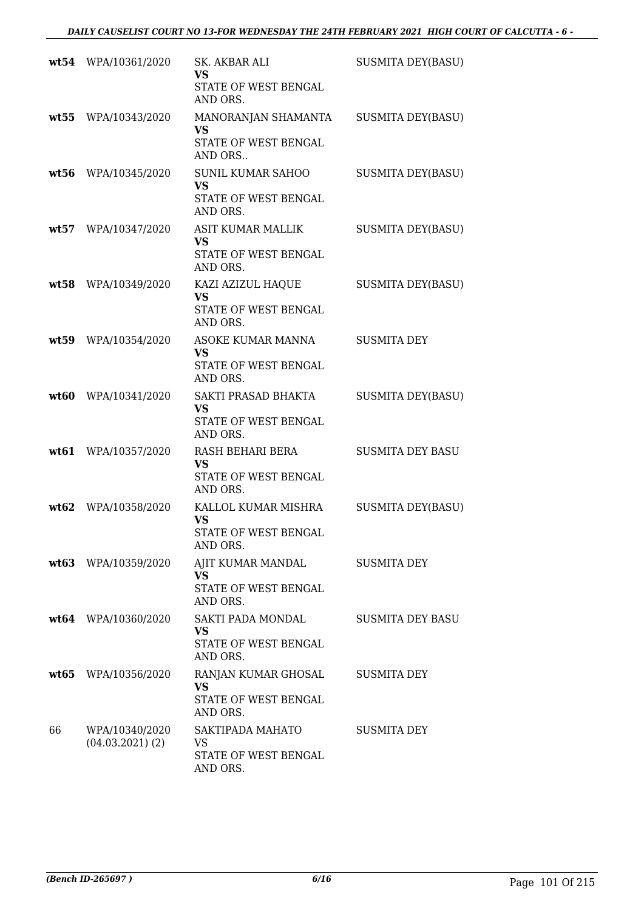| | | | |
|---|---|---|---|
| **wt54** | WPA/10361/2020 | SK. AKBAR ALI<br>**VS**<br>STATE OF WEST BENGAL AND ORS. | SUSMITA DEY(BASU) |
| **wt55** | WPA/10343/2020 | MANORANJAN SHAMANTA<br>**VS**<br>STATE OF WEST BENGAL AND ORS.. | SUSMITA DEY(BASU) |
| **wt56** | WPA/10345/2020 | SUNIL KUMAR SAHOO<br>**VS**<br>STATE OF WEST BENGAL AND ORS. | SUSMITA DEY(BASU) |
| **wt57** | WPA/10347/2020 | ASIT KUMAR MALLIK<br>**VS**<br>STATE OF WEST BENGAL AND ORS. | SUSMITA DEY(BASU) |
| **wt58** | WPA/10349/2020 | KAZI AZIZUL HAQUE<br>**VS**<br>STATE OF WEST BENGAL AND ORS. | SUSMITA DEY(BASU) |
| **wt59** | WPA/10354/2020 | ASOKE KUMAR MANNA<br>**VS**<br>STATE OF WEST BENGAL AND ORS. | SUSMITA DEY |
| **wt60** | WPA/10341/2020 | SAKTI PRASAD BHAKTA<br>**VS**<br>STATE OF WEST BENGAL AND ORS. | SUSMITA DEY(BASU) |
| **wt61** | WPA/10357/2020 | RASH BEHARI BERA<br>**VS**<br>STATE OF WEST BENGAL AND ORS. | SUSMITA DEY BASU |
| **wt62** | WPA/10358/2020 | KALLOL KUMAR MISHRA<br>**VS**<br>STATE OF WEST BENGAL AND ORS. | SUSMITA DEY(BASU) |
| **wt63** | WPA/10359/2020 | AJIT KUMAR MANDAL<br>**VS**<br>STATE OF WEST BENGAL AND ORS. | SUSMITA DEY |
| **wt64** | WPA/10360/2020 | SAKTI PADA MONDAL<br>**VS**<br>STATE OF WEST BENGAL AND ORS. | SUSMITA DEY BASU |
| **wt65** | WPA/10356/2020 | RANJAN KUMAR GHOSAL<br>**VS**<br>STATE OF WEST BENGAL AND ORS. | SUSMITA DEY |
| 66 | WPA/10340/2020<br>(04.03.2021) (2) | SAKTIPADA MAHATO<br>VS<br>STATE OF WEST BENGAL AND ORS. | SUSMITA DEY |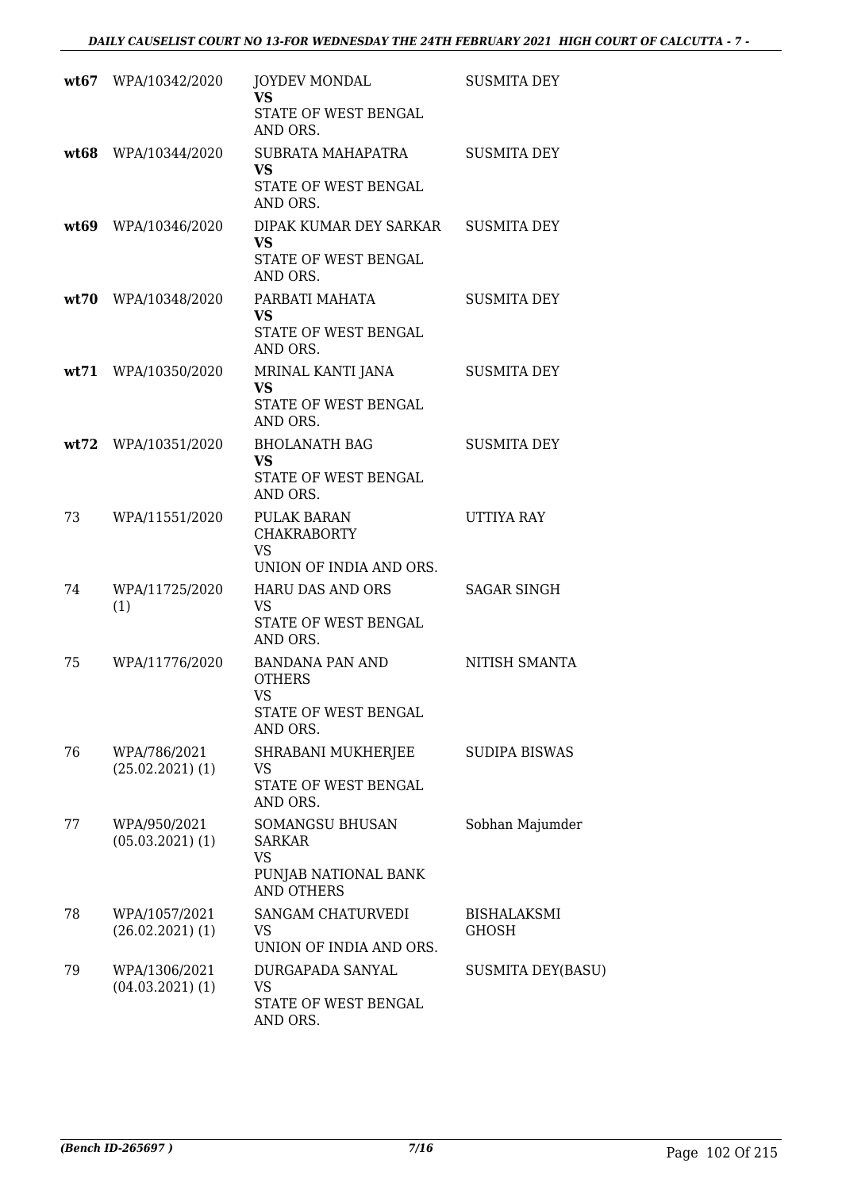| | | | |
|---|---|---|---|
| **wt67** | WPA/10342/2020 | JOYDEV MONDAL **VS** STATE OF WEST BENGAL AND ORS. | SUSMITA DEY |
| **wt68** | WPA/10344/2020 | SUBRATA MAHAPATRA **VS** STATE OF WEST BENGAL AND ORS. | SUSMITA DEY |
| **wt69** | WPA/10346/2020 | DIPAK KUMAR DEY SARKAR **VS** STATE OF WEST BENGAL AND ORS. | SUSMITA DEY |
| **wt70** | WPA/10348/2020 | PARBATI MAHATA **VS** STATE OF WEST BENGAL AND ORS. | SUSMITA DEY |
| **wt71** | WPA/10350/2020 | MRINAL KANTI JANA **VS** STATE OF WEST BENGAL AND ORS. | SUSMITA DEY |
| **wt72** | WPA/10351/2020 | BHOLANATH BAG **VS** STATE OF WEST BENGAL AND ORS. | SUSMITA DEY |
| 73 | WPA/11551/2020 | PULAK BARAN CHAKRABORTY VS UNION OF INDIA AND ORS. | UTTIYA RAY |
| 74 | WPA/11725/2020 (1) | HARU DAS AND ORS VS STATE OF WEST BENGAL AND ORS. | SAGAR SINGH |
| 75 | WPA/11776/2020 | BANDANA PAN AND OTHERS VS STATE OF WEST BENGAL AND ORS. | NITISH SMANTA |
| 76 | WPA/786/2021 (25.02.2021) (1) | SHRABANI MUKHERJEE VS STATE OF WEST BENGAL AND ORS. | SUDIPA BISWAS |
| 77 | WPA/950/2021 (05.03.2021) (1) | SOMANGSU BHUSAN SARKAR VS PUNJAB NATIONAL BANK AND OTHERS | Sobhan Majumder |
| 78 | WPA/1057/2021 (26.02.2021) (1) | SANGAM CHATURVEDI VS UNION OF INDIA AND ORS. | BISHALAKSMI GHOSH |
| 79 | WPA/1306/2021 (04.03.2021) (1) | DURGAPADA SANYAL VS STATE OF WEST BENGAL AND ORS. | SUSMITA DEY(BASU) |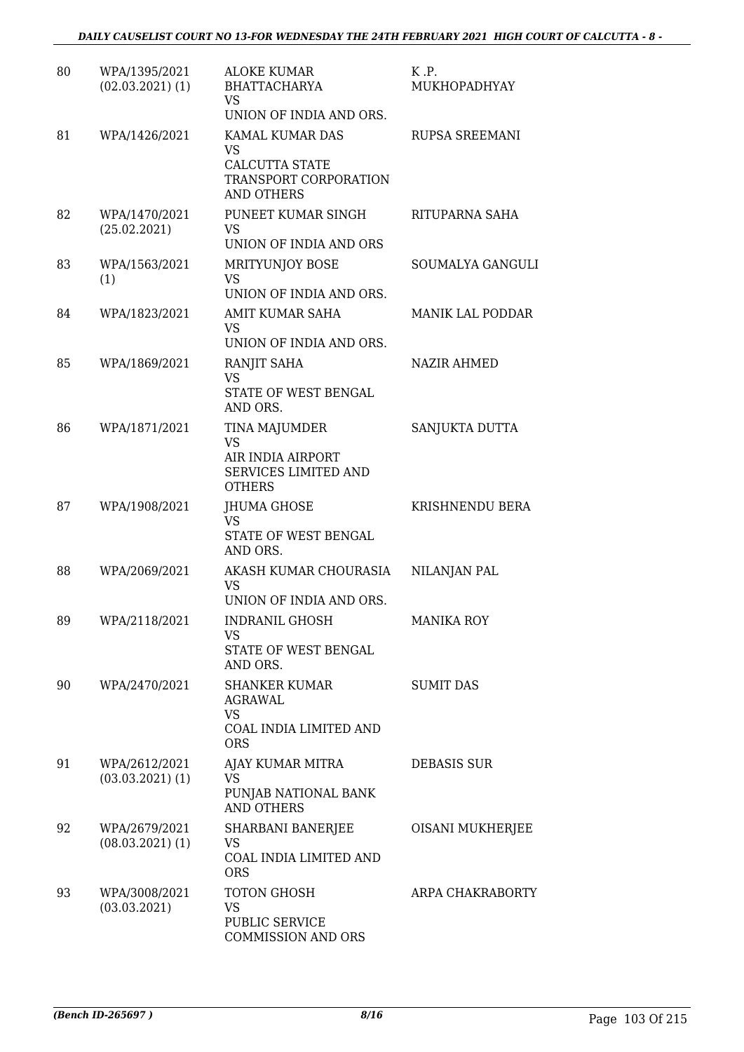| 80 | WPA/1395/2021 (02.03.2021) (1) | ALOKE KUMAR BHATTACHARYA VS UNION OF INDIA AND ORS. | K .P. MUKHOPADHYAY |
|---|---|---|---|
| 81 | WPA/1426/2021 | KAMAL KUMAR DAS VS CALCUTTA STATE TRANSPORT CORPORATION AND OTHERS | RUPSA SREEMANI |
| 82 | WPA/1470/2021 (25.02.2021) | PUNEET KUMAR SINGH VS UNION OF INDIA AND ORS | RITUPARNA SAHA |
| 83 | WPA/1563/2021 (1) | MRITYUNJOY BOSE VS UNION OF INDIA AND ORS. | SOUMALYA GANGULI |
| 84 | WPA/1823/2021 | AMIT KUMAR SAHA VS UNION OF INDIA AND ORS. | MANIK LAL PODDAR |
| 85 | WPA/1869/2021 | RANJIT SAHA VS STATE OF WEST BENGAL AND ORS. | NAZIR AHMED |
| 86 | WPA/1871/2021 | TINA MAJUMDER VS AIR INDIA AIRPORT SERVICES LIMITED AND OTHERS | SANJUKTA DUTTA |
| 87 | WPA/1908/2021 | JHUMA GHOSE VS STATE OF WEST BENGAL AND ORS. | KRISHNENDU BERA |
| 88 | WPA/2069/2021 | AKASH KUMAR CHOURASIA VS UNION OF INDIA AND ORS. | NILANJAN PAL |
| 89 | WPA/2118/2021 | INDRANIL GHOSH VS STATE OF WEST BENGAL AND ORS. | MANIKA ROY |
| 90 | WPA/2470/2021 | SHANKER KUMAR AGRAWAL VS COAL INDIA LIMITED AND ORS | SUMIT DAS |
| 91 | WPA/2612/2021 (03.03.2021) (1) | AJAY KUMAR MITRA VS PUNJAB NATIONAL BANK AND OTHERS | DEBASIS SUR |
| 92 | WPA/2679/2021 (08.03.2021) (1) | SHARBANI BANERJEE VS COAL INDIA LIMITED AND ORS | OISANI MUKHERJEE |
| 93 | WPA/3008/2021 (03.03.2021) | TOTON GHOSH VS PUBLIC SERVICE COMMISSION AND ORS | ARPA CHAKRABORTY |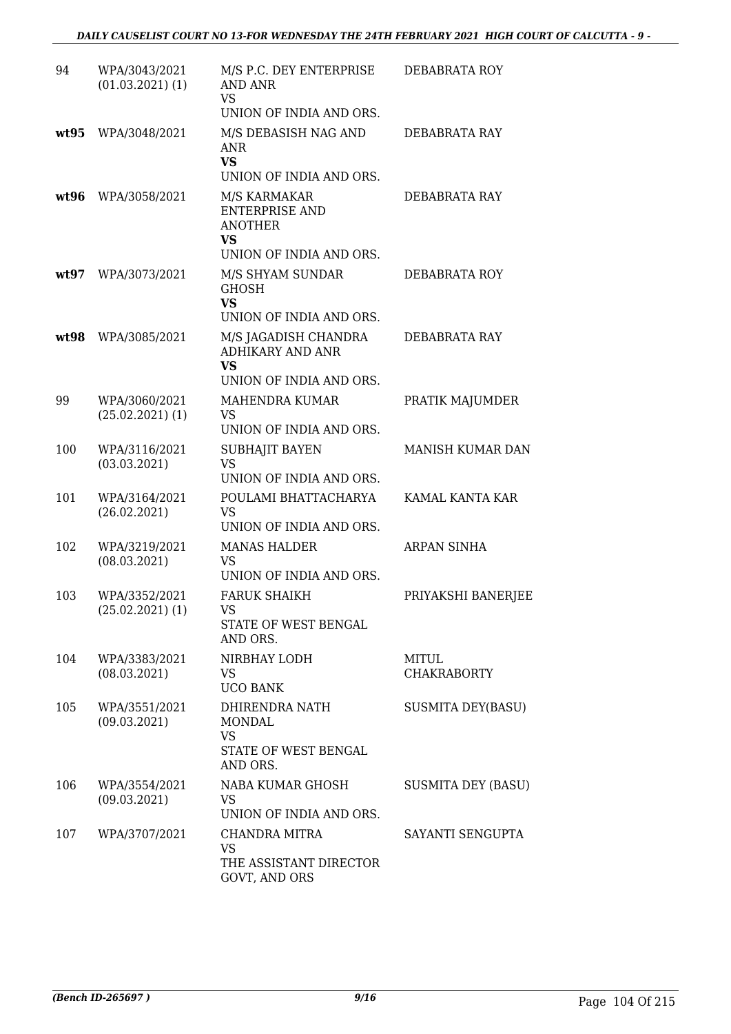| 94 | WPA/3043/2021 (01.03.2021) (1) | M/S P.C. DEY ENTERPRISE AND ANR VS UNION OF INDIA AND ORS. | DEBABRATA ROY |
|---|---|---|---|
| **wt95** | WPA/3048/2021 | M/S DEBASISH NAG AND ANR **VS** UNION OF INDIA AND ORS. | DEBABRATA RAY |
| **wt96** | WPA/3058/2021 | M/S KARMAKAR ENTERPRISE AND ANOTHER **VS** UNION OF INDIA AND ORS. | DEBABRATA RAY |
| **wt97** | WPA/3073/2021 | M/S SHYAM SUNDAR GHOSH **VS** UNION OF INDIA AND ORS. | DEBABRATA ROY |
| **wt98** | WPA/3085/2021 | M/S JAGADISH CHANDRA ADHIKARY AND ANR **VS** UNION OF INDIA AND ORS. | DEBABRATA RAY |
| 99 | WPA/3060/2021 (25.02.2021) (1) | MAHENDRA KUMAR VS UNION OF INDIA AND ORS. | PRATIK MAJUMDER |
| 100 | WPA/3116/2021 (03.03.2021) | SUBHAJIT BAYEN VS UNION OF INDIA AND ORS. | MANISH KUMAR DAN |
| 101 | WPA/3164/2021 (26.02.2021) | POULAMI BHATTACHARYA VS UNION OF INDIA AND ORS. | KAMAL KANTA KAR |
| 102 | WPA/3219/2021 (08.03.2021) | MANAS HALDER VS UNION OF INDIA AND ORS. | ARPAN SINHA |
| 103 | WPA/3352/2021 (25.02.2021) (1) | FARUK SHAIKH VS STATE OF WEST BENGAL AND ORS. | PRIYAKSHI BANERJEE |
| 104 | WPA/3383/2021 (08.03.2021) | NIRBHAY LODH VS UCO BANK | MITUL CHAKRABORTY |
| 105 | WPA/3551/2021 (09.03.2021) | DHIRENDRA NATH MONDAL VS STATE OF WEST BENGAL AND ORS. | SUSMITA DEY(BASU) |
| 106 | WPA/3554/2021 (09.03.2021) | NABA KUMAR GHOSH VS UNION OF INDIA AND ORS. | SUSMITA DEY (BASU) |
| 107 | WPA/3707/2021 | CHANDRA MITRA VS THE ASSISTANT DIRECTOR GOVT, AND ORS | SAYANTI SENGUPTA |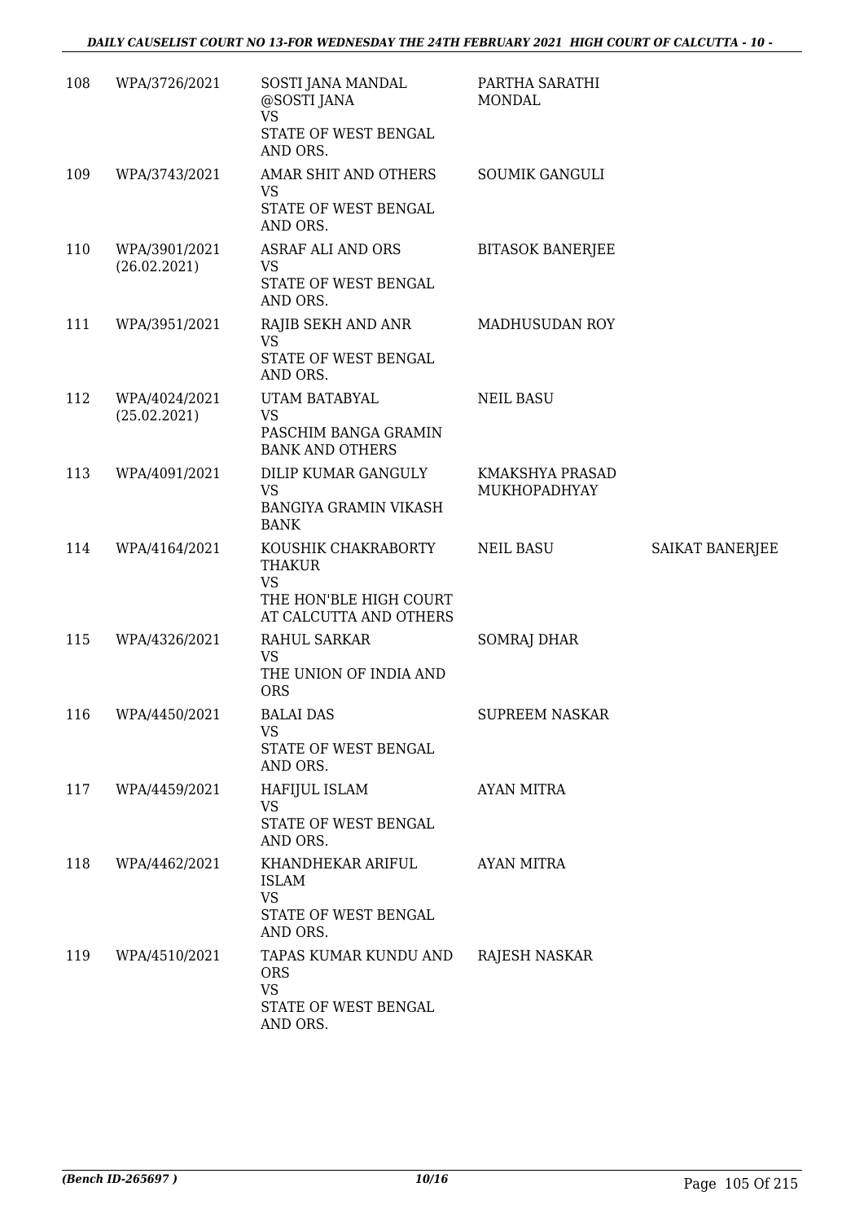| 108 | WPA/3726/2021 | SOSTI JANA MANDAL @SOSTI JANA<br>VS<br>STATE OF WEST BENGAL AND ORS. | PARTHA SARATHI MONDAL | |
|---|---|---|---|---|
| 109 | WPA/3743/2021 | AMAR SHIT AND OTHERS<br>VS<br>STATE OF WEST BENGAL AND ORS. | SOUMIK GANGULI | |
| 110 | WPA/3901/2021<br>(26.02.2021) | ASRAF ALI AND ORS<br>VS<br>STATE OF WEST BENGAL AND ORS. | BITASOK BANERJEE | |
| 111 | WPA/3951/2021 | RAJIB SEKH AND ANR<br>VS<br>STATE OF WEST BENGAL AND ORS. | MADHUSUDAN ROY | |
| 112 | WPA/4024/2021<br>(25.02.2021) | UTAM BATABYAL<br>VS<br>PASCHIM BANGA GRAMIN BANK AND OTHERS | NEIL BASU | |
| 113 | WPA/4091/2021 | DILIP KUMAR GANGULY<br>VS<br>BANGIYA GRAMIN VIKASH BANK | KMAKSHYA PRASAD MUKHOPADHYAY | |
| 114 | WPA/4164/2021 | KOUSHIK CHAKRABORTY THAKUR<br>VS<br>THE HON'BLE HIGH COURT AT CALCUTTA AND OTHERS | NEIL BASU | SAIKAT BANERJEE |
| 115 | WPA/4326/2021 | RAHUL SARKAR<br>VS<br>THE UNION OF INDIA AND ORS | SOMRAJ DHAR | |
| 116 | WPA/4450/2021 | BALAI DAS<br>VS<br>STATE OF WEST BENGAL AND ORS. | SUPREEM NASKAR | |
| 117 | WPA/4459/2021 | HAFIJUL ISLAM<br>VS<br>STATE OF WEST BENGAL AND ORS. | AYAN MITRA | |
| 118 | WPA/4462/2021 | KHANDHEKAR ARIFUL ISLAM<br>VS<br>STATE OF WEST BENGAL AND ORS. | AYAN MITRA | |
| 119 | WPA/4510/2021 | TAPAS KUMAR KUNDU AND ORS<br>VS<br>STATE OF WEST BENGAL AND ORS. | RAJESH NASKAR | |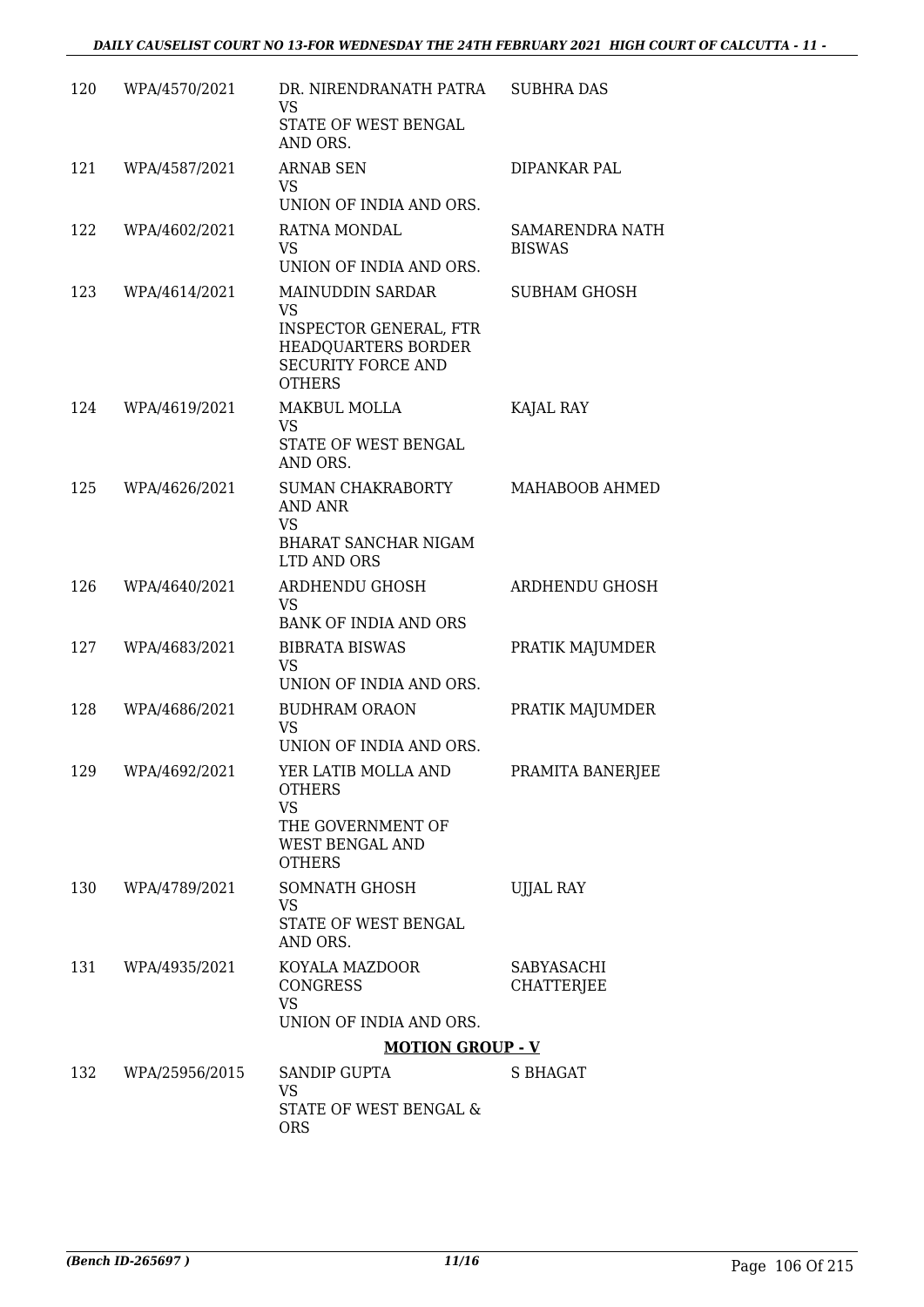| | | | |
|---|---|---|---|
| 120 | WPA/4570/2021 | DR. NIRENDRANATH PATRA VS STATE OF WEST BENGAL AND ORS. | SUBHRA DAS |
| 121 | WPA/4587/2021 | ARNAB SEN VS UNION OF INDIA AND ORS. | DIPANKAR PAL |
| 122 | WPA/4602/2021 | RATNA MONDAL VS UNION OF INDIA AND ORS. | SAMARENDRA NATH BISWAS |
| 123 | WPA/4614/2021 | MAINUDDIN SARDAR VS INSPECTOR GENERAL, FTR HEADQUARTERS BORDER SECURITY FORCE AND OTHERS | SUBHAM GHOSH |
| 124 | WPA/4619/2021 | MAKBUL MOLLA VS STATE OF WEST BENGAL AND ORS. | KAJAL RAY |
| 125 | WPA/4626/2021 | SUMAN CHAKRABORTY AND ANR VS BHARAT SANCHAR NIGAM LTD AND ORS | MAHABOOB AHMED |
| 126 | WPA/4640/2021 | ARDHENDU GHOSH VS BANK OF INDIA AND ORS | ARDHENDU GHOSH |
| 127 | WPA/4683/2021 | BIBRATA BISWAS VS UNION OF INDIA AND ORS. | PRATIK MAJUMDER |
| 128 | WPA/4686/2021 | BUDHRAM ORAON VS UNION OF INDIA AND ORS. | PRATIK MAJUMDER |
| 129 | WPA/4692/2021 | YER LATIB MOLLA AND OTHERS VS THE GOVERNMENT OF WEST BENGAL AND OTHERS | PRAMITA BANERJEE |
| 130 | WPA/4789/2021 | SOMNATH GHOSH VS STATE OF WEST BENGAL AND ORS. | UJJAL RAY |
| 131 | WPA/4935/2021 | KOYALA MAZDOOR CONGRESS VS UNION OF INDIA AND ORS. | SABYASACHI CHATTERJEE |

**MOTION GROUP - V**

| | | | |
|---|---|---|---|
| 132 | WPA/25956/2015 | SANDIP GUPTA VS STATE OF WEST BENGAL & ORS | S BHAGAT |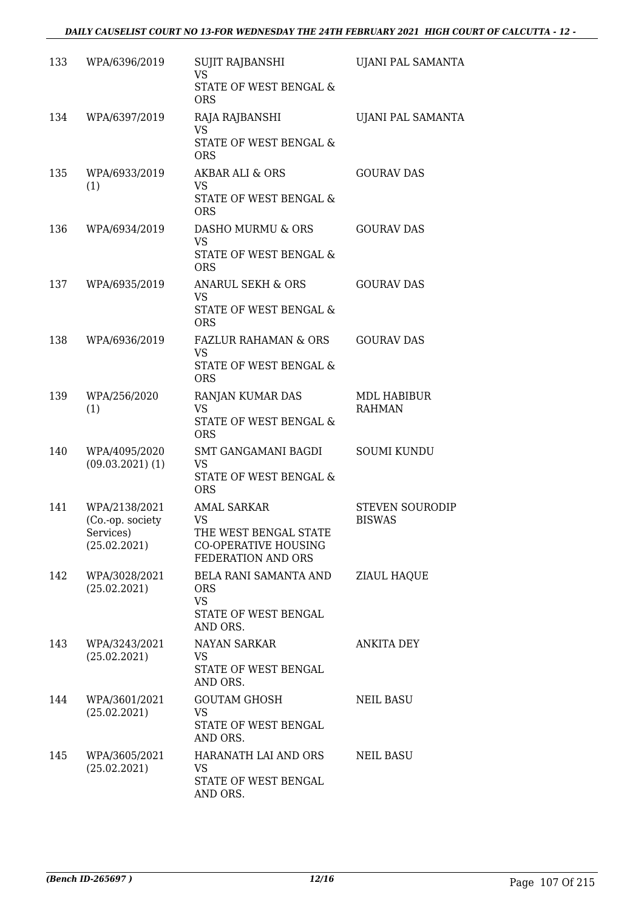| | | | |
|---|---|---|---|
| 133 | WPA/6396/2019 | SUJIT RAJBANSHI<br>VS<br>STATE OF WEST BENGAL & ORS | UJANI PAL SAMANTA |
| 134 | WPA/6397/2019 | RAJA RAJBANSHI<br>VS<br>STATE OF WEST BENGAL & ORS | UJANI PAL SAMANTA |
| 135 | WPA/6933/2019 (1) | AKBAR ALI & ORS<br>VS<br>STATE OF WEST BENGAL & ORS | GOURAV DAS |
| 136 | WPA/6934/2019 | DASHO MURMU & ORS<br>VS<br>STATE OF WEST BENGAL & ORS | GOURAV DAS |
| 137 | WPA/6935/2019 | ANARUL SEKH & ORS<br>VS<br>STATE OF WEST BENGAL & ORS | GOURAV DAS |
| 138 | WPA/6936/2019 | FAZLUR RAHAMAN & ORS<br>VS<br>STATE OF WEST BENGAL & ORS | GOURAV DAS |
| 139 | WPA/256/2020 (1) | RANJAN KUMAR DAS<br>VS<br>STATE OF WEST BENGAL & ORS | MDL HABIBUR RAHMAN |
| 140 | WPA/4095/2020 (09.03.2021) (1) | SMT GANGAMANI BAGDI<br>VS<br>STATE OF WEST BENGAL & ORS | SOUMI KUNDU |
| 141 | WPA/2138/2021 (Co.-op. society Services) (25.02.2021) | AMAL SARKAR<br>VS<br>THE WEST BENGAL STATE CO-OPERATIVE HOUSING FEDERATION AND ORS | STEVEN SOURODIP BISWAS |
| 142 | WPA/3028/2021 (25.02.2021) | BELA RANI SAMANTA AND ORS<br>VS<br>STATE OF WEST BENGAL AND ORS. | ZIAUL HAQUE |
| 143 | WPA/3243/2021 (25.02.2021) | NAYAN SARKAR<br>VS<br>STATE OF WEST BENGAL AND ORS. | ANKITA DEY |
| 144 | WPA/3601/2021 (25.02.2021) | GOUTAM GHOSH<br>VS<br>STATE OF WEST BENGAL AND ORS. | NEIL BASU |
| 145 | WPA/3605/2021 (25.02.2021) | HARANATH LAI AND ORS<br>VS<br>STATE OF WEST BENGAL AND ORS. | NEIL BASU |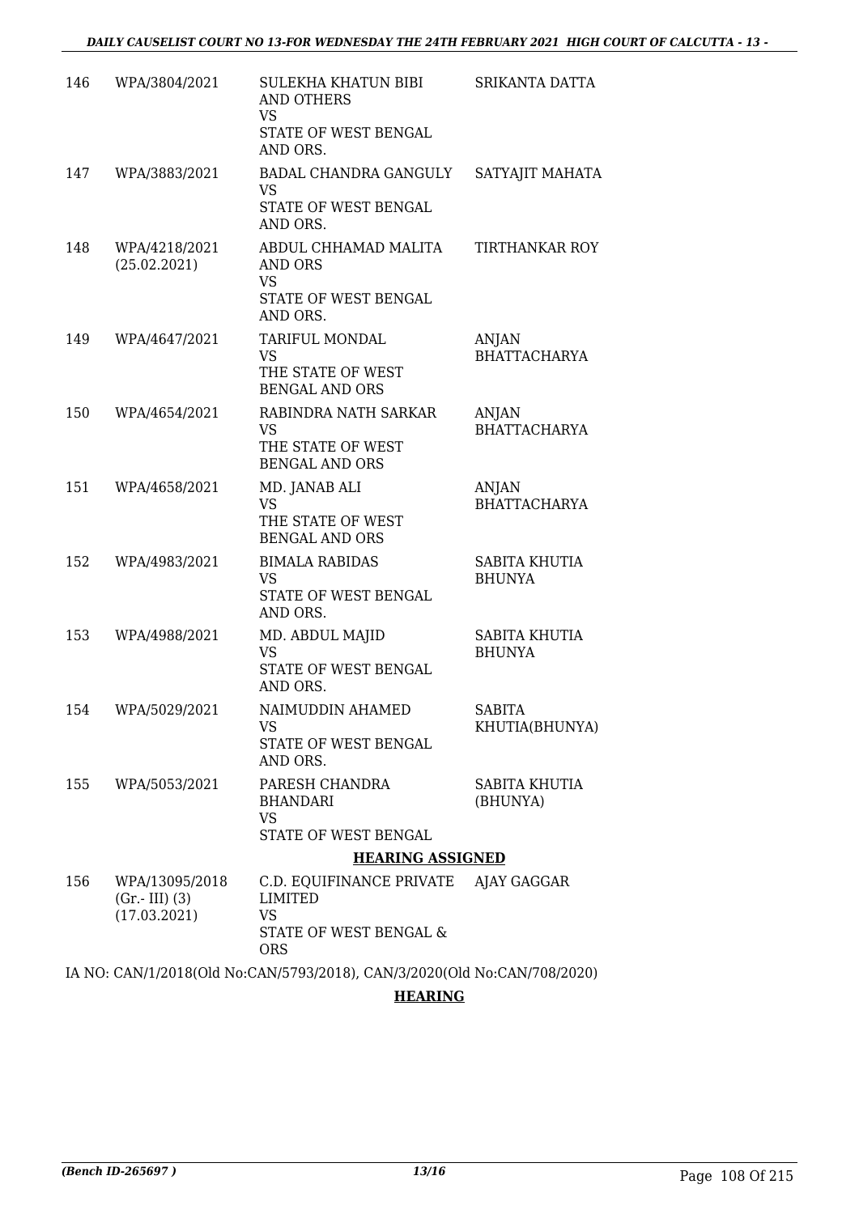| 146 | WPA/3804/2021 | SULEKHA KHATUN BIBI AND OTHERS<br>VS<br>STATE OF WEST BENGAL AND ORS. | SRIKANTA DATTA |
|---|---|---|---|
| 147 | WPA/3883/2021 | BADAL CHANDRA GANGULY<br>VS<br>STATE OF WEST BENGAL AND ORS. | SATYAJIT MAHATA |
| 148 | WPA/4218/2021<br>(25.02.2021) | ABDUL CHHAMAD MALITA AND ORS<br>VS<br>STATE OF WEST BENGAL AND ORS. | TIRTHANKAR ROY |
| 149 | WPA/4647/2021 | TARIFUL MONDAL<br>VS<br>THE STATE OF WEST BENGAL AND ORS | ANJAN BHATTACHARYA |
| 150 | WPA/4654/2021 | RABINDRA NATH SARKAR<br>VS<br>THE STATE OF WEST BENGAL AND ORS | ANJAN BHATTACHARYA |
| 151 | WPA/4658/2021 | MD. JANAB ALI<br>VS<br>THE STATE OF WEST BENGAL AND ORS | ANJAN BHATTACHARYA |
| 152 | WPA/4983/2021 | BIMALA RABIDAS<br>VS<br>STATE OF WEST BENGAL AND ORS. | SABITA KHUTIA BHUNYA |
| 153 | WPA/4988/2021 | MD. ABDUL MAJID<br>VS<br>STATE OF WEST BENGAL AND ORS. | SABITA KHUTIA BHUNYA |
| 154 | WPA/5029/2021 | NAIMUDDIN AHAMED<br>VS<br>STATE OF WEST BENGAL AND ORS. | SABITA KHUTIA(BHUNYA) |
| 155 | WPA/5053/2021 | PARESH CHANDRA BHANDARI<br>VS<br>STATE OF WEST BENGAL | SABITA KHUTIA (BHUNYA) |

**HEARING ASSIGNED**

| 156 | WPA/13095/2018<br>(Gr.- III) (3)<br>(17.03.2021) | C.D. EQUIFINANCE PRIVATE LIMITED<br>VS<br>STATE OF WEST BENGAL & ORS | AJAY GAGGAR |
|---|---|---|---|

IA NO: CAN/1/2018(Old No:CAN/5793/2018), CAN/3/2020(Old No:CAN/708/2020)

**HEARING**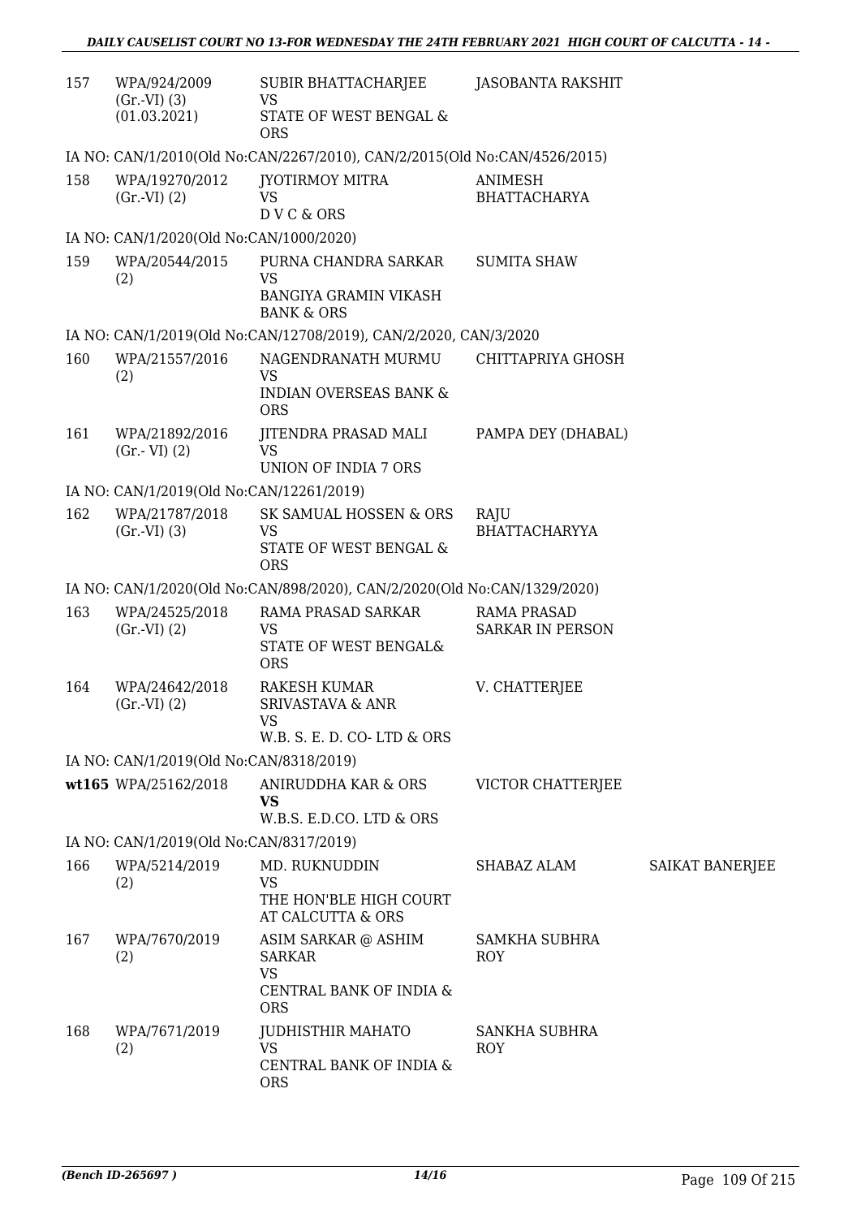| | | | | |
|---|---|---|---|---|
| 157 | WPA/924/2009 (Gr.-VI) (3) (01.03.2021) | SUBIR BHATTACHARJEE<br>VS<br>STATE OF WEST BENGAL & ORS | JASOBANTA RAKSHIT | |
| IA NO: CAN/1/2010(Old No:CAN/2267/2010), CAN/2/2015(Old No:CAN/4526/2015) | | | | |
| 158 | WPA/19270/2012 (Gr.-VI) (2) | JYOTIRMOY MITRA<br>VS<br>D V C & ORS | ANIMESH BHATTACHARYA | |
| IA NO: CAN/1/2020(Old No:CAN/1000/2020) | | | | |
| 159 | WPA/20544/2015 (2) | PURNA CHANDRA SARKAR<br>VS<br>BANGIYA GRAMIN VIKASH BANK & ORS | SUMITA SHAW | |
| IA NO: CAN/1/2019(Old No:CAN/12708/2019), CAN/2/2020, CAN/3/2020 | | | | |
| 160 | WPA/21557/2016 (2) | NAGENDRANATH MURMU<br>VS<br>INDIAN OVERSEAS BANK & ORS | CHITTAPRIYA GHOSH | |
| 161 | WPA/21892/2016 (Gr.- VI) (2) | JITENDRA PRASAD MALI<br>VS<br>UNION OF INDIA 7 ORS | PAMPA DEY (DHABAL) | |
| IA NO: CAN/1/2019(Old No:CAN/12261/2019) | | | | |
| 162 | WPA/21787/2018 (Gr.-VI) (3) | SK SAMUAL HOSSEN & ORS<br>VS<br>STATE OF WEST BENGAL & ORS | RAJU BHATTACHARYYA | |
| IA NO: CAN/1/2020(Old No:CAN/898/2020), CAN/2/2020(Old No:CAN/1329/2020) | | | | |
| 163 | WPA/24525/2018 (Gr.-VI) (2) | RAMA PRASAD SARKAR<br>VS<br>STATE OF WEST BENGAL& ORS | RAMA PRASAD SARKAR IN PERSON | |
| 164 | WPA/24642/2018 (Gr.-VI) (2) | RAKESH KUMAR SRIVASTAVA & ANR<br>VS<br>W.B. S. E. D. CO- LTD & ORS | V. CHATTERJEE | |
| IA NO: CAN/1/2019(Old No:CAN/8318/2019) | | | | |
| wt165 | WPA/25162/2018 | ANIRUDDHA KAR & ORS<br>**VS**<br>W.B.S. E.D.CO. LTD & ORS | VICTOR CHATTERJEE | |
| IA NO: CAN/1/2019(Old No:CAN/8317/2019) | | | | |
| 166 | WPA/5214/2019 (2) | MD. RUKNUDDIN<br>VS<br>THE HON'BLE HIGH COURT AT CALCUTTA & ORS | SHABAZ ALAM | SAIKAT BANERJEE |
| 167 | WPA/7670/2019 (2) | ASIM SARKAR @ ASHIM SARKAR<br>VS<br>CENTRAL BANK OF INDIA & ORS | SAMKHA SUBHRA ROY | |
| 168 | WPA/7671/2019 (2) | JUDHISTHIR MAHATO<br>VS<br>CENTRAL BANK OF INDIA & ORS | SANKHA SUBHRA ROY | |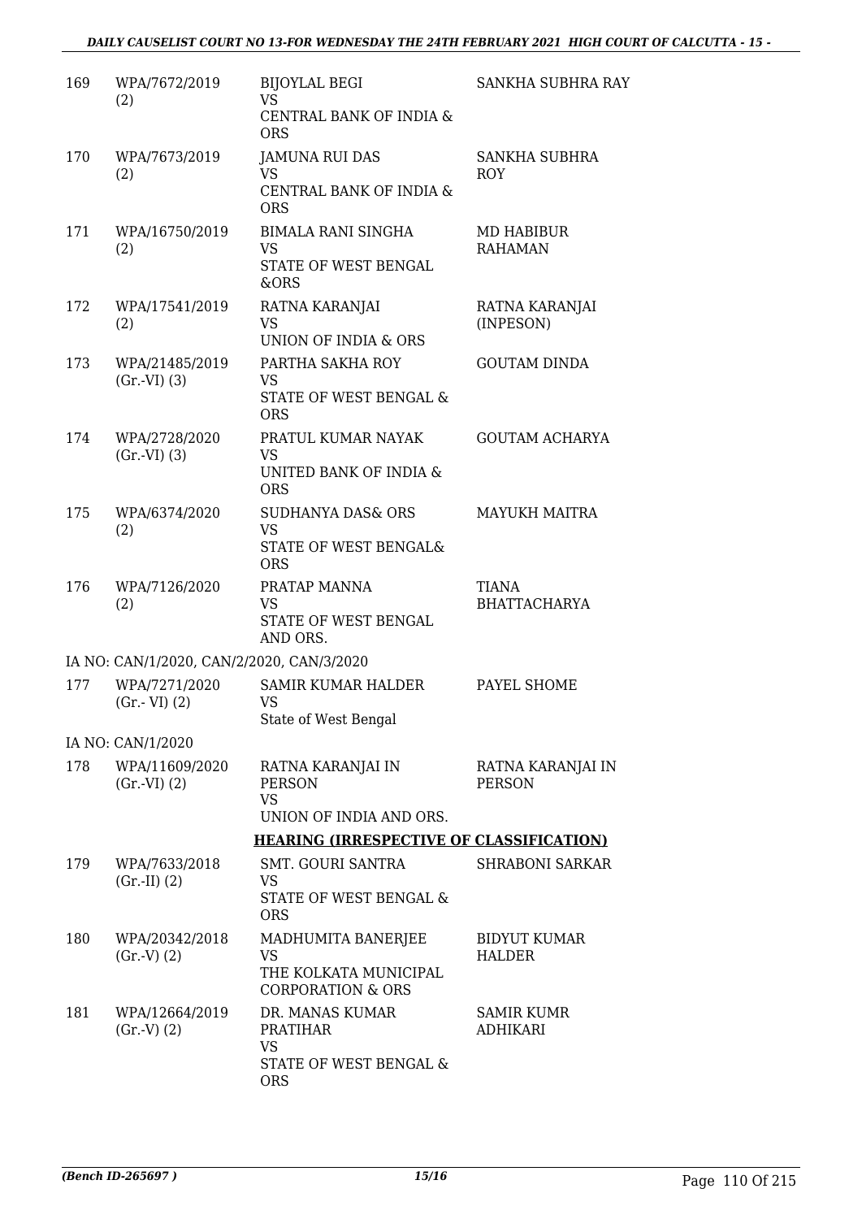| | | | |
|---|---|---|---|
| 169 | WPA/7672/2019 (2) | BIJOYLAL BEGI<br>VS<br>CENTRAL BANK OF INDIA & ORS | SANKHA SUBHRA RAY |
| 170 | WPA/7673/2019 (2) | JAMUNA RUI DAS<br>VS<br>CENTRAL BANK OF INDIA & ORS | SANKHA SUBHRA ROY |
| 171 | WPA/16750/2019 (2) | BIMALA RANI SINGHA<br>VS<br>STATE OF WEST BENGAL &ORS | MD HABIBUR RAHAMAN |
| 172 | WPA/17541/2019 (2) | RATNA KARANJAI<br>VS<br>UNION OF INDIA & ORS | RATNA KARANJAI (INPESON) |
| 173 | WPA/21485/2019 (Gr.-VI) (3) | PARTHA SAKHA ROY<br>VS<br>STATE OF WEST BENGAL & ORS | GOUTAM DINDA |
| 174 | WPA/2728/2020 (Gr.-VI) (3) | PRATUL KUMAR NAYAK<br>VS<br>UNITED BANK OF INDIA & ORS | GOUTAM ACHARYA |
| 175 | WPA/6374/2020 (2) | SUDHANYA DAS& ORS<br>VS<br>STATE OF WEST BENGAL& ORS | MAYUKH MAITRA |
| 176 | WPA/7126/2020 (2) | PRATAP MANNA<br>VS<br>STATE OF WEST BENGAL AND ORS. | TIANA BHATTACHARYA |
| | IA NO: CAN/1/2020, CAN/2/2020, CAN/3/2020 | | |
| 177 | WPA/7271/2020 (Gr.- VI) (2) | SAMIR KUMAR HALDER<br>VS<br>State of West Bengal | PAYEL SHOME |
| | IA NO: CAN/1/2020 | | |
| 178 | WPA/11609/2020 (Gr.-VI) (2) | RATNA KARANJAI IN PERSON<br>VS<br>UNION OF INDIA AND ORS. | RATNA KARANJAI IN PERSON |

**HEARING (IRRESPECTIVE OF CLASSIFICATION)**

| | | | |
|---|---|---|---|
| 179 | WPA/7633/2018 (Gr.-II) (2) | SMT. GOURI SANTRA<br>VS<br>STATE OF WEST BENGAL & ORS | SHRABONI SARKAR |
| 180 | WPA/20342/2018 (Gr.-V) (2) | MADHUMITA BANERJEE<br>VS<br>THE KOLKATA MUNICIPAL CORPORATION & ORS | BIDYUT KUMAR HALDER |
| 181 | WPA/12664/2019 (Gr.-V) (2) | DR. MANAS KUMAR PRATIHAR<br>VS<br>STATE OF WEST BENGAL & ORS | SAMIR KUMR ADHIKARI |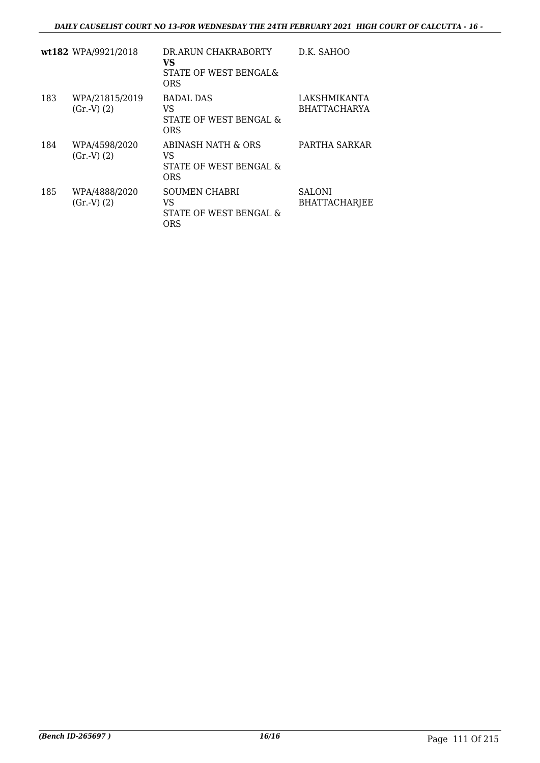| | | | |
|---|---|---|---|
| **wt182** | WPA/9921/2018 | DR.ARUN CHAKRABORTY<br>**VS**<br>STATE OF WEST BENGAL& ORS | D.K. SAHOO |
| 183 | WPA/21815/2019 (Gr.-V) (2) | BADAL DAS<br>VS<br>STATE OF WEST BENGAL & ORS | LAKSHMIKANTA BHATTACHARYA |
| 184 | WPA/4598/2020 (Gr.-V) (2) | ABINASH NATH & ORS<br>VS<br>STATE OF WEST BENGAL & ORS | PARTHA SARKAR |
| 185 | WPA/4888/2020 (Gr.-V) (2) | SOUMEN CHABRI<br>VS<br>STATE OF WEST BENGAL & ORS | SALONI BHATTACHARJEE |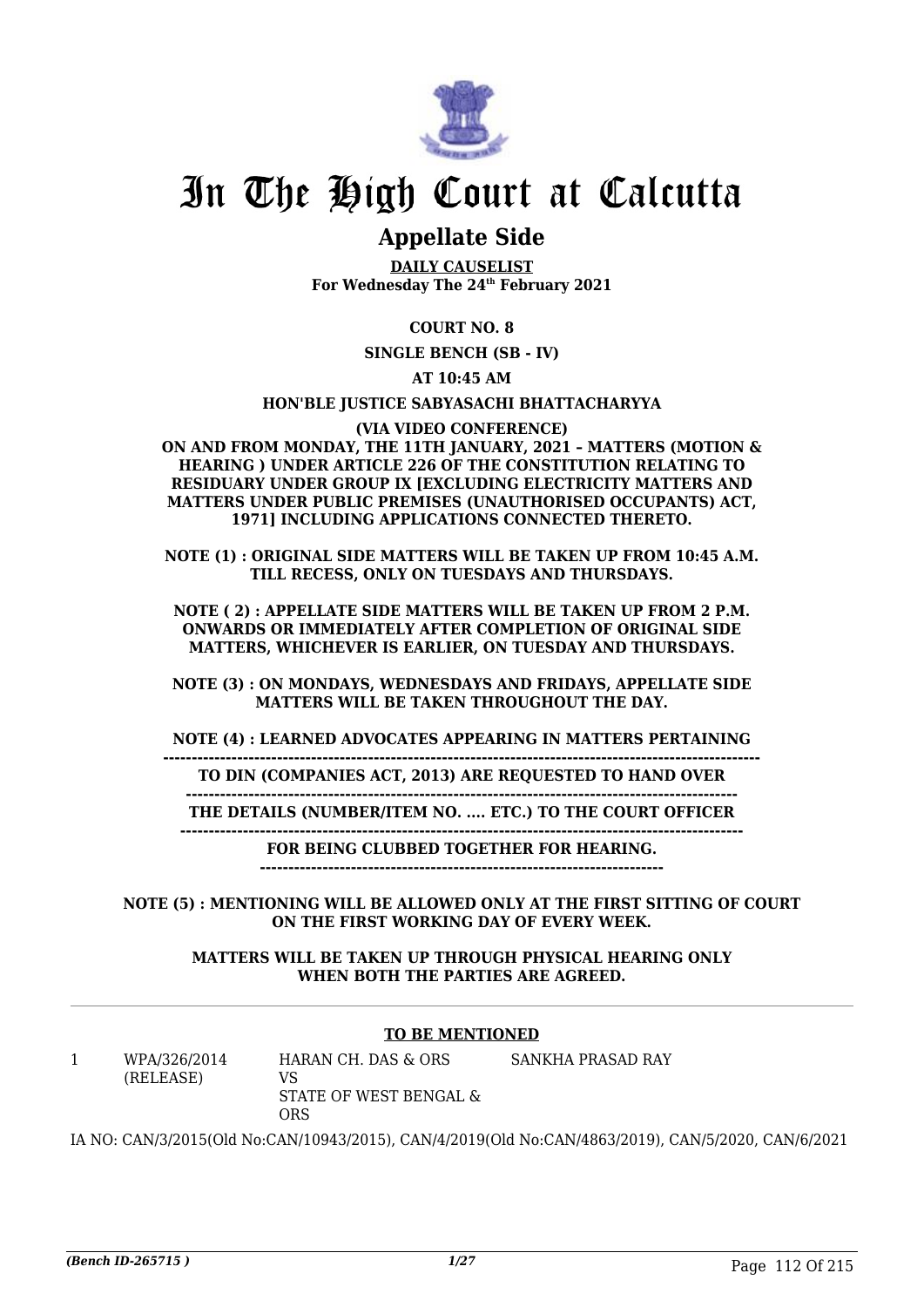# In The High Court at Calcutta

## Appellate Side

**DAILY CAUSELIST**
**For Wednesday The 24th February 2021**

**COURT NO. 8**

**SINGLE BENCH (SB - IV)**

**AT 10:45 AM**

**HON'BLE JUSTICE SABYASACHI BHATTACHARYYA**

**(VIA VIDEO CONFERENCE)**
**ON AND FROM MONDAY, THE 11TH JANUARY, 2021 – MATTERS (MOTION & HEARING ) UNDER ARTICLE 226 OF THE CONSTITUTION RELATING TO RESIDUARY UNDER GROUP IX [EXCLUDING ELECTRICITY MATTERS AND MATTERS UNDER PUBLIC PREMISES (UNAUTHORISED OCCUPANTS) ACT, 1971] INCLUDING APPLICATIONS CONNECTED THERETO.**

**NOTE (1) : ORIGINAL SIDE MATTERS WILL BE TAKEN UP FROM 10:45 A.M. TILL RECESS, ONLY ON TUESDAYS AND THURSDAYS.**

**NOTE ( 2) : APPELLATE SIDE MATTERS WILL BE TAKEN UP FROM 2 P.M. ONWARDS OR IMMEDIATELY AFTER COMPLETION OF ORIGINAL SIDE MATTERS, WHICHEVER IS EARLIER, ON TUESDAY AND THURSDAYS.**

**NOTE (3) : ON MONDAYS, WEDNESDAYS AND FRIDAYS, APPELLATE SIDE MATTERS WILL BE TAKEN THROUGHOUT THE DAY.**

**NOTE (4) : LEARNED ADVOCATES APPEARING IN MATTERS PERTAINING TO DIN (COMPANIES ACT, 2013) ARE REQUESTED TO HAND OVER THE DETAILS (NUMBER/ITEM NO. .... ETC.) TO THE COURT OFFICER FOR BEING CLUBBED TOGETHER FOR HEARING.**

**NOTE (5) : MENTIONING WILL BE ALLOWED ONLY AT THE FIRST SITTING OF COURT ON THE FIRST WORKING DAY OF EVERY WEEK.**

**MATTERS WILL BE TAKEN UP THROUGH PHYSICAL HEARING ONLY WHEN BOTH THE PARTIES ARE AGREED.**

**TO BE MENTIONED**

| | | | |
|---|---|---|---|
| 1 | WPA/326/2014 (RELEASE) | HARAN CH. DAS & ORS VS STATE OF WEST BENGAL & ORS | SANKHA PRASAD RAY |

IA NO: CAN/3/2015(Old No:CAN/10943/2015), CAN/4/2019(Old No:CAN/4863/2019), CAN/5/2020, CAN/6/2021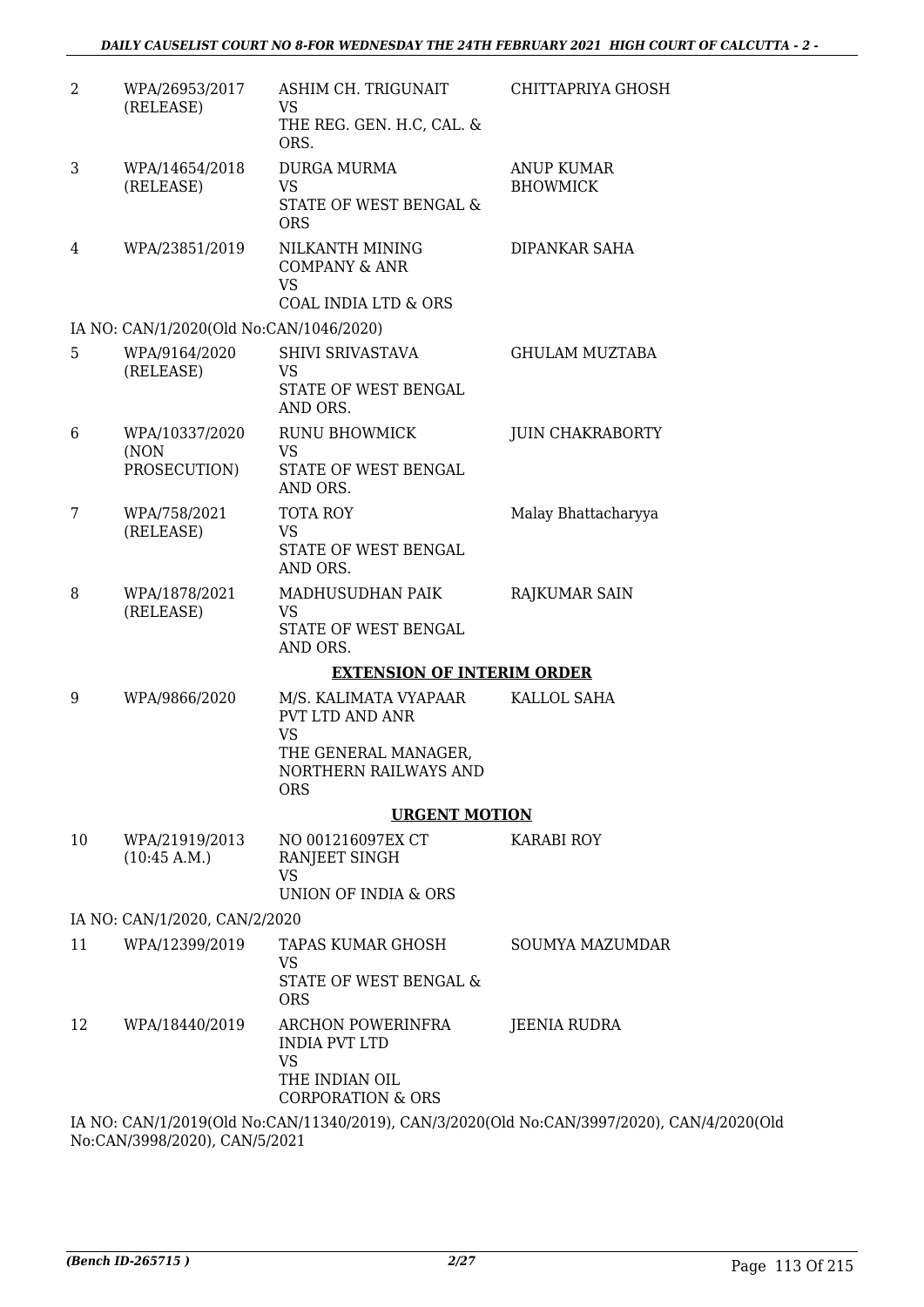| | | | |
|---|---|---|---|
| 2 | WPA/26953/2017 (RELEASE) | ASHIM CH. TRIGUNAIT VS THE REG. GEN. H.C, CAL. & ORS. | CHITTAPRIYA GHOSH |
| 3 | WPA/14654/2018 (RELEASE) | DURGA MURMA VS STATE OF WEST BENGAL & ORS | ANUP KUMAR BHOWMICK |
| 4 | WPA/23851/2019 | NILKANTH MINING COMPANY & ANR VS COAL INDIA LTD & ORS | DIPANKAR SAHA |

IA NO: CAN/1/2020(Old No:CAN/1046/2020)

| | | | |
|---|---|---|---|
| 5 | WPA/9164/2020 (RELEASE) | SHIVI SRIVASTAVA VS STATE OF WEST BENGAL AND ORS. | GHULAM MUZTABA |
| 6 | WPA/10337/2020 (NON PROSECUTION) | RUNU BHOWMICK VS STATE OF WEST BENGAL AND ORS. | JUIN CHAKRABORTY |
| 7 | WPA/758/2021 (RELEASE) | TOTA ROY VS STATE OF WEST BENGAL AND ORS. | Malay Bhattacharyya |
| 8 | WPA/1878/2021 (RELEASE) | MADHUSUDHAN PAIK VS STATE OF WEST BENGAL AND ORS. | RAJKUMAR SAIN |

**EXTENSION OF INTERIM ORDER**

| | | | |
|---|---|---|---|
| 9 | WPA/9866/2020 | M/S. KALIMATA VYAPAAR PVT LTD AND ANR VS THE GENERAL MANAGER, NORTHERN RAILWAYS AND ORS | KALLOL SAHA |

**URGENT MOTION**

| | | | |
|---|---|---|---|
| 10 | WPA/21919/2013 (10:45 A.M.) | NO 001216097EX CT RANJEET SINGH VS UNION OF INDIA & ORS | KARABI ROY |

IA NO: CAN/1/2020, CAN/2/2020

| | | | |
|---|---|---|---|
| 11 | WPA/12399/2019 | TAPAS KUMAR GHOSH VS STATE OF WEST BENGAL & ORS | SOUMYA MAZUMDAR |
| 12 | WPA/18440/2019 | ARCHON POWERINFRA INDIA PVT LTD VS THE INDIAN OIL CORPORATION & ORS | JEENIA RUDRA |

IA NO: CAN/1/2019(Old No:CAN/11340/2019), CAN/3/2020(Old No:CAN/3997/2020), CAN/4/2020(Old No:CAN/3998/2020), CAN/5/2021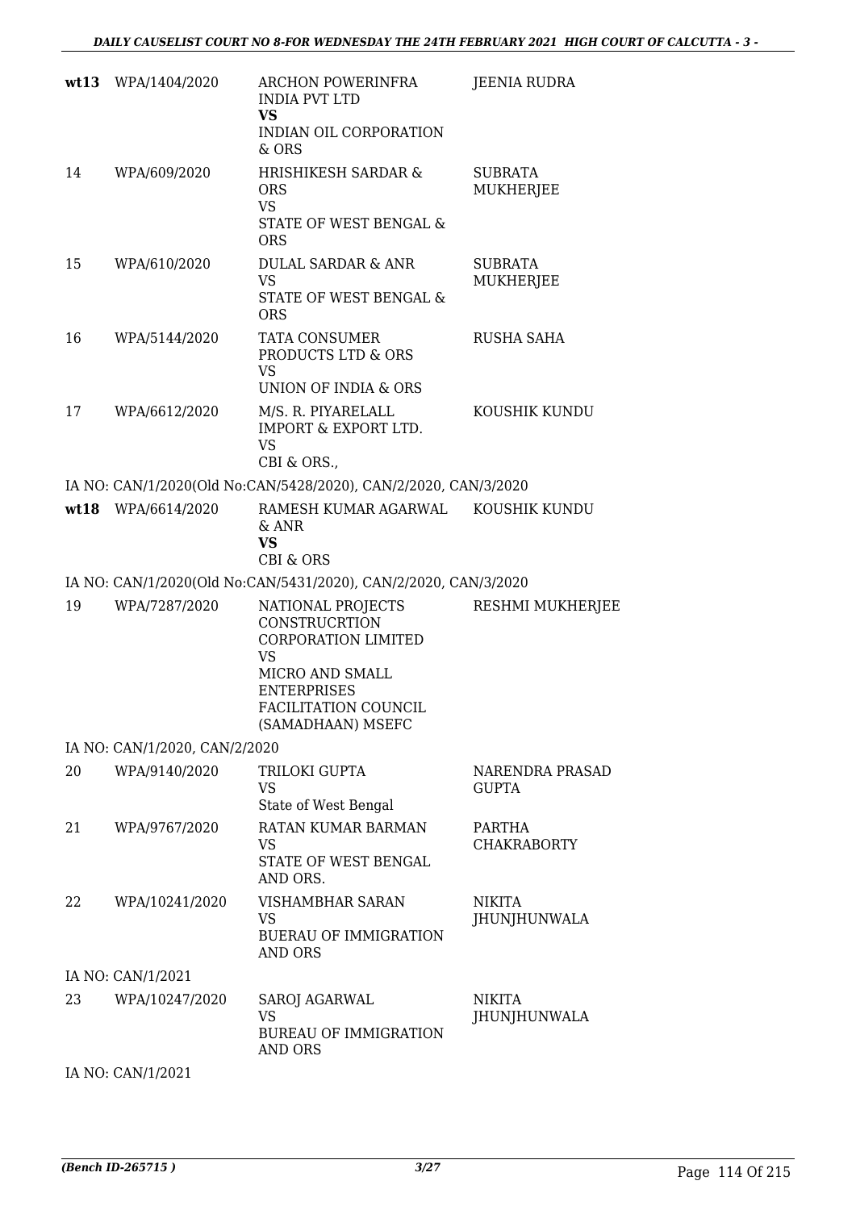| | | | |
|---|---|---|---|
| **wt13** | WPA/1404/2020 | ARCHON POWERINFRA INDIA PVT LTD<br>**VS**<br>INDIAN OIL CORPORATION & ORS | JEENIA RUDRA |
| 14 | WPA/609/2020 | HRISHIKESH SARDAR & ORS<br>VS<br>STATE OF WEST BENGAL & ORS | SUBRATA MUKHERJEE |
| 15 | WPA/610/2020 | DULAL SARDAR & ANR<br>VS<br>STATE OF WEST BENGAL & ORS | SUBRATA MUKHERJEE |
| 16 | WPA/5144/2020 | TATA CONSUMER PRODUCTS LTD & ORS<br>VS<br>UNION OF INDIA & ORS | RUSHA SAHA |
| 17 | WPA/6612/2020 | M/S. R. PIYARELALL IMPORT & EXPORT LTD.<br>VS<br>CBI & ORS., | KOUSHIK KUNDU |

IA NO: CAN/1/2020(Old No:CAN/5428/2020), CAN/2/2020, CAN/3/2020

| | | | |
|---|---|---|---|
| **wt18** | WPA/6614/2020 | RAMESH KUMAR AGARWAL & ANR<br>**VS**<br>CBI & ORS | KOUSHIK KUNDU |

IA NO: CAN/1/2020(Old No:CAN/5431/2020), CAN/2/2020, CAN/3/2020

| | | | |
|---|---|---|---|
| 19 | WPA/7287/2020 | NATIONAL PROJECTS CONSTRUCRTION CORPORATION LIMITED<br>VS<br>MICRO AND SMALL ENTERPRISES FACILITATION COUNCIL (SAMADHAAN) MSEFC | RESHMI MUKHERJEE |

IA NO: CAN/1/2020, CAN/2/2020

| | | | |
|---|---|---|---|
| 20 | WPA/9140/2020 | TRILOKI GUPTA<br>VS<br>State of West Bengal | NARENDRA PRASAD GUPTA |
| 21 | WPA/9767/2020 | RATAN KUMAR BARMAN<br>VS<br>STATE OF WEST BENGAL AND ORS. | PARTHA CHAKRABORTY |
| 22 | WPA/10241/2020 | VISHAMBHAR SARAN<br>VS<br>BUERAU OF IMMIGRATION AND ORS | NIKITA JHUNJHUNWALA |

IA NO: CAN/1/2021

| | | | |
|---|---|---|---|
| 23 | WPA/10247/2020 | SAROJ AGARWAL<br>VS<br>BUREAU OF IMMIGRATION AND ORS | NIKITA JHUNJHUNWALA |

IA NO: CAN/1/2021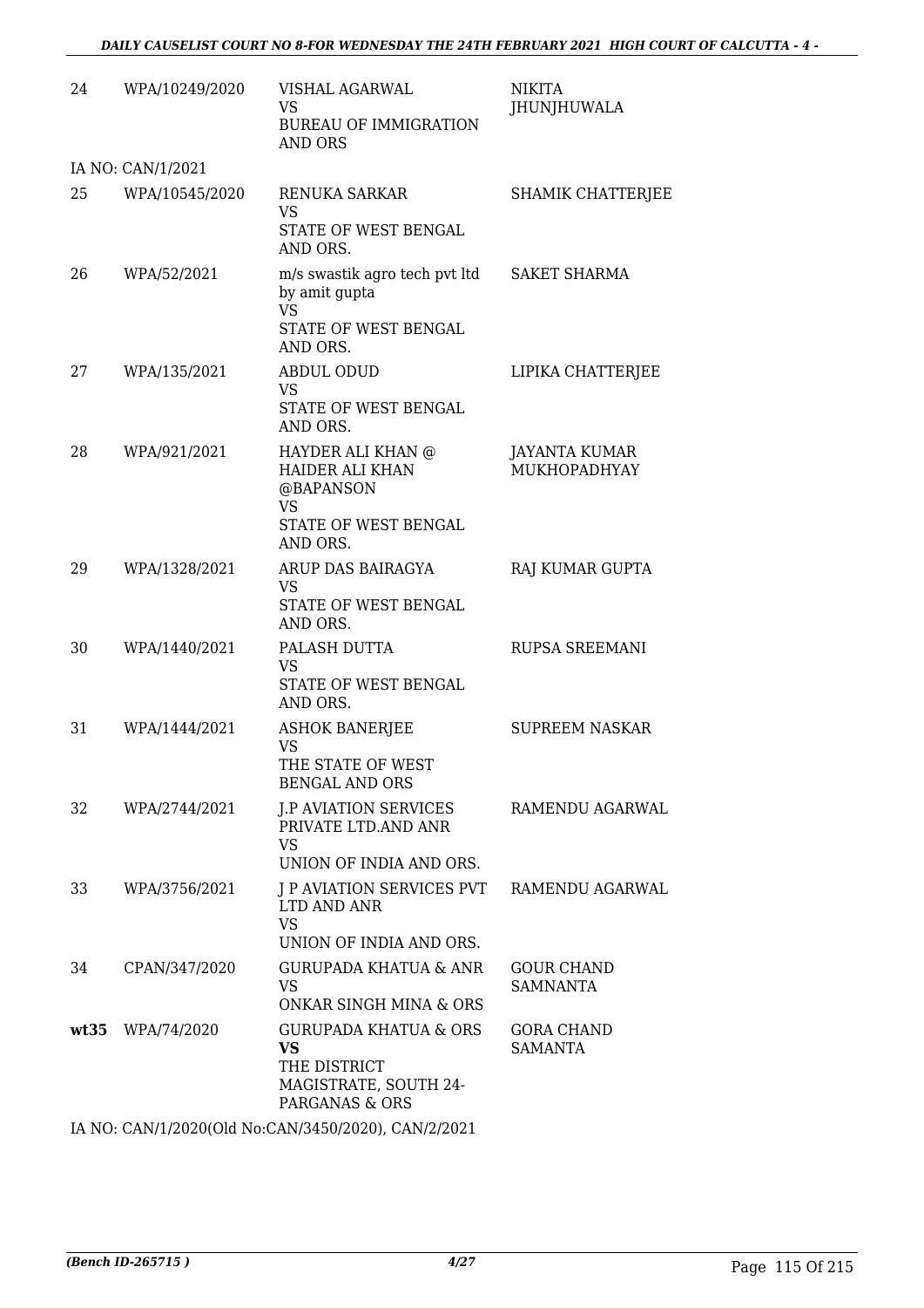| 24 | WPA/10249/2020 | VISHAL AGARWAL<br>VS<br>BUREAU OF IMMIGRATION AND ORS | NIKITA JHUNJHUWALA |
|---|---|---|---|
| | IA NO: CAN/1/2021 | | |
| 25 | WPA/10545/2020 | RENUKA SARKAR<br>VS<br>STATE OF WEST BENGAL AND ORS. | SHAMIK CHATTERJEE |
| 26 | WPA/52/2021 | m/s swastik agro tech pvt ltd by amit gupta<br>VS<br>STATE OF WEST BENGAL AND ORS. | SAKET SHARMA |
| 27 | WPA/135/2021 | ABDUL ODUD<br>VS<br>STATE OF WEST BENGAL AND ORS. | LIPIKA CHATTERJEE |
| 28 | WPA/921/2021 | HAYDER ALI KHAN @ HAIDER ALI KHAN @BAPANSON<br>VS<br>STATE OF WEST BENGAL AND ORS. | JAYANTA KUMAR MUKHOPADHYAY |
| 29 | WPA/1328/2021 | ARUP DAS BAIRAGYA<br>VS<br>STATE OF WEST BENGAL AND ORS. | RAJ KUMAR GUPTA |
| 30 | WPA/1440/2021 | PALASH DUTTA<br>VS<br>STATE OF WEST BENGAL AND ORS. | RUPSA SREEMANI |
| 31 | WPA/1444/2021 | ASHOK BANERJEE<br>VS<br>THE STATE OF WEST BENGAL AND ORS | SUPREEM NASKAR |
| 32 | WPA/2744/2021 | J.P AVIATION SERVICES PRIVATE LTD.AND ANR<br>VS<br>UNION OF INDIA AND ORS. | RAMENDU AGARWAL |
| 33 | WPA/3756/2021 | J P AVIATION SERVICES PVT LTD AND ANR<br>VS<br>UNION OF INDIA AND ORS. | RAMENDU AGARWAL |
| 34 | CPAN/347/2020 | GURUPADA KHATUA & ANR<br>VS<br>ONKAR SINGH MINA & ORS | GOUR CHAND SAMNANTA |
| **wt35** | WPA/74/2020 | GURUPADA KHATUA & ORS<br>**VS**<br>THE DISTRICT MAGISTRATE, SOUTH 24-PARGANAS & ORS | GORA CHAND SAMANTA |
| | IA NO: CAN/1/2020(Old No:CAN/3450/2020), CAN/2/2021 | | |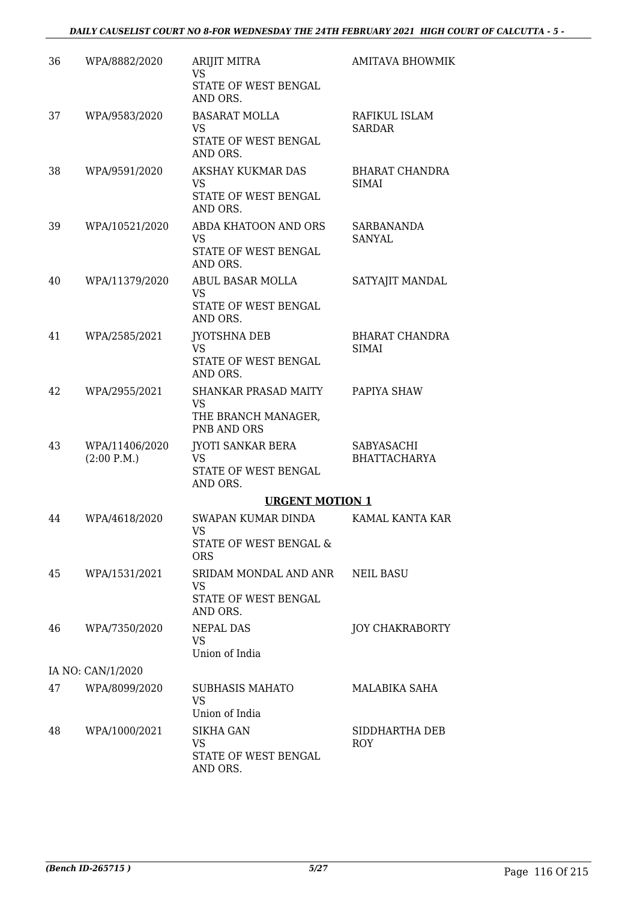| | | | |
|---|---|---|---|
| 36 | WPA/8882/2020 | ARIJIT MITRA<br>VS<br>STATE OF WEST BENGAL AND ORS. | AMITAVA BHOWMIK |
| 37 | WPA/9583/2020 | BASARAT MOLLA<br>VS<br>STATE OF WEST BENGAL AND ORS. | RAFIKUL ISLAM SARDAR |
| 38 | WPA/9591/2020 | AKSHAY KUKMAR DAS<br>VS<br>STATE OF WEST BENGAL AND ORS. | BHARAT CHANDRA SIMAI |
| 39 | WPA/10521/2020 | ABDA KHATOON AND ORS<br>VS<br>STATE OF WEST BENGAL AND ORS. | SARBANANDA SANYAL |
| 40 | WPA/11379/2020 | ABUL BASAR MOLLA<br>VS<br>STATE OF WEST BENGAL AND ORS. | SATYAJIT MANDAL |
| 41 | WPA/2585/2021 | JYOTSHNA DEB<br>VS<br>STATE OF WEST BENGAL AND ORS. | BHARAT CHANDRA SIMAI |
| 42 | WPA/2955/2021 | SHANKAR PRASAD MAITY<br>VS<br>THE BRANCH MANAGER, PNB AND ORS | PAPIYA SHAW |
| 43 | WPA/11406/2020<br>(2:00 P.M.) | JYOTI SANKAR BERA<br>VS<br>STATE OF WEST BENGAL AND ORS. | SABYASACHI BHATTACHARYA |

**URGENT MOTION 1**

| | | | |
|---|---|---|---|
| 44 | WPA/4618/2020 | SWAPAN KUMAR DINDA<br>VS<br>STATE OF WEST BENGAL & ORS | KAMAL KANTA KAR |
| 45 | WPA/1531/2021 | SRIDAM MONDAL AND ANR<br>VS<br>STATE OF WEST BENGAL AND ORS. | NEIL BASU |
| 46 | WPA/7350/2020 | NEPAL DAS<br>VS<br>Union of India | JOY CHAKRABORTY |
| | IA NO: CAN/1/2020 | | |
| 47 | WPA/8099/2020 | SUBHASIS MAHATO<br>VS<br>Union of India | MALABIKA SAHA |
| 48 | WPA/1000/2021 | SIKHA GAN<br>VS<br>STATE OF WEST BENGAL AND ORS. | SIDDHARTHA DEB ROY |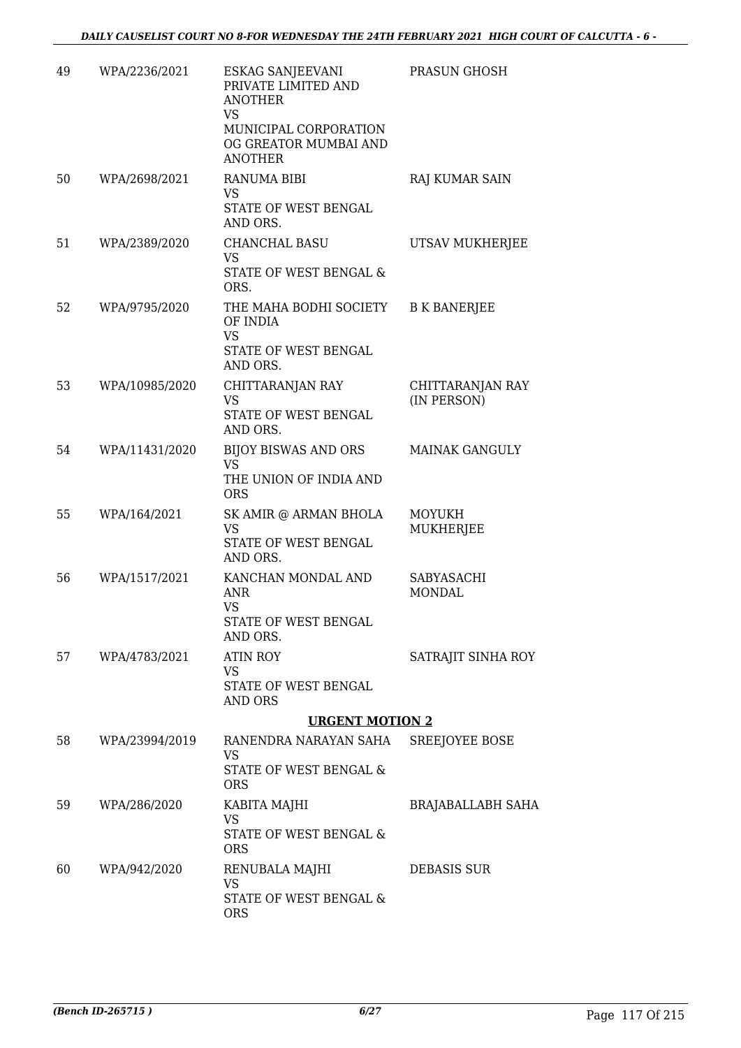| 49 | WPA/2236/2021 | ESKAG SANJEEVANI PRIVATE LIMITED AND ANOTHER<br>VS<br>MUNICIPAL CORPORATION OG GREATOR MUMBAI AND ANOTHER | PRASUN GHOSH |
|---|---|---|---|
| 50 | WPA/2698/2021 | RANUMA BIBI<br>VS<br>STATE OF WEST BENGAL AND ORS. | RAJ KUMAR SAIN |
| 51 | WPA/2389/2020 | CHANCHAL BASU<br>VS<br>STATE OF WEST BENGAL & ORS. | UTSAV MUKHERJEE |
| 52 | WPA/9795/2020 | THE MAHA BODHI SOCIETY OF INDIA<br>VS<br>STATE OF WEST BENGAL AND ORS. | B K BANERJEE |
| 53 | WPA/10985/2020 | CHITTARANJAN RAY<br>VS<br>STATE OF WEST BENGAL AND ORS. | CHITTARANJAN RAY (IN PERSON) |
| 54 | WPA/11431/2020 | BIJOY BISWAS AND ORS<br>VS<br>THE UNION OF INDIA AND ORS | MAINAK GANGULY |
| 55 | WPA/164/2021 | SK AMIR @ ARMAN BHOLA<br>VS<br>STATE OF WEST BENGAL AND ORS. | MOYUKH MUKHERJEE |
| 56 | WPA/1517/2021 | KANCHAN MONDAL AND ANR<br>VS<br>STATE OF WEST BENGAL AND ORS. | SABYASACHI MONDAL |
| 57 | WPA/4783/2021 | ATIN ROY<br>VS<br>STATE OF WEST BENGAL AND ORS | SATRAJIT SINHA ROY |

**URGENT MOTION 2**

| 58 | WPA/23994/2019 | RANENDRA NARAYAN SAHA<br>VS<br>STATE OF WEST BENGAL & ORS | SREEJOYEE BOSE |
|---|---|---|---|
| 59 | WPA/286/2020 | KABITA MAJHI<br>VS<br>STATE OF WEST BENGAL & ORS | BRAJABALLABH SAHA |
| 60 | WPA/942/2020 | RENUBALA MAJHI<br>VS<br>STATE OF WEST BENGAL & ORS | DEBASIS SUR |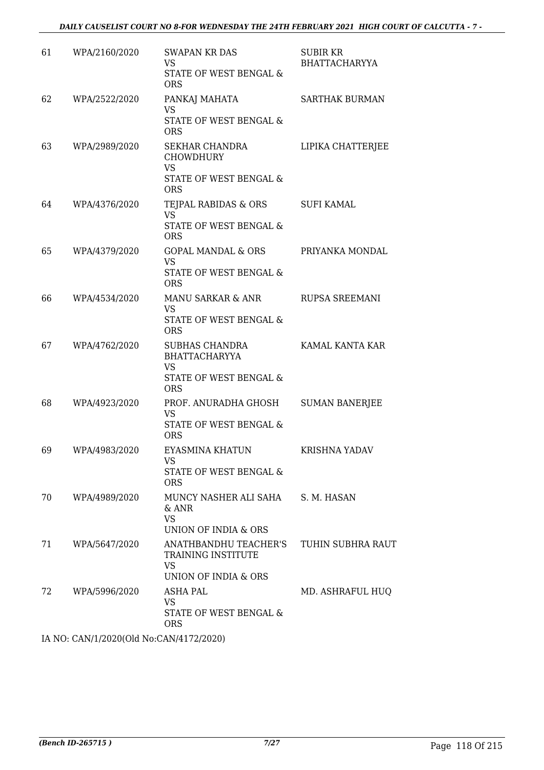| | | | |
|---|---|---|---|
| 61 | WPA/2160/2020 | SWAPAN KR DAS<br>VS<br>STATE OF WEST BENGAL & ORS | SUBIR KR BHATTACHARYYA |
| 62 | WPA/2522/2020 | PANKAJ MAHATA<br>VS<br>STATE OF WEST BENGAL & ORS | SARTHAK BURMAN |
| 63 | WPA/2989/2020 | SEKHAR CHANDRA CHOWDHURY<br>VS<br>STATE OF WEST BENGAL & ORS | LIPIKA CHATTERJEE |
| 64 | WPA/4376/2020 | TEJPAL RABIDAS & ORS<br>VS<br>STATE OF WEST BENGAL & ORS | SUFI KAMAL |
| 65 | WPA/4379/2020 | GOPAL MANDAL & ORS<br>VS<br>STATE OF WEST BENGAL & ORS | PRIYANKA MONDAL |
| 66 | WPA/4534/2020 | MANU SARKAR & ANR<br>VS<br>STATE OF WEST BENGAL & ORS | RUPSA SREEMANI |
| 67 | WPA/4762/2020 | SUBHAS CHANDRA BHATTACHARYYA<br>VS<br>STATE OF WEST BENGAL & ORS | KAMAL KANTA KAR |
| 68 | WPA/4923/2020 | PROF. ANURADHA GHOSH<br>VS<br>STATE OF WEST BENGAL & ORS | SUMAN BANERJEE |
| 69 | WPA/4983/2020 | EYASMINA KHATUN<br>VS<br>STATE OF WEST BENGAL & ORS | KRISHNA YADAV |
| 70 | WPA/4989/2020 | MUNCY NASHER ALI SAHA & ANR<br>VS<br>UNION OF INDIA & ORS | S. M. HASAN |
| 71 | WPA/5647/2020 | ANATHBANDHU TEACHER'S TRAINING INSTITUTE<br>VS<br>UNION OF INDIA & ORS | TUHIN SUBHRA RAUT |
| 72 | WPA/5996/2020 | ASHA PAL<br>VS<br>STATE OF WEST BENGAL & ORS | MD. ASHRAFUL HUQ |

IA NO: CAN/1/2020(Old No:CAN/4172/2020)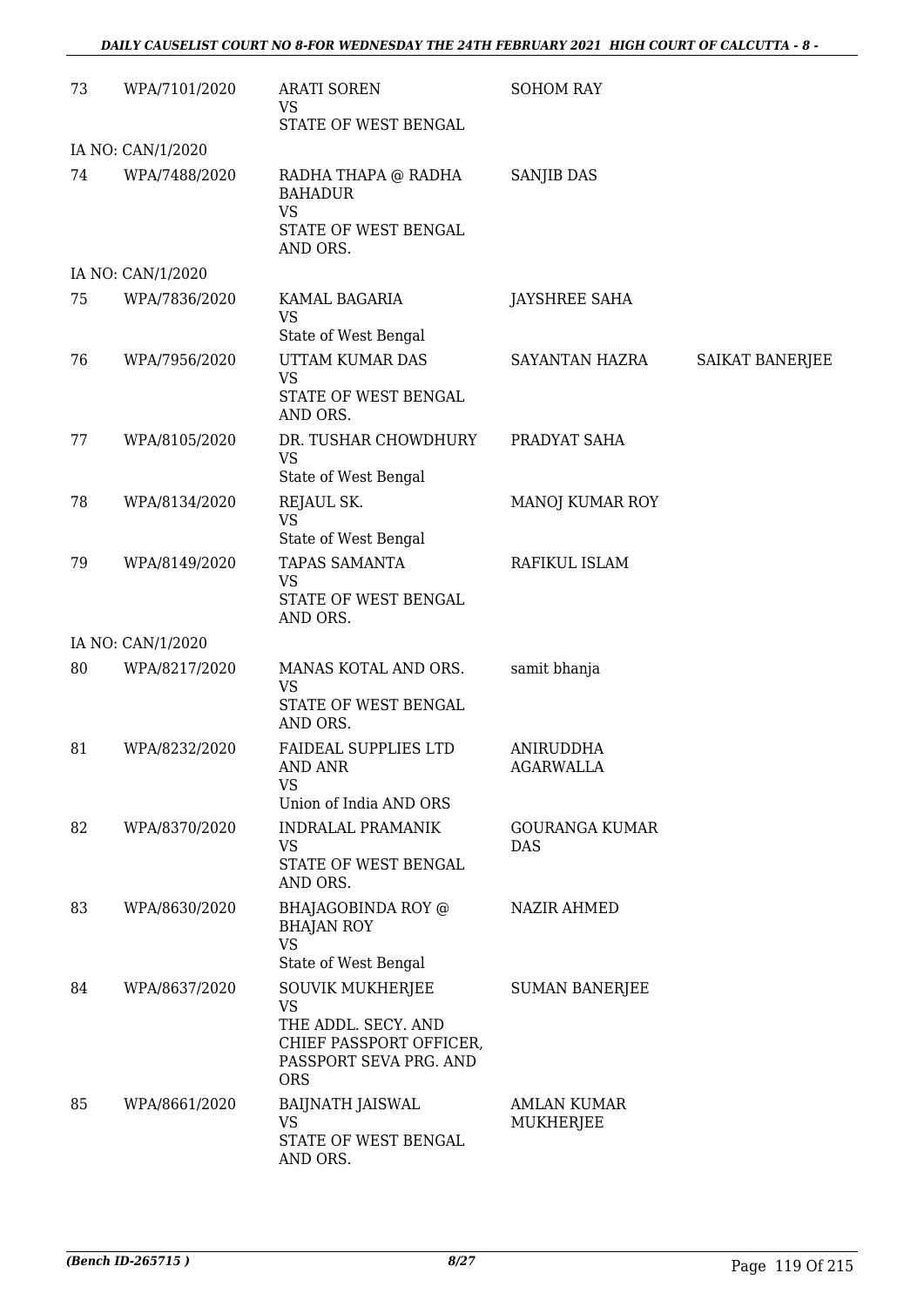| | | | | |
|---|---|---|---|---|
| 73 | WPA/7101/2020 | ARATI SOREN<br>VS<br>STATE OF WEST BENGAL | SOHOM RAY | |
| IA NO: CAN/1/2020 | | | | |
| 74 | WPA/7488/2020 | RADHA THAPA @ RADHA BAHADUR<br>VS<br>STATE OF WEST BENGAL AND ORS. | SANJIB DAS | |
| IA NO: CAN/1/2020 | | | | |
| 75 | WPA/7836/2020 | KAMAL BAGARIA<br>VS<br>State of West Bengal | JAYSHREE SAHA | |
| 76 | WPA/7956/2020 | UTTAM KUMAR DAS<br>VS<br>STATE OF WEST BENGAL AND ORS. | SAYANTAN HAZRA | SAIKAT BANERJEE |
| 77 | WPA/8105/2020 | DR. TUSHAR CHOWDHURY<br>VS<br>State of West Bengal | PRADYAT SAHA | |
| 78 | WPA/8134/2020 | REJAUL SK.<br>VS<br>State of West Bengal | MANOJ KUMAR ROY | |
| 79 | WPA/8149/2020 | TAPAS SAMANTA<br>VS<br>STATE OF WEST BENGAL AND ORS. | RAFIKUL ISLAM | |
| IA NO: CAN/1/2020 | | | | |
| 80 | WPA/8217/2020 | MANAS KOTAL AND ORS.<br>VS<br>STATE OF WEST BENGAL AND ORS. | samit bhanja | |
| 81 | WPA/8232/2020 | FAIDEAL SUPPLIES LTD AND ANR<br>VS<br>Union of India AND ORS | ANIRUDDHA AGARWALLA | |
| 82 | WPA/8370/2020 | INDRALAL PRAMANIK<br>VS<br>STATE OF WEST BENGAL AND ORS. | GOURANGA KUMAR DAS | |
| 83 | WPA/8630/2020 | BHAJAGOBINDA ROY @ BHAJAN ROY<br>VS<br>State of West Bengal | NAZIR AHMED | |
| 84 | WPA/8637/2020 | SOUVIK MUKHERJEE<br>VS<br>THE ADDL. SECY. AND CHIEF PASSPORT OFFICER, PASSPORT SEVA PRG. AND ORS | SUMAN BANERJEE | |
| 85 | WPA/8661/2020 | BAIJNATH JAISWAL<br>VS<br>STATE OF WEST BENGAL AND ORS. | AMLAN KUMAR MUKHERJEE | |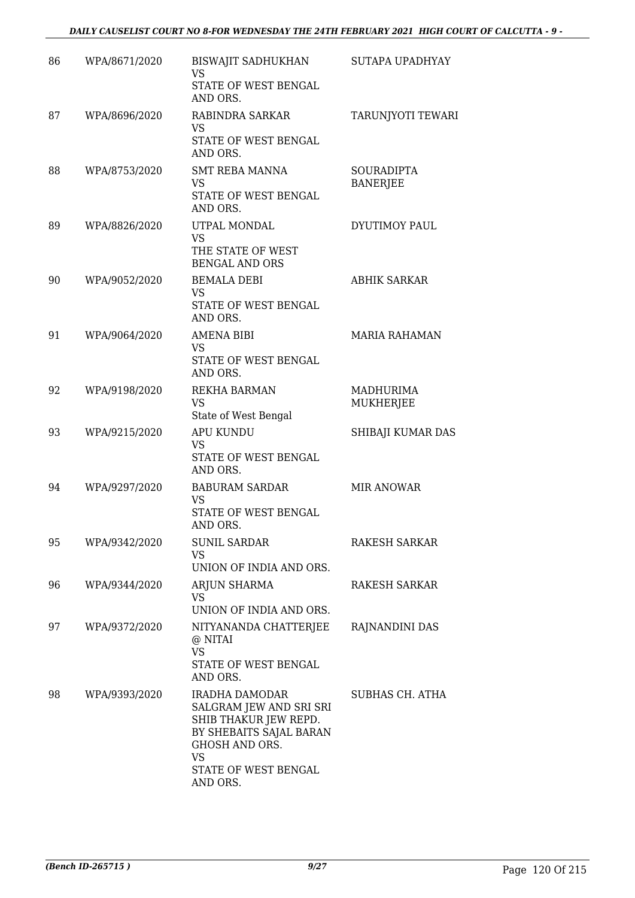| | | | |
|---|---|---|---|
| 86 | WPA/8671/2020 | BISWAJIT SADHUKHAN<br>VS<br>STATE OF WEST BENGAL AND ORS. | SUTAPA UPADHYAY |
| 87 | WPA/8696/2020 | RABINDRA SARKAR<br>VS<br>STATE OF WEST BENGAL AND ORS. | TARUNJYOTI TEWARI |
| 88 | WPA/8753/2020 | SMT REBA MANNA<br>VS<br>STATE OF WEST BENGAL AND ORS. | SOURADIPTA BANERJEE |
| 89 | WPA/8826/2020 | UTPAL MONDAL<br>VS<br>THE STATE OF WEST BENGAL AND ORS | DYUTIMOY PAUL |
| 90 | WPA/9052/2020 | BEMALA DEBI<br>VS<br>STATE OF WEST BENGAL AND ORS. | ABHIK SARKAR |
| 91 | WPA/9064/2020 | AMENA BIBI<br>VS<br>STATE OF WEST BENGAL AND ORS. | MARIA RAHAMAN |
| 92 | WPA/9198/2020 | REKHA BARMAN<br>VS<br>State of West Bengal | MADHURIMA MUKHERJEE |
| 93 | WPA/9215/2020 | APU KUNDU<br>VS<br>STATE OF WEST BENGAL AND ORS. | SHIBAJI KUMAR DAS |
| 94 | WPA/9297/2020 | BABURAM SARDAR<br>VS<br>STATE OF WEST BENGAL AND ORS. | MIR ANOWAR |
| 95 | WPA/9342/2020 | SUNIL SARDAR<br>VS<br>UNION OF INDIA AND ORS. | RAKESH SARKAR |
| 96 | WPA/9344/2020 | ARJUN SHARMA<br>VS<br>UNION OF INDIA AND ORS. | RAKESH SARKAR |
| 97 | WPA/9372/2020 | NITYANANDA CHATTERJEE @ NITAI<br>VS<br>STATE OF WEST BENGAL AND ORS. | RAJNANDINI DAS |
| 98 | WPA/9393/2020 | IRADHA DAMODAR SALGRAM JEW AND SRI SRI SHIB THAKUR JEW REPD. BY SHEBAITS SAJAL BARAN GHOSH AND ORS.<br>VS<br>STATE OF WEST BENGAL AND ORS. | SUBHAS CH. ATHA |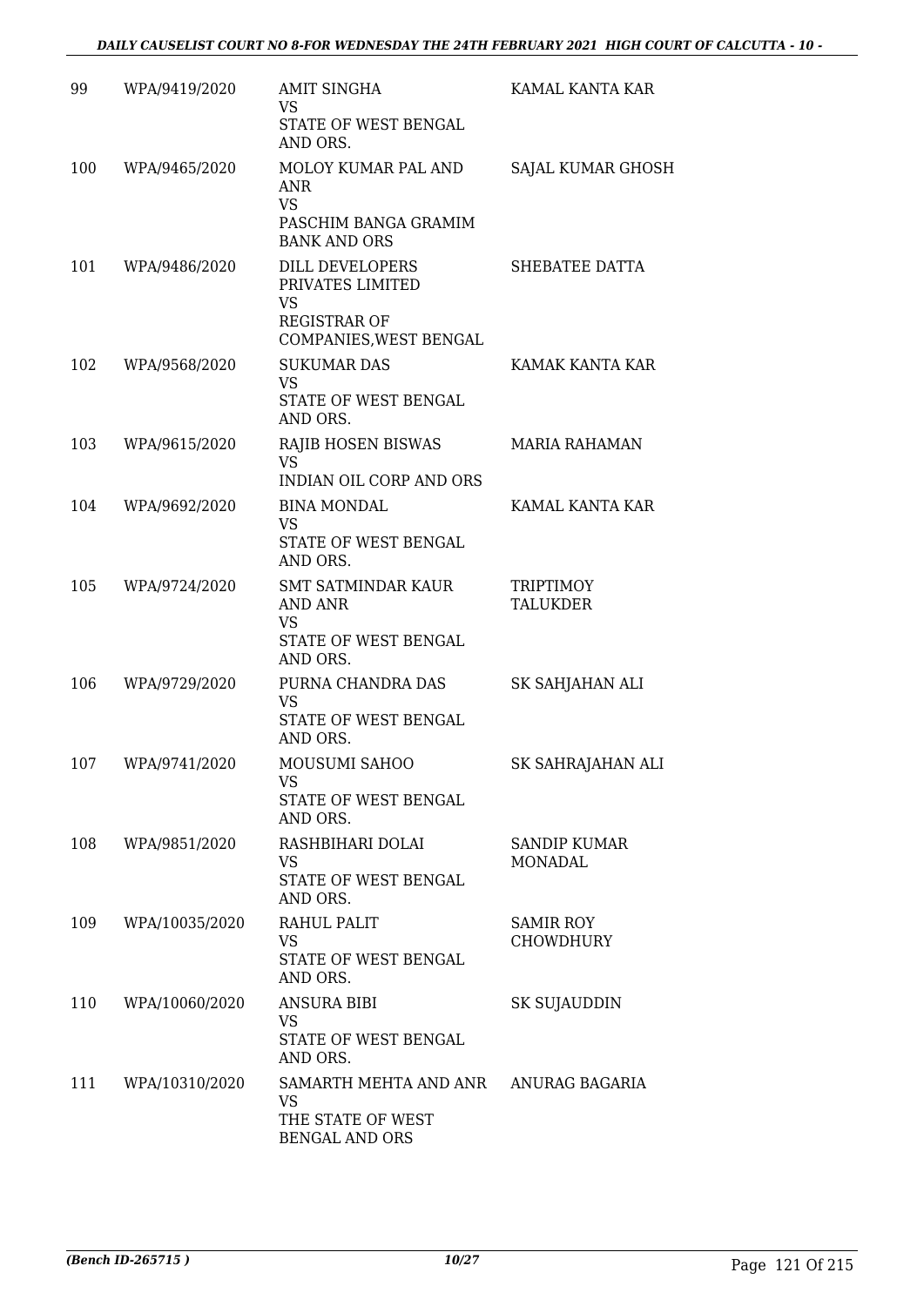| 99 | WPA/9419/2020 | AMIT SINGHA<br>VS<br>STATE OF WEST BENGAL AND ORS. | KAMAL KANTA KAR |
|---|---|---|---|
| 100 | WPA/9465/2020 | MOLOY KUMAR PAL AND ANR<br>VS<br>PASCHIM BANGA GRAMIM BANK AND ORS | SAJAL KUMAR GHOSH |
| 101 | WPA/9486/2020 | DILL DEVELOPERS PRIVATES LIMITED<br>VS<br>REGISTRAR OF COMPANIES,WEST BENGAL | SHEBATEE DATTA |
| 102 | WPA/9568/2020 | SUKUMAR DAS<br>VS<br>STATE OF WEST BENGAL AND ORS. | KAMAK KANTA KAR |
| 103 | WPA/9615/2020 | RAJIB HOSEN BISWAS<br>VS<br>INDIAN OIL CORP AND ORS | MARIA RAHAMAN |
| 104 | WPA/9692/2020 | BINA MONDAL<br>VS<br>STATE OF WEST BENGAL AND ORS. | KAMAL KANTA KAR |
| 105 | WPA/9724/2020 | SMT SATMINDAR KAUR AND ANR<br>VS<br>STATE OF WEST BENGAL AND ORS. | TRIPTIMOY TALUKDER |
| 106 | WPA/9729/2020 | PURNA CHANDRA DAS<br>VS<br>STATE OF WEST BENGAL AND ORS. | SK SAHJAHAN ALI |
| 107 | WPA/9741/2020 | MOUSUMI SAHOO<br>VS<br>STATE OF WEST BENGAL AND ORS. | SK SAHRAJAHAN ALI |
| 108 | WPA/9851/2020 | RASHBIHARI DOLAI<br>VS<br>STATE OF WEST BENGAL AND ORS. | SANDIP KUMAR MONADAL |
| 109 | WPA/10035/2020 | RAHUL PALIT<br>VS<br>STATE OF WEST BENGAL AND ORS. | SAMIR ROY CHOWDHURY |
| 110 | WPA/10060/2020 | ANSURA BIBI<br>VS<br>STATE OF WEST BENGAL AND ORS. | SK SUJAUDDIN |
| 111 | WPA/10310/2020 | SAMARTH MEHTA AND ANR<br>VS<br>THE STATE OF WEST BENGAL AND ORS | ANURAG BAGARIA |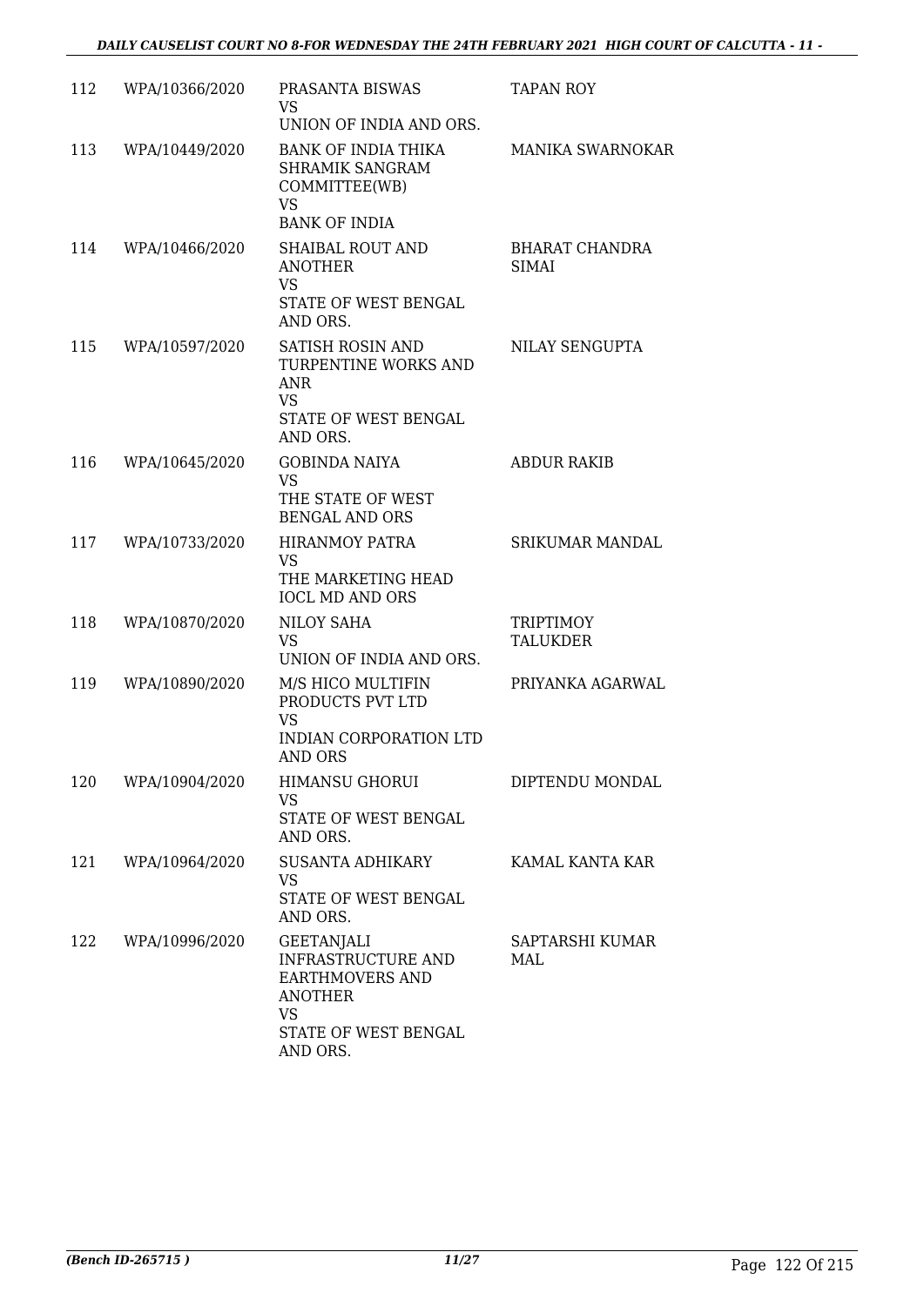| 112 | WPA/10366/2020 | PRASANTA BISWAS<br>VS<br>UNION OF INDIA AND ORS. | TAPAN ROY |
|---|---|---|---|
| 113 | WPA/10449/2020 | BANK OF INDIA THIKA SHRAMIK SANGRAM COMMITTEE(WB)<br>VS<br>BANK OF INDIA | MANIKA SWARNOKAR |
| 114 | WPA/10466/2020 | SHAIBAL ROUT AND ANOTHER<br>VS<br>STATE OF WEST BENGAL AND ORS. | BHARAT CHANDRA SIMAI |
| 115 | WPA/10597/2020 | SATISH ROSIN AND TURPENTINE WORKS AND ANR<br>VS<br>STATE OF WEST BENGAL AND ORS. | NILAY SENGUPTA |
| 116 | WPA/10645/2020 | GOBINDA NAIYA<br>VS<br>THE STATE OF WEST BENGAL AND ORS | ABDUR RAKIB |
| 117 | WPA/10733/2020 | HIRANMOY PATRA<br>VS<br>THE MARKETING HEAD IOCL MD AND ORS | SRIKUMAR MANDAL |
| 118 | WPA/10870/2020 | NILOY SAHA<br>VS<br>UNION OF INDIA AND ORS. | TRIPTIMOY TALUKDER |
| 119 | WPA/10890/2020 | M/S HICO MULTIFIN PRODUCTS PVT LTD<br>VS<br>INDIAN CORPORATION LTD AND ORS | PRIYANKA AGARWAL |
| 120 | WPA/10904/2020 | HIMANSU GHORUI<br>VS<br>STATE OF WEST BENGAL AND ORS. | DIPTENDU MONDAL |
| 121 | WPA/10964/2020 | SUSANTA ADHIKARY<br>VS<br>STATE OF WEST BENGAL AND ORS. | KAMAL KANTA KAR |
| 122 | WPA/10996/2020 | GEETANJALI INFRASTRUCTURE AND EARTHMOVERS AND ANOTHER<br>VS<br>STATE OF WEST BENGAL AND ORS. | SAPTARSHI KUMAR MAL |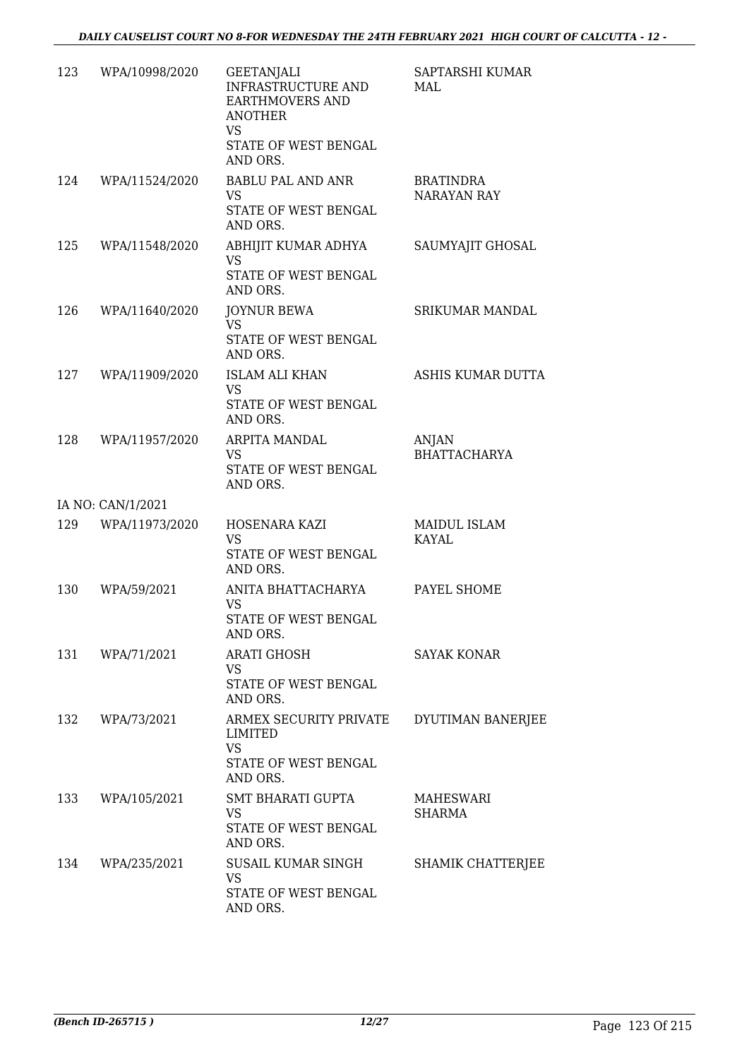| | | | |
|---|---|---|---|
| 123 | WPA/10998/2020 | GEETANJALI INFRASTRUCTURE AND EARTHMOVERS AND ANOTHER<br>VS<br>STATE OF WEST BENGAL AND ORS. | SAPTARSHI KUMAR MAL |
| 124 | WPA/11524/2020 | BABLU PAL AND ANR<br>VS<br>STATE OF WEST BENGAL AND ORS. | BRATINDRA NARAYAN RAY |
| 125 | WPA/11548/2020 | ABHIJIT KUMAR ADHYA<br>VS<br>STATE OF WEST BENGAL AND ORS. | SAUMYAJIT GHOSAL |
| 126 | WPA/11640/2020 | JOYNUR BEWA<br>VS<br>STATE OF WEST BENGAL AND ORS. | SRIKUMAR MANDAL |
| 127 | WPA/11909/2020 | ISLAM ALI KHAN<br>VS<br>STATE OF WEST BENGAL AND ORS. | ASHIS KUMAR DUTTA |
| 128 | WPA/11957/2020 | ARPITA MANDAL<br>VS<br>STATE OF WEST BENGAL AND ORS. | ANJAN BHATTACHARYA |
| IA NO: CAN/1/2021 | | | |
| 129 | WPA/11973/2020 | HOSENARA KAZI<br>VS<br>STATE OF WEST BENGAL AND ORS. | MAIDUL ISLAM KAYAL |
| 130 | WPA/59/2021 | ANITA BHATTACHARYA<br>VS<br>STATE OF WEST BENGAL AND ORS. | PAYEL SHOME |
| 131 | WPA/71/2021 | ARATI GHOSH<br>VS<br>STATE OF WEST BENGAL AND ORS. | SAYAK KONAR |
| 132 | WPA/73/2021 | ARMEX SECURITY PRIVATE LIMITED<br>VS<br>STATE OF WEST BENGAL AND ORS. | DYUTIMAN BANERJEE |
| 133 | WPA/105/2021 | SMT BHARATI GUPTA<br>VS<br>STATE OF WEST BENGAL AND ORS. | MAHESWARI SHARMA |
| 134 | WPA/235/2021 | SUSAIL KUMAR SINGH<br>VS<br>STATE OF WEST BENGAL AND ORS. | SHAMIK CHATTERJEE |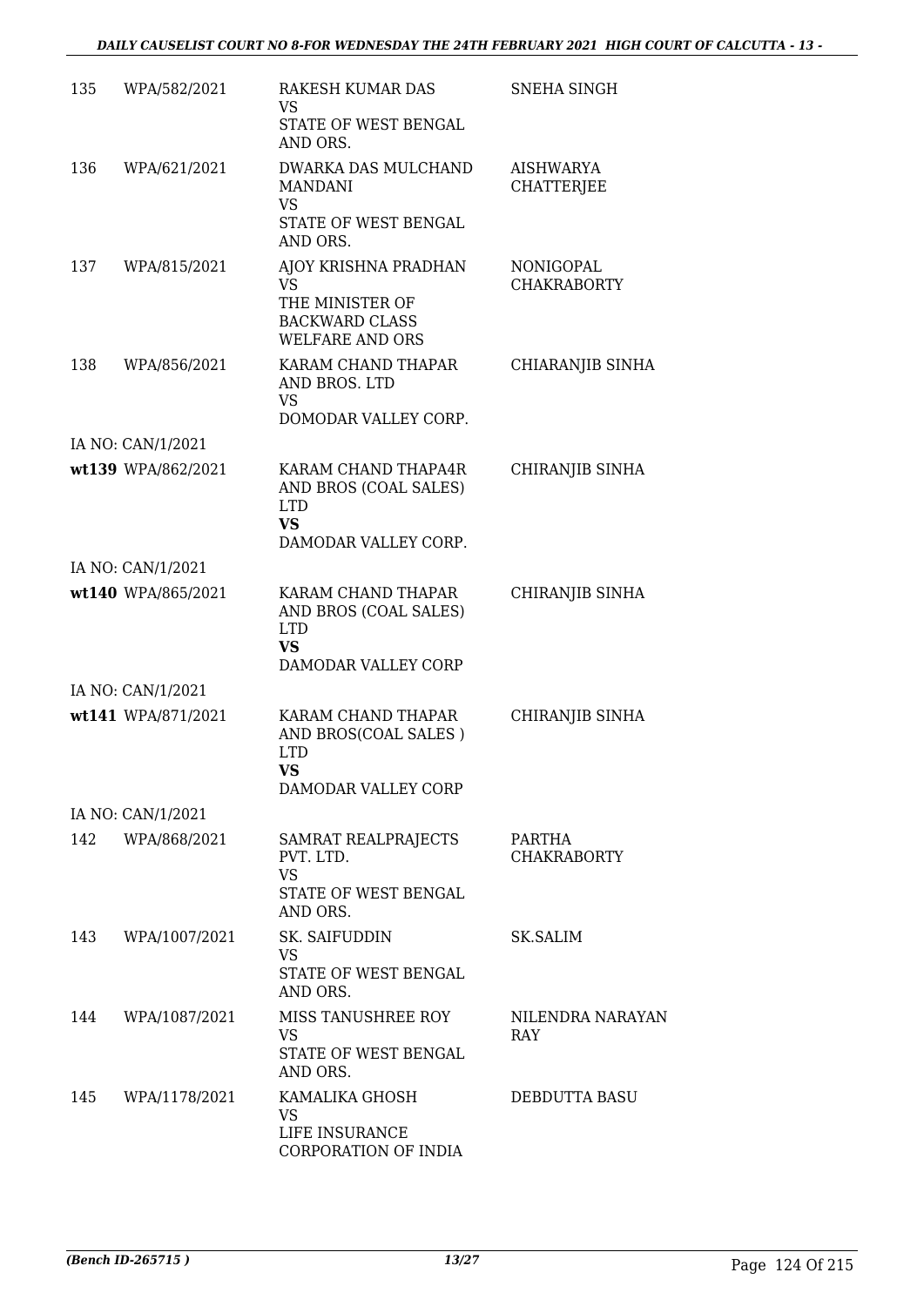| | | | |
|---|---|---|---|
| 135 | WPA/582/2021 | RAKESH KUMAR DAS<br>VS<br>STATE OF WEST BENGAL AND ORS. | SNEHA SINGH |
| 136 | WPA/621/2021 | DWARKA DAS MULCHAND MANDANI<br>VS<br>STATE OF WEST BENGAL AND ORS. | AISHWARYA CHATTERJEE |
| 137 | WPA/815/2021 | AJOY KRISHNA PRADHAN<br>VS<br>THE MINISTER OF BACKWARD CLASS WELFARE AND ORS | NONIGOPAL CHAKRABORTY |
| 138 | WPA/856/2021 | KARAM CHAND THAPAR AND BROS. LTD<br>VS<br>DOMODAR VALLEY CORP. | CHIARANJIB SINHA |
| | IA NO: CAN/1/2021 | | |
| wt139 | WPA/862/2021 | KARAM CHAND THAPA4R AND BROS (COAL SALES) LTD<br>**VS**<br>DAMODAR VALLEY CORP. | CHIRANJIB SINHA |
| | IA NO: CAN/1/2021 | | |
| wt140 | WPA/865/2021 | KARAM CHAND THAPAR AND BROS (COAL SALES) LTD<br>**VS**<br>DAMODAR VALLEY CORP | CHIRANJIB SINHA |
| | IA NO: CAN/1/2021 | | |
| wt141 | WPA/871/2021 | KARAM CHAND THAPAR AND BROS(COAL SALES ) LTD<br>**VS**<br>DAMODAR VALLEY CORP | CHIRANJIB SINHA |
| | IA NO: CAN/1/2021 | | |
| 142 | WPA/868/2021 | SAMRAT REALPRAJECTS PVT. LTD.<br>VS<br>STATE OF WEST BENGAL AND ORS. | PARTHA CHAKRABORTY |
| 143 | WPA/1007/2021 | SK. SAIFUDDIN<br>VS<br>STATE OF WEST BENGAL AND ORS. | SK.SALIM |
| 144 | WPA/1087/2021 | MISS TANUSHREE ROY<br>VS<br>STATE OF WEST BENGAL AND ORS. | NILENDRA NARAYAN RAY |
| 145 | WPA/1178/2021 | KAMALIKA GHOSH<br>VS<br>LIFE INSURANCE CORPORATION OF INDIA | DEBDUTTA BASU |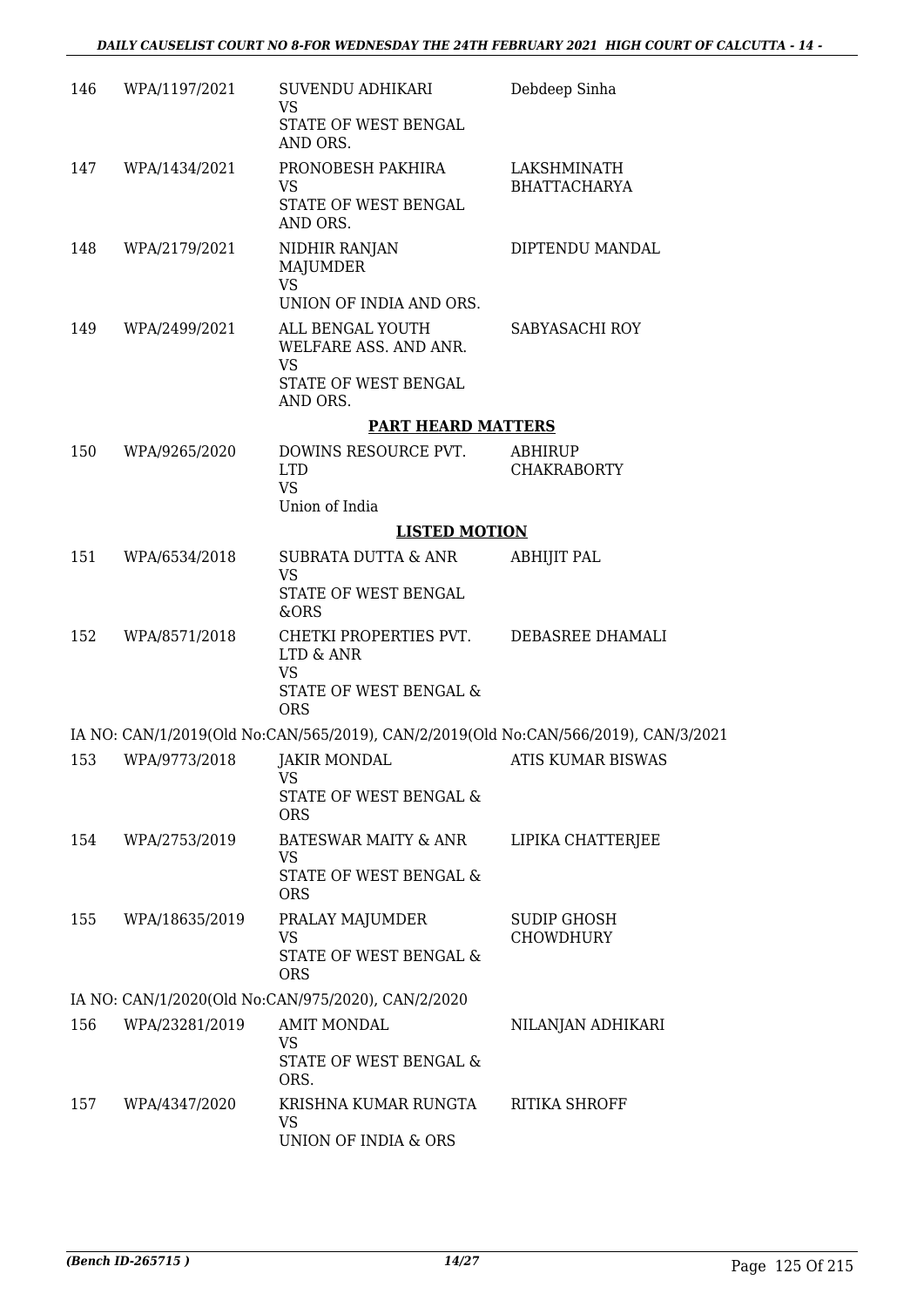| | | | |
|---|---|---|---|
| 146 | WPA/1197/2021 | SUVENDU ADHIKARI<br>VS<br>STATE OF WEST BENGAL AND ORS. | Debdeep Sinha |
| 147 | WPA/1434/2021 | PRONOBESH PAKHIRA<br>VS<br>STATE OF WEST BENGAL AND ORS. | LAKSHMINATH BHATTACHARYA |
| 148 | WPA/2179/2021 | NIDHIR RANJAN MAJUMDER<br>VS<br>UNION OF INDIA AND ORS. | DIPTENDU MANDAL |
| 149 | WPA/2499/2021 | ALL BENGAL YOUTH WELFARE ASS. AND ANR.<br>VS<br>STATE OF WEST BENGAL AND ORS. | SABYASACHI ROY |

**PART HEARD MATTERS**

| | | | |
|---|---|---|---|
| 150 | WPA/9265/2020 | DOWINS RESOURCE PVT. LTD<br>VS<br>Union of India | ABHIRUP CHAKRABORTY |

**LISTED MOTION**

| | | | |
|---|---|---|---|
| 151 | WPA/6534/2018 | SUBRATA DUTTA & ANR<br>VS<br>STATE OF WEST BENGAL &ORS | ABHIJIT PAL |
| 152 | WPA/8571/2018 | CHETKI PROPERTIES PVT. LTD & ANR<br>VS<br>STATE OF WEST BENGAL & ORS | DEBASREE DHAMALI |

IA NO: CAN/1/2019(Old No:CAN/565/2019), CAN/2/2019(Old No:CAN/566/2019), CAN/3/2021

| | | | |
|---|---|---|---|
| 153 | WPA/9773/2018 | JAKIR MONDAL<br>VS<br>STATE OF WEST BENGAL & ORS | ATIS KUMAR BISWAS |
| 154 | WPA/2753/2019 | BATESWAR MAITY & ANR<br>VS<br>STATE OF WEST BENGAL & ORS | LIPIKA CHATTERJEE |
| 155 | WPA/18635/2019 | PRALAY MAJUMDER<br>VS<br>STATE OF WEST BENGAL & ORS | SUDIP GHOSH CHOWDHURY |

IA NO: CAN/1/2020(Old No:CAN/975/2020), CAN/2/2020

| | | | |
|---|---|---|---|
| 156 | WPA/23281/2019 | AMIT MONDAL<br>VS<br>STATE OF WEST BENGAL & ORS. | NILANJAN ADHIKARI |
| 157 | WPA/4347/2020 | KRISHNA KUMAR RUNGTA<br>VS<br>UNION OF INDIA & ORS | RITIKA SHROFF |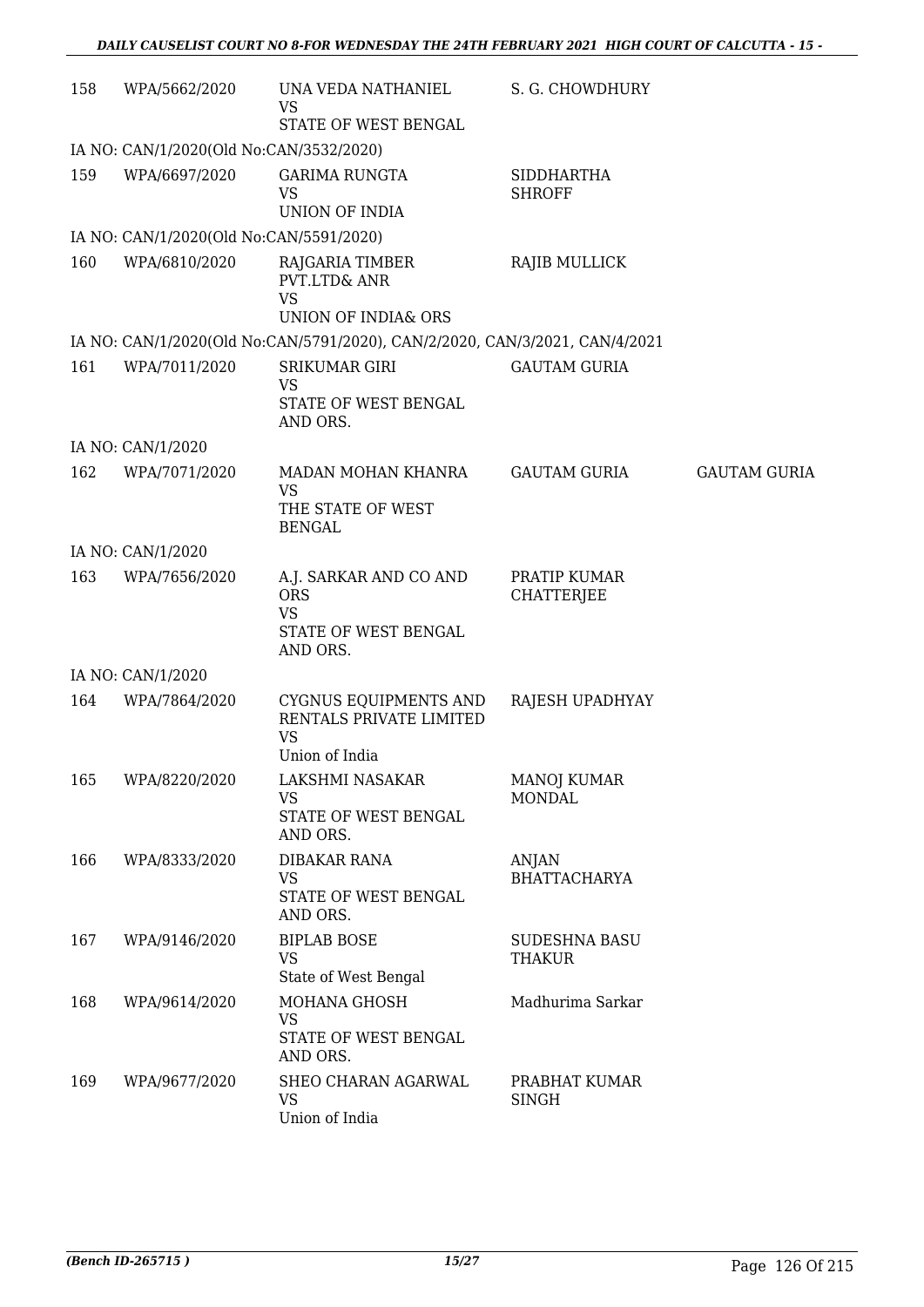| | | | | |
|---|---|---|---|---|
| 158 | WPA/5662/2020 | UNA VEDA NATHANIEL<br>VS<br>STATE OF WEST BENGAL | S. G. CHOWDHURY | |
| IA NO: CAN/1/2020(Old No:CAN/3532/2020) | | | | |
| 159 | WPA/6697/2020 | GARIMA RUNGTA<br>VS<br>UNION OF INDIA | SIDDHARTHA SHROFF | |
| IA NO: CAN/1/2020(Old No:CAN/5591/2020) | | | | |
| 160 | WPA/6810/2020 | RAJGARIA TIMBER PVT.LTD& ANR<br>VS<br>UNION OF INDIA& ORS | RAJIB MULLICK | |
| IA NO: CAN/1/2020(Old No:CAN/5791/2020), CAN/2/2020, CAN/3/2021, CAN/4/2021 | | | | |
| 161 | WPA/7011/2020 | SRIKUMAR GIRI<br>VS<br>STATE OF WEST BENGAL AND ORS. | GAUTAM GURIA | |
| IA NO: CAN/1/2020 | | | | |
| 162 | WPA/7071/2020 | MADAN MOHAN KHANRA<br>VS<br>THE STATE OF WEST BENGAL | GAUTAM GURIA | GAUTAM GURIA |
| IA NO: CAN/1/2020 | | | | |
| 163 | WPA/7656/2020 | A.J. SARKAR AND CO AND ORS<br>VS<br>STATE OF WEST BENGAL AND ORS. | PRATIP KUMAR CHATTERJEE | |
| IA NO: CAN/1/2020 | | | | |
| 164 | WPA/7864/2020 | CYGNUS EQUIPMENTS AND RENTALS PRIVATE LIMITED<br>VS<br>Union of India | RAJESH UPADHYAY | |
| 165 | WPA/8220/2020 | LAKSHMI NASAKAR<br>VS<br>STATE OF WEST BENGAL AND ORS. | MANOJ KUMAR MONDAL | |
| 166 | WPA/8333/2020 | DIBAKAR RANA<br>VS<br>STATE OF WEST BENGAL AND ORS. | ANJAN BHATTACHARYA | |
| 167 | WPA/9146/2020 | BIPLAB BOSE<br>VS<br>State of West Bengal | SUDESHNA BASU THAKUR | |
| 168 | WPA/9614/2020 | MOHANA GHOSH<br>VS<br>STATE OF WEST BENGAL AND ORS. | Madhurima Sarkar | |
| 169 | WPA/9677/2020 | SHEO CHARAN AGARWAL<br>VS<br>Union of India | PRABHAT KUMAR SINGH | |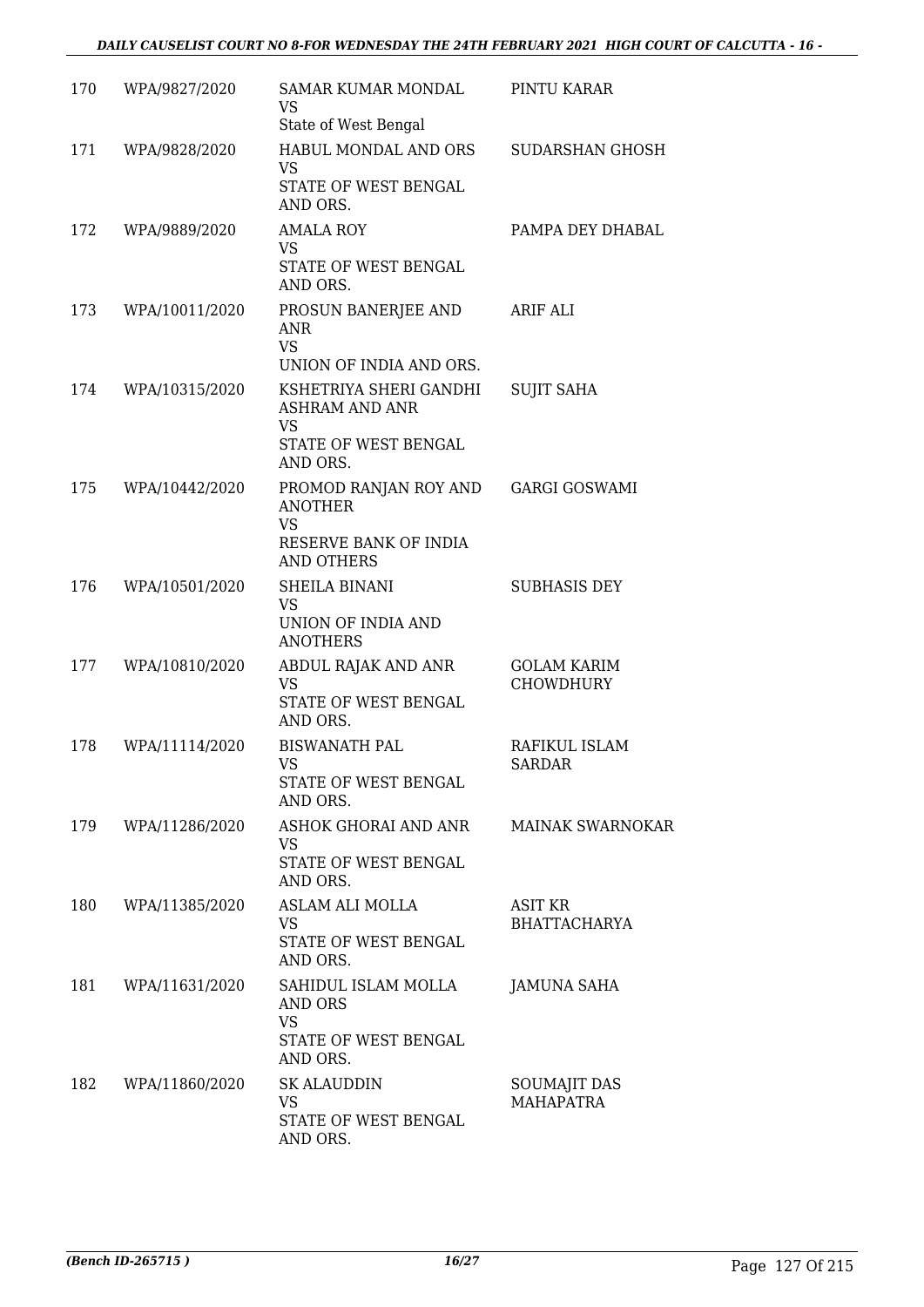| 170 | WPA/9827/2020 | SAMAR KUMAR MONDAL<br>VS<br>State of West Bengal | PINTU KARAR |
|---|---|---|---|
| 171 | WPA/9828/2020 | HABUL MONDAL AND ORS<br>VS<br>STATE OF WEST BENGAL AND ORS. | SUDARSHAN GHOSH |
| 172 | WPA/9889/2020 | AMALA ROY<br>VS<br>STATE OF WEST BENGAL AND ORS. | PAMPA DEY DHABAL |
| 173 | WPA/10011/2020 | PROSUN BANERJEE AND ANR<br>VS<br>UNION OF INDIA AND ORS. | ARIF ALI |
| 174 | WPA/10315/2020 | KSHETRIYA SHERI GANDHI ASHRAM AND ANR<br>VS<br>STATE OF WEST BENGAL AND ORS. | SUJIT SAHA |
| 175 | WPA/10442/2020 | PROMOD RANJAN ROY AND ANOTHER<br>VS<br>RESERVE BANK OF INDIA AND OTHERS | GARGI GOSWAMI |
| 176 | WPA/10501/2020 | SHEILA BINANI<br>VS<br>UNION OF INDIA AND ANOTHERS | SUBHASIS DEY |
| 177 | WPA/10810/2020 | ABDUL RAJAK AND ANR<br>VS<br>STATE OF WEST BENGAL AND ORS. | GOLAM KARIM CHOWDHURY |
| 178 | WPA/11114/2020 | BISWANATH PAL<br>VS<br>STATE OF WEST BENGAL AND ORS. | RAFIKUL ISLAM SARDAR |
| 179 | WPA/11286/2020 | ASHOK GHORAI AND ANR<br>VS<br>STATE OF WEST BENGAL AND ORS. | MAINAK SWARNOKAR |
| 180 | WPA/11385/2020 | ASLAM ALI MOLLA<br>VS<br>STATE OF WEST BENGAL AND ORS. | ASIT KR BHATTACHARYA |
| 181 | WPA/11631/2020 | SAHIDUL ISLAM MOLLA AND ORS<br>VS<br>STATE OF WEST BENGAL AND ORS. | JAMUNA SAHA |
| 182 | WPA/11860/2020 | SK ALAUDDIN<br>VS<br>STATE OF WEST BENGAL AND ORS. | SOUMAJIT DAS MAHAPATRA |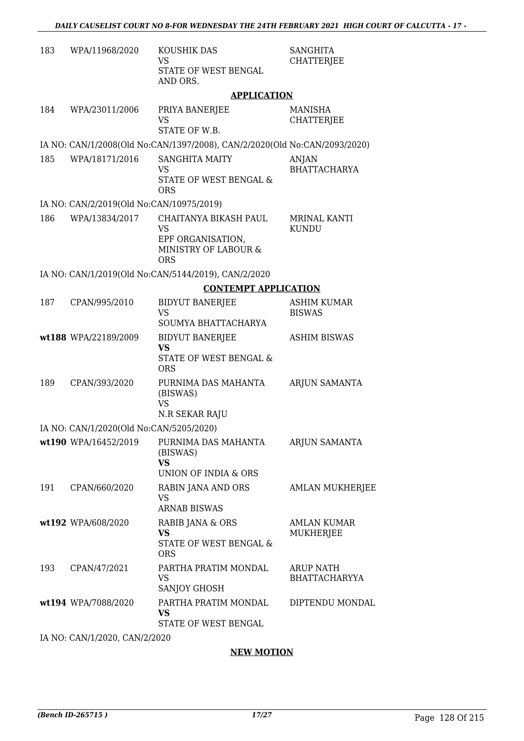| | | | |
|---|---|---|---|
| 183 | WPA/11968/2020 | KOUSHIK DAS<br>VS<br>STATE OF WEST BENGAL AND ORS. | SANGHITA CHATTERJEE |

**APPLICATION**

| | | | |
|---|---|---|---|
| 184 | WPA/23011/2006 | PRIYA BANERJEE<br>VS<br>STATE OF W.B. | MANISHA CHATTERJEE |

IA NO: CAN/1/2008(Old No:CAN/1397/2008), CAN/2/2020(Old No:CAN/2093/2020)

| | | | |
|---|---|---|---|
| 185 | WPA/18171/2016 | SANGHITA MAITY<br>VS<br>STATE OF WEST BENGAL & ORS | ANJAN BHATTACHARYA |

IA NO: CAN/2/2019(Old No:CAN/10975/2019)

| | | | |
|---|---|---|---|
| 186 | WPA/13834/2017 | CHAITANYA BIKASH PAUL<br>VS<br>EPF ORGANISATION, MINISTRY OF LABOUR & ORS | MRINAL KANTI KUNDU |

IA NO: CAN/1/2019(Old No:CAN/5144/2019), CAN/2/2020

**CONTEMPT APPLICATION**

| | | | |
|---|---|---|---|
| 187 | CPAN/995/2010 | BIDYUT BANERJEE<br>VS<br>SOUMYA BHATTACHARYA | ASHIM KUMAR BISWAS |
| wt188 | WPA/22189/2009 | BIDYUT BANERJEE<br>**VS**<br>STATE OF WEST BENGAL & ORS | ASHIM BISWAS |
| 189 | CPAN/393/2020 | PURNIMA DAS MAHANTA (BISWAS)<br>VS<br>N.R SEKAR RAJU | ARJUN SAMANTA |

IA NO: CAN/1/2020(Old No:CAN/5205/2020)

| | | | |
|---|---|---|---|
| wt190 | WPA/16452/2019 | PURNIMA DAS MAHANTA (BISWAS)<br>**VS**<br>UNION OF INDIA & ORS | ARJUN SAMANTA |
| 191 | CPAN/660/2020 | RABIN JANA AND ORS<br>VS<br>ARNAB BISWAS | AMLAN MUKHERJEE |
| wt192 | WPA/608/2020 | RABIB JANA & ORS<br>**VS**<br>STATE OF WEST BENGAL & ORS | AMLAN KUMAR MUKHERJEE |
| 193 | CPAN/47/2021 | PARTHA PRATIM MONDAL<br>VS<br>SANJOY GHOSH | ARUP NATH BHATTACHARYYA |
| wt194 | WPA/7088/2020 | PARTHA PRATIM MONDAL<br>**VS**<br>STATE OF WEST BENGAL | DIPTENDU MONDAL |

IA NO: CAN/1/2020, CAN/2/2020

**NEW MOTION**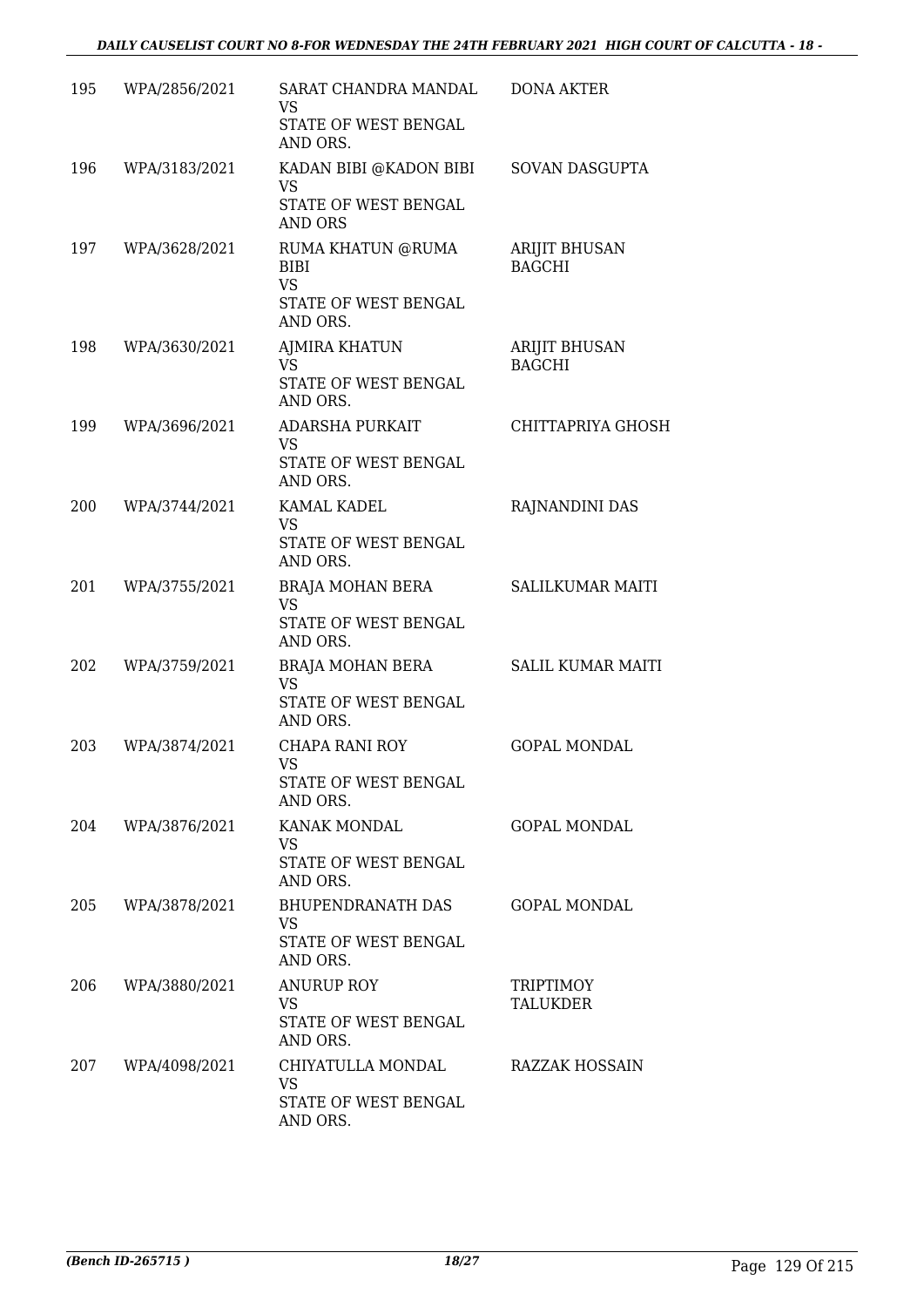| 195 | WPA/2856/2021 | SARAT CHANDRA MANDAL<br>VS<br>STATE OF WEST BENGAL AND ORS. | DONA AKTER |
|---|---|---|---|
| 196 | WPA/3183/2021 | KADAN BIBI @KADON BIBI<br>VS<br>STATE OF WEST BENGAL AND ORS | SOVAN DASGUPTA |
| 197 | WPA/3628/2021 | RUMA KHATUN @RUMA BIBI<br>VS<br>STATE OF WEST BENGAL AND ORS. | ARIJIT BHUSAN BAGCHI |
| 198 | WPA/3630/2021 | AJMIRA KHATUN<br>VS<br>STATE OF WEST BENGAL AND ORS. | ARIJIT BHUSAN BAGCHI |
| 199 | WPA/3696/2021 | ADARSHA PURKAIT<br>VS<br>STATE OF WEST BENGAL AND ORS. | CHITTAPRIYA GHOSH |
| 200 | WPA/3744/2021 | KAMAL KADEL<br>VS<br>STATE OF WEST BENGAL AND ORS. | RAJNANDINI DAS |
| 201 | WPA/3755/2021 | BRAJA MOHAN BERA<br>VS<br>STATE OF WEST BENGAL AND ORS. | SALILKUMAR MAITI |
| 202 | WPA/3759/2021 | BRAJA MOHAN BERA<br>VS<br>STATE OF WEST BENGAL AND ORS. | SALIL KUMAR MAITI |
| 203 | WPA/3874/2021 | CHAPA RANI ROY<br>VS<br>STATE OF WEST BENGAL AND ORS. | GOPAL MONDAL |
| 204 | WPA/3876/2021 | KANAK MONDAL<br>VS<br>STATE OF WEST BENGAL AND ORS. | GOPAL MONDAL |
| 205 | WPA/3878/2021 | BHUPENDRANATH DAS<br>VS<br>STATE OF WEST BENGAL AND ORS. | GOPAL MONDAL |
| 206 | WPA/3880/2021 | ANURUP ROY<br>VS<br>STATE OF WEST BENGAL AND ORS. | TRIPTIMOY TALUKDER |
| 207 | WPA/4098/2021 | CHIYATULLA MONDAL<br>VS<br>STATE OF WEST BENGAL AND ORS. | RAZZAK HOSSAIN |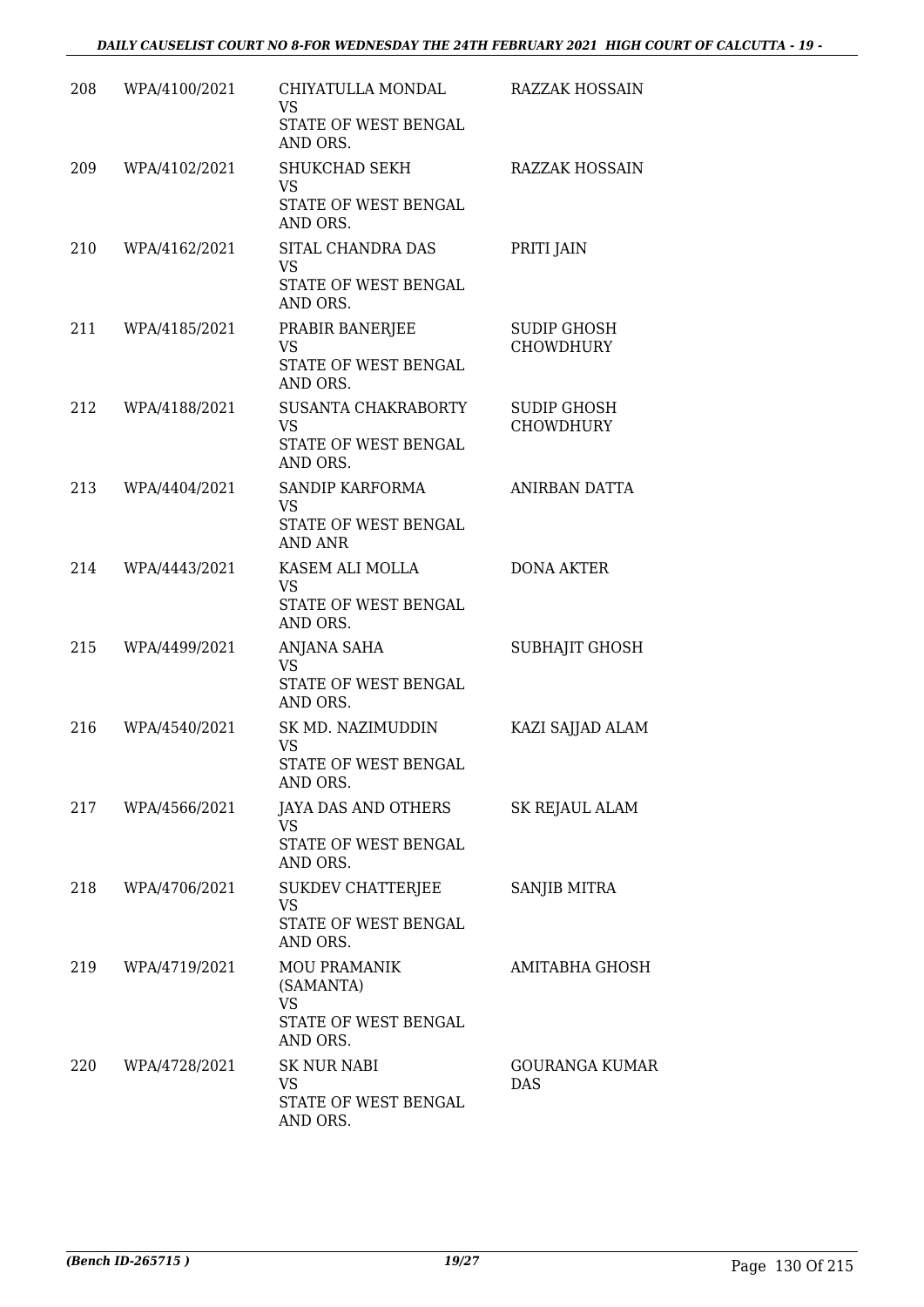| 208 | WPA/4100/2021 | CHIYATULLA MONDAL<br>VS<br>STATE OF WEST BENGAL AND ORS. | RAZZAK HOSSAIN |
|---|---|---|---|
| 209 | WPA/4102/2021 | SHUKCHAD SEKH<br>VS<br>STATE OF WEST BENGAL AND ORS. | RAZZAK HOSSAIN |
| 210 | WPA/4162/2021 | SITAL CHANDRA DAS<br>VS<br>STATE OF WEST BENGAL AND ORS. | PRITI JAIN |
| 211 | WPA/4185/2021 | PRABIR BANERJEE<br>VS<br>STATE OF WEST BENGAL AND ORS. | SUDIP GHOSH CHOWDHURY |
| 212 | WPA/4188/2021 | SUSANTA CHAKRABORTY<br>VS<br>STATE OF WEST BENGAL AND ORS. | SUDIP GHOSH CHOWDHURY |
| 213 | WPA/4404/2021 | SANDIP KARFORMA<br>VS<br>STATE OF WEST BENGAL AND ANR | ANIRBAN DATTA |
| 214 | WPA/4443/2021 | KASEM ALI MOLLA<br>VS<br>STATE OF WEST BENGAL AND ORS. | DONA AKTER |
| 215 | WPA/4499/2021 | ANJANA SAHA<br>VS<br>STATE OF WEST BENGAL AND ORS. | SUBHAJIT GHOSH |
| 216 | WPA/4540/2021 | SK MD. NAZIMUDDIN<br>VS<br>STATE OF WEST BENGAL AND ORS. | KAZI SAJJAD ALAM |
| 217 | WPA/4566/2021 | JAYA DAS AND OTHERS<br>VS<br>STATE OF WEST BENGAL AND ORS. | SK REJAUL ALAM |
| 218 | WPA/4706/2021 | SUKDEV CHATTERJEE<br>VS<br>STATE OF WEST BENGAL AND ORS. | SANJIB MITRA |
| 219 | WPA/4719/2021 | MOU PRAMANIK (SAMANTA)<br>VS<br>STATE OF WEST BENGAL AND ORS. | AMITABHA GHOSH |
| 220 | WPA/4728/2021 | SK NUR NABI<br>VS<br>STATE OF WEST BENGAL AND ORS. | GOURANGA KUMAR DAS |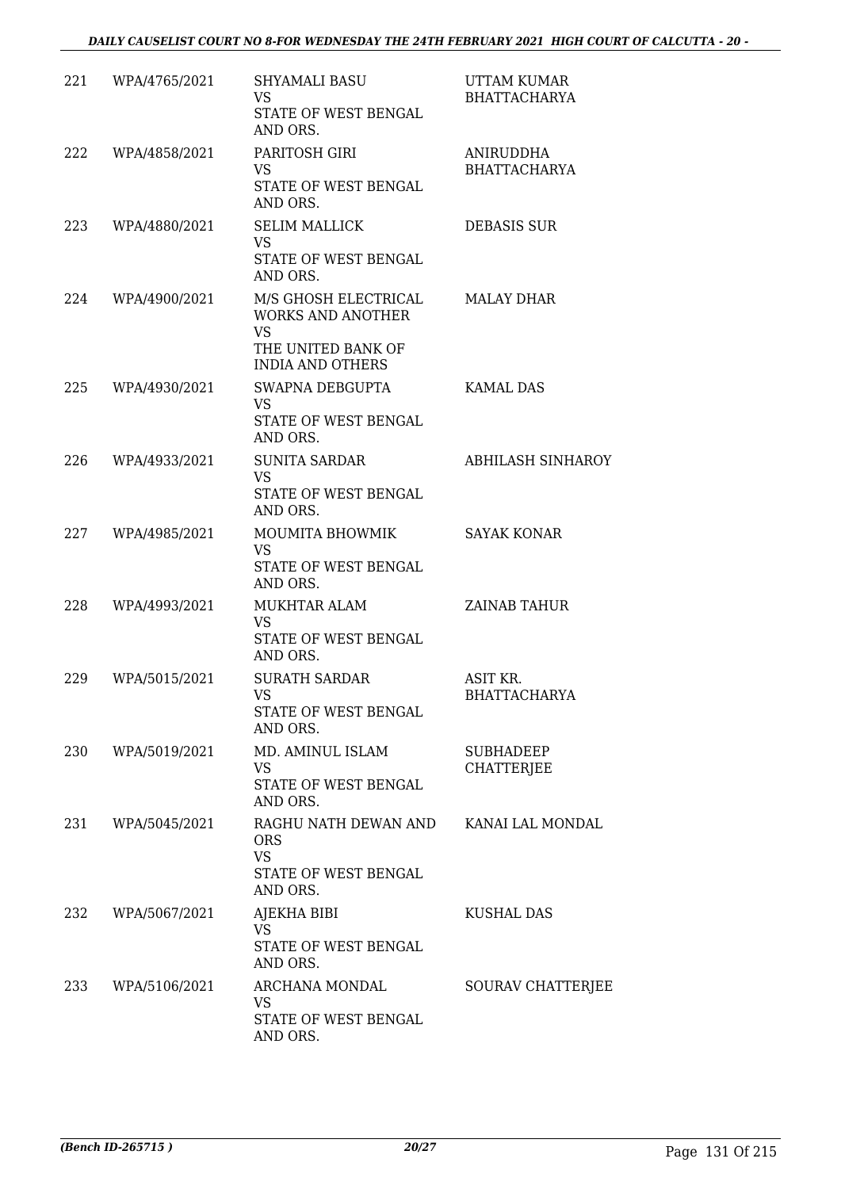| 221 | WPA/4765/2021 | SHYAMALI BASU<br>VS<br>STATE OF WEST BENGAL AND ORS. | UTTAM KUMAR BHATTACHARYA |
|---|---|---|---|
| 222 | WPA/4858/2021 | PARITOSH GIRI<br>VS<br>STATE OF WEST BENGAL AND ORS. | ANIRUDDHA BHATTACHARYA |
| 223 | WPA/4880/2021 | SELIM MALLICK<br>VS<br>STATE OF WEST BENGAL AND ORS. | DEBASIS SUR |
| 224 | WPA/4900/2021 | M/S GHOSH ELECTRICAL WORKS AND ANOTHER<br>VS<br>THE UNITED BANK OF INDIA AND OTHERS | MALAY DHAR |
| 225 | WPA/4930/2021 | SWAPNA DEBGUPTA<br>VS<br>STATE OF WEST BENGAL AND ORS. | KAMAL DAS |
| 226 | WPA/4933/2021 | SUNITA SARDAR<br>VS<br>STATE OF WEST BENGAL AND ORS. | ABHILASH SINHAROY |
| 227 | WPA/4985/2021 | MOUMITA BHOWMIK<br>VS<br>STATE OF WEST BENGAL AND ORS. | SAYAK KONAR |
| 228 | WPA/4993/2021 | MUKHTAR ALAM<br>VS<br>STATE OF WEST BENGAL AND ORS. | ZAINAB TAHUR |
| 229 | WPA/5015/2021 | SURATH SARDAR<br>VS<br>STATE OF WEST BENGAL AND ORS. | ASIT KR. BHATTACHARYA |
| 230 | WPA/5019/2021 | MD. AMINUL ISLAM<br>VS<br>STATE OF WEST BENGAL AND ORS. | SUBHADEEP CHATTERJEE |
| 231 | WPA/5045/2021 | RAGHU NATH DEWAN AND ORS<br>VS<br>STATE OF WEST BENGAL AND ORS. | KANAI LAL MONDAL |
| 232 | WPA/5067/2021 | AJEKHA BIBI<br>VS<br>STATE OF WEST BENGAL AND ORS. | KUSHAL DAS |
| 233 | WPA/5106/2021 | ARCHANA MONDAL<br>VS<br>STATE OF WEST BENGAL AND ORS. | SOURAV CHATTERJEE |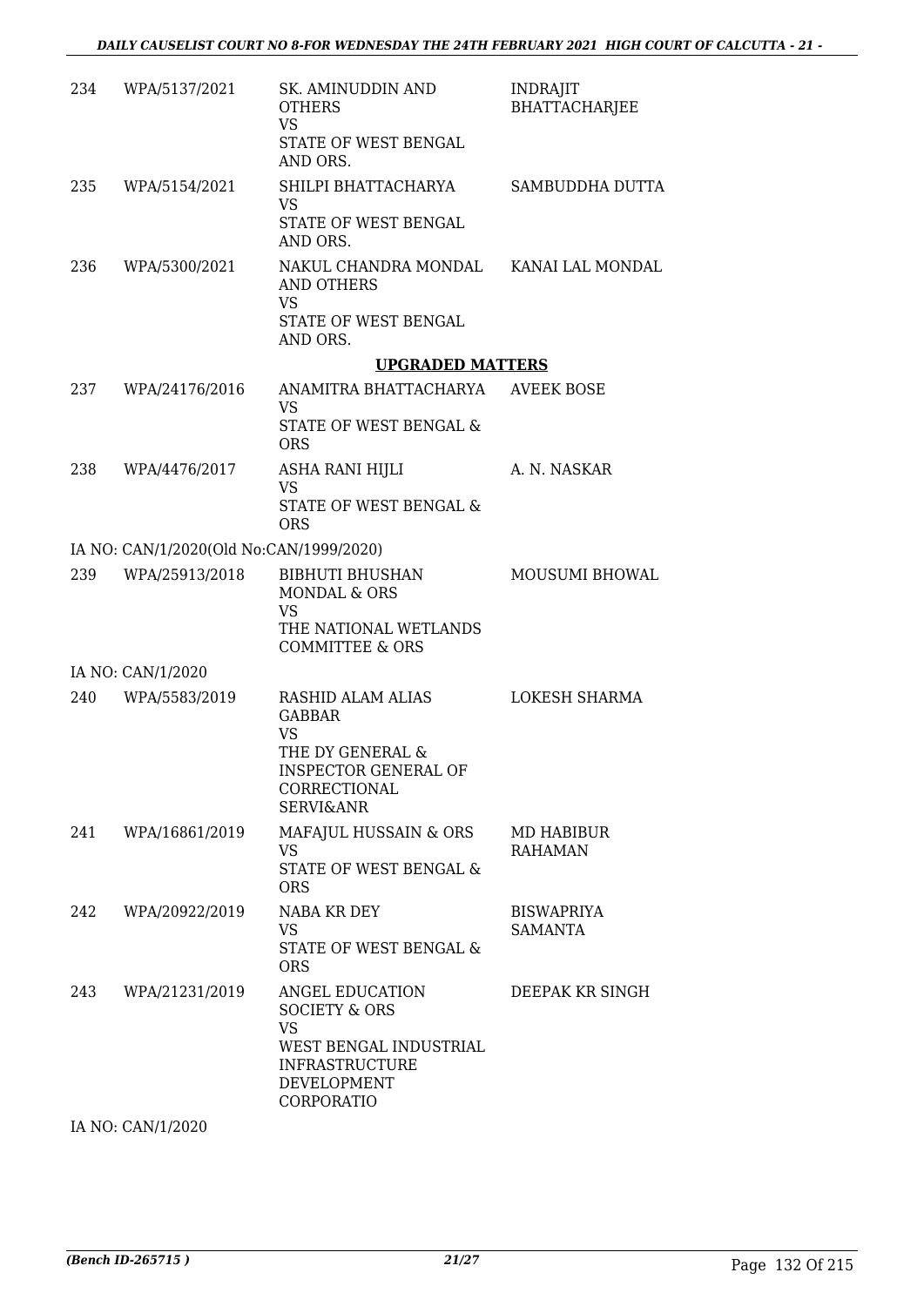| | | | |
|---|---|---|---|
| 234 | WPA/5137/2021 | SK. AMINUDDIN AND OTHERS<br>VS<br>STATE OF WEST BENGAL AND ORS. | INDRAJIT BHATTACHARJEE |
| 235 | WPA/5154/2021 | SHILPI BHATTACHARYA<br>VS<br>STATE OF WEST BENGAL AND ORS. | SAMBUDDHA DUTTA |
| 236 | WPA/5300/2021 | NAKUL CHANDRA MONDAL AND OTHERS<br>VS<br>STATE OF WEST BENGAL AND ORS. | KANAI LAL MONDAL |

**UPGRADED MATTERS**

| | | | |
|---|---|---|---|
| 237 | WPA/24176/2016 | ANAMITRA BHATTACHARYA<br>VS<br>STATE OF WEST BENGAL & ORS | AVEEK BOSE |
| 238 | WPA/4476/2017 | ASHA RANI HIJLI<br>VS<br>STATE OF WEST BENGAL & ORS | A. N. NASKAR |

IA NO: CAN/1/2020(Old No:CAN/1999/2020)

| | | | |
|---|---|---|---|
| 239 | WPA/25913/2018 | BIBHUTI BHUSHAN MONDAL & ORS<br>VS<br>THE NATIONAL WETLANDS COMMITTEE & ORS | MOUSUMI BHOWAL |

IA NO: CAN/1/2020

| | | | |
|---|---|---|---|
| 240 | WPA/5583/2019 | RASHID ALAM ALIAS GABBAR<br>VS<br>THE DY GENERAL & INSPECTOR GENERAL OF CORRECTIONAL SERVI&ANR | LOKESH SHARMA |
| 241 | WPA/16861/2019 | MAFAJUL HUSSAIN & ORS<br>VS<br>STATE OF WEST BENGAL & ORS | MD HABIBUR RAHAMAN |
| 242 | WPA/20922/2019 | NABA KR DEY<br>VS<br>STATE OF WEST BENGAL & ORS | BISWAPRIYA SAMANTA |
| 243 | WPA/21231/2019 | ANGEL EDUCATION SOCIETY & ORS<br>VS<br>WEST BENGAL INDUSTRIAL INFRASTRUCTURE DEVELOPMENT CORPORATIO | DEEPAK KR SINGH |

IA NO: CAN/1/2020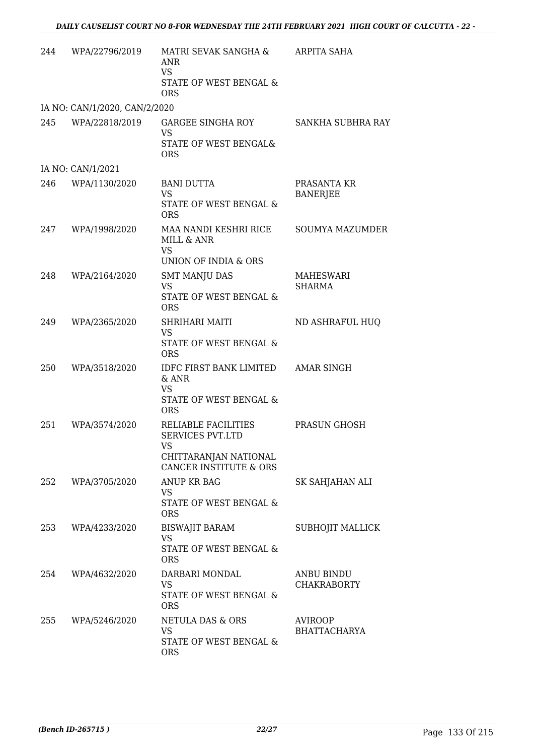| | | | |
|---|---|---|---|
| 244 | WPA/22796/2019 | MATRI SEVAK SANGHA & ANR<br>VS<br>STATE OF WEST BENGAL & ORS | ARPITA SAHA |
| IA NO: CAN/1/2020, CAN/2/2020 | | | |
| 245 | WPA/22818/2019 | GARGEE SINGHA ROY<br>VS<br>STATE OF WEST BENGAL& ORS | SANKHA SUBHRA RAY |
| IA NO: CAN/1/2021 | | | |
| 246 | WPA/1130/2020 | BANI DUTTA<br>VS<br>STATE OF WEST BENGAL & ORS | PRASANTA KR BANERJEE |
| 247 | WPA/1998/2020 | MAA NANDI KESHRI RICE MILL & ANR<br>VS<br>UNION OF INDIA & ORS | SOUMYA MAZUMDER |
| 248 | WPA/2164/2020 | SMT MANJU DAS<br>VS<br>STATE OF WEST BENGAL & ORS | MAHESWARI SHARMA |
| 249 | WPA/2365/2020 | SHRIHARI MAITI<br>VS<br>STATE OF WEST BENGAL & ORS | ND ASHRAFUL HUQ |
| 250 | WPA/3518/2020 | IDFC FIRST BANK LIMITED & ANR<br>VS<br>STATE OF WEST BENGAL & ORS | AMAR SINGH |
| 251 | WPA/3574/2020 | RELIABLE FACILITIES SERVICES PVT.LTD<br>VS<br>CHITTARANJAN NATIONAL CANCER INSTITUTE & ORS | PRASUN GHOSH |
| 252 | WPA/3705/2020 | ANUP KR BAG<br>VS<br>STATE OF WEST BENGAL & ORS | SK SAHJAHAN ALI |
| 253 | WPA/4233/2020 | BISWAJIT BARAM<br>VS<br>STATE OF WEST BENGAL & ORS | SUBHOJIT MALLICK |
| 254 | WPA/4632/2020 | DARBARI MONDAL<br>VS<br>STATE OF WEST BENGAL & ORS | ANBU BINDU CHAKRABORTY |
| 255 | WPA/5246/2020 | NETULA DAS & ORS<br>VS<br>STATE OF WEST BENGAL & ORS | AVIROOP BHATTACHARYA |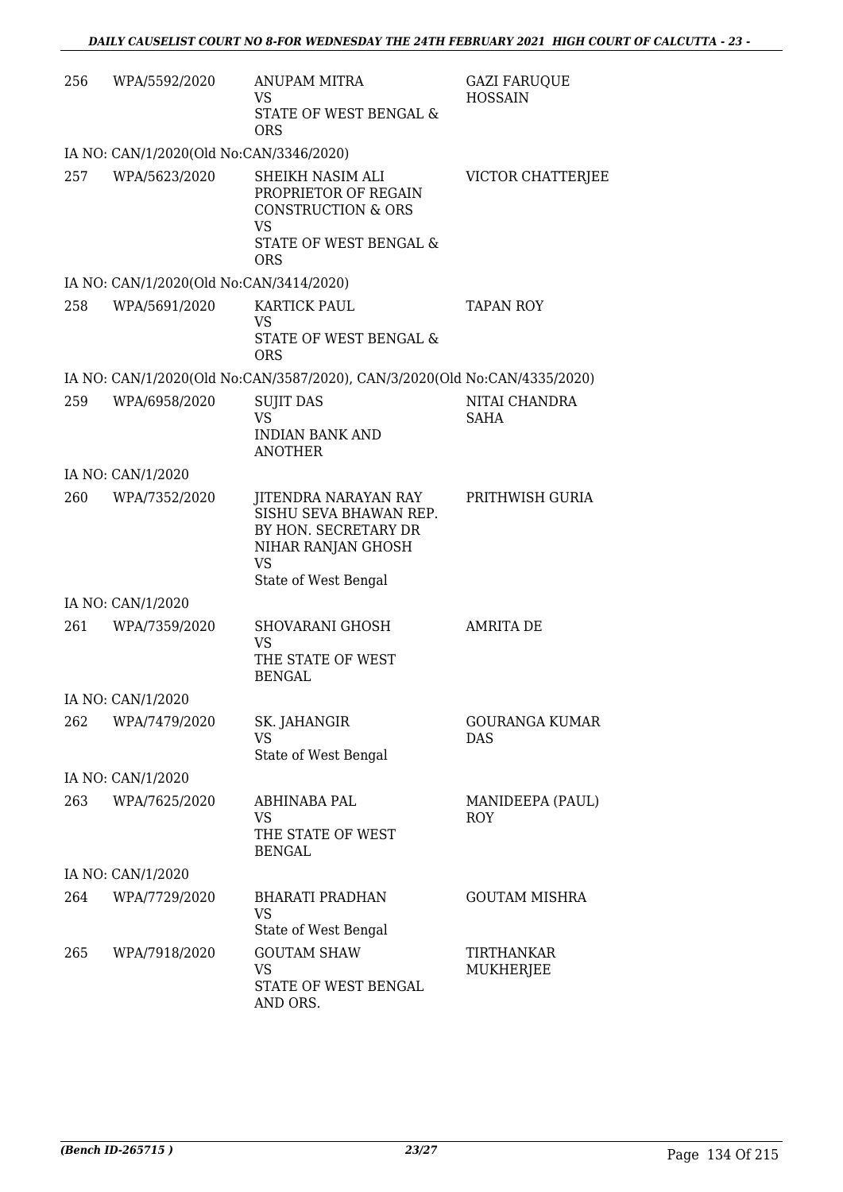| | | | |
|---|---|---|---|
| 256 | WPA/5592/2020 | ANUPAM MITRA<br>VS<br>STATE OF WEST BENGAL & ORS | GAZI FARUQUE HOSSAIN |
| IA NO: CAN/1/2020(Old No:CAN/3346/2020) | | | |
| 257 | WPA/5623/2020 | SHEIKH NASIM ALI PROPRIETOR OF REGAIN CONSTRUCTION & ORS<br>VS<br>STATE OF WEST BENGAL & ORS | VICTOR CHATTERJEE |
| IA NO: CAN/1/2020(Old No:CAN/3414/2020) | | | |
| 258 | WPA/5691/2020 | KARTICK PAUL<br>VS<br>STATE OF WEST BENGAL & ORS | TAPAN ROY |
| IA NO: CAN/1/2020(Old No:CAN/3587/2020), CAN/3/2020(Old No:CAN/4335/2020) | | | |
| 259 | WPA/6958/2020 | SUJIT DAS<br>VS<br>INDIAN BANK AND ANOTHER | NITAI CHANDRA SAHA |
| IA NO: CAN/1/2020 | | | |
| 260 | WPA/7352/2020 | JITENDRA NARAYAN RAY SISHU SEVA BHAWAN REP. BY HON. SECRETARY DR NIHAR RANJAN GHOSH<br>VS<br>State of West Bengal | PRITHWISH GURIA |
| IA NO: CAN/1/2020 | | | |
| 261 | WPA/7359/2020 | SHOVARANI GHOSH<br>VS<br>THE STATE OF WEST BENGAL | AMRITA DE |
| IA NO: CAN/1/2020 | | | |
| 262 | WPA/7479/2020 | SK. JAHANGIR<br>VS<br>State of West Bengal | GOURANGA KUMAR DAS |
| IA NO: CAN/1/2020 | | | |
| 263 | WPA/7625/2020 | ABHINABA PAL<br>VS<br>THE STATE OF WEST BENGAL | MANIDEEPA (PAUL) ROY |
| IA NO: CAN/1/2020 | | | |
| 264 | WPA/7729/2020 | BHARATI PRADHAN<br>VS<br>State of West Bengal | GOUTAM MISHRA |
| 265 | WPA/7918/2020 | GOUTAM SHAW<br>VS<br>STATE OF WEST BENGAL AND ORS. | TIRTHANKAR MUKHERJEE |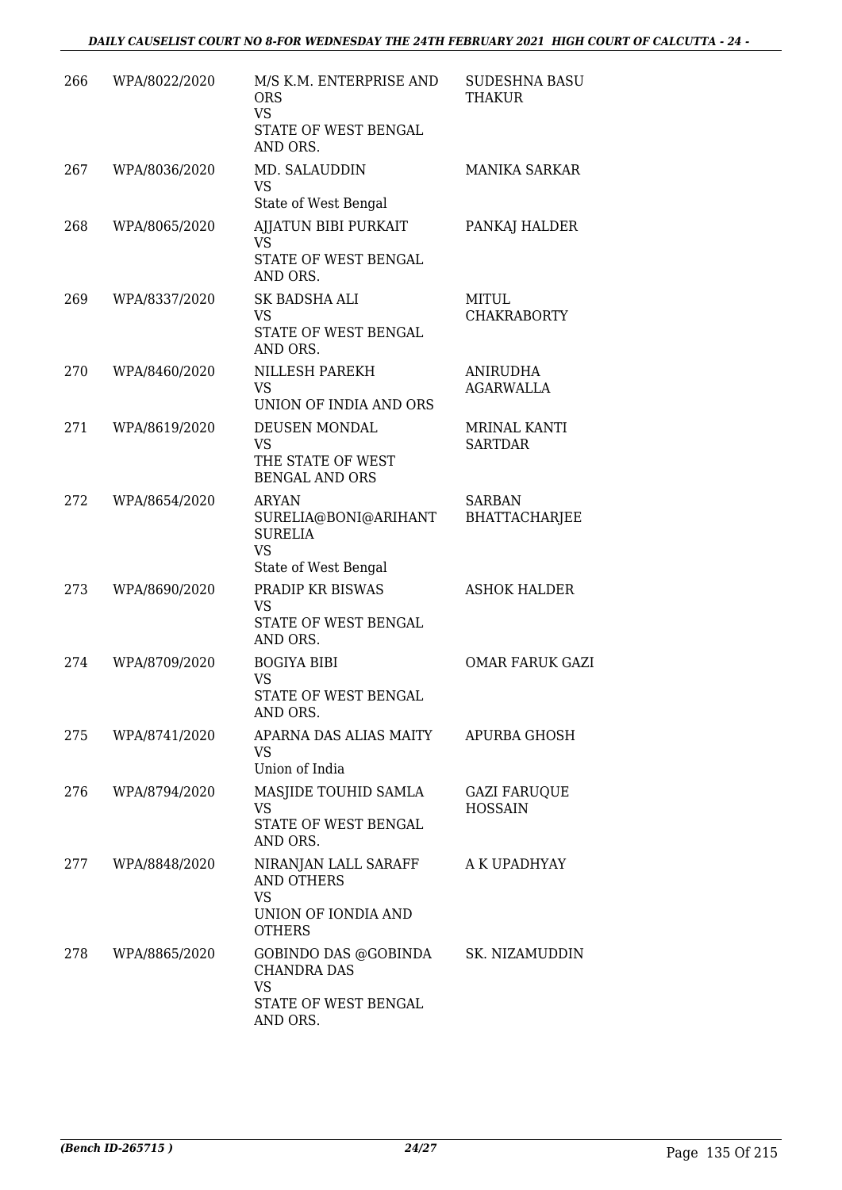| | | | |
|---|---|---|---|
| 266 | WPA/8022/2020 | M/S K.M. ENTERPRISE AND ORS<br>VS<br>STATE OF WEST BENGAL AND ORS. | SUDESHNA BASU THAKUR |
| 267 | WPA/8036/2020 | MD. SALAUDDIN<br>VS<br>State of West Bengal | MANIKA SARKAR |
| 268 | WPA/8065/2020 | AJJATUN BIBI PURKAIT<br>VS<br>STATE OF WEST BENGAL AND ORS. | PANKAJ HALDER |
| 269 | WPA/8337/2020 | SK BADSHA ALI<br>VS<br>STATE OF WEST BENGAL AND ORS. | MITUL CHAKRABORTY |
| 270 | WPA/8460/2020 | NILLESH PAREKH<br>VS<br>UNION OF INDIA AND ORS | ANIRUDHA AGARWALLA |
| 271 | WPA/8619/2020 | DEUSEN MONDAL<br>VS<br>THE STATE OF WEST BENGAL AND ORS | MRINAL KANTI SARTDAR |
| 272 | WPA/8654/2020 | ARYAN SURELIA@BONI@ARIHANT SURELIA<br>VS<br>State of West Bengal | SARBAN BHATTACHARJEE |
| 273 | WPA/8690/2020 | PRADIP KR BISWAS<br>VS<br>STATE OF WEST BENGAL AND ORS. | ASHOK HALDER |
| 274 | WPA/8709/2020 | BOGIYA BIBI<br>VS<br>STATE OF WEST BENGAL AND ORS. | OMAR FARUK GAZI |
| 275 | WPA/8741/2020 | APARNA DAS ALIAS MAITY<br>VS<br>Union of India | APURBA GHOSH |
| 276 | WPA/8794/2020 | MASJIDE TOUHID SAMLA<br>VS<br>STATE OF WEST BENGAL AND ORS. | GAZI FARUQUE HOSSAIN |
| 277 | WPA/8848/2020 | NIRANJAN LALL SARAFF AND OTHERS<br>VS<br>UNION OF IONDIA AND OTHERS | A K UPADHYAY |
| 278 | WPA/8865/2020 | GOBINDO DAS @GOBINDA CHANDRA DAS<br>VS<br>STATE OF WEST BENGAL AND ORS. | SK. NIZAMUDDIN |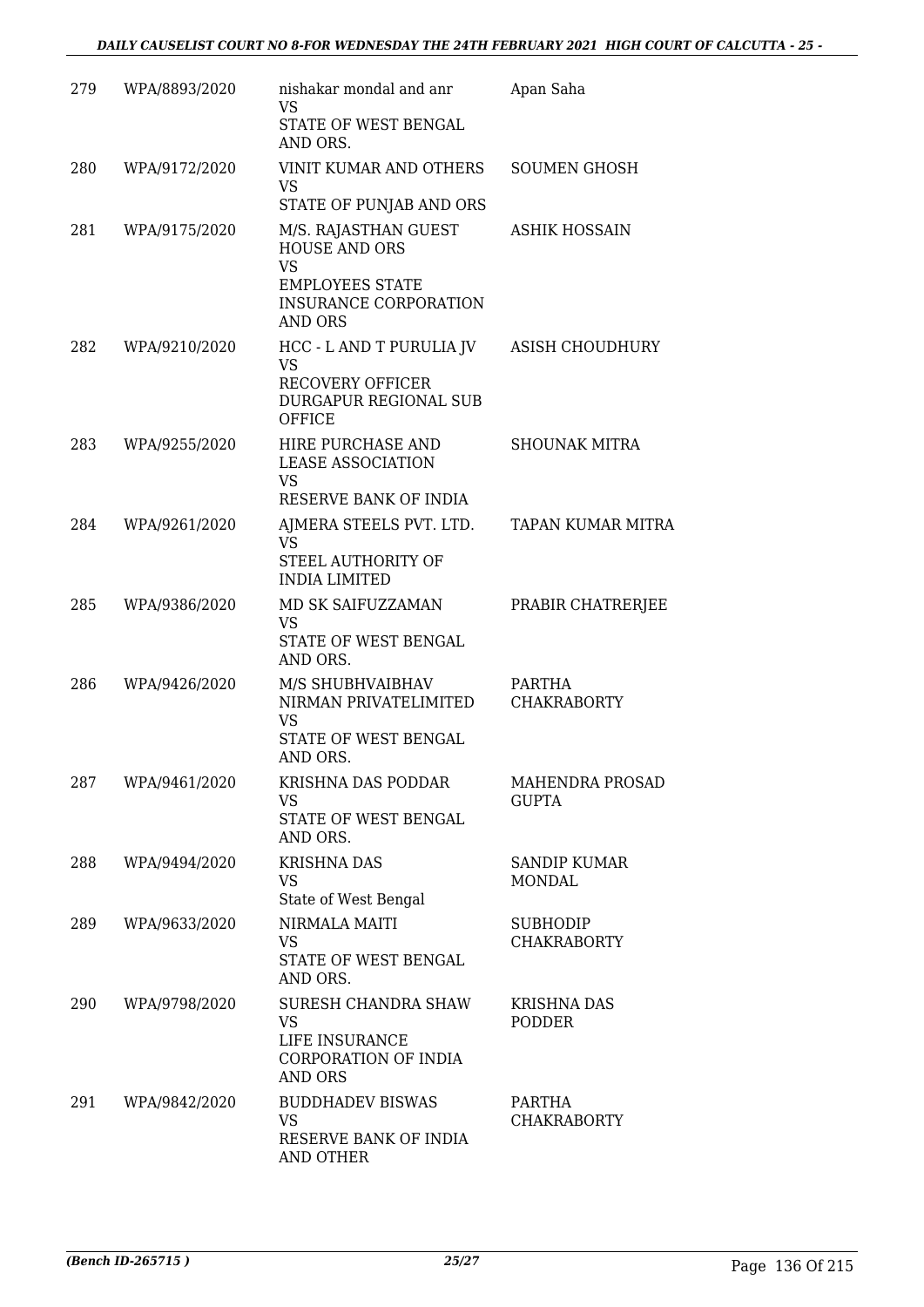| 279 | WPA/8893/2020 | nishakar mondal and anr<br>VS<br>STATE OF WEST BENGAL AND ORS. | Apan Saha |
|---|---|---|---|
| 280 | WPA/9172/2020 | VINIT KUMAR AND OTHERS<br>VS<br>STATE OF PUNJAB AND ORS | SOUMEN GHOSH |
| 281 | WPA/9175/2020 | M/S. RAJASTHAN GUEST HOUSE AND ORS<br>VS<br>EMPLOYEES STATE INSURANCE CORPORATION AND ORS | ASHIK HOSSAIN |
| 282 | WPA/9210/2020 | HCC - L AND T PURULIA JV<br>VS<br>RECOVERY OFFICER DURGAPUR REGIONAL SUB OFFICE | ASISH CHOUDHURY |
| 283 | WPA/9255/2020 | HIRE PURCHASE AND LEASE ASSOCIATION<br>VS<br>RESERVE BANK OF INDIA | SHOUNAK MITRA |
| 284 | WPA/9261/2020 | AJMERA STEELS PVT. LTD.<br>VS<br>STEEL AUTHORITY OF INDIA LIMITED | TAPAN KUMAR MITRA |
| 285 | WPA/9386/2020 | MD SK SAIFUZZAMAN<br>VS<br>STATE OF WEST BENGAL AND ORS. | PRABIR CHATRERJEE |
| 286 | WPA/9426/2020 | M/S SHUBHVAIBHAV NIRMAN PRIVATELIMITED<br>VS<br>STATE OF WEST BENGAL AND ORS. | PARTHA CHAKRABORTY |
| 287 | WPA/9461/2020 | KRISHNA DAS PODDAR<br>VS<br>STATE OF WEST BENGAL AND ORS. | MAHENDRA PROSAD GUPTA |
| 288 | WPA/9494/2020 | KRISHNA DAS<br>VS<br>State of West Bengal | SANDIP KUMAR MONDAL |
| 289 | WPA/9633/2020 | NIRMALA MAITI<br>VS<br>STATE OF WEST BENGAL AND ORS. | SUBHODIP CHAKRABORTY |
| 290 | WPA/9798/2020 | SURESH CHANDRA SHAW<br>VS<br>LIFE INSURANCE CORPORATION OF INDIA AND ORS | KRISHNA DAS PODDER |
| 291 | WPA/9842/2020 | BUDDHADEV BISWAS<br>VS<br>RESERVE BANK OF INDIA AND OTHER | PARTHA CHAKRABORTY |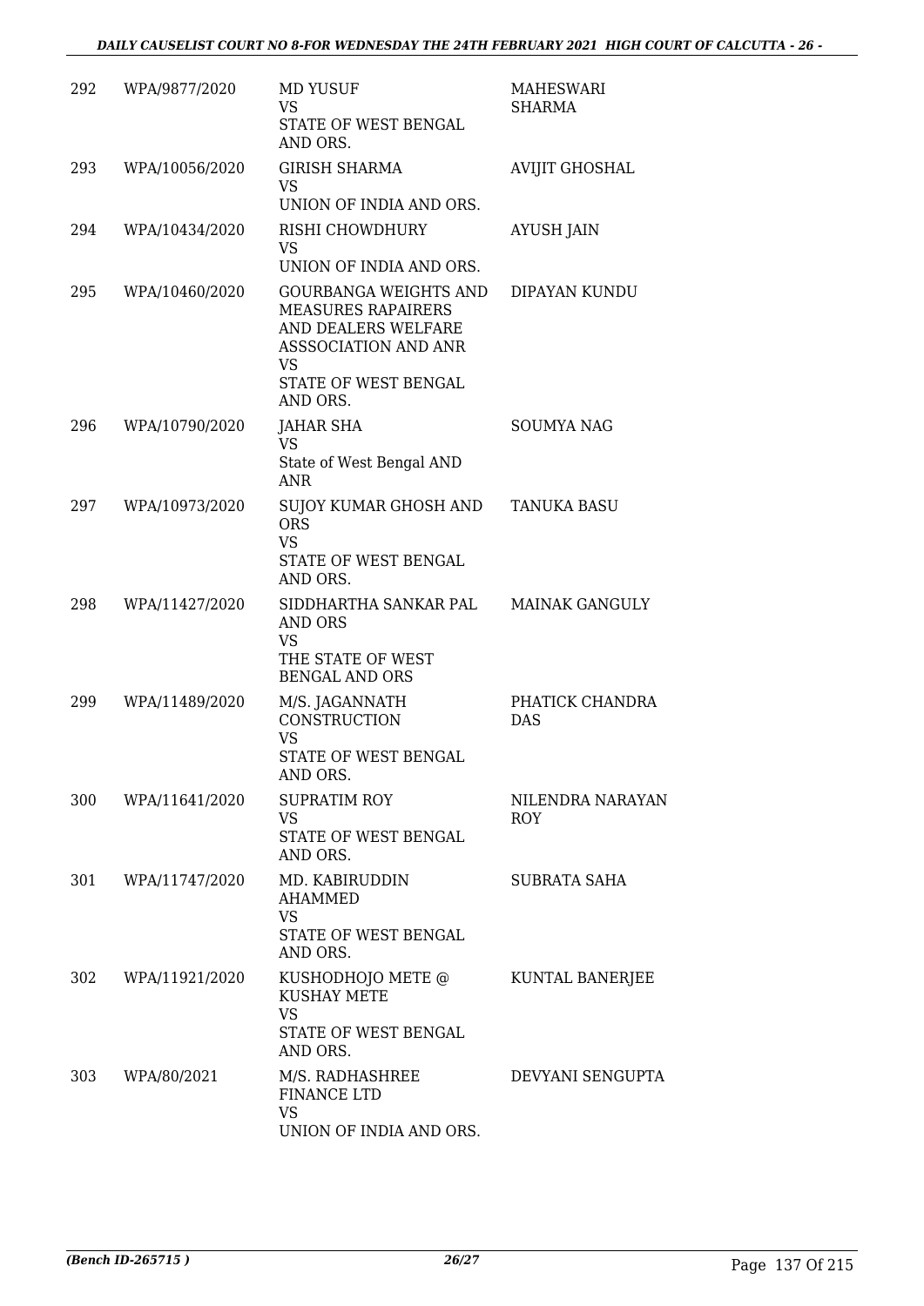| 292 | WPA/9877/2020 | MD YUSUF<br>VS<br>STATE OF WEST BENGAL AND ORS. | MAHESWARI SHARMA |
|---|---|---|---|
| 293 | WPA/10056/2020 | GIRISH SHARMA<br>VS<br>UNION OF INDIA AND ORS. | AVIJIT GHOSHAL |
| 294 | WPA/10434/2020 | RISHI CHOWDHURY<br>VS<br>UNION OF INDIA AND ORS. | AYUSH JAIN |
| 295 | WPA/10460/2020 | GOURBANGA WEIGHTS AND MEASURES RAPAIRERS AND DEALERS WELFARE ASSSOCIATION AND ANR<br>VS<br>STATE OF WEST BENGAL AND ORS. | DIPAYAN KUNDU |
| 296 | WPA/10790/2020 | JAHAR SHA<br>VS<br>State of West Bengal AND ANR | SOUMYA NAG |
| 297 | WPA/10973/2020 | SUJOY KUMAR GHOSH AND ORS<br>VS<br>STATE OF WEST BENGAL AND ORS. | TANUKA BASU |
| 298 | WPA/11427/2020 | SIDDHARTHA SANKAR PAL AND ORS<br>VS<br>THE STATE OF WEST BENGAL AND ORS | MAINAK GANGULY |
| 299 | WPA/11489/2020 | M/S. JAGANNATH CONSTRUCTION<br>VS<br>STATE OF WEST BENGAL AND ORS. | PHATICK CHANDRA DAS |
| 300 | WPA/11641/2020 | SUPRATIM ROY<br>VS<br>STATE OF WEST BENGAL AND ORS. | NILENDRA NARAYAN ROY |
| 301 | WPA/11747/2020 | MD. KABIRUDDIN AHAMMED<br>VS<br>STATE OF WEST BENGAL AND ORS. | SUBRATA SAHA |
| 302 | WPA/11921/2020 | KUSHODHOJO METE @ KUSHAY METE<br>VS<br>STATE OF WEST BENGAL AND ORS. | KUNTAL BANERJEE |
| 303 | WPA/80/2021 | M/S. RADHASHREE FINANCE LTD<br>VS<br>UNION OF INDIA AND ORS. | DEVYANI SENGUPTA |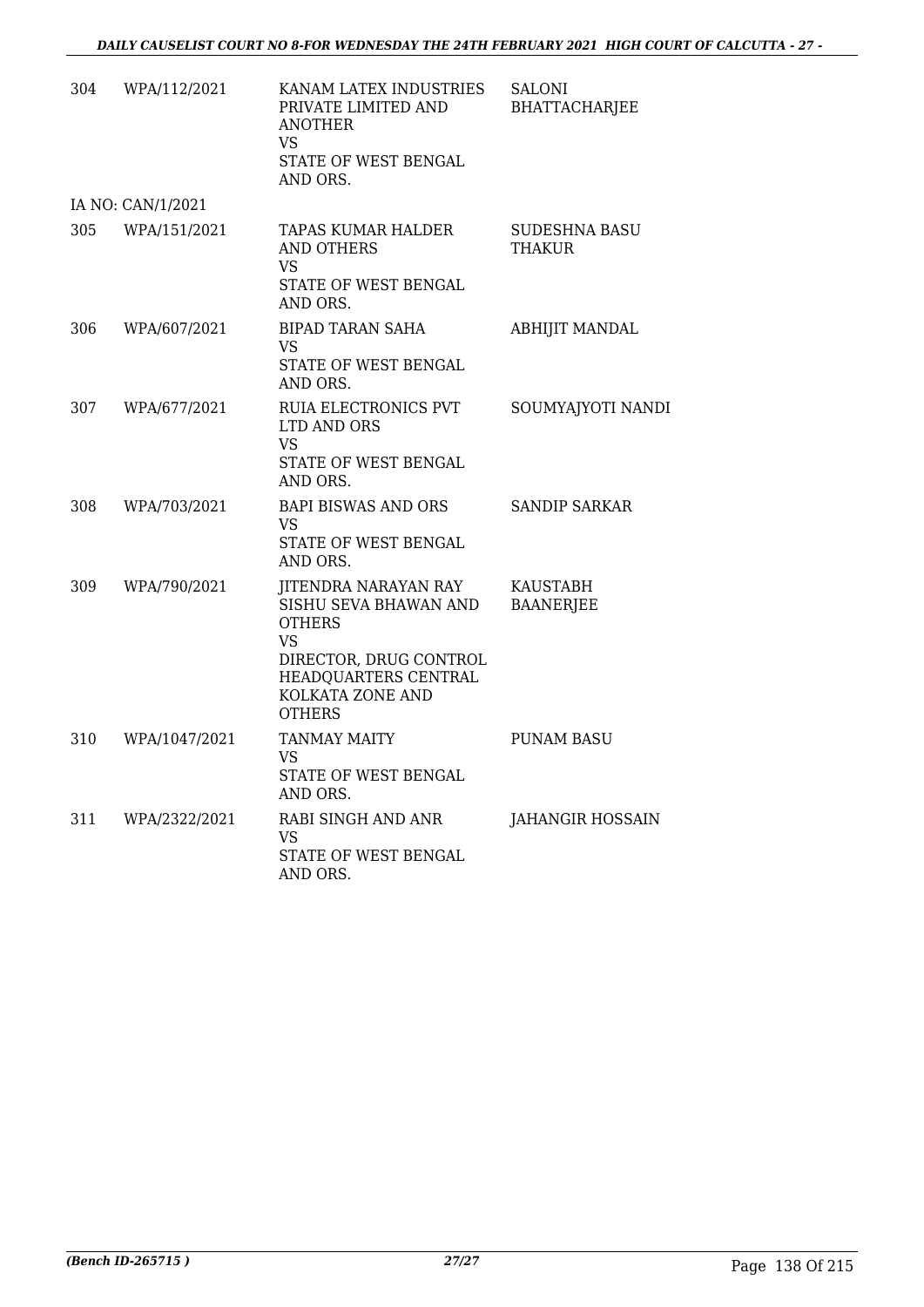| | | | |
|---|---|---|---|
| 304 | WPA/112/2021 | KANAM LATEX INDUSTRIES PRIVATE LIMITED AND ANOTHER<br>VS<br>STATE OF WEST BENGAL AND ORS. | SALONI BHATTACHARJEE |
| IA NO: CAN/1/2021 | | | |
| 305 | WPA/151/2021 | TAPAS KUMAR HALDER AND OTHERS<br>VS<br>STATE OF WEST BENGAL AND ORS. | SUDESHNA BASU THAKUR |
| 306 | WPA/607/2021 | BIPAD TARAN SAHA<br>VS<br>STATE OF WEST BENGAL AND ORS. | ABHIJIT MANDAL |
| 307 | WPA/677/2021 | RUIA ELECTRONICS PVT LTD AND ORS<br>VS<br>STATE OF WEST BENGAL AND ORS. | SOUMYAJYOTI NANDI |
| 308 | WPA/703/2021 | BAPI BISWAS AND ORS<br>VS<br>STATE OF WEST BENGAL AND ORS. | SANDIP SARKAR |
| 309 | WPA/790/2021 | JITENDRA NARAYAN RAY SISHU SEVA BHAWAN AND OTHERS<br>VS<br>DIRECTOR, DRUG CONTROL HEADQUARTERS CENTRAL KOLKATA ZONE AND OTHERS | KAUSTABH BAANERJEE |
| 310 | WPA/1047/2021 | TANMAY MAITY<br>VS<br>STATE OF WEST BENGAL AND ORS. | PUNAM BASU |
| 311 | WPA/2322/2021 | RABI SINGH AND ANR<br>VS<br>STATE OF WEST BENGAL AND ORS. | JAHANGIR HOSSAIN |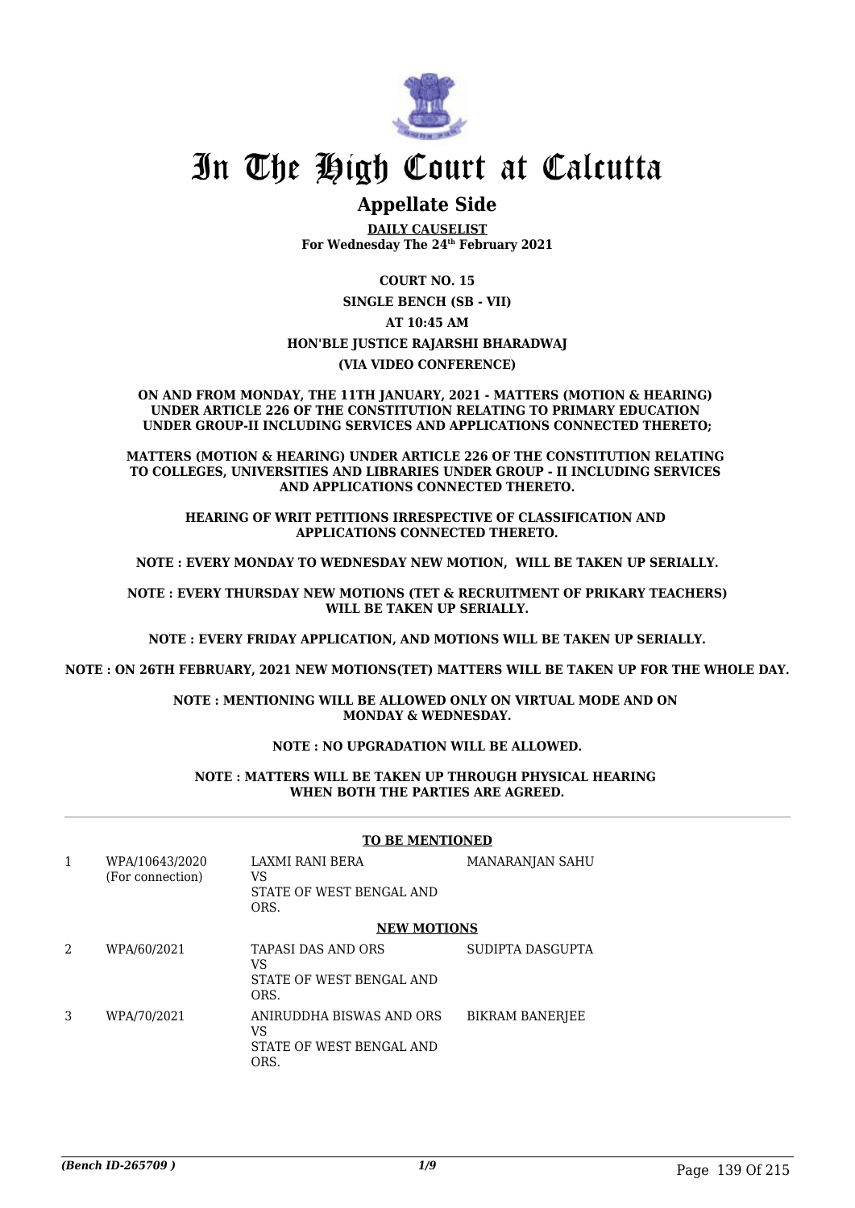# In The High Court at Calcutta

## Appellate Side

**DAILY CAUSELIST**
**For Wednesday The 24th February 2021**

**COURT NO. 15**

**SINGLE BENCH (SB - VII)**

**AT 10:45 AM**

**HON'BLE JUSTICE RAJARSHI BHARADWAJ**

**(VIA VIDEO CONFERENCE)**

**ON AND FROM MONDAY, THE 11TH JANUARY, 2021 - MATTERS (MOTION & HEARING) UNDER ARTICLE 226 OF THE CONSTITUTION RELATING TO PRIMARY EDUCATION UNDER GROUP-II INCLUDING SERVICES AND APPLICATIONS CONNECTED THERETO;**

**MATTERS (MOTION & HEARING) UNDER ARTICLE 226 OF THE CONSTITUTION RELATING TO COLLEGES, UNIVERSITIES AND LIBRARIES UNDER GROUP - II INCLUDING SERVICES AND APPLICATIONS CONNECTED THERETO.**

**HEARING OF WRIT PETITIONS IRRESPECTIVE OF CLASSIFICATION AND APPLICATIONS CONNECTED THERETO.**

**NOTE : EVERY MONDAY TO WEDNESDAY NEW MOTION, WILL BE TAKEN UP SERIALLY.**

**NOTE : EVERY THURSDAY NEW MOTIONS (TET & RECRUITMENT OF PRIKARY TEACHERS) WILL BE TAKEN UP SERIALLY.**

**NOTE : EVERY FRIDAY APPLICATION, AND MOTIONS WILL BE TAKEN UP SERIALLY.**

**NOTE : ON 26TH FEBRUARY, 2021 NEW MOTIONS(TET) MATTERS WILL BE TAKEN UP FOR THE WHOLE DAY.**

**NOTE : MENTIONING WILL BE ALLOWED ONLY ON VIRTUAL MODE AND ON MONDAY & WEDNESDAY.**

**NOTE : NO UPGRADATION WILL BE ALLOWED.**

**NOTE : MATTERS WILL BE TAKEN UP THROUGH PHYSICAL HEARING WHEN BOTH THE PARTIES ARE AGREED.**

**TO BE MENTIONED**

| | | | |
|---|---|---|---|
| 1 | WPA/10643/2020 (For connection) | LAXMI RANI BERA VS STATE OF WEST BENGAL AND ORS. | MANARANJAN SAHU |

**NEW MOTIONS**

| | | | |
|---|---|---|---|
| 2 | WPA/60/2021 | TAPASI DAS AND ORS VS STATE OF WEST BENGAL AND ORS. | SUDIPTA DASGUPTA |
| 3 | WPA/70/2021 | ANIRUDDHA BISWAS AND ORS VS STATE OF WEST BENGAL AND ORS. | BIKRAM BANERJEE |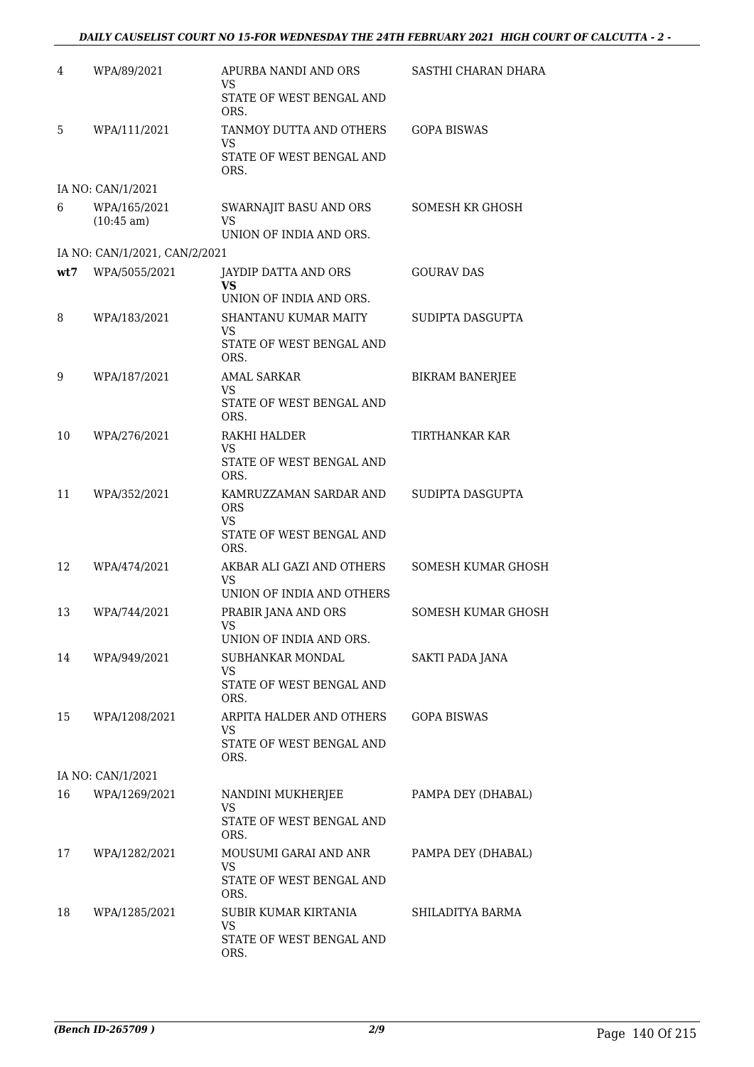| | | | |
|---|---|---|---|
| 4 | WPA/89/2021 | APURBA NANDI AND ORS<br>VS<br>STATE OF WEST BENGAL AND ORS. | SASTHI CHARAN DHARA |
| 5 | WPA/111/2021 | TANMOY DUTTA AND OTHERS<br>VS<br>STATE OF WEST BENGAL AND ORS. | GOPA BISWAS |
| | IA NO: CAN/1/2021 | | |
| 6 | WPA/165/2021<br>(10:45 am) | SWARNAJIT BASU AND ORS<br>VS<br>UNION OF INDIA AND ORS. | SOMESH KR GHOSH |
| | IA NO: CAN/1/2021, CAN/2/2021 | | |
| **wt7** | WPA/5055/2021 | JAYDIP DATTA AND ORS<br>**VS**<br>UNION OF INDIA AND ORS. | GOURAV DAS |
| 8 | WPA/183/2021 | SHANTANU KUMAR MAITY<br>VS<br>STATE OF WEST BENGAL AND ORS. | SUDIPTA DASGUPTA |
| 9 | WPA/187/2021 | AMAL SARKAR<br>VS<br>STATE OF WEST BENGAL AND ORS. | BIKRAM BANERJEE |
| 10 | WPA/276/2021 | RAKHI HALDER<br>VS<br>STATE OF WEST BENGAL AND ORS. | TIRTHANKAR KAR |
| 11 | WPA/352/2021 | KAMRUZZAMAN SARDAR AND ORS<br>VS<br>STATE OF WEST BENGAL AND ORS. | SUDIPTA DASGUPTA |
| 12 | WPA/474/2021 | AKBAR ALI GAZI AND OTHERS<br>VS<br>UNION OF INDIA AND OTHERS | SOMESH KUMAR GHOSH |
| 13 | WPA/744/2021 | PRABIR JANA AND ORS<br>VS<br>UNION OF INDIA AND ORS. | SOMESH KUMAR GHOSH |
| 14 | WPA/949/2021 | SUBHANKAR MONDAL<br>VS<br>STATE OF WEST BENGAL AND ORS. | SAKTI PADA JANA |
| 15 | WPA/1208/2021 | ARPITA HALDER AND OTHERS<br>VS<br>STATE OF WEST BENGAL AND ORS. | GOPA BISWAS |
| | IA NO: CAN/1/2021 | | |
| 16 | WPA/1269/2021 | NANDINI MUKHERJEE<br>VS<br>STATE OF WEST BENGAL AND ORS. | PAMPA DEY (DHABAL) |
| 17 | WPA/1282/2021 | MOUSUMI GARAI AND ANR<br>VS<br>STATE OF WEST BENGAL AND ORS. | PAMPA DEY (DHABAL) |
| 18 | WPA/1285/2021 | SUBIR KUMAR KIRTANIA<br>VS<br>STATE OF WEST BENGAL AND ORS. | SHILADITYA BARMA |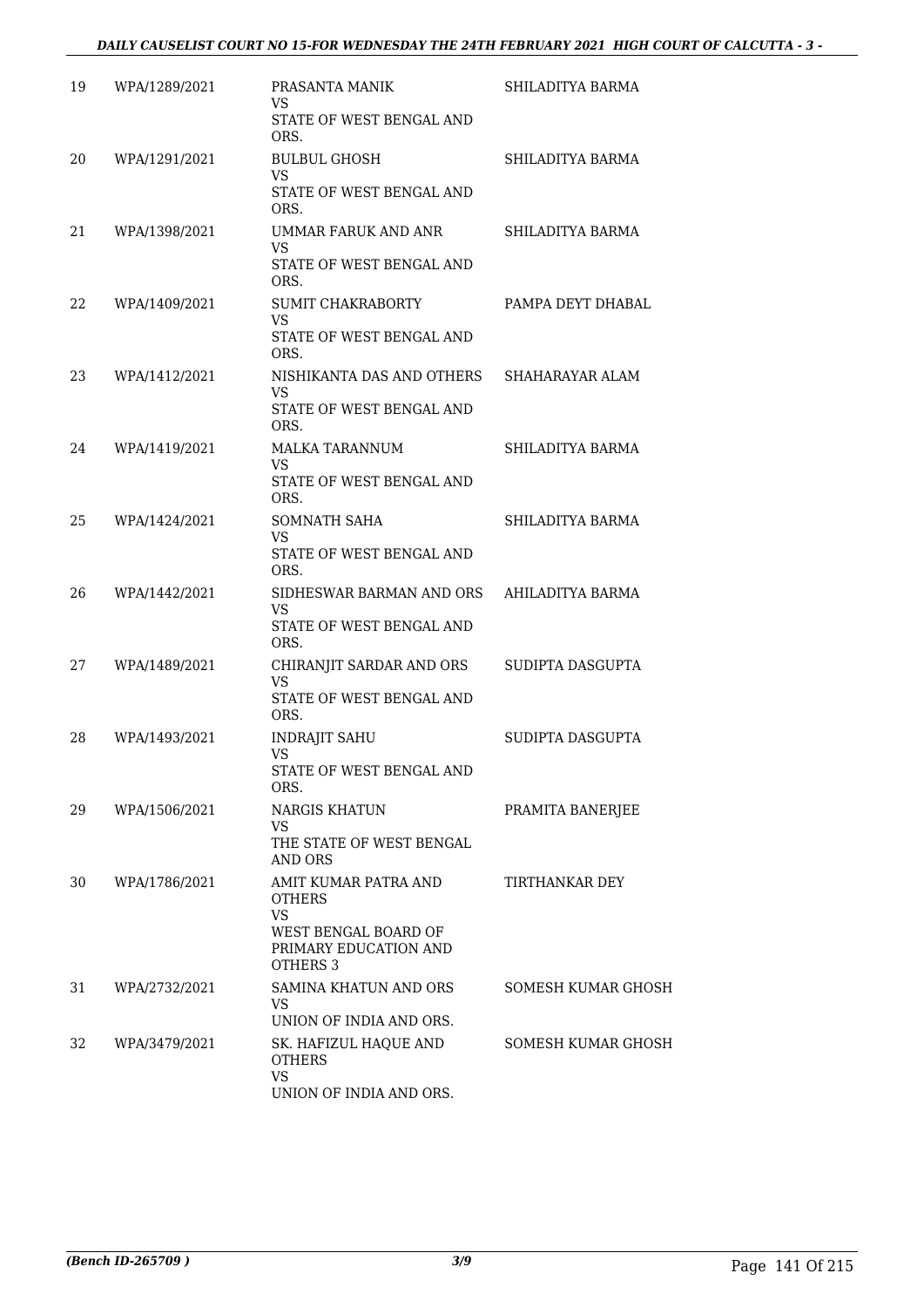| 19 | WPA/1289/2021 | PRASANTA MANIK VS STATE OF WEST BENGAL AND ORS. | SHILADITYA BARMA |
|---|---|---|---|
| 20 | WPA/1291/2021 | BULBUL GHOSH VS STATE OF WEST BENGAL AND ORS. | SHILADITYA BARMA |
| 21 | WPA/1398/2021 | UMMAR FARUK AND ANR VS STATE OF WEST BENGAL AND ORS. | SHILADITYA BARMA |
| 22 | WPA/1409/2021 | SUMIT CHAKRABORTY VS STATE OF WEST BENGAL AND ORS. | PAMPA DEYT DHABAL |
| 23 | WPA/1412/2021 | NISHIKANTA DAS AND OTHERS VS STATE OF WEST BENGAL AND ORS. | SHAHARAYAR ALAM |
| 24 | WPA/1419/2021 | MALKA TARANNUM VS STATE OF WEST BENGAL AND ORS. | SHILADITYA BARMA |
| 25 | WPA/1424/2021 | SOMNATH SAHA VS STATE OF WEST BENGAL AND ORS. | SHILADITYA BARMA |
| 26 | WPA/1442/2021 | SIDHESWAR BARMAN AND ORS VS STATE OF WEST BENGAL AND ORS. | AHILADITYA BARMA |
| 27 | WPA/1489/2021 | CHIRANJIT SARDAR AND ORS VS STATE OF WEST BENGAL AND ORS. | SUDIPTA DASGUPTA |
| 28 | WPA/1493/2021 | INDRAJIT SAHU VS STATE OF WEST BENGAL AND ORS. | SUDIPTA DASGUPTA |
| 29 | WPA/1506/2021 | NARGIS KHATUN VS THE STATE OF WEST BENGAL AND ORS | PRAMITA BANERJEE |
| 30 | WPA/1786/2021 | AMIT KUMAR PATRA AND OTHERS VS WEST BENGAL BOARD OF PRIMARY EDUCATION AND OTHERS 3 | TIRTHANKAR DEY |
| 31 | WPA/2732/2021 | SAMINA KHATUN AND ORS VS UNION OF INDIA AND ORS. | SOMESH KUMAR GHOSH |
| 32 | WPA/3479/2021 | SK. HAFIZUL HAQUE AND OTHERS VS UNION OF INDIA AND ORS. | SOMESH KUMAR GHOSH |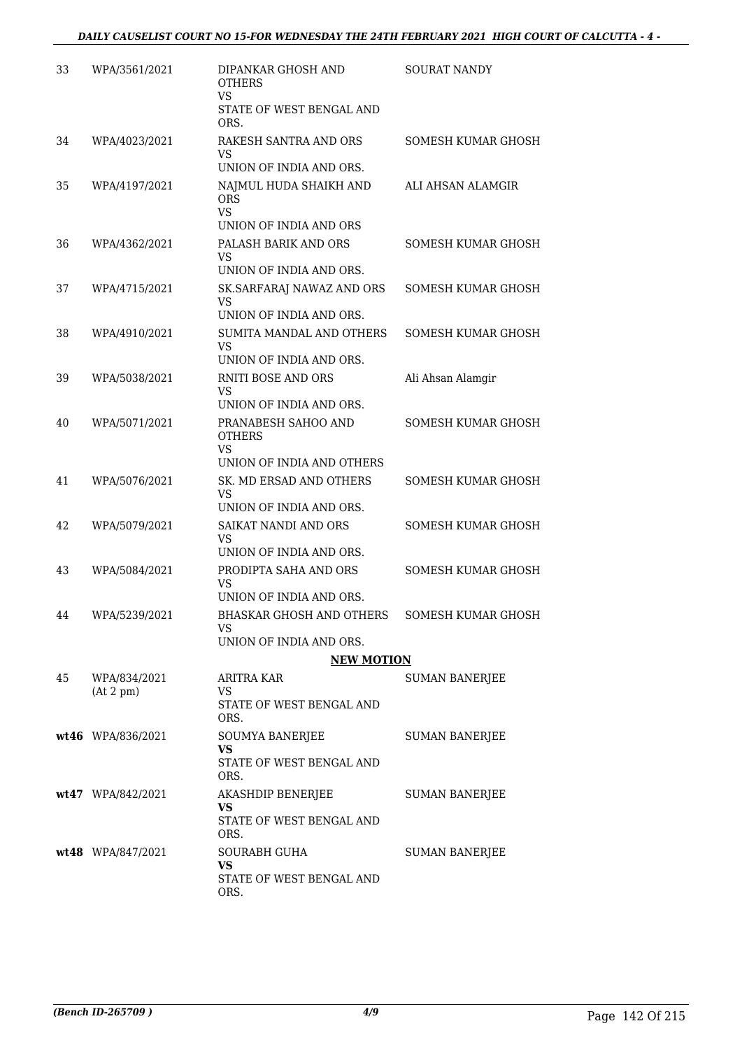| 33 | WPA/3561/2021 | DIPANKAR GHOSH AND OTHERS<br>VS<br>STATE OF WEST BENGAL AND ORS. | SOURAT NANDY |
|---|---|---|---|
| 34 | WPA/4023/2021 | RAKESH SANTRA AND ORS<br>VS<br>UNION OF INDIA AND ORS. | SOMESH KUMAR GHOSH |
| 35 | WPA/4197/2021 | NAJMUL HUDA SHAIKH AND ORS<br>VS<br>UNION OF INDIA AND ORS | ALI AHSAN ALAMGIR |
| 36 | WPA/4362/2021 | PALASH BARIK AND ORS<br>VS<br>UNION OF INDIA AND ORS. | SOMESH KUMAR GHOSH |
| 37 | WPA/4715/2021 | SK.SARFARAJ NAWAZ AND ORS<br>VS<br>UNION OF INDIA AND ORS. | SOMESH KUMAR GHOSH |
| 38 | WPA/4910/2021 | SUMITA MANDAL AND OTHERS<br>VS<br>UNION OF INDIA AND ORS. | SOMESH KUMAR GHOSH |
| 39 | WPA/5038/2021 | RNITI BOSE AND ORS<br>VS<br>UNION OF INDIA AND ORS. | Ali Ahsan Alamgir |
| 40 | WPA/5071/2021 | PRANABESH SAHOO AND OTHERS<br>VS<br>UNION OF INDIA AND OTHERS | SOMESH KUMAR GHOSH |
| 41 | WPA/5076/2021 | SK. MD ERSAD AND OTHERS<br>VS<br>UNION OF INDIA AND ORS. | SOMESH KUMAR GHOSH |
| 42 | WPA/5079/2021 | SAIKAT NANDI AND ORS<br>VS<br>UNION OF INDIA AND ORS. | SOMESH KUMAR GHOSH |
| 43 | WPA/5084/2021 | PRODIPTA SAHA AND ORS<br>VS<br>UNION OF INDIA AND ORS. | SOMESH KUMAR GHOSH |
| 44 | WPA/5239/2021 | BHASKAR GHOSH AND OTHERS<br>VS<br>UNION OF INDIA AND ORS. | SOMESH KUMAR GHOSH |

**NEW MOTION**

| 45 | WPA/834/2021<br>(At 2 pm) | ARITRA KAR<br>VS<br>STATE OF WEST BENGAL AND ORS. | SUMAN BANERJEE |
|---|---|---|---|
| **wt46** | WPA/836/2021 | SOUMYA BANERJEE<br>**VS**<br>STATE OF WEST BENGAL AND ORS. | SUMAN BANERJEE |
| **wt47** | WPA/842/2021 | AKASHDIP BENERJEE<br>**VS**<br>STATE OF WEST BENGAL AND ORS. | SUMAN BANERJEE |
| **wt48** | WPA/847/2021 | SOURABH GUHA<br>**VS**<br>STATE OF WEST BENGAL AND ORS. | SUMAN BANERJEE |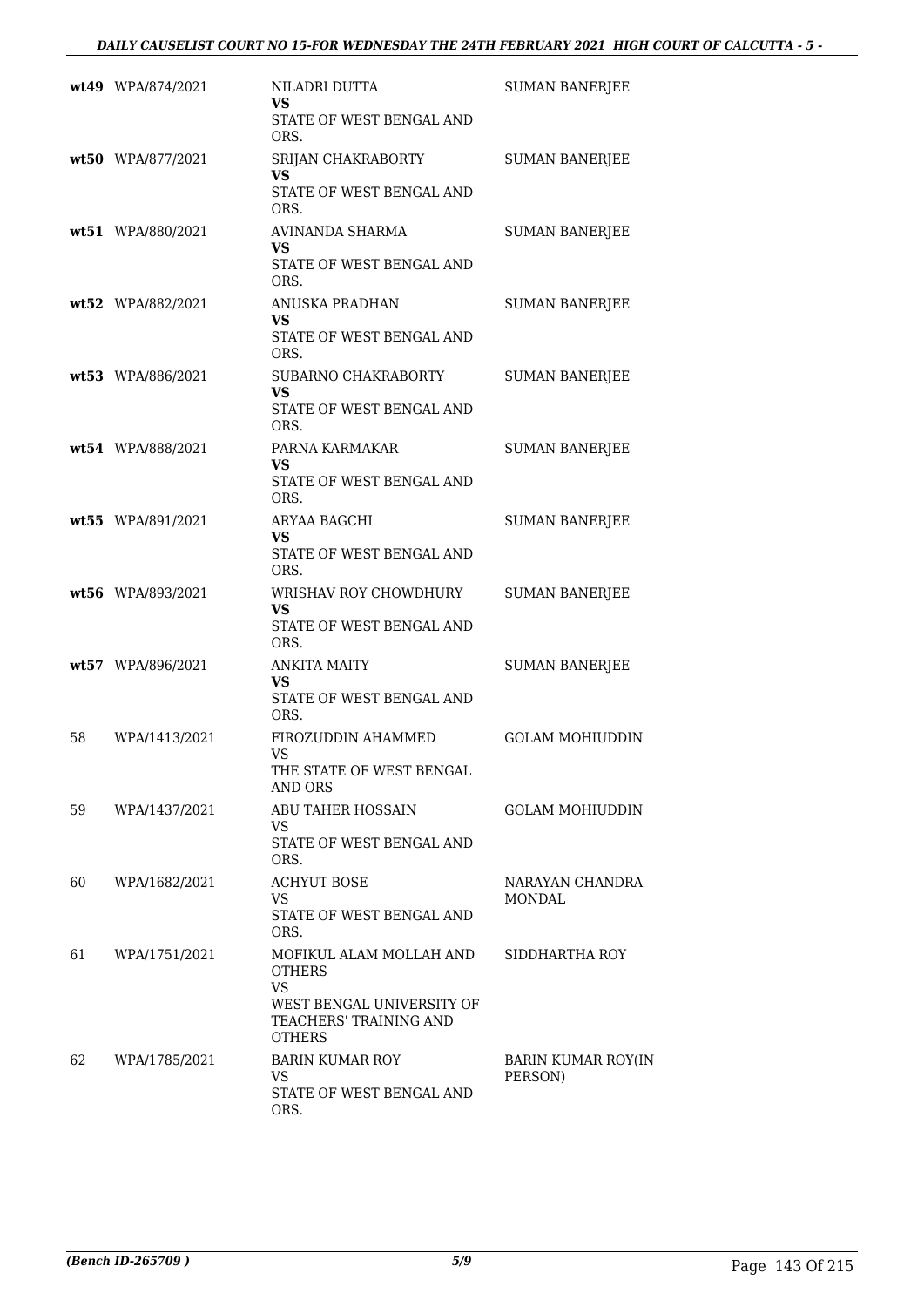| | | | |
|---|---|---|---|
| **wt49** | WPA/874/2021 | NILADRI DUTTA<br>**VS**<br>STATE OF WEST BENGAL AND ORS. | SUMAN BANERJEE |
| **wt50** | WPA/877/2021 | SRIJAN CHAKRABORTY<br>**VS**<br>STATE OF WEST BENGAL AND ORS. | SUMAN BANERJEE |
| **wt51** | WPA/880/2021 | AVINANDA SHARMA<br>**VS**<br>STATE OF WEST BENGAL AND ORS. | SUMAN BANERJEE |
| **wt52** | WPA/882/2021 | ANUSKA PRADHAN<br>**VS**<br>STATE OF WEST BENGAL AND ORS. | SUMAN BANERJEE |
| **wt53** | WPA/886/2021 | SUBARNO CHAKRABORTY<br>**VS**<br>STATE OF WEST BENGAL AND ORS. | SUMAN BANERJEE |
| **wt54** | WPA/888/2021 | PARNA KARMAKAR<br>**VS**<br>STATE OF WEST BENGAL AND ORS. | SUMAN BANERJEE |
| **wt55** | WPA/891/2021 | ARYAA BAGCHI<br>**VS**<br>STATE OF WEST BENGAL AND ORS. | SUMAN BANERJEE |
| **wt56** | WPA/893/2021 | WRISHAV ROY CHOWDHURY<br>**VS**<br>STATE OF WEST BENGAL AND ORS. | SUMAN BANERJEE |
| **wt57** | WPA/896/2021 | ANKITA MAITY<br>**VS**<br>STATE OF WEST BENGAL AND ORS. | SUMAN BANERJEE |
| 58 | WPA/1413/2021 | FIROZUDDIN AHAMMED<br>VS<br>THE STATE OF WEST BENGAL AND ORS | GOLAM MOHIUDDIN |
| 59 | WPA/1437/2021 | ABU TAHER HOSSAIN<br>VS<br>STATE OF WEST BENGAL AND ORS. | GOLAM MOHIUDDIN |
| 60 | WPA/1682/2021 | ACHYUT BOSE<br>VS<br>STATE OF WEST BENGAL AND ORS. | NARAYAN CHANDRA MONDAL |
| 61 | WPA/1751/2021 | MOFIKUL ALAM MOLLAH AND OTHERS<br>VS<br>WEST BENGAL UNIVERSITY OF TEACHERS' TRAINING AND OTHERS | SIDDHARTHA ROY |
| 62 | WPA/1785/2021 | BARIN KUMAR ROY<br>VS<br>STATE OF WEST BENGAL AND ORS. | BARIN KUMAR ROY(IN PERSON) |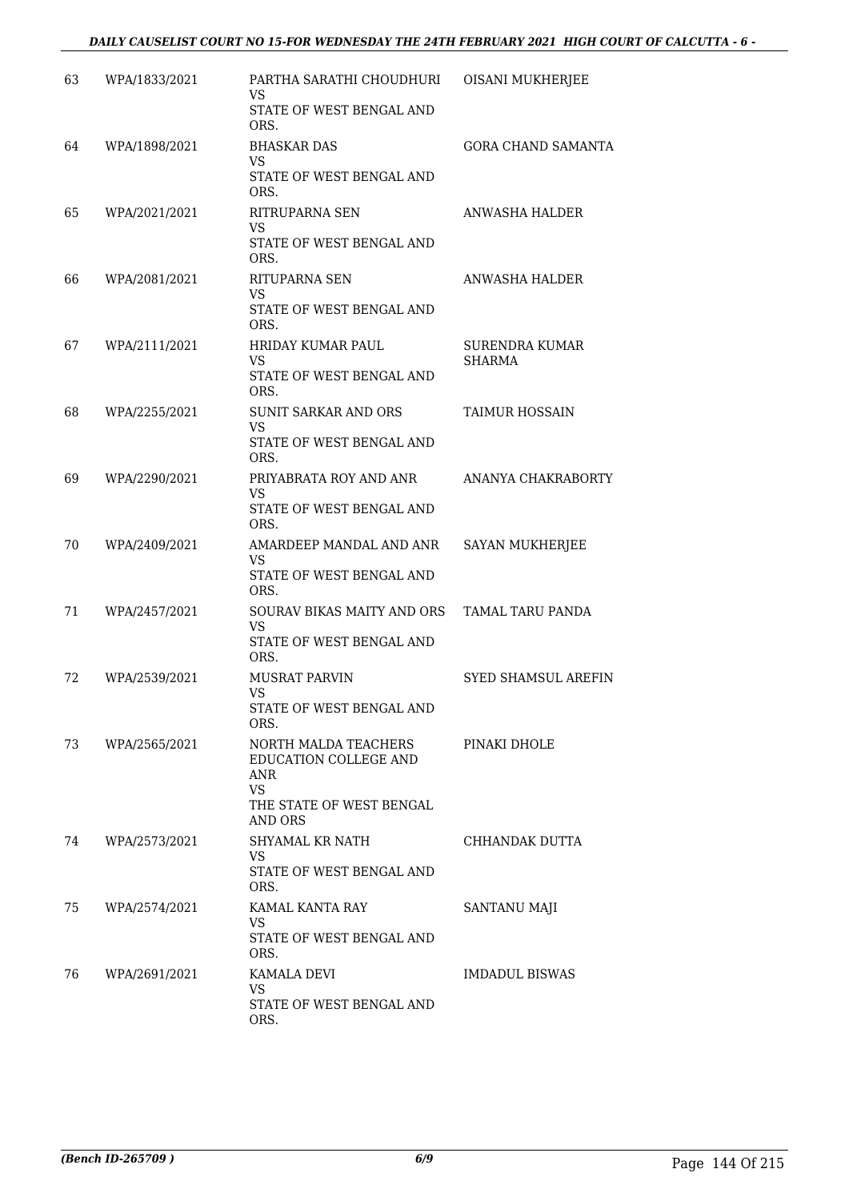| 63 | WPA/1833/2021 | PARTHA SARATHI CHOUDHURI<br>VS<br>STATE OF WEST BENGAL AND ORS. | OISANI MUKHERJEE |
|---|---|---|---|
| 64 | WPA/1898/2021 | BHASKAR DAS<br>VS<br>STATE OF WEST BENGAL AND ORS. | GORA CHAND SAMANTA |
| 65 | WPA/2021/2021 | RITRUPARNA SEN<br>VS<br>STATE OF WEST BENGAL AND ORS. | ANWASHA HALDER |
| 66 | WPA/2081/2021 | RITUPARNA SEN<br>VS<br>STATE OF WEST BENGAL AND ORS. | ANWASHA HALDER |
| 67 | WPA/2111/2021 | HRIDAY KUMAR PAUL<br>VS<br>STATE OF WEST BENGAL AND ORS. | SURENDRA KUMAR SHARMA |
| 68 | WPA/2255/2021 | SUNIT SARKAR AND ORS<br>VS<br>STATE OF WEST BENGAL AND ORS. | TAIMUR HOSSAIN |
| 69 | WPA/2290/2021 | PRIYABRATA ROY AND ANR<br>VS<br>STATE OF WEST BENGAL AND ORS. | ANANYA CHAKRABORTY |
| 70 | WPA/2409/2021 | AMARDEEP MANDAL AND ANR<br>VS<br>STATE OF WEST BENGAL AND ORS. | SAYAN MUKHERJEE |
| 71 | WPA/2457/2021 | SOURAV BIKAS MAITY AND ORS<br>VS<br>STATE OF WEST BENGAL AND ORS. | TAMAL TARU PANDA |
| 72 | WPA/2539/2021 | MUSRAT PARVIN<br>VS<br>STATE OF WEST BENGAL AND ORS. | SYED SHAMSUL AREFIN |
| 73 | WPA/2565/2021 | NORTH MALDA TEACHERS EDUCATION COLLEGE AND ANR<br>VS<br>THE STATE OF WEST BENGAL AND ORS | PINAKI DHOLE |
| 74 | WPA/2573/2021 | SHYAMAL KR NATH<br>VS<br>STATE OF WEST BENGAL AND ORS. | CHHANDAK DUTTA |
| 75 | WPA/2574/2021 | KAMAL KANTA RAY<br>VS<br>STATE OF WEST BENGAL AND ORS. | SANTANU MAJI |
| 76 | WPA/2691/2021 | KAMALA DEVI<br>VS<br>STATE OF WEST BENGAL AND ORS. | IMDADUL BISWAS |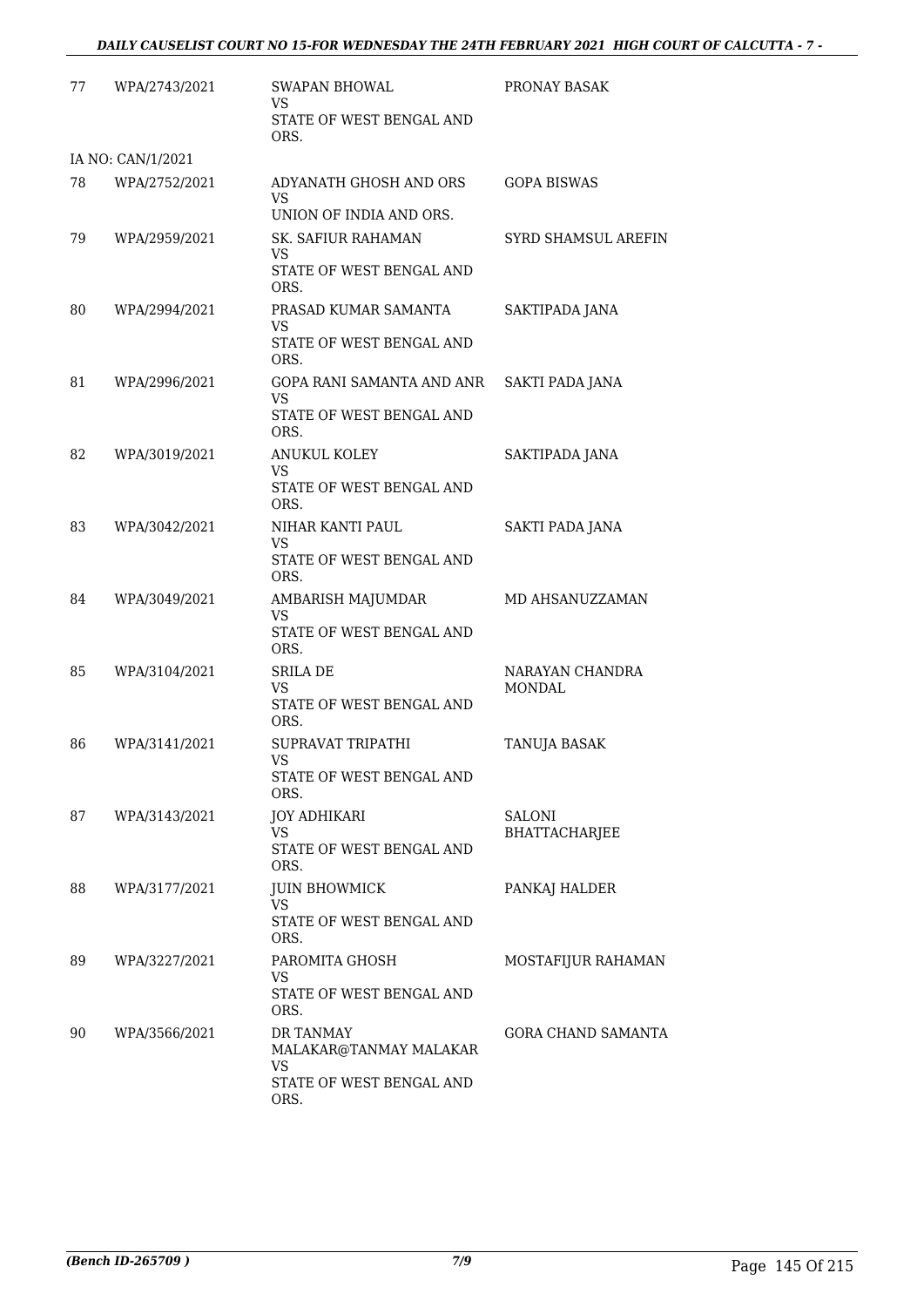| | | | |
|---|---|---|---|
| 77 | WPA/2743/2021 | SWAPAN BHOWAL<br>VS<br>STATE OF WEST BENGAL AND ORS. | PRONAY BASAK |
| IA NO: CAN/1/2021 | | | |
| 78 | WPA/2752/2021 | ADYANATH GHOSH AND ORS<br>VS<br>UNION OF INDIA AND ORS. | GOPA BISWAS |
| 79 | WPA/2959/2021 | SK. SAFIUR RAHAMAN<br>VS<br>STATE OF WEST BENGAL AND ORS. | SYRD SHAMSUL AREFIN |
| 80 | WPA/2994/2021 | PRASAD KUMAR SAMANTA<br>VS<br>STATE OF WEST BENGAL AND ORS. | SAKTIPADA JANA |
| 81 | WPA/2996/2021 | GOPA RANI SAMANTA AND ANR<br>VS<br>STATE OF WEST BENGAL AND ORS. | SAKTI PADA JANA |
| 82 | WPA/3019/2021 | ANUKUL KOLEY<br>VS<br>STATE OF WEST BENGAL AND ORS. | SAKTIPADA JANA |
| 83 | WPA/3042/2021 | NIHAR KANTI PAUL<br>VS<br>STATE OF WEST BENGAL AND ORS. | SAKTI PADA JANA |
| 84 | WPA/3049/2021 | AMBARISH MAJUMDAR<br>VS<br>STATE OF WEST BENGAL AND ORS. | MD AHSANUZZAMAN |
| 85 | WPA/3104/2021 | SRILA DE<br>VS<br>STATE OF WEST BENGAL AND ORS. | NARAYAN CHANDRA MONDAL |
| 86 | WPA/3141/2021 | SUPRAVAT TRIPATHI<br>VS<br>STATE OF WEST BENGAL AND ORS. | TANUJA BASAK |
| 87 | WPA/3143/2021 | JOY ADHIKARI<br>VS<br>STATE OF WEST BENGAL AND ORS. | SALONI BHATTACHARJEE |
| 88 | WPA/3177/2021 | JUIN BHOWMICK<br>VS<br>STATE OF WEST BENGAL AND ORS. | PANKAJ HALDER |
| 89 | WPA/3227/2021 | PAROMITA GHOSH<br>VS<br>STATE OF WEST BENGAL AND ORS. | MOSTAFIJUR RAHAMAN |
| 90 | WPA/3566/2021 | DR TANMAY MALAKAR@TANMAY MALAKAR<br>VS<br>STATE OF WEST BENGAL AND ORS. | GORA CHAND SAMANTA |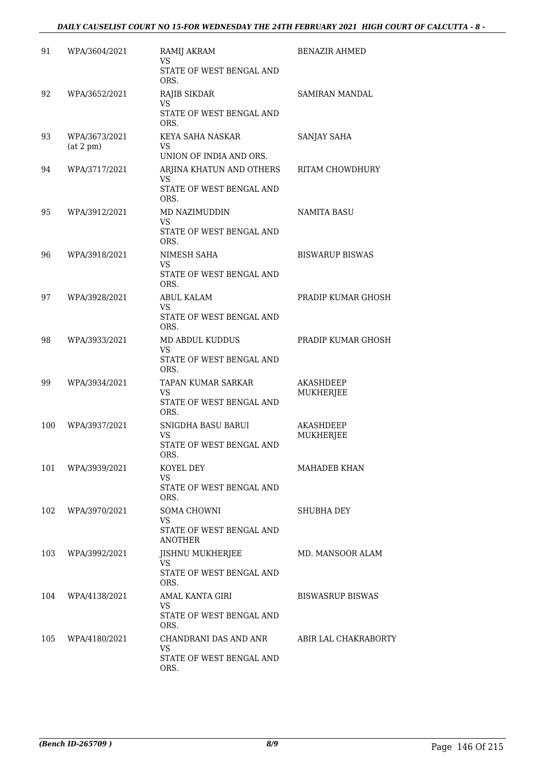| | | | |
|---|---|---|---|
| 91 | WPA/3604/2021 | RAMIJ AKRAM<br>VS<br>STATE OF WEST BENGAL AND ORS. | BENAZIR AHMED |
| 92 | WPA/3652/2021 | RAJIB SIKDAR<br>VS<br>STATE OF WEST BENGAL AND ORS. | SAMIRAN MANDAL |
| 93 | WPA/3673/2021<br>(at 2 pm) | KEYA SAHA NASKAR<br>VS<br>UNION OF INDIA AND ORS. | SANJAY SAHA |
| 94 | WPA/3717/2021 | ARJINA KHATUN AND OTHERS<br>VS<br>STATE OF WEST BENGAL AND ORS. | RITAM CHOWDHURY |
| 95 | WPA/3912/2021 | MD NAZIMUDDIN<br>VS<br>STATE OF WEST BENGAL AND ORS. | NAMITA BASU |
| 96 | WPA/3918/2021 | NIMESH SAHA<br>VS<br>STATE OF WEST BENGAL AND ORS. | BISWARUP BISWAS |
| 97 | WPA/3928/2021 | ABUL KALAM<br>VS<br>STATE OF WEST BENGAL AND ORS. | PRADIP KUMAR GHOSH |
| 98 | WPA/3933/2021 | MD ABDUL KUDDUS<br>VS<br>STATE OF WEST BENGAL AND ORS. | PRADIP KUMAR GHOSH |
| 99 | WPA/3934/2021 | TAPAN KUMAR SARKAR<br>VS<br>STATE OF WEST BENGAL AND ORS. | AKASHDEEP MUKHERJEE |
| 100 | WPA/3937/2021 | SNIGDHA BASU BARUI<br>VS<br>STATE OF WEST BENGAL AND ORS. | AKASHDEEP MUKHERJEE |
| 101 | WPA/3939/2021 | KOYEL DEY<br>VS<br>STATE OF WEST BENGAL AND ORS. | MAHADEB KHAN |
| 102 | WPA/3970/2021 | SOMA CHOWNI<br>VS<br>STATE OF WEST BENGAL AND ANOTHER | SHUBHA DEY |
| 103 | WPA/3992/2021 | JISHNU MUKHERJEE<br>VS<br>STATE OF WEST BENGAL AND ORS. | MD. MANSOOR ALAM |
| 104 | WPA/4138/2021 | AMAL KANTA GIRI<br>VS<br>STATE OF WEST BENGAL AND ORS. | BISWASRUP BISWAS |
| 105 | WPA/4180/2021 | CHANDRANI DAS AND ANR<br>VS<br>STATE OF WEST BENGAL AND ORS. | ABIR LAL CHAKRABORTY |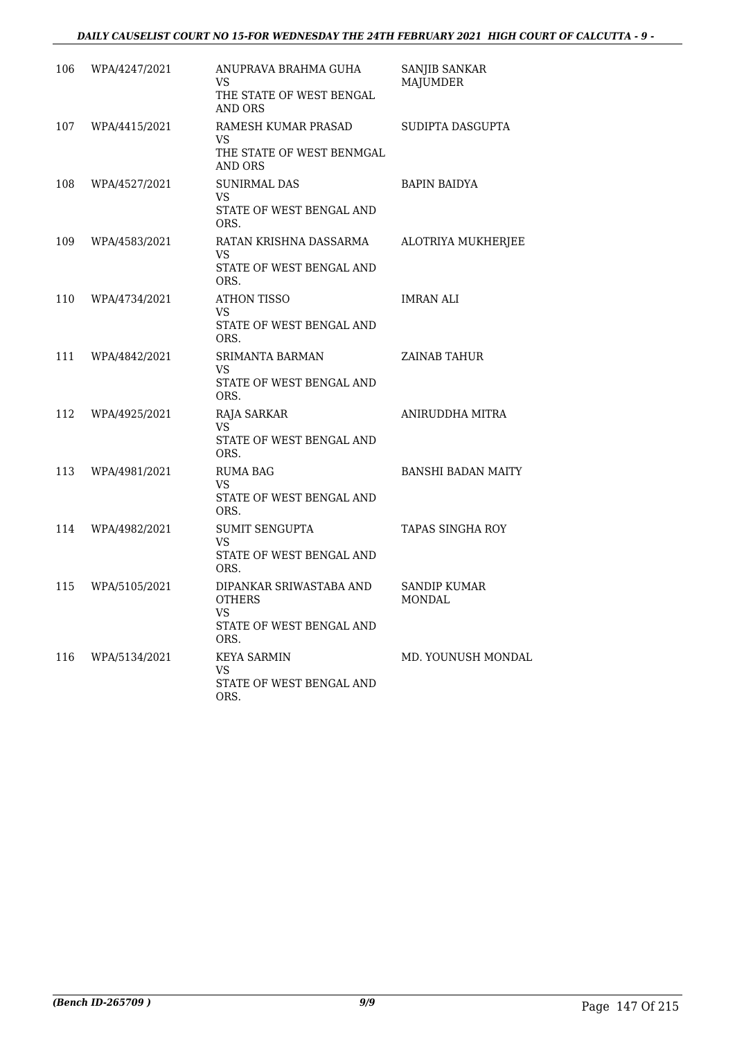| | | | |
|---|---|---|---|
| 106 | WPA/4247/2021 | ANUPRAVA BRAHMA GUHA<br>VS<br>THE STATE OF WEST BENGAL AND ORS | SANJIB SANKAR MAJUMDER |
| 107 | WPA/4415/2021 | RAMESH KUMAR PRASAD<br>VS<br>THE STATE OF WEST BENMGAL AND ORS | SUDIPTA DASGUPTA |
| 108 | WPA/4527/2021 | SUNIRMAL DAS<br>VS<br>STATE OF WEST BENGAL AND ORS. | BAPIN BAIDYA |
| 109 | WPA/4583/2021 | RATAN KRISHNA DASSARMA<br>VS<br>STATE OF WEST BENGAL AND ORS. | ALOTRIYA MUKHERJEE |
| 110 | WPA/4734/2021 | ATHON TISSO<br>VS<br>STATE OF WEST BENGAL AND ORS. | IMRAN ALI |
| 111 | WPA/4842/2021 | SRIMANTA BARMAN<br>VS<br>STATE OF WEST BENGAL AND ORS. | ZAINAB TAHUR |
| 112 | WPA/4925/2021 | RAJA SARKAR<br>VS<br>STATE OF WEST BENGAL AND ORS. | ANIRUDDHA MITRA |
| 113 | WPA/4981/2021 | RUMA BAG<br>VS<br>STATE OF WEST BENGAL AND ORS. | BANSHI BADAN MAITY |
| 114 | WPA/4982/2021 | SUMIT SENGUPTA<br>VS<br>STATE OF WEST BENGAL AND ORS. | TAPAS SINGHA ROY |
| 115 | WPA/5105/2021 | DIPANKAR SRIWASTABA AND OTHERS<br>VS<br>STATE OF WEST BENGAL AND ORS. | SANDIP KUMAR MONDAL |
| 116 | WPA/5134/2021 | KEYA SARMIN<br>VS<br>STATE OF WEST BENGAL AND ORS. | MD. YOUNUSH MONDAL |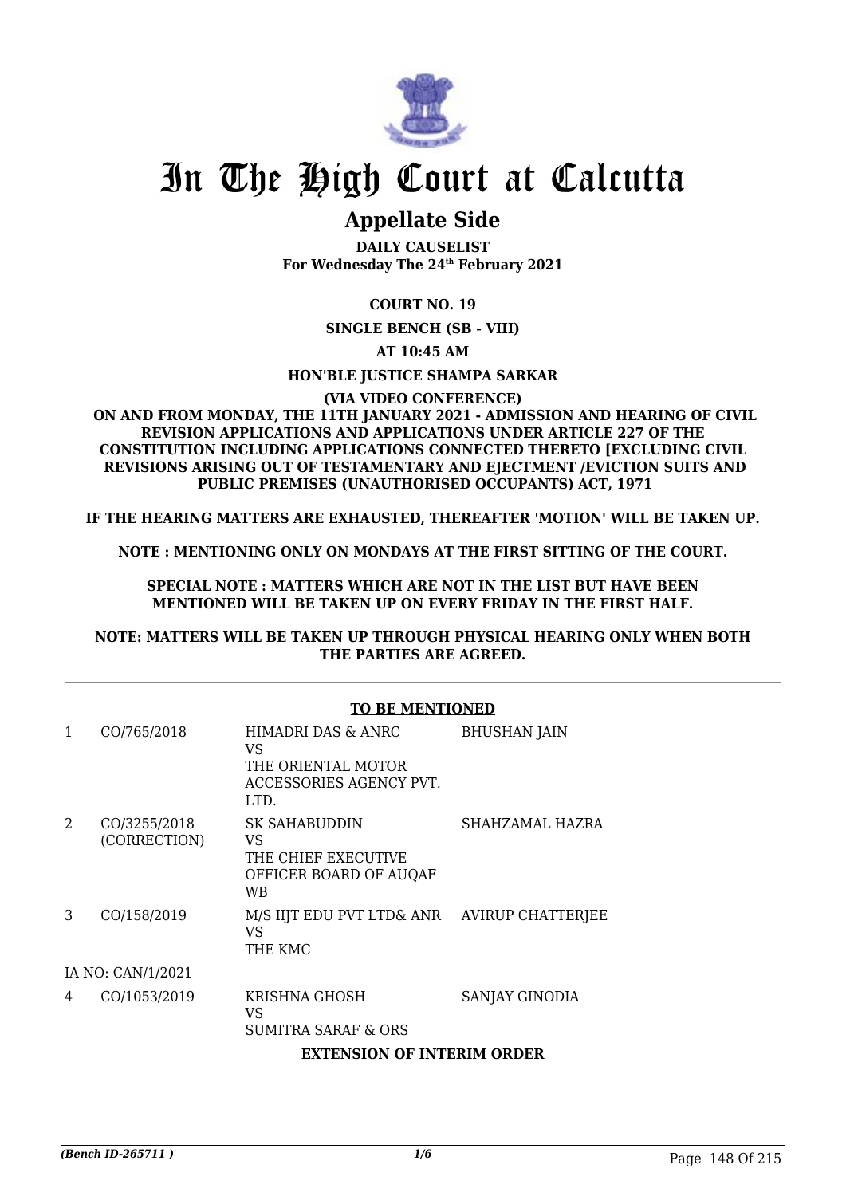# In The High Court at Calcutta

## Appellate Side

**DAILY CAUSELIST**
**For Wednesday The 24th February 2021**

**COURT NO. 19**

**SINGLE BENCH (SB - VIII)**

**AT 10:45 AM**

**HON'BLE JUSTICE SHAMPA SARKAR**

**(VIA VIDEO CONFERENCE)**
**ON AND FROM MONDAY, THE 11TH JANUARY 2021 - ADMISSION AND HEARING OF CIVIL REVISION APPLICATIONS AND APPLICATIONS UNDER ARTICLE 227 OF THE CONSTITUTION INCLUDING APPLICATIONS CONNECTED THERETO [EXCLUDING CIVIL REVISIONS ARISING OUT OF TESTAMENTARY AND EJECTMENT /EVICTION SUITS AND PUBLIC PREMISES (UNAUTHORISED OCCUPANTS) ACT, 1971**

**IF THE HEARING MATTERS ARE EXHAUSTED, THEREAFTER 'MOTION' WILL BE TAKEN UP.**

**NOTE : MENTIONING ONLY ON MONDAYS AT THE FIRST SITTING OF THE COURT.**

**SPECIAL NOTE : MATTERS WHICH ARE NOT IN THE LIST BUT HAVE BEEN MENTIONED WILL BE TAKEN UP ON EVERY FRIDAY IN THE FIRST HALF.**

**NOTE: MATTERS WILL BE TAKEN UP THROUGH PHYSICAL HEARING ONLY WHEN BOTH THE PARTIES ARE AGREED.**

**TO BE MENTIONED**

| | | | |
|---|---|---|---|
| 1 | CO/765/2018 | HIMADRI DAS & ANRC<br>VS<br>THE ORIENTAL MOTOR ACCESSORIES AGENCY PVT. LTD. | BHUSHAN JAIN |
| 2 | CO/3255/2018 (CORRECTION) | SK SAHABUDDIN<br>VS<br>THE CHIEF EXECUTIVE OFFICER BOARD OF AUQAF WB | SHAHZAMAL HAZRA |
| 3 | CO/158/2019 | M/S IIJT EDU PVT LTD& ANR<br>VS<br>THE KMC | AVIRUP CHATTERJEE |
| IA NO: CAN/1/2021 | | | |
| 4 | CO/1053/2019 | KRISHNA GHOSH<br>VS<br>SUMITRA SARAF & ORS | SANJAY GINODIA |

**EXTENSION OF INTERIM ORDER**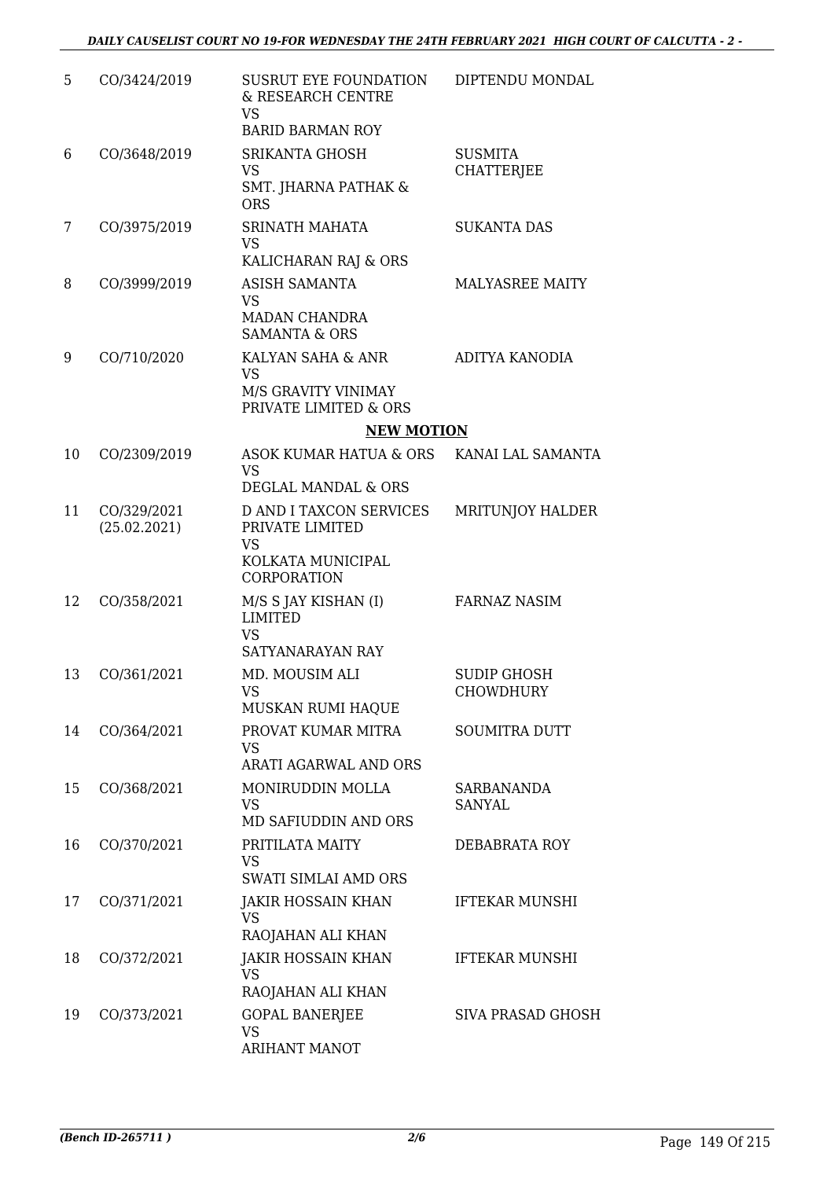| 5 | CO/3424/2019 | SUSRUT EYE FOUNDATION & RESEARCH CENTRE VS BARID BARMAN ROY | DIPTENDU MONDAL |
|---|---|---|---|
| 6 | CO/3648/2019 | SRIKANTA GHOSH VS SMT. JHARNA PATHAK & ORS | SUSMITA CHATTERJEE |
| 7 | CO/3975/2019 | SRINATH MAHATA VS KALICHARAN RAJ & ORS | SUKANTA DAS |
| 8 | CO/3999/2019 | ASISH SAMANTA VS MADAN CHANDRA SAMANTA & ORS | MALYASREE MAITY |
| 9 | CO/710/2020 | KALYAN SAHA & ANR VS M/S GRAVITY VINIMAY PRIVATE LIMITED & ORS | ADITYA KANODIA |

**NEW MOTION**

| 10 | CO/2309/2019 | ASOK KUMAR HATUA & ORS VS DEGLAL MANDAL & ORS | KANAI LAL SAMANTA |
|---|---|---|---|
| 11 | CO/329/2021 (25.02.2021) | D AND I TAXCON SERVICES PRIVATE LIMITED VS KOLKATA MUNICIPAL CORPORATION | MRITUNJOY HALDER |
| 12 | CO/358/2021 | M/S S JAY KISHAN (I) LIMITED VS SATYANARAYAN RAY | FARNAZ NASIM |
| 13 | CO/361/2021 | MD. MOUSIM ALI VS MUSKAN RUMI HAQUE | SUDIP GHOSH CHOWDHURY |
| 14 | CO/364/2021 | PROVAT KUMAR MITRA VS ARATI AGARWAL AND ORS | SOUMITRA DUTT |
| 15 | CO/368/2021 | MONIRUDDIN MOLLA VS MD SAFIUDDIN AND ORS | SARBANANDA SANYAL |
| 16 | CO/370/2021 | PRITILATA MAITY VS SWATI SIMLAI AMD ORS | DEBABRATA ROY |
| 17 | CO/371/2021 | JAKIR HOSSAIN KHAN VS RAOJAHAN ALI KHAN | IFTEKAR MUNSHI |
| 18 | CO/372/2021 | JAKIR HOSSAIN KHAN VS RAOJAHAN ALI KHAN | IFTEKAR MUNSHI |
| 19 | CO/373/2021 | GOPAL BANERJEE VS ARIHANT MANOT | SIVA PRASAD GHOSH |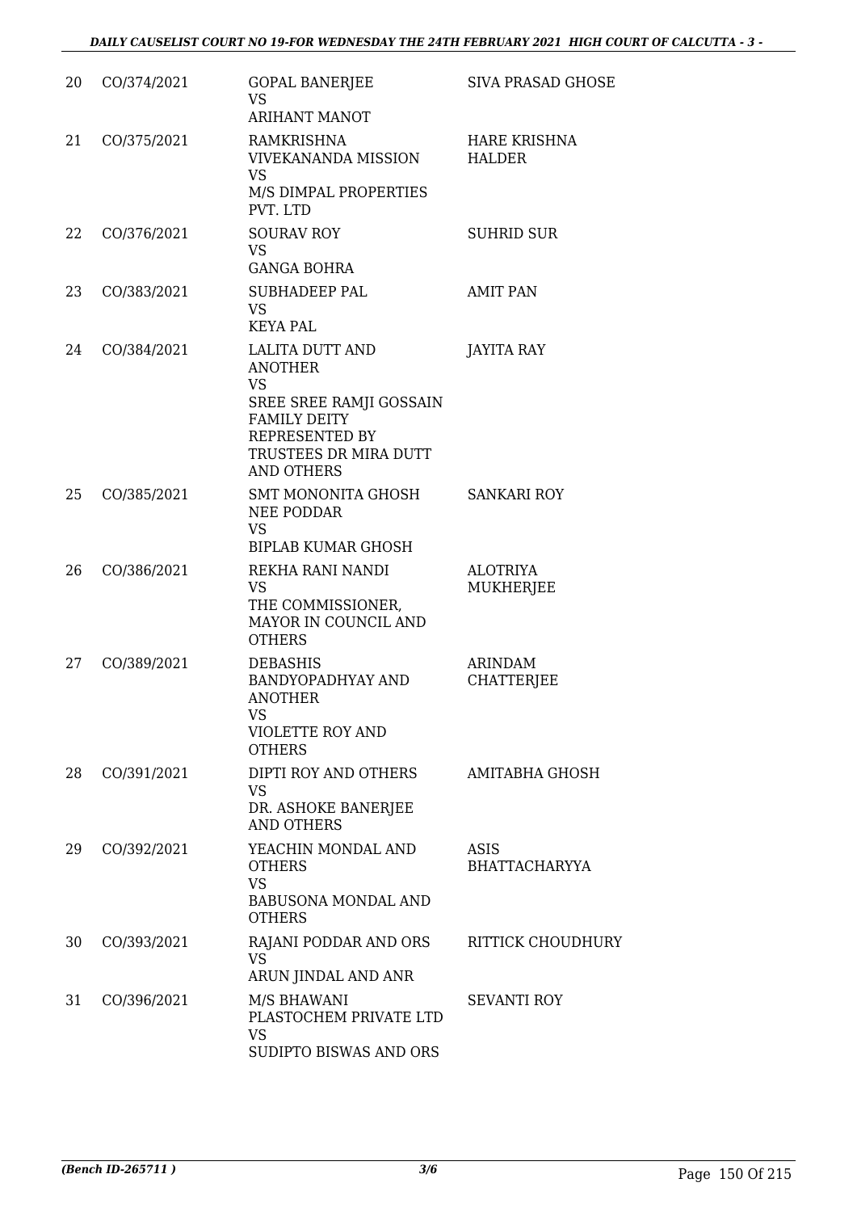| 20 | CO/374/2021 | GOPAL BANERJEE<br>VS<br>ARIHANT MANOT | SIVA PRASAD GHOSE |
|---|---|---|---|
| 21 | CO/375/2021 | RAMKRISHNA VIVEKANANDA MISSION<br>VS<br>M/S DIMPAL PROPERTIES PVT. LTD | HARE KRISHNA HALDER |
| 22 | CO/376/2021 | SOURAV ROY<br>VS<br>GANGA BOHRA | SUHRID SUR |
| 23 | CO/383/2021 | SUBHADEEP PAL<br>VS<br>KEYA PAL | AMIT PAN |
| 24 | CO/384/2021 | LALITA DUTT AND ANOTHER<br>VS<br>SREE SREE RAMJI GOSSAIN FAMILY DEITY REPRESENTED BY TRUSTEES DR MIRA DUTT AND OTHERS | JAYITA RAY |
| 25 | CO/385/2021 | SMT MONONITA GHOSH NEE PODDAR<br>VS<br>BIPLAB KUMAR GHOSH | SANKARI ROY |
| 26 | CO/386/2021 | REKHA RANI NANDI<br>VS<br>THE COMMISSIONER, MAYOR IN COUNCIL AND OTHERS | ALOTRIYA MUKHERJEE |
| 27 | CO/389/2021 | DEBASHIS BANDYOPADHYAY AND ANOTHER<br>VS<br>VIOLETTE ROY AND OTHERS | ARINDAM CHATTERJEE |
| 28 | CO/391/2021 | DIPTI ROY AND OTHERS<br>VS<br>DR. ASHOKE BANERJEE AND OTHERS | AMITABHA GHOSH |
| 29 | CO/392/2021 | YEACHIN MONDAL AND OTHERS<br>VS<br>BABUSONA MONDAL AND OTHERS | ASIS BHATTACHARYYA |
| 30 | CO/393/2021 | RAJANI PODDAR AND ORS<br>VS<br>ARUN JINDAL AND ANR | RITTICK CHOUDHURY |
| 31 | CO/396/2021 | M/S BHAWANI PLASTOCHEM PRIVATE LTD<br>VS<br>SUDIPTO BISWAS AND ORS | SEVANTI ROY |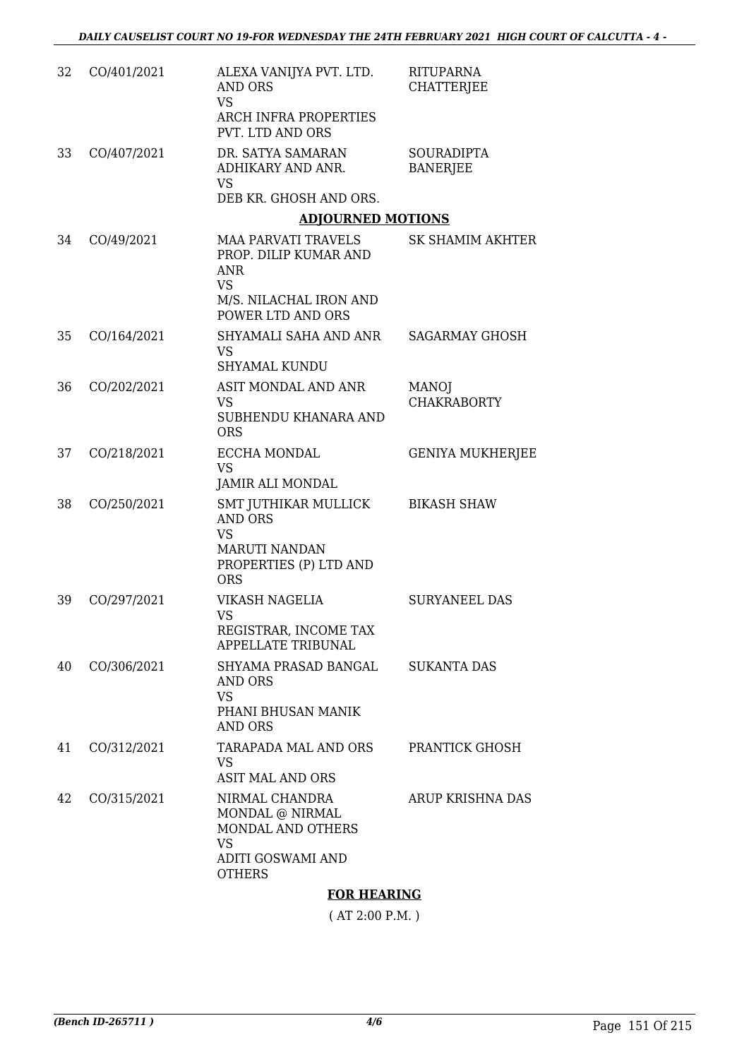| | | | |
|---|---|---|---|
| 32 | CO/401/2021 | ALEXA VANIJYA PVT. LTD. AND ORS<br>VS<br>ARCH INFRA PROPERTIES PVT. LTD AND ORS | RITUPARNA CHATTERJEE |
| 33 | CO/407/2021 | DR. SATYA SAMARAN ADHIKARY AND ANR.<br>VS<br>DEB KR. GHOSH AND ORS. | SOURADIPTA BANERJEE |

## ADJOURNED MOTIONS

| | | | |
|---|---|---|---|
| 34 | CO/49/2021 | MAA PARVATI TRAVELS PROP. DILIP KUMAR AND ANR<br>VS<br>M/S. NILACHAL IRON AND POWER LTD AND ORS | SK SHAMIM AKHTER |
| 35 | CO/164/2021 | SHYAMALI SAHA AND ANR<br>VS<br>SHYAMAL KUNDU | SAGARMAY GHOSH |
| 36 | CO/202/2021 | ASIT MONDAL AND ANR<br>VS<br>SUBHENDU KHANARA AND ORS | MANOJ CHAKRABORTY |
| 37 | CO/218/2021 | ECCHA MONDAL<br>VS<br>JAMIR ALI MONDAL | GENIYA MUKHERJEE |
| 38 | CO/250/2021 | SMT JUTHIKAR MULLICK AND ORS<br>VS<br>MARUTI NANDAN PROPERTIES (P) LTD AND ORS | BIKASH SHAW |
| 39 | CO/297/2021 | VIKASH NAGELIA<br>VS<br>REGISTRAR, INCOME TAX APPELLATE TRIBUNAL | SURYANEEL DAS |
| 40 | CO/306/2021 | SHYAMA PRASAD BANGAL AND ORS<br>VS<br>PHANI BHUSAN MANIK AND ORS | SUKANTA DAS |
| 41 | CO/312/2021 | TARAPADA MAL AND ORS<br>VS<br>ASIT MAL AND ORS | PRANTICK GHOSH |
| 42 | CO/315/2021 | NIRMAL CHANDRA MONDAL @ NIRMAL MONDAL AND OTHERS<br>VS<br>ADITI GOSWAMI AND OTHERS | ARUP KRISHNA DAS |

## FOR HEARING

( AT 2:00 P.M. )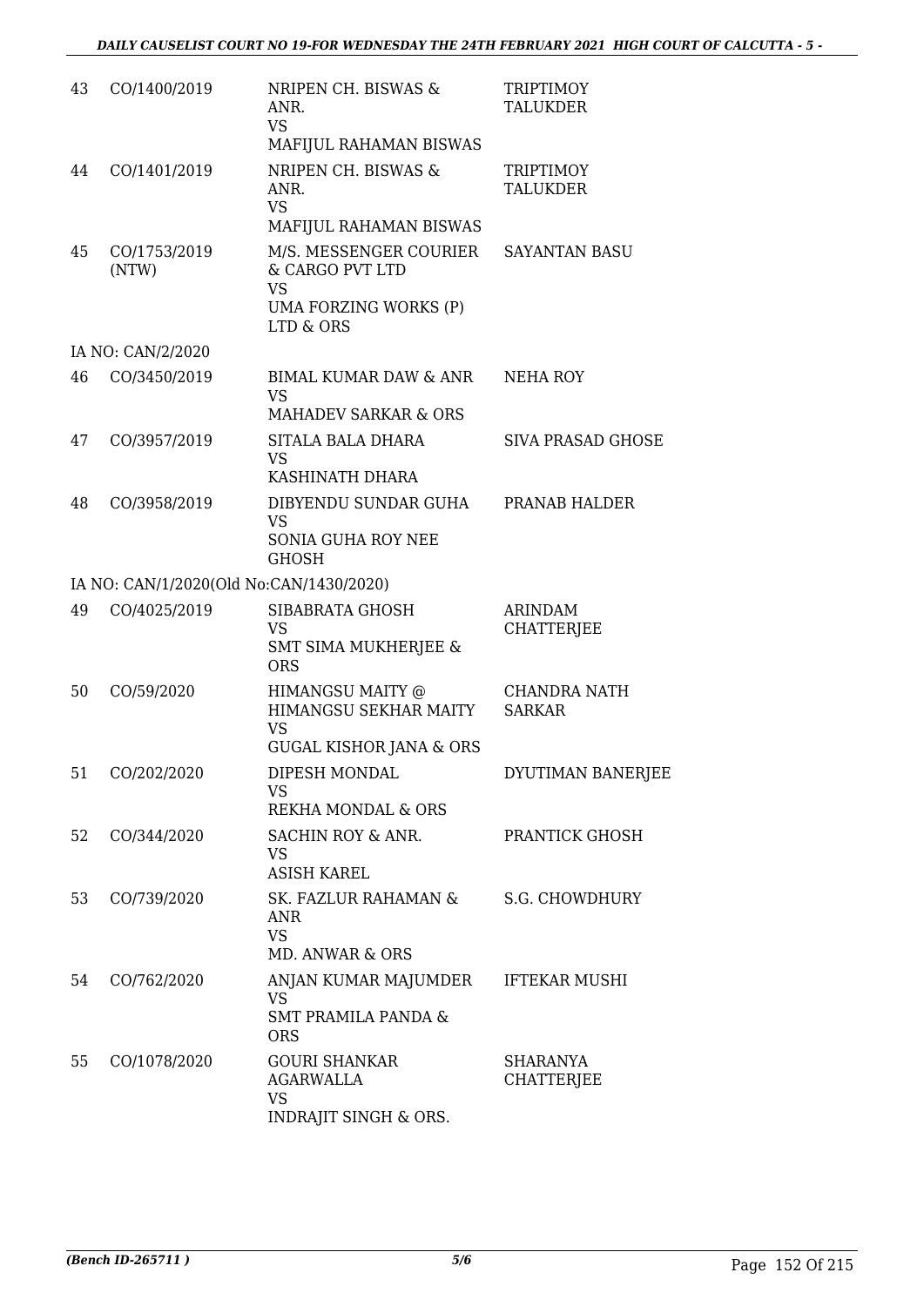| | | | |
|---|---|---|---|
| 43 | CO/1400/2019 | NRIPEN CH. BISWAS & ANR.<br>VS<br>MAFIJUL RAHAMAN BISWAS | TRIPTIMOY TALUKDER |
| 44 | CO/1401/2019 | NRIPEN CH. BISWAS & ANR.<br>VS<br>MAFIJUL RAHAMAN BISWAS | TRIPTIMOY TALUKDER |
| 45 | CO/1753/2019 (NTW) | M/S. MESSENGER COURIER & CARGO PVT LTD<br>VS<br>UMA FORZING WORKS (P) LTD & ORS | SAYANTAN BASU |
| IA NO: CAN/2/2020 | | | |
| 46 | CO/3450/2019 | BIMAL KUMAR DAW & ANR<br>VS<br>MAHADEV SARKAR & ORS | NEHA ROY |
| 47 | CO/3957/2019 | SITALA BALA DHARA<br>VS<br>KASHINATH DHARA | SIVA PRASAD GHOSE |
| 48 | CO/3958/2019 | DIBYENDU SUNDAR GUHA<br>VS<br>SONIA GUHA ROY NEE GHOSH | PRANAB HALDER |
| IA NO: CAN/1/2020(Old No:CAN/1430/2020) | | | |
| 49 | CO/4025/2019 | SIBABRATA GHOSH<br>VS<br>SMT SIMA MUKHERJEE & ORS | ARINDAM CHATTERJEE |
| 50 | CO/59/2020 | HIMANGSU MAITY @ HIMANGSU SEKHAR MAITY<br>VS<br>GUGAL KISHOR JANA & ORS | CHANDRA NATH SARKAR |
| 51 | CO/202/2020 | DIPESH MONDAL<br>VS<br>REKHA MONDAL & ORS | DYUTIMAN BANERJEE |
| 52 | CO/344/2020 | SACHIN ROY & ANR.<br>VS<br>ASISH KAREL | PRANTICK GHOSH |
| 53 | CO/739/2020 | SK. FAZLUR RAHAMAN & ANR<br>VS<br>MD. ANWAR & ORS | S.G. CHOWDHURY |
| 54 | CO/762/2020 | ANJAN KUMAR MAJUMDER<br>VS<br>SMT PRAMILA PANDA & ORS | IFTEKAR MUSHI |
| 55 | CO/1078/2020 | GOURI SHANKAR AGARWALLA<br>VS<br>INDRAJIT SINGH & ORS. | SHARANYA CHATTERJEE |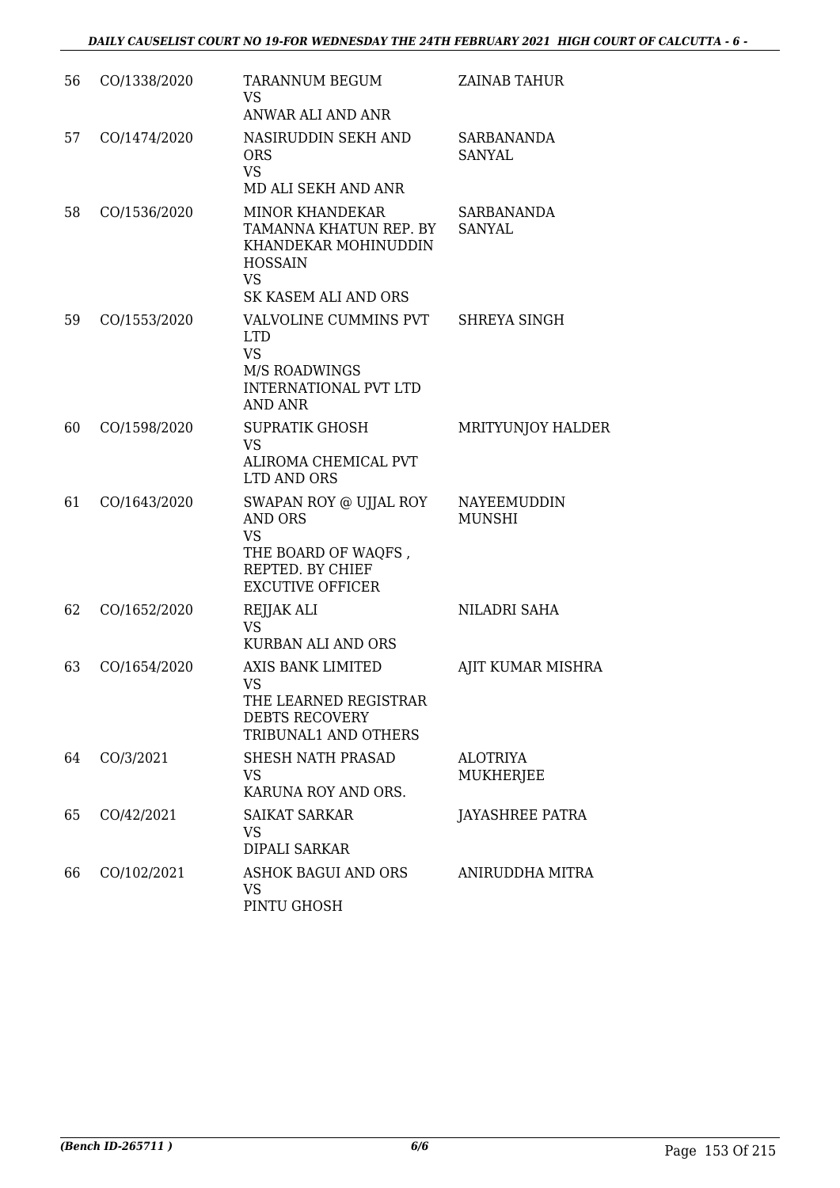| 56 | CO/1338/2020 | TARANNUM BEGUM<br>VS<br>ANWAR ALI AND ANR | ZAINAB TAHUR |
|---|---|---|---|
| 57 | CO/1474/2020 | NASIRUDDIN SEKH AND ORS<br>VS<br>MD ALI SEKH AND ANR | SARBANANDA SANYAL |
| 58 | CO/1536/2020 | MINOR KHANDEKAR TAMANNA KHATUN REP. BY KHANDEKAR MOHINUDDIN HOSSAIN<br>VS<br>SK KASEM ALI AND ORS | SARBANANDA SANYAL |
| 59 | CO/1553/2020 | VALVOLINE CUMMINS PVT LTD<br>VS<br>M/S ROADWINGS INTERNATIONAL PVT LTD AND ANR | SHREYA SINGH |
| 60 | CO/1598/2020 | SUPRATIK GHOSH<br>VS<br>ALIROMA CHEMICAL PVT LTD AND ORS | MRITYUNJOY HALDER |
| 61 | CO/1643/2020 | SWAPAN ROY @ UJJAL ROY AND ORS<br>VS<br>THE BOARD OF WAQFS , REPTED. BY CHIEF EXCUTIVE OFFICER | NAYEEMUDDIN MUNSHI |
| 62 | CO/1652/2020 | REJJAK ALI<br>VS<br>KURBAN ALI AND ORS | NILADRI SAHA |
| 63 | CO/1654/2020 | AXIS BANK LIMITED<br>VS<br>THE LEARNED REGISTRAR DEBTS RECOVERY TRIBUNAL1 AND OTHERS | AJIT KUMAR MISHRA |
| 64 | CO/3/2021 | SHESH NATH PRASAD<br>VS<br>KARUNA ROY AND ORS. | ALOTRIYA MUKHERJEE |
| 65 | CO/42/2021 | SAIKAT SARKAR<br>VS<br>DIPALI SARKAR | JAYASHREE PATRA |
| 66 | CO/102/2021 | ASHOK BAGUI AND ORS<br>VS<br>PINTU GHOSH | ANIRUDDHA MITRA |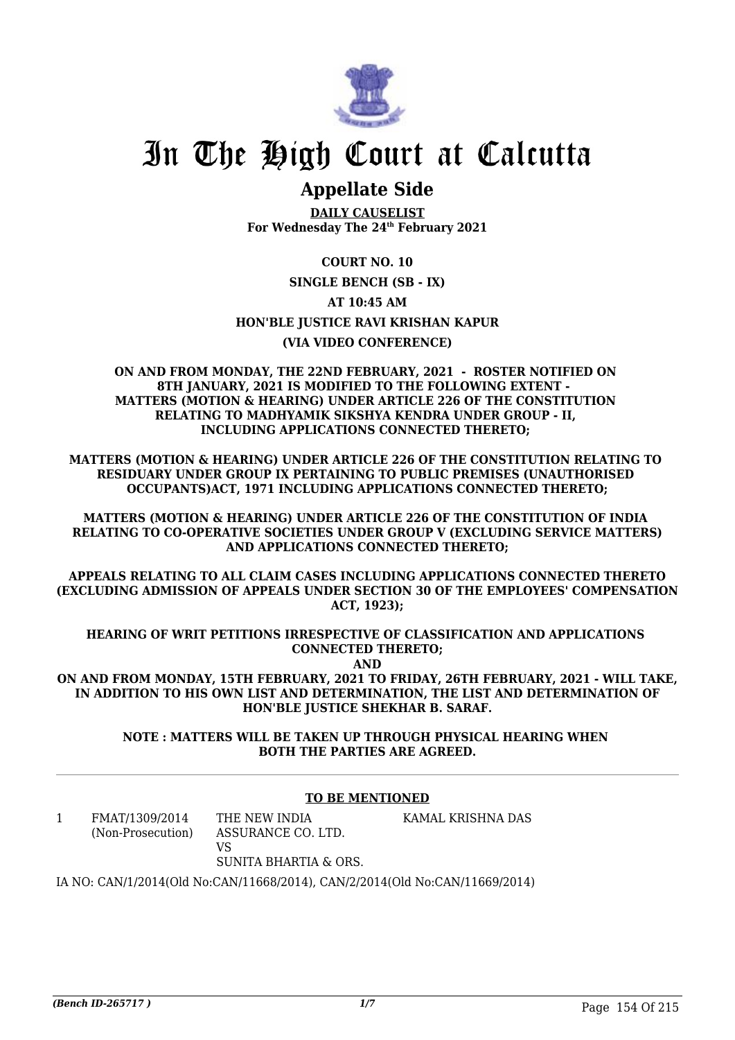# In The High Court at Calcutta

## Appellate Side

**DAILY CAUSELIST**
**For Wednesday The 24th February 2021**

**COURT NO. 10**

**SINGLE BENCH (SB - IX)**

**AT 10:45 AM**

**HON'BLE JUSTICE RAVI KRISHAN KAPUR**

**(VIA VIDEO CONFERENCE)**

**ON AND FROM MONDAY, THE 22ND FEBRUARY, 2021 - ROSTER NOTIFIED ON 8TH JANUARY, 2021 IS MODIFIED TO THE FOLLOWING EXTENT - MATTERS (MOTION & HEARING) UNDER ARTICLE 226 OF THE CONSTITUTION RELATING TO MADHYAMIK SIKSHYA KENDRA UNDER GROUP - II, INCLUDING APPLICATIONS CONNECTED THERETO;**

**MATTERS (MOTION & HEARING) UNDER ARTICLE 226 OF THE CONSTITUTION RELATING TO RESIDUARY UNDER GROUP IX PERTAINING TO PUBLIC PREMISES (UNAUTHORISED OCCUPANTS)ACT, 1971 INCLUDING APPLICATIONS CONNECTED THERETO;**

**MATTERS (MOTION & HEARING) UNDER ARTICLE 226 OF THE CONSTITUTION OF INDIA RELATING TO CO-OPERATIVE SOCIETIES UNDER GROUP V (EXCLUDING SERVICE MATTERS) AND APPLICATIONS CONNECTED THERETO;**

**APPEALS RELATING TO ALL CLAIM CASES INCLUDING APPLICATIONS CONNECTED THERETO (EXCLUDING ADMISSION OF APPEALS UNDER SECTION 30 OF THE EMPLOYEES' COMPENSATION ACT, 1923);**

**HEARING OF WRIT PETITIONS IRRESPECTIVE OF CLASSIFICATION AND APPLICATIONS CONNECTED THERETO;**

**AND**

**ON AND FROM MONDAY, 15TH FEBRUARY, 2021 TO FRIDAY, 26TH FEBRUARY, 2021 - WILL TAKE, IN ADDITION TO HIS OWN LIST AND DETERMINATION, THE LIST AND DETERMINATION OF HON'BLE JUSTICE SHEKHAR B. SARAF.**

**NOTE : MATTERS WILL BE TAKEN UP THROUGH PHYSICAL HEARING WHEN BOTH THE PARTIES ARE AGREED.**

**TO BE MENTIONED**

| | | | |
|---|---|---|---|
| 1 | FMAT/1309/2014 (Non-Prosecution) | THE NEW INDIA ASSURANCE CO. LTD. VS SUNITA BHARTIA & ORS. | KAMAL KRISHNA DAS |

IA NO: CAN/1/2014(Old No:CAN/11668/2014), CAN/2/2014(Old No:CAN/11669/2014)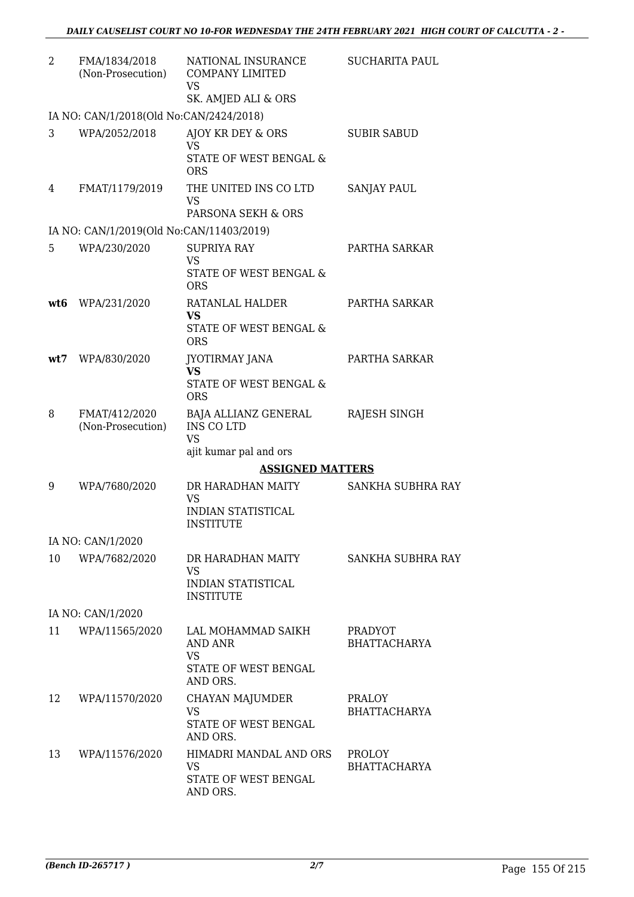| | | | |
|---|---|---|---|
| 2 | FMA/1834/2018 (Non-Prosecution) | NATIONAL INSURANCE COMPANY LIMITED VS SK. AMJED ALI & ORS | SUCHARITA PAUL |
| | IA NO: CAN/1/2018(Old No:CAN/2424/2018) | | |
| 3 | WPA/2052/2018 | AJOY KR DEY & ORS VS STATE OF WEST BENGAL & ORS | SUBIR SABUD |
| 4 | FMAT/1179/2019 | THE UNITED INS CO LTD VS PARSONA SEKH & ORS | SANJAY PAUL |
| | IA NO: CAN/1/2019(Old No:CAN/11403/2019) | | |
| 5 | WPA/230/2020 | SUPRIYA RAY VS STATE OF WEST BENGAL & ORS | PARTHA SARKAR |
| **wt6** | WPA/231/2020 | RATANLAL HALDER **VS** STATE OF WEST BENGAL & ORS | PARTHA SARKAR |
| **wt7** | WPA/830/2020 | JYOTIRMAY JANA **VS** STATE OF WEST BENGAL & ORS | PARTHA SARKAR |
| 8 | FMAT/412/2020 (Non-Prosecution) | BAJA ALLIANZ GENERAL INS CO LTD VS ajit kumar pal and ors | RAJESH SINGH |

**ASSIGNED MATTERS**

| | | | |
|---|---|---|---|
| 9 | WPA/7680/2020 | DR HARADHAN MAITY VS INDIAN STATISTICAL INSTITUTE | SANKHA SUBHRA RAY |
| | IA NO: CAN/1/2020 | | |
| 10 | WPA/7682/2020 | DR HARADHAN MAITY VS INDIAN STATISTICAL INSTITUTE | SANKHA SUBHRA RAY |
| | IA NO: CAN/1/2020 | | |
| 11 | WPA/11565/2020 | LAL MOHAMMAD SAIKH AND ANR VS STATE OF WEST BENGAL AND ORS. | PRADYOT BHATTACHARYA |
| 12 | WPA/11570/2020 | CHAYAN MAJUMDER VS STATE OF WEST BENGAL AND ORS. | PRALOY BHATTACHARYA |
| 13 | WPA/11576/2020 | HIMADRI MANDAL AND ORS VS STATE OF WEST BENGAL AND ORS. | PROLOY BHATTACHARYA |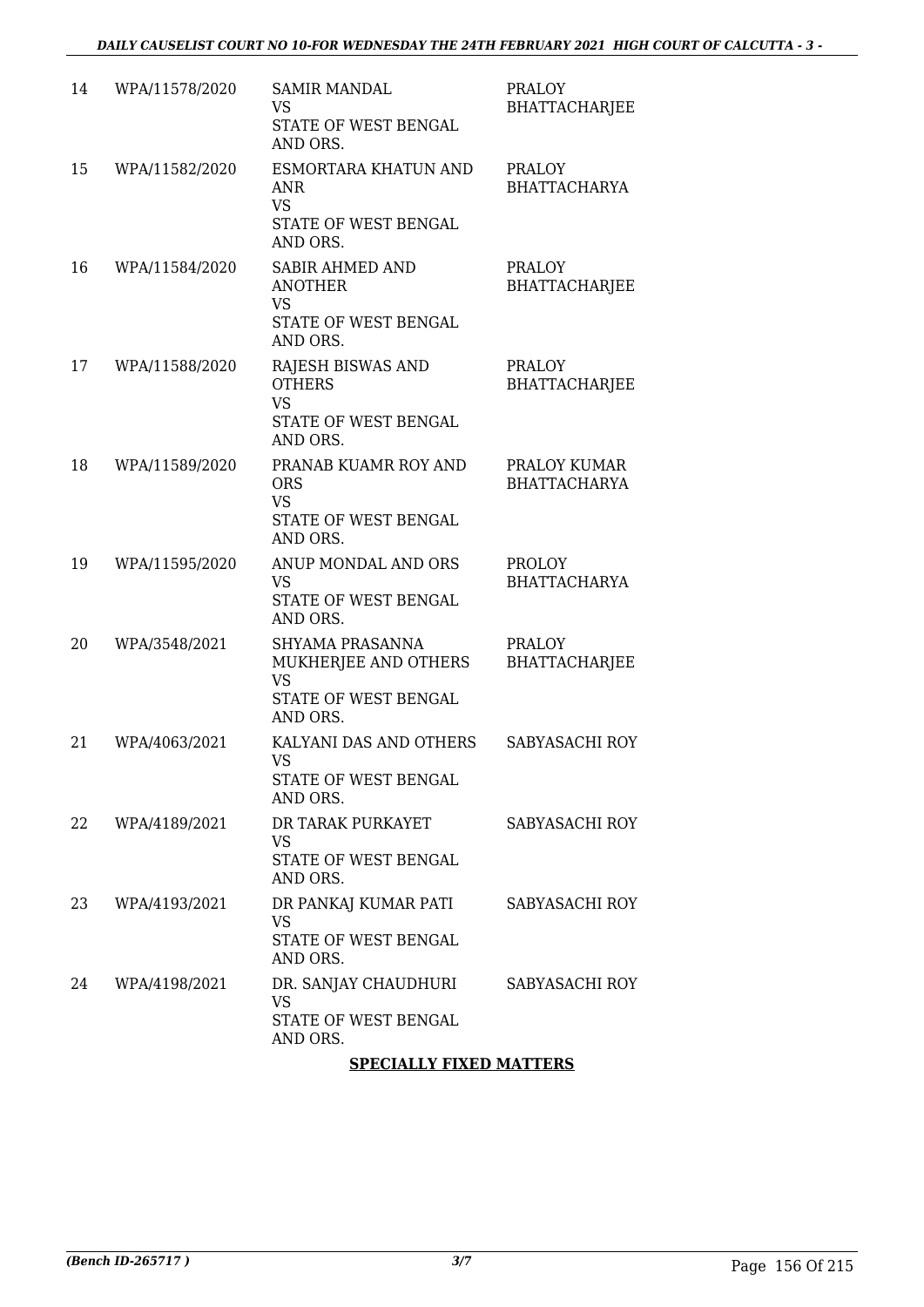| 14 | WPA/11578/2020 | SAMIR MANDAL VS STATE OF WEST BENGAL AND ORS. | PRALOY BHATTACHARJEE |
|---|---|---|---|
| 15 | WPA/11582/2020 | ESMORTARA KHATUN AND ANR VS STATE OF WEST BENGAL AND ORS. | PRALOY BHATTACHARYA |
| 16 | WPA/11584/2020 | SABIR AHMED AND ANOTHER VS STATE OF WEST BENGAL AND ORS. | PRALOY BHATTACHARJEE |
| 17 | WPA/11588/2020 | RAJESH BISWAS AND OTHERS VS STATE OF WEST BENGAL AND ORS. | PRALOY BHATTACHARJEE |
| 18 | WPA/11589/2020 | PRANAB KUAMR ROY AND ORS VS STATE OF WEST BENGAL AND ORS. | PRALOY KUMAR BHATTACHARYA |
| 19 | WPA/11595/2020 | ANUP MONDAL AND ORS VS STATE OF WEST BENGAL AND ORS. | PROLOY BHATTACHARYA |
| 20 | WPA/3548/2021 | SHYAMA PRASANNA MUKHERJEE AND OTHERS VS STATE OF WEST BENGAL AND ORS. | PRALOY BHATTACHARJEE |
| 21 | WPA/4063/2021 | KALYANI DAS AND OTHERS VS STATE OF WEST BENGAL AND ORS. | SABYASACHI ROY |
| 22 | WPA/4189/2021 | DR TARAK PURKAYET VS STATE OF WEST BENGAL AND ORS. | SABYASACHI ROY |
| 23 | WPA/4193/2021 | DR PANKAJ KUMAR PATI VS STATE OF WEST BENGAL AND ORS. | SABYASACHI ROY |
| 24 | WPA/4198/2021 | DR. SANJAY CHAUDHURI VS STATE OF WEST BENGAL AND ORS. | SABYASACHI ROY |

**SPECIALLY FIXED MATTERS**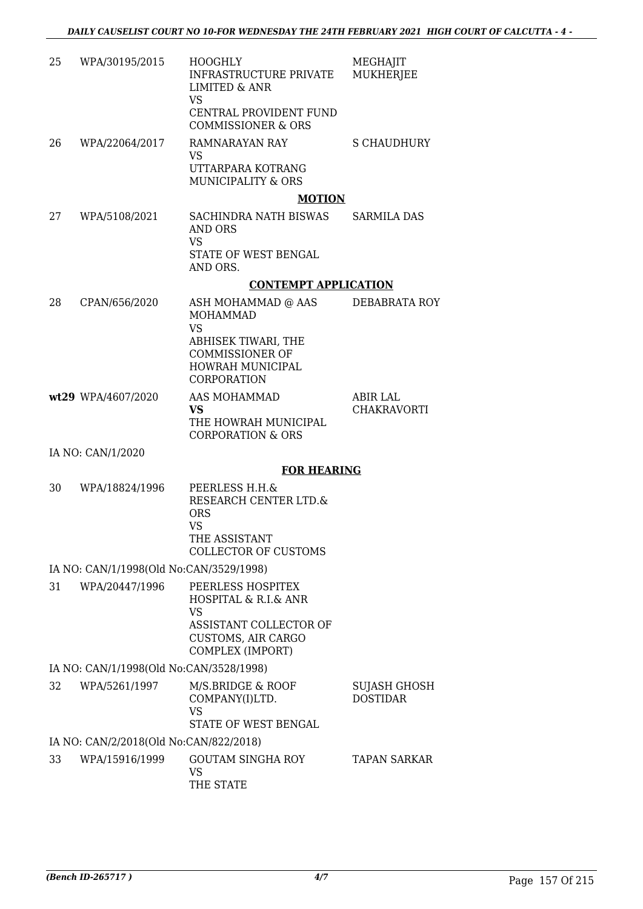| | | | |
|---|---|---|---|
| 25 | WPA/30195/2015 | HOOGHLY INFRASTRUCTURE PRIVATE LIMITED & ANR<br>VS<br>CENTRAL PROVIDENT FUND COMMISSIONER & ORS | MEGHAJIT MUKHERJEE |
| 26 | WPA/22064/2017 | RAMNARAYAN RAY<br>VS<br>UTTARPARA KOTRANG MUNICIPALITY & ORS | S CHAUDHURY |

**MOTION**

| | | | |
|---|---|---|---|
| 27 | WPA/5108/2021 | SACHINDRA NATH BISWAS AND ORS<br>VS<br>STATE OF WEST BENGAL AND ORS. | SARMILA DAS |

**CONTEMPT APPLICATION**

| | | | |
|---|---|---|---|
| 28 | CPAN/656/2020 | ASH MOHAMMAD @ AAS MOHAMMAD<br>VS<br>ABHISEK TIWARI, THE COMMISSIONER OF HOWRAH MUNICIPAL CORPORATION | DEBABRATA ROY |
| **wt29** | WPA/4607/2020 | AAS MOHAMMAD<br>**VS**<br>THE HOWRAH MUNICIPAL CORPORATION & ORS | ABIR LAL CHAKRAVORTI |

IA NO: CAN/1/2020

**FOR HEARING**

| | | | |
|---|---|---|---|
| 30 | WPA/18824/1996 | PEERLESS H.H.& RESEARCH CENTER LTD.& ORS<br>VS<br>THE ASSISTANT COLLECTOR OF CUSTOMS | |

IA NO: CAN/1/1998(Old No:CAN/3529/1998)

| | | | |
|---|---|---|---|
| 31 | WPA/20447/1996 | PEERLESS HOSPITEX HOSPITAL & R.I.& ANR<br>VS<br>ASSISTANT COLLECTOR OF CUSTOMS, AIR CARGO COMPLEX (IMPORT) | |

IA NO: CAN/1/1998(Old No:CAN/3528/1998)

| | | | |
|---|---|---|---|
| 32 | WPA/5261/1997 | M/S.BRIDGE & ROOF COMPANY(I)LTD.<br>VS<br>STATE OF WEST BENGAL | SUJASH GHOSH DOSTIDAR |

IA NO: CAN/2/2018(Old No:CAN/822/2018)

| | | | |
|---|---|---|---|
| 33 | WPA/15916/1999 | GOUTAM SINGHA ROY<br>VS<br>THE STATE | TAPAN SARKAR |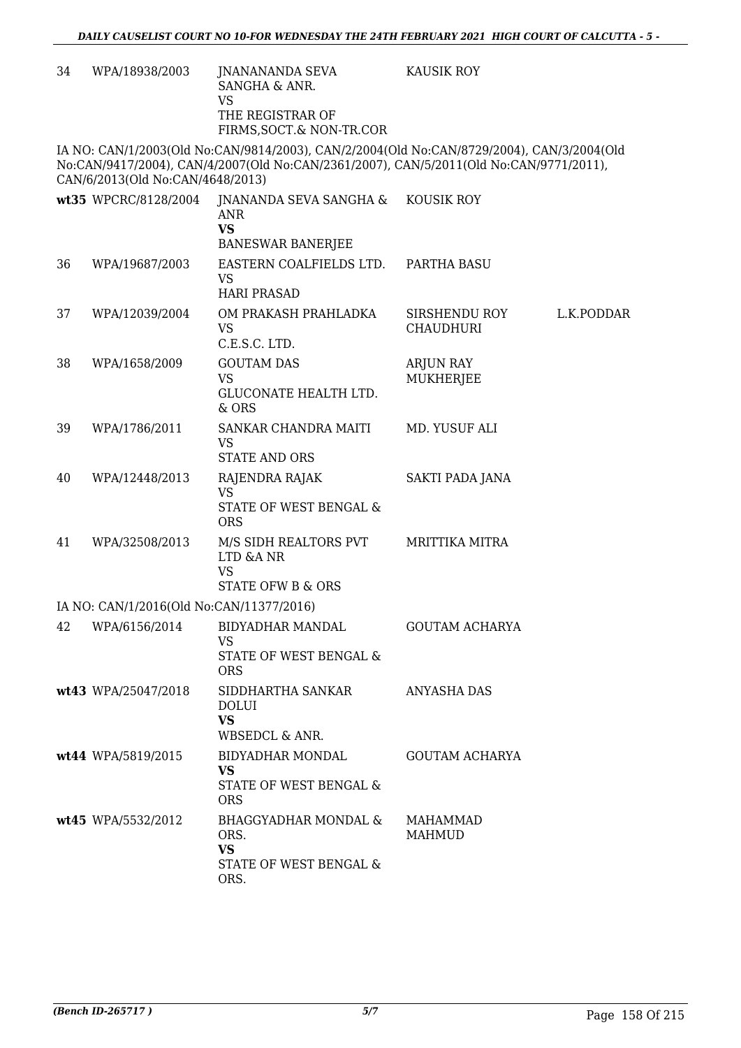| | | | | |
|---|---|---|---|---|
| 34 | WPA/18938/2003 | JNANANANDA SEVA SANGHA & ANR.<br>VS<br>THE REGISTRAR OF FIRMS,SOCT.& NON-TR.COR | KAUSIK ROY | |

IA NO: CAN/1/2003(Old No:CAN/9814/2003), CAN/2/2004(Old No:CAN/8729/2004), CAN/3/2004(Old No:CAN/9417/2004), CAN/4/2007(Old No:CAN/2361/2007), CAN/5/2011(Old No:CAN/9771/2011), CAN/6/2013(Old No:CAN/4648/2013)

| | | | | |
|---|---|---|---|---|
| wt35 | WPCRC/8128/2004 | JNANANDA SEVA SANGHA & ANR<br>**VS**<br>BANESWAR BANERJEE | KOUSIK ROY | |
| 36 | WPA/19687/2003 | EASTERN COALFIELDS LTD.<br>VS<br>HARI PRASAD | PARTHA BASU | |
| 37 | WPA/12039/2004 | OM PRAKASH PRAHLADKA<br>VS<br>C.E.S.C. LTD. | SIRSHENDU ROY CHAUDHURI | L.K.PODDAR |
| 38 | WPA/1658/2009 | GOUTAM DAS<br>VS<br>GLUCONATE HEALTH LTD. & ORS | ARJUN RAY MUKHERJEE | |
| 39 | WPA/1786/2011 | SANKAR CHANDRA MAITI<br>VS<br>STATE AND ORS | MD. YUSUF ALI | |
| 40 | WPA/12448/2013 | RAJENDRA RAJAK<br>VS<br>STATE OF WEST BENGAL & ORS | SAKTI PADA JANA | |
| 41 | WPA/32508/2013 | M/S SIDH REALTORS PVT LTD &A NR<br>VS<br>STATE OFW B & ORS | MRITTIKA MITRA | |

IA NO: CAN/1/2016(Old No:CAN/11377/2016)

| | | | | |
|---|---|---|---|---|
| 42 | WPA/6156/2014 | BIDYADHAR MANDAL<br>VS<br>STATE OF WEST BENGAL & ORS | GOUTAM ACHARYA | |
| wt43 | WPA/25047/2018 | SIDDHARTHA SANKAR DOLUI<br>**VS**<br>WBSEDCL & ANR. | ANYASHA DAS | |
| wt44 | WPA/5819/2015 | BIDYADHAR MONDAL<br>**VS**<br>STATE OF WEST BENGAL & ORS | GOUTAM ACHARYA | |
| wt45 | WPA/5532/2012 | BHAGGYADHAR MONDAL & ORS.<br>**VS**<br>STATE OF WEST BENGAL & ORS. | MAHAMMAD MAHMUD | |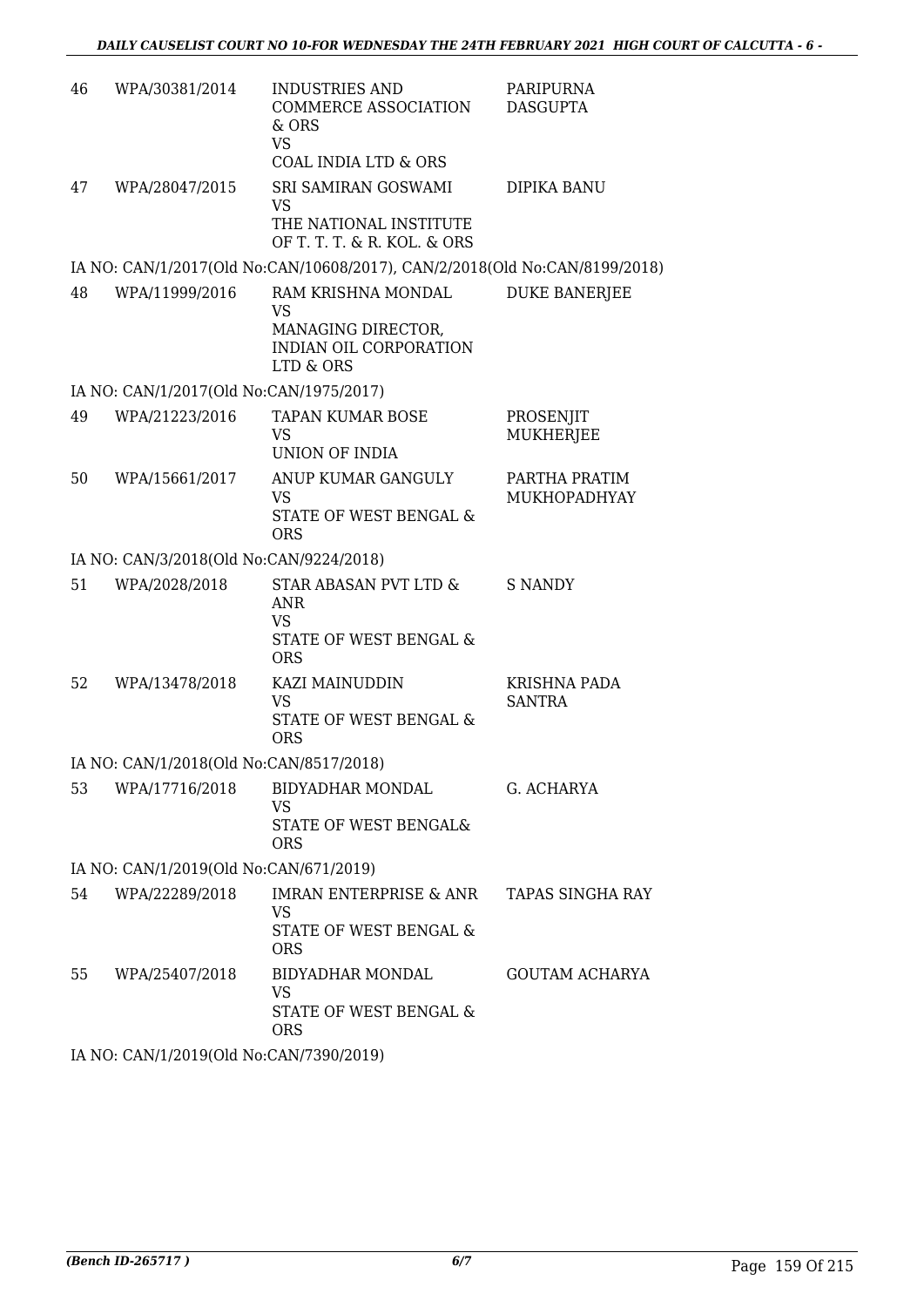| | | | |
|---|---|---|---|
| 46 | WPA/30381/2014 | INDUSTRIES AND COMMERCE ASSOCIATION & ORS<br>VS<br>COAL INDIA LTD & ORS | PARIPURNA DASGUPTA |
| 47 | WPA/28047/2015 | SRI SAMIRAN GOSWAMI<br>VS<br>THE NATIONAL INSTITUTE OF T. T. T. & R. KOL. & ORS | DIPIKA BANU |

IA NO: CAN/1/2017(Old No:CAN/10608/2017), CAN/2/2018(Old No:CAN/8199/2018)

| | | | |
|---|---|---|---|
| 48 | WPA/11999/2016 | RAM KRISHNA MONDAL<br>VS<br>MANAGING DIRECTOR, INDIAN OIL CORPORATION LTD & ORS | DUKE BANERJEE |

IA NO: CAN/1/2017(Old No:CAN/1975/2017)

| | | | |
|---|---|---|---|
| 49 | WPA/21223/2016 | TAPAN KUMAR BOSE<br>VS<br>UNION OF INDIA | PROSENJIT MUKHERJEE |
| 50 | WPA/15661/2017 | ANUP KUMAR GANGULY<br>VS<br>STATE OF WEST BENGAL & ORS | PARTHA PRATIM MUKHOPADHYAY |

IA NO: CAN/3/2018(Old No:CAN/9224/2018)

| | | | |
|---|---|---|---|
| 51 | WPA/2028/2018 | STAR ABASAN PVT LTD & ANR<br>VS<br>STATE OF WEST BENGAL & ORS | S NANDY |
| 52 | WPA/13478/2018 | KAZI MAINUDDIN<br>VS<br>STATE OF WEST BENGAL & ORS | KRISHNA PADA SANTRA |

IA NO: CAN/1/2018(Old No:CAN/8517/2018)

| | | | |
|---|---|---|---|
| 53 | WPA/17716/2018 | BIDYADHAR MONDAL<br>VS<br>STATE OF WEST BENGAL& ORS | G. ACHARYA |

IA NO: CAN/1/2019(Old No:CAN/671/2019)

| | | | |
|---|---|---|---|
| 54 | WPA/22289/2018 | IMRAN ENTERPRISE & ANR<br>VS<br>STATE OF WEST BENGAL & ORS | TAPAS SINGHA RAY |
| 55 | WPA/25407/2018 | BIDYADHAR MONDAL<br>VS<br>STATE OF WEST BENGAL & ORS | GOUTAM ACHARYA |

IA NO: CAN/1/2019(Old No:CAN/7390/2019)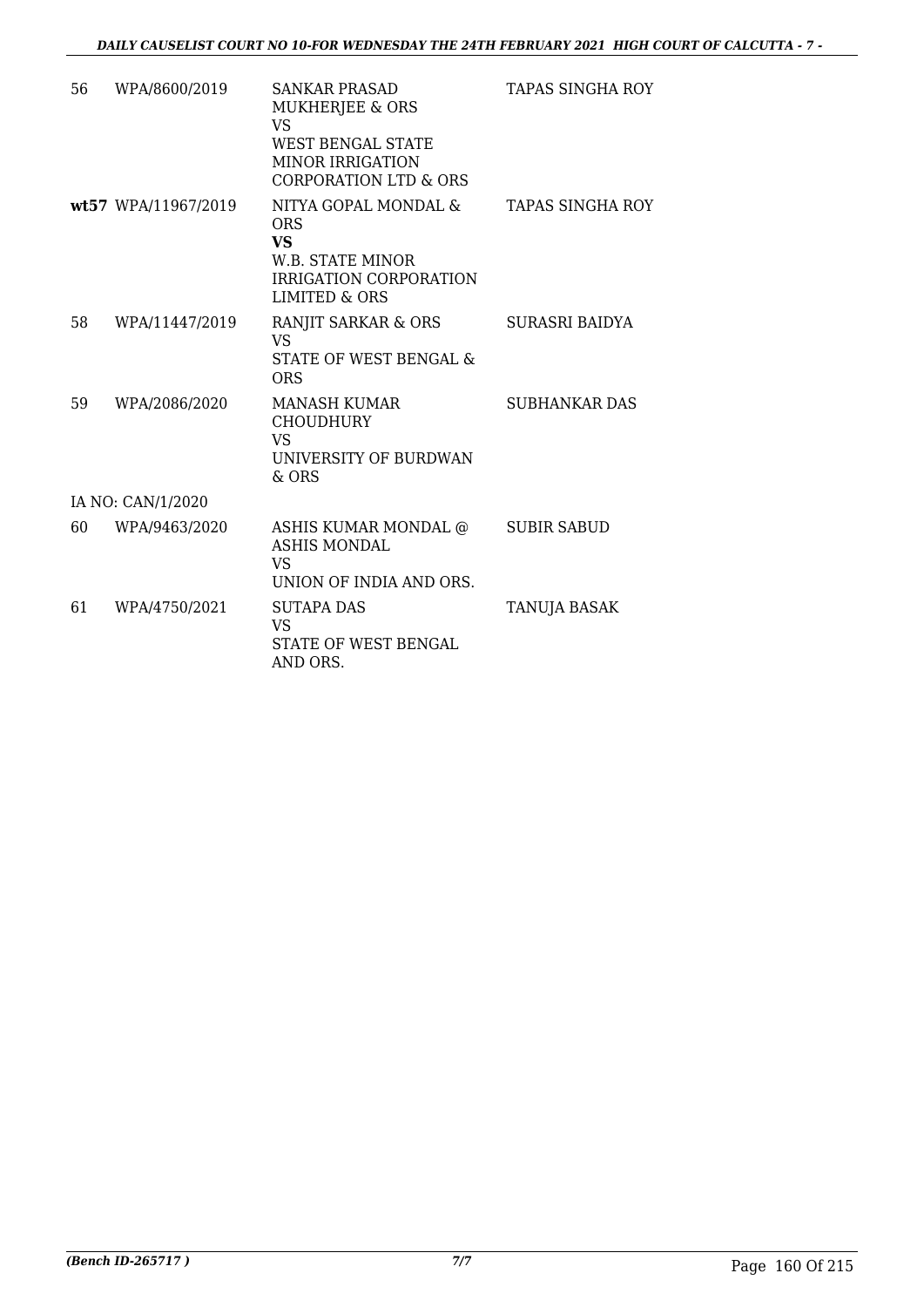| | | | |
|---|---|---|---|
| 56 | WPA/8600/2019 | SANKAR PRASAD MUKHERJEE & ORS<br>VS<br>WEST BENGAL STATE MINOR IRRIGATION CORPORATION LTD & ORS | TAPAS SINGHA ROY |
| **wt57** | WPA/11967/2019 | NITYA GOPAL MONDAL & ORS<br>**VS**<br>W.B. STATE MINOR IRRIGATION CORPORATION LIMITED & ORS | TAPAS SINGHA ROY |
| 58 | WPA/11447/2019 | RANJIT SARKAR & ORS<br>VS<br>STATE OF WEST BENGAL & ORS | SURASRI BAIDYA |
| 59 | WPA/2086/2020 | MANASH KUMAR CHOUDHURY<br>VS<br>UNIVERSITY OF BURDWAN & ORS | SUBHANKAR DAS |
| | IA NO: CAN/1/2020 | | |
| 60 | WPA/9463/2020 | ASHIS KUMAR MONDAL @ ASHIS MONDAL<br>VS<br>UNION OF INDIA AND ORS. | SUBIR SABUD |
| 61 | WPA/4750/2021 | SUTAPA DAS<br>VS<br>STATE OF WEST BENGAL AND ORS. | TANUJA BASAK |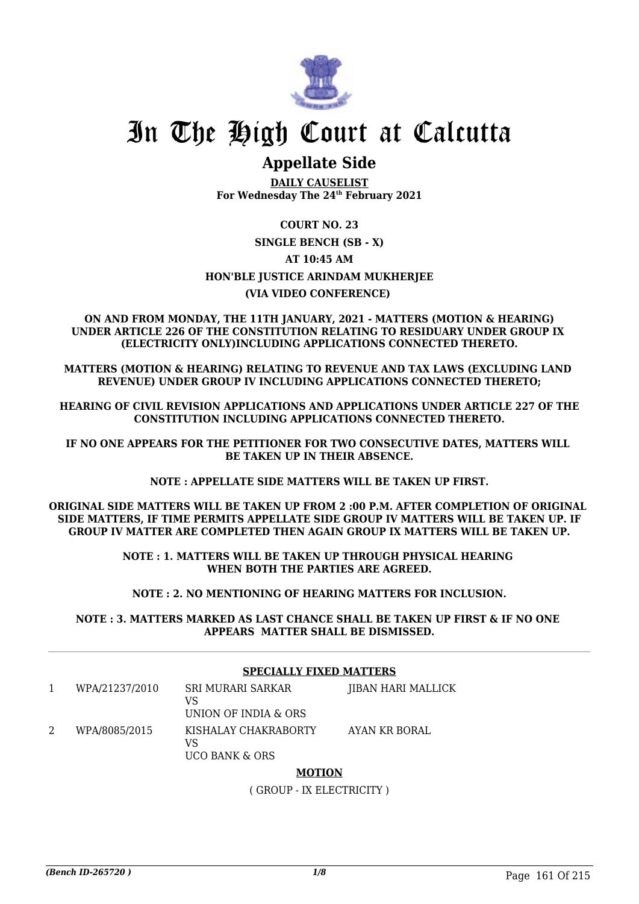# In The High Court at Calcutta

## Appellate Side

**DAILY CAUSELIST**
**For Wednesday The 24th February 2021**

**COURT NO. 23**

**SINGLE BENCH (SB - X)**

**AT 10:45 AM**

**HON'BLE JUSTICE ARINDAM MUKHERJEE**

**(VIA VIDEO CONFERENCE)**

**ON AND FROM MONDAY, THE 11TH JANUARY, 2021 - MATTERS (MOTION & HEARING) UNDER ARTICLE 226 OF THE CONSTITUTION RELATING TO RESIDUARY UNDER GROUP IX (ELECTRICITY ONLY)INCLUDING APPLICATIONS CONNECTED THERETO.**

**MATTERS (MOTION & HEARING) RELATING TO REVENUE AND TAX LAWS (EXCLUDING LAND REVENUE) UNDER GROUP IV INCLUDING APPLICATIONS CONNECTED THERETO;**

**HEARING OF CIVIL REVISION APPLICATIONS AND APPLICATIONS UNDER ARTICLE 227 OF THE CONSTITUTION INCLUDING APPLICATIONS CONNECTED THERETO.**

**IF NO ONE APPEARS FOR THE PETITIONER FOR TWO CONSECUTIVE DATES, MATTERS WILL BE TAKEN UP IN THEIR ABSENCE.**

**NOTE : APPELLATE SIDE MATTERS WILL BE TAKEN UP FIRST.**

**ORIGINAL SIDE MATTERS WILL BE TAKEN UP FROM 2 :00 P.M. AFTER COMPLETION OF ORIGINAL SIDE MATTERS, IF TIME PERMITS APPELLATE SIDE GROUP IV MATTERS WILL BE TAKEN UP. IF GROUP IV MATTER ARE COMPLETED THEN AGAIN GROUP IX MATTERS WILL BE TAKEN UP.**

**NOTE : 1. MATTERS WILL BE TAKEN UP THROUGH PHYSICAL HEARING WHEN BOTH THE PARTIES ARE AGREED.**

**NOTE : 2. NO MENTIONING OF HEARING MATTERS FOR INCLUSION.**

**NOTE : 3. MATTERS MARKED AS LAST CHANCE SHALL BE TAKEN UP FIRST & IF NO ONE APPEARS MATTER SHALL BE DISMISSED.**

**SPECIALLY FIXED MATTERS**

| | | | |
|---|---|---|---|
| 1 | WPA/21237/2010 | SRI MURARI SARKAR<br>VS<br>UNION OF INDIA & ORS | JIBAN HARI MALLICK |
| 2 | WPA/8085/2015 | KISHALAY CHAKRABORTY<br>VS<br>UCO BANK & ORS | AYAN KR BORAL |

**MOTION**

( GROUP - IX ELECTRICITY )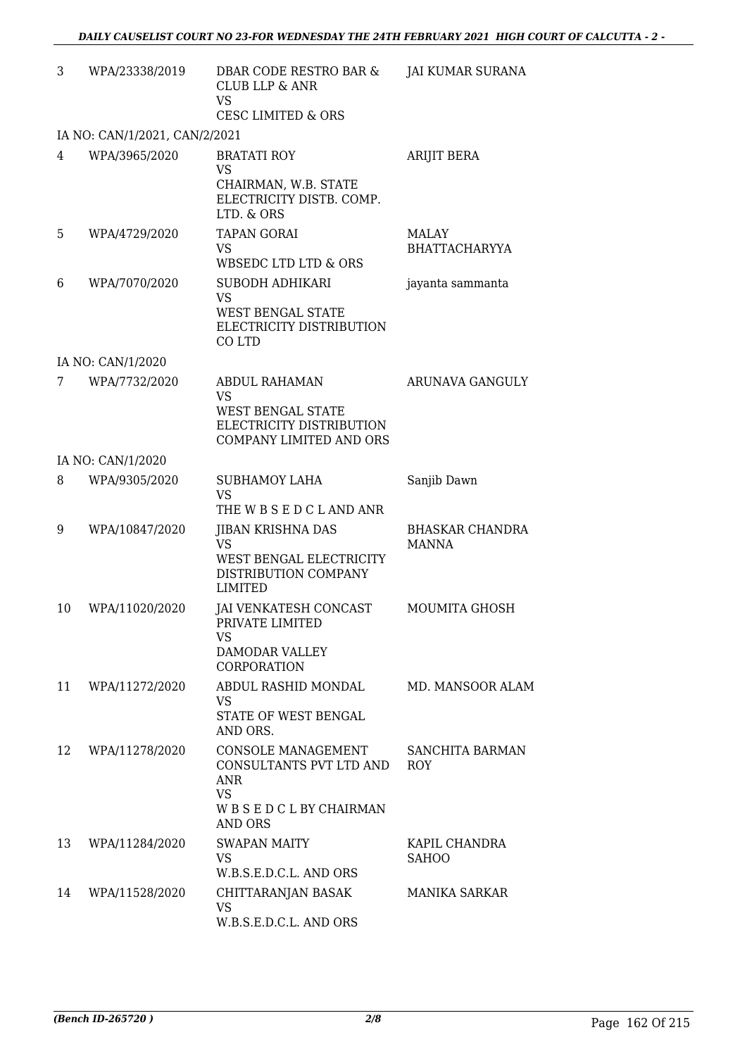| | | | |
|---|---|---|---|
| 3 | WPA/23338/2019 | DBAR CODE RESTRO BAR & CLUB LLP & ANR<br>VS<br>CESC LIMITED & ORS | JAI KUMAR SURANA |
| | IA NO: CAN/1/2021, CAN/2/2021 | | |
| 4 | WPA/3965/2020 | BRATATI ROY<br>VS<br>CHAIRMAN, W.B. STATE ELECTRICITY DISTB. COMP. LTD. & ORS | ARIJIT BERA |
| 5 | WPA/4729/2020 | TAPAN GORAI<br>VS<br>WBSEDC LTD LTD & ORS | MALAY BHATTACHARYYA |
| 6 | WPA/7070/2020 | SUBODH ADHIKARI<br>VS<br>WEST BENGAL STATE ELECTRICITY DISTRIBUTION CO LTD | jayanta sammanta |
| | IA NO: CAN/1/2020 | | |
| 7 | WPA/7732/2020 | ABDUL RAHAMAN<br>VS<br>WEST BENGAL STATE ELECTRICITY DISTRIBUTION COMPANY LIMITED AND ORS | ARUNAVA GANGULY |
| | IA NO: CAN/1/2020 | | |
| 8 | WPA/9305/2020 | SUBHAMOY LAHA<br>VS<br>THE W B S E D C L AND ANR | Sanjib Dawn |
| 9 | WPA/10847/2020 | JIBAN KRISHNA DAS<br>VS<br>WEST BENGAL ELECTRICITY DISTRIBUTION COMPANY LIMITED | BHASKAR CHANDRA MANNA |
| 10 | WPA/11020/2020 | JAI VENKATESH CONCAST PRIVATE LIMITED<br>VS<br>DAMODAR VALLEY CORPORATION | MOUMITA GHOSH |
| 11 | WPA/11272/2020 | ABDUL RASHID MONDAL<br>VS<br>STATE OF WEST BENGAL AND ORS. | MD. MANSOOR ALAM |
| 12 | WPA/11278/2020 | CONSOLE MANAGEMENT CONSULTANTS PVT LTD AND ANR<br>VS<br>W B S E D C L BY CHAIRMAN AND ORS | SANCHITA BARMAN ROY |
| 13 | WPA/11284/2020 | SWAPAN MAITY<br>VS<br>W.B.S.E.D.C.L. AND ORS | KAPIL CHANDRA SAHOO |
| 14 | WPA/11528/2020 | CHITTARANJAN BASAK<br>VS<br>W.B.S.E.D.C.L. AND ORS | MANIKA SARKAR |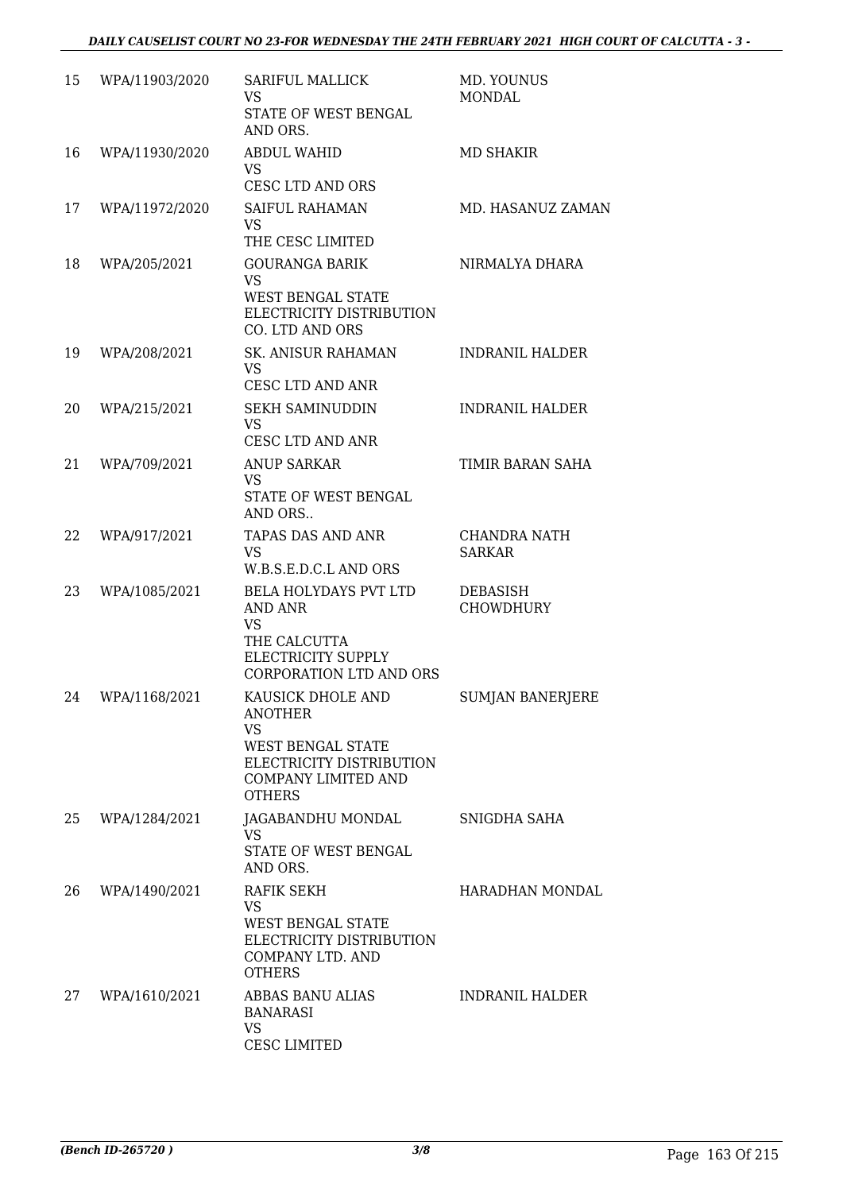| 15 | WPA/11903/2020 | SARIFUL MALLICK<br>VS<br>STATE OF WEST BENGAL AND ORS. | MD. YOUNUS MONDAL |
|---|---|---|---|
| 16 | WPA/11930/2020 | ABDUL WAHID<br>VS<br>CESC LTD AND ORS | MD SHAKIR |
| 17 | WPA/11972/2020 | SAIFUL RAHAMAN<br>VS<br>THE CESC LIMITED | MD. HASANUZ ZAMAN |
| 18 | WPA/205/2021 | GOURANGA BARIK<br>VS<br>WEST BENGAL STATE ELECTRICITY DISTRIBUTION CO. LTD AND ORS | NIRMALYA DHARA |
| 19 | WPA/208/2021 | SK. ANISUR RAHAMAN<br>VS<br>CESC LTD AND ANR | INDRANIL HALDER |
| 20 | WPA/215/2021 | SEKH SAMINUDDIN<br>VS<br>CESC LTD AND ANR | INDRANIL HALDER |
| 21 | WPA/709/2021 | ANUP SARKAR<br>VS<br>STATE OF WEST BENGAL AND ORS.. | TIMIR BARAN SAHA |
| 22 | WPA/917/2021 | TAPAS DAS AND ANR<br>VS<br>W.B.S.E.D.C.L AND ORS | CHANDRA NATH SARKAR |
| 23 | WPA/1085/2021 | BELA HOLYDAYS PVT LTD AND ANR<br>VS<br>THE CALCUTTA ELECTRICITY SUPPLY CORPORATION LTD AND ORS | DEBASISH CHOWDHURY |
| 24 | WPA/1168/2021 | KAUSICK DHOLE AND ANOTHER<br>VS<br>WEST BENGAL STATE ELECTRICITY DISTRIBUTION COMPANY LIMITED AND OTHERS | SUMJAN BANERJERE |
| 25 | WPA/1284/2021 | JAGABANDHU MONDAL<br>VS<br>STATE OF WEST BENGAL AND ORS. | SNIGDHA SAHA |
| 26 | WPA/1490/2021 | RAFIK SEKH<br>VS<br>WEST BENGAL STATE ELECTRICITY DISTRIBUTION COMPANY LTD. AND OTHERS | HARADHAN MONDAL |
| 27 | WPA/1610/2021 | ABBAS BANU ALIAS BANARASI<br>VS<br>CESC LIMITED | INDRANIL HALDER |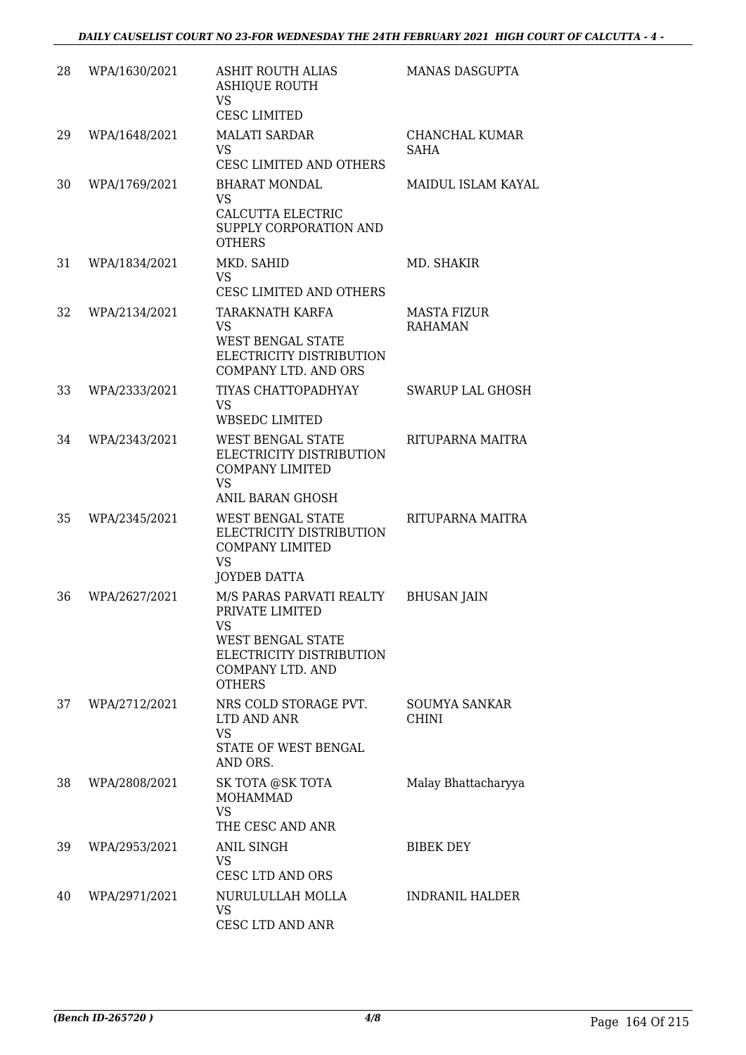| 28 | WPA/1630/2021 | ASHIT ROUTH ALIAS ASHIQUE ROUTH<br>VS<br>CESC LIMITED | MANAS DASGUPTA |
|---|---|---|---|
| 29 | WPA/1648/2021 | MALATI SARDAR<br>VS<br>CESC LIMITED AND OTHERS | CHANCHAL KUMAR SAHA |
| 30 | WPA/1769/2021 | BHARAT MONDAL<br>VS<br>CALCUTTA ELECTRIC SUPPLY CORPORATION AND OTHERS | MAIDUL ISLAM KAYAL |
| 31 | WPA/1834/2021 | MKD. SAHID<br>VS<br>CESC LIMITED AND OTHERS | MD. SHAKIR |
| 32 | WPA/2134/2021 | TARAKNATH KARFA<br>VS<br>WEST BENGAL STATE ELECTRICITY DISTRIBUTION COMPANY LTD. AND ORS | MASTA FIZUR RAHAMAN |
| 33 | WPA/2333/2021 | TIYAS CHATTOPADHYAY<br>VS<br>WBSEDC LIMITED | SWARUP LAL GHOSH |
| 34 | WPA/2343/2021 | WEST BENGAL STATE ELECTRICITY DISTRIBUTION COMPANY LIMITED<br>VS<br>ANIL BARAN GHOSH | RITUPARNA MAITRA |
| 35 | WPA/2345/2021 | WEST BENGAL STATE ELECTRICITY DISTRIBUTION COMPANY LIMITED<br>VS<br>JOYDEB DATTA | RITUPARNA MAITRA |
| 36 | WPA/2627/2021 | M/S PARAS PARVATI REALTY PRIVATE LIMITED<br>VS<br>WEST BENGAL STATE ELECTRICITY DISTRIBUTION COMPANY LTD. AND OTHERS | BHUSAN JAIN |
| 37 | WPA/2712/2021 | NRS COLD STORAGE PVT. LTD AND ANR<br>VS<br>STATE OF WEST BENGAL AND ORS. | SOUMYA SANKAR CHINI |
| 38 | WPA/2808/2021 | SK TOTA @SK TOTA MOHAMMAD<br>VS<br>THE CESC AND ANR | Malay Bhattacharyya |
| 39 | WPA/2953/2021 | ANIL SINGH<br>VS<br>CESC LTD AND ORS | BIBEK DEY |
| 40 | WPA/2971/2021 | NURULULLAH MOLLA<br>VS<br>CESC LTD AND ANR | INDRANIL HALDER |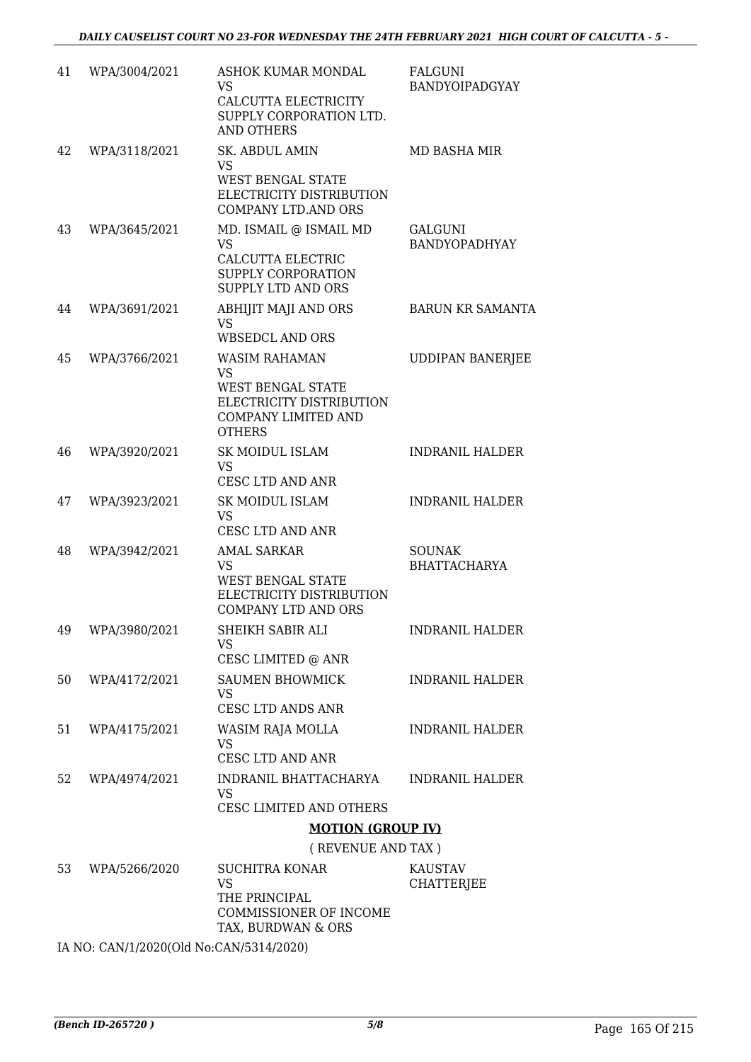| | | | |
|---|---|---|---|
| 41 | WPA/3004/2021 | ASHOK KUMAR MONDAL<br>VS<br>CALCUTTA ELECTRICITY SUPPLY CORPORATION LTD. AND OTHERS | FALGUNI BANDYOIPADGYAY |
| 42 | WPA/3118/2021 | SK. ABDUL AMIN<br>VS<br>WEST BENGAL STATE ELECTRICITY DISTRIBUTION COMPANY LTD.AND ORS | MD BASHA MIR |
| 43 | WPA/3645/2021 | MD. ISMAIL @ ISMAIL MD<br>VS<br>CALCUTTA ELECTRIC SUPPLY CORPORATION SUPPLY LTD AND ORS | GALGUNI BANDYOPADHYAY |
| 44 | WPA/3691/2021 | ABHIJIT MAJI AND ORS<br>VS<br>WBSEDCL AND ORS | BARUN KR SAMANTA |
| 45 | WPA/3766/2021 | WASIM RAHAMAN<br>VS<br>WEST BENGAL STATE ELECTRICITY DISTRIBUTION COMPANY LIMITED AND OTHERS | UDDIPAN BANERJEE |
| 46 | WPA/3920/2021 | SK MOIDUL ISLAM<br>VS<br>CESC LTD AND ANR | INDRANIL HALDER |
| 47 | WPA/3923/2021 | SK MOIDUL ISLAM<br>VS<br>CESC LTD AND ANR | INDRANIL HALDER |
| 48 | WPA/3942/2021 | AMAL SARKAR<br>VS<br>WEST BENGAL STATE ELECTRICITY DISTRIBUTION COMPANY LTD AND ORS | SOUNAK BHATTACHARYA |
| 49 | WPA/3980/2021 | SHEIKH SABIR ALI<br>VS<br>CESC LIMITED @ ANR | INDRANIL HALDER |
| 50 | WPA/4172/2021 | SAUMEN BHOWMICK<br>VS<br>CESC LTD ANDS ANR | INDRANIL HALDER |
| 51 | WPA/4175/2021 | WASIM RAJA MOLLA<br>VS<br>CESC LTD AND ANR | INDRANIL HALDER |
| 52 | WPA/4974/2021 | INDRANIL BHATTACHARYA<br>VS<br>CESC LIMITED AND OTHERS | INDRANIL HALDER |

## MOTION (GROUP IV)

( REVENUE AND TAX )

| | | | |
|---|---|---|---|
| 53 | WPA/5266/2020 | SUCHITRA KONAR<br>VS<br>THE PRINCIPAL COMMISSIONER OF INCOME TAX, BURDWAN & ORS | KAUSTAV CHATTERJEE |

IA NO: CAN/1/2020(Old No:CAN/5314/2020)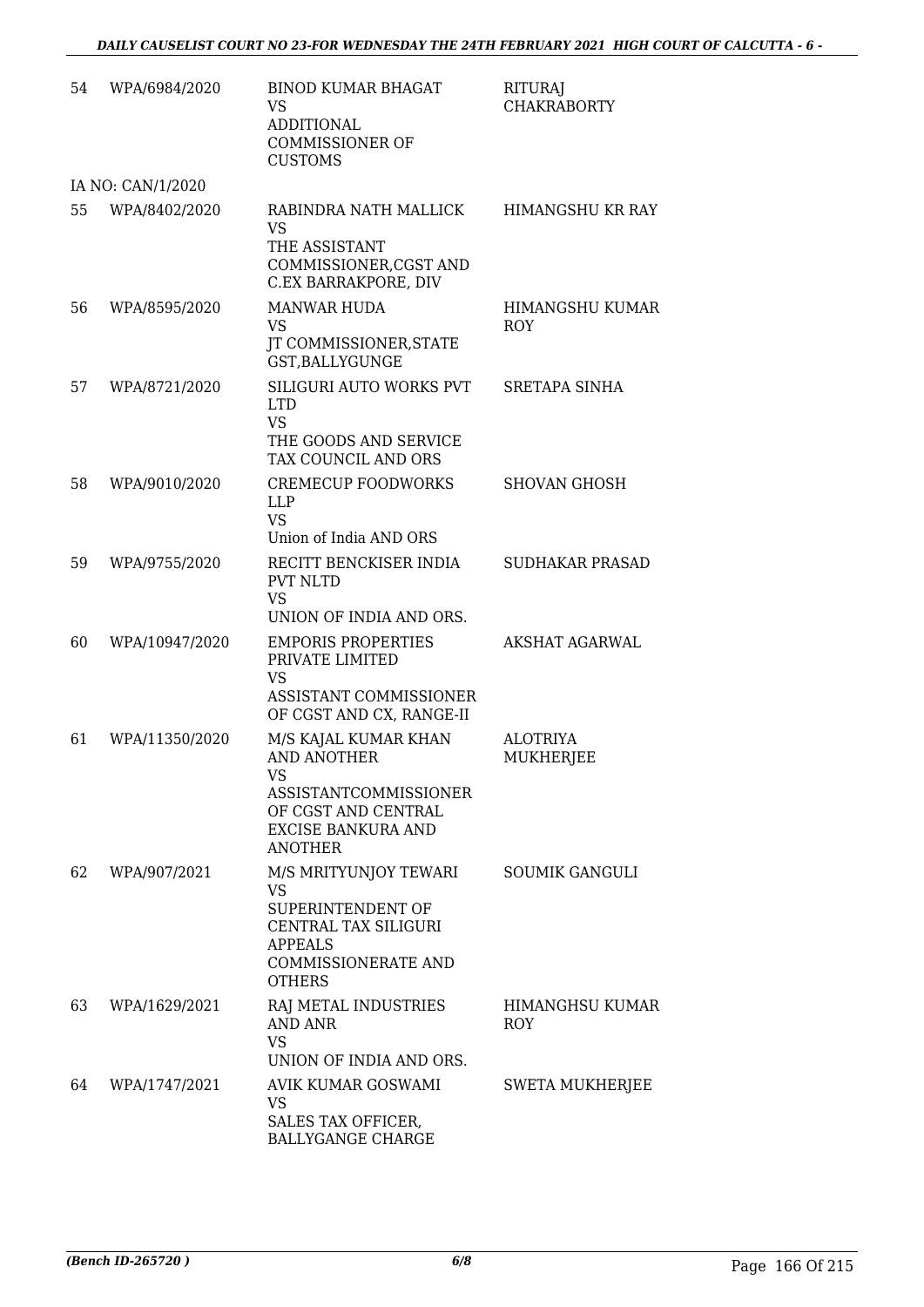| | | | |
|---|---|---|---|
| 54 | WPA/6984/2020 | BINOD KUMAR BHAGAT<br>VS<br>ADDITIONAL COMMISSIONER OF CUSTOMS | RITURAJ CHAKRABORTY |
| | IA NO: CAN/1/2020 | | |
| 55 | WPA/8402/2020 | RABINDRA NATH MALLICK<br>VS<br>THE ASSISTANT COMMISSIONER,CGST AND C.EX BARRAKPORE, DIV | HIMANGSHU KR RAY |
| 56 | WPA/8595/2020 | MANWAR HUDA<br>VS<br>JT COMMISSIONER,STATE GST,BALLYGUNGE | HIMANGSHU KUMAR ROY |
| 57 | WPA/8721/2020 | SILIGURI AUTO WORKS PVT LTD<br>VS<br>THE GOODS AND SERVICE TAX COUNCIL AND ORS | SRETAPA SINHA |
| 58 | WPA/9010/2020 | CREMECUP FOODWORKS LLP<br>VS<br>Union of India AND ORS | SHOVAN GHOSH |
| 59 | WPA/9755/2020 | RECITT BENCKISER INDIA PVT NLTD<br>VS<br>UNION OF INDIA AND ORS. | SUDHAKAR PRASAD |
| 60 | WPA/10947/2020 | EMPORIS PROPERTIES PRIVATE LIMITED<br>VS<br>ASSISTANT COMMISSIONER OF CGST AND CX, RANGE-II | AKSHAT AGARWAL |
| 61 | WPA/11350/2020 | M/S KAJAL KUMAR KHAN AND ANOTHER<br>VS<br>ASSISTANTCOMMISSIONER OF CGST AND CENTRAL EXCISE BANKURA AND ANOTHER | ALOTRIYA MUKHERJEE |
| 62 | WPA/907/2021 | M/S MRITYUNJOY TEWARI<br>VS<br>SUPERINTENDENT OF CENTRAL TAX SILIGURI APPEALS COMMISSIONERATE AND OTHERS | SOUMIK GANGULI |
| 63 | WPA/1629/2021 | RAJ METAL INDUSTRIES AND ANR<br>VS<br>UNION OF INDIA AND ORS. | HIMANGHSU KUMAR ROY |
| 64 | WPA/1747/2021 | AVIK KUMAR GOSWAMI<br>VS<br>SALES TAX OFFICER, BALLYGANGE CHARGE | SWETA MUKHERJEE |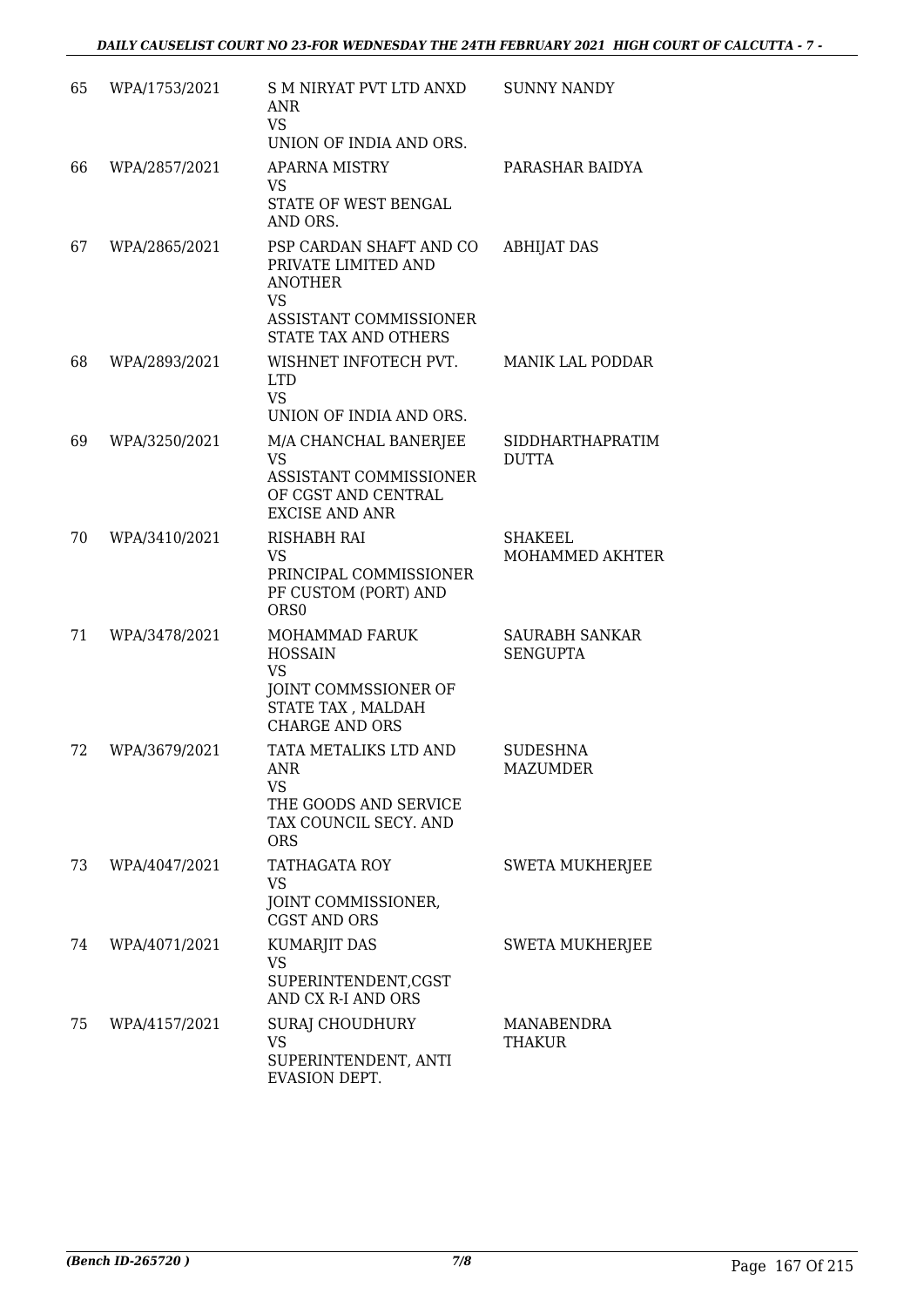| | | | |
|---|---|---|---|
| 65 | WPA/1753/2021 | S M NIRYAT PVT LTD ANXD ANR<br>VS<br>UNION OF INDIA AND ORS. | SUNNY NANDY |
| 66 | WPA/2857/2021 | APARNA MISTRY<br>VS<br>STATE OF WEST BENGAL AND ORS. | PARASHAR BAIDYA |
| 67 | WPA/2865/2021 | PSP CARDAN SHAFT AND CO PRIVATE LIMITED AND ANOTHER<br>VS<br>ASSISTANT COMMISSIONER STATE TAX AND OTHERS | ABHIJAT DAS |
| 68 | WPA/2893/2021 | WISHNET INFOTECH PVT. LTD<br>VS<br>UNION OF INDIA AND ORS. | MANIK LAL PODDAR |
| 69 | WPA/3250/2021 | M/A CHANCHAL BANERJEE<br>VS<br>ASSISTANT COMMISSIONER OF CGST AND CENTRAL EXCISE AND ANR | SIDDHARTHAPRATIM DUTTA |
| 70 | WPA/3410/2021 | RISHABH RAI<br>VS<br>PRINCIPAL COMMISSIONER PF CUSTOM (PORT) AND ORS0 | SHAKEEL MOHAMMED AKHTER |
| 71 | WPA/3478/2021 | MOHAMMAD FARUK HOSSAIN<br>VS<br>JOINT COMMSSIONER OF STATE TAX , MALDAH CHARGE AND ORS | SAURABH SANKAR SENGUPTA |
| 72 | WPA/3679/2021 | TATA METALIKS LTD AND ANR<br>VS<br>THE GOODS AND SERVICE TAX COUNCIL SECY. AND ORS | SUDESHNA MAZUMDER |
| 73 | WPA/4047/2021 | TATHAGATA ROY<br>VS<br>JOINT COMMISSIONER, CGST AND ORS | SWETA MUKHERJEE |
| 74 | WPA/4071/2021 | KUMARJIT DAS<br>VS<br>SUPERINTENDENT,CGST AND CX R-I AND ORS | SWETA MUKHERJEE |
| 75 | WPA/4157/2021 | SURAJ CHOUDHURY<br>VS<br>SUPERINTENDENT, ANTI EVASION DEPT. | MANABENDRA THAKUR |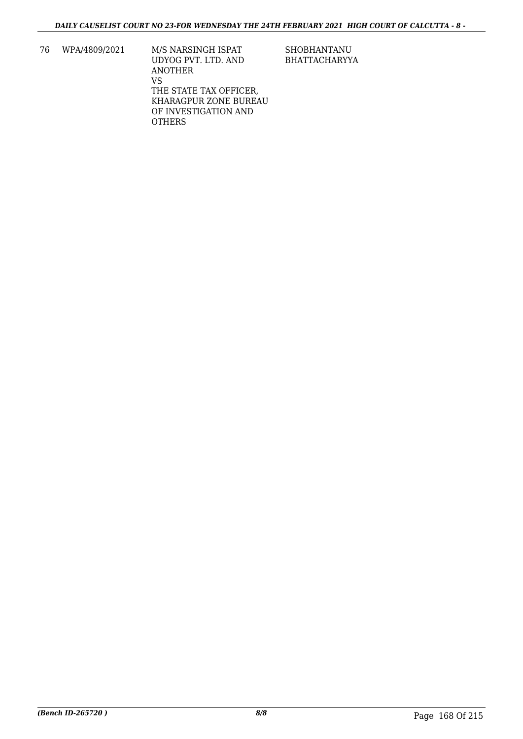| 76 | WPA/4809/2021 | M/S NARSINGH ISPAT UDYOG PVT. LTD. AND ANOTHER<br>VS<br>THE STATE TAX OFFICER, KHARAGPUR ZONE BUREAU OF INVESTIGATION AND OTHERS | SHOBHANTANU BHATTACHARYYA |
|---|---|---|---|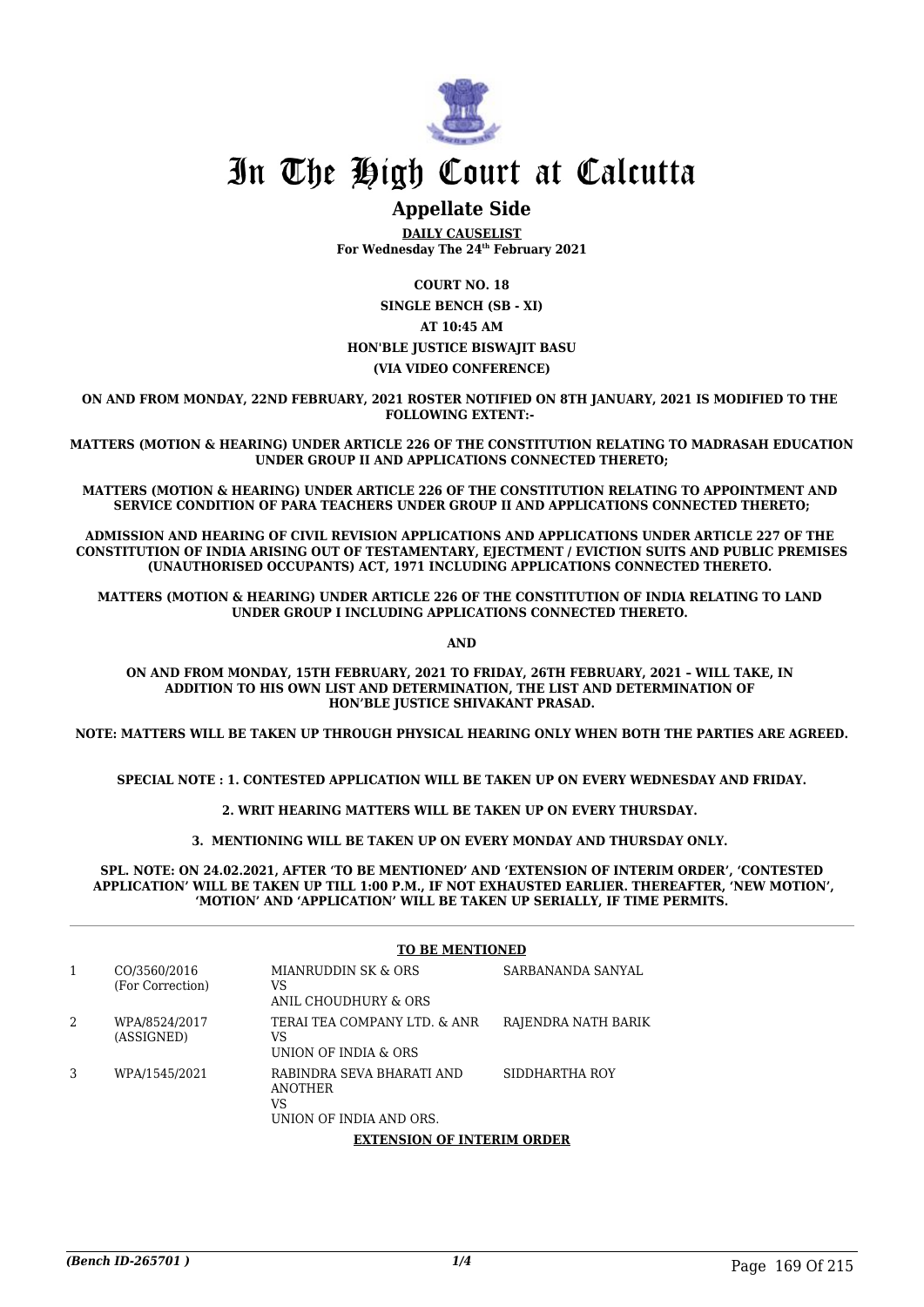# In The High Court at Calcutta

## Appellate Side

**DAILY CAUSELIST**
**For Wednesday The 24th February 2021**

**COURT NO. 18**
**SINGLE BENCH (SB - XI)**
**AT 10:45 AM**
**HON'BLE JUSTICE BISWAJIT BASU**
**(VIA VIDEO CONFERENCE)**

**ON AND FROM MONDAY, 22ND FEBRUARY, 2021 ROSTER NOTIFIED ON 8TH JANUARY, 2021 IS MODIFIED TO THE FOLLOWING EXTENT:-**

**MATTERS (MOTION & HEARING) UNDER ARTICLE 226 OF THE CONSTITUTION RELATING TO MADRASAH EDUCATION UNDER GROUP II AND APPLICATIONS CONNECTED THERETO;**

**MATTERS (MOTION & HEARING) UNDER ARTICLE 226 OF THE CONSTITUTION RELATING TO APPOINTMENT AND SERVICE CONDITION OF PARA TEACHERS UNDER GROUP II AND APPLICATIONS CONNECTED THERETO;**

**ADMISSION AND HEARING OF CIVIL REVISION APPLICATIONS AND APPLICATIONS UNDER ARTICLE 227 OF THE CONSTITUTION OF INDIA ARISING OUT OF TESTAMENTARY, EJECTMENT / EVICTION SUITS AND PUBLIC PREMISES (UNAUTHORISED OCCUPANTS) ACT, 1971 INCLUDING APPLICATIONS CONNECTED THERETO.**

**MATTERS (MOTION & HEARING) UNDER ARTICLE 226 OF THE CONSTITUTION OF INDIA RELATING TO LAND UNDER GROUP I INCLUDING APPLICATIONS CONNECTED THERETO.**

**AND**

**ON AND FROM MONDAY, 15TH FEBRUARY, 2021 TO FRIDAY, 26TH FEBRUARY, 2021 – WILL TAKE, IN ADDITION TO HIS OWN LIST AND DETERMINATION, THE LIST AND DETERMINATION OF HON'BLE JUSTICE SHIVAKANT PRASAD.**

**NOTE: MATTERS WILL BE TAKEN UP THROUGH PHYSICAL HEARING ONLY WHEN BOTH THE PARTIES ARE AGREED.**

**SPECIAL NOTE : 1. CONTESTED APPLICATION WILL BE TAKEN UP ON EVERY WEDNESDAY AND FRIDAY.**

**2. WRIT HEARING MATTERS WILL BE TAKEN UP ON EVERY THURSDAY.**

**3. MENTIONING WILL BE TAKEN UP ON EVERY MONDAY AND THURSDAY ONLY.**

**SPL. NOTE: ON 24.02.2021, AFTER 'TO BE MENTIONED' AND 'EXTENSION OF INTERIM ORDER', 'CONTESTED APPLICATION' WILL BE TAKEN UP TILL 1:00 P.M., IF NOT EXHAUSTED EARLIER. THEREAFTER, 'NEW MOTION', 'MOTION' AND 'APPLICATION' WILL BE TAKEN UP SERIALLY, IF TIME PERMITS.**

**TO BE MENTIONED**

| | | | |
|---|---|---|---|
| 1 | CO/3560/2016 (For Correction) | MIANRUDDIN SK & ORS VS ANIL CHOUDHURY & ORS | SARBANANDA SANYAL |
| 2 | WPA/8524/2017 (ASSIGNED) | TERAI TEA COMPANY LTD. & ANR VS UNION OF INDIA & ORS | RAJENDRA NATH BARIK |
| 3 | WPA/1545/2021 | RABINDRA SEVA BHARATI AND ANOTHER VS UNION OF INDIA AND ORS. | SIDDHARTHA ROY |

**EXTENSION OF INTERIM ORDER**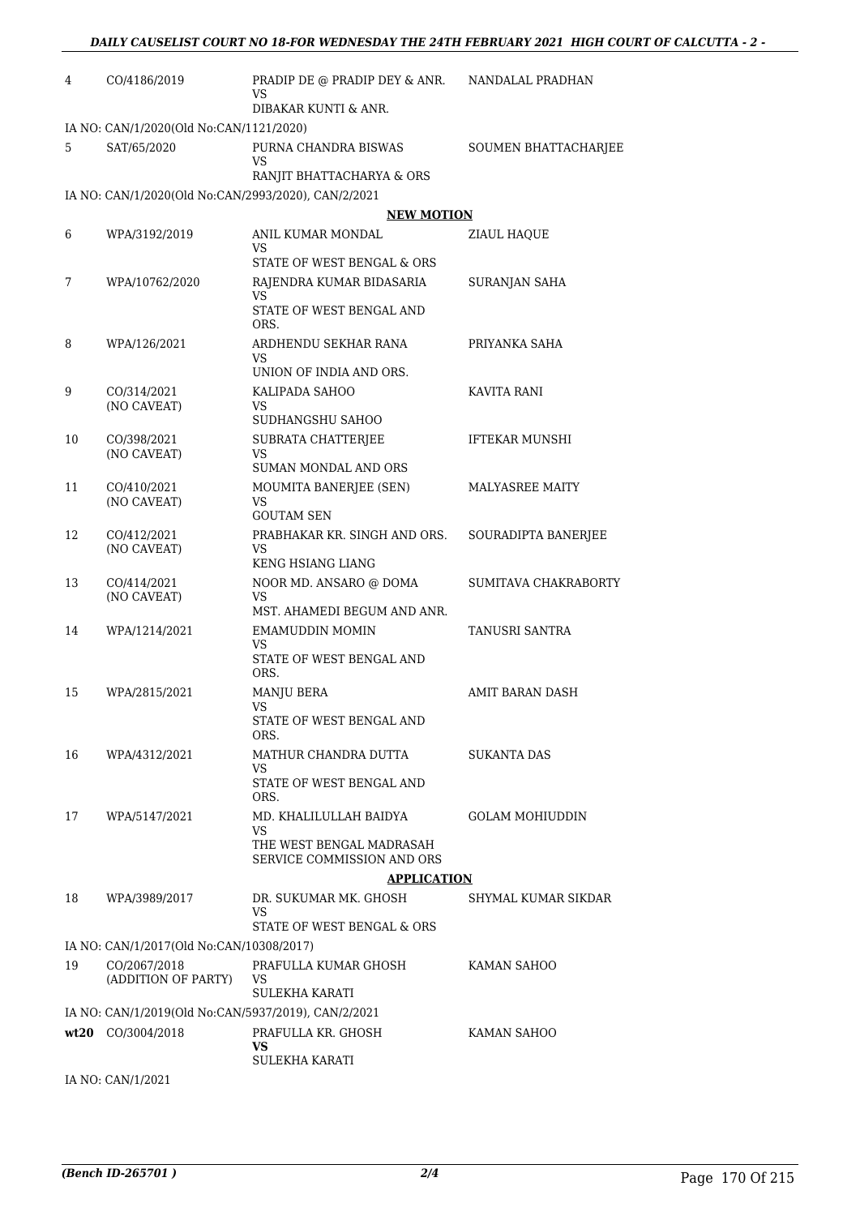| | | | |
|---|---|---|---|
| 4 | CO/4186/2019 | PRADIP DE @ PRADIP DEY & ANR.<br>VS<br>DIBAKAR KUNTI & ANR. | NANDALAL PRADHAN |
| IA NO: CAN/1/2020(Old No:CAN/1121/2020) | | | |
| 5 | SAT/65/2020 | PURNA CHANDRA BISWAS<br>VS<br>RANJIT BHATTACHARYA & ORS | SOUMEN BHATTACHARJEE |
| IA NO: CAN/1/2020(Old No:CAN/2993/2020), CAN/2/2021 | | | |

**NEW MOTION**

| | | | |
|---|---|---|---|
| 6 | WPA/3192/2019 | ANIL KUMAR MONDAL<br>VS<br>STATE OF WEST BENGAL & ORS | ZIAUL HAQUE |
| 7 | WPA/10762/2020 | RAJENDRA KUMAR BIDASARIA<br>VS<br>STATE OF WEST BENGAL AND ORS. | SURANJAN SAHA |
| 8 | WPA/126/2021 | ARDHENDU SEKHAR RANA<br>VS<br>UNION OF INDIA AND ORS. | PRIYANKA SAHA |
| 9 | CO/314/2021<br>(NO CAVEAT) | KALIPADA SAHOO<br>VS<br>SUDHANGSHU SAHOO | KAVITA RANI |
| 10 | CO/398/2021<br>(NO CAVEAT) | SUBRATA CHATTERJEE<br>VS<br>SUMAN MONDAL AND ORS | IFTEKAR MUNSHI |
| 11 | CO/410/2021<br>(NO CAVEAT) | MOUMITA BANERJEE (SEN)<br>VS<br>GOUTAM SEN | MALYASREE MAITY |
| 12 | CO/412/2021<br>(NO CAVEAT) | PRABHAKAR KR. SINGH AND ORS.<br>VS<br>KENG HSIANG LIANG | SOURADIPTA BANERJEE |
| 13 | CO/414/2021<br>(NO CAVEAT) | NOOR MD. ANSARO @ DOMA<br>VS<br>MST. AHAMEDI BEGUM AND ANR. | SUMITAVA CHAKRABORTY |
| 14 | WPA/1214/2021 | EMAMUDDIN MOMIN<br>VS<br>STATE OF WEST BENGAL AND ORS. | TANUSRI SANTRA |
| 15 | WPA/2815/2021 | MANJU BERA<br>VS<br>STATE OF WEST BENGAL AND ORS. | AMIT BARAN DASH |
| 16 | WPA/4312/2021 | MATHUR CHANDRA DUTTA<br>VS<br>STATE OF WEST BENGAL AND ORS. | SUKANTA DAS |
| 17 | WPA/5147/2021 | MD. KHALILULLAH BAIDYA<br>VS<br>THE WEST BENGAL MADRASAH SERVICE COMMISSION AND ORS | GOLAM MOHIUDDIN |

**APPLICATION**

| | | | |
|---|---|---|---|
| 18 | WPA/3989/2017 | DR. SUKUMAR MK. GHOSH<br>VS<br>STATE OF WEST BENGAL & ORS | SHYMAL KUMAR SIKDAR |
| IA NO: CAN/1/2017(Old No:CAN/10308/2017) | | | |
| 19 | CO/2067/2018<br>(ADDITION OF PARTY) | PRAFULLA KUMAR GHOSH<br>VS<br>SULEKHA KARATI | KAMAN SAHOO |
| IA NO: CAN/1/2019(Old No:CAN/5937/2019), CAN/2/2021 | | | |
| **wt20** | CO/3004/2018 | PRAFULLA KR. GHOSH<br>**VS**<br>SULEKHA KARATI | KAMAN SAHOO |
| IA NO: CAN/1/2021 | | | |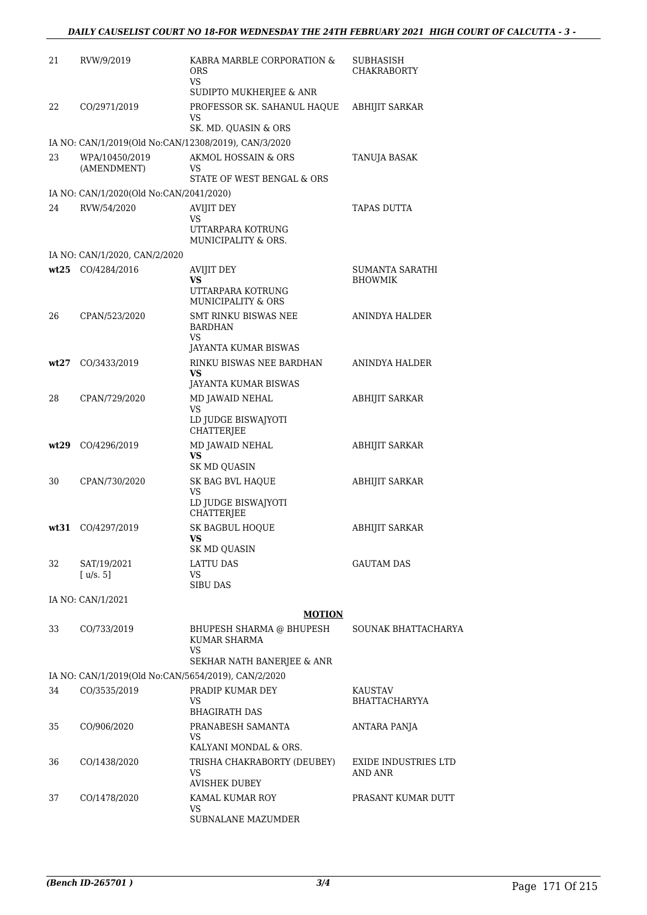| | | | |
|---|---|---|---|
| 21 | RVW/9/2019 | KABRA MARBLE CORPORATION & ORS<br>VS<br>SUDIPTO MUKHERJEE & ANR | SUBHASISH CHAKRABORTY |
| 22 | CO/2971/2019 | PROFESSOR SK. SAHANUL HAQUE<br>VS<br>SK. MD. QUASIN & ORS | ABHIJIT SARKAR |
| | IA NO: CAN/1/2019(Old No:CAN/12308/2019), CAN/3/2020 | | |
| 23 | WPA/10450/2019 (AMENDMENT) | AKMOL HOSSAIN & ORS<br>VS<br>STATE OF WEST BENGAL & ORS | TANUJA BASAK |
| | IA NO: CAN/1/2020(Old No:CAN/2041/2020) | | |
| 24 | RVW/54/2020 | AVIJIT DEY<br>VS<br>UTTARPARA KOTRUNG MUNICIPALITY & ORS. | TAPAS DUTTA |
| | IA NO: CAN/1/2020, CAN/2/2020 | | |
| **wt25** | CO/4284/2016 | AVIJIT DEY<br>**VS**<br>UTTARPARA KOTRUNG MUNICIPALITY & ORS | SUMANTA SARATHI BHOWMIK |
| 26 | CPAN/523/2020 | SMT RINKU BISWAS NEE BARDHAN<br>VS<br>JAYANTA KUMAR BISWAS | ANINDYA HALDER |
| **wt27** | CO/3433/2019 | RINKU BISWAS NEE BARDHAN<br>**VS**<br>JAYANTA KUMAR BISWAS | ANINDYA HALDER |
| 28 | CPAN/729/2020 | MD JAWAID NEHAL<br>VS<br>LD JUDGE BISWAJYOTI CHATTERJEE | ABHIJIT SARKAR |
| **wt29** | CO/4296/2019 | MD JAWAID NEHAL<br>**VS**<br>SK MD QUASIN | ABHIJIT SARKAR |
| 30 | CPAN/730/2020 | SK BAG BVL HAQUE<br>VS<br>LD JUDGE BISWAJYOTI CHATTERJEE | ABHIJIT SARKAR |
| **wt31** | CO/4297/2019 | SK BAGBUL HOQUE<br>**VS**<br>SK MD QUASIN | ABHIJIT SARKAR |
| 32 | SAT/19/2021<br>[ u/s. 5] | LATTU DAS<br>VS<br>SIBU DAS | GAUTAM DAS |
| | IA NO: CAN/1/2021 | | |

**MOTION**

| | | | |
|---|---|---|---|
| 33 | CO/733/2019 | BHUPESH SHARMA @ BHUPESH KUMAR SHARMA<br>VS<br>SEKHAR NATH BANERJEE & ANR | SOUNAK BHATTACHARYA |
| | IA NO: CAN/1/2019(Old No:CAN/5654/2019), CAN/2/2020 | | |
| 34 | CO/3535/2019 | PRADIP KUMAR DEY<br>VS<br>BHAGIRATH DAS | KAUSTAV BHATTACHARYYA |
| 35 | CO/906/2020 | PRANABESH SAMANTA<br>VS<br>KALYANI MONDAL & ORS. | ANTARA PANJA |
| 36 | CO/1438/2020 | TRISHA CHAKRABORTY (DEUBEY)<br>VS<br>AVISHEK DUBEY | EXIDE INDUSTRIES LTD AND ANR |
| 37 | CO/1478/2020 | KAMAL KUMAR ROY<br>VS<br>SUBNALANE MAZUMDER | PRASANT KUMAR DUTT |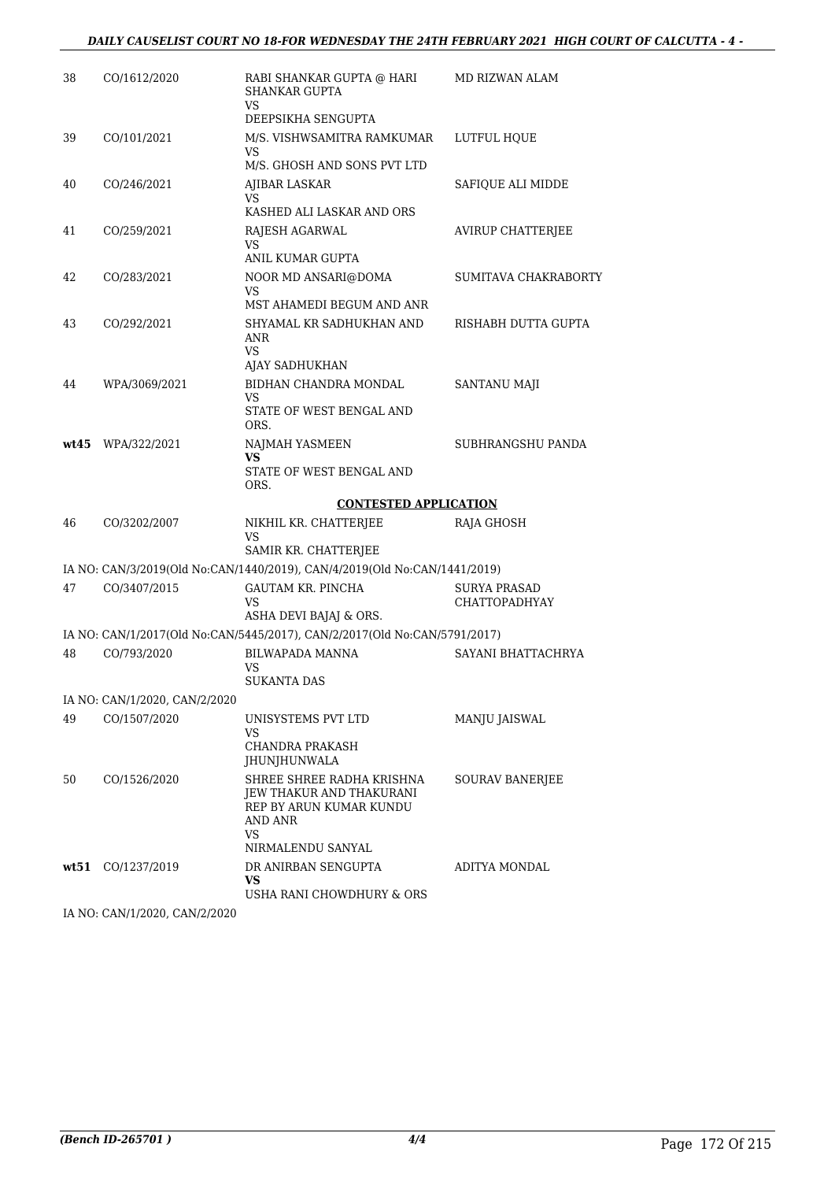| | | | |
|---|---|---|---|
| 38 | CO/1612/2020 | RABI SHANKAR GUPTA @ HARI SHANKAR GUPTA<br>VS<br>DEEPSIKHA SENGUPTA | MD RIZWAN ALAM |
| 39 | CO/101/2021 | M/S. VISHWSAMITRA RAMKUMAR<br>VS<br>M/S. GHOSH AND SONS PVT LTD | LUTFUL HQUE |
| 40 | CO/246/2021 | AJIBAR LASKAR<br>VS<br>KASHED ALI LASKAR AND ORS | SAFIQUE ALI MIDDE |
| 41 | CO/259/2021 | RAJESH AGARWAL<br>VS<br>ANIL KUMAR GUPTA | AVIRUP CHATTERJEE |
| 42 | CO/283/2021 | NOOR MD ANSARI@DOMA<br>VS<br>MST AHAMEDI BEGUM AND ANR | SUMITAVA CHAKRABORTY |
| 43 | CO/292/2021 | SHYAMAL KR SADHUKHAN AND ANR<br>VS<br>AJAY SADHUKHAN | RISHABH DUTTA GUPTA |
| 44 | WPA/3069/2021 | BIDHAN CHANDRA MONDAL<br>VS<br>STATE OF WEST BENGAL AND ORS. | SANTANU MAJI |
| **wt45** | WPA/322/2021 | NAJMAH YASMEEN<br>**VS**<br>STATE OF WEST BENGAL AND ORS. | SUBHRANGSHU PANDA |

**CONTESTED APPLICATION**

| | | | |
|---|---|---|---|
| 46 | CO/3202/2007 | NIKHIL KR. CHATTERJEE<br>VS<br>SAMIR KR. CHATTERJEE | RAJA GHOSH |

IA NO: CAN/3/2019(Old No:CAN/1440/2019), CAN/4/2019(Old No:CAN/1441/2019)

| | | | |
|---|---|---|---|
| 47 | CO/3407/2015 | GAUTAM KR. PINCHA<br>VS<br>ASHA DEVI BAJAJ & ORS. | SURYA PRASAD CHATTOPADHYAY |

IA NO: CAN/1/2017(Old No:CAN/5445/2017), CAN/2/2017(Old No:CAN/5791/2017)

| | | | |
|---|---|---|---|
| 48 | CO/793/2020 | BILWAPADA MANNA<br>VS<br>SUKANTA DAS | SAYANI BHATTACHRYA |

IA NO: CAN/1/2020, CAN/2/2020

| | | | |
|---|---|---|---|
| 49 | CO/1507/2020 | UNISYSTEMS PVT LTD<br>VS<br>CHANDRA PRAKASH JHUNJHUNWALA | MANJU JAISWAL |
| 50 | CO/1526/2020 | SHREE SHREE RADHA KRISHNA JEW THAKUR AND THAKURANI REP BY ARUN KUMAR KUNDU AND ANR<br>VS<br>NIRMALENDU SANYAL | SOURAV BANERJEE |
| **wt51** | CO/1237/2019 | DR ANIRBAN SENGUPTA<br>**VS**<br>USHA RANI CHOWDHURY & ORS | ADITYA MONDAL |

IA NO: CAN/1/2020, CAN/2/2020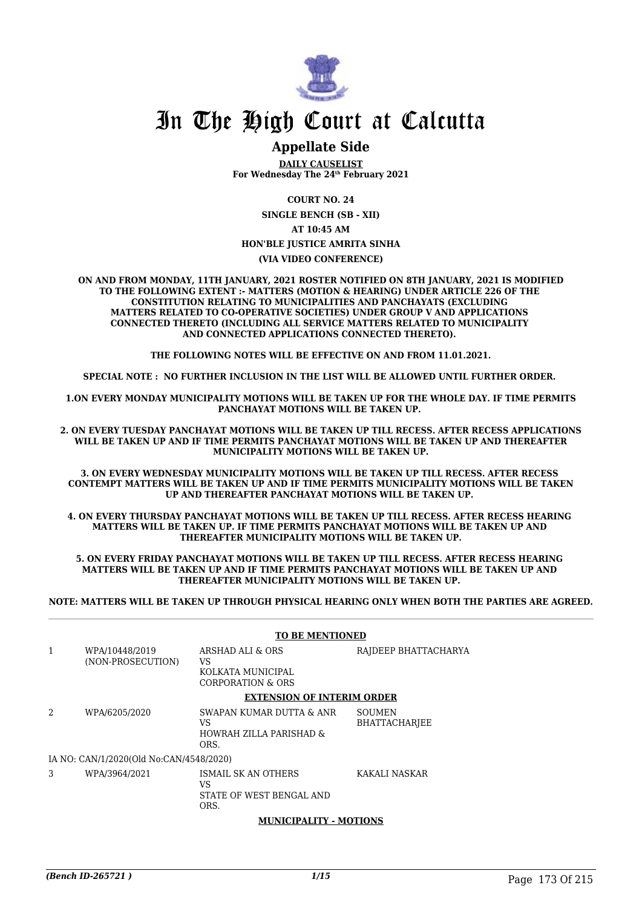# In The High Court at Calcutta

## Appellate Side

**DAILY CAUSELIST**
**For Wednesday The 24th February 2021**

**COURT NO. 24**

**SINGLE BENCH (SB - XII)**

**AT 10:45 AM**

**HON'BLE JUSTICE AMRITA SINHA**

**(VIA VIDEO CONFERENCE)**

**ON AND FROM MONDAY, 11TH JANUARY, 2021 ROSTER NOTIFIED ON 8TH JANUARY, 2021 IS MODIFIED TO THE FOLLOWING EXTENT :- MATTERS (MOTION & HEARING) UNDER ARTICLE 226 OF THE CONSTITUTION RELATING TO MUNICIPALITIES AND PANCHAYATS (EXCLUDING MATTERS RELATED TO CO-OPERATIVE SOCIETIES) UNDER GROUP V AND APPLICATIONS CONNECTED THERETO (INCLUDING ALL SERVICE MATTERS RELATED TO MUNICIPALITY AND CONNECTED APPLICATIONS CONNECTED THERETO).**

**THE FOLLOWING NOTES WILL BE EFFECTIVE ON AND FROM 11.01.2021.**

**SPECIAL NOTE : NO FURTHER INCLUSION IN THE LIST WILL BE ALLOWED UNTIL FURTHER ORDER.**

**1.ON EVERY MONDAY MUNICIPALITY MOTIONS WILL BE TAKEN UP FOR THE WHOLE DAY. IF TIME PERMITS PANCHAYAT MOTIONS WILL BE TAKEN UP.**

**2. ON EVERY TUESDAY PANCHAYAT MOTIONS WILL BE TAKEN UP TILL RECESS. AFTER RECESS APPLICATIONS WILL BE TAKEN UP AND IF TIME PERMITS PANCHAYAT MOTIONS WILL BE TAKEN UP AND THEREAFTER MUNICIPALITY MOTIONS WILL BE TAKEN UP.**

**3. ON EVERY WEDNESDAY MUNICIPALITY MOTIONS WILL BE TAKEN UP TILL RECESS. AFTER RECESS CONTEMPT MATTERS WILL BE TAKEN UP AND IF TIME PERMITS MUNICIPALITY MOTIONS WILL BE TAKEN UP AND THEREAFTER PANCHAYAT MOTIONS WILL BE TAKEN UP.**

**4. ON EVERY THURSDAY PANCHAYAT MOTIONS WILL BE TAKEN UP TILL RECESS. AFTER RECESS HEARING MATTERS WILL BE TAKEN UP. IF TIME PERMITS PANCHAYAT MOTIONS WILL BE TAKEN UP AND THEREAFTER MUNICIPALITY MOTIONS WILL BE TAKEN UP.**

**5. ON EVERY FRIDAY PANCHAYAT MOTIONS WILL BE TAKEN UP TILL RECESS. AFTER RECESS HEARING MATTERS WILL BE TAKEN UP AND IF TIME PERMITS PANCHAYAT MOTIONS WILL BE TAKEN UP AND THEREAFTER MUNICIPALITY MOTIONS WILL BE TAKEN UP.**

**NOTE: MATTERS WILL BE TAKEN UP THROUGH PHYSICAL HEARING ONLY WHEN BOTH THE PARTIES ARE AGREED.**

**TO BE MENTIONED**

| | | | |
|---|---|---|---|
| 1 | WPA/10448/2019 (NON-PROSECUTION) | ARSHAD ALI & ORS VS KOLKATA MUNICIPAL CORPORATION & ORS | RAJDEEP BHATTACHARYA |

**EXTENSION OF INTERIM ORDER**

| | | | |
|---|---|---|---|
| 2 | WPA/6205/2020 | SWAPAN KUMAR DUTTA & ANR VS HOWRAH ZILLA PARISHAD & ORS. | SOUMEN BHATTACHARJEE |
| | IA NO: CAN/1/2020(Old No:CAN/4548/2020) | | |
| 3 | WPA/3964/2021 | ISMAIL SK AN OTHERS VS STATE OF WEST BENGAL AND ORS. | KAKALI NASKAR |

**MUNICIPALITY - MOTIONS**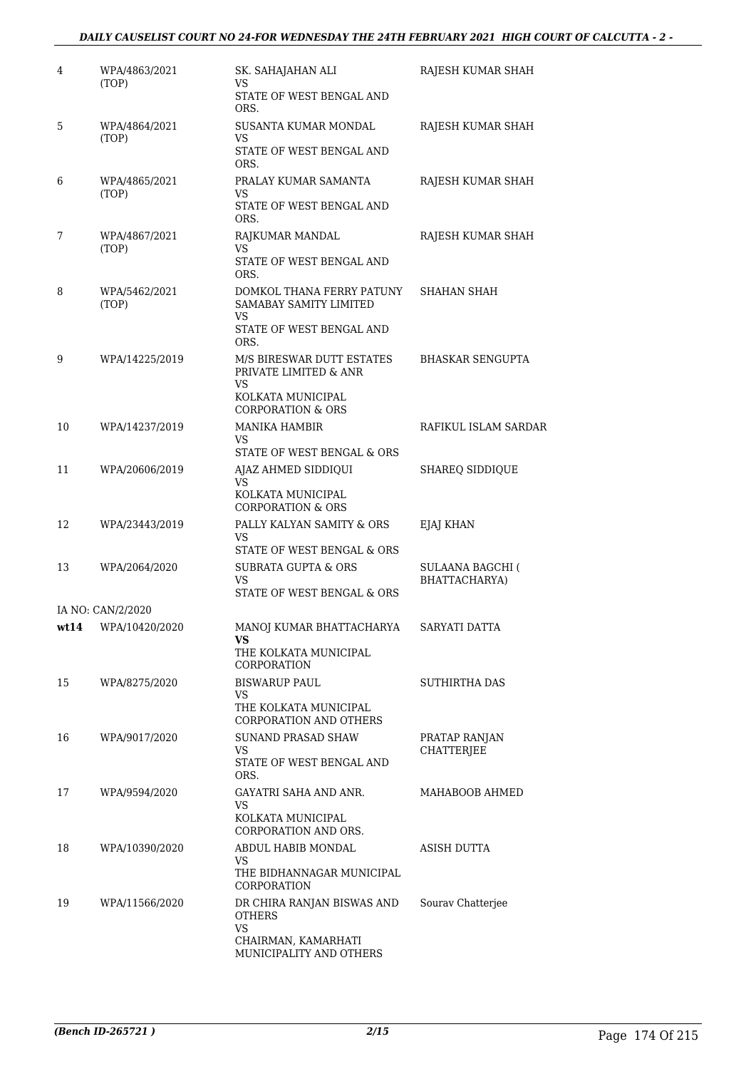| 4 | WPA/4863/2021 (TOP) | SK. SAHAJAHAN ALI<br>VS<br>STATE OF WEST BENGAL AND ORS. | RAJESH KUMAR SHAH |
|---|---|---|---|
| 5 | WPA/4864/2021 (TOP) | SUSANTA KUMAR MONDAL<br>VS<br>STATE OF WEST BENGAL AND ORS. | RAJESH KUMAR SHAH |
| 6 | WPA/4865/2021 (TOP) | PRALAY KUMAR SAMANTA<br>VS<br>STATE OF WEST BENGAL AND ORS. | RAJESH KUMAR SHAH |
| 7 | WPA/4867/2021 (TOP) | RAJKUMAR MANDAL<br>VS<br>STATE OF WEST BENGAL AND ORS. | RAJESH KUMAR SHAH |
| 8 | WPA/5462/2021 (TOP) | DOMKOL THANA FERRY PATUNY SAMABAY SAMITY LIMITED<br>VS<br>STATE OF WEST BENGAL AND ORS. | SHAHAN SHAH |
| 9 | WPA/14225/2019 | M/S BIRESWAR DUTT ESTATES PRIVATE LIMITED & ANR<br>VS<br>KOLKATA MUNICIPAL CORPORATION & ORS | BHASKAR SENGUPTA |
| 10 | WPA/14237/2019 | MANIKA HAMBIR<br>VS<br>STATE OF WEST BENGAL & ORS | RAFIKUL ISLAM SARDAR |
| 11 | WPA/20606/2019 | AJAZ AHMED SIDDIQUI<br>VS<br>KOLKATA MUNICIPAL CORPORATION & ORS | SHAREQ SIDDIQUE |
| 12 | WPA/23443/2019 | PALLY KALYAN SAMITY & ORS<br>VS<br>STATE OF WEST BENGAL & ORS | EJAJ KHAN |
| 13 | WPA/2064/2020 | SUBRATA GUPTA & ORS<br>VS<br>STATE OF WEST BENGAL & ORS | SULAANA BAGCHI ( BHATTACHARYA) |
| | IA NO: CAN/2/2020 | | |
| **wt14** | WPA/10420/2020 | MANOJ KUMAR BHATTACHARYA<br>**VS**<br>THE KOLKATA MUNICIPAL CORPORATION | SARYATI DATTA |
| 15 | WPA/8275/2020 | BISWARUP PAUL<br>VS<br>THE KOLKATA MUNICIPAL CORPORATION AND OTHERS | SUTHIRTHA DAS |
| 16 | WPA/9017/2020 | SUNAND PRASAD SHAW<br>VS<br>STATE OF WEST BENGAL AND ORS. | PRATAP RANJAN CHATTERJEE |
| 17 | WPA/9594/2020 | GAYATRI SAHA AND ANR.<br>VS<br>KOLKATA MUNICIPAL CORPORATION AND ORS. | MAHABOOB AHMED |
| 18 | WPA/10390/2020 | ABDUL HABIB MONDAL<br>VS<br>THE BIDHANNAGAR MUNICIPAL CORPORATION | ASISH DUTTA |
| 19 | WPA/11566/2020 | DR CHIRA RANJAN BISWAS AND OTHERS<br>VS<br>CHAIRMAN, KAMARHATI MUNICIPALITY AND OTHERS | Sourav Chatterjee |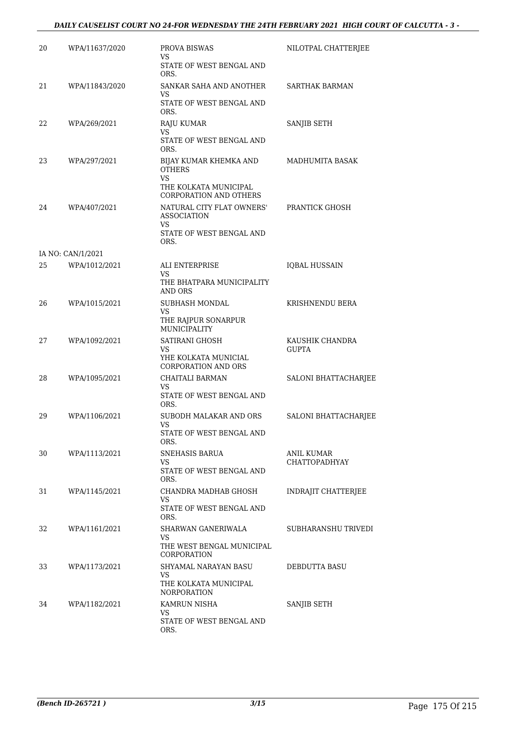| 20 | WPA/11637/2020 | PROVA BISWAS<br>VS<br>STATE OF WEST BENGAL AND ORS. | NILOTPAL CHATTERJEE |
|---|---|---|---|
| 21 | WPA/11843/2020 | SANKAR SAHA AND ANOTHER<br>VS<br>STATE OF WEST BENGAL AND ORS. | SARTHAK BARMAN |
| 22 | WPA/269/2021 | RAJU KUMAR<br>VS<br>STATE OF WEST BENGAL AND ORS. | SANJIB SETH |
| 23 | WPA/297/2021 | BIJAY KUMAR KHEMKA AND OTHERS<br>VS<br>THE KOLKATA MUNICIPAL CORPORATION AND OTHERS | MADHUMITA BASAK |
| 24 | WPA/407/2021 | NATURAL CITY FLAT OWNERS' ASSOCIATION<br>VS<br>STATE OF WEST BENGAL AND ORS. | PRANTICK GHOSH |
| IA NO: CAN/1/2021 | | | |
| 25 | WPA/1012/2021 | ALI ENTERPRISE<br>VS<br>THE BHATPARA MUNICIPALITY AND ORS | IQBAL HUSSAIN |
| 26 | WPA/1015/2021 | SUBHASH MONDAL<br>VS<br>THE RAJPUR SONARPUR MUNICIPALITY | KRISHNENDU BERA |
| 27 | WPA/1092/2021 | SATIRANI GHOSH<br>VS<br>YHE KOLKATA MUNICIAL CORPORATION AND ORS | KAUSHIK CHANDRA GUPTA |
| 28 | WPA/1095/2021 | CHAITALI BARMAN<br>VS<br>STATE OF WEST BENGAL AND ORS. | SALONI BHATTACHARJEE |
| 29 | WPA/1106/2021 | SUBODH MALAKAR AND ORS<br>VS<br>STATE OF WEST BENGAL AND ORS. | SALONI BHATTACHARJEE |
| 30 | WPA/1113/2021 | SNEHASIS BARUA<br>VS<br>STATE OF WEST BENGAL AND ORS. | ANIL KUMAR CHATTOPADHYAY |
| 31 | WPA/1145/2021 | CHANDRA MADHAB GHOSH<br>VS<br>STATE OF WEST BENGAL AND ORS. | INDRAJIT CHATTERJEE |
| 32 | WPA/1161/2021 | SHARWAN GANERIWALA<br>VS<br>THE WEST BENGAL MUNICIPAL CORPORATION | SUBHARANSHU TRIVEDI |
| 33 | WPA/1173/2021 | SHYAMAL NARAYAN BASU<br>VS<br>THE KOLKATA MUNICIPAL NORPORATION | DEBDUTTA BASU |
| 34 | WPA/1182/2021 | KAMRUN NISHA<br>VS<br>STATE OF WEST BENGAL AND ORS. | SANJIB SETH |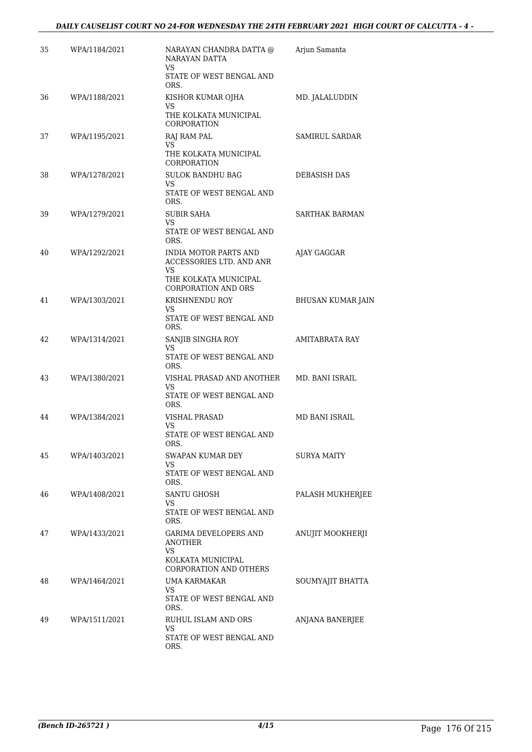| | | | |
|---|---|---|---|
| 35 | WPA/1184/2021 | NARAYAN CHANDRA DATTA @ NARAYAN DATTA<br>VS<br>STATE OF WEST BENGAL AND ORS. | Arjun Samanta |
| 36 | WPA/1188/2021 | KISHOR KUMAR OJHA<br>VS<br>THE KOLKATA MUNICIPAL CORPORATION | MD. JALALUDDIN |
| 37 | WPA/1195/2021 | RAJ RAM PAL<br>VS<br>THE KOLKATA MUNICIPAL CORPORATION | SAMIRUL SARDAR |
| 38 | WPA/1278/2021 | SULOK BANDHU BAG<br>VS<br>STATE OF WEST BENGAL AND ORS. | DEBASISH DAS |
| 39 | WPA/1279/2021 | SUBIR SAHA<br>VS<br>STATE OF WEST BENGAL AND ORS. | SARTHAK BARMAN |
| 40 | WPA/1292/2021 | INDIA MOTOR PARTS AND ACCESSORIES LTD. AND ANR<br>VS<br>THE KOLKATA MUNICIPAL CORPORATION AND ORS | AJAY GAGGAR |
| 41 | WPA/1303/2021 | KRISHNENDU ROY<br>VS<br>STATE OF WEST BENGAL AND ORS. | BHUSAN KUMAR JAIN |
| 42 | WPA/1314/2021 | SANJIB SINGHA ROY<br>VS<br>STATE OF WEST BENGAL AND ORS. | AMITABRATA RAY |
| 43 | WPA/1380/2021 | VISHAL PRASAD AND ANOTHER<br>VS<br>STATE OF WEST BENGAL AND ORS. | MD. BANI ISRAIL |
| 44 | WPA/1384/2021 | VISHAL PRASAD<br>VS<br>STATE OF WEST BENGAL AND ORS. | MD BANI ISRAIL |
| 45 | WPA/1403/2021 | SWAPAN KUMAR DEY<br>VS<br>STATE OF WEST BENGAL AND ORS. | SURYA MAITY |
| 46 | WPA/1408/2021 | SANTU GHOSH<br>VS<br>STATE OF WEST BENGAL AND ORS. | PALASH MUKHERJEE |
| 47 | WPA/1433/2021 | GARIMA DEVELOPERS AND ANOTHER<br>VS<br>KOLKATA MUNICIPAL CORPORATION AND OTHERS | ANUJIT MOOKHERJI |
| 48 | WPA/1464/2021 | UMA KARMAKAR<br>VS<br>STATE OF WEST BENGAL AND ORS. | SOUMYAJIT BHATTA |
| 49 | WPA/1511/2021 | RUHUL ISLAM AND ORS<br>VS<br>STATE OF WEST BENGAL AND ORS. | ANJANA BANERJEE |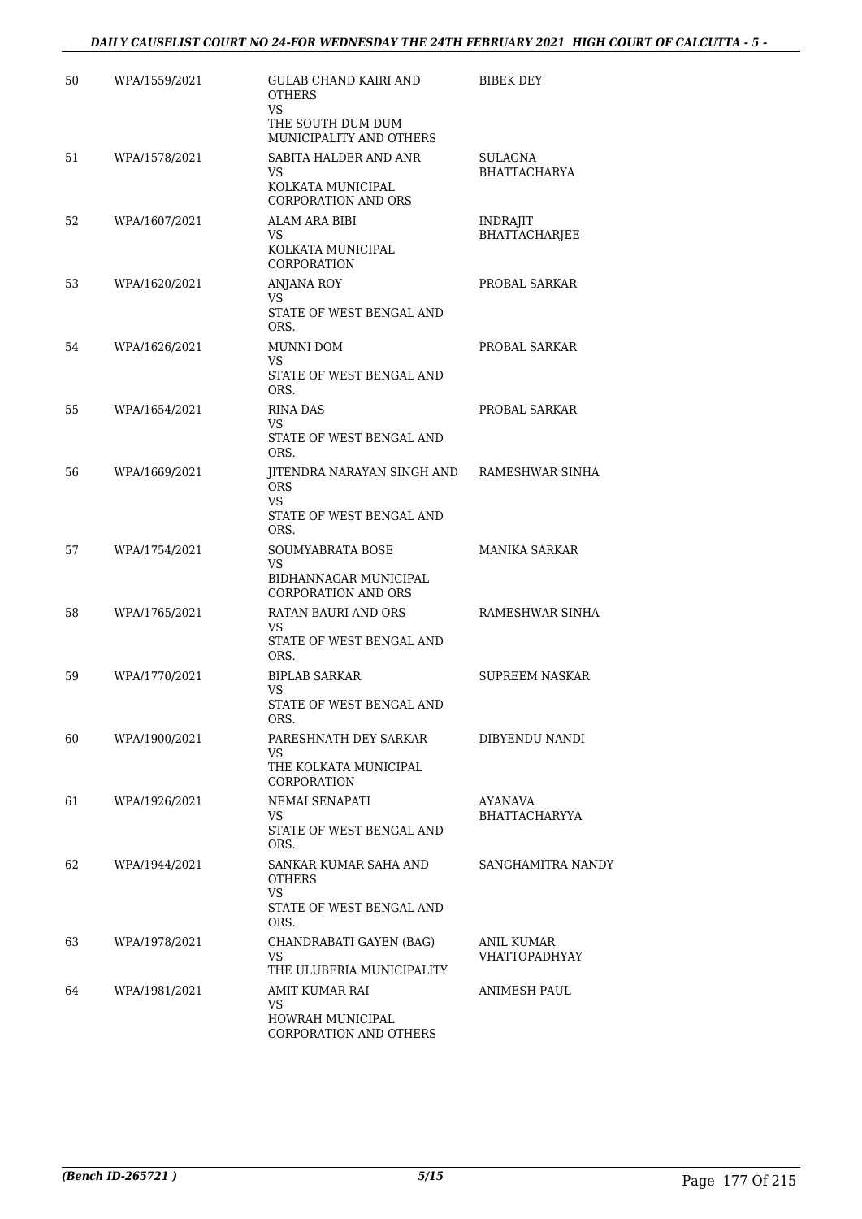| | | | |
|---|---|---|---|
| 50 | WPA/1559/2021 | GULAB CHAND KAIRI AND OTHERS<br>VS<br>THE SOUTH DUM DUM MUNICIPALITY AND OTHERS | BIBEK DEY |
| 51 | WPA/1578/2021 | SABITA HALDER AND ANR<br>VS<br>KOLKATA MUNICIPAL CORPORATION AND ORS | SULAGNA BHATTACHARYA |
| 52 | WPA/1607/2021 | ALAM ARA BIBI<br>VS<br>KOLKATA MUNICIPAL CORPORATION | INDRAJIT BHATTACHARJEE |
| 53 | WPA/1620/2021 | ANJANA ROY<br>VS<br>STATE OF WEST BENGAL AND ORS. | PROBAL SARKAR |
| 54 | WPA/1626/2021 | MUNNI DOM<br>VS<br>STATE OF WEST BENGAL AND ORS. | PROBAL SARKAR |
| 55 | WPA/1654/2021 | RINA DAS<br>VS<br>STATE OF WEST BENGAL AND ORS. | PROBAL SARKAR |
| 56 | WPA/1669/2021 | JITENDRA NARAYAN SINGH AND ORS<br>VS<br>STATE OF WEST BENGAL AND ORS. | RAMESHWAR SINHA |
| 57 | WPA/1754/2021 | SOUMYABRATA BOSE<br>VS<br>BIDHANNAGAR MUNICIPAL CORPORATION AND ORS | MANIKA SARKAR |
| 58 | WPA/1765/2021 | RATAN BAURI AND ORS<br>VS<br>STATE OF WEST BENGAL AND ORS. | RAMESHWAR SINHA |
| 59 | WPA/1770/2021 | BIPLAB SARKAR<br>VS<br>STATE OF WEST BENGAL AND ORS. | SUPREEM NASKAR |
| 60 | WPA/1900/2021 | PARESHNATH DEY SARKAR<br>VS<br>THE KOLKATA MUNICIPAL CORPORATION | DIBYENDU NANDI |
| 61 | WPA/1926/2021 | NEMAI SENAPATI<br>VS<br>STATE OF WEST BENGAL AND ORS. | AYANAVA BHATTACHARYYA |
| 62 | WPA/1944/2021 | SANKAR KUMAR SAHA AND OTHERS<br>VS<br>STATE OF WEST BENGAL AND ORS. | SANGHAMITRA NANDY |
| 63 | WPA/1978/2021 | CHANDRABATI GAYEN (BAG)<br>VS<br>THE ULUBERIA MUNICIPALITY | ANIL KUMAR VHATTOPADHYAY |
| 64 | WPA/1981/2021 | AMIT KUMAR RAI<br>VS<br>HOWRAH MUNICIPAL CORPORATION AND OTHERS | ANIMESH PAUL |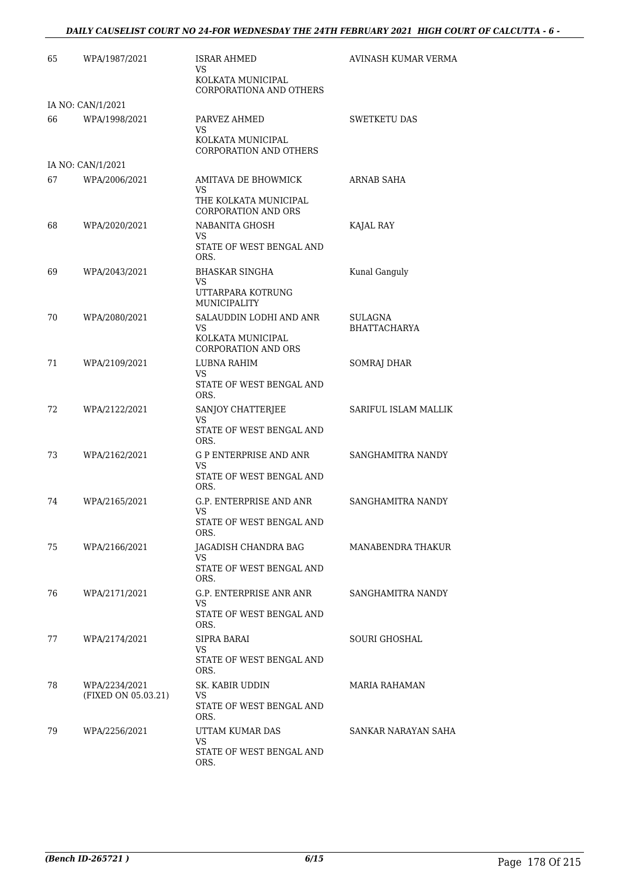| | | | |
|---|---|---|---|
| 65 | WPA/1987/2021 | ISRAR AHMED<br>VS<br>KOLKATA MUNICIPAL CORPORATIONA AND OTHERS | AVINASH KUMAR VERMA |
| IA NO: CAN/1/2021 | | | |
| 66 | WPA/1998/2021 | PARVEZ AHMED<br>VS<br>KOLKATA MUNICIPAL CORPORATION AND OTHERS | SWETKETU DAS |
| IA NO: CAN/1/2021 | | | |
| 67 | WPA/2006/2021 | AMITAVA DE BHOWMICK<br>VS<br>THE KOLKATA MUNICIPAL CORPORATION AND ORS | ARNAB SAHA |
| 68 | WPA/2020/2021 | NABANITA GHOSH<br>VS<br>STATE OF WEST BENGAL AND ORS. | KAJAL RAY |
| 69 | WPA/2043/2021 | BHASKAR SINGHA<br>VS<br>UTTARPARA KOTRUNG MUNICIPALITY | Kunal Ganguly |
| 70 | WPA/2080/2021 | SALAUDDIN LODHI AND ANR<br>VS<br>KOLKATA MUNICIPAL CORPORATION AND ORS | SULAGNA BHATTACHARYA |
| 71 | WPA/2109/2021 | LUBNA RAHIM<br>VS<br>STATE OF WEST BENGAL AND ORS. | SOMRAJ DHAR |
| 72 | WPA/2122/2021 | SANJOY CHATTERJEE<br>VS<br>STATE OF WEST BENGAL AND ORS. | SARIFUL ISLAM MALLIK |
| 73 | WPA/2162/2021 | G P ENTERPRISE AND ANR<br>VS<br>STATE OF WEST BENGAL AND ORS. | SANGHAMITRA NANDY |
| 74 | WPA/2165/2021 | G.P. ENTERPRISE AND ANR<br>VS<br>STATE OF WEST BENGAL AND ORS. | SANGHAMITRA NANDY |
| 75 | WPA/2166/2021 | JAGADISH CHANDRA BAG<br>VS<br>STATE OF WEST BENGAL AND ORS. | MANABENDRA THAKUR |
| 76 | WPA/2171/2021 | G.P. ENTERPRISE ANR ANR<br>VS<br>STATE OF WEST BENGAL AND ORS. | SANGHAMITRA NANDY |
| 77 | WPA/2174/2021 | SIPRA BARAI<br>VS<br>STATE OF WEST BENGAL AND ORS. | SOURI GHOSHAL |
| 78 | WPA/2234/2021<br>(FIXED ON 05.03.21) | SK. KABIR UDDIN<br>VS<br>STATE OF WEST BENGAL AND ORS. | MARIA RAHAMAN |
| 79 | WPA/2256/2021 | UTTAM KUMAR DAS<br>VS<br>STATE OF WEST BENGAL AND ORS. | SANKAR NARAYAN SAHA |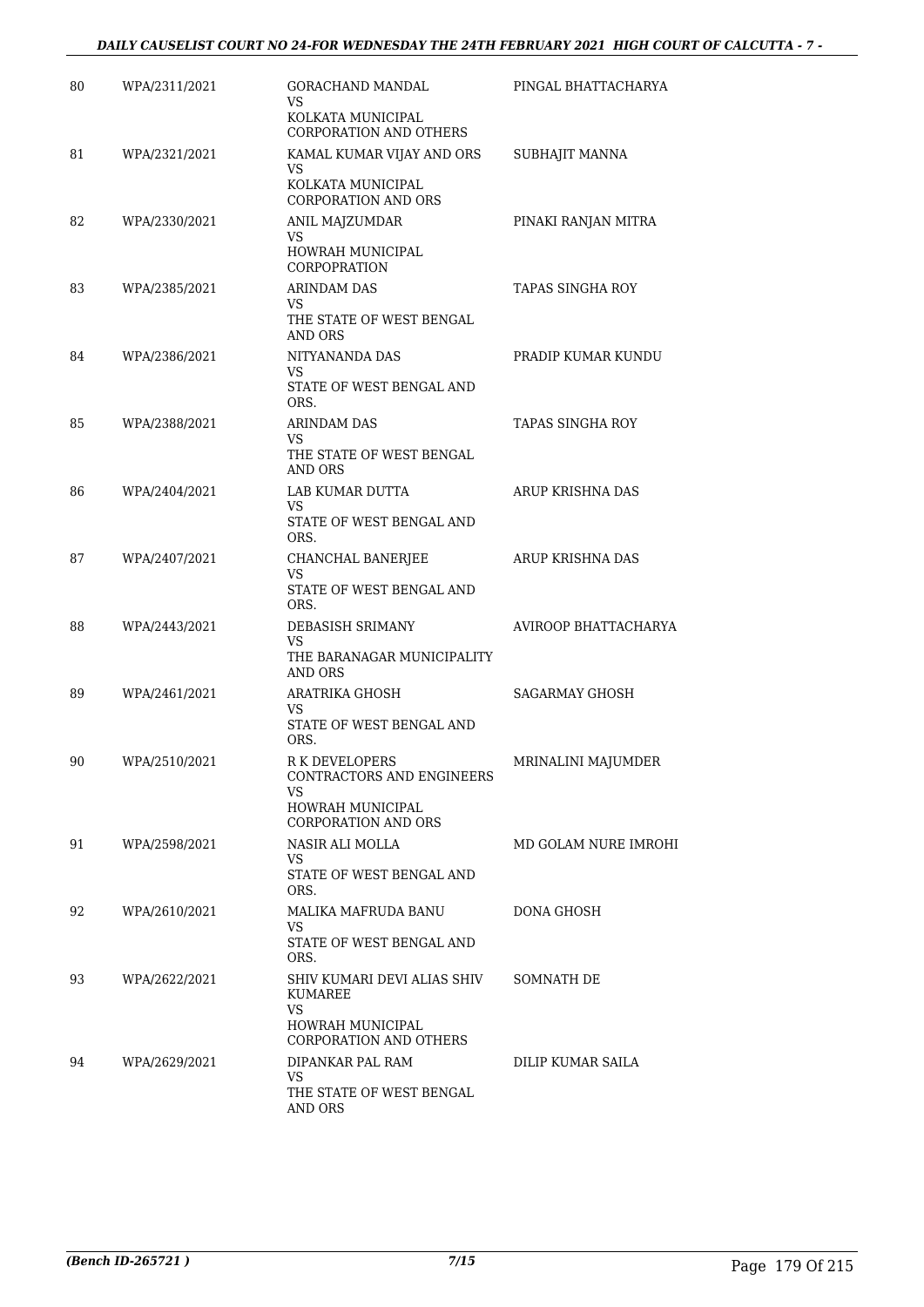| 80 | WPA/2311/2021 | GORACHAND MANDAL<br>VS<br>KOLKATA MUNICIPAL CORPORATION AND OTHERS | PINGAL BHATTACHARYA |
|---|---|---|---|
| 81 | WPA/2321/2021 | KAMAL KUMAR VIJAY AND ORS<br>VS<br>KOLKATA MUNICIPAL CORPORATION AND ORS | SUBHAJIT MANNA |
| 82 | WPA/2330/2021 | ANIL MAJZUMDAR<br>VS<br>HOWRAH MUNICIPAL CORPOPRATION | PINAKI RANJAN MITRA |
| 83 | WPA/2385/2021 | ARINDAM DAS<br>VS<br>THE STATE OF WEST BENGAL AND ORS | TAPAS SINGHA ROY |
| 84 | WPA/2386/2021 | NITYANANDA DAS<br>VS<br>STATE OF WEST BENGAL AND ORS. | PRADIP KUMAR KUNDU |
| 85 | WPA/2388/2021 | ARINDAM DAS<br>VS<br>THE STATE OF WEST BENGAL AND ORS | TAPAS SINGHA ROY |
| 86 | WPA/2404/2021 | LAB KUMAR DUTTA<br>VS<br>STATE OF WEST BENGAL AND ORS. | ARUP KRISHNA DAS |
| 87 | WPA/2407/2021 | CHANCHAL BANERJEE<br>VS<br>STATE OF WEST BENGAL AND ORS. | ARUP KRISHNA DAS |
| 88 | WPA/2443/2021 | DEBASISH SRIMANY<br>VS<br>THE BARANAGAR MUNICIPALITY AND ORS | AVIROOP BHATTACHARYA |
| 89 | WPA/2461/2021 | ARATRIKA GHOSH<br>VS<br>STATE OF WEST BENGAL AND ORS. | SAGARMAY GHOSH |
| 90 | WPA/2510/2021 | R K DEVELOPERS CONTRACTORS AND ENGINEERS<br>VS<br>HOWRAH MUNICIPAL CORPORATION AND ORS | MRINALINI MAJUMDER |
| 91 | WPA/2598/2021 | NASIR ALI MOLLA<br>VS<br>STATE OF WEST BENGAL AND ORS. | MD GOLAM NURE IMROHI |
| 92 | WPA/2610/2021 | MALIKA MAFRUDA BANU<br>VS<br>STATE OF WEST BENGAL AND ORS. | DONA GHOSH |
| 93 | WPA/2622/2021 | SHIV KUMARI DEVI ALIAS SHIV KUMAREE<br>VS<br>HOWRAH MUNICIPAL CORPORATION AND OTHERS | SOMNATH DE |
| 94 | WPA/2629/2021 | DIPANKAR PAL RAM<br>VS<br>THE STATE OF WEST BENGAL AND ORS | DILIP KUMAR SAILA |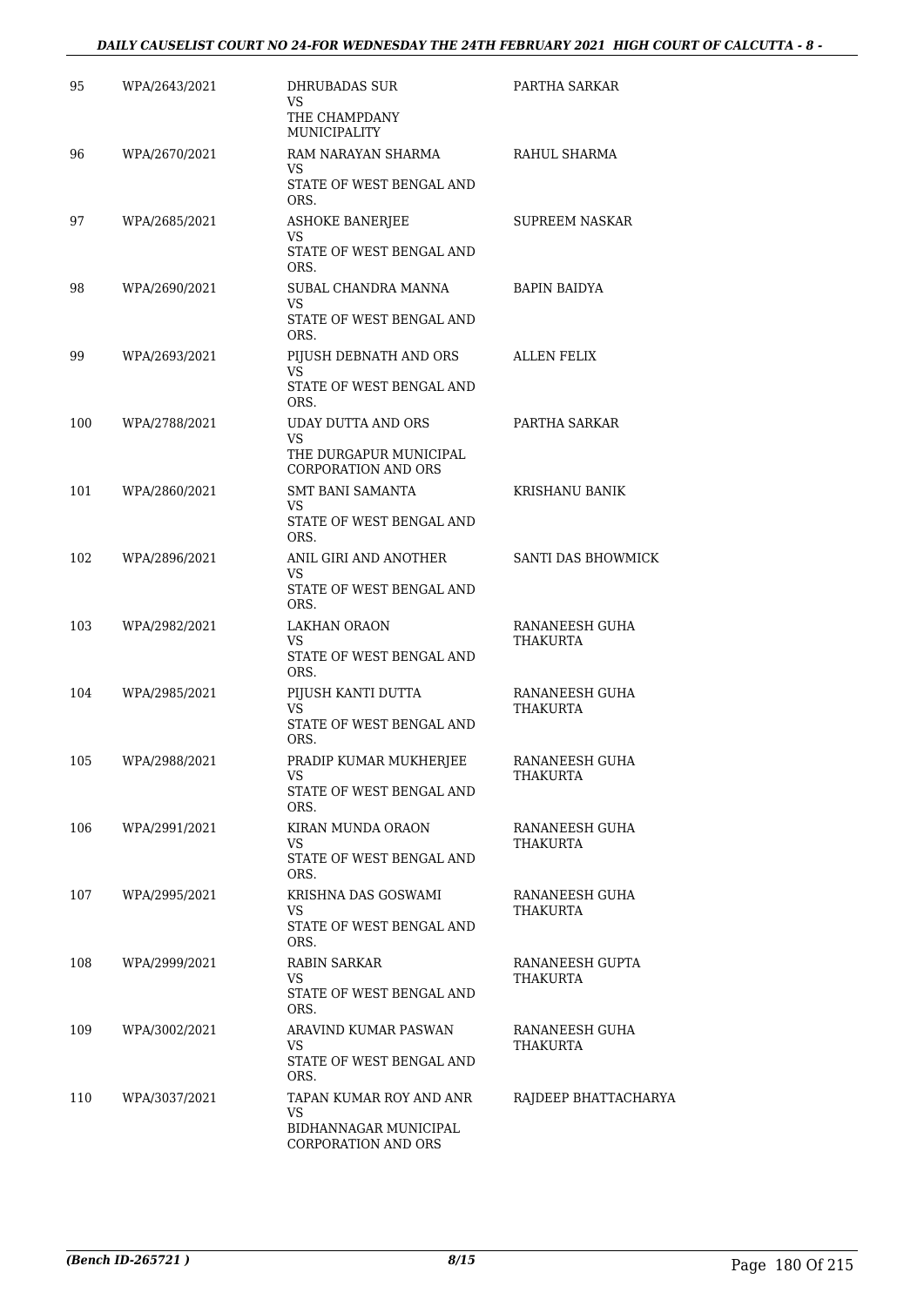| 95 | WPA/2643/2021 | DHRUBADAS SUR<br>VS<br>THE CHAMPDANY MUNICIPALITY | PARTHA SARKAR |
|---|---|---|---|
| 96 | WPA/2670/2021 | RAM NARAYAN SHARMA<br>VS<br>STATE OF WEST BENGAL AND ORS. | RAHUL SHARMA |
| 97 | WPA/2685/2021 | ASHOKE BANERJEE<br>VS<br>STATE OF WEST BENGAL AND ORS. | SUPREEM NASKAR |
| 98 | WPA/2690/2021 | SUBAL CHANDRA MANNA<br>VS<br>STATE OF WEST BENGAL AND ORS. | BAPIN BAIDYA |
| 99 | WPA/2693/2021 | PIJUSH DEBNATH AND ORS<br>VS<br>STATE OF WEST BENGAL AND ORS. | ALLEN FELIX |
| 100 | WPA/2788/2021 | UDAY DUTTA AND ORS<br>VS<br>THE DURGAPUR MUNICIPAL CORPORATION AND ORS | PARTHA SARKAR |
| 101 | WPA/2860/2021 | SMT BANI SAMANTA<br>VS<br>STATE OF WEST BENGAL AND ORS. | KRISHANU BANIK |
| 102 | WPA/2896/2021 | ANIL GIRI AND ANOTHER<br>VS<br>STATE OF WEST BENGAL AND ORS. | SANTI DAS BHOWMICK |
| 103 | WPA/2982/2021 | LAKHAN ORAON<br>VS<br>STATE OF WEST BENGAL AND ORS. | RANANEESH GUHA THAKURTA |
| 104 | WPA/2985/2021 | PIJUSH KANTI DUTTA<br>VS<br>STATE OF WEST BENGAL AND ORS. | RANANEESH GUHA THAKURTA |
| 105 | WPA/2988/2021 | PRADIP KUMAR MUKHERJEE<br>VS<br>STATE OF WEST BENGAL AND ORS. | RANANEESH GUHA THAKURTA |
| 106 | WPA/2991/2021 | KIRAN MUNDA ORAON<br>VS<br>STATE OF WEST BENGAL AND ORS. | RANANEESH GUHA THAKURTA |
| 107 | WPA/2995/2021 | KRISHNA DAS GOSWAMI<br>VS<br>STATE OF WEST BENGAL AND ORS. | RANANEESH GUHA THAKURTA |
| 108 | WPA/2999/2021 | RABIN SARKAR<br>VS<br>STATE OF WEST BENGAL AND ORS. | RANANEESH GUPTA THAKURTA |
| 109 | WPA/3002/2021 | ARAVIND KUMAR PASWAN<br>VS<br>STATE OF WEST BENGAL AND ORS. | RANANEESH GUHA THAKURTA |
| 110 | WPA/3037/2021 | TAPAN KUMAR ROY AND ANR<br>VS<br>BIDHANNAGAR MUNICIPAL CORPORATION AND ORS | RAJDEEP BHATTACHARYA |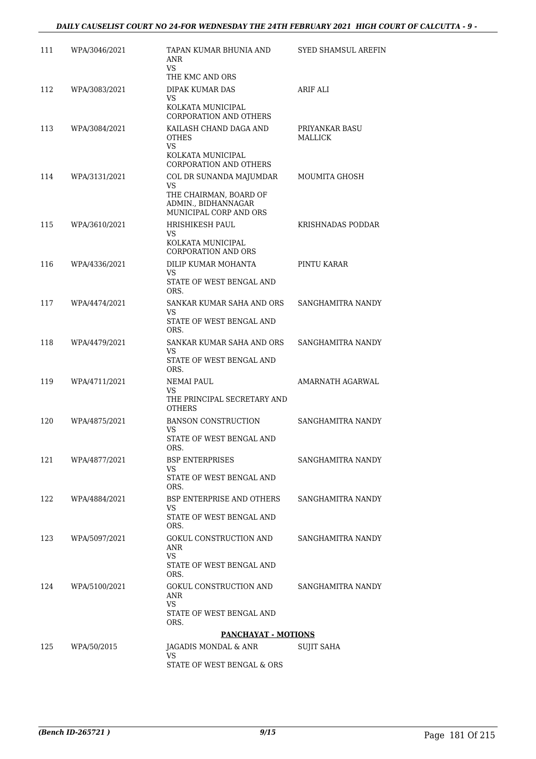| | | | |
|---|---|---|---|
| 111 | WPA/3046/2021 | TAPAN KUMAR BHUNIA AND ANR<br>VS<br>THE KMC AND ORS | SYED SHAMSUL AREFIN |
| 112 | WPA/3083/2021 | DIPAK KUMAR DAS<br>VS<br>KOLKATA MUNICIPAL CORPORATION AND OTHERS | ARIF ALI |
| 113 | WPA/3084/2021 | KAILASH CHAND DAGA AND OTHES<br>VS<br>KOLKATA MUNICIPAL CORPORATION AND OTHERS | PRIYANKAR BASU MALLICK |
| 114 | WPA/3131/2021 | COL DR SUNANDA MAJUMDAR<br>VS<br>THE CHAIRMAN, BOARD OF ADMIN., BIDHANNAGAR MUNICIPAL CORP AND ORS | MOUMITA GHOSH |
| 115 | WPA/3610/2021 | HRISHIKESH PAUL<br>VS<br>KOLKATA MUNICIPAL CORPORATION AND ORS | KRISHNADAS PODDAR |
| 116 | WPA/4336/2021 | DILIP KUMAR MOHANTA<br>VS<br>STATE OF WEST BENGAL AND ORS. | PINTU KARAR |
| 117 | WPA/4474/2021 | SANKAR KUMAR SAHA AND ORS<br>VS<br>STATE OF WEST BENGAL AND ORS. | SANGHAMITRA NANDY |
| 118 | WPA/4479/2021 | SANKAR KUMAR SAHA AND ORS<br>VS<br>STATE OF WEST BENGAL AND ORS. | SANGHAMITRA NANDY |
| 119 | WPA/4711/2021 | NEMAI PAUL<br>VS<br>THE PRINCIPAL SECRETARY AND OTHERS | AMARNATH AGARWAL |
| 120 | WPA/4875/2021 | BANSON CONSTRUCTION<br>VS<br>STATE OF WEST BENGAL AND ORS. | SANGHAMITRA NANDY |
| 121 | WPA/4877/2021 | BSP ENTERPRISES<br>VS<br>STATE OF WEST BENGAL AND ORS. | SANGHAMITRA NANDY |
| 122 | WPA/4884/2021 | BSP ENTERPRISE AND OTHERS<br>VS<br>STATE OF WEST BENGAL AND ORS. | SANGHAMITRA NANDY |
| 123 | WPA/5097/2021 | GOKUL CONSTRUCTION AND ANR<br>VS<br>STATE OF WEST BENGAL AND ORS. | SANGHAMITRA NANDY |
| 124 | WPA/5100/2021 | GOKUL CONSTRUCTION AND ANR<br>VS<br>STATE OF WEST BENGAL AND ORS. | SANGHAMITRA NANDY |

**PANCHAYAT - MOTIONS**

| | | | |
|---|---|---|---|
| 125 | WPA/50/2015 | JAGADIS MONDAL & ANR<br>VS<br>STATE OF WEST BENGAL & ORS | SUJIT SAHA |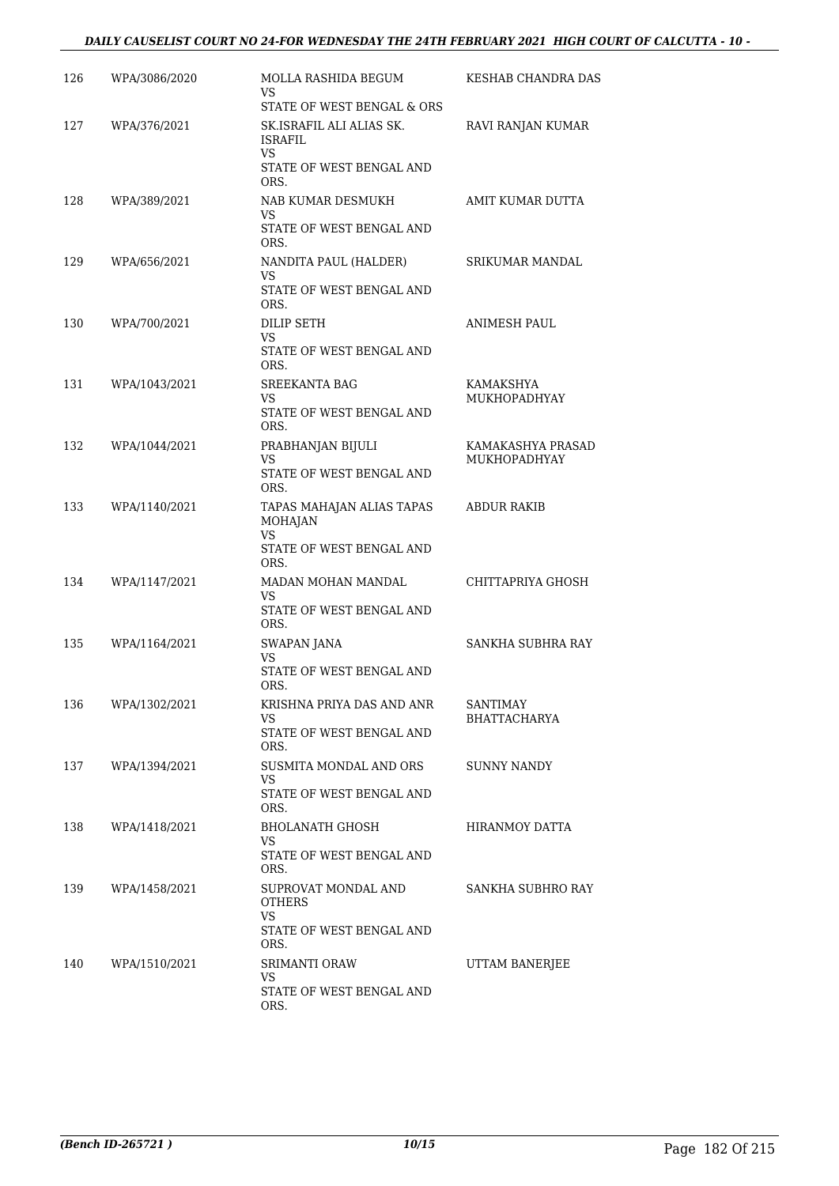| | | | |
|---|---|---|---|
| 126 | WPA/3086/2020 | MOLLA RASHIDA BEGUM<br>VS<br>STATE OF WEST BENGAL & ORS | KESHAB CHANDRA DAS |
| 127 | WPA/376/2021 | SK.ISRAFIL ALI ALIAS SK. ISRAFIL<br>VS<br>STATE OF WEST BENGAL AND ORS. | RAVI RANJAN KUMAR |
| 128 | WPA/389/2021 | NAB KUMAR DESMUKH<br>VS<br>STATE OF WEST BENGAL AND ORS. | AMIT KUMAR DUTTA |
| 129 | WPA/656/2021 | NANDITA PAUL (HALDER)<br>VS<br>STATE OF WEST BENGAL AND ORS. | SRIKUMAR MANDAL |
| 130 | WPA/700/2021 | DILIP SETH<br>VS<br>STATE OF WEST BENGAL AND ORS. | ANIMESH PAUL |
| 131 | WPA/1043/2021 | SREEKANTA BAG<br>VS<br>STATE OF WEST BENGAL AND ORS. | KAMAKSHYA MUKHOPADHYAY |
| 132 | WPA/1044/2021 | PRABHANJAN BIJULI<br>VS<br>STATE OF WEST BENGAL AND ORS. | KAMAKASHYA PRASAD MUKHOPADHYAY |
| 133 | WPA/1140/2021 | TAPAS MAHAJAN ALIAS TAPAS MOHAJAN<br>VS<br>STATE OF WEST BENGAL AND ORS. | ABDUR RAKIB |
| 134 | WPA/1147/2021 | MADAN MOHAN MANDAL<br>VS<br>STATE OF WEST BENGAL AND ORS. | CHITTAPRIYA GHOSH |
| 135 | WPA/1164/2021 | SWAPAN JANA<br>VS<br>STATE OF WEST BENGAL AND ORS. | SANKHA SUBHRA RAY |
| 136 | WPA/1302/2021 | KRISHNA PRIYA DAS AND ANR<br>VS<br>STATE OF WEST BENGAL AND ORS. | SANTIMAY BHATTACHARYA |
| 137 | WPA/1394/2021 | SUSMITA MONDAL AND ORS<br>VS<br>STATE OF WEST BENGAL AND ORS. | SUNNY NANDY |
| 138 | WPA/1418/2021 | BHOLANATH GHOSH<br>VS<br>STATE OF WEST BENGAL AND ORS. | HIRANMOY DATTA |
| 139 | WPA/1458/2021 | SUPROVAT MONDAL AND OTHERS<br>VS<br>STATE OF WEST BENGAL AND ORS. | SANKHA SUBHRO RAY |
| 140 | WPA/1510/2021 | SRIMANTI ORAW<br>VS<br>STATE OF WEST BENGAL AND ORS. | UTTAM BANERJEE |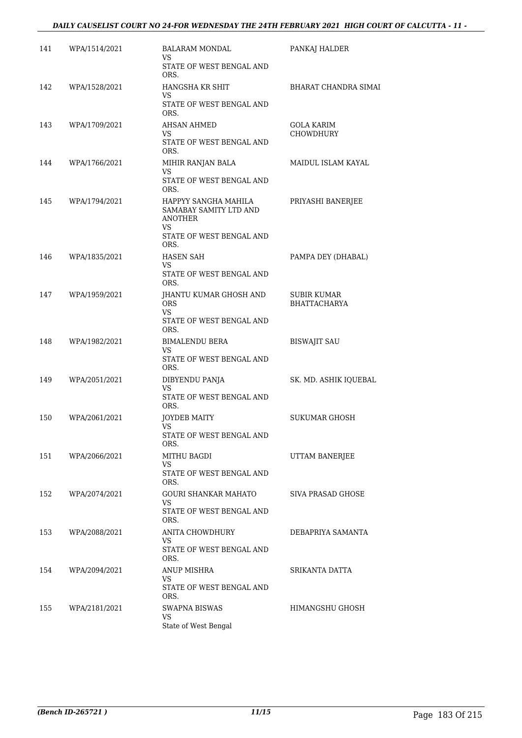| | | | |
|---|---|---|---|
| 141 | WPA/1514/2021 | BALARAM MONDAL<br>VS<br>STATE OF WEST BENGAL AND ORS. | PANKAJ HALDER |
| 142 | WPA/1528/2021 | HANGSHA KR SHIT<br>VS<br>STATE OF WEST BENGAL AND ORS. | BHARAT CHANDRA SIMAI |
| 143 | WPA/1709/2021 | AHSAN AHMED<br>VS<br>STATE OF WEST BENGAL AND ORS. | GOLA KARIM CHOWDHURY |
| 144 | WPA/1766/2021 | MIHIR RANJAN BALA<br>VS<br>STATE OF WEST BENGAL AND ORS. | MAIDUL ISLAM KAYAL |
| 145 | WPA/1794/2021 | HAPPYY SANGHA MAHILA SAMABAY SAMITY LTD AND ANOTHER<br>VS<br>STATE OF WEST BENGAL AND ORS. | PRIYASHI BANERJEE |
| 146 | WPA/1835/2021 | HASEN SAH<br>VS<br>STATE OF WEST BENGAL AND ORS. | PAMPA DEY (DHABAL) |
| 147 | WPA/1959/2021 | JHANTU KUMAR GHOSH AND ORS<br>VS<br>STATE OF WEST BENGAL AND ORS. | SUBIR KUMAR BHATTACHARYA |
| 148 | WPA/1982/2021 | BIMALENDU BERA<br>VS<br>STATE OF WEST BENGAL AND ORS. | BISWAJIT SAU |
| 149 | WPA/2051/2021 | DIBYENDU PANJA<br>VS<br>STATE OF WEST BENGAL AND ORS. | SK. MD. ASHIK IQUEBAL |
| 150 | WPA/2061/2021 | JOYDEB MAITY<br>VS<br>STATE OF WEST BENGAL AND ORS. | SUKUMAR GHOSH |
| 151 | WPA/2066/2021 | MITHU BAGDI<br>VS<br>STATE OF WEST BENGAL AND ORS. | UTTAM BANERJEE |
| 152 | WPA/2074/2021 | GOURI SHANKAR MAHATO<br>VS<br>STATE OF WEST BENGAL AND ORS. | SIVA PRASAD GHOSE |
| 153 | WPA/2088/2021 | ANITA CHOWDHURY<br>VS<br>STATE OF WEST BENGAL AND ORS. | DEBAPRIYA SAMANTA |
| 154 | WPA/2094/2021 | ANUP MISHRA<br>VS<br>STATE OF WEST BENGAL AND ORS. | SRIKANTA DATTA |
| 155 | WPA/2181/2021 | SWAPNA BISWAS<br>VS<br>State of West Bengal | HIMANGSHU GHOSH |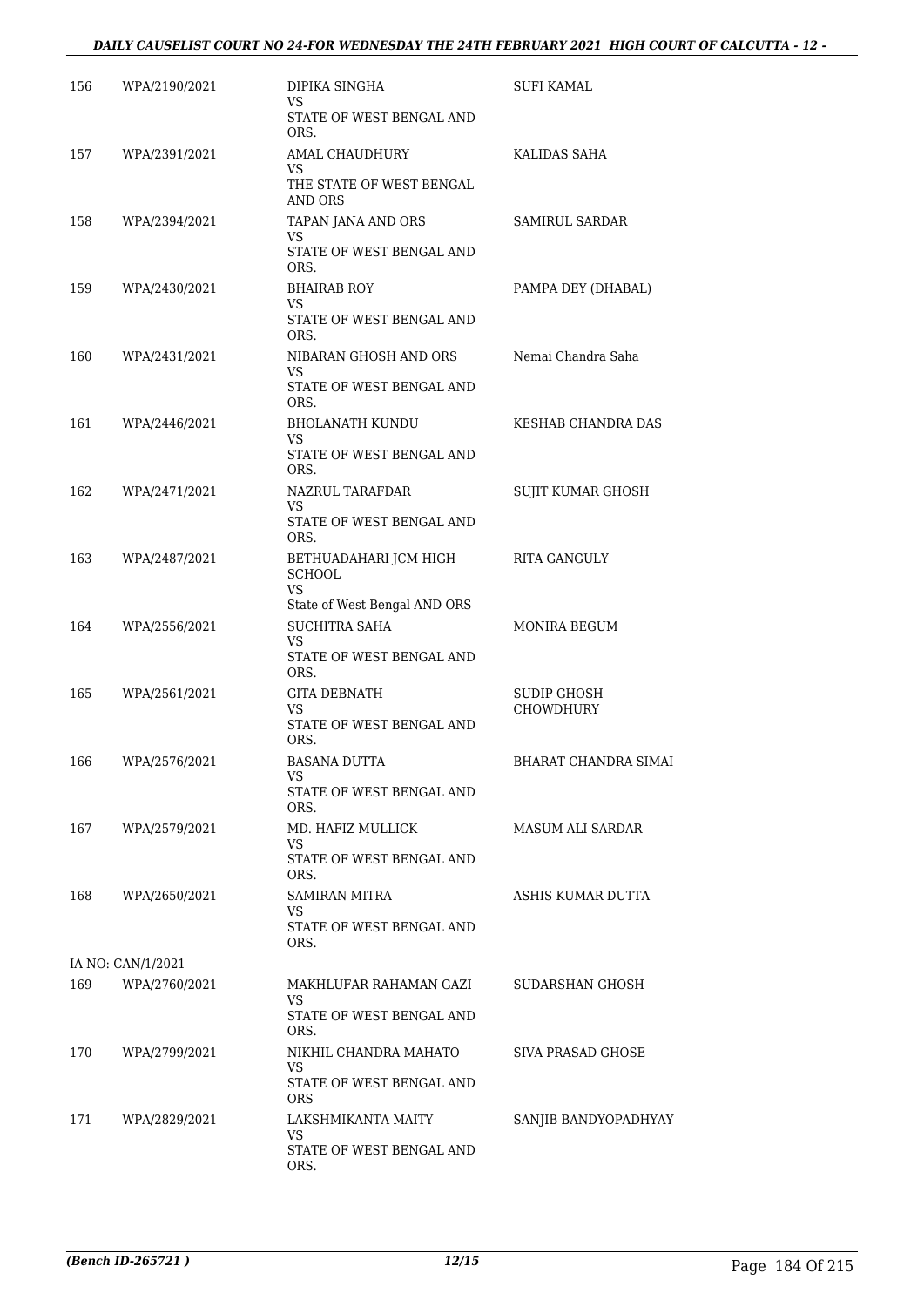| | | | |
|---|---|---|---|
| 156 | WPA/2190/2021 | DIPIKA SINGHA<br>VS<br>STATE OF WEST BENGAL AND ORS. | SUFI KAMAL |
| 157 | WPA/2391/2021 | AMAL CHAUDHURY<br>VS<br>THE STATE OF WEST BENGAL AND ORS | KALIDAS SAHA |
| 158 | WPA/2394/2021 | TAPAN JANA AND ORS<br>VS<br>STATE OF WEST BENGAL AND ORS. | SAMIRUL SARDAR |
| 159 | WPA/2430/2021 | BHAIRAB ROY<br>VS<br>STATE OF WEST BENGAL AND ORS. | PAMPA DEY (DHABAL) |
| 160 | WPA/2431/2021 | NIBARAN GHOSH AND ORS<br>VS<br>STATE OF WEST BENGAL AND ORS. | Nemai Chandra Saha |
| 161 | WPA/2446/2021 | BHOLANATH KUNDU<br>VS<br>STATE OF WEST BENGAL AND ORS. | KESHAB CHANDRA DAS |
| 162 | WPA/2471/2021 | NAZRUL TARAFDAR<br>VS<br>STATE OF WEST BENGAL AND ORS. | SUJIT KUMAR GHOSH |
| 163 | WPA/2487/2021 | BETHUADAHARI JCM HIGH SCHOOL<br>VS<br>State of West Bengal AND ORS | RITA GANGULY |
| 164 | WPA/2556/2021 | SUCHITRA SAHA<br>VS<br>STATE OF WEST BENGAL AND ORS. | MONIRA BEGUM |
| 165 | WPA/2561/2021 | GITA DEBNATH<br>VS<br>STATE OF WEST BENGAL AND ORS. | SUDIP GHOSH CHOWDHURY |
| 166 | WPA/2576/2021 | BASANA DUTTA<br>VS<br>STATE OF WEST BENGAL AND ORS. | BHARAT CHANDRA SIMAI |
| 167 | WPA/2579/2021 | MD. HAFIZ MULLICK<br>VS<br>STATE OF WEST BENGAL AND ORS. | MASUM ALI SARDAR |
| 168 | WPA/2650/2021 | SAMIRAN MITRA<br>VS<br>STATE OF WEST BENGAL AND ORS. | ASHIS KUMAR DUTTA |
| | IA NO: CAN/1/2021 | | |
| 169 | WPA/2760/2021 | MAKHLUFAR RAHAMAN GAZI<br>VS<br>STATE OF WEST BENGAL AND ORS. | SUDARSHAN GHOSH |
| 170 | WPA/2799/2021 | NIKHIL CHANDRA MAHATO<br>VS<br>STATE OF WEST BENGAL AND ORS | SIVA PRASAD GHOSE |
| 171 | WPA/2829/2021 | LAKSHMIKANTA MAITY<br>VS<br>STATE OF WEST BENGAL AND ORS. | SANJIB BANDYOPADHYAY |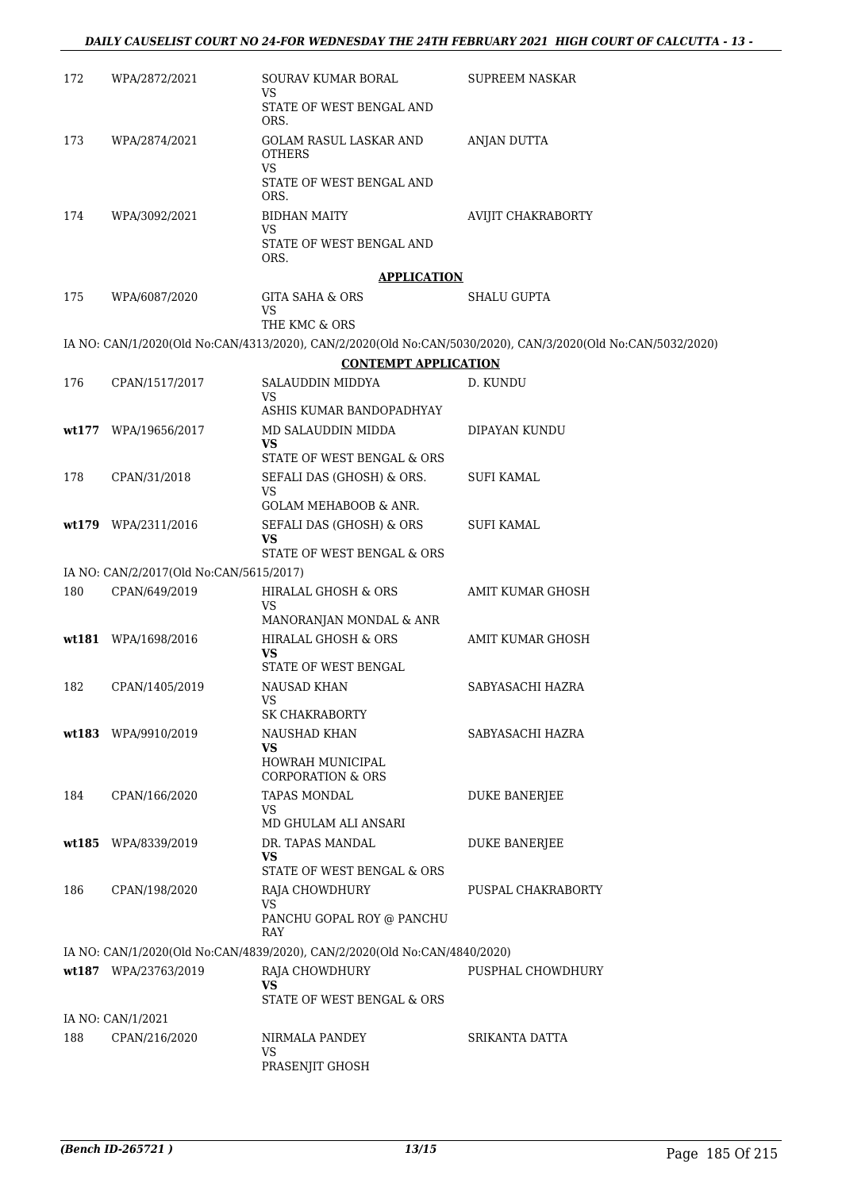| | | | |
|---|---|---|---|
| 172 | WPA/2872/2021 | SOURAV KUMAR BORAL<br>VS<br>STATE OF WEST BENGAL AND ORS. | SUPREEM NASKAR |
| 173 | WPA/2874/2021 | GOLAM RASUL LASKAR AND OTHERS<br>VS<br>STATE OF WEST BENGAL AND ORS. | ANJAN DUTTA |
| 174 | WPA/3092/2021 | BIDHAN MAITY<br>VS<br>STATE OF WEST BENGAL AND ORS. | AVIJIT CHAKRABORTY |

**APPLICATION**

| | | | |
|---|---|---|---|
| 175 | WPA/6087/2020 | GITA SAHA & ORS<br>VS<br>THE KMC & ORS | SHALU GUPTA |

IA NO: CAN/1/2020(Old No:CAN/4313/2020), CAN/2/2020(Old No:CAN/5030/2020), CAN/3/2020(Old No:CAN/5032/2020)

**CONTEMPT APPLICATION**

| | | | |
|---|---|---|---|
| 176 | CPAN/1517/2017 | SALAUDDIN MIDDYA<br>VS<br>ASHIS KUMAR BANDOPADHYAY | D. KUNDU |
| wt177 | WPA/19656/2017 | MD SALAUDDIN MIDDA<br>**VS**<br>STATE OF WEST BENGAL & ORS | DIPAYAN KUNDU |
| 178 | CPAN/31/2018 | SEFALI DAS (GHOSH) & ORS.<br>VS<br>GOLAM MEHABOOB & ANR. | SUFI KAMAL |
| wt179 | WPA/2311/2016 | SEFALI DAS (GHOSH) & ORS<br>**VS**<br>STATE OF WEST BENGAL & ORS | SUFI KAMAL |

IA NO: CAN/2/2017(Old No:CAN/5615/2017)

| | | | |
|---|---|---|---|
| 180 | CPAN/649/2019 | HIRALAL GHOSH & ORS<br>VS<br>MANORANJAN MONDAL & ANR | AMIT KUMAR GHOSH |
| wt181 | WPA/1698/2016 | HIRALAL GHOSH & ORS<br>**VS**<br>STATE OF WEST BENGAL | AMIT KUMAR GHOSH |
| 182 | CPAN/1405/2019 | NAUSAD KHAN<br>VS<br>SK CHAKRABORTY | SABYASACHI HAZRA |
| wt183 | WPA/9910/2019 | NAUSHAD KHAN<br>**VS**<br>HOWRAH MUNICIPAL CORPORATION & ORS | SABYASACHI HAZRA |
| 184 | CPAN/166/2020 | TAPAS MONDAL<br>VS<br>MD GHULAM ALI ANSARI | DUKE BANERJEE |
| wt185 | WPA/8339/2019 | DR. TAPAS MANDAL<br>**VS**<br>STATE OF WEST BENGAL & ORS | DUKE BANERJEE |
| 186 | CPAN/198/2020 | RAJA CHOWDHURY<br>VS<br>PANCHU GOPAL ROY @ PANCHU RAY | PUSPAL CHAKRABORTY |

IA NO: CAN/1/2020(Old No:CAN/4839/2020), CAN/2/2020(Old No:CAN/4840/2020)

| | | | |
|---|---|---|---|
| wt187 | WPA/23763/2019 | RAJA CHOWDHURY<br>**VS**<br>STATE OF WEST BENGAL & ORS | PUSPHAL CHOWDHURY |

IA NO: CAN/1/2021

| | | | |
|---|---|---|---|
| 188 | CPAN/216/2020 | NIRMALA PANDEY<br>VS<br>PRASENJIT GHOSH | SRIKANTA DATTA |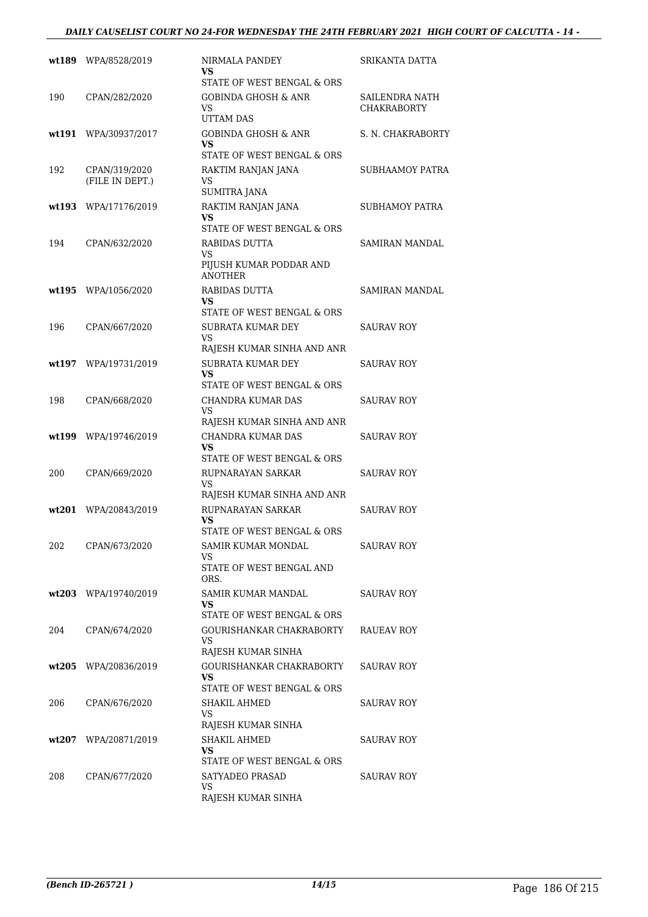| | | | |
|---|---|---|---|
| **wt189** | WPA/8528/2019 | NIRMALA PANDEY<br>**VS**<br>STATE OF WEST BENGAL & ORS | SRIKANTA DATTA |
| 190 | CPAN/282/2020 | GOBINDA GHOSH & ANR<br>VS<br>UTTAM DAS | SAILENDRA NATH CHAKRABORTY |
| **wt191** | WPA/30937/2017 | GOBINDA GHOSH & ANR<br>**VS**<br>STATE OF WEST BENGAL & ORS | S. N. CHAKRABORTY |
| 192 | CPAN/319/2020<br>(FILE IN DEPT.) | RAKTIM RANJAN JANA<br>VS<br>SUMITRA JANA | SUBHAAMOY PATRA |
| **wt193** | WPA/17176/2019 | RAKTIM RANJAN JANA<br>**VS**<br>STATE OF WEST BENGAL & ORS | SUBHAMOY PATRA |
| 194 | CPAN/632/2020 | RABIDAS DUTTA<br>VS<br>PIJUSH KUMAR PODDAR AND ANOTHER | SAMIRAN MANDAL |
| **wt195** | WPA/1056/2020 | RABIDAS DUTTA<br>**VS**<br>STATE OF WEST BENGAL & ORS | SAMIRAN MANDAL |
| 196 | CPAN/667/2020 | SUBRATA KUMAR DEY<br>VS<br>RAJESH KUMAR SINHA AND ANR | SAURAV ROY |
| **wt197** | WPA/19731/2019 | SUBRATA KUMAR DEY<br>**VS**<br>STATE OF WEST BENGAL & ORS | SAURAV ROY |
| 198 | CPAN/668/2020 | CHANDRA KUMAR DAS<br>VS<br>RAJESH KUMAR SINHA AND ANR | SAURAV ROY |
| **wt199** | WPA/19746/2019 | CHANDRA KUMAR DAS<br>**VS**<br>STATE OF WEST BENGAL & ORS | SAURAV ROY |
| 200 | CPAN/669/2020 | RUPNARAYAN SARKAR<br>VS<br>RAJESH KUMAR SINHA AND ANR | SAURAV ROY |
| **wt201** | WPA/20843/2019 | RUPNARAYAN SARKAR<br>**VS**<br>STATE OF WEST BENGAL & ORS | SAURAV ROY |
| 202 | CPAN/673/2020 | SAMIR KUMAR MONDAL<br>VS<br>STATE OF WEST BENGAL AND ORS. | SAURAV ROY |
| **wt203** | WPA/19740/2019 | SAMIR KUMAR MANDAL<br>**VS**<br>STATE OF WEST BENGAL & ORS | SAURAV ROY |
| 204 | CPAN/674/2020 | GOURISHANKAR CHAKRABORTY<br>VS<br>RAJESH KUMAR SINHA | RAUEAV ROY |
| **wt205** | WPA/20836/2019 | GOURISHANKAR CHAKRABORTY<br>**VS**<br>STATE OF WEST BENGAL & ORS | SAURAV ROY |
| 206 | CPAN/676/2020 | SHAKIL AHMED<br>VS<br>RAJESH KUMAR SINHA | SAURAV ROY |
| **wt207** | WPA/20871/2019 | SHAKIL AHMED<br>**VS**<br>STATE OF WEST BENGAL & ORS | SAURAV ROY |
| 208 | CPAN/677/2020 | SATYADEO PRASAD<br>VS<br>RAJESH KUMAR SINHA | SAURAV ROY |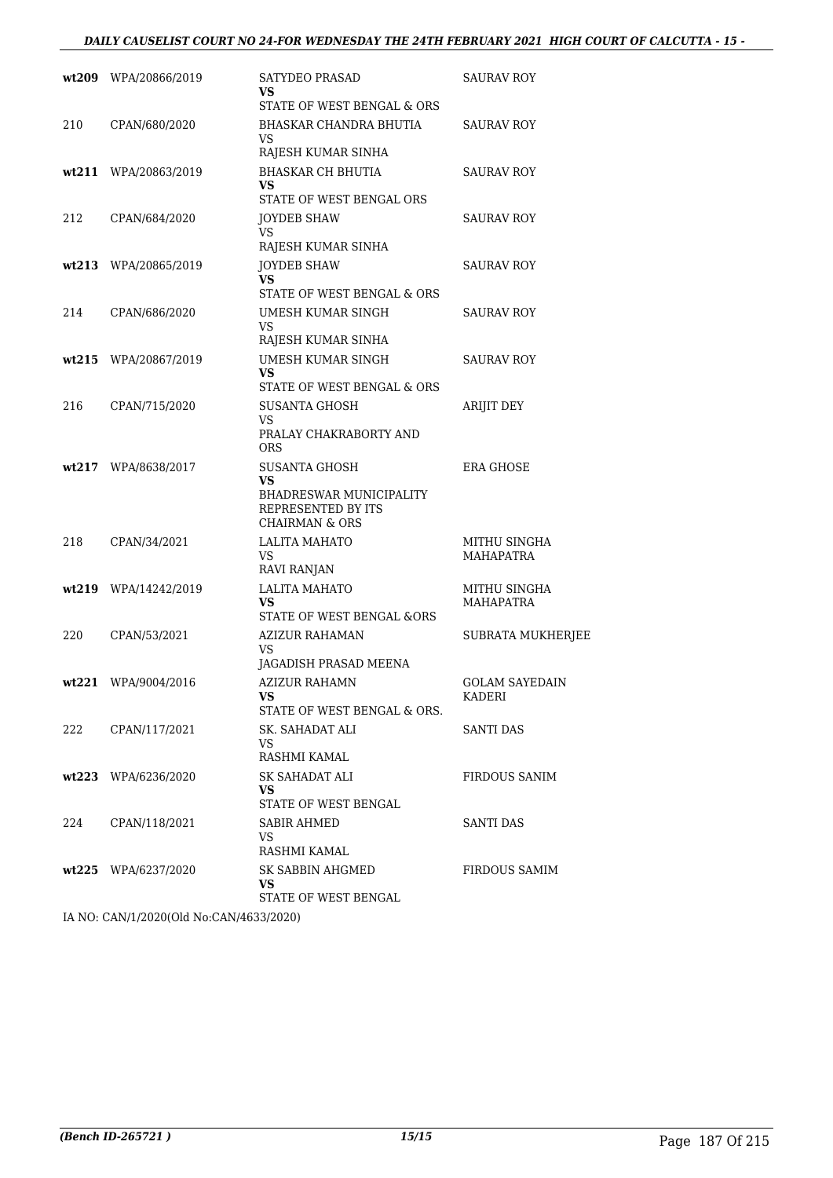| | | | |
|---|---|---|---|
| **wt209** | WPA/20866/2019 | SATYDEO PRASAD<br>**VS**<br>STATE OF WEST BENGAL & ORS | SAURAV ROY |
| 210 | CPAN/680/2020 | BHASKAR CHANDRA BHUTIA<br>VS<br>RAJESH KUMAR SINHA | SAURAV ROY |
| **wt211** | WPA/20863/2019 | BHASKAR CH BHUTIA<br>**VS**<br>STATE OF WEST BENGAL ORS | SAURAV ROY |
| 212 | CPAN/684/2020 | JOYDEB SHAW<br>VS<br>RAJESH KUMAR SINHA | SAURAV ROY |
| **wt213** | WPA/20865/2019 | JOYDEB SHAW<br>**VS**<br>STATE OF WEST BENGAL & ORS | SAURAV ROY |
| 214 | CPAN/686/2020 | UMESH KUMAR SINGH<br>VS<br>RAJESH KUMAR SINHA | SAURAV ROY |
| **wt215** | WPA/20867/2019 | UMESH KUMAR SINGH<br>**VS**<br>STATE OF WEST BENGAL & ORS | SAURAV ROY |
| 216 | CPAN/715/2020 | SUSANTA GHOSH<br>VS<br>PRALAY CHAKRABORTY AND ORS | ARIJIT DEY |
| **wt217** | WPA/8638/2017 | SUSANTA GHOSH<br>**VS**<br>BHADRESWAR MUNICIPALITY REPRESENTED BY ITS CHAIRMAN & ORS | ERA GHOSE |
| 218 | CPAN/34/2021 | LALITA MAHATO<br>VS<br>RAVI RANJAN | MITHU SINGHA MAHAPATRA |
| **wt219** | WPA/14242/2019 | LALITA MAHATO<br>**VS**<br>STATE OF WEST BENGAL &ORS | MITHU SINGHA MAHAPATRA |
| 220 | CPAN/53/2021 | AZIZUR RAHAMAN<br>VS<br>JAGADISH PRASAD MEENA | SUBRATA MUKHERJEE |
| **wt221** | WPA/9004/2016 | AZIZUR RAHAMN<br>**VS**<br>STATE OF WEST BENGAL & ORS. | GOLAM SAYEDAIN KADERI |
| 222 | CPAN/117/2021 | SK. SAHADAT ALI<br>VS<br>RASHMI KAMAL | SANTI DAS |
| **wt223** | WPA/6236/2020 | SK SAHADAT ALI<br>**VS**<br>STATE OF WEST BENGAL | FIRDOUS SANIM |
| 224 | CPAN/118/2021 | SABIR AHMED<br>VS<br>RASHMI KAMAL | SANTI DAS |
| **wt225** | WPA/6237/2020 | SK SABBIN AHGMED<br>**VS**<br>STATE OF WEST BENGAL | FIRDOUS SAMIM |

IA NO: CAN/1/2020(Old No:CAN/4633/2020)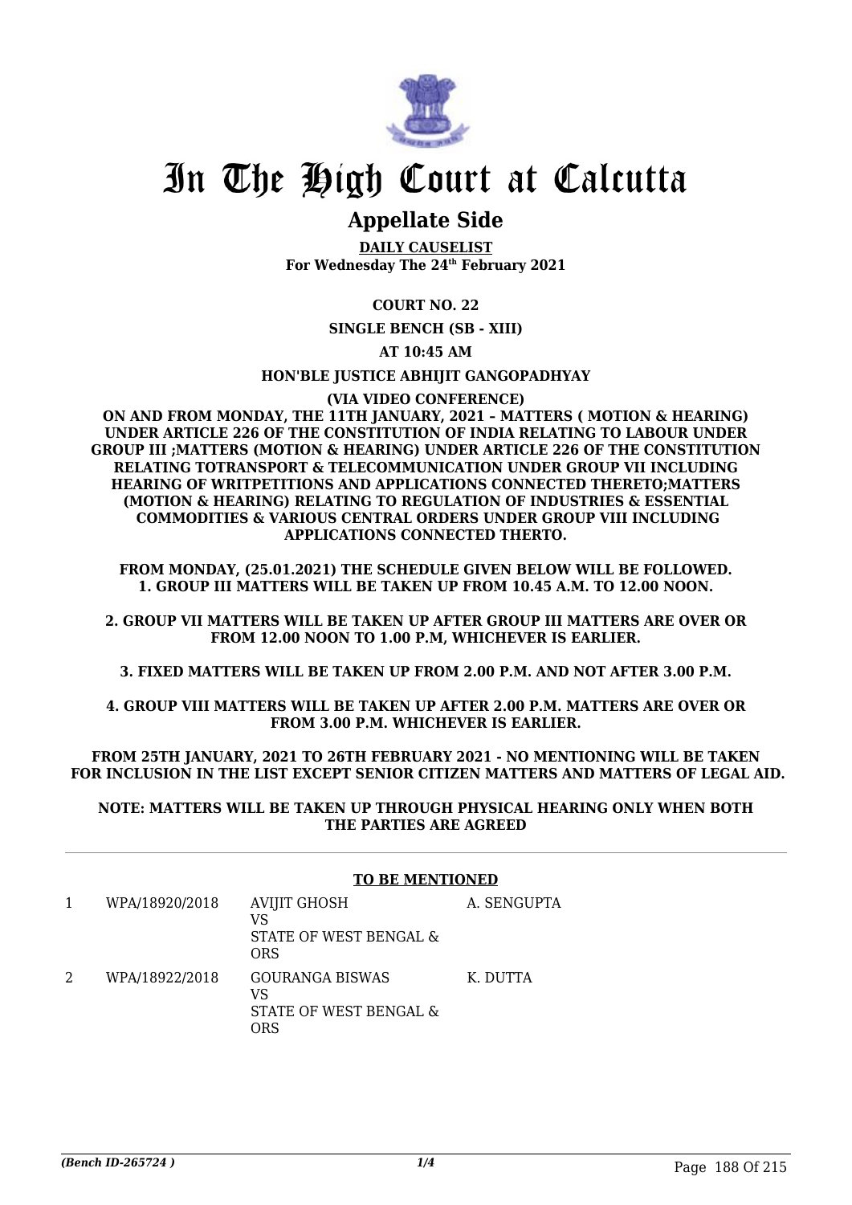# In The High Court at Calcutta

## Appellate Side

**DAILY CAUSELIST**
**For Wednesday The 24th February 2021**

**COURT NO. 22**

**SINGLE BENCH (SB - XIII)**

**AT 10:45 AM**

**HON'BLE JUSTICE ABHIJIT GANGOPADHYAY**

**(VIA VIDEO CONFERENCE)**

**ON AND FROM MONDAY, THE 11TH JANUARY, 2021 – MATTERS ( MOTION & HEARING) UNDER ARTICLE 226 OF THE CONSTITUTION OF INDIA RELATING TO LABOUR UNDER GROUP III ;MATTERS (MOTION & HEARING) UNDER ARTICLE 226 OF THE CONSTITUTION RELATING TOTRANSPORT & TELECOMMUNICATION UNDER GROUP VII INCLUDING HEARING OF WRITPETITIONS AND APPLICATIONS CONNECTED THERETO;MATTERS (MOTION & HEARING) RELATING TO REGULATION OF INDUSTRIES & ESSENTIAL COMMODITIES & VARIOUS CENTRAL ORDERS UNDER GROUP VIII INCLUDING APPLICATIONS CONNECTED THERTO.**

**FROM MONDAY, (25.01.2021) THE SCHEDULE GIVEN BELOW WILL BE FOLLOWED.**
**1. GROUP III MATTERS WILL BE TAKEN UP FROM 10.45 A.M. TO 12.00 NOON.**

**2. GROUP VII MATTERS WILL BE TAKEN UP AFTER GROUP III MATTERS ARE OVER OR FROM 12.00 NOON TO 1.00 P.M, WHICHEVER IS EARLIER.**

**3. FIXED MATTERS WILL BE TAKEN UP FROM 2.00 P.M. AND NOT AFTER 3.00 P.M.**

**4. GROUP VIII MATTERS WILL BE TAKEN UP AFTER 2.00 P.M. MATTERS ARE OVER OR FROM 3.00 P.M. WHICHEVER IS EARLIER.**

**FROM 25TH JANUARY, 2021 TO 26TH FEBRUARY 2021 - NO MENTIONING WILL BE TAKEN FOR INCLUSION IN THE LIST EXCEPT SENIOR CITIZEN MATTERS AND MATTERS OF LEGAL AID.**

**NOTE: MATTERS WILL BE TAKEN UP THROUGH PHYSICAL HEARING ONLY WHEN BOTH THE PARTIES ARE AGREED**

**TO BE MENTIONED**

| | | | |
|---|---|---|---|
| 1 | WPA/18920/2018 | AVIJIT GHOSH<br>VS<br>STATE OF WEST BENGAL & ORS | A. SENGUPTA |
| 2 | WPA/18922/2018 | GOURANGA BISWAS<br>VS<br>STATE OF WEST BENGAL & ORS | K. DUTTA |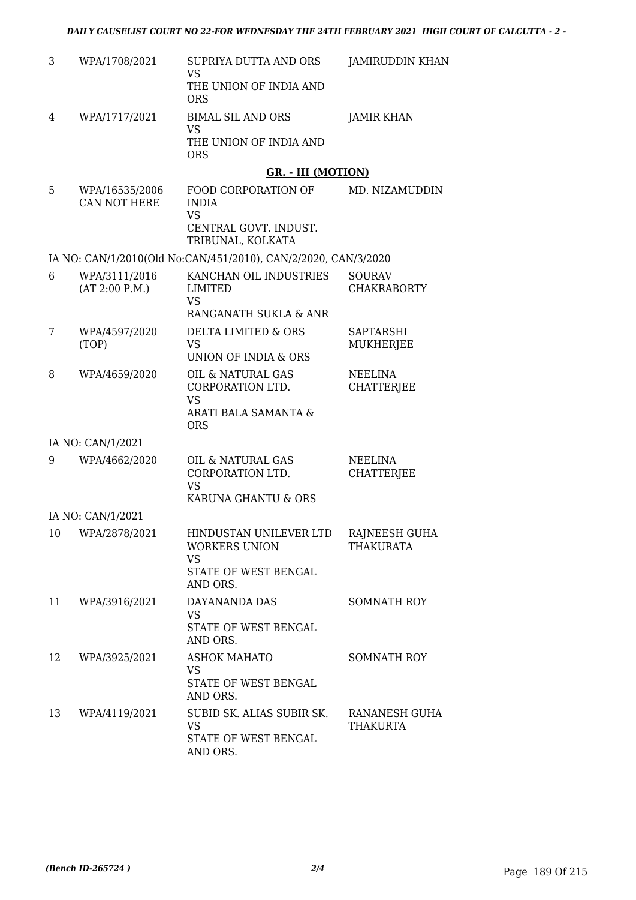| | | | |
|---|---|---|---|
| 3 | WPA/1708/2021 | SUPRIYA DUTTA AND ORS<br>VS<br>THE UNION OF INDIA AND ORS | JAMIRUDDIN KHAN |
| 4 | WPA/1717/2021 | BIMAL SIL AND ORS<br>VS<br>THE UNION OF INDIA AND ORS | JAMIR KHAN |

**GR. - III (MOTION)**

| | | | |
|---|---|---|---|
| 5 | WPA/16535/2006<br>CAN NOT HERE | FOOD CORPORATION OF INDIA<br>VS<br>CENTRAL GOVT. INDUST. TRIBUNAL, KOLKATA | MD. NIZAMUDDIN |

IA NO: CAN/1/2010(Old No:CAN/451/2010), CAN/2/2020, CAN/3/2020

| | | | |
|---|---|---|---|
| 6 | WPA/3111/2016<br>(AT 2:00 P.M.) | KANCHAN OIL INDUSTRIES LIMITED<br>VS<br>RANGANATH SUKLA & ANR | SOURAV CHAKRABORTY |
| 7 | WPA/4597/2020<br>(TOP) | DELTA LIMITED & ORS<br>VS<br>UNION OF INDIA & ORS | SAPTARSHI MUKHERJEE |
| 8 | WPA/4659/2020 | OIL & NATURAL GAS CORPORATION LTD.<br>VS<br>ARATI BALA SAMANTA & ORS | NEELINA CHATTERJEE |

IA NO: CAN/1/2021

| | | | |
|---|---|---|---|
| 9 | WPA/4662/2020 | OIL & NATURAL GAS CORPORATION LTD.<br>VS<br>KARUNA GHANTU & ORS | NEELINA CHATTERJEE |

IA NO: CAN/1/2021

| | | | |
|---|---|---|---|
| 10 | WPA/2878/2021 | HINDUSTAN UNILEVER LTD WORKERS UNION<br>VS<br>STATE OF WEST BENGAL AND ORS. | RAJNEESH GUHA THAKURATA |
| 11 | WPA/3916/2021 | DAYANANDA DAS<br>VS<br>STATE OF WEST BENGAL AND ORS. | SOMNATH ROY |
| 12 | WPA/3925/2021 | ASHOK MAHATO<br>VS<br>STATE OF WEST BENGAL AND ORS. | SOMNATH ROY |
| 13 | WPA/4119/2021 | SUBID SK. ALIAS SUBIR SK.<br>VS<br>STATE OF WEST BENGAL AND ORS. | RANANESH GUHA THAKURTA |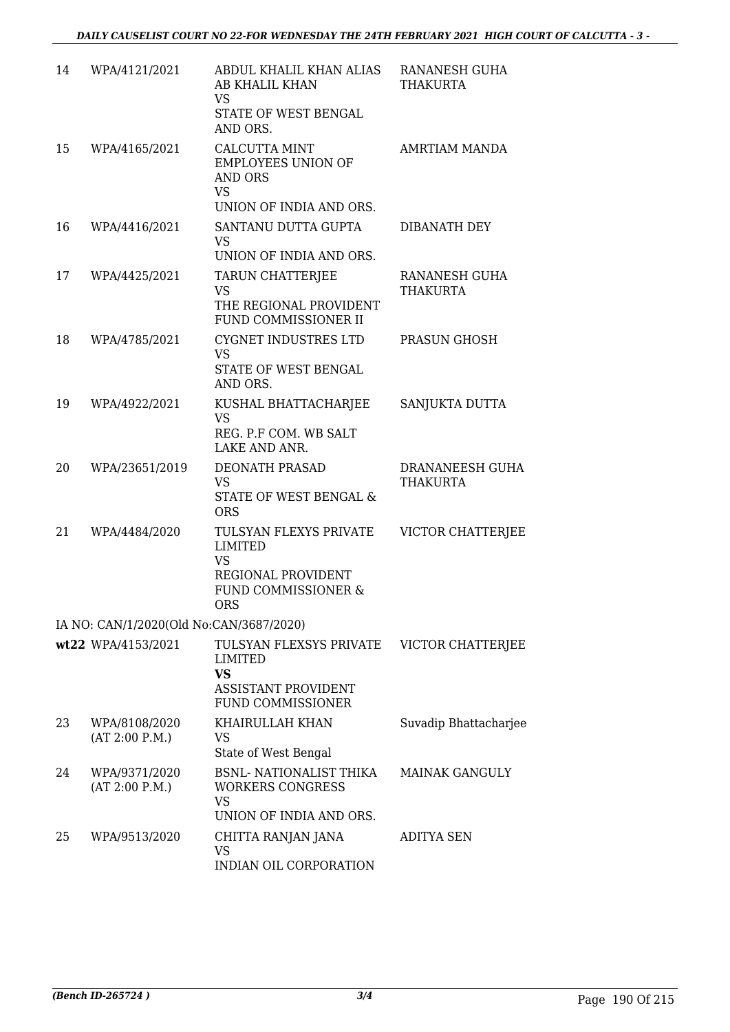| | | | |
|---|---|---|---|
| 14 | WPA/4121/2021 | ABDUL KHALIL KHAN ALIAS AB KHALIL KHAN<br>VS<br>STATE OF WEST BENGAL AND ORS. | RANANESH GUHA THAKURTA |
| 15 | WPA/4165/2021 | CALCUTTA MINT EMPLOYEES UNION OF AND ORS<br>VS<br>UNION OF INDIA AND ORS. | AMRTIAM MANDA |
| 16 | WPA/4416/2021 | SANTANU DUTTA GUPTA<br>VS<br>UNION OF INDIA AND ORS. | DIBANATH DEY |
| 17 | WPA/4425/2021 | TARUN CHATTERJEE<br>VS<br>THE REGIONAL PROVIDENT FUND COMMISSIONER II | RANANESH GUHA THAKURTA |
| 18 | WPA/4785/2021 | CYGNET INDUSTRES LTD<br>VS<br>STATE OF WEST BENGAL AND ORS. | PRASUN GHOSH |
| 19 | WPA/4922/2021 | KUSHAL BHATTACHARJEE<br>VS<br>REG. P.F COM. WB SALT LAKE AND ANR. | SANJUKTA DUTTA |
| 20 | WPA/23651/2019 | DEONATH PRASAD<br>VS<br>STATE OF WEST BENGAL & ORS | DRANANEESH GUHA THAKURTA |
| 21 | WPA/4484/2020 | TULSYAN FLEXYS PRIVATE LIMITED<br>VS<br>REGIONAL PROVIDENT FUND COMMISSIONER & ORS | VICTOR CHATTERJEE |
| | IA NO: CAN/1/2020(Old No:CAN/3687/2020) | | |
| **wt22** | WPA/4153/2021 | TULSYAN FLEXSYS PRIVATE LIMITED<br>**VS**<br>ASSISTANT PROVIDENT FUND COMMISSIONER | VICTOR CHATTERJEE |
| 23 | WPA/8108/2020<br>(AT 2:00 P.M.) | KHAIRULLAH KHAN<br>VS<br>State of West Bengal | Suvadip Bhattacharjee |
| 24 | WPA/9371/2020<br>(AT 2:00 P.M.) | BSNL- NATIONALIST THIKA WORKERS CONGRESS<br>VS<br>UNION OF INDIA AND ORS. | MAINAK GANGULY |
| 25 | WPA/9513/2020 | CHITTA RANJAN JANA<br>VS<br>INDIAN OIL CORPORATION | ADITYA SEN |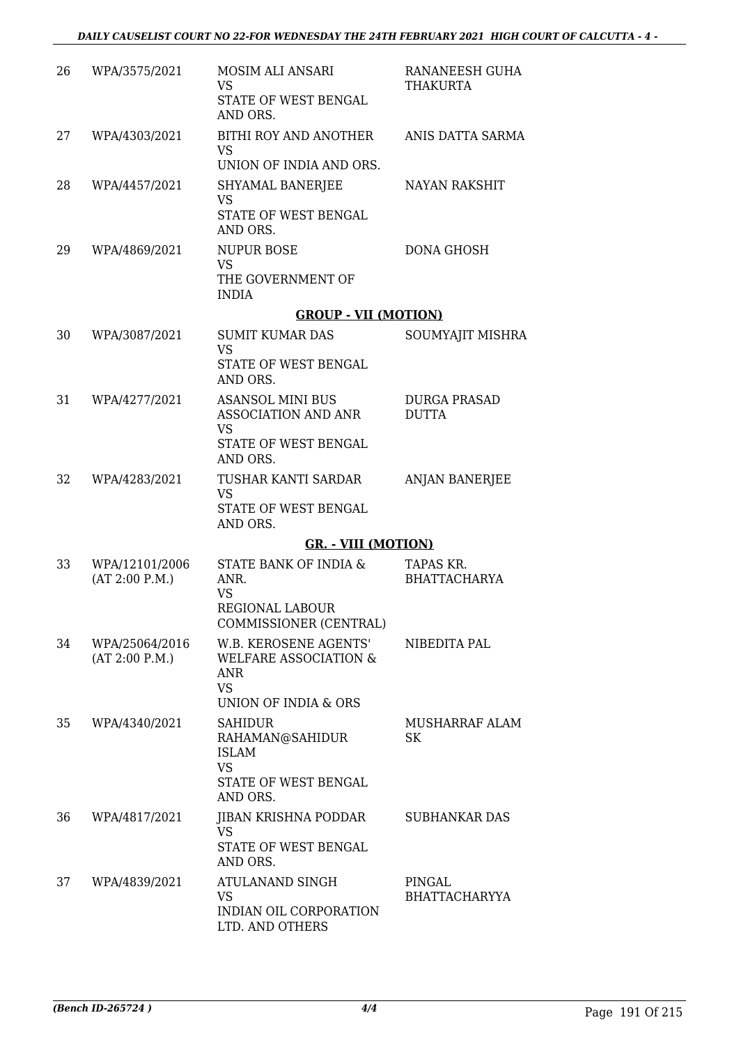| | | | |
|---|---|---|---|
| 26 | WPA/3575/2021 | MOSIM ALI ANSARI<br>VS<br>STATE OF WEST BENGAL AND ORS. | RANANEESH GUHA THAKURTA |
| 27 | WPA/4303/2021 | BITHI ROY AND ANOTHER<br>VS<br>UNION OF INDIA AND ORS. | ANIS DATTA SARMA |
| 28 | WPA/4457/2021 | SHYAMAL BANERJEE<br>VS<br>STATE OF WEST BENGAL AND ORS. | NAYAN RAKSHIT |
| 29 | WPA/4869/2021 | NUPUR BOSE<br>VS<br>THE GOVERNMENT OF INDIA | DONA GHOSH |

**GROUP - VII (MOTION)**

| | | | |
|---|---|---|---|
| 30 | WPA/3087/2021 | SUMIT KUMAR DAS<br>VS<br>STATE OF WEST BENGAL AND ORS. | SOUMYAJIT MISHRA |
| 31 | WPA/4277/2021 | ASANSOL MINI BUS ASSOCIATION AND ANR<br>VS<br>STATE OF WEST BENGAL AND ORS. | DURGA PRASAD DUTTA |
| 32 | WPA/4283/2021 | TUSHAR KANTI SARDAR<br>VS<br>STATE OF WEST BENGAL AND ORS. | ANJAN BANERJEE |

**GR. - VIII (MOTION)**

| | | | |
|---|---|---|---|
| 33 | WPA/12101/2006<br>(AT 2:00 P.M.) | STATE BANK OF INDIA & ANR.<br>VS<br>REGIONAL LABOUR COMMISSIONER (CENTRAL) | TAPAS KR. BHATTACHARYA |
| 34 | WPA/25064/2016<br>(AT 2:00 P.M.) | W.B. KEROSENE AGENTS' WELFARE ASSOCIATION & ANR<br>VS<br>UNION OF INDIA & ORS | NIBEDITA PAL |
| 35 | WPA/4340/2021 | SAHIDUR RAHAMAN@SAHIDUR ISLAM<br>VS<br>STATE OF WEST BENGAL AND ORS. | MUSHARRAF ALAM SK |
| 36 | WPA/4817/2021 | JIBAN KRISHNA PODDAR<br>VS<br>STATE OF WEST BENGAL AND ORS. | SUBHANKAR DAS |
| 37 | WPA/4839/2021 | ATULANAND SINGH<br>VS<br>INDIAN OIL CORPORATION LTD. AND OTHERS | PINGAL BHATTACHARYYA |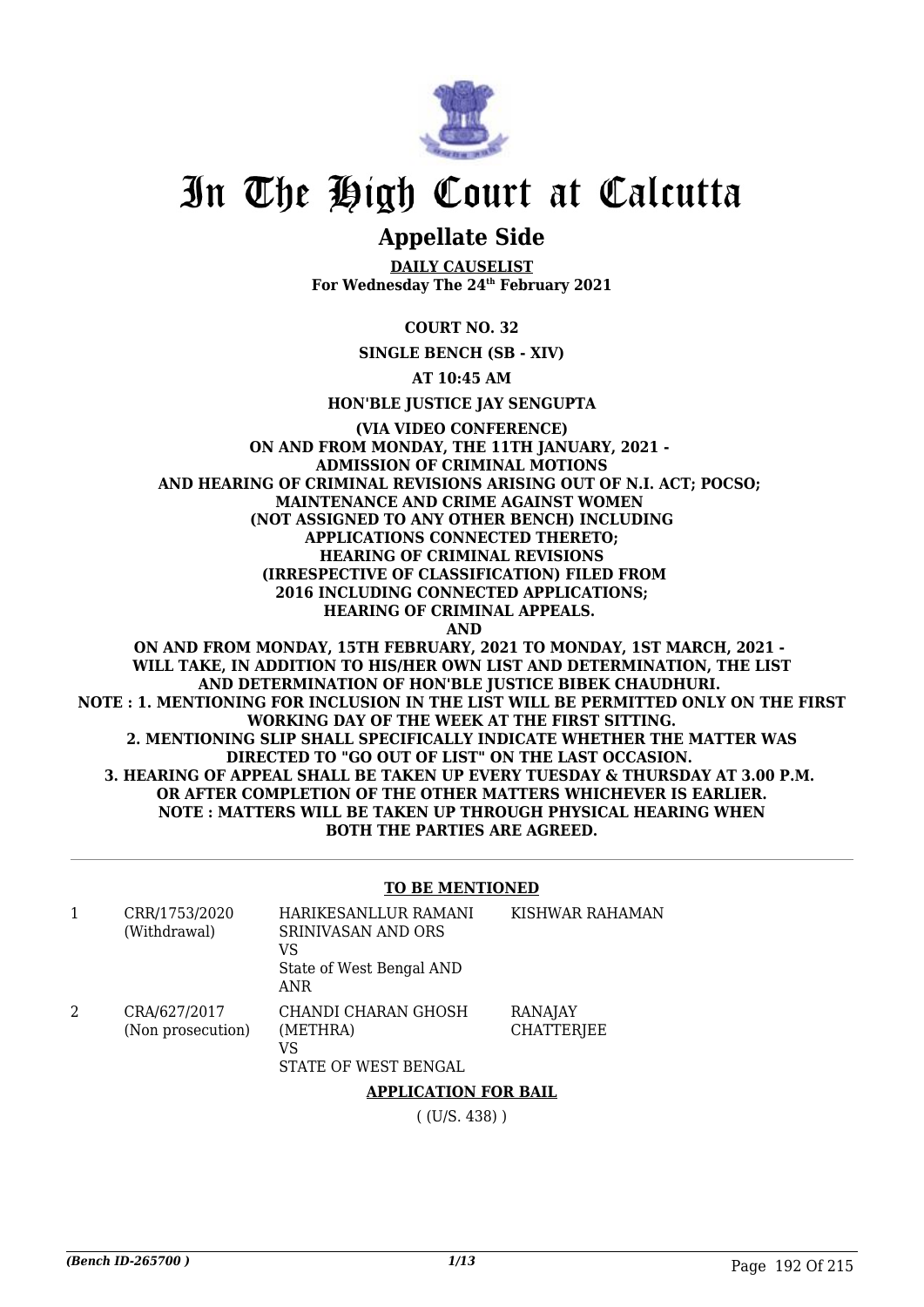# In The High Court at Calcutta

## Appellate Side

**DAILY CAUSELIST**
**For Wednesday The 24th February 2021**

**COURT NO. 32**

**SINGLE BENCH (SB - XIV)**

**AT 10:45 AM**

**HON'BLE JUSTICE JAY SENGUPTA**

**(VIA VIDEO CONFERENCE)**
**ON AND FROM MONDAY, THE 11TH JANUARY, 2021 -**
**ADMISSION OF CRIMINAL MOTIONS**
**AND HEARING OF CRIMINAL REVISIONS ARISING OUT OF N.I. ACT; POCSO;**
**MAINTENANCE AND CRIME AGAINST WOMEN**
**(NOT ASSIGNED TO ANY OTHER BENCH) INCLUDING**
**APPLICATIONS CONNECTED THERETO;**
**HEARING OF CRIMINAL REVISIONS**
**(IRRESPECTIVE OF CLASSIFICATION) FILED FROM**
**2016 INCLUDING CONNECTED APPLICATIONS;**
**HEARING OF CRIMINAL APPEALS.**
**AND**
**ON AND FROM MONDAY, 15TH FEBRUARY, 2021 TO MONDAY, 1ST MARCH, 2021 -**
**WILL TAKE, IN ADDITION TO HIS/HER OWN LIST AND DETERMINATION, THE LIST**
**AND DETERMINATION OF HON'BLE JUSTICE BIBEK CHAUDHURI.**
**NOTE : 1. MENTIONING FOR INCLUSION IN THE LIST WILL BE PERMITTED ONLY ON THE FIRST WORKING DAY OF THE WEEK AT THE FIRST SITTING.**
**2. MENTIONING SLIP SHALL SPECIFICALLY INDICATE WHETHER THE MATTER WAS DIRECTED TO "GO OUT OF LIST" ON THE LAST OCCASION.**
**3. HEARING OF APPEAL SHALL BE TAKEN UP EVERY TUESDAY & THURSDAY AT 3.00 P.M. OR AFTER COMPLETION OF THE OTHER MATTERS WHICHEVER IS EARLIER.**
**NOTE : MATTERS WILL BE TAKEN UP THROUGH PHYSICAL HEARING WHEN BOTH THE PARTIES ARE AGREED.**

**TO BE MENTIONED**

| | | | |
|---|---|---|---|
| 1 | CRR/1753/2020 (Withdrawal) | HARIKESANLLUR RAMANI SRINIVASAN AND ORS VS State of West Bengal AND ANR | KISHWAR RAHAMAN |
| 2 | CRA/627/2017 (Non prosecution) | CHANDI CHARAN GHOSH (METHRA) VS STATE OF WEST BENGAL | RANAJAY CHATTERJEE |

**APPLICATION FOR BAIL**

( (U/S. 438) )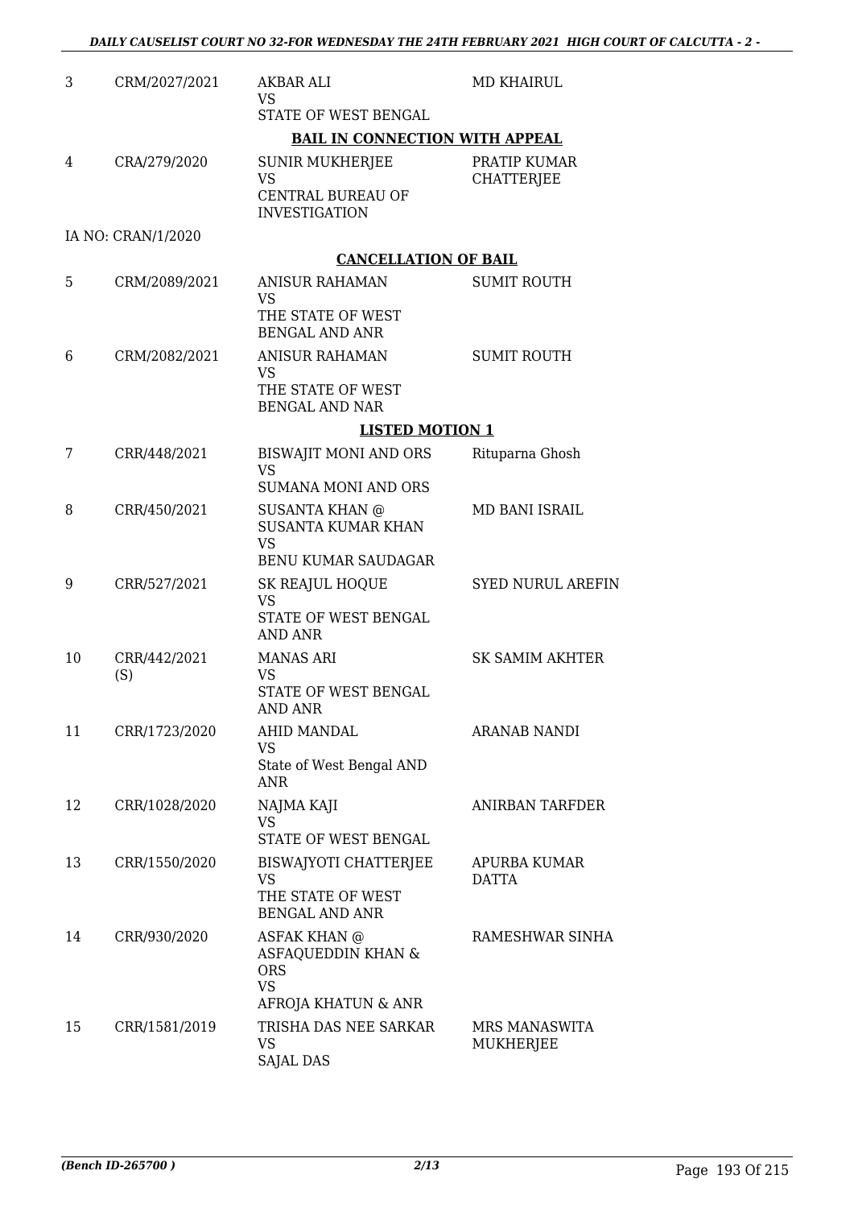| | | | |
|---|---|---|---|
| 3 | CRM/2027/2021 | AKBAR ALI<br>VS<br>STATE OF WEST BENGAL | MD KHAIRUL |
| | | **BAIL IN CONNECTION WITH APPEAL** | |
| 4 | CRA/279/2020 | SUNIR MUKHERJEE<br>VS<br>CENTRAL BUREAU OF INVESTIGATION | PRATIP KUMAR CHATTERJEE |
| | IA NO: CRAN/1/2020 | | |
| | | **CANCELLATION OF BAIL** | |
| 5 | CRM/2089/2021 | ANISUR RAHAMAN<br>VS<br>THE STATE OF WEST BENGAL AND ANR | SUMIT ROUTH |
| 6 | CRM/2082/2021 | ANISUR RAHAMAN<br>VS<br>THE STATE OF WEST BENGAL AND NAR | SUMIT ROUTH |
| | | **LISTED MOTION 1** | |
| 7 | CRR/448/2021 | BISWAJIT MONI AND ORS<br>VS<br>SUMANA MONI AND ORS | Rituparna Ghosh |
| 8 | CRR/450/2021 | SUSANTA KHAN @ SUSANTA KUMAR KHAN<br>VS<br>BENU KUMAR SAUDAGAR | MD BANI ISRAIL |
| 9 | CRR/527/2021 | SK REAJUL HOQUE<br>VS<br>STATE OF WEST BENGAL AND ANR | SYED NURUL AREFIN |
| 10 | CRR/442/2021 (S) | MANAS ARI<br>VS<br>STATE OF WEST BENGAL AND ANR | SK SAMIM AKHTER |
| 11 | CRR/1723/2020 | AHID MANDAL<br>VS<br>State of West Bengal AND ANR | ARANAB NANDI |
| 12 | CRR/1028/2020 | NAJMA KAJI<br>VS<br>STATE OF WEST BENGAL | ANIRBAN TARFDER |
| 13 | CRR/1550/2020 | BISWAJYOTI CHATTERJEE<br>VS<br>THE STATE OF WEST BENGAL AND ANR | APURBA KUMAR DATTA |
| 14 | CRR/930/2020 | ASFAK KHAN @ ASFAQUEDDIN KHAN & ORS<br>VS<br>AFROJA KHATUN & ANR | RAMESHWAR SINHA |
| 15 | CRR/1581/2019 | TRISHA DAS NEE SARKAR<br>VS<br>SAJAL DAS | MRS MANASWITA MUKHERJEE |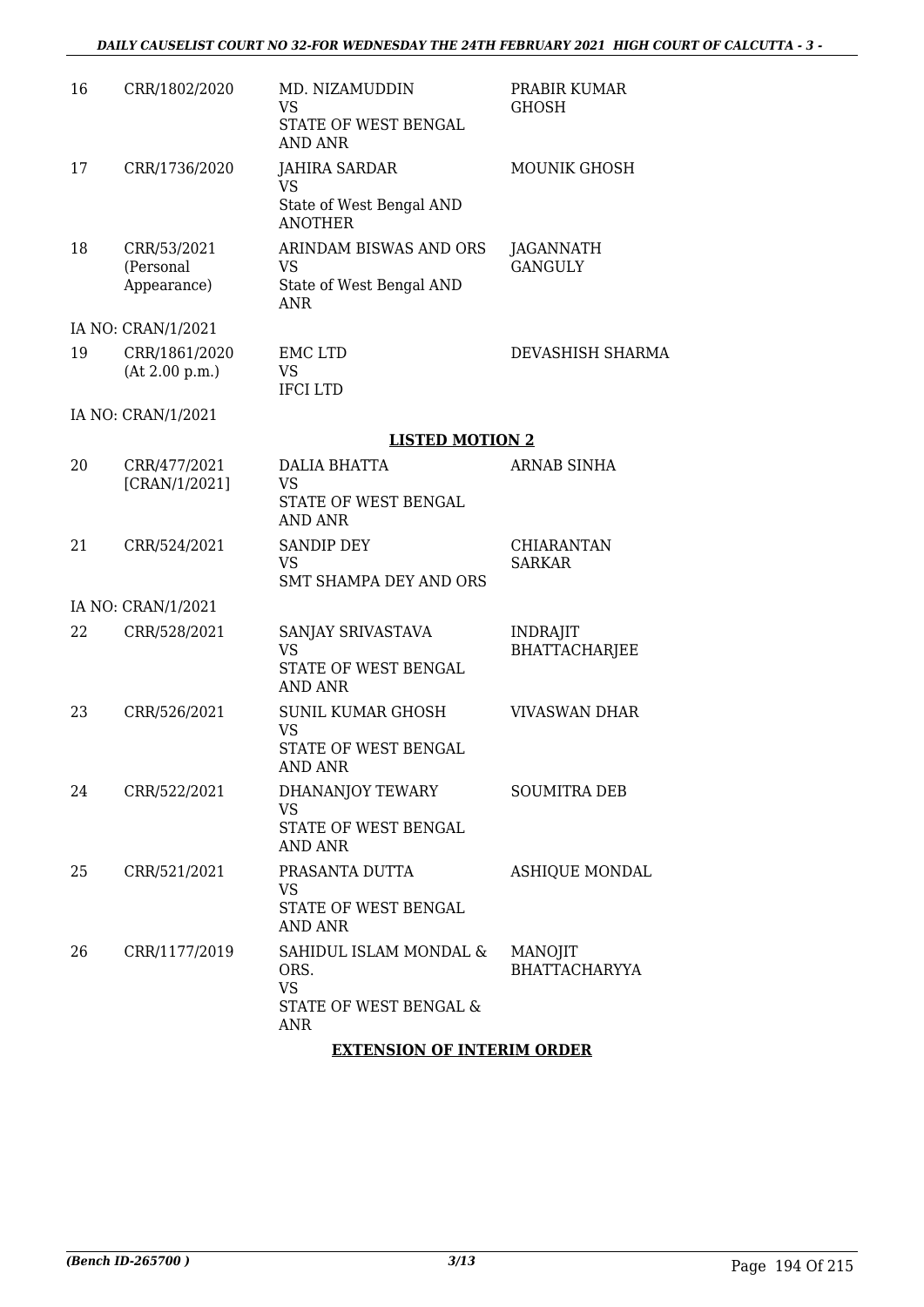| | | | |
|---|---|---|---|
| 16 | CRR/1802/2020 | MD. NIZAMUDDIN<br>VS<br>STATE OF WEST BENGAL AND ANR | PRABIR KUMAR GHOSH |
| 17 | CRR/1736/2020 | JAHIRA SARDAR<br>VS<br>State of West Bengal AND ANOTHER | MOUNIK GHOSH |
| 18 | CRR/53/2021<br>(Personal Appearance) | ARINDAM BISWAS AND ORS<br>VS<br>State of West Bengal AND ANR | JAGANNATH GANGULY |
| | IA NO: CRAN/1/2021 | | |
| 19 | CRR/1861/2020<br>(At 2.00 p.m.) | EMC LTD<br>VS<br>IFCI LTD | DEVASHISH SHARMA |
| | IA NO: CRAN/1/2021 | | |

## LISTED MOTION 2

| | | | |
|---|---|---|---|
| 20 | CRR/477/2021<br>[CRAN/1/2021] | DALIA BHATTA<br>VS<br>STATE OF WEST BENGAL AND ANR | ARNAB SINHA |
| 21 | CRR/524/2021 | SANDIP DEY<br>VS<br>SMT SHAMPA DEY AND ORS | CHIARANTAN SARKAR |
| | IA NO: CRAN/1/2021 | | |
| 22 | CRR/528/2021 | SANJAY SRIVASTAVA<br>VS<br>STATE OF WEST BENGAL AND ANR | INDRAJIT BHATTACHARJEE |
| 23 | CRR/526/2021 | SUNIL KUMAR GHOSH<br>VS<br>STATE OF WEST BENGAL AND ANR | VIVASWAN DHAR |
| 24 | CRR/522/2021 | DHANANJOY TEWARY<br>VS<br>STATE OF WEST BENGAL AND ANR | SOUMITRA DEB |
| 25 | CRR/521/2021 | PRASANTA DUTTA<br>VS<br>STATE OF WEST BENGAL AND ANR | ASHIQUE MONDAL |
| 26 | CRR/1177/2019 | SAHIDUL ISLAM MONDAL & ORS.<br>VS<br>STATE OF WEST BENGAL & ANR | MANOJIT BHATTACHARYYA |

## EXTENSION OF INTERIM ORDER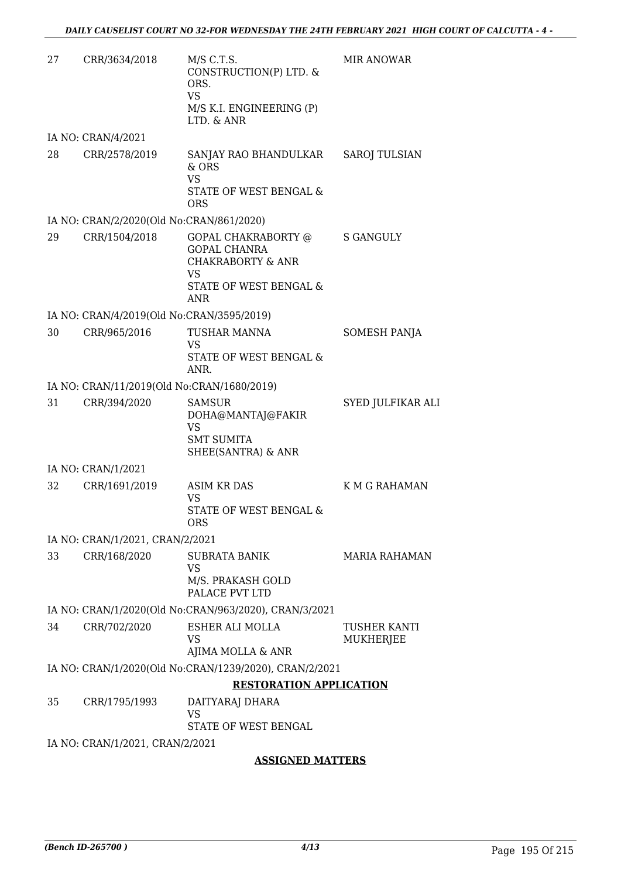| | | | |
|---|---|---|---|
| 27 | CRR/3634/2018 | M/S C.T.S. CONSTRUCTION(P) LTD. & ORS.<br>VS<br>M/S K.I. ENGINEERING (P) LTD. & ANR | MIR ANOWAR |
| | IA NO: CRAN/4/2021 | | |
| 28 | CRR/2578/2019 | SANJAY RAO BHANDULKAR & ORS<br>VS<br>STATE OF WEST BENGAL & ORS | SAROJ TULSIAN |
| | IA NO: CRAN/2/2020(Old No:CRAN/861/2020) | | |
| 29 | CRR/1504/2018 | GOPAL CHAKRABORTY @ GOPAL CHANRA CHAKRABORTY & ANR<br>VS<br>STATE OF WEST BENGAL & ANR | S GANGULY |
| | IA NO: CRAN/4/2019(Old No:CRAN/3595/2019) | | |
| 30 | CRR/965/2016 | TUSHAR MANNA<br>VS<br>STATE OF WEST BENGAL & ANR. | SOMESH PANJA |
| | IA NO: CRAN/11/2019(Old No:CRAN/1680/2019) | | |
| 31 | CRR/394/2020 | SAMSUR DOHA@MANTAJ@FAKIR<br>VS<br>SMT SUMITA SHEE(SANTRA) & ANR | SYED JULFIKAR ALI |
| | IA NO: CRAN/1/2021 | | |
| 32 | CRR/1691/2019 | ASIM KR DAS<br>VS<br>STATE OF WEST BENGAL & ORS | K M G RAHAMAN |
| | IA NO: CRAN/1/2021, CRAN/2/2021 | | |
| 33 | CRR/168/2020 | SUBRATA BANIK<br>VS<br>M/S. PRAKASH GOLD PALACE PVT LTD | MARIA RAHAMAN |
| | IA NO: CRAN/1/2020(Old No:CRAN/963/2020), CRAN/3/2021 | | |
| 34 | CRR/702/2020 | ESHER ALI MOLLA<br>VS<br>AJIMA MOLLA & ANR | TUSHER KANTI MUKHERJEE |
| | IA NO: CRAN/1/2020(Old No:CRAN/1239/2020), CRAN/2/2021 | | |

**RESTORATION APPLICATION**

| | | | |
|---|---|---|---|
| 35 | CRR/1795/1993 | DAITYARAJ DHARA<br>VS<br>STATE OF WEST BENGAL | |
| | IA NO: CRAN/1/2021, CRAN/2/2021 | | |

**ASSIGNED MATTERS**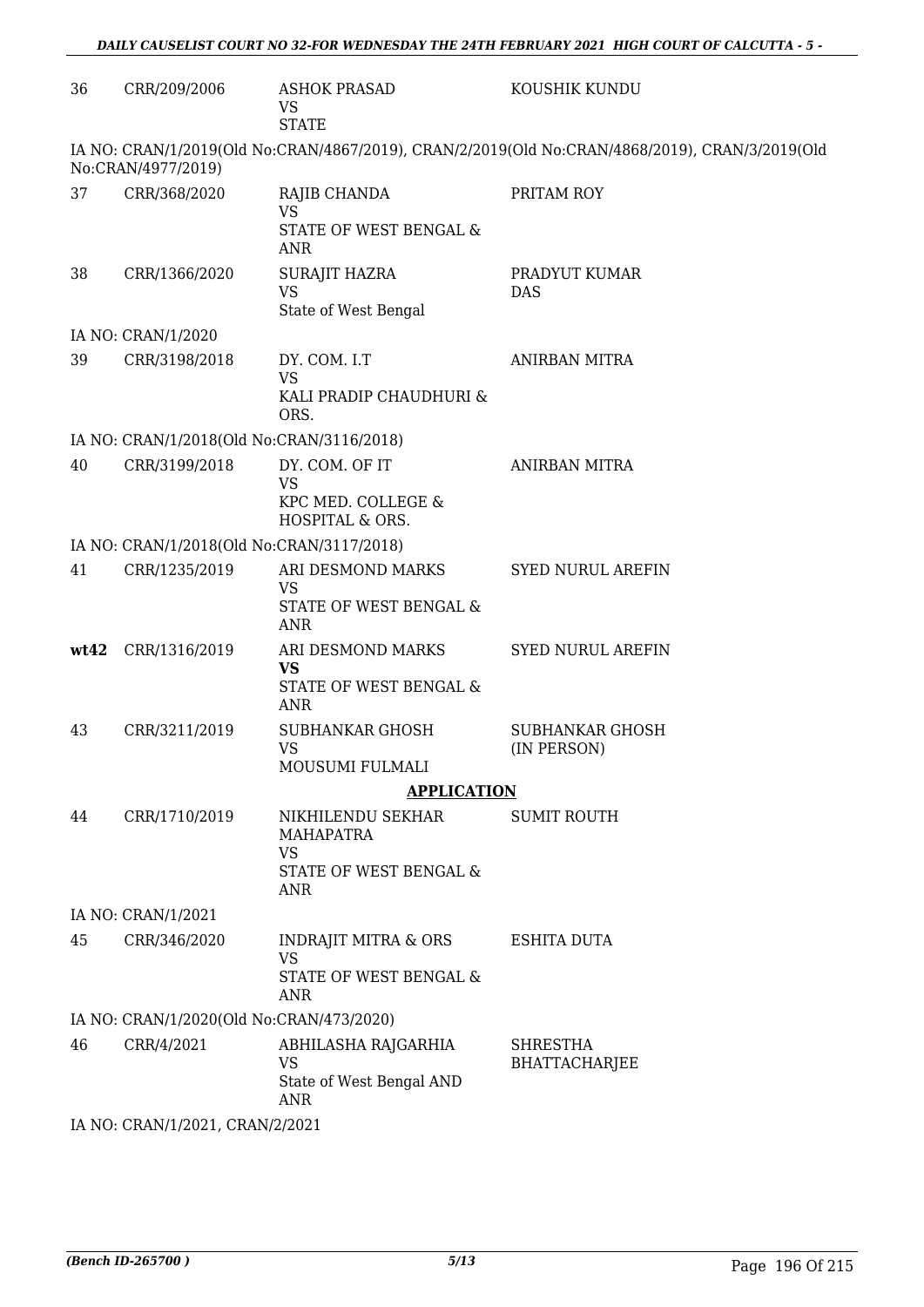| | | | |
|---|---|---|---|
| 36 | CRR/209/2006 | ASHOK PRASAD<br>VS<br>STATE | KOUSHIK KUNDU |

IA NO: CRAN/1/2019(Old No:CRAN/4867/2019), CRAN/2/2019(Old No:CRAN/4868/2019), CRAN/3/2019(Old No:CRAN/4977/2019)

| | | | |
|---|---|---|---|
| 37 | CRR/368/2020 | RAJIB CHANDA<br>VS<br>STATE OF WEST BENGAL & ANR | PRITAM ROY |
| 38 | CRR/1366/2020 | SURAJIT HAZRA<br>VS<br>State of West Bengal | PRADYUT KUMAR DAS |

IA NO: CRAN/1/2020

| | | | |
|---|---|---|---|
| 39 | CRR/3198/2018 | DY. COM. I.T<br>VS<br>KALI PRADIP CHAUDHURI & ORS. | ANIRBAN MITRA |

IA NO: CRAN/1/2018(Old No:CRAN/3116/2018)

| | | | |
|---|---|---|---|
| 40 | CRR/3199/2018 | DY. COM. OF IT<br>VS<br>KPC MED. COLLEGE & HOSPITAL & ORS. | ANIRBAN MITRA |

IA NO: CRAN/1/2018(Old No:CRAN/3117/2018)

| | | | |
|---|---|---|---|
| 41 | CRR/1235/2019 | ARI DESMOND MARKS<br>VS<br>STATE OF WEST BENGAL & ANR | SYED NURUL AREFIN |
| **wt42** | CRR/1316/2019 | ARI DESMOND MARKS<br>**VS**<br>STATE OF WEST BENGAL & ANR | SYED NURUL AREFIN |
| 43 | CRR/3211/2019 | SUBHANKAR GHOSH<br>VS<br>MOUSUMI FULMALI | SUBHANKAR GHOSH (IN PERSON) |

**APPLICATION**

| | | | |
|---|---|---|---|
| 44 | CRR/1710/2019 | NIKHILENDU SEKHAR MAHAPATRA<br>VS<br>STATE OF WEST BENGAL & ANR | SUMIT ROUTH |

IA NO: CRAN/1/2021

| | | | |
|---|---|---|---|
| 45 | CRR/346/2020 | INDRAJIT MITRA & ORS<br>VS<br>STATE OF WEST BENGAL & ANR | ESHITA DUTA |

IA NO: CRAN/1/2020(Old No:CRAN/473/2020)

| | | | |
|---|---|---|---|
| 46 | CRR/4/2021 | ABHILASHA RAJGARHIA<br>VS<br>State of West Bengal AND ANR | SHRESTHA BHATTACHARJEE |

IA NO: CRAN/1/2021, CRAN/2/2021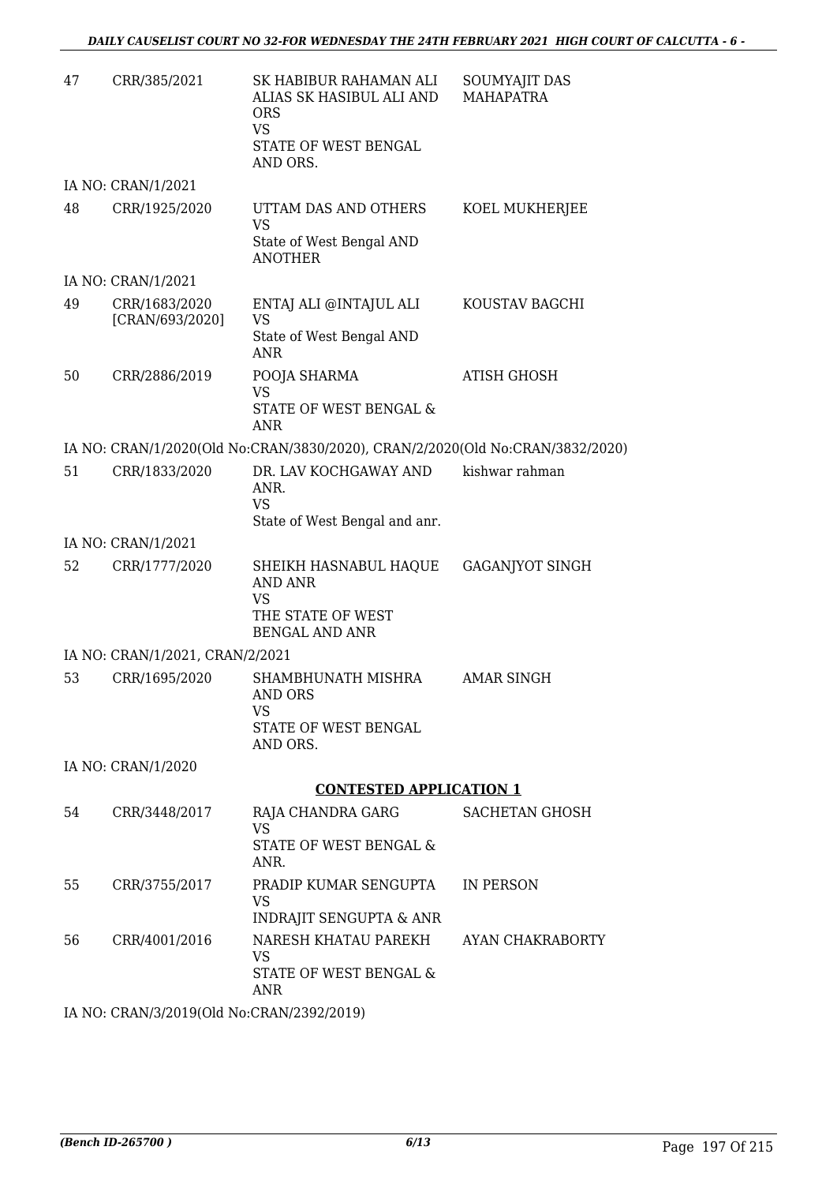| | | | |
|---|---|---|---|
| 47 | CRR/385/2021 | SK HABIBUR RAHAMAN ALI ALIAS SK HASIBUL ALI AND ORS<br>VS<br>STATE OF WEST BENGAL AND ORS. | SOUMYAJIT DAS MAHAPATRA |

IA NO: CRAN/1/2021

| | | | |
|---|---|---|---|
| 48 | CRR/1925/2020 | UTTAM DAS AND OTHERS<br>VS<br>State of West Bengal AND ANOTHER | KOEL MUKHERJEE |

IA NO: CRAN/1/2021

| | | | |
|---|---|---|---|
| 49 | CRR/1683/2020 [CRAN/693/2020] | ENTAJ ALI @INTAJUL ALI<br>VS<br>State of West Bengal AND ANR | KOUSTAV BAGCHI |
| 50 | CRR/2886/2019 | POOJA SHARMA<br>VS<br>STATE OF WEST BENGAL & ANR | ATISH GHOSH |

IA NO: CRAN/1/2020(Old No:CRAN/3830/2020), CRAN/2/2020(Old No:CRAN/3832/2020)

| | | | |
|---|---|---|---|
| 51 | CRR/1833/2020 | DR. LAV KOCHGAWAY AND ANR.<br>VS<br>State of West Bengal and anr. | kishwar rahman |

IA NO: CRAN/1/2021

| | | | |
|---|---|---|---|
| 52 | CRR/1777/2020 | SHEIKH HASNABUL HAQUE AND ANR<br>VS<br>THE STATE OF WEST BENGAL AND ANR | GAGANJYOT SINGH |

IA NO: CRAN/1/2021, CRAN/2/2021

| | | | |
|---|---|---|---|
| 53 | CRR/1695/2020 | SHAMBHUNATH MISHRA AND ORS<br>VS<br>STATE OF WEST BENGAL AND ORS. | AMAR SINGH |

IA NO: CRAN/1/2020

**CONTESTED APPLICATION 1**

| | | | |
|---|---|---|---|
| 54 | CRR/3448/2017 | RAJA CHANDRA GARG<br>VS<br>STATE OF WEST BENGAL & ANR. | SACHETAN GHOSH |
| 55 | CRR/3755/2017 | PRADIP KUMAR SENGUPTA<br>VS<br>INDRAJIT SENGUPTA & ANR | IN PERSON |
| 56 | CRR/4001/2016 | NARESH KHATAU PAREKH<br>VS<br>STATE OF WEST BENGAL & ANR | AYAN CHAKRABORTY |

IA NO: CRAN/3/2019(Old No:CRAN/2392/2019)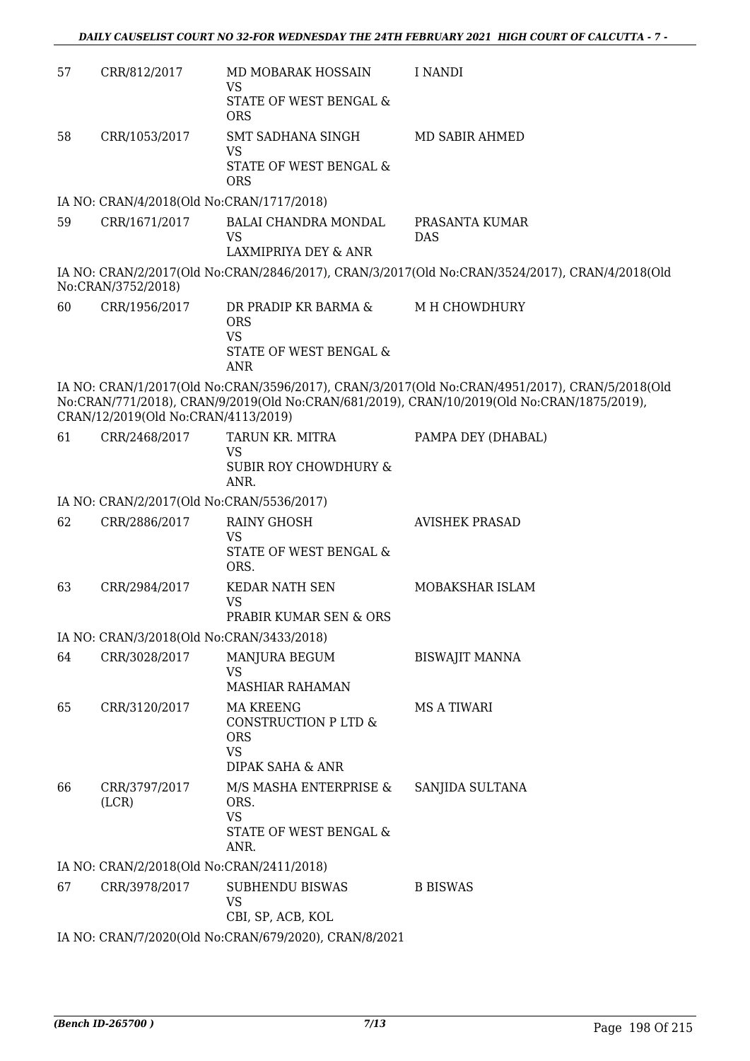| | | | |
|---|---|---|---|
| 57 | CRR/812/2017 | MD MOBARAK HOSSAIN<br>VS<br>STATE OF WEST BENGAL & ORS | I NANDI |
| 58 | CRR/1053/2017 | SMT SADHANA SINGH<br>VS<br>STATE OF WEST BENGAL & ORS | MD SABIR AHMED |

IA NO: CRAN/4/2018(Old No:CRAN/1717/2018)

| | | | |
|---|---|---|---|
| 59 | CRR/1671/2017 | BALAI CHANDRA MONDAL<br>VS<br>LAXMIPRIYA DEY & ANR | PRASANTA KUMAR DAS |

IA NO: CRAN/2/2017(Old No:CRAN/2846/2017), CRAN/3/2017(Old No:CRAN/3524/2017), CRAN/4/2018(Old No:CRAN/3752/2018)

| | | | |
|---|---|---|---|
| 60 | CRR/1956/2017 | DR PRADIP KR BARMA & ORS<br>VS<br>STATE OF WEST BENGAL & ANR | M H CHOWDHURY |

IA NO: CRAN/1/2017(Old No:CRAN/3596/2017), CRAN/3/2017(Old No:CRAN/4951/2017), CRAN/5/2018(Old No:CRAN/771/2018), CRAN/9/2019(Old No:CRAN/681/2019), CRAN/10/2019(Old No:CRAN/1875/2019), CRAN/12/2019(Old No:CRAN/4113/2019)

| | | | |
|---|---|---|---|
| 61 | CRR/2468/2017 | TARUN KR. MITRA<br>VS<br>SUBIR ROY CHOWDHURY & ANR. | PAMPA DEY (DHABAL) |

IA NO: CRAN/2/2017(Old No:CRAN/5536/2017)

| | | | |
|---|---|---|---|
| 62 | CRR/2886/2017 | RAINY GHOSH<br>VS<br>STATE OF WEST BENGAL & ORS. | AVISHEK PRASAD |
| 63 | CRR/2984/2017 | KEDAR NATH SEN<br>VS<br>PRABIR KUMAR SEN & ORS | MOBAKSHAR ISLAM |

IA NO: CRAN/3/2018(Old No:CRAN/3433/2018)

| | | | |
|---|---|---|---|
| 64 | CRR/3028/2017 | MANJURA BEGUM<br>VS<br>MASHIAR RAHAMAN | BISWAJIT MANNA |
| 65 | CRR/3120/2017 | MA KREENG CONSTRUCTION P LTD & ORS<br>VS<br>DIPAK SAHA & ANR | MS A TIWARI |
| 66 | CRR/3797/2017 (LCR) | M/S MASHA ENTERPRISE & ORS.<br>VS<br>STATE OF WEST BENGAL & ANR. | SANJIDA SULTANA |

IA NO: CRAN/2/2018(Old No:CRAN/2411/2018)

| | | | |
|---|---|---|---|
| 67 | CRR/3978/2017 | SUBHENDU BISWAS<br>VS<br>CBI, SP, ACB, KOL | B BISWAS |

IA NO: CRAN/7/2020(Old No:CRAN/679/2020), CRAN/8/2021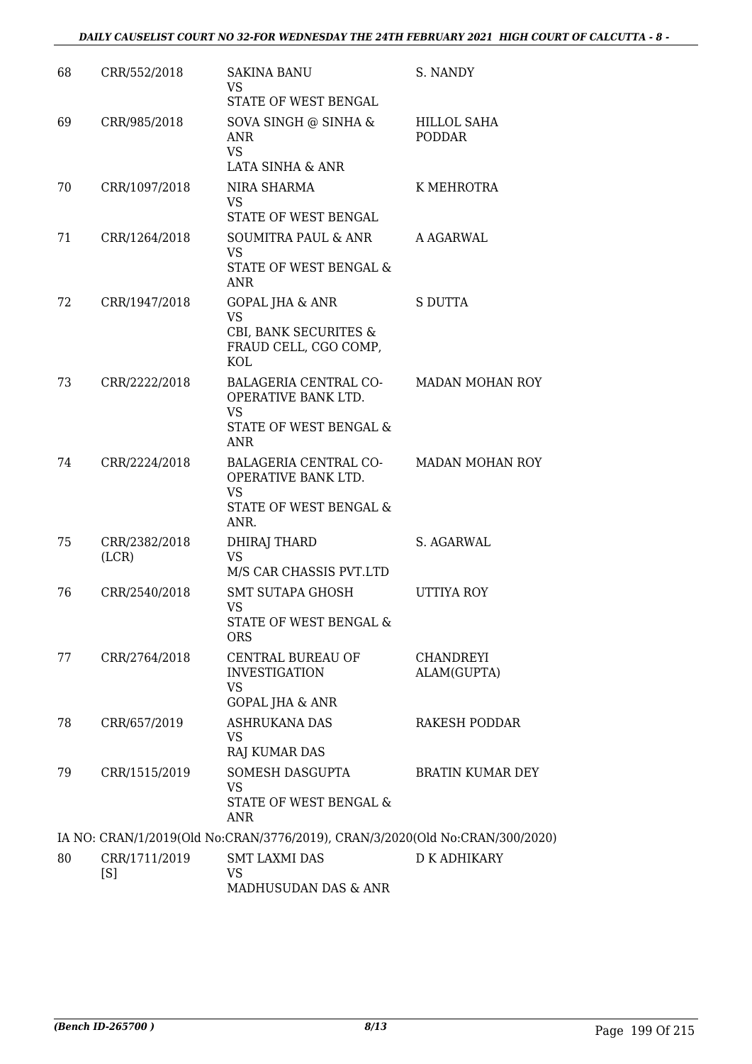| | | | |
|---|---|---|---|
| 68 | CRR/552/2018 | SAKINA BANU<br>VS<br>STATE OF WEST BENGAL | S. NANDY |
| 69 | CRR/985/2018 | SOVA SINGH @ SINHA & ANR<br>VS<br>LATA SINHA & ANR | HILLOL SAHA PODDAR |
| 70 | CRR/1097/2018 | NIRA SHARMA<br>VS<br>STATE OF WEST BENGAL | K MEHROTRA |
| 71 | CRR/1264/2018 | SOUMITRA PAUL & ANR<br>VS<br>STATE OF WEST BENGAL & ANR | A AGARWAL |
| 72 | CRR/1947/2018 | GOPAL JHA & ANR<br>VS<br>CBI, BANK SECURITES & FRAUD CELL, CGO COMP, KOL | S DUTTA |
| 73 | CRR/2222/2018 | BALAGERIA CENTRAL CO-OPERATIVE BANK LTD.<br>VS<br>STATE OF WEST BENGAL & ANR | MADAN MOHAN ROY |
| 74 | CRR/2224/2018 | BALAGERIA CENTRAL CO-OPERATIVE BANK LTD.<br>VS<br>STATE OF WEST BENGAL & ANR. | MADAN MOHAN ROY |
| 75 | CRR/2382/2018 (LCR) | DHIRAJ THARD<br>VS<br>M/S CAR CHASSIS PVT.LTD | S. AGARWAL |
| 76 | CRR/2540/2018 | SMT SUTAPA GHOSH<br>VS<br>STATE OF WEST BENGAL & ORS | UTTIYA ROY |
| 77 | CRR/2764/2018 | CENTRAL BUREAU OF INVESTIGATION<br>VS<br>GOPAL JHA & ANR | CHANDREYI ALAM(GUPTA) |
| 78 | CRR/657/2019 | ASHRUKANA DAS<br>VS<br>RAJ KUMAR DAS | RAKESH PODDAR |
| 79 | CRR/1515/2019 | SOMESH DASGUPTA<br>VS<br>STATE OF WEST BENGAL & ANR | BRATIN KUMAR DEY |

IA NO: CRAN/1/2019(Old No:CRAN/3776/2019), CRAN/3/2020(Old No:CRAN/300/2020)

| | | | |
|---|---|---|---|
| 80 | CRR/1711/2019 [S] | SMT LAXMI DAS<br>VS<br>MADHUSUDAN DAS & ANR | D K ADHIKARY |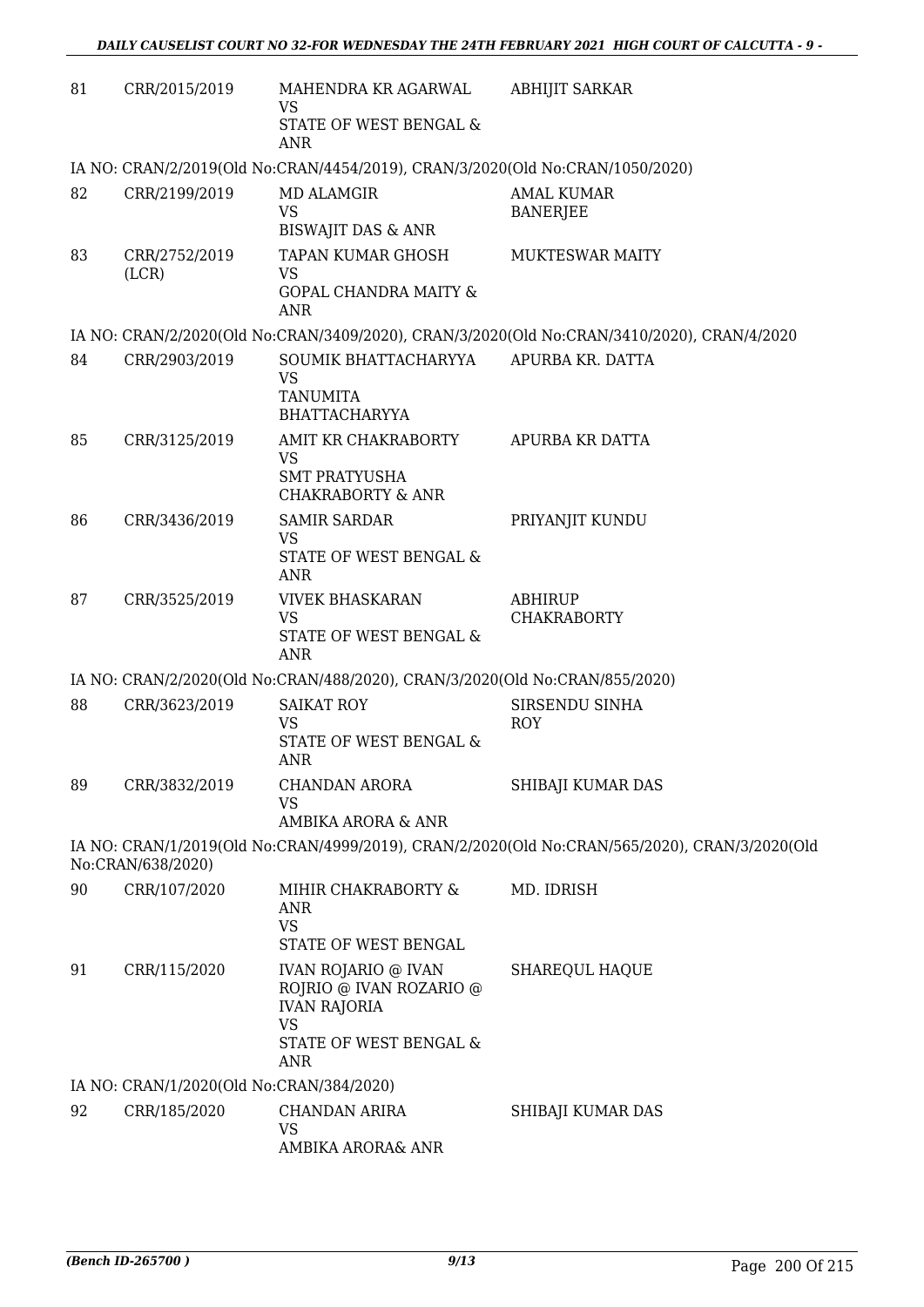| 81 | CRR/2015/2019 | MAHENDRA KR AGARWAL<br>VS<br>STATE OF WEST BENGAL & ANR | ABHIJIT SARKAR |
|---|---|---|---|

IA NO: CRAN/2/2019(Old No:CRAN/4454/2019), CRAN/3/2020(Old No:CRAN/1050/2020)

| 82 | CRR/2199/2019 | MD ALAMGIR<br>VS<br>BISWAJIT DAS & ANR | AMAL KUMAR BANERJEE |
|---|---|---|---|
| 83 | CRR/2752/2019 (LCR) | TAPAN KUMAR GHOSH<br>VS<br>GOPAL CHANDRA MAITY & ANR | MUKTESWAR MAITY |

IA NO: CRAN/2/2020(Old No:CRAN/3409/2020), CRAN/3/2020(Old No:CRAN/3410/2020), CRAN/4/2020

| 84 | CRR/2903/2019 | SOUMIK BHATTACHARYYA<br>VS<br>TANUMITA BHATTACHARYYA | APURBA KR. DATTA |
|---|---|---|---|
| 85 | CRR/3125/2019 | AMIT KR CHAKRABORTY<br>VS<br>SMT PRATYUSHA CHAKRABORTY & ANR | APURBA KR DATTA |
| 86 | CRR/3436/2019 | SAMIR SARDAR<br>VS<br>STATE OF WEST BENGAL & ANR | PRIYANJIT KUNDU |
| 87 | CRR/3525/2019 | VIVEK BHASKARAN<br>VS<br>STATE OF WEST BENGAL & ANR | ABHIRUP CHAKRABORTY |

IA NO: CRAN/2/2020(Old No:CRAN/488/2020), CRAN/3/2020(Old No:CRAN/855/2020)

| 88 | CRR/3623/2019 | SAIKAT ROY<br>VS<br>STATE OF WEST BENGAL & ANR | SIRSENDU SINHA ROY |
|---|---|---|---|
| 89 | CRR/3832/2019 | CHANDAN ARORA<br>VS<br>AMBIKA ARORA & ANR | SHIBAJI KUMAR DAS |

IA NO: CRAN/1/2019(Old No:CRAN/4999/2019), CRAN/2/2020(Old No:CRAN/565/2020), CRAN/3/2020(Old No:CRAN/638/2020)

| 90 | CRR/107/2020 | MIHIR CHAKRABORTY & ANR<br>VS<br>STATE OF WEST BENGAL | MD. IDRISH |
|---|---|---|---|
| 91 | CRR/115/2020 | IVAN ROJARIO @ IVAN ROJRIO @ IVAN ROZARIO @ IVAN RAJORIA<br>VS<br>STATE OF WEST BENGAL & ANR | SHAREQUL HAQUE |

IA NO: CRAN/1/2020(Old No:CRAN/384/2020)

| 92 | CRR/185/2020 | CHANDAN ARIRA<br>VS<br>AMBIKA ARORA& ANR | SHIBAJI KUMAR DAS |
|---|---|---|---|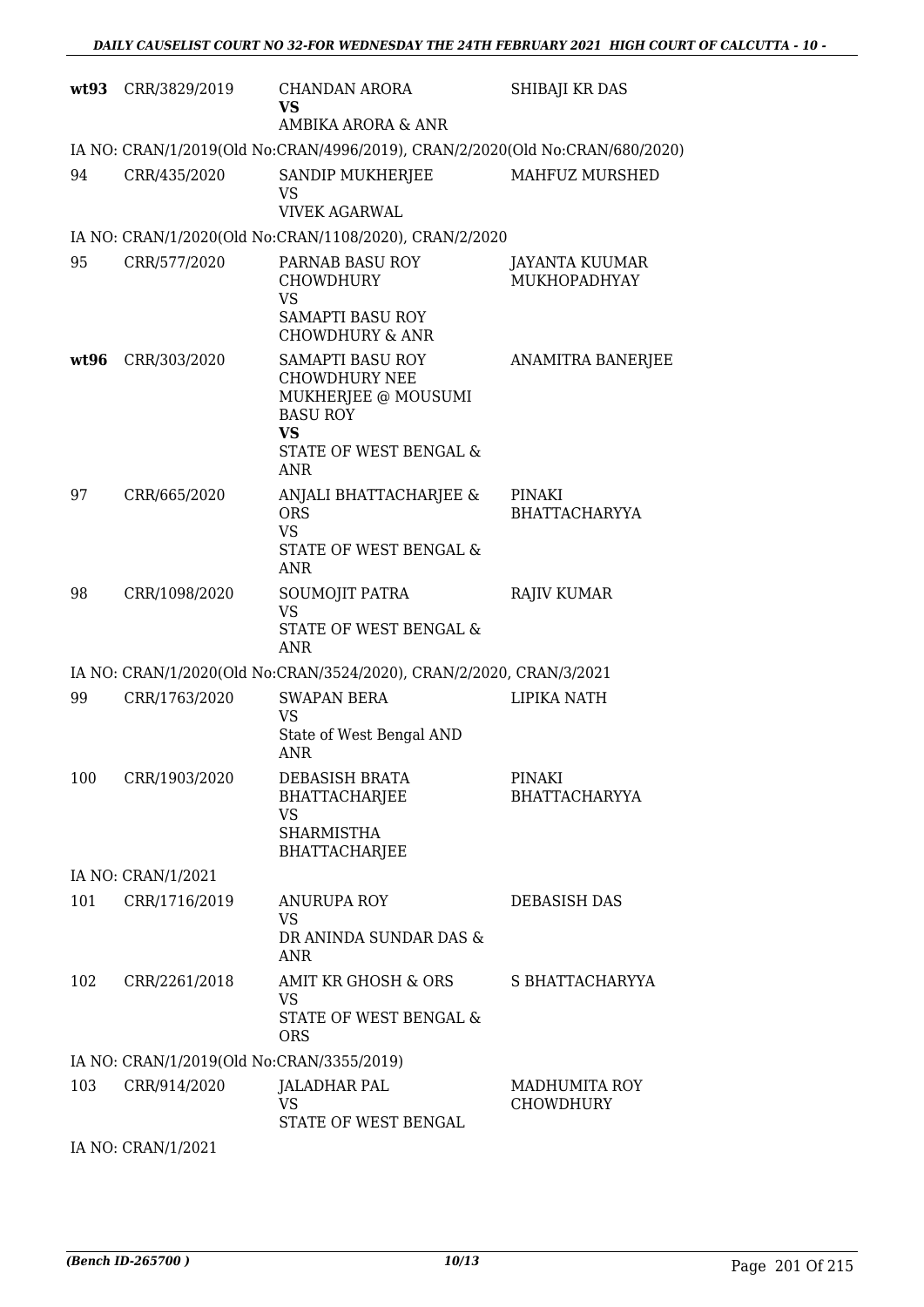| | | | |
|---|---|---|---|
| **wt93** | CRR/3829/2019 | CHANDAN ARORA<br>**VS**<br>AMBIKA ARORA & ANR | SHIBAJI KR DAS |

IA NO: CRAN/1/2019(Old No:CRAN/4996/2019), CRAN/2/2020(Old No:CRAN/680/2020)

| | | | |
|---|---|---|---|
| 94 | CRR/435/2020 | SANDIP MUKHERJEE<br>VS<br>VIVEK AGARWAL | MAHFUZ MURSHED |

IA NO: CRAN/1/2020(Old No:CRAN/1108/2020), CRAN/2/2020

| | | | |
|---|---|---|---|
| 95 | CRR/577/2020 | PARNAB BASU ROY CHOWDHURY<br>VS<br>SAMAPTI BASU ROY CHOWDHURY & ANR | JAYANTA KUUMAR MUKHOPADHYAY |
| **wt96** | CRR/303/2020 | SAMAPTI BASU ROY CHOWDHURY NEE MUKHERJEE @ MOUSUMI BASU ROY<br>**VS**<br>STATE OF WEST BENGAL & ANR | ANAMITRA BANERJEE |
| 97 | CRR/665/2020 | ANJALI BHATTACHARJEE & ORS<br>VS<br>STATE OF WEST BENGAL & ANR | PINAKI BHATTACHARYYA |
| 98 | CRR/1098/2020 | SOUMOJIT PATRA<br>VS<br>STATE OF WEST BENGAL & ANR | RAJIV KUMAR |

IA NO: CRAN/1/2020(Old No:CRAN/3524/2020), CRAN/2/2020, CRAN/3/2021

| | | | |
|---|---|---|---|
| 99 | CRR/1763/2020 | SWAPAN BERA<br>VS<br>State of West Bengal AND ANR | LIPIKA NATH |
| 100 | CRR/1903/2020 | DEBASISH BRATA BHATTACHARJEE<br>VS<br>SHARMISTHA BHATTACHARJEE | PINAKI BHATTACHARYYA |

IA NO: CRAN/1/2021

| | | | |
|---|---|---|---|
| 101 | CRR/1716/2019 | ANURUPA ROY<br>VS<br>DR ANINDA SUNDAR DAS & ANR | DEBASISH DAS |
| 102 | CRR/2261/2018 | AMIT KR GHOSH & ORS<br>VS<br>STATE OF WEST BENGAL & ORS | S BHATTACHARYYA |

IA NO: CRAN/1/2019(Old No:CRAN/3355/2019)

| | | | |
|---|---|---|---|
| 103 | CRR/914/2020 | JALADHAR PAL<br>VS<br>STATE OF WEST BENGAL | MADHUMITA ROY CHOWDHURY |

IA NO: CRAN/1/2021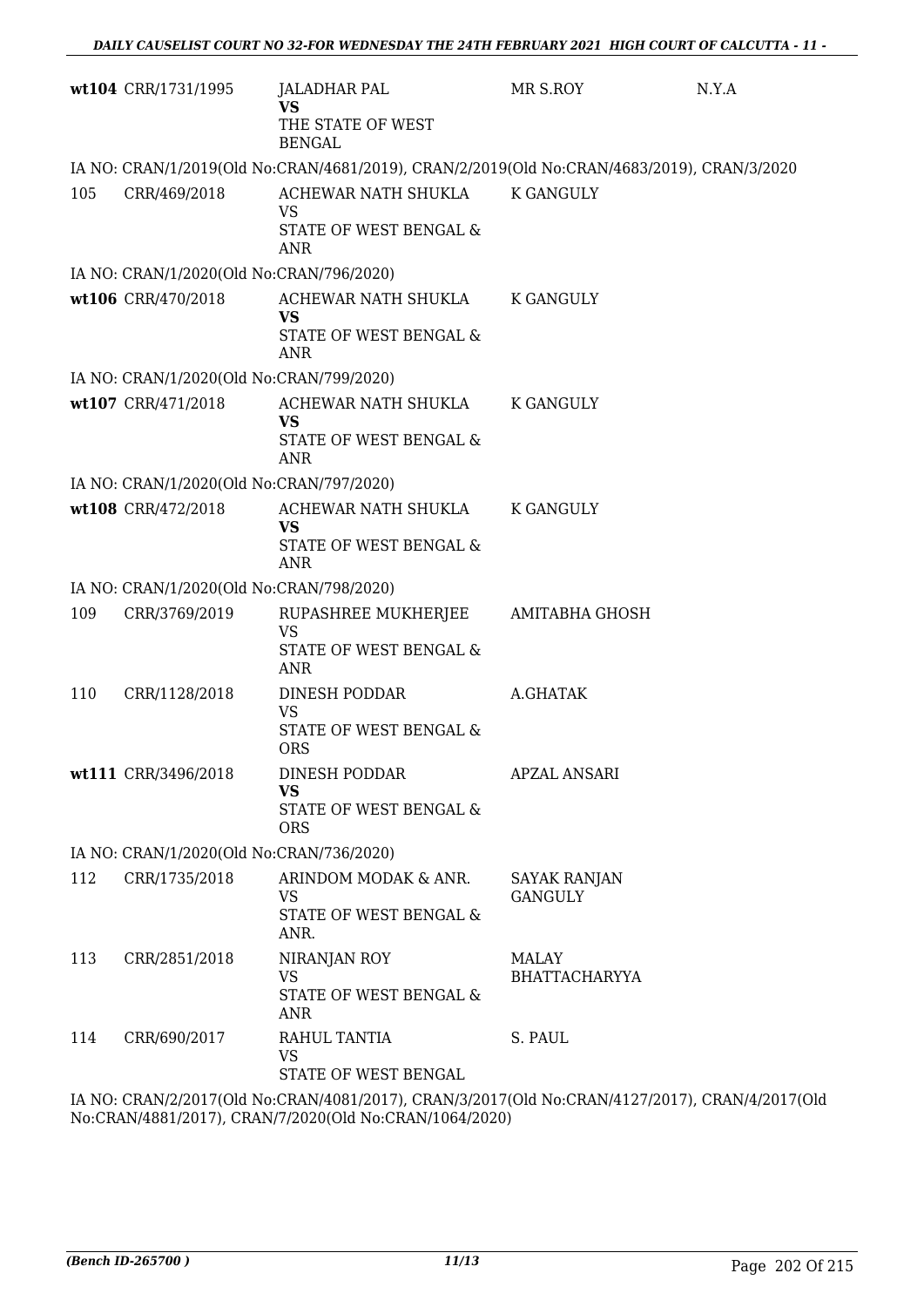| | | | | |
|---|---|---|---|---|
| wt104 | CRR/1731/1995 | JALADHAR PAL<br>**VS**<br>THE STATE OF WEST BENGAL | MR S.ROY | N.Y.A |

IA NO: CRAN/1/2019(Old No:CRAN/4681/2019), CRAN/2/2019(Old No:CRAN/4683/2019), CRAN/3/2020

| | | | |
|---|---|---|---|
| 105 | CRR/469/2018 | ACHEWAR NATH SHUKLA<br>VS<br>STATE OF WEST BENGAL & ANR | K GANGULY |

IA NO: CRAN/1/2020(Old No:CRAN/796/2020)

| | | | |
|---|---|---|---|
| wt106 | CRR/470/2018 | ACHEWAR NATH SHUKLA<br>**VS**<br>STATE OF WEST BENGAL & ANR | K GANGULY |

IA NO: CRAN/1/2020(Old No:CRAN/799/2020)

| | | | |
|---|---|---|---|
| wt107 | CRR/471/2018 | ACHEWAR NATH SHUKLA<br>**VS**<br>STATE OF WEST BENGAL & ANR | K GANGULY |

IA NO: CRAN/1/2020(Old No:CRAN/797/2020)

| | | | |
|---|---|---|---|
| wt108 | CRR/472/2018 | ACHEWAR NATH SHUKLA<br>**VS**<br>STATE OF WEST BENGAL & ANR | K GANGULY |

IA NO: CRAN/1/2020(Old No:CRAN/798/2020)

| | | | |
|---|---|---|---|
| 109 | CRR/3769/2019 | RUPASHREE MUKHERJEE<br>VS<br>STATE OF WEST BENGAL & ANR | AMITABHA GHOSH |
| 110 | CRR/1128/2018 | DINESH PODDAR<br>VS<br>STATE OF WEST BENGAL & ORS | A.GHATAK |
| wt111 | CRR/3496/2018 | DINESH PODDAR<br>**VS**<br>STATE OF WEST BENGAL & ORS | APZAL ANSARI |

IA NO: CRAN/1/2020(Old No:CRAN/736/2020)

| | | | |
|---|---|---|---|
| 112 | CRR/1735/2018 | ARINDOM MODAK & ANR.<br>VS<br>STATE OF WEST BENGAL & ANR. | SAYAK RANJAN GANGULY |
| 113 | CRR/2851/2018 | NIRANJAN ROY<br>VS<br>STATE OF WEST BENGAL & ANR | MALAY BHATTACHARYYA |
| 114 | CRR/690/2017 | RAHUL TANTIA<br>VS<br>STATE OF WEST BENGAL | S. PAUL |

IA NO: CRAN/2/2017(Old No:CRAN/4081/2017), CRAN/3/2017(Old No:CRAN/4127/2017), CRAN/4/2017(Old No:CRAN/4881/2017), CRAN/7/2020(Old No:CRAN/1064/2020)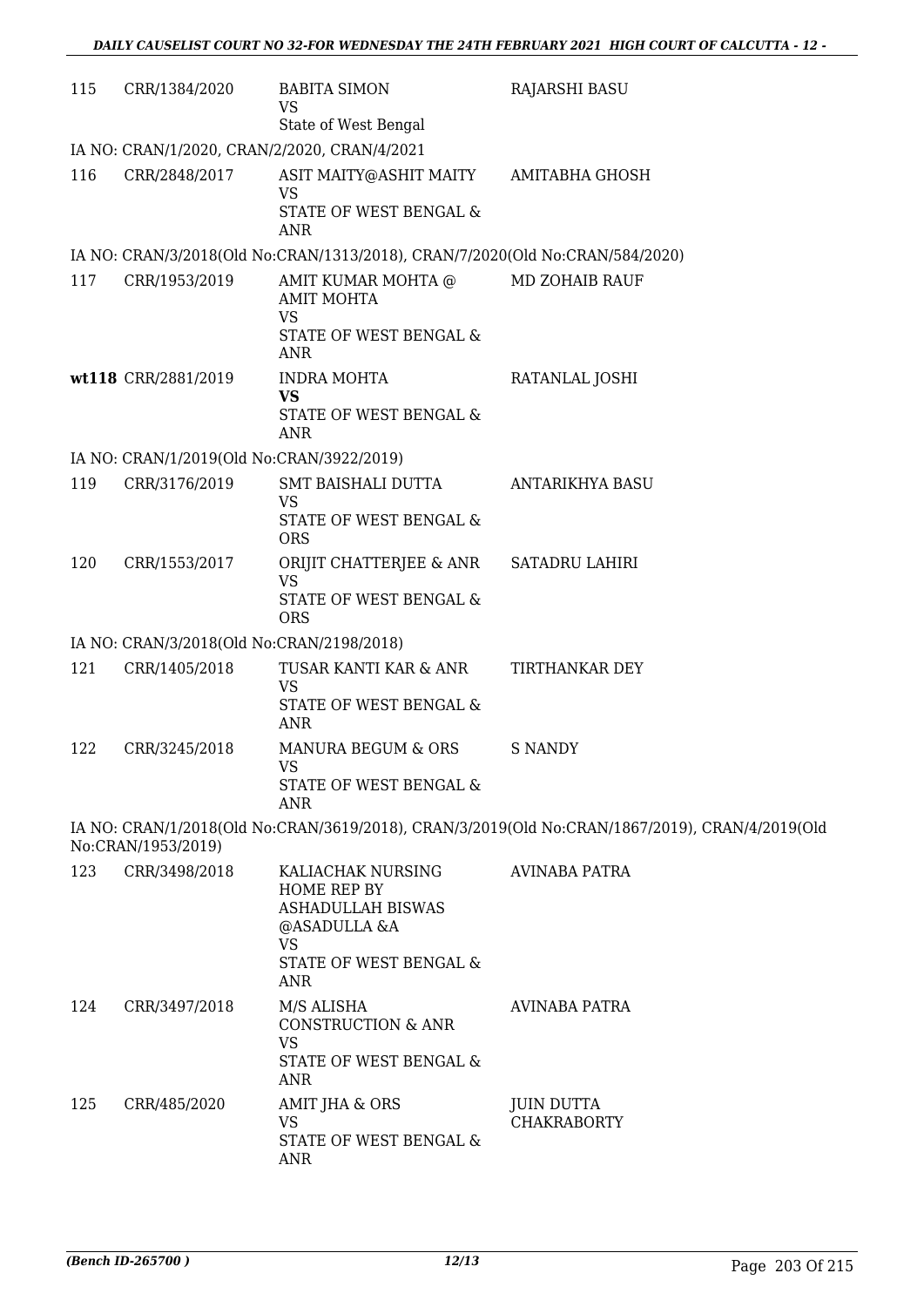| | | | |
|---|---|---|---|
| 115 | CRR/1384/2020 | BABITA SIMON<br>VS<br>State of West Bengal | RAJARSHI BASU |
| IA NO: CRAN/1/2020, CRAN/2/2020, CRAN/4/2021 | | | |
| 116 | CRR/2848/2017 | ASIT MAITY@ASHIT MAITY<br>VS<br>STATE OF WEST BENGAL & ANR | AMITABHA GHOSH |
| IA NO: CRAN/3/2018(Old No:CRAN/1313/2018), CRAN/7/2020(Old No:CRAN/584/2020) | | | |
| 117 | CRR/1953/2019 | AMIT KUMAR MOHTA @ AMIT MOHTA<br>VS<br>STATE OF WEST BENGAL & ANR | MD ZOHAIB RAUF |
| **wt118** | CRR/2881/2019 | INDRA MOHTA<br>**VS**<br>STATE OF WEST BENGAL & ANR | RATANLAL JOSHI |
| IA NO: CRAN/1/2019(Old No:CRAN/3922/2019) | | | |
| 119 | CRR/3176/2019 | SMT BAISHALI DUTTA<br>VS<br>STATE OF WEST BENGAL & ORS | ANTARIKHYA BASU |
| 120 | CRR/1553/2017 | ORIJIT CHATTERJEE & ANR<br>VS<br>STATE OF WEST BENGAL & ORS | SATADRU LAHIRI |
| IA NO: CRAN/3/2018(Old No:CRAN/2198/2018) | | | |
| 121 | CRR/1405/2018 | TUSAR KANTI KAR & ANR<br>VS<br>STATE OF WEST BENGAL & ANR | TIRTHANKAR DEY |
| 122 | CRR/3245/2018 | MANURA BEGUM & ORS<br>VS<br>STATE OF WEST BENGAL & ANR | S NANDY |
| IA NO: CRAN/1/2018(Old No:CRAN/3619/2018), CRAN/3/2019(Old No:CRAN/1867/2019), CRAN/4/2019(Old No:CRAN/1953/2019) | | | |
| 123 | CRR/3498/2018 | KALIACHAK NURSING HOME REP BY ASHADULLAH BISWAS @ASADULLA &A<br>VS<br>STATE OF WEST BENGAL & ANR | AVINABA PATRA |
| 124 | CRR/3497/2018 | M/S ALISHA CONSTRUCTION & ANR<br>VS<br>STATE OF WEST BENGAL & ANR | AVINABA PATRA |
| 125 | CRR/485/2020 | AMIT JHA & ORS<br>VS<br>STATE OF WEST BENGAL & ANR | JUIN DUTTA CHAKRABORTY |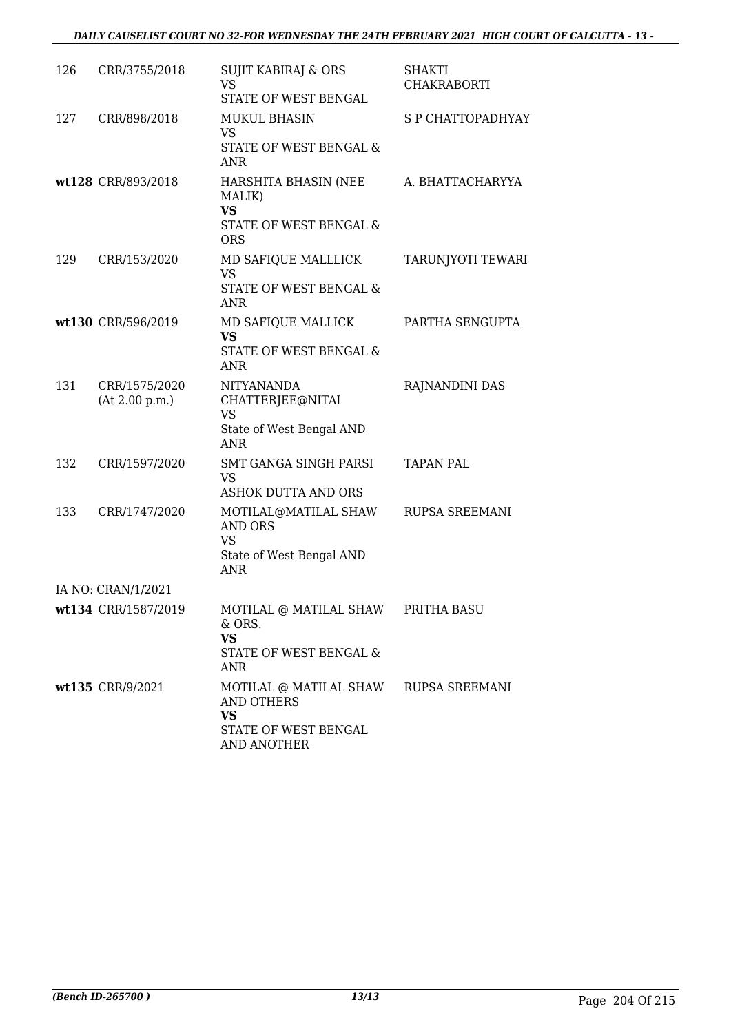| | | | |
|---|---|---|---|
| 126 | CRR/3755/2018 | SUJIT KABIRAJ & ORS<br>VS<br>STATE OF WEST BENGAL | SHAKTI CHAKRABORTI |
| 127 | CRR/898/2018 | MUKUL BHASIN<br>VS<br>STATE OF WEST BENGAL & ANR | S P CHATTOPADHYAY |
| **wt**128 | CRR/893/2018 | HARSHITA BHASIN (NEE MALIK)<br>**VS**<br>STATE OF WEST BENGAL & ORS | A. BHATTACHARYYA |
| 129 | CRR/153/2020 | MD SAFIQUE MALLLICK<br>VS<br>STATE OF WEST BENGAL & ANR | TARUNJYOTI TEWARI |
| **wt**130 | CRR/596/2019 | MD SAFIQUE MALLICK<br>**VS**<br>STATE OF WEST BENGAL & ANR | PARTHA SENGUPTA |
| 131 | CRR/1575/2020<br>(At 2.00 p.m.) | NITYANANDA CHATTERJEE@NITAI<br>VS<br>State of West Bengal AND ANR | RAJNANDINI DAS |
| 132 | CRR/1597/2020 | SMT GANGA SINGH PARSI<br>VS<br>ASHOK DUTTA AND ORS | TAPAN PAL |
| 133 | CRR/1747/2020 | MOTILAL@MATILAL SHAW AND ORS<br>VS<br>State of West Bengal AND ANR | RUPSA SREEMANI |
| | IA NO: CRAN/1/2021 | | |
| **wt**134 | CRR/1587/2019 | MOTILAL @ MATILAL SHAW & ORS.<br>**VS**<br>STATE OF WEST BENGAL & ANR | PRITHA BASU |
| **wt**135 | CRR/9/2021 | MOTILAL @ MATILAL SHAW AND OTHERS<br>**VS**<br>STATE OF WEST BENGAL AND ANOTHER | RUPSA SREEMANI |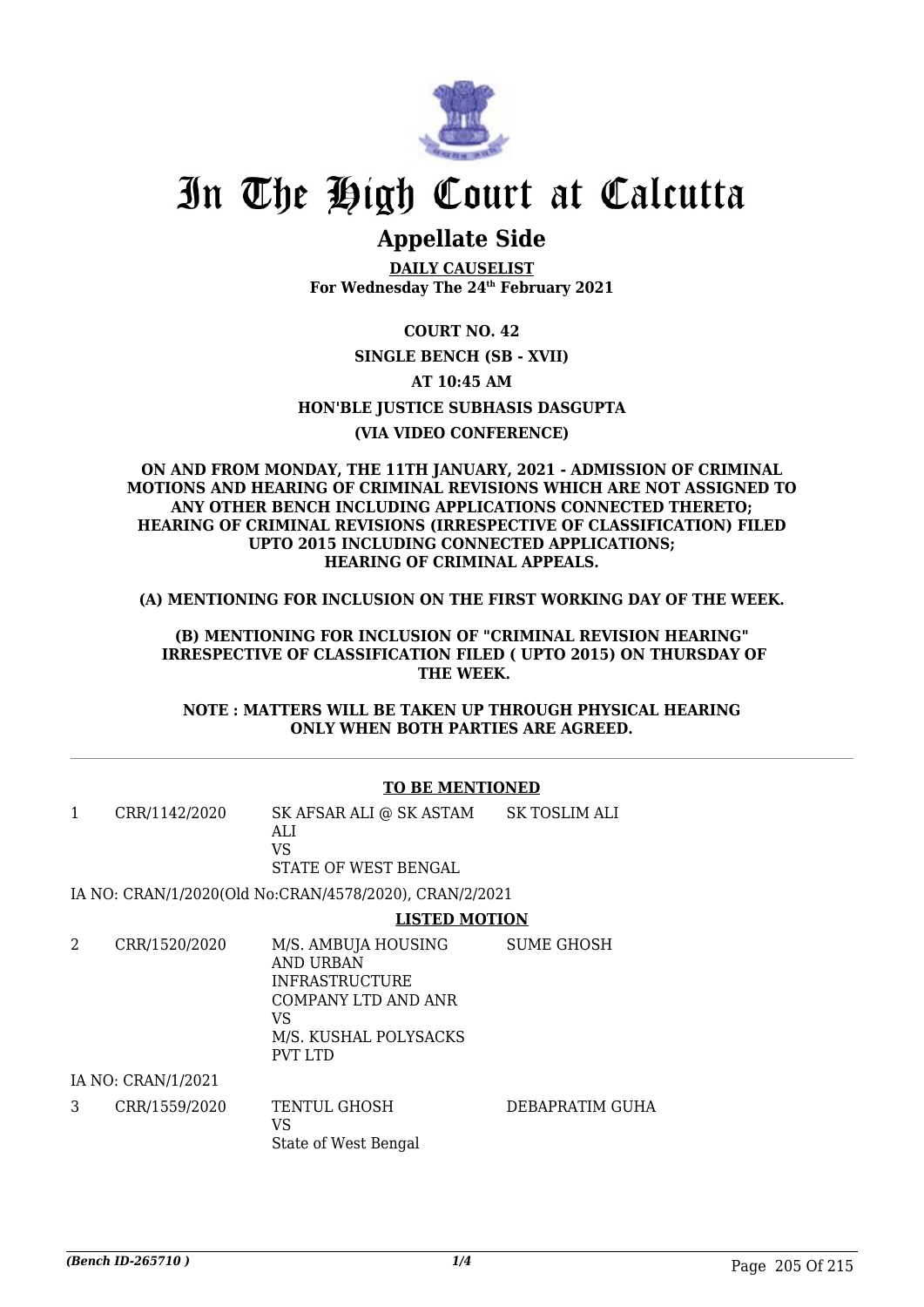# In The High Court at Calcutta

## Appellate Side

**DAILY CAUSELIST**
**For Wednesday The 24th February 2021**

**COURT NO. 42**

**SINGLE BENCH (SB - XVII)**

**AT 10:45 AM**

**HON'BLE JUSTICE SUBHASIS DASGUPTA**

**(VIA VIDEO CONFERENCE)**

**ON AND FROM MONDAY, THE 11TH JANUARY, 2021 - ADMISSION OF CRIMINAL MOTIONS AND HEARING OF CRIMINAL REVISIONS WHICH ARE NOT ASSIGNED TO ANY OTHER BENCH INCLUDING APPLICATIONS CONNECTED THERETO; HEARING OF CRIMINAL REVISIONS (IRRESPECTIVE OF CLASSIFICATION) FILED UPTO 2015 INCLUDING CONNECTED APPLICATIONS; HEARING OF CRIMINAL APPEALS.**

**(A) MENTIONING FOR INCLUSION ON THE FIRST WORKING DAY OF THE WEEK.**

**(B) MENTIONING FOR INCLUSION OF "CRIMINAL REVISION HEARING" IRRESPECTIVE OF CLASSIFICATION FILED ( UPTO 2015) ON THURSDAY OF THE WEEK.**

**NOTE : MATTERS WILL BE TAKEN UP THROUGH PHYSICAL HEARING ONLY WHEN BOTH PARTIES ARE AGREED.**

---

**TO BE MENTIONED**

| | | | |
|---|---|---|---|
| 1 | CRR/1142/2020 | SK AFSAR ALI @ SK ASTAM ALI VS STATE OF WEST BENGAL | SK TOSLIM ALI |

IA NO: CRAN/1/2020(Old No:CRAN/4578/2020), CRAN/2/2021

**LISTED MOTION**

| | | | |
|---|---|---|---|
| 2 | CRR/1520/2020 | M/S. AMBUJA HOUSING AND URBAN INFRASTRUCTURE COMPANY LTD AND ANR VS M/S. KUSHAL POLYSACKS PVT LTD | SUME GHOSH |

IA NO: CRAN/1/2021

| | | | |
|---|---|---|---|
| 3 | CRR/1559/2020 | TENTUL GHOSH VS State of West Bengal | DEBAPRATIM GUHA |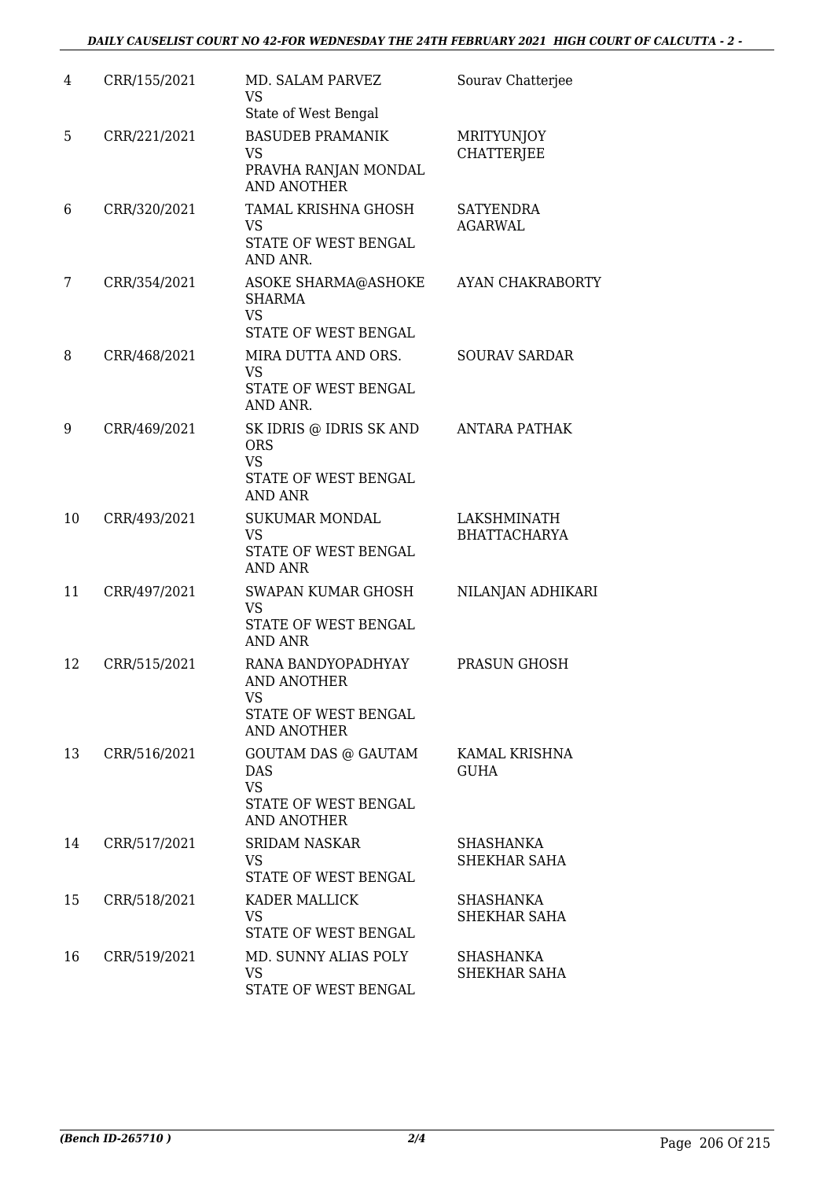| 4 | CRR/155/2021 | MD. SALAM PARVEZ<br>VS<br>State of West Bengal | Sourav Chatterjee |
|---|---|---|---|
| 5 | CRR/221/2021 | BASUDEB PRAMANIK<br>VS<br>PRAVHA RANJAN MONDAL AND ANOTHER | MRITYUNJOY CHATTERJEE |
| 6 | CRR/320/2021 | TAMAL KRISHNA GHOSH<br>VS<br>STATE OF WEST BENGAL AND ANR. | SATYENDRA AGARWAL |
| 7 | CRR/354/2021 | ASOKE SHARMA@ASHOKE SHARMA<br>VS<br>STATE OF WEST BENGAL | AYAN CHAKRABORTY |
| 8 | CRR/468/2021 | MIRA DUTTA AND ORS.<br>VS<br>STATE OF WEST BENGAL AND ANR. | SOURAV SARDAR |
| 9 | CRR/469/2021 | SK IDRIS @ IDRIS SK AND ORS<br>VS<br>STATE OF WEST BENGAL AND ANR | ANTARA PATHAK |
| 10 | CRR/493/2021 | SUKUMAR MONDAL<br>VS<br>STATE OF WEST BENGAL AND ANR | LAKSHMINATH BHATTACHARYA |
| 11 | CRR/497/2021 | SWAPAN KUMAR GHOSH<br>VS<br>STATE OF WEST BENGAL AND ANR | NILANJAN ADHIKARI |
| 12 | CRR/515/2021 | RANA BANDYOPADHYAY AND ANOTHER<br>VS<br>STATE OF WEST BENGAL AND ANOTHER | PRASUN GHOSH |
| 13 | CRR/516/2021 | GOUTAM DAS @ GAUTAM DAS<br>VS<br>STATE OF WEST BENGAL AND ANOTHER | KAMAL KRISHNA GUHA |
| 14 | CRR/517/2021 | SRIDAM NASKAR<br>VS<br>STATE OF WEST BENGAL | SHASHANKA SHEKHAR SAHA |
| 15 | CRR/518/2021 | KADER MALLICK<br>VS<br>STATE OF WEST BENGAL | SHASHANKA SHEKHAR SAHA |
| 16 | CRR/519/2021 | MD. SUNNY ALIAS POLY<br>VS<br>STATE OF WEST BENGAL | SHASHANKA SHEKHAR SAHA |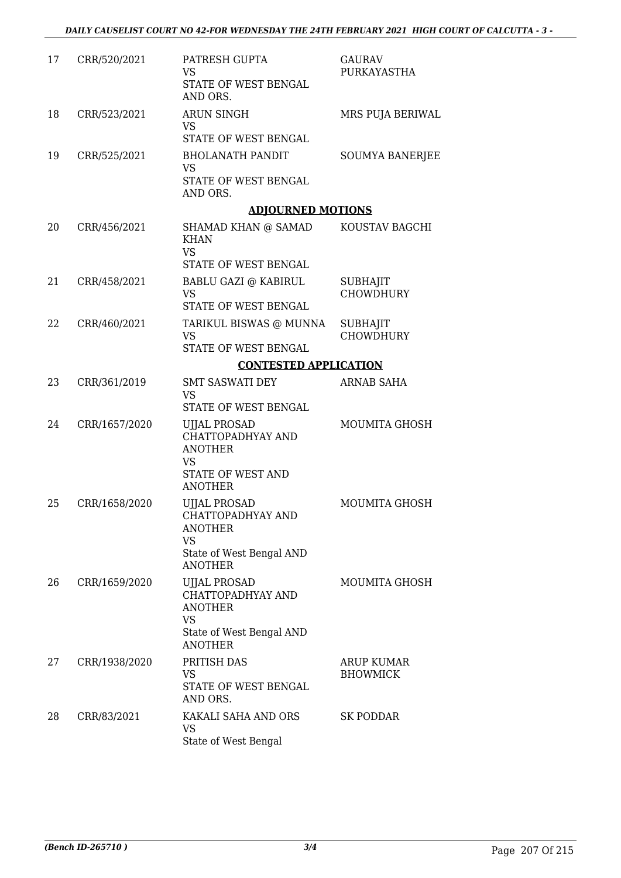| | | | |
|---|---|---|---|
| 17 | CRR/520/2021 | PATRESH GUPTA<br>VS<br>STATE OF WEST BENGAL AND ORS. | GAURAV PURKAYASTHA |
| 18 | CRR/523/2021 | ARUN SINGH<br>VS<br>STATE OF WEST BENGAL | MRS PUJA BERIWAL |
| 19 | CRR/525/2021 | BHOLANATH PANDIT<br>VS<br>STATE OF WEST BENGAL AND ORS. | SOUMYA BANERJEE |
| | | **ADJOURNED MOTIONS** | |
| 20 | CRR/456/2021 | SHAMAD KHAN @ SAMAD KHAN<br>VS<br>STATE OF WEST BENGAL | KOUSTAV BAGCHI |
| 21 | CRR/458/2021 | BABLU GAZI @ KABIRUL<br>VS<br>STATE OF WEST BENGAL | SUBHAJIT CHOWDHURY |
| 22 | CRR/460/2021 | TARIKUL BISWAS @ MUNNA<br>VS<br>STATE OF WEST BENGAL | SUBHAJIT CHOWDHURY |
| | | **CONTESTED APPLICATION** | |
| 23 | CRR/361/2019 | SMT SASWATI DEY<br>VS<br>STATE OF WEST BENGAL | ARNAB SAHA |
| 24 | CRR/1657/2020 | UJJAL PROSAD CHATTOPADHYAY AND ANOTHER<br>VS<br>STATE OF WEST AND ANOTHER | MOUMITA GHOSH |
| 25 | CRR/1658/2020 | UJJAL PROSAD CHATTOPADHYAY AND ANOTHER<br>VS<br>State of West Bengal AND ANOTHER | MOUMITA GHOSH |
| 26 | CRR/1659/2020 | UJJAL PROSAD CHATTOPADHYAY AND ANOTHER<br>VS<br>State of West Bengal AND ANOTHER | MOUMITA GHOSH |
| 27 | CRR/1938/2020 | PRITISH DAS<br>VS<br>STATE OF WEST BENGAL AND ORS. | ARUP KUMAR BHOWMICK |
| 28 | CRR/83/2021 | KAKALI SAHA AND ORS<br>VS<br>State of West Bengal | SK PODDAR |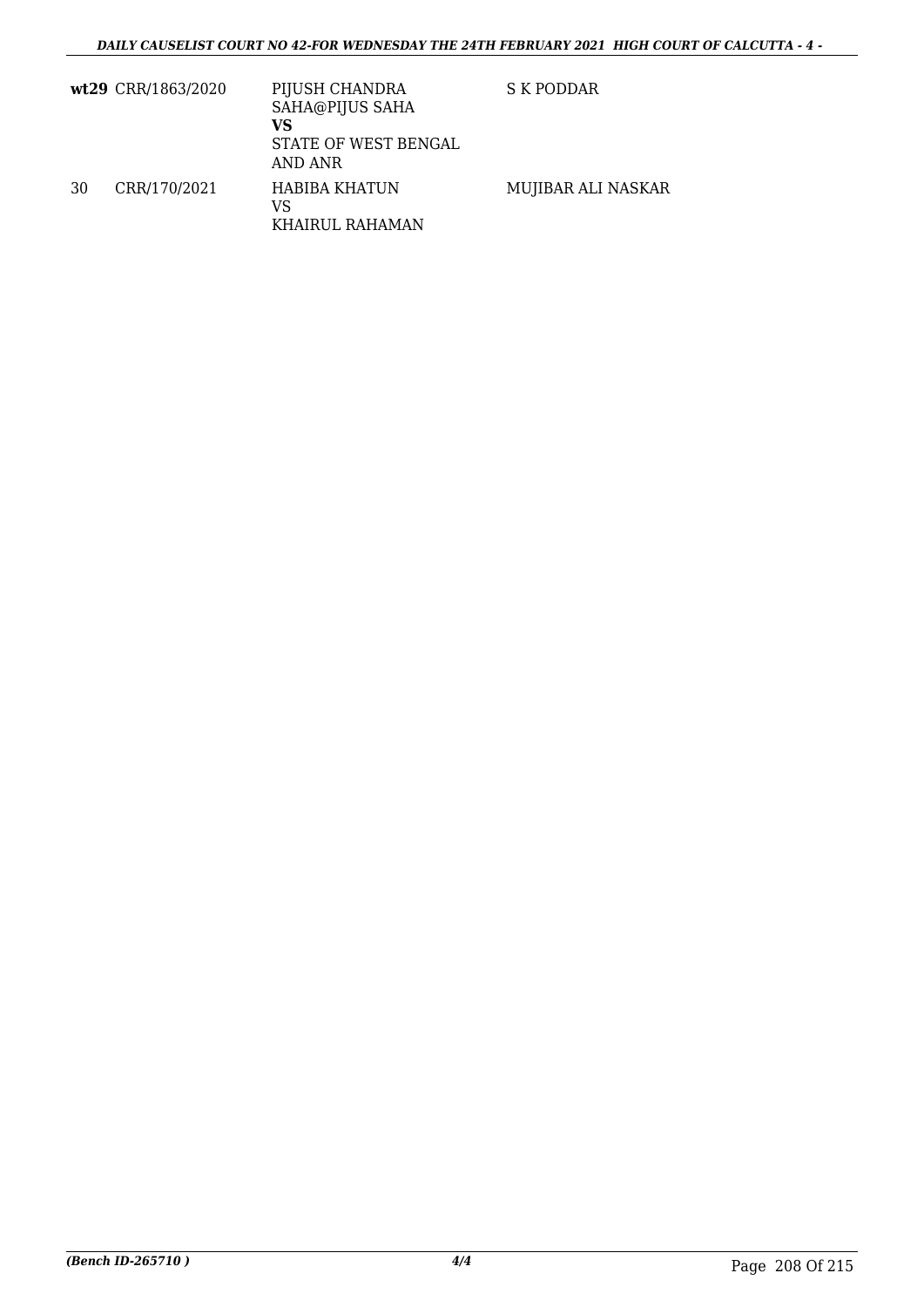| | | | |
|---|---|---|---|
| **wt29** | CRR/1863/2020 | PIJUSH CHANDRA SAHA@PIJUS SAHA<br>**VS**<br>STATE OF WEST BENGAL AND ANR | S K PODDAR |
| 30 | CRR/170/2021 | HABIBA KHATUN<br>VS<br>KHAIRUL RAHAMAN | MUJIBAR ALI NASKAR |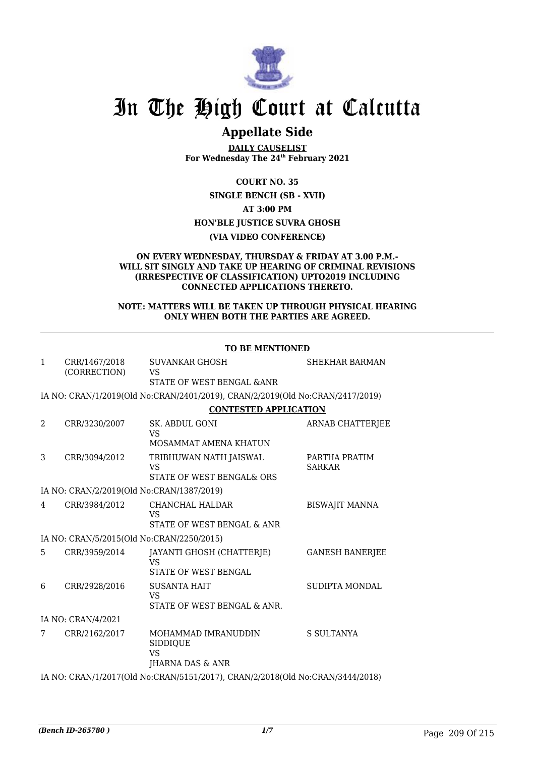# In The High Court at Calcutta

## Appellate Side

**DAILY CAUSELIST**
**For Wednesday The 24th February 2021**

**COURT NO. 35**

**SINGLE BENCH (SB - XVII)**

**AT 3:00 PM**

**HON'BLE JUSTICE SUVRA GHOSH**

**(VIA VIDEO CONFERENCE)**

**ON EVERY WEDNESDAY, THURSDAY & FRIDAY AT 3.00 P.M.- WILL SIT SINGLY AND TAKE UP HEARING OF CRIMINAL REVISIONS (IRRESPECTIVE OF CLASSIFICATION) UPTO2019 INCLUDING CONNECTED APPLICATIONS THERETO.**

**NOTE: MATTERS WILL BE TAKEN UP THROUGH PHYSICAL HEARING ONLY WHEN BOTH THE PARTIES ARE AGREED.**

**TO BE MENTIONED**

| | | | |
|---|---|---|---|
| 1 | CRR/1467/2018 (CORRECTION) | SUVANKAR GHOSH VS STATE OF WEST BENGAL &ANR | SHEKHAR BARMAN |

IA NO: CRAN/1/2019(Old No:CRAN/2401/2019), CRAN/2/2019(Old No:CRAN/2417/2019)

**CONTESTED APPLICATION**

| | | | |
|---|---|---|---|
| 2 | CRR/3230/2007 | SK. ABDUL GONI VS MOSAMMAT AMENA KHATUN | ARNAB CHATTERJEE |
| 3 | CRR/3094/2012 | TRIBHUWAN NATH JAISWAL VS STATE OF WEST BENGAL& ORS | PARTHA PRATIM SARKAR |

IA NO: CRAN/2/2019(Old No:CRAN/1387/2019)

| | | | |
|---|---|---|---|
| 4 | CRR/3984/2012 | CHANCHAL HALDAR VS STATE OF WEST BENGAL & ANR | BISWAJIT MANNA |

IA NO: CRAN/5/2015(Old No:CRAN/2250/2015)

| | | | |
|---|---|---|---|
| 5 | CRR/3959/2014 | JAYANTI GHOSH (CHATTERJE) VS STATE OF WEST BENGAL | GANESH BANERJEE |
| 6 | CRR/2928/2016 | SUSANTA HAIT VS STATE OF WEST BENGAL & ANR. | SUDIPTA MONDAL |

IA NO: CRAN/4/2021

| | | | |
|---|---|---|---|
| 7 | CRR/2162/2017 | MOHAMMAD IMRANUDDIN SIDDIQUE VS JHARNA DAS & ANR | S SULTANYA |

IA NO: CRAN/1/2017(Old No:CRAN/5151/2017), CRAN/2/2018(Old No:CRAN/3444/2018)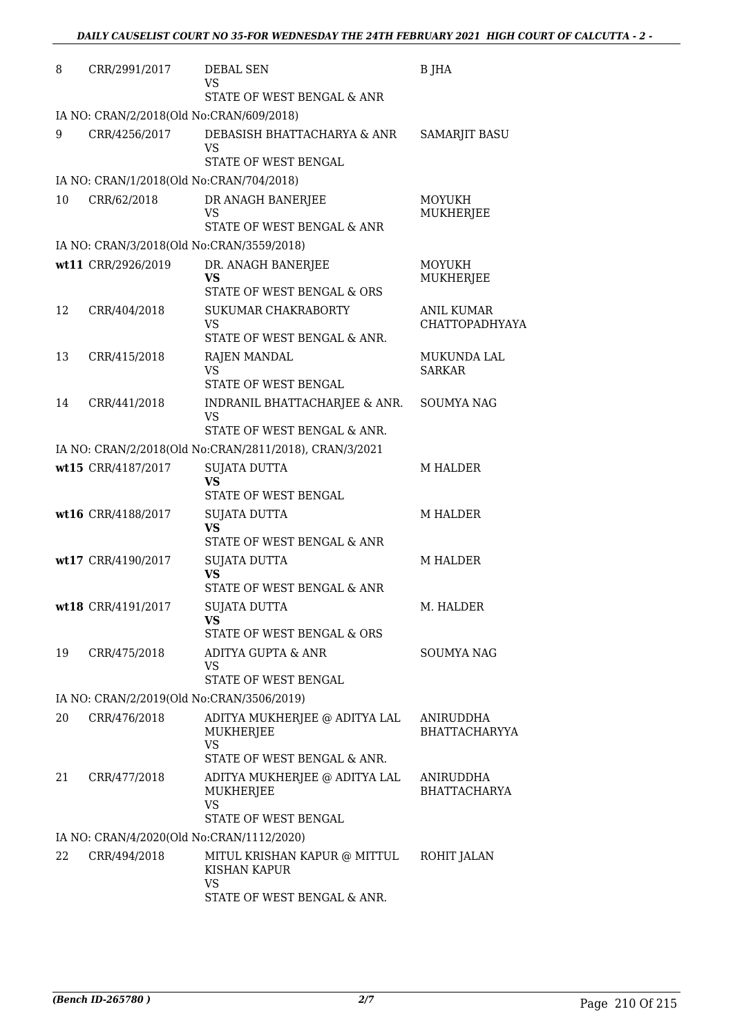| | | | |
|---|---|---|---|
| 8 | CRR/2991/2017 | DEBAL SEN<br>VS<br>STATE OF WEST BENGAL & ANR | B JHA |
| | IA NO: CRAN/2/2018(Old No:CRAN/609/2018) | | |
| 9 | CRR/4256/2017 | DEBASISH BHATTACHARYA & ANR<br>VS<br>STATE OF WEST BENGAL | SAMARJIT BASU |
| | IA NO: CRAN/1/2018(Old No:CRAN/704/2018) | | |
| 10 | CRR/62/2018 | DR ANAGH BANERJEE<br>VS<br>STATE OF WEST BENGAL & ANR | MOYUKH MUKHERJEE |
| | IA NO: CRAN/3/2018(Old No:CRAN/3559/2018) | | |
| wt11 | CRR/2926/2019 | DR. ANAGH BANERJEE<br>**VS**<br>STATE OF WEST BENGAL & ORS | MOYUKH MUKHERJEE |
| 12 | CRR/404/2018 | SUKUMAR CHAKRABORTY<br>VS<br>STATE OF WEST BENGAL & ANR. | ANIL KUMAR CHATTOPADHYAYA |
| 13 | CRR/415/2018 | RAJEN MANDAL<br>VS<br>STATE OF WEST BENGAL | MUKUNDA LAL SARKAR |
| 14 | CRR/441/2018 | INDRANIL BHATTACHARJEE & ANR.<br>VS<br>STATE OF WEST BENGAL & ANR. | SOUMYA NAG |
| | IA NO: CRAN/2/2018(Old No:CRAN/2811/2018), CRAN/3/2021 | | |
| wt15 | CRR/4187/2017 | SUJATA DUTTA<br>**VS**<br>STATE OF WEST BENGAL | M HALDER |
| wt16 | CRR/4188/2017 | SUJATA DUTTA<br>**VS**<br>STATE OF WEST BENGAL & ANR | M HALDER |
| wt17 | CRR/4190/2017 | SUJATA DUTTA<br>**VS**<br>STATE OF WEST BENGAL & ANR | M HALDER |
| wt18 | CRR/4191/2017 | SUJATA DUTTA<br>**VS**<br>STATE OF WEST BENGAL & ORS | M. HALDER |
| 19 | CRR/475/2018 | ADITYA GUPTA & ANR<br>VS<br>STATE OF WEST BENGAL | SOUMYA NAG |
| | IA NO: CRAN/2/2019(Old No:CRAN/3506/2019) | | |
| 20 | CRR/476/2018 | ADITYA MUKHERJEE @ ADITYA LAL MUKHERJEE<br>VS<br>STATE OF WEST BENGAL & ANR. | ANIRUDDHA BHATTACHARYYA |
| 21 | CRR/477/2018 | ADITYA MUKHERJEE @ ADITYA LAL MUKHERJEE<br>VS<br>STATE OF WEST BENGAL | ANIRUDDHA BHATTACHARYA |
| | IA NO: CRAN/4/2020(Old No:CRAN/1112/2020) | | |
| 22 | CRR/494/2018 | MITUL KRISHAN KAPUR @ MITTUL KISHAN KAPUR<br>VS<br>STATE OF WEST BENGAL & ANR. | ROHIT JALAN |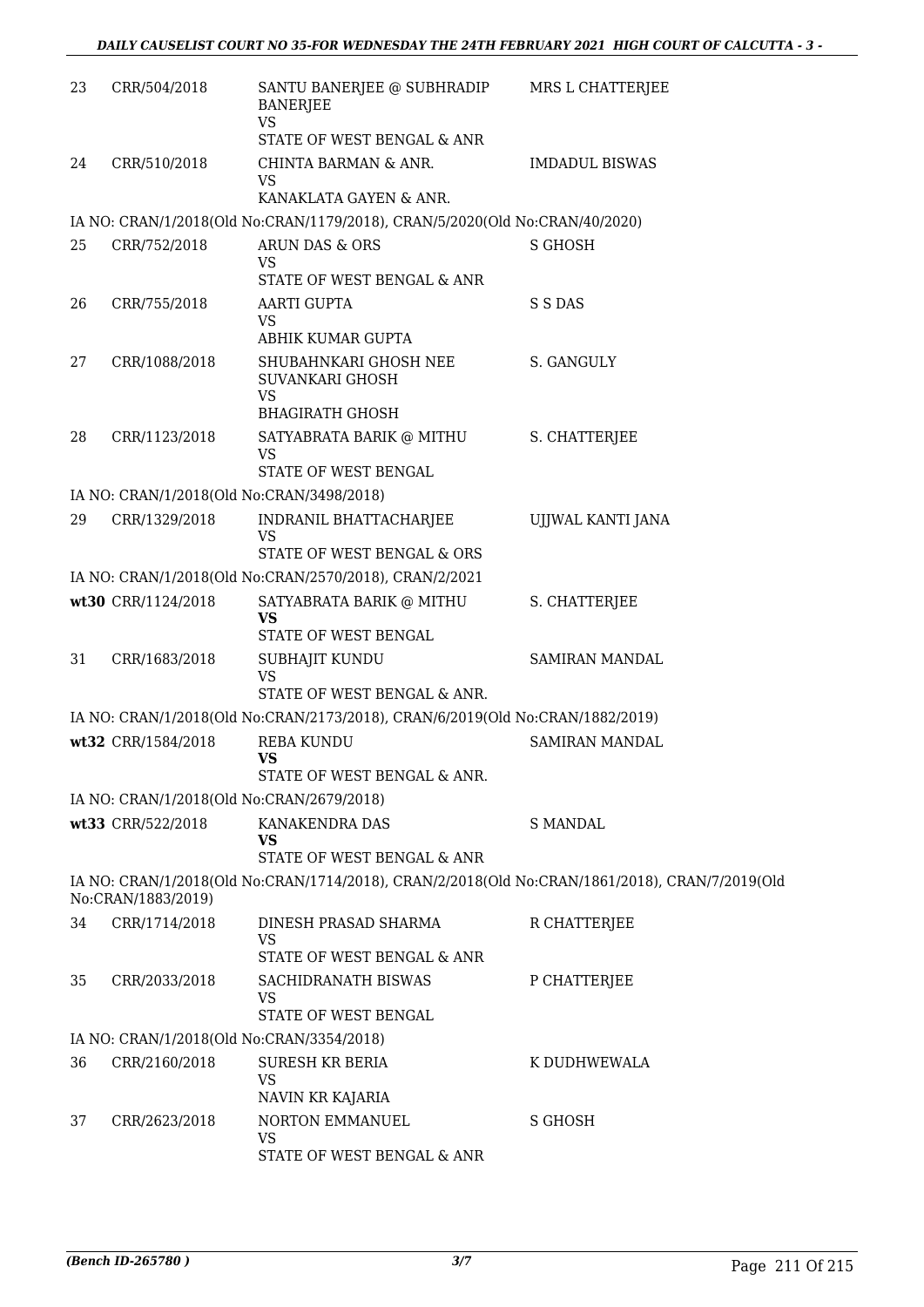| | | | |
|---|---|---|---|
| 23 | CRR/504/2018 | SANTU BANERJEE @ SUBHRADIP BANERJEE<br>VS<br>STATE OF WEST BENGAL & ANR | MRS L CHATTERJEE |
| 24 | CRR/510/2018 | CHINTA BARMAN & ANR.<br>VS<br>KANAKLATA GAYEN & ANR. | IMDADUL BISWAS |
| | IA NO: CRAN/1/2018(Old No:CRAN/1179/2018), CRAN/5/2020(Old No:CRAN/40/2020) | | |
| 25 | CRR/752/2018 | ARUN DAS & ORS<br>VS<br>STATE OF WEST BENGAL & ANR | S GHOSH |
| 26 | CRR/755/2018 | AARTI GUPTA<br>VS<br>ABHIK KUMAR GUPTA | S S DAS |
| 27 | CRR/1088/2018 | SHUBAHNKARI GHOSH NEE SUVANKARI GHOSH<br>VS<br>BHAGIRATH GHOSH | S. GANGULY |
| 28 | CRR/1123/2018 | SATYABRATA BARIK @ MITHU<br>VS<br>STATE OF WEST BENGAL | S. CHATTERJEE |
| | IA NO: CRAN/1/2018(Old No:CRAN/3498/2018) | | |
| 29 | CRR/1329/2018 | INDRANIL BHATTACHARJEE<br>VS<br>STATE OF WEST BENGAL & ORS | UJJWAL KANTI JANA |
| | IA NO: CRAN/1/2018(Old No:CRAN/2570/2018), CRAN/2/2021 | | |
| **wt30** | CRR/1124/2018 | SATYABRATA BARIK @ MITHU<br>**VS**<br>STATE OF WEST BENGAL | S. CHATTERJEE |
| 31 | CRR/1683/2018 | SUBHAJIT KUNDU<br>VS<br>STATE OF WEST BENGAL & ANR. | SAMIRAN MANDAL |
| | IA NO: CRAN/1/2018(Old No:CRAN/2173/2018), CRAN/6/2019(Old No:CRAN/1882/2019) | | |
| **wt32** | CRR/1584/2018 | REBA KUNDU<br>**VS**<br>STATE OF WEST BENGAL & ANR. | SAMIRAN MANDAL |
| | IA NO: CRAN/1/2018(Old No:CRAN/2679/2018) | | |
| **wt33** | CRR/522/2018 | KANAKENDRA DAS<br>**VS**<br>STATE OF WEST BENGAL & ANR | S MANDAL |
| | IA NO: CRAN/1/2018(Old No:CRAN/1714/2018), CRAN/2/2018(Old No:CRAN/1861/2018), CRAN/7/2019(Old No:CRAN/1883/2019) | | |
| 34 | CRR/1714/2018 | DINESH PRASAD SHARMA<br>VS<br>STATE OF WEST BENGAL & ANR | R CHATTERJEE |
| 35 | CRR/2033/2018 | SACHIDRANATH BISWAS<br>VS<br>STATE OF WEST BENGAL | P CHATTERJEE |
| | IA NO: CRAN/1/2018(Old No:CRAN/3354/2018) | | |
| 36 | CRR/2160/2018 | SURESH KR BERIA<br>VS<br>NAVIN KR KAJARIA | K DUDHWEWALA |
| 37 | CRR/2623/2018 | NORTON EMMANUEL<br>VS<br>STATE OF WEST BENGAL & ANR | S GHOSH |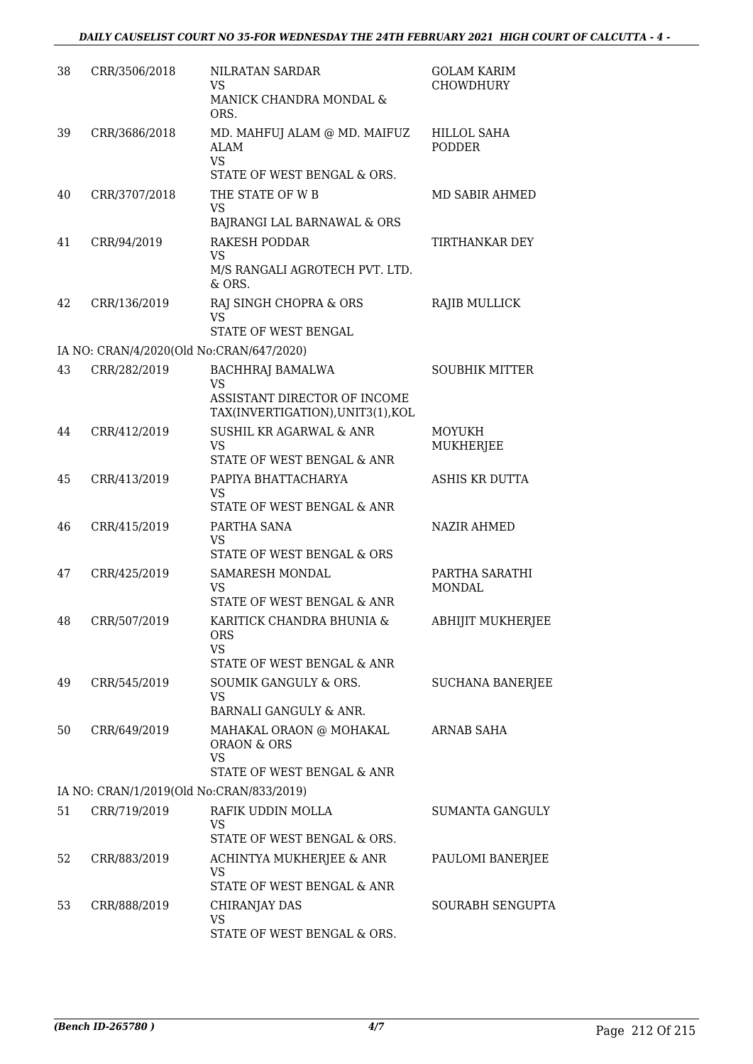| | | | |
|---|---|---|---|
| 38 | CRR/3506/2018 | NILRATAN SARDAR<br>VS<br>MANICK CHANDRA MONDAL & ORS. | GOLAM KARIM CHOWDHURY |
| 39 | CRR/3686/2018 | MD. MAHFUJ ALAM @ MD. MAIFUZ ALAM<br>VS<br>STATE OF WEST BENGAL & ORS. | HILLOL SAHA PODDER |
| 40 | CRR/3707/2018 | THE STATE OF W B<br>VS<br>BAJRANGI LAL BARNAWAL & ORS | MD SABIR AHMED |
| 41 | CRR/94/2019 | RAKESH PODDAR<br>VS<br>M/S RANGALI AGROTECH PVT. LTD. & ORS. | TIRTHANKAR DEY |
| 42 | CRR/136/2019 | RAJ SINGH CHOPRA & ORS<br>VS<br>STATE OF WEST BENGAL | RAJIB MULLICK |
| | IA NO: CRAN/4/2020(Old No:CRAN/647/2020) | | |
| 43 | CRR/282/2019 | BACHHRAJ BAMALWA<br>VS<br>ASSISTANT DIRECTOR OF INCOME TAX(INVERTIGATION),UNIT3(1),KOL | SOUBHIK MITTER |
| 44 | CRR/412/2019 | SUSHIL KR AGARWAL & ANR<br>VS<br>STATE OF WEST BENGAL & ANR | MOYUKH MUKHERJEE |
| 45 | CRR/413/2019 | PAPIYA BHATTACHARYA<br>VS<br>STATE OF WEST BENGAL & ANR | ASHIS KR DUTTA |
| 46 | CRR/415/2019 | PARTHA SANA<br>VS<br>STATE OF WEST BENGAL & ORS | NAZIR AHMED |
| 47 | CRR/425/2019 | SAMARESH MONDAL<br>VS<br>STATE OF WEST BENGAL & ANR | PARTHA SARATHI MONDAL |
| 48 | CRR/507/2019 | KARITICK CHANDRA BHUNIA & ORS<br>VS<br>STATE OF WEST BENGAL & ANR | ABHIJIT MUKHERJEE |
| 49 | CRR/545/2019 | SOUMIK GANGULY & ORS.<br>VS<br>BARNALI GANGULY & ANR. | SUCHANA BANERJEE |
| 50 | CRR/649/2019 | MAHAKAL ORAON @ MOHAKAL ORAON & ORS<br>VS<br>STATE OF WEST BENGAL & ANR | ARNAB SAHA |
| | IA NO: CRAN/1/2019(Old No:CRAN/833/2019) | | |
| 51 | CRR/719/2019 | RAFIK UDDIN MOLLA<br>VS<br>STATE OF WEST BENGAL & ORS. | SUMANTA GANGULY |
| 52 | CRR/883/2019 | ACHINTYA MUKHERJEE & ANR<br>VS<br>STATE OF WEST BENGAL & ANR | PAULOMI BANERJEE |
| 53 | CRR/888/2019 | CHIRANJAY DAS<br>VS<br>STATE OF WEST BENGAL & ORS. | SOURABH SENGUPTA |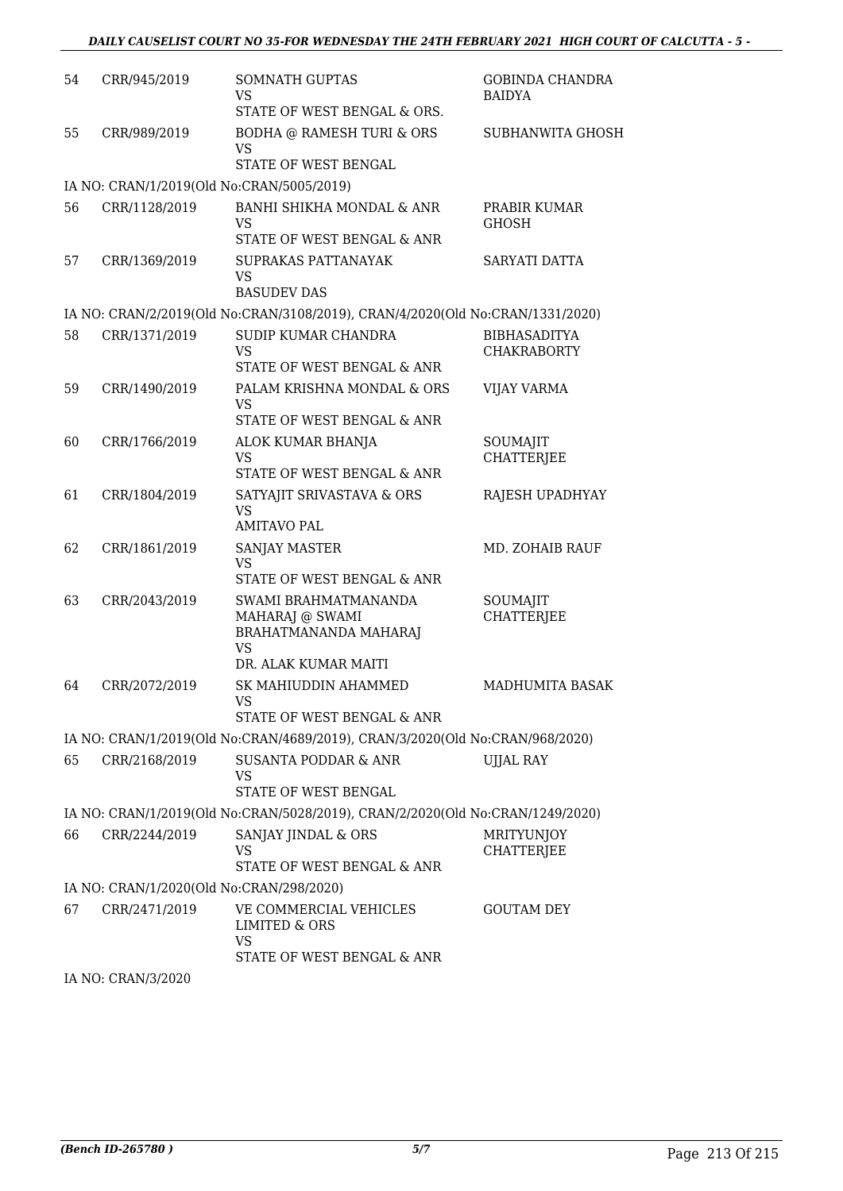| | | | |
|---|---|---|---|
| 54 | CRR/945/2019 | SOMNATH GUPTAS<br>VS<br>STATE OF WEST BENGAL & ORS. | GOBINDA CHANDRA BAIDYA |
| 55 | CRR/989/2019 | BODHA @ RAMESH TURI & ORS<br>VS<br>STATE OF WEST BENGAL | SUBHANWITA GHOSH |
| IA NO: CRAN/1/2019(Old No:CRAN/5005/2019) | | | |
| 56 | CRR/1128/2019 | BANHI SHIKHA MONDAL & ANR<br>VS<br>STATE OF WEST BENGAL & ANR | PRABIR KUMAR GHOSH |
| 57 | CRR/1369/2019 | SUPRAKAS PATTANAYAK<br>VS<br>BASUDEV DAS | SARYATI DATTA |
| IA NO: CRAN/2/2019(Old No:CRAN/3108/2019), CRAN/4/2020(Old No:CRAN/1331/2020) | | | |
| 58 | CRR/1371/2019 | SUDIP KUMAR CHANDRA<br>VS<br>STATE OF WEST BENGAL & ANR | BIBHASADITYA CHAKRABORTY |
| 59 | CRR/1490/2019 | PALAM KRISHNA MONDAL & ORS<br>VS<br>STATE OF WEST BENGAL & ANR | VIJAY VARMA |
| 60 | CRR/1766/2019 | ALOK KUMAR BHANJA<br>VS<br>STATE OF WEST BENGAL & ANR | SOUMAJIT CHATTERJEE |
| 61 | CRR/1804/2019 | SATYAJIT SRIVASTAVA & ORS<br>VS<br>AMITAVO PAL | RAJESH UPADHYAY |
| 62 | CRR/1861/2019 | SANJAY MASTER<br>VS<br>STATE OF WEST BENGAL & ANR | MD. ZOHAIB RAUF |
| 63 | CRR/2043/2019 | SWAMI BRAHMATMANANDA MAHARAJ @ SWAMI BRAHATMANANDA MAHARAJ<br>VS<br>DR. ALAK KUMAR MAITI | SOUMAJIT CHATTERJEE |
| 64 | CRR/2072/2019 | SK MAHIUDDIN AHAMMED<br>VS<br>STATE OF WEST BENGAL & ANR | MADHUMITA BASAK |
| IA NO: CRAN/1/2019(Old No:CRAN/4689/2019), CRAN/3/2020(Old No:CRAN/968/2020) | | | |
| 65 | CRR/2168/2019 | SUSANTA PODDAR & ANR<br>VS<br>STATE OF WEST BENGAL | UJJAL RAY |
| IA NO: CRAN/1/2019(Old No:CRAN/5028/2019), CRAN/2/2020(Old No:CRAN/1249/2020) | | | |
| 66 | CRR/2244/2019 | SANJAY JINDAL & ORS<br>VS<br>STATE OF WEST BENGAL & ANR | MRITYUNJOY CHATTERJEE |
| IA NO: CRAN/1/2020(Old No:CRAN/298/2020) | | | |
| 67 | CRR/2471/2019 | VE COMMERCIAL VEHICLES LIMITED & ORS<br>VS<br>STATE OF WEST BENGAL & ANR | GOUTAM DEY |
| IA NO: CRAN/3/2020 | | | |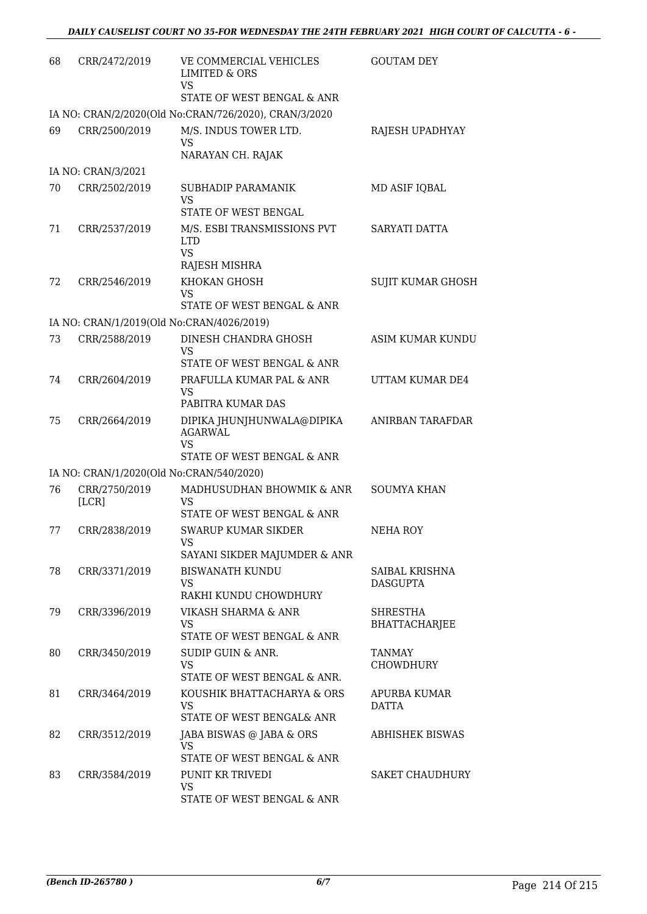| | | | |
|---|---|---|---|
| 68 | CRR/2472/2019 | VE COMMERCIAL VEHICLES LIMITED & ORS<br>VS<br>STATE OF WEST BENGAL & ANR | GOUTAM DEY |
| | IA NO: CRAN/2/2020(Old No:CRAN/726/2020), CRAN/3/2020 | | |
| 69 | CRR/2500/2019 | M/S. INDUS TOWER LTD.<br>VS<br>NARAYAN CH. RAJAK | RAJESH UPADHYAY |
| | IA NO: CRAN/3/2021 | | |
| 70 | CRR/2502/2019 | SUBHADIP PARAMANIK<br>VS<br>STATE OF WEST BENGAL | MD ASIF IQBAL |
| 71 | CRR/2537/2019 | M/S. ESBI TRANSMISSIONS PVT LTD<br>VS<br>RAJESH MISHRA | SARYATI DATTA |
| 72 | CRR/2546/2019 | KHOKAN GHOSH<br>VS<br>STATE OF WEST BENGAL & ANR | SUJIT KUMAR GHOSH |
| | IA NO: CRAN/1/2019(Old No:CRAN/4026/2019) | | |
| 73 | CRR/2588/2019 | DINESH CHANDRA GHOSH<br>VS<br>STATE OF WEST BENGAL & ANR | ASIM KUMAR KUNDU |
| 74 | CRR/2604/2019 | PRAFULLA KUMAR PAL & ANR<br>VS<br>PABITRA KUMAR DAS | UTTAM KUMAR DE4 |
| 75 | CRR/2664/2019 | DIPIKA JHUNJHUNWALA@DIPIKA AGARWAL<br>VS<br>STATE OF WEST BENGAL & ANR | ANIRBAN TARAFDAR |
| | IA NO: CRAN/1/2020(Old No:CRAN/540/2020) | | |
| 76 | CRR/2750/2019 [LCR] | MADHUSUDHAN BHOWMIK & ANR<br>VS<br>STATE OF WEST BENGAL & ANR | SOUMYA KHAN |
| 77 | CRR/2838/2019 | SWARUP KUMAR SIKDER<br>VS<br>SAYANI SIKDER MAJUMDER & ANR | NEHA ROY |
| 78 | CRR/3371/2019 | BISWANATH KUNDU<br>VS<br>RAKHI KUNDU CHOWDHURY | SAIBAL KRISHNA DASGUPTA |
| 79 | CRR/3396/2019 | VIKASH SHARMA & ANR<br>VS<br>STATE OF WEST BENGAL & ANR | SHRESTHA BHATTACHARJEE |
| 80 | CRR/3450/2019 | SUDIP GUIN & ANR.<br>VS<br>STATE OF WEST BENGAL & ANR. | TANMAY CHOWDHURY |
| 81 | CRR/3464/2019 | KOUSHIK BHATTACHARYA & ORS<br>VS<br>STATE OF WEST BENGAL& ANR | APURBA KUMAR DATTA |
| 82 | CRR/3512/2019 | JABA BISWAS @ JABA & ORS<br>VS<br>STATE OF WEST BENGAL & ANR | ABHISHEK BISWAS |
| 83 | CRR/3584/2019 | PUNIT KR TRIVEDI<br>VS<br>STATE OF WEST BENGAL & ANR | SAKET CHAUDHURY |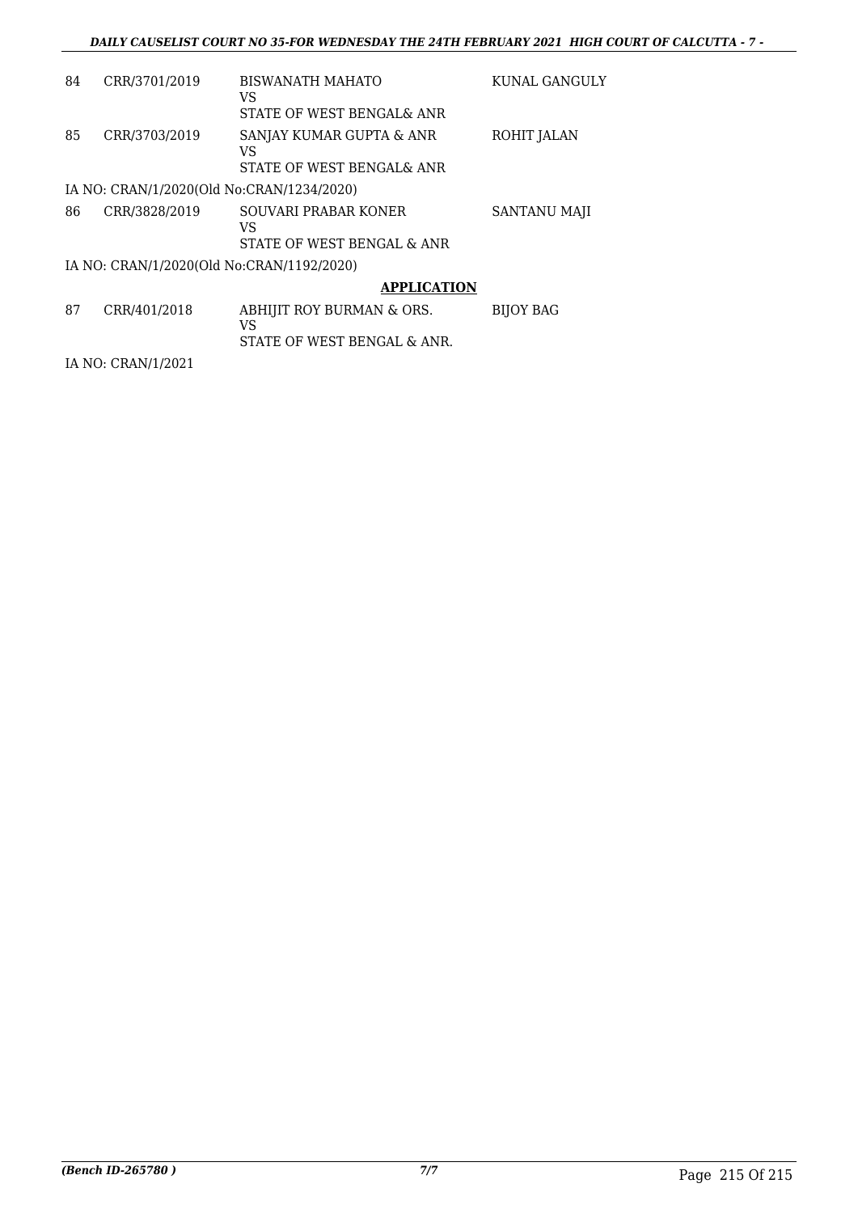| | | | |
|---|---|---|---|
| 84 | CRR/3701/2019 | BISWANATH MAHATO<br>VS<br>STATE OF WEST BENGAL& ANR | KUNAL GANGULY |
| 85 | CRR/3703/2019 | SANJAY KUMAR GUPTA & ANR<br>VS<br>STATE OF WEST BENGAL& ANR | ROHIT JALAN |

IA NO: CRAN/1/2020(Old No:CRAN/1234/2020)

| | | | |
|---|---|---|---|
| 86 | CRR/3828/2019 | SOUVARI PRABAR KONER<br>VS<br>STATE OF WEST BENGAL & ANR | SANTANU MAJI |

IA NO: CRAN/1/2020(Old No:CRAN/1192/2020)

**APPLICATION**

| | | | |
|---|---|---|---|
| 87 | CRR/401/2018 | ABHIJIT ROY BURMAN & ORS.<br>VS<br>STATE OF WEST BENGAL & ANR. | BIJOY BAG |

IA NO: CRAN/1/2021